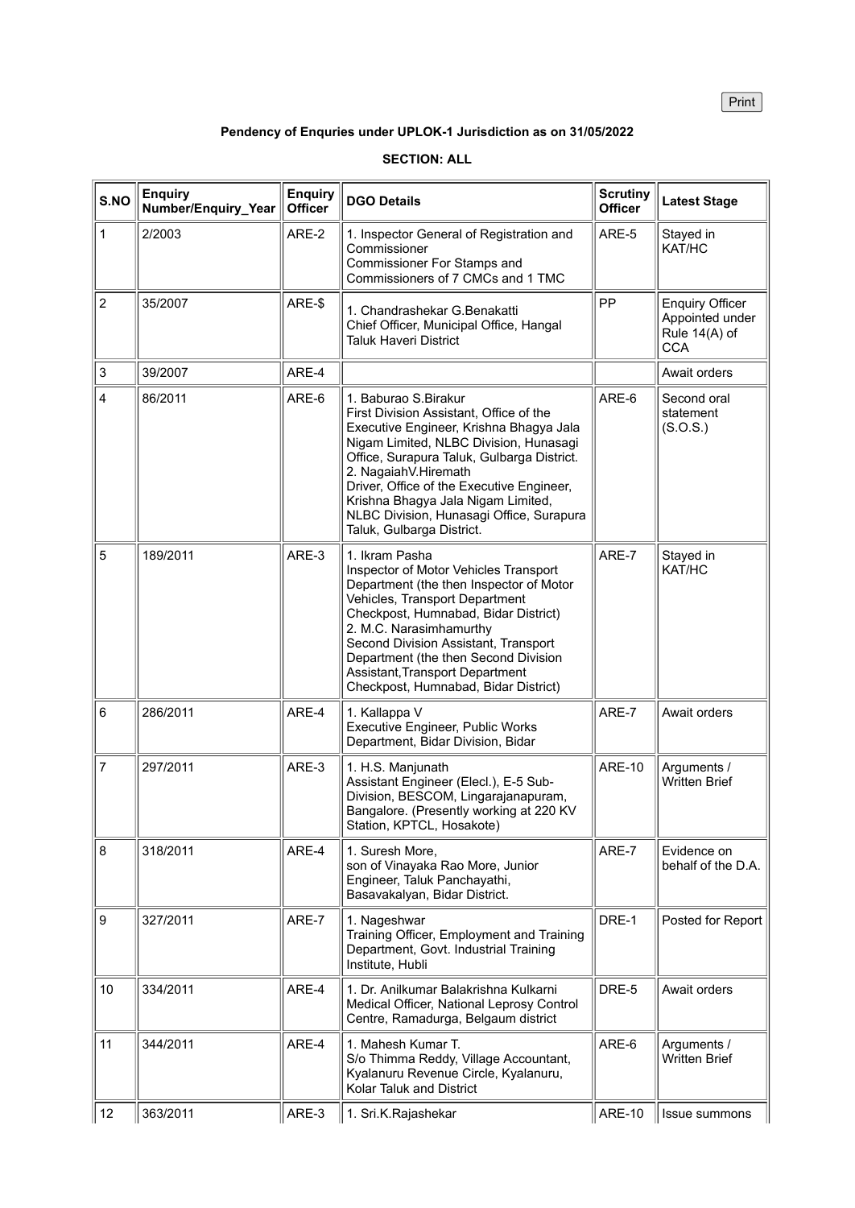Print

**Pendency of Enquries under UPLOK-1 Jurisdiction as on 31/05/2022**

**SECTION: ALL**

| S.NO | Enquiry Number/Enquiry_Year | Enquiry Officer | DGO Details | Scrutiny Officer | Latest Stage |
|---|---|---|---|---|---|
| 1 | 2/2003 | ARE-2 | 1. Inspector General of Registration and Commissioner<br>Commissioner For Stamps and Commissioners of 7 CMCs and 1 TMC | ARE-5 | Stayed in KAT/HC |
| 2 | 35/2007 | ARE-$ | 1. Chandrashekar G.Benakatti<br>Chief Officer, Municipal Office, Hangal Taluk Haveri District | PP | Enquiry Officer Appointed under Rule 14(A) of CCA |
| 3 | 39/2007 | ARE-4 | | | Await orders |
| 4 | 86/2011 | ARE-6 | 1. Baburao S.Birakur<br>First Division Assistant, Office of the Executive Engineer, Krishna Bhagya Jala Nigam Limited, NLBC Division, Hunasagi Office, Surapura Taluk, Gulbarga District.<br>2. NagaiahV.Hiremath<br>Driver, Office of the Executive Engineer, Krishna Bhagya Jala Nigam Limited, NLBC Division, Hunasagi Office, Surapura Taluk, Gulbarga District. | ARE-6 | Second oral statement (S.O.S.) |
| 5 | 189/2011 | ARE-3 | 1. Ikram Pasha<br>Inspector of Motor Vehicles Transport Department (the then Inspector of Motor Vehicles, Transport Department Checkpost, Humnabad, Bidar District)<br>2. M.C. Narasimhamurthy<br>Second Division Assistant, Transport Department (the then Second Division Assistant,Transport Department Checkpost, Humnabad, Bidar District) | ARE-7 | Stayed in KAT/HC |
| 6 | 286/2011 | ARE-4 | 1. Kallappa V<br>Executive Engineer, Public Works Department, Bidar Division, Bidar | ARE-7 | Await orders |
| 7 | 297/2011 | ARE-3 | 1. H.S. Manjunath<br>Assistant Engineer (Elecl.), E-5 Sub-Division, BESCOM, Lingarajanapuram, Bangalore. (Presently working at 220 KV Station, KPTCL, Hosakote) | ARE-10 | Arguments / Written Brief |
| 8 | 318/2011 | ARE-4 | 1. Suresh More,<br>son of Vinayaka Rao More, Junior Engineer, Taluk Panchayathi, Basavakalyan, Bidar District. | ARE-7 | Evidence on behalf of the D.A. |
| 9 | 327/2011 | ARE-7 | 1. Nageshwar<br>Training Officer, Employment and Training Department, Govt. Industrial Training Institute, Hubli | DRE-1 | Posted for Report |
| 10 | 334/2011 | ARE-4 | 1. Dr. Anilkumar Balakrishna Kulkarni<br>Medical Officer, National Leprosy Control Centre, Ramadurga, Belgaum district | DRE-5 | Await orders |
| 11 | 344/2011 | ARE-4 | 1. Mahesh Kumar T.<br>S/o Thimma Reddy, Village Accountant, Kyalanuru Revenue Circle, Kyalanuru, Kolar Taluk and District | ARE-6 | Arguments / Written Brief |
| 12 | 363/2011 | ARE-3 | 1. Sri.K.Rajashekar | ARE-10 | Issue summons |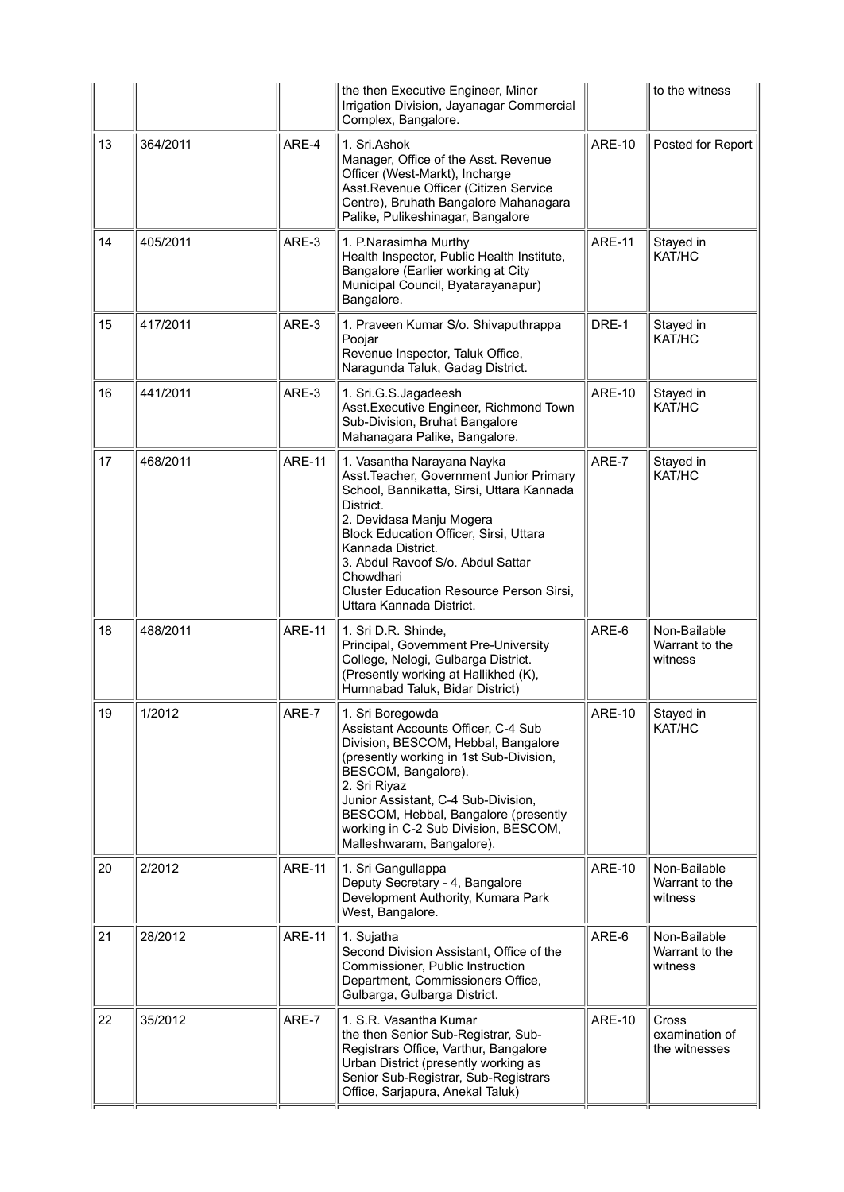| | | | | | |
|---|---|---|---|---|---|
| | | | the then Executive Engineer, Minor Irrigation Division, Jayanagar Commercial Complex, Bangalore. | | to the witness |
| 13 | 364/2011 | ARE-4 | 1. Sri.Ashok<br>Manager, Office of the Asst. Revenue Officer (West-Markt), Incharge Asst.Revenue Officer (Citizen Service Centre), Bruhath Bangalore Mahanagara Palike, Pulikeshinagar, Bangalore | ARE-10 | Posted for Report |
| 14 | 405/2011 | ARE-3 | 1. P.Narasimha Murthy<br>Health Inspector, Public Health Institute, Bangalore (Earlier working at City Municipal Council, Byatarayanapur) Bangalore. | ARE-11 | Stayed in KAT/HC |
| 15 | 417/2011 | ARE-3 | 1. Praveen Kumar S/o. Shivaputhrappa Poojar<br>Revenue Inspector, Taluk Office, Naragunda Taluk, Gadag District. | DRE-1 | Stayed in KAT/HC |
| 16 | 441/2011 | ARE-3 | 1. Sri.G.S.Jagadeesh<br>Asst.Executive Engineer, Richmond Town Sub-Division, Bruhat Bangalore Mahanagara Palike, Bangalore. | ARE-10 | Stayed in KAT/HC |
| 17 | 468/2011 | ARE-11 | 1. Vasantha Narayana Nayka<br>Asst.Teacher, Government Junior Primary School, Bannikatta, Sirsi, Uttara Kannada District.<br>2. Devidasa Manju Mogera<br>Block Education Officer, Sirsi, Uttara Kannada District.<br>3. Abdul Ravoof S/o. Abdul Sattar Chowdhari<br>Cluster Education Resource Person Sirsi, Uttara Kannada District. | ARE-7 | Stayed in KAT/HC |
| 18 | 488/2011 | ARE-11 | 1. Sri D.R. Shinde,<br>Principal, Government Pre-University College, Nelogi, Gulbarga District. (Presently working at Hallikhed (K), Humnabad Taluk, Bidar District) | ARE-6 | Non-Bailable Warrant to the witness |
| 19 | 1/2012 | ARE-7 | 1. Sri Boregowda<br>Assistant Accounts Officer, C-4 Sub Division, BESCOM, Hebbal, Bangalore (presently working in 1st Sub-Division, BESCOM, Bangalore).<br>2. Sri Riyaz<br>Junior Assistant, C-4 Sub-Division, BESCOM, Hebbal, Bangalore (presently working in C-2 Sub Division, BESCOM, Malleshwaram, Bangalore). | ARE-10 | Stayed in KAT/HC |
| 20 | 2/2012 | ARE-11 | 1. Sri Gangullappa<br>Deputy Secretary - 4, Bangalore Development Authority, Kumara Park West, Bangalore. | ARE-10 | Non-Bailable Warrant to the witness |
| 21 | 28/2012 | ARE-11 | 1. Sujatha<br>Second Division Assistant, Office of the Commissioner, Public Instruction Department, Commissioners Office, Gulbarga, Gulbarga District. | ARE-6 | Non-Bailable Warrant to the witness |
| 22 | 35/2012 | ARE-7 | 1. S.R. Vasantha Kumar<br>the then Senior Sub-Registrar, Sub-Registrars Office, Varthur, Bangalore Urban District (presently working as Senior Sub-Registrar, Sub-Registrars Office, Sarjapura, Anekal Taluk) | ARE-10 | Cross examination of the witnesses |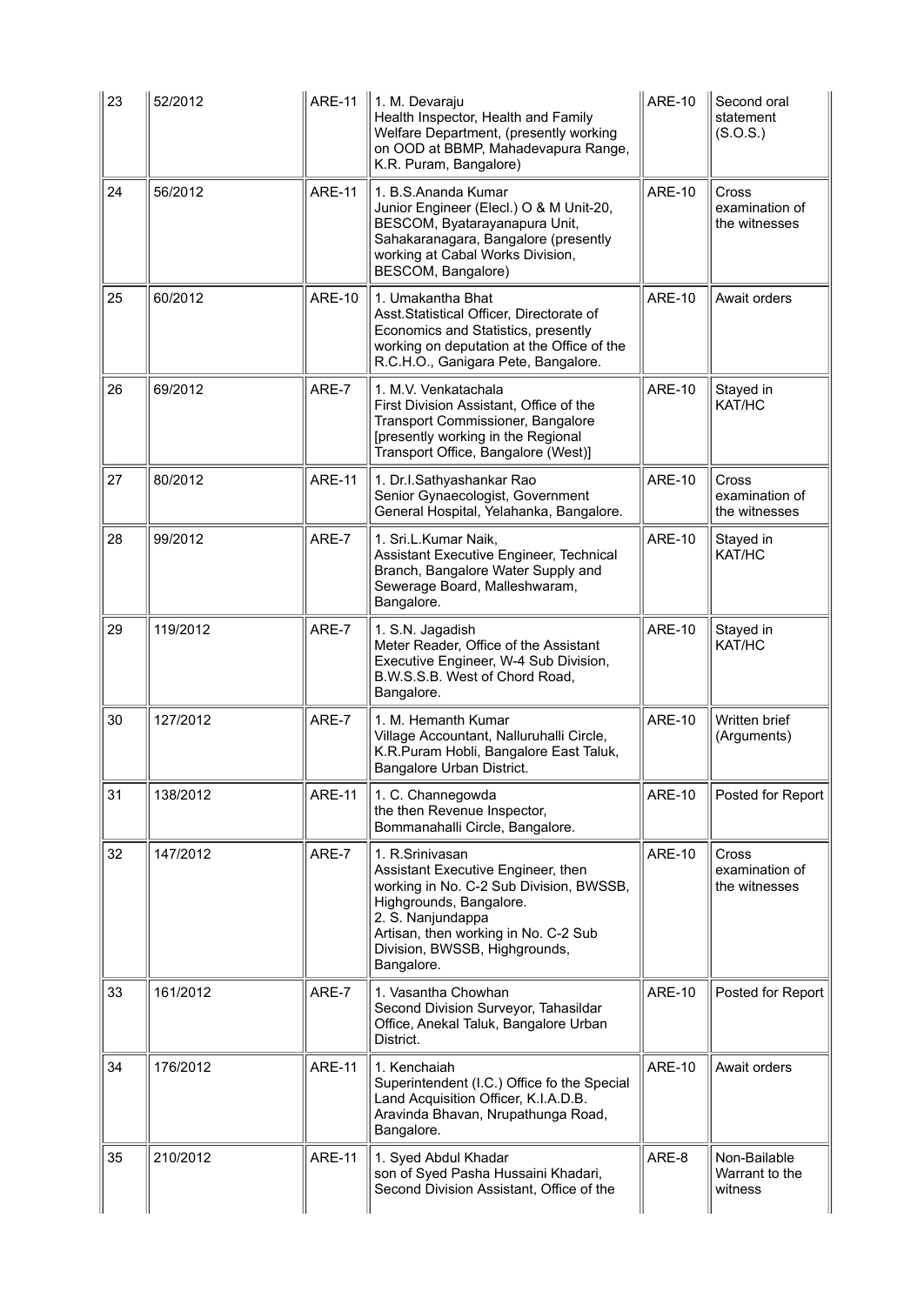| 23 | 52/2012 | ARE-11 | 1. M. Devaraju<br>Health Inspector, Health and Family Welfare Department, (presently working on OOD at BBMP, Mahadevapura Range, K.R. Puram, Bangalore) | ARE-10 | Second oral statement (S.O.S.) |
|---|---|---|---|---|---|
| 24 | 56/2012 | ARE-11 | 1. B.S.Ananda Kumar<br>Junior Engineer (Elecl.) O & M Unit-20, BESCOM, Byatarayanapura Unit, Sahakaranagara, Bangalore (presently working at Cabal Works Division, BESCOM, Bangalore) | ARE-10 | Cross examination of the witnesses |
| 25 | 60/2012 | ARE-10 | 1. Umakantha Bhat<br>Asst.Statistical Officer, Directorate of Economics and Statistics, presently working on deputation at the Office of the R.C.H.O., Ganigara Pete, Bangalore. | ARE-10 | Await orders |
| 26 | 69/2012 | ARE-7 | 1. M.V. Venkatachala<br>First Division Assistant, Office of the Transport Commissioner, Bangalore [presently working in the Regional Transport Office, Bangalore (West)] | ARE-10 | Stayed in KAT/HC |
| 27 | 80/2012 | ARE-11 | 1. Dr.I.Sathyashankar Rao<br>Senior Gynaecologist, Government General Hospital, Yelahanka, Bangalore. | ARE-10 | Cross examination of the witnesses |
| 28 | 99/2012 | ARE-7 | 1. Sri.L.Kumar Naik,<br>Assistant Executive Engineer, Technical Branch, Bangalore Water Supply and Sewerage Board, Malleshwaram, Bangalore. | ARE-10 | Stayed in KAT/HC |
| 29 | 119/2012 | ARE-7 | 1. S.N. Jagadish<br>Meter Reader, Office of the Assistant Executive Engineer, W-4 Sub Division, B.W.S.S.B. West of Chord Road, Bangalore. | ARE-10 | Stayed in KAT/HC |
| 30 | 127/2012 | ARE-7 | 1. M. Hemanth Kumar<br>Village Accountant, Nalluruhalli Circle, K.R.Puram Hobli, Bangalore East Taluk, Bangalore Urban District. | ARE-10 | Written brief (Arguments) |
| 31 | 138/2012 | ARE-11 | 1. C. Channegowda<br>the then Revenue Inspector, Bommanahalli Circle, Bangalore. | ARE-10 | Posted for Report |
| 32 | 147/2012 | ARE-7 | 1. R.Srinivasan<br>Assistant Executive Engineer, then working in No. C-2 Sub Division, BWSSB, Highgrounds, Bangalore.<br>2. S. Nanjundappa<br>Artisan, then working in No. C-2 Sub Division, BWSSB, Highgrounds, Bangalore. | ARE-10 | Cross examination of the witnesses |
| 33 | 161/2012 | ARE-7 | 1. Vasantha Chowhan<br>Second Division Surveyor, Tahasildar Office, Anekal Taluk, Bangalore Urban District. | ARE-10 | Posted for Report |
| 34 | 176/2012 | ARE-11 | 1. Kenchaiah<br>Superintendent (I.C.) Office fo the Special Land Acquisition Officer, K.I.A.D.B. Aravinda Bhavan, Nrupathunga Road, Bangalore. | ARE-10 | Await orders |
| 35 | 210/2012 | ARE-11 | 1. Syed Abdul Khadar<br>son of Syed Pasha Hussaini Khadari, Second Division Assistant, Office of the | ARE-8 | Non-Bailable Warrant to the witness |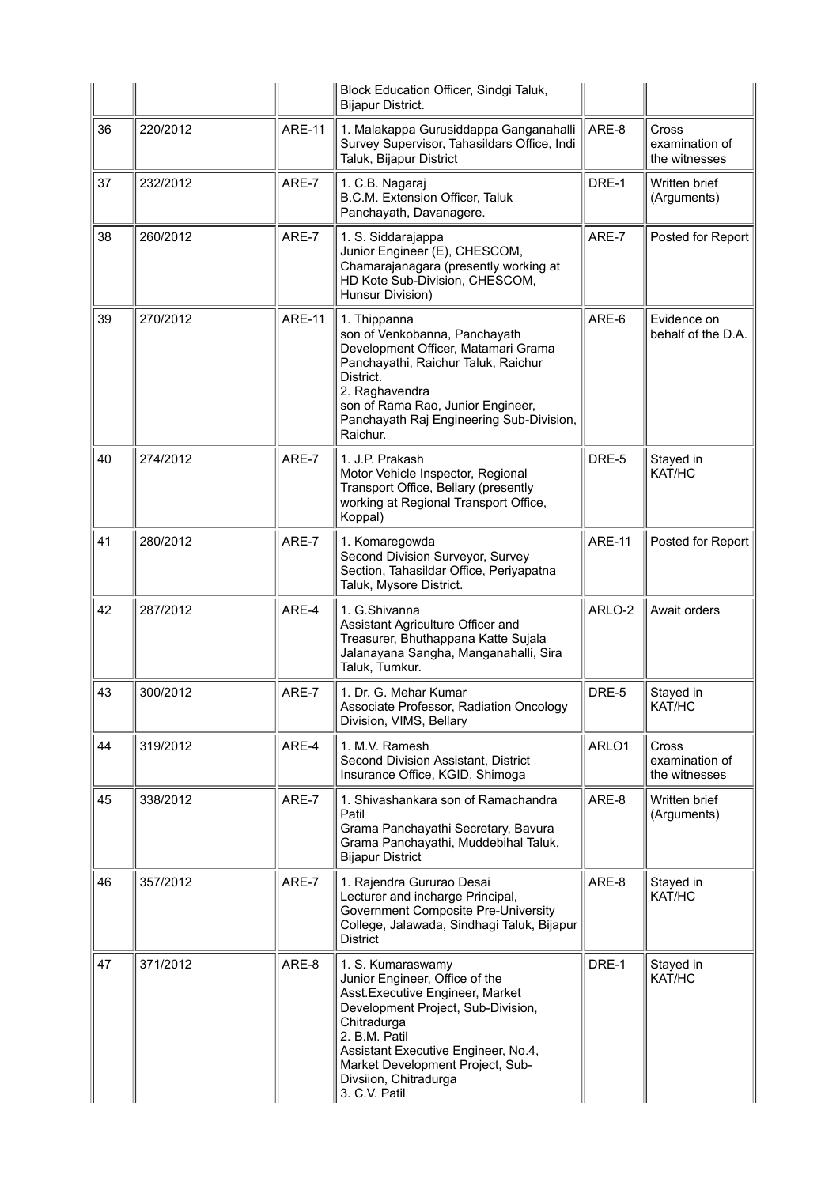| | | | | | |
|---|---|---|---|---|---|
| | | | Block Education Officer, Sindgi Taluk, Bijapur District. | | |
| 36 | 220/2012 | ARE-11 | 1. Malakappa Gurusiddappa Ganganahalli Survey Supervisor, Tahasildars Office, Indi Taluk, Bijapur District | ARE-8 | Cross examination of the witnesses |
| 37 | 232/2012 | ARE-7 | 1. C.B. Nagaraj B.C.M. Extension Officer, Taluk Panchayath, Davanagere. | DRE-1 | Written brief (Arguments) |
| 38 | 260/2012 | ARE-7 | 1. S. Siddarajappa Junior Engineer (E), CHESCOM, Chamarajanagara (presently working at HD Kote Sub-Division, CHESCOM, Hunsur Division) | ARE-7 | Posted for Report |
| 39 | 270/2012 | ARE-11 | 1. Thippanna son of Venkobanna, Panchayath Development Officer, Matamari Grama Panchayathi, Raichur Taluk, Raichur District.<br>2. Raghavendra son of Rama Rao, Junior Engineer, Panchayath Raj Engineering Sub-Division, Raichur. | ARE-6 | Evidence on behalf of the D.A. |
| 40 | 274/2012 | ARE-7 | 1. J.P. Prakash Motor Vehicle Inspector, Regional Transport Office, Bellary (presently working at Regional Transport Office, Koppal) | DRE-5 | Stayed in KAT/HC |
| 41 | 280/2012 | ARE-7 | 1. Komaregowda Second Division Surveyor, Survey Section, Tahasildar Office, Periyapatna Taluk, Mysore District. | ARE-11 | Posted for Report |
| 42 | 287/2012 | ARE-4 | 1. G.Shivanna Assistant Agriculture Officer and Treasurer, Bhuthappana Katte Sujala Jalanayana Sangha, Manganahalli, Sira Taluk, Tumkur. | ARLO-2 | Await orders |
| 43 | 300/2012 | ARE-7 | 1. Dr. G. Mehar Kumar Associate Professor, Radiation Oncology Division, VIMS, Bellary | DRE-5 | Stayed in KAT/HC |
| 44 | 319/2012 | ARE-4 | 1. M.V. Ramesh Second Division Assistant, District Insurance Office, KGID, Shimoga | ARLO1 | Cross examination of the witnesses |
| 45 | 338/2012 | ARE-7 | 1. Shivashankara son of Ramachandra Patil Grama Panchayathi Secretary, Bavura Grama Panchayathi, Muddebihal Taluk, Bijapur District | ARE-8 | Written brief (Arguments) |
| 46 | 357/2012 | ARE-7 | 1. Rajendra Gururao Desai Lecturer and incharge Principal, Government Composite Pre-University College, Jalawada, Sindhagi Taluk, Bijapur District | ARE-8 | Stayed in KAT/HC |
| 47 | 371/2012 | ARE-8 | 1. S. Kumaraswamy Junior Engineer, Office of the Asst.Executive Engineer, Market Development Project, Sub-Division, Chitradurga<br>2. B.M. Patil Assistant Executive Engineer, No.4, Market Development Project, Sub-Divsiion, Chitradurga<br>3. C.V. Patil | DRE-1 | Stayed in KAT/HC |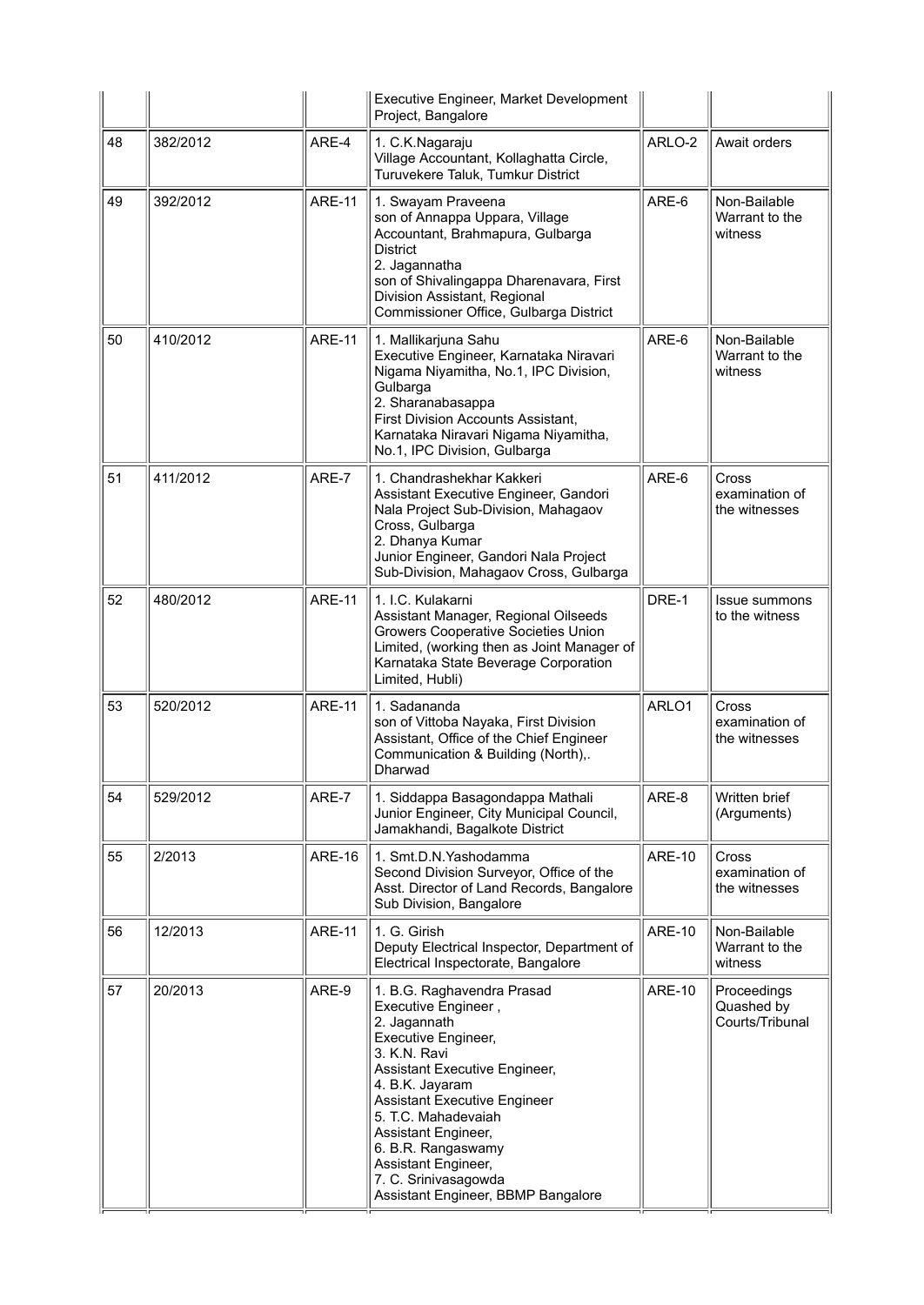| | | | Executive Engineer, Market Development Project, Bangalore | | |
|---|---|---|---|---|---|
| 48 | 382/2012 | ARE-4 | 1. C.K.Nagaraju<br>Village Accountant, Kollaghatta Circle, Turuvekere Taluk, Tumkur District | ARLO-2 | Await orders |
| 49 | 392/2012 | ARE-11 | 1. Swayam Praveena<br>son of Annappa Uppara, Village Accountant, Brahmapura, Gulbarga District<br>2. Jagannatha<br>son of Shivalingappa Dharenavara, First Division Assistant, Regional Commissioner Office, Gulbarga District | ARE-6 | Non-Bailable Warrant to the witness |
| 50 | 410/2012 | ARE-11 | 1. Mallikarjuna Sahu<br>Executive Engineer, Karnataka Niravari Nigama Niyamitha, No.1, IPC Division, Gulbarga<br>2. Sharanabasappa<br>First Division Accounts Assistant, Karnataka Niravari Nigama Niyamitha, No.1, IPC Division, Gulbarga | ARE-6 | Non-Bailable Warrant to the witness |
| 51 | 411/2012 | ARE-7 | 1. Chandrashekhar Kakkeri<br>Assistant Executive Engineer, Gandori Nala Project Sub-Division, Mahagaov Cross, Gulbarga<br>2. Dhanya Kumar<br>Junior Engineer, Gandori Nala Project Sub-Division, Mahagaov Cross, Gulbarga | ARE-6 | Cross examination of the witnesses |
| 52 | 480/2012 | ARE-11 | 1. I.C. Kulakarni<br>Assistant Manager, Regional Oilseeds Growers Cooperative Societies Union Limited, (working then as Joint Manager of Karnataka State Beverage Corporation Limited, Hubli) | DRE-1 | Issue summons to the witness |
| 53 | 520/2012 | ARE-11 | 1. Sadananda<br>son of Vittoba Nayaka, First Division Assistant, Office of the Chief Engineer Communication & Building (North),. Dharwad | ARLO1 | Cross examination of the witnesses |
| 54 | 529/2012 | ARE-7 | 1. Siddappa Basagondappa Mathali<br>Junior Engineer, City Municipal Council, Jamakhandi, Bagalkote District | ARE-8 | Written brief (Arguments) |
| 55 | 2/2013 | ARE-16 | 1. Smt.D.N.Yashodamma<br>Second Division Surveyor, Office of the Asst. Director of Land Records, Bangalore Sub Division, Bangalore | ARE-10 | Cross examination of the witnesses |
| 56 | 12/2013 | ARE-11 | 1. G. Girish<br>Deputy Electrical Inspector, Department of Electrical Inspectorate, Bangalore | ARE-10 | Non-Bailable Warrant to the witness |
| 57 | 20/2013 | ARE-9 | 1. B.G. Raghavendra Prasad<br>Executive Engineer ,<br>2. Jagannath<br>Executive Engineer,<br>3. K.N. Ravi<br>Assistant Executive Engineer,<br>4. B.K. Jayaram<br>Assistant Executive Engineer<br>5. T.C. Mahadevaiah<br>Assistant Engineer,<br>6. B.R. Rangaswamy<br>Assistant Engineer,<br>7. C. Srinivasagowda<br>Assistant Engineer, BBMP Bangalore | ARE-10 | Proceedings Quashed by Courts/Tribunal |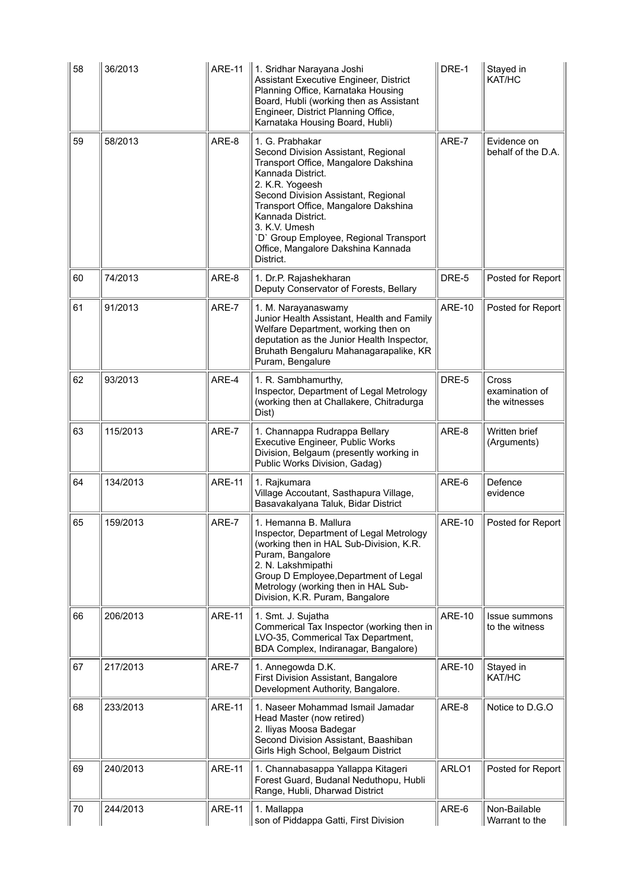| 58 | 36/2013 | ARE-11 | 1. Sridhar Narayana Joshi<br>Assistant Executive Engineer, District Planning Office, Karnataka Housing Board, Hubli (working then as Assistant Engineer, District Planning Office, Karnataka Housing Board, Hubli) | DRE-1 | Stayed in KAT/HC |
|---|---|---|---|---|---|
| 59 | 58/2013 | ARE-8 | 1. G. Prabhakar<br>Second Division Assistant, Regional Transport Office, Mangalore Dakshina Kannada District.<br>2. K.R. Yogeesh<br>Second Division Assistant, Regional Transport Office, Mangalore Dakshina Kannada District.<br>3. K.V. Umesh<br>`D` Group Employee, Regional Transport Office, Mangalore Dakshina Kannada District. | ARE-7 | Evidence on behalf of the D.A. |
| 60 | 74/2013 | ARE-8 | 1. Dr.P. Rajashekharan<br>Deputy Conservator of Forests, Bellary | DRE-5 | Posted for Report |
| 61 | 91/2013 | ARE-7 | 1. M. Narayanaswamy<br>Junior Health Assistant, Health and Family Welfare Department, working then on deputation as the Junior Health Inspector, Bruhath Bengaluru Mahanagarapalike, KR Puram, Bengalure | ARE-10 | Posted for Report |
| 62 | 93/2013 | ARE-4 | 1. R. Sambhamurthy,<br>Inspector, Department of Legal Metrology (working then at Challakere, Chitradurga Dist) | DRE-5 | Cross examination of the witnesses |
| 63 | 115/2013 | ARE-7 | 1. Channappa Rudrappa Bellary<br>Executive Engineer, Public Works Division, Belgaum (presently working in Public Works Division, Gadag) | ARE-8 | Written brief (Arguments) |
| 64 | 134/2013 | ARE-11 | 1. Rajkumara<br>Village Accoutant, Sasthapura Village, Basavakalyana Taluk, Bidar District | ARE-6 | Defence evidence |
| 65 | 159/2013 | ARE-7 | 1. Hemanna B. Mallura<br>Inspector, Department of Legal Metrology (working then in HAL Sub-Division, K.R. Puram, Bangalore<br>2. N. Lakshmipathi<br>Group D Employee,Department of Legal Metrology (working then in HAL Sub-Division, K.R. Puram, Bangalore | ARE-10 | Posted for Report |
| 66 | 206/2013 | ARE-11 | 1. Smt. J. Sujatha<br>Commerical Tax Inspector (working then in LVO-35, Commerical Tax Department, BDA Complex, Indiranagar, Bangalore) | ARE-10 | Issue summons to the witness |
| 67 | 217/2013 | ARE-7 | 1. Annegowda D.K.<br>First Division Assistant, Bangalore Development Authority, Bangalore. | ARE-10 | Stayed in KAT/HC |
| 68 | 233/2013 | ARE-11 | 1. Naseer Mohammad Ismail Jamadar<br>Head Master (now retired)<br>2. Iliyas Moosa Badegar<br>Second Division Assistant, Baashiban Girls High School, Belgaum District | ARE-8 | Notice to D.G.O |
| 69 | 240/2013 | ARE-11 | 1. Channabasappa Yallappa Kitageri<br>Forest Guard, Budanal Neduthopu, Hubli Range, Hubli, Dharwad District | ARLO1 | Posted for Report |
| 70 | 244/2013 | ARE-11 | 1. Mallappa<br>son of Piddappa Gatti, First Division | ARE-6 | Non-Bailable Warrant to the |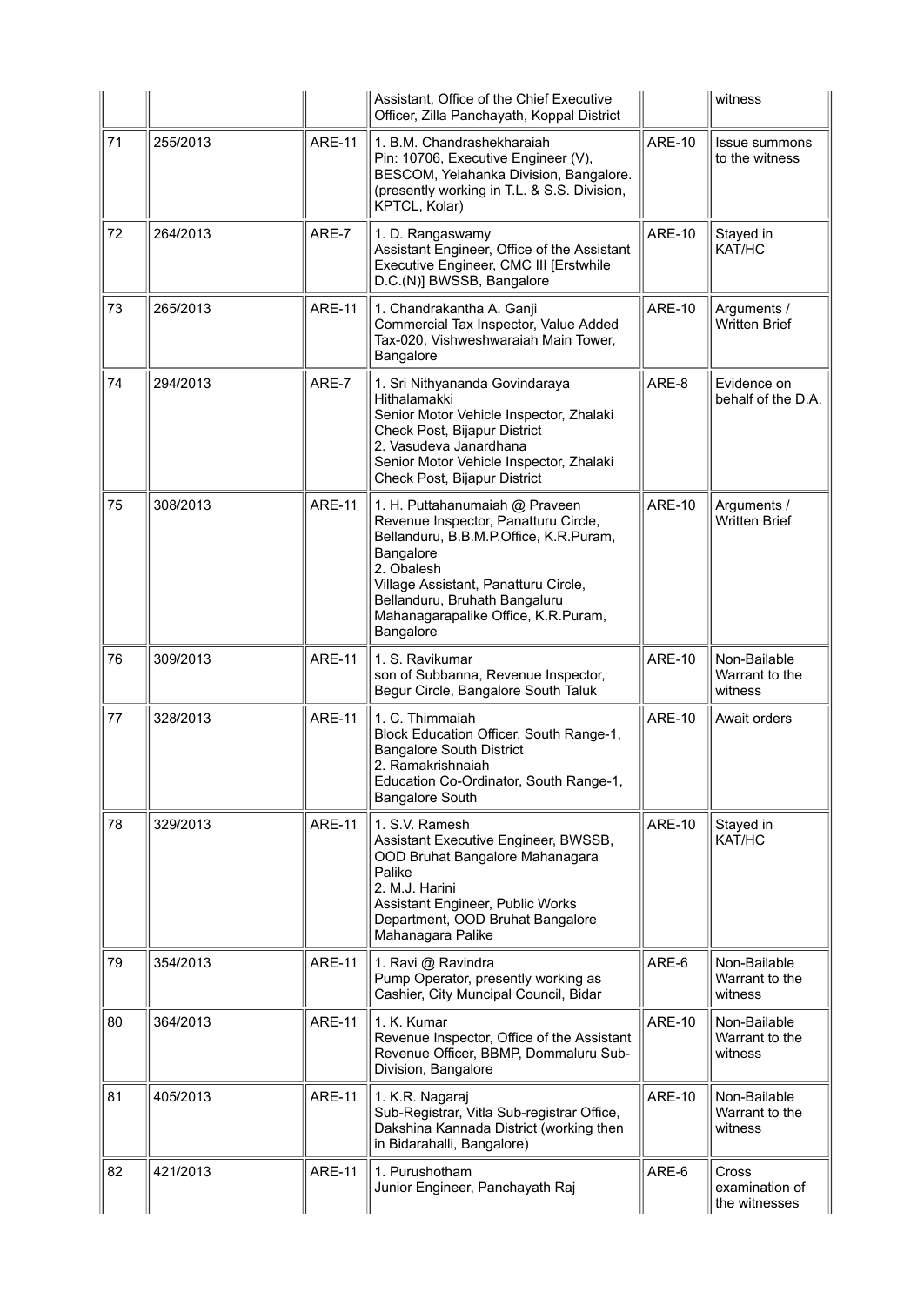|  |  |  | Assistant, Office of the Chief Executive Officer, Zilla Panchayath, Koppal District |  | witness |
|---|---|---|---|---|---|
| 71 | 255/2013 | ARE-11 | 1. B.M. Chandrashekharaiah<br>Pin: 10706, Executive Engineer (V), BESCOM, Yelahanka Division, Bangalore. (presently working in T.L. & S.S. Division, KPTCL, Kolar) | ARE-10 | Issue summons to the witness |
| 72 | 264/2013 | ARE-7 | 1. D. Rangaswamy<br>Assistant Engineer, Office of the Assistant Executive Engineer, CMC III [Erstwhile D.C.(N)] BWSSB, Bangalore | ARE-10 | Stayed in KAT/HC |
| 73 | 265/2013 | ARE-11 | 1. Chandrakantha A. Ganji<br>Commercial Tax Inspector, Value Added Tax-020, Vishweshwaraiah Main Tower, Bangalore | ARE-10 | Arguments / Written Brief |
| 74 | 294/2013 | ARE-7 | 1. Sri Nithyananda Govindaraya Hithalamakki<br>Senior Motor Vehicle Inspector, Zhalaki Check Post, Bijapur District<br>2. Vasudeva Janardhana<br>Senior Motor Vehicle Inspector, Zhalaki Check Post, Bijapur District | ARE-8 | Evidence on behalf of the D.A. |
| 75 | 308/2013 | ARE-11 | 1. H. Puttahanumaiah @ Praveen<br>Revenue Inspector, Panatturu Circle, Bellanduru, B.B.M.P.Office, K.R.Puram, Bangalore<br>2. Obalesh<br>Village Assistant, Panatturu Circle, Bellanduru, Bruhath Bangaluru Mahanagarapalike Office, K.R.Puram, Bangalore | ARE-10 | Arguments / Written Brief |
| 76 | 309/2013 | ARE-11 | 1. S. Ravikumar<br>son of Subbanna, Revenue Inspector, Begur Circle, Bangalore South Taluk | ARE-10 | Non-Bailable Warrant to the witness |
| 77 | 328/2013 | ARE-11 | 1. C. Thimmaiah<br>Block Education Officer, South Range-1, Bangalore South District<br>2. Ramakrishnaiah<br>Education Co-Ordinator, South Range-1, Bangalore South | ARE-10 | Await orders |
| 78 | 329/2013 | ARE-11 | 1. S.V. Ramesh<br>Assistant Executive Engineer, BWSSB, OOD Bruhat Bangalore Mahanagara Palike<br>2. M.J. Harini<br>Assistant Engineer, Public Works Department, OOD Bruhat Bangalore Mahanagara Palike | ARE-10 | Stayed in KAT/HC |
| 79 | 354/2013 | ARE-11 | 1. Ravi @ Ravindra<br>Pump Operator, presently working as Cashier, City Muncipal Council, Bidar | ARE-6 | Non-Bailable Warrant to the witness |
| 80 | 364/2013 | ARE-11 | 1. K. Kumar<br>Revenue Inspector, Office of the Assistant Revenue Officer, BBMP, Dommaluru Sub-Division, Bangalore | ARE-10 | Non-Bailable Warrant to the witness |
| 81 | 405/2013 | ARE-11 | 1. K.R. Nagaraj<br>Sub-Registrar, Vitla Sub-registrar Office, Dakshina Kannada District (working then in Bidarahalli, Bangalore) | ARE-10 | Non-Bailable Warrant to the witness |
| 82 | 421/2013 | ARE-11 | 1. Purushotham<br>Junior Engineer, Panchayath Raj | ARE-6 | Cross examination of the witnesses |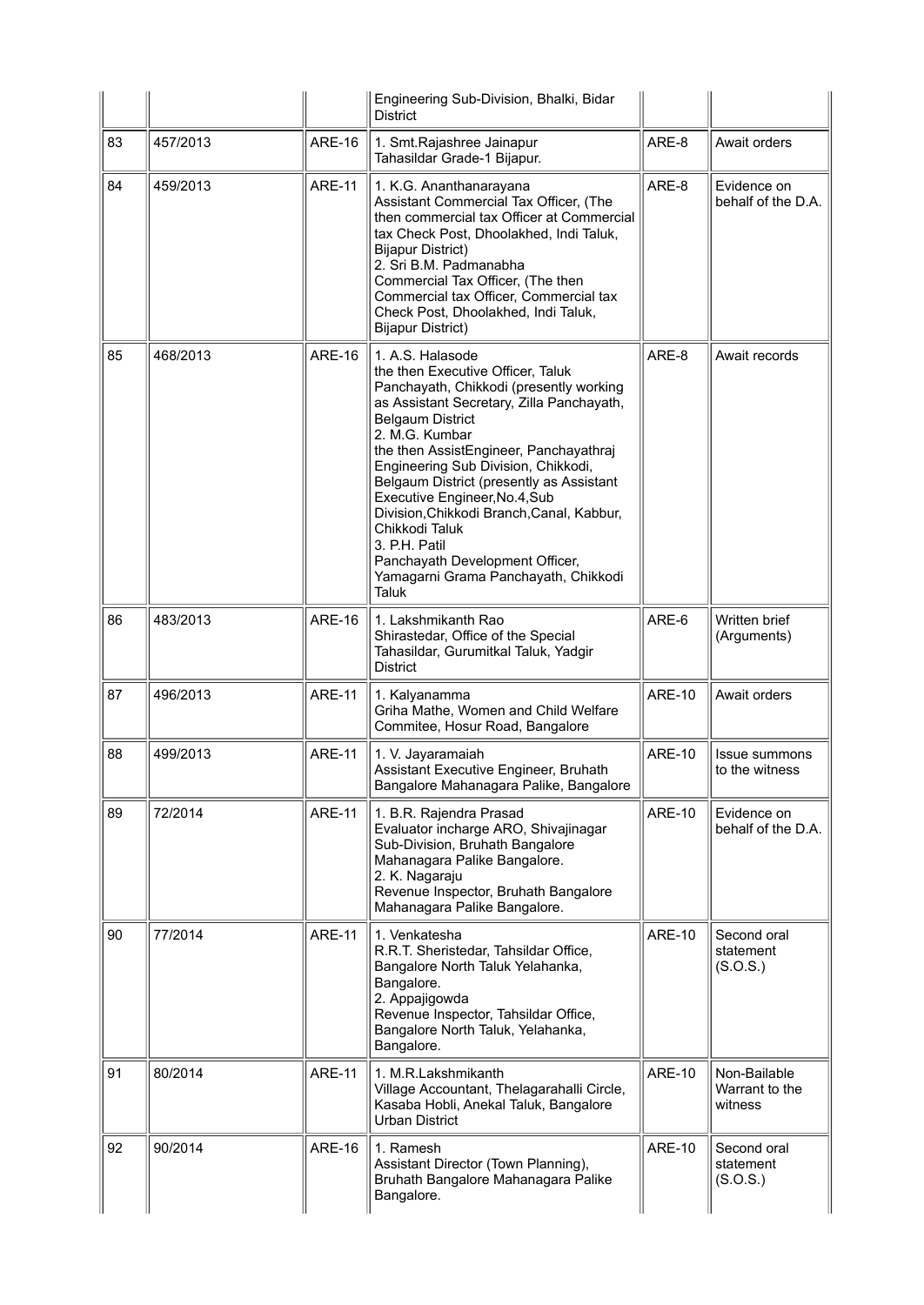| | | | Engineering Sub-Division, Bhalki, Bidar District | | |
|---|---|---|---|---|---|
| 83 | 457/2013 | ARE-16 | 1. Smt.Rajashree Jainapur<br>Tahasildar Grade-1 Bijapur. | ARE-8 | Await orders |
| 84 | 459/2013 | ARE-11 | 1. K.G. Ananthanarayana<br>Assistant Commercial Tax Officer, (The then commercial tax Officer at Commercial tax Check Post, Dhoolakhed, Indi Taluk, Bijapur District)<br>2. Sri B.M. Padmanabha<br>Commercial Tax Officer, (The then Commercial tax Officer, Commercial tax Check Post, Dhoolakhed, Indi Taluk, Bijapur District) | ARE-8 | Evidence on behalf of the D.A. |
| 85 | 468/2013 | ARE-16 | 1. A.S. Halasode<br>the then Executive Officer, Taluk Panchayath, Chikkodi (presently working as Assistant Secretary, Zilla Panchayath, Belgaum District<br>2. M.G. Kumbar<br>the then AssistEngineer, Panchayathraj Engineering Sub Division, Chikkodi, Belgaum District (presently as Assistant Executive Engineer,No.4,Sub Division,Chikkodi Branch,Canal, Kabbur, Chikkodi Taluk<br>3. P.H. Patil<br>Panchayath Development Officer, Yamagarni Grama Panchayath, Chikkodi Taluk | ARE-8 | Await records |
| 86 | 483/2013 | ARE-16 | 1. Lakshmikanth Rao<br>Shirastedar, Office of the Special Tahasildar, Gurumitkal Taluk, Yadgir District | ARE-6 | Written brief (Arguments) |
| 87 | 496/2013 | ARE-11 | 1. Kalyanamma<br>Griha Mathe, Women and Child Welfare Commitee, Hosur Road, Bangalore | ARE-10 | Await orders |
| 88 | 499/2013 | ARE-11 | 1. V. Jayaramaiah<br>Assistant Executive Engineer, Bruhath Bangalore Mahanagara Palike, Bangalore | ARE-10 | Issue summons to the witness |
| 89 | 72/2014 | ARE-11 | 1. B.R. Rajendra Prasad<br>Evaluator incharge ARO, Shivajinagar Sub-Division, Bruhath Bangalore Mahanagara Palike Bangalore.<br>2. K. Nagaraju<br>Revenue Inspector, Bruhath Bangalore Mahanagara Palike Bangalore. | ARE-10 | Evidence on behalf of the D.A. |
| 90 | 77/2014 | ARE-11 | 1. Venkatesha<br>R.R.T. Sheristedar, Tahsildar Office, Bangalore North Taluk Yelahanka, Bangalore.<br>2. Appajigowda<br>Revenue Inspector, Tahsildar Office, Bangalore North Taluk, Yelahanka, Bangalore. | ARE-10 | Second oral statement (S.O.S.) |
| 91 | 80/2014 | ARE-11 | 1. M.R.Lakshmikanth<br>Village Accountant, Thelagarahalli Circle, Kasaba Hobli, Anekal Taluk, Bangalore Urban District | ARE-10 | Non-Bailable Warrant to the witness |
| 92 | 90/2014 | ARE-16 | 1. Ramesh<br>Assistant Director (Town Planning), Bruhath Bangalore Mahanagara Palike Bangalore. | ARE-10 | Second oral statement (S.O.S.) |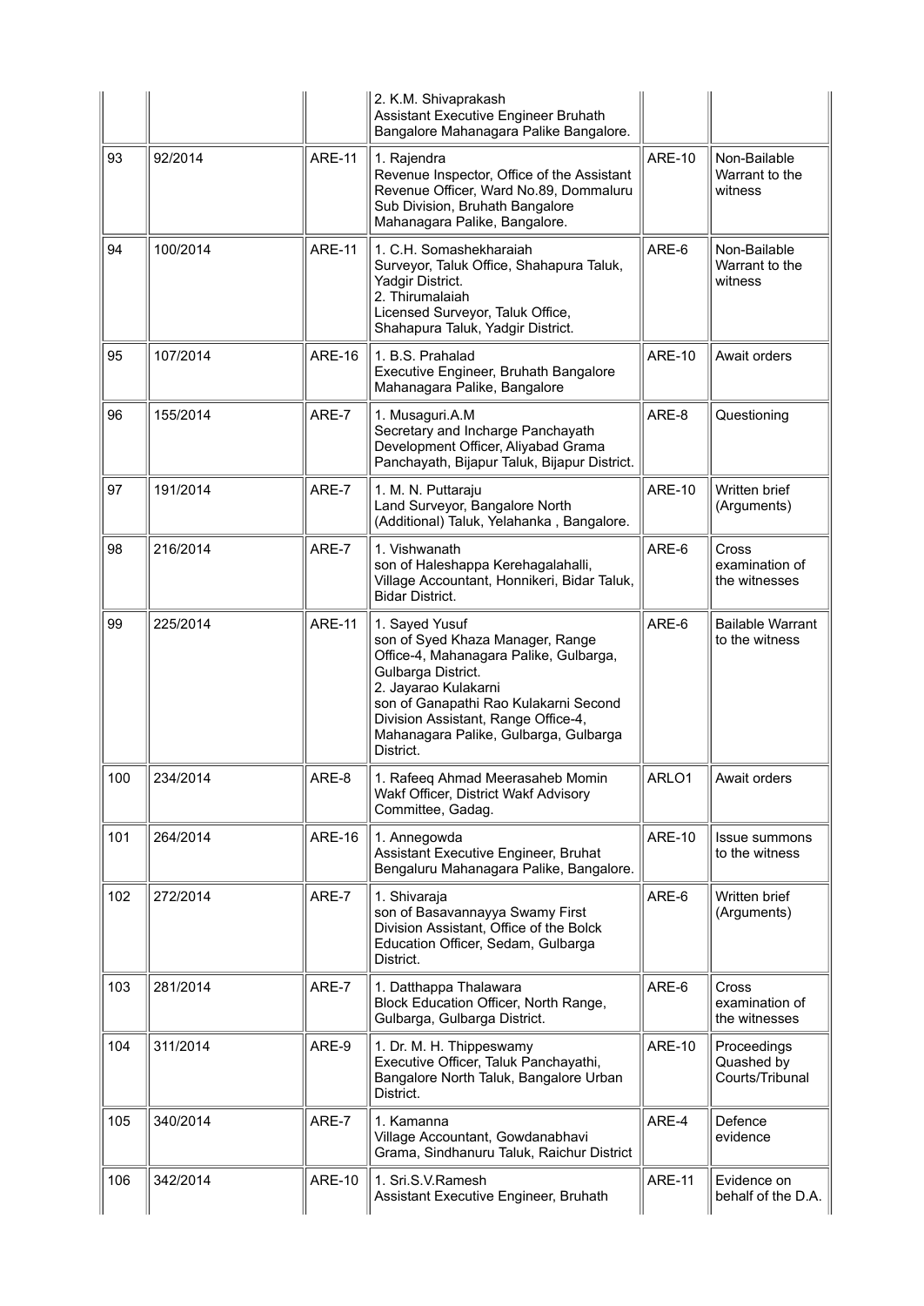|  |  |  | 2. K.M. Shivaprakash<br>Assistant Executive Engineer Bruhath Bangalore Mahanagara Palike Bangalore. |  |  |
|---|---|---|---|---|---|
| 93 | 92/2014 | ARE-11 | 1. Rajendra<br>Revenue Inspector, Office of the Assistant Revenue Officer, Ward No.89, Dommaluru Sub Division, Bruhath Bangalore Mahanagara Palike, Bangalore. | ARE-10 | Non-Bailable Warrant to the witness |
| 94 | 100/2014 | ARE-11 | 1. C.H. Somashekharaiah<br>Surveyor, Taluk Office, Shahapura Taluk, Yadgir District.<br>2. Thirumalaiah<br>Licensed Surveyor, Taluk Office, Shahapura Taluk, Yadgir District. | ARE-6 | Non-Bailable Warrant to the witness |
| 95 | 107/2014 | ARE-16 | 1. B.S. Prahalad<br>Executive Engineer, Bruhath Bangalore Mahanagara Palike, Bangalore | ARE-10 | Await orders |
| 96 | 155/2014 | ARE-7 | 1. Musaguri.A.M<br>Secretary and Incharge Panchayath Development Officer, Aliyabad Grama Panchayath, Bijapur Taluk, Bijapur District. | ARE-8 | Questioning |
| 97 | 191/2014 | ARE-7 | 1. M. N. Puttaraju<br>Land Surveyor, Bangalore North (Additional) Taluk, Yelahanka , Bangalore. | ARE-10 | Written brief (Arguments) |
| 98 | 216/2014 | ARE-7 | 1. Vishwanath<br>son of Haleshappa Kerehagalahalli, Village Accountant, Honnikeri, Bidar Taluk, Bidar District. | ARE-6 | Cross examination of the witnesses |
| 99 | 225/2014 | ARE-11 | 1. Sayed Yusuf<br>son of Syed Khaza Manager, Range Office-4, Mahanagara Palike, Gulbarga, Gulbarga District.<br>2. Jayarao Kulakarni<br>son of Ganapathi Rao Kulakarni Second Division Assistant, Range Office-4, Mahanagara Palike, Gulbarga, Gulbarga District. | ARE-6 | Bailable Warrant to the witness |
| 100 | 234/2014 | ARE-8 | 1. Rafeeq Ahmad Meerasaheb Momin<br>Wakf Officer, District Wakf Advisory Committee, Gadag. | ARLO1 | Await orders |
| 101 | 264/2014 | ARE-16 | 1. Annegowda<br>Assistant Executive Engineer, Bruhat Bengaluru Mahanagara Palike, Bangalore. | ARE-10 | Issue summons to the witness |
| 102 | 272/2014 | ARE-7 | 1. Shivaraja<br>son of Basavannayya Swamy First Division Assistant, Office of the Bolck Education Officer, Sedam, Gulbarga District. | ARE-6 | Written brief (Arguments) |
| 103 | 281/2014 | ARE-7 | 1. Datthappa Thalawara<br>Block Education Officer, North Range, Gulbarga, Gulbarga District. | ARE-6 | Cross examination of the witnesses |
| 104 | 311/2014 | ARE-9 | 1. Dr. M. H. Thippeswamy<br>Executive Officer, Taluk Panchayathi, Bangalore North Taluk, Bangalore Urban District. | ARE-10 | Proceedings Quashed by Courts/Tribunal |
| 105 | 340/2014 | ARE-7 | 1. Kamanna<br>Village Accountant, Gowdanabhavi Grama, Sindhanuru Taluk, Raichur District | ARE-4 | Defence evidence |
| 106 | 342/2014 | ARE-10 | 1. Sri.S.V.Ramesh<br>Assistant Executive Engineer, Bruhath | ARE-11 | Evidence on behalf of the D.A. |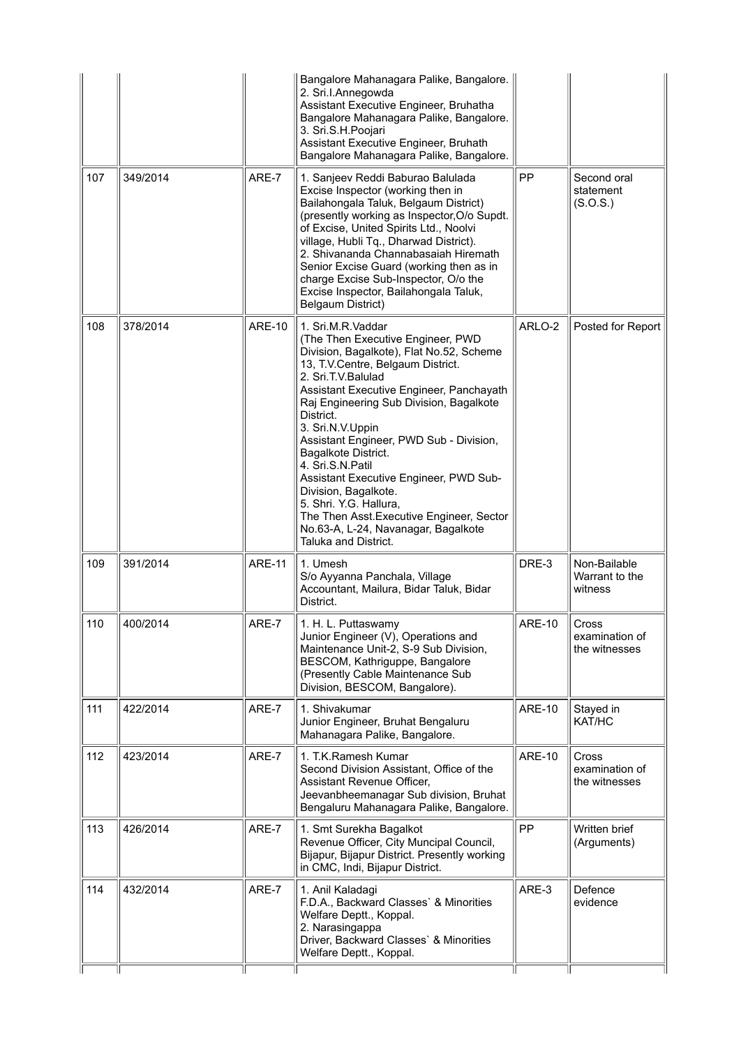|  |  |  | Bangalore Mahanagara Palike, Bangalore.<br>2. Sri.I.Annegowda<br>Assistant Executive Engineer, Bruhatha Bangalore Mahanagara Palike, Bangalore.<br>3. Sri.S.H.Poojari<br>Assistant Executive Engineer, Bruhath Bangalore Mahanagara Palike, Bangalore. |  |  |
|---|---|---|---|---|---|
| 107 | 349/2014 | ARE-7 | 1. Sanjeev Reddi Baburao Balulada<br>Excise Inspector (working then in Bailahongala Taluk, Belgaum District) (presently working as Inspector,O/o Supdt. of Excise, United Spirits Ltd., Noolvi village, Hubli Tq., Dharwad District).<br>2. Shivananda Channabasaiah Hiremath<br>Senior Excise Guard (working then as in charge Excise Sub-Inspector, O/o the Excise Inspector, Bailahongala Taluk, Belgaum District) | PP | Second oral statement (S.O.S.) |
| 108 | 378/2014 | ARE-10 | 1. Sri.M.R.Vaddar<br>(The Then Executive Engineer, PWD Division, Bagalkote), Flat No.52, Scheme 13, T.V.Centre, Belgaum District.<br>2. Sri.T.V.Balulad<br>Assistant Executive Engineer, Panchayath Raj Engineering Sub Division, Bagalkote District.<br>3. Sri.N.V.Uppin<br>Assistant Engineer, PWD Sub - Division, Bagalkote District.<br>4. Sri.S.N.Patil<br>Assistant Executive Engineer, PWD Sub-Division, Bagalkote.<br>5. Shri. Y.G. Hallura,<br>The Then Asst.Executive Engineer, Sector No.63-A, L-24, Navanagar, Bagalkote Taluka and District. | ARLO-2 | Posted for Report |
| 109 | 391/2014 | ARE-11 | 1. Umesh<br>S/o Ayyanna Panchala, Village Accountant, Mailura, Bidar Taluk, Bidar District. | DRE-3 | Non-Bailable Warrant to the witness |
| 110 | 400/2014 | ARE-7 | 1. H. L. Puttaswamy<br>Junior Engineer (V), Operations and Maintenance Unit-2, S-9 Sub Division, BESCOM, Kathriguppe, Bangalore (Presently Cable Maintenance Sub Division, BESCOM, Bangalore). | ARE-10 | Cross examination of the witnesses |
| 111 | 422/2014 | ARE-7 | 1. Shivakumar<br>Junior Engineer, Bruhat Bengaluru Mahanagara Palike, Bangalore. | ARE-10 | Stayed in KAT/HC |
| 112 | 423/2014 | ARE-7 | 1. T.K.Ramesh Kumar<br>Second Division Assistant, Office of the Assistant Revenue Officer, Jeevanbheemanagar Sub division, Bruhat Bengaluru Mahanagara Palike, Bangalore. | ARE-10 | Cross examination of the witnesses |
| 113 | 426/2014 | ARE-7 | 1. Smt Surekha Bagalkot<br>Revenue Officer, City Muncipal Council, Bijapur, Bijapur District. Presently working in CMC, Indi, Bijapur District. | PP | Written brief (Arguments) |
| 114 | 432/2014 | ARE-7 | 1. Anil Kaladagi<br>F.D.A., Backward Classes` & Minorities Welfare Deptt., Koppal.<br>2. Narasingappa<br>Driver, Backward Classes` & Minorities Welfare Deptt., Koppal. | ARE-3 | Defence evidence |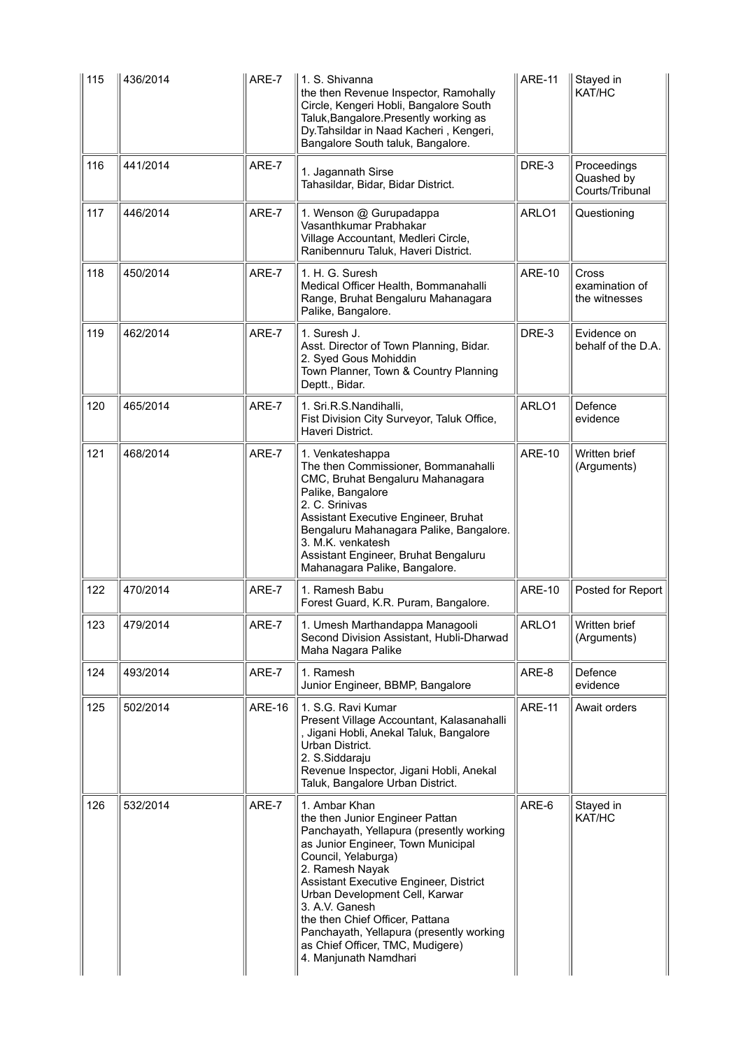| 115 | 436/2014 | ARE-7 | 1. S. Shivanna<br>the then Revenue Inspector, Ramohally Circle, Kengeri Hobli, Bangalore South Taluk,Bangalore.Presently working as Dy.Tahsildar in Naad Kacheri , Kengeri, Bangalore South taluk, Bangalore. | ARE-11 | Stayed in KAT/HC |
|---|---|---|---|---|---|
| 116 | 441/2014 | ARE-7 | 1. Jagannath Sirse<br>Tahasildar, Bidar, Bidar District. | DRE-3 | Proceedings Quashed by Courts/Tribunal |
| 117 | 446/2014 | ARE-7 | 1. Wenson @ Gurupadappa Vasanthkumar Prabhakar<br>Village Accountant, Medleri Circle, Ranibennuru Taluk, Haveri District. | ARLO1 | Questioning |
| 118 | 450/2014 | ARE-7 | 1. H. G. Suresh<br>Medical Officer Health, Bommanahalli Range, Bruhat Bengaluru Mahanagara Palike, Bangalore. | ARE-10 | Cross examination of the witnesses |
| 119 | 462/2014 | ARE-7 | 1. Suresh J.<br>Asst. Director of Town Planning, Bidar.<br>2. Syed Gous Mohiddin<br>Town Planner, Town & Country Planning Deptt., Bidar. | DRE-3 | Evidence on behalf of the D.A. |
| 120 | 465/2014 | ARE-7 | 1. Sri.R.S.Nandihalli,<br>Fist Division City Surveyor, Taluk Office, Haveri District. | ARLO1 | Defence evidence |
| 121 | 468/2014 | ARE-7 | 1. Venkateshappa<br>The then Commissioner, Bommanahalli CMC, Bruhat Bengaluru Mahanagara Palike, Bangalore<br>2. C. Srinivas<br>Assistant Executive Engineer, Bruhat Bengaluru Mahanagara Palike, Bangalore.<br>3. M.K. venkatesh<br>Assistant Engineer, Bruhat Bengaluru Mahanagara Palike, Bangalore. | ARE-10 | Written brief (Arguments) |
| 122 | 470/2014 | ARE-7 | 1. Ramesh Babu<br>Forest Guard, K.R. Puram, Bangalore. | ARE-10 | Posted for Report |
| 123 | 479/2014 | ARE-7 | 1. Umesh Marthandappa Managooli<br>Second Division Assistant, Hubli-Dharwad Maha Nagara Palike | ARLO1 | Written brief (Arguments) |
| 124 | 493/2014 | ARE-7 | 1. Ramesh<br>Junior Engineer, BBMP, Bangalore | ARE-8 | Defence evidence |
| 125 | 502/2014 | ARE-16 | 1. S.G. Ravi Kumar<br>Present Village Accountant, Kalasanahalli , Jigani Hobli, Anekal Taluk, Bangalore Urban District.<br>2. S.Siddaraju<br>Revenue Inspector, Jigani Hobli, Anekal Taluk, Bangalore Urban District. | ARE-11 | Await orders |
| 126 | 532/2014 | ARE-7 | 1. Ambar Khan<br>the then Junior Engineer Pattan Panchayath, Yellapura (presently working as Junior Engineer, Town Municipal Council, Yelaburga)<br>2. Ramesh Nayak<br>Assistant Executive Engineer, District Urban Development Cell, Karwar<br>3. A.V. Ganesh<br>the then Chief Officer, Pattana Panchayath, Yellapura (presently working as Chief Officer, TMC, Mudigere)<br>4. Manjunath Namdhari | ARE-6 | Stayed in KAT/HC |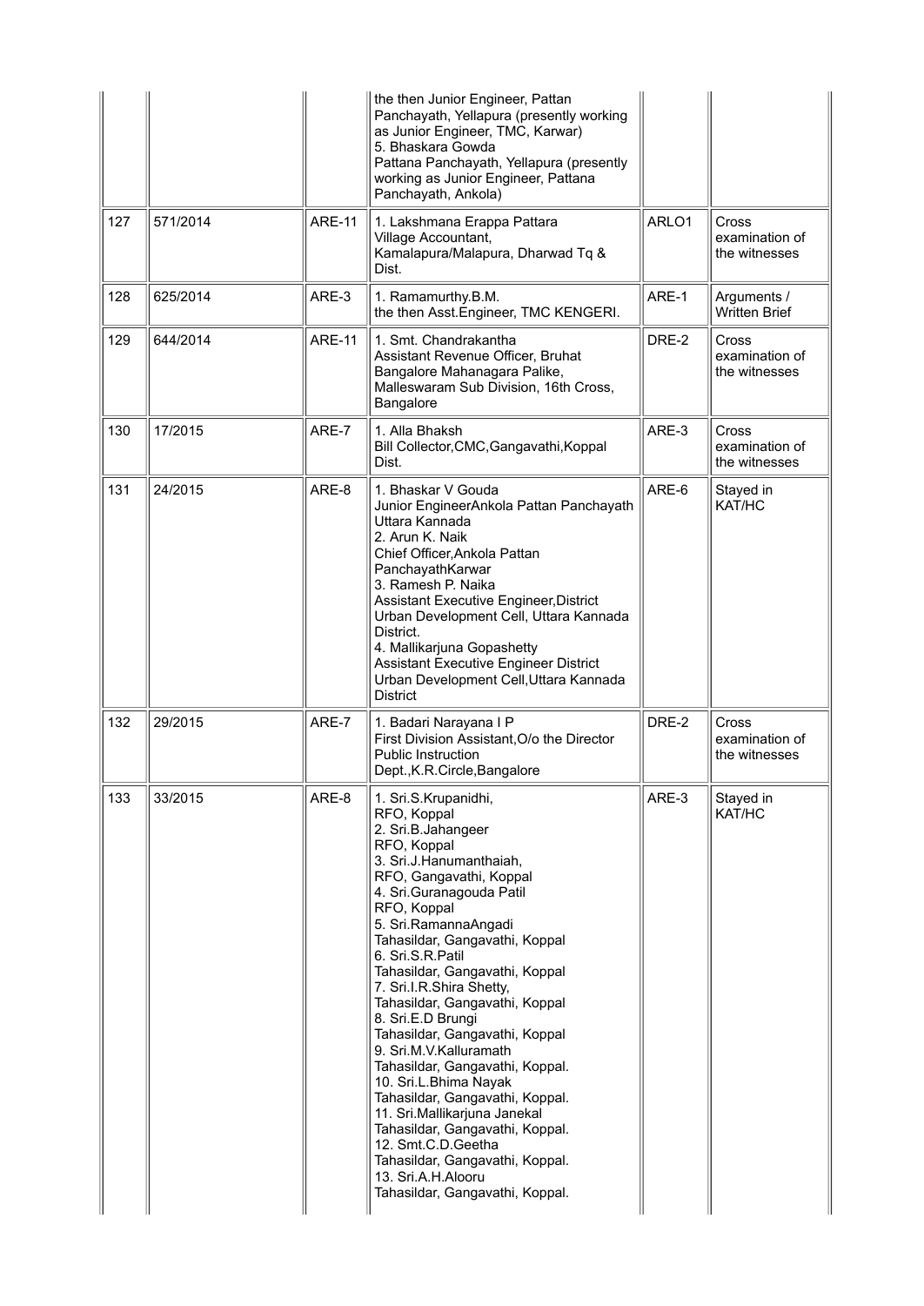|  |  |  | the then Junior Engineer, Pattan Panchayath, Yellapura (presently working as Junior Engineer, TMC, Karwar)<br>5. Bhaskara Gowda<br>Pattana Panchayath, Yellapura (presently working as Junior Engineer, Pattana Panchayath, Ankola) |  |  |
|---|---|---|---|---|---|
| 127 | 571/2014 | ARE-11 | 1. Lakshmana Erappa Pattara<br>Village Accountant, Kamalapura/Malapura, Dharwad Tq & Dist. | ARLO1 | Cross examination of the witnesses |
| 128 | 625/2014 | ARE-3 | 1. Ramamurthy.B.M.<br>the then Asst.Engineer, TMC KENGERI. | ARE-1 | Arguments / Written Brief |
| 129 | 644/2014 | ARE-11 | 1. Smt. Chandrakantha<br>Assistant Revenue Officer, Bruhat Bangalore Mahanagara Palike, Malleswaram Sub Division, 16th Cross, Bangalore | DRE-2 | Cross examination of the witnesses |
| 130 | 17/2015 | ARE-7 | 1. Alla Bhaksh<br>Bill Collector,CMC,Gangavathi,Koppal Dist. | ARE-3 | Cross examination of the witnesses |
| 131 | 24/2015 | ARE-8 | 1. Bhaskar V Gouda<br>Junior EngineerAnkola Pattan Panchayath Uttara Kannada<br>2. Arun K. Naik<br>Chief Officer,Ankola Pattan PanchayathKarwar<br>3. Ramesh P. Naika<br>Assistant Executive Engineer,District Urban Development Cell, Uttara Kannada District.<br>4. Mallikarjuna Gopashetty<br>Assistant Executive Engineer District Urban Development Cell,Uttara Kannada District | ARE-6 | Stayed in KAT/HC |
| 132 | 29/2015 | ARE-7 | 1. Badari Narayana I P<br>First Division Assistant,O/o the Director Public Instruction Dept.,K.R.Circle,Bangalore | DRE-2 | Cross examination of the witnesses |
| 133 | 33/2015 | ARE-8 | 1. Sri.S.Krupanidhi,<br>RFO, Koppal<br>2. Sri.B.Jahangeer<br>RFO, Koppal<br>3. Sri.J.Hanumanthaiah,<br>RFO, Gangavathi, Koppal<br>4. Sri.Guranagouda Patil<br>RFO, Koppal<br>5. Sri.RamannaAngadi<br>Tahasildar, Gangavathi, Koppal<br>6. Sri.S.R.Patil<br>Tahasildar, Gangavathi, Koppal<br>7. Sri.I.R.Shira Shetty,<br>Tahasildar, Gangavathi, Koppal<br>8. Sri.E.D Brungi<br>Tahasildar, Gangavathi, Koppal<br>9. Sri.M.V.Kalluramath<br>Tahasildar, Gangavathi, Koppal.<br>10. Sri.L.Bhima Nayak<br>Tahasildar, Gangavathi, Koppal.<br>11. Sri.Mallikarjuna Janekal<br>Tahasildar, Gangavathi, Koppal.<br>12. Smt.C.D.Geetha<br>Tahasildar, Gangavathi, Koppal.<br>13. Sri.A.H.Alooru<br>Tahasildar, Gangavathi, Koppal. | ARE-3 | Stayed in KAT/HC |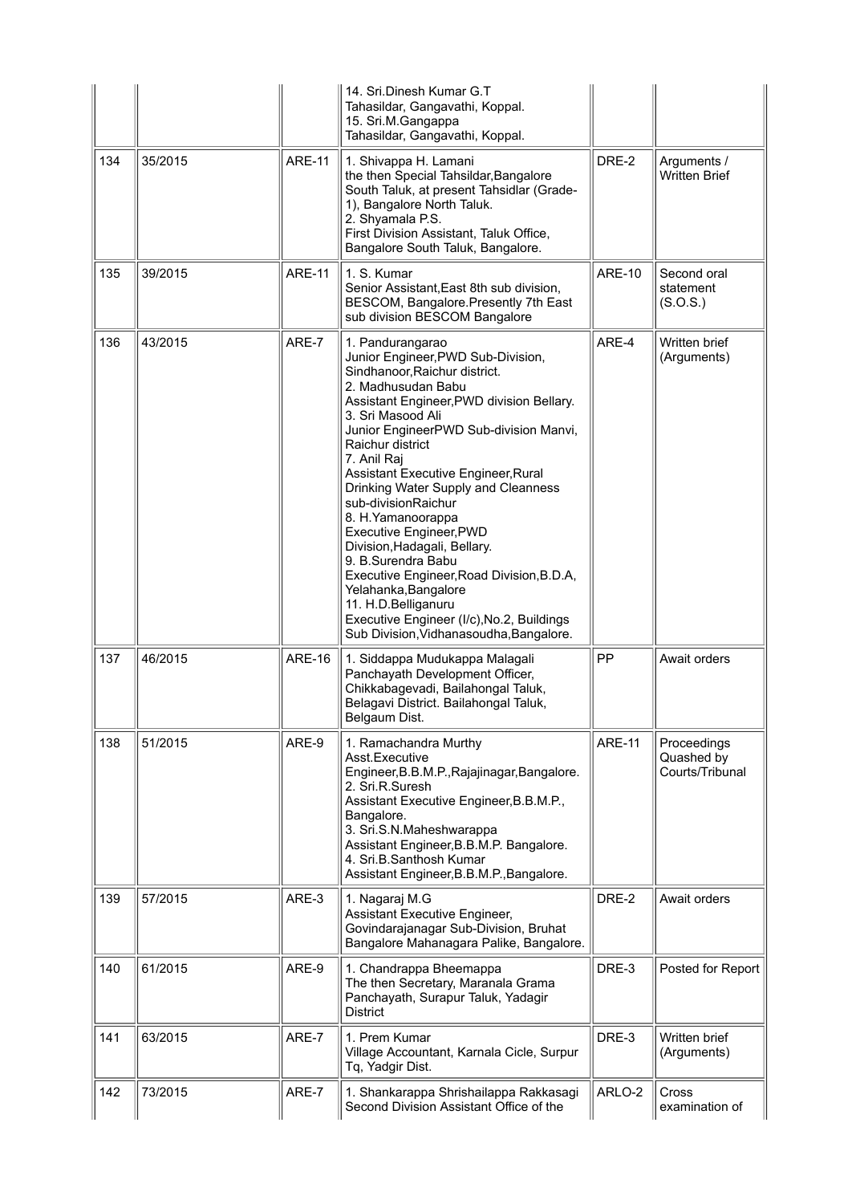| | | | 14. Sri.Dinesh Kumar G.T<br>Tahasildar, Gangavathi, Koppal.<br>15. Sri.M.Gangappa<br>Tahasildar, Gangavathi, Koppal. | | |
|---|---|---|---|---|---|
| 134 | 35/2015 | ARE-11 | 1. Shivappa H. Lamani<br>the then Special Tahsildar,Bangalore South Taluk, at present Tahsildar (Grade-1), Bangalore North Taluk.<br>2. Shyamala P.S.<br>First Division Assistant, Taluk Office, Bangalore South Taluk, Bangalore. | DRE-2 | Arguments / Written Brief |
| 135 | 39/2015 | ARE-11 | 1. S. Kumar<br>Senior Assistant,East 8th sub division, BESCOM, Bangalore.Presently 7th East sub division BESCOM Bangalore | ARE-10 | Second oral statement (S.O.S.) |
| 136 | 43/2015 | ARE-7 | 1. Pandurangarao<br>Junior Engineer,PWD Sub-Division, Sindhanoor,Raichur district.<br>2. Madhusudan Babu<br>Assistant Engineer,PWD division Bellary.<br>3. Sri Masood Ali<br>Junior EngineerPWD Sub-division Manvi, Raichur district<br>7. Anil Raj<br>Assistant Executive Engineer,Rural Drinking Water Supply and Cleanness sub-divisionRaichur<br>8. H.Yamanoorappa<br>Executive Engineer,PWD Division,Hadagali, Bellary.<br>9. B.Surendra Babu<br>Executive Engineer,Road Division,B.D.A, Yelahanka,Bangalore<br>11. H.D.Belliganuru<br>Executive Engineer (I/c),No.2, Buildings Sub Division,Vidhanasoudha,Bangalore. | ARE-4 | Written brief (Arguments) |
| 137 | 46/2015 | ARE-16 | 1. Siddappa Mudukappa Malagali<br>Panchayath Development Officer, Chikkabagevadi, Bailahongal Taluk, Belagavi District. Bailahongal Taluk, Belgaum Dist. | PP | Await orders |
| 138 | 51/2015 | ARE-9 | 1. Ramachandra Murthy<br>Asst.Executive Engineer,B.B.M.P.,Rajajinagar,Bangalore.<br>2. Sri.R.Suresh<br>Assistant Executive Engineer,B.B.M.P., Bangalore.<br>3. Sri.S.N.Maheshwarappa<br>Assistant Engineer,B.B.M.P. Bangalore.<br>4. Sri.B.Santhosh Kumar<br>Assistant Engineer,B.B.M.P.,Bangalore. | ARE-11 | Proceedings Quashed by Courts/Tribunal |
| 139 | 57/2015 | ARE-3 | 1. Nagaraj M.G<br>Assistant Executive Engineer, Govindarajanagar Sub-Division, Bruhat Bangalore Mahanagara Palike, Bangalore. | DRE-2 | Await orders |
| 140 | 61/2015 | ARE-9 | 1. Chandrappa Bheemappa<br>The then Secretary, Maranala Grama Panchayath, Surapur Taluk, Yadagir District | DRE-3 | Posted for Report |
| 141 | 63/2015 | ARE-7 | 1. Prem Kumar<br>Village Accountant, Karnala Cicle, Surpur Tq, Yadgir Dist. | DRE-3 | Written brief (Arguments) |
| 142 | 73/2015 | ARE-7 | 1. Shankarappa Shrishailappa Rakkasagi<br>Second Division Assistant Office of the | ARLO-2 | Cross examination of |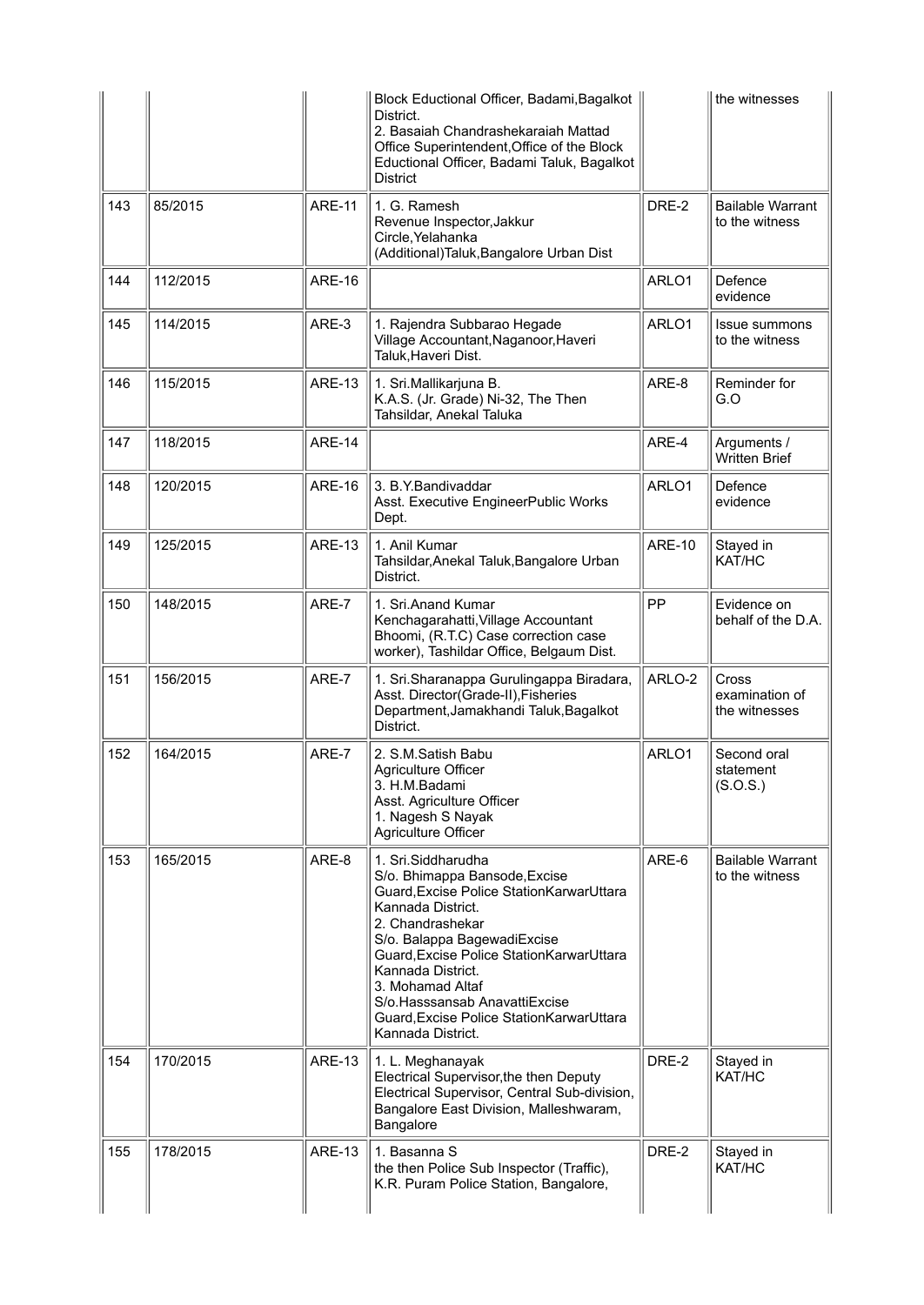|  |  |  | Block Eductional Officer, Badami,Bagalkot District.<br>2. Basaiah Chandrashekaraiah Mattad Office Superintendent,Office of the Block Eductional Officer, Badami Taluk, Bagalkot District |  | the witnesses |
|---|---|---|---|---|---|
| 143 | 85/2015 | ARE-11 | 1. G. Ramesh<br>Revenue Inspector,Jakkur Circle,Yelahanka (Additional)Taluk,Bangalore Urban Dist | DRE-2 | Bailable Warrant to the witness |
| 144 | 112/2015 | ARE-16 |  | ARLO1 | Defence evidence |
| 145 | 114/2015 | ARE-3 | 1. Rajendra Subbarao Hegade<br>Village Accountant,Naganoor,Haveri Taluk,Haveri Dist. | ARLO1 | Issue summons to the witness |
| 146 | 115/2015 | ARE-13 | 1. Sri.Mallikarjuna B.<br>K.A.S. (Jr. Grade) Ni-32, The Then Tahsildar, Anekal Taluka | ARE-8 | Reminder for G.O |
| 147 | 118/2015 | ARE-14 |  | ARE-4 | Arguments / Written Brief |
| 148 | 120/2015 | ARE-16 | 3. B.Y.Bandivaddar<br>Asst. Executive EngineerPublic Works Dept. | ARLO1 | Defence evidence |
| 149 | 125/2015 | ARE-13 | 1. Anil Kumar<br>Tahsildar,Anekal Taluk,Bangalore Urban District. | ARE-10 | Stayed in KAT/HC |
| 150 | 148/2015 | ARE-7 | 1. Sri.Anand Kumar<br>Kenchagarahatti,Village Accountant Bhoomi, (R.T.C) Case correction case worker), Tashildar Office, Belgaum Dist. | PP | Evidence on behalf of the D.A. |
| 151 | 156/2015 | ARE-7 | 1. Sri.Sharanappa Gurulingappa Biradara, Asst. Director(Grade-II),Fisheries Department,Jamakhandi Taluk,Bagalkot District. | ARLO-2 | Cross examination of the witnesses |
| 152 | 164/2015 | ARE-7 | 2. S.M.Satish Babu<br>Agriculture Officer<br>3. H.M.Badami<br>Asst. Agriculture Officer<br>1. Nagesh S Nayak<br>Agriculture Officer | ARLO1 | Second oral statement (S.O.S.) |
| 153 | 165/2015 | ARE-8 | 1. Sri.Siddharudha<br>S/o. Bhimappa Bansode,Excise Guard,Excise Police StationKarwarUttara Kannada District.<br>2. Chandrashekar<br>S/o. Balappa BagewadiExcise Guard,Excise Police StationKarwarUttara Kannada District.<br>3. Mohamad Altaf<br>S/o.Hasssansab AnavattiExcise Guard,Excise Police StationKarwarUttara Kannada District. | ARE-6 | Bailable Warrant to the witness |
| 154 | 170/2015 | ARE-13 | 1. L. Meghanayak<br>Electrical Supervisor,the then Deputy Electrical Supervisor, Central Sub-division, Bangalore East Division, Malleshwaram, Bangalore | DRE-2 | Stayed in KAT/HC |
| 155 | 178/2015 | ARE-13 | 1. Basanna S<br>the then Police Sub Inspector (Traffic), K.R. Puram Police Station, Bangalore, | DRE-2 | Stayed in KAT/HC |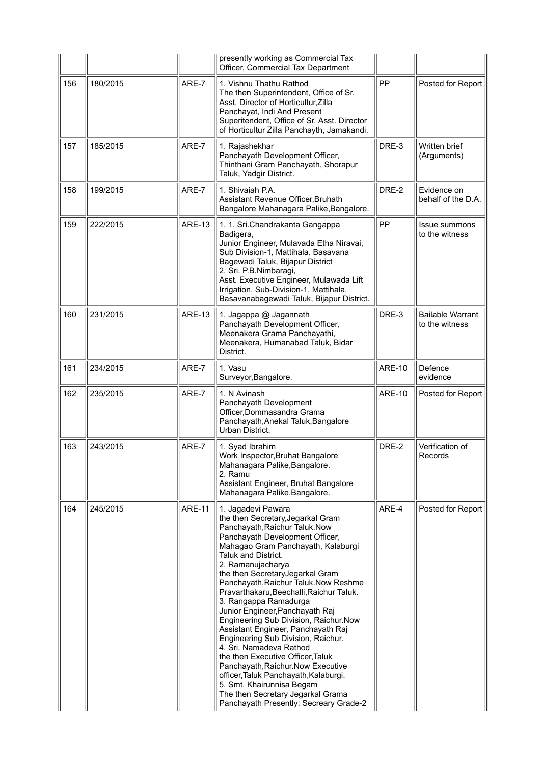| | | | presently working as Commercial Tax Officer, Commercial Tax Department | | |
|---|---|---|---|---|---|
| 156 | 180/2015 | ARE-7 | 1. Vishnu Thathu Rathod<br>The then Superintendent, Office of Sr. Asst. Director of Horticultur,Zilla Panchayat, Indi And Present Superitendent, Office of Sr. Asst. Director of Horticultur Zilla Panchayth, Jamakandi. | PP | Posted for Report |
| 157 | 185/2015 | ARE-7 | 1. Rajashekhar<br>Panchayath Development Officer, Thinthani Gram Panchayath, Shorapur Taluk, Yadgir District. | DRE-3 | Written brief (Arguments) |
| 158 | 199/2015 | ARE-7 | 1. Shivaiah P.A.<br>Assistant Revenue Officer,Bruhath Bangalore Mahanagara Palike,Bangalore. | DRE-2 | Evidence on behalf of the D.A. |
| 159 | 222/2015 | ARE-13 | 1. 1. Sri.Chandrakanta Gangappa Badigera,<br>Junior Engineer, Mulavada Etha Niravai, Sub Division-1, Mattihala, Basavana Bagewadi Taluk, Bijapur District<br>2. Sri. P.B.Nimbaragi,<br>Asst. Executive Engineer, Mulawada Lift Irrigation, Sub-Division-1, Mattihala, Basavanabagewadi Taluk, Bijapur District. | PP | Issue summons to the witness |
| 160 | 231/2015 | ARE-13 | 1. Jagappa @ Jagannath<br>Panchayath Development Officer, Meenakera Grama Panchayathi, Meenakera, Humanabad Taluk, Bidar District. | DRE-3 | Bailable Warrant to the witness |
| 161 | 234/2015 | ARE-7 | 1. Vasu<br>Surveyor,Bangalore. | ARE-10 | Defence evidence |
| 162 | 235/2015 | ARE-7 | 1. N Avinash<br>Panchayath Development Officer,Dommasandra Grama Panchayath,Anekal Taluk,Bangalore Urban District. | ARE-10 | Posted for Report |
| 163 | 243/2015 | ARE-7 | 1. Syad Ibrahim<br>Work Inspector,Bruhat Bangalore Mahanagara Palike,Bangalore.<br>2. Ramu<br>Assistant Engineer, Bruhat Bangalore Mahanagara Palike,Bangalore. | DRE-2 | Verification of Records |
| 164 | 245/2015 | ARE-11 | 1. Jagadevi Pawara<br>the then Secretary,Jegarkal Gram Panchayath,Raichur Taluk.Now Panchayath Development Officer, Mahagao Gram Panchayath, Kalaburgi Taluk and District.<br>2. Ramanujacharya<br>the then SecretaryJegarkal Gram Panchayath,Raichur Taluk.Now Reshme Pravarthakaru,Beechalli,Raichur Taluk.<br>3. Rangappa Ramadurga<br>Junior Engineer,Panchayath Raj Engineering Sub Division, Raichur.Now Assistant Engineer, Panchayath Raj Engineering Sub Division, Raichur.<br>4. Sri. Namadeva Rathod<br>the then Executive Officer,Taluk Panchayath,Raichur.Now Executive officer,Taluk Panchayath,Kalaburgi.<br>5. Smt. Khairunnisa Begam<br>The then Secretary Jegarkal Grama Panchayath Presently: Secreary Grade-2 | ARE-4 | Posted for Report |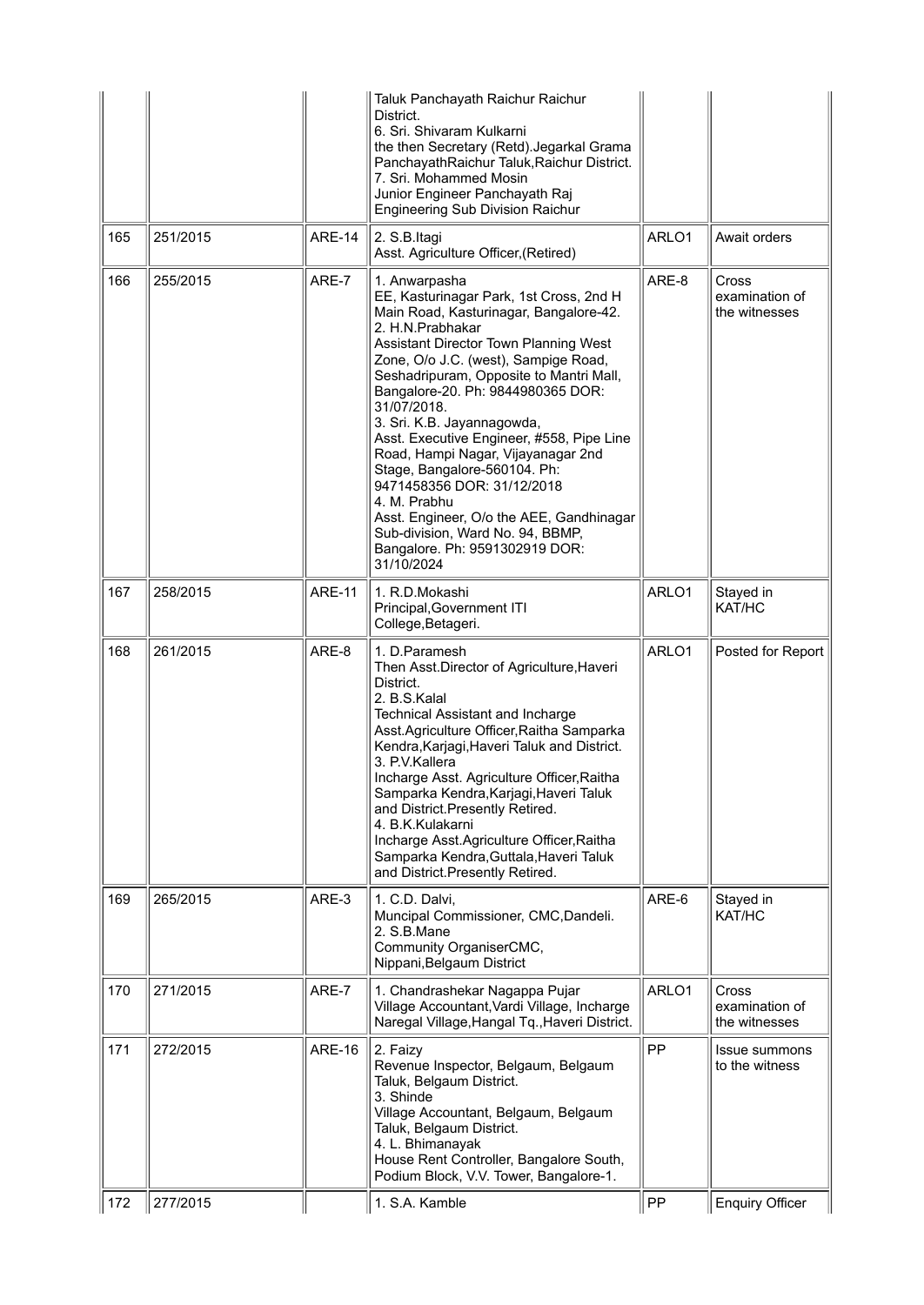| | | | | | |
|---|---|---|---|---|---|
| | | | Taluk Panchayath Raichur Raichur District.<br>6. Sri. Shivaram Kulkarni<br>the then Secretary (Retd).Jegarkal Grama PanchayathRaichur Taluk,Raichur District.<br>7. Sri. Mohammed Mosin<br>Junior Engineer Panchayath Raj Engineering Sub Division Raichur | | |
| 165 | 251/2015 | ARE-14 | 2. S.B.Itagi<br>Asst. Agriculture Officer,(Retired) | ARLO1 | Await orders |
| 166 | 255/2015 | ARE-7 | 1. Anwarpasha<br>EE, Kasturinagar Park, 1st Cross, 2nd H Main Road, Kasturinagar, Bangalore-42.<br>2. H.N.Prabhakar<br>Assistant Director Town Planning West Zone, O/o J.C. (west), Sampige Road, Seshadripuram, Opposite to Mantri Mall, Bangalore-20. Ph: 9844980365 DOR: 31/07/2018.<br>3. Sri. K.B. Jayannagowda,<br>Asst. Executive Engineer, #558, Pipe Line Road, Hampi Nagar, Vijayanagar 2nd Stage, Bangalore-560104. Ph: 9471458356 DOR: 31/12/2018<br>4. M. Prabhu<br>Asst. Engineer, O/o the AEE, Gandhinagar Sub-division, Ward No. 94, BBMP, Bangalore. Ph: 9591302919 DOR: 31/10/2024 | ARE-8 | Cross examination of the witnesses |
| 167 | 258/2015 | ARE-11 | 1. R.D.Mokashi<br>Principal,Government ITI College,Betageri. | ARLO1 | Stayed in KAT/HC |
| 168 | 261/2015 | ARE-8 | 1. D.Paramesh<br>Then Asst.Director of Agriculture,Haveri District.<br>2. B.S.Kalal<br>Technical Assistant and Incharge Asst.Agriculture Officer,Raitha Samparka Kendra,Karjagi,Haveri Taluk and District.<br>3. P.V.Kallera<br>Incharge Asst. Agriculture Officer,Raitha Samparka Kendra,Karjagi,Haveri Taluk and District.Presently Retired.<br>4. B.K.Kulakarni<br>Incharge Asst.Agriculture Officer,Raitha Samparka Kendra,Guttala,Haveri Taluk and District.Presently Retired. | ARLO1 | Posted for Report |
| 169 | 265/2015 | ARE-3 | 1. C.D. Dalvi,<br>Muncipal Commissioner, CMC,Dandeli.<br>2. S.B.Mane<br>Community OrganiserCMC, Nippani,Belgaum District | ARE-6 | Stayed in KAT/HC |
| 170 | 271/2015 | ARE-7 | 1. Chandrashekar Nagappa Pujar<br>Village Accountant,Vardi Village, Incharge Naregal Village,Hangal Tq.,Haveri District. | ARLO1 | Cross examination of the witnesses |
| 171 | 272/2015 | ARE-16 | 2. Faizy<br>Revenue Inspector, Belgaum, Belgaum Taluk, Belgaum District.<br>3. Shinde<br>Village Accountant, Belgaum, Belgaum Taluk, Belgaum District.<br>4. L. Bhimanayak<br>House Rent Controller, Bangalore South, Podium Block, V.V. Tower, Bangalore-1. | PP | Issue summons to the witness |
| 172 | 277/2015 | | 1. S.A. Kamble | PP | Enquiry Officer |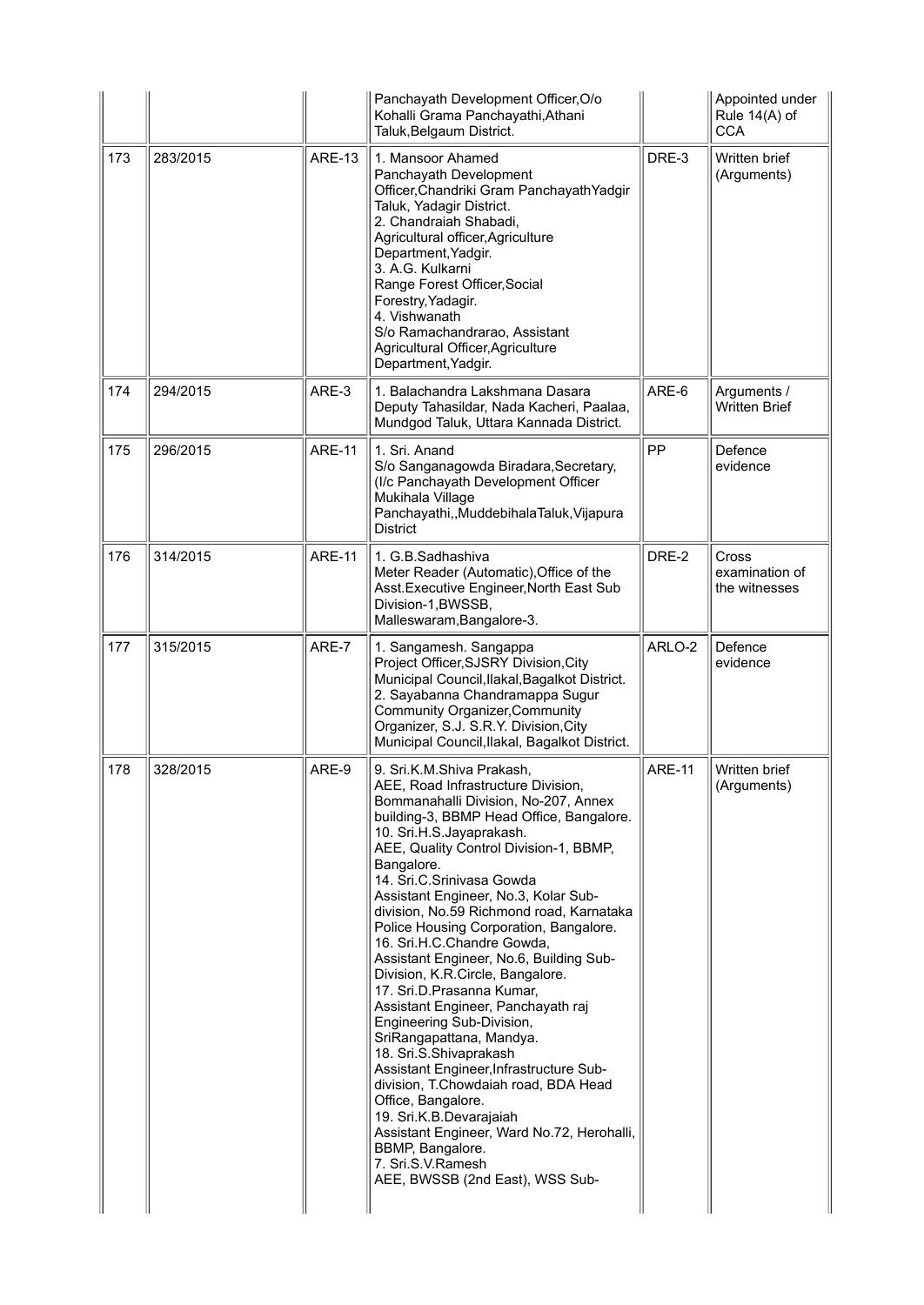| | | | | | |
|---|---|---|---|---|---|
| | | | Panchayath Development Officer,O/o Kohalli Grama Panchayathi,Athani Taluk,Belgaum District. | | Appointed under Rule 14(A) of CCA |
| 173 | 283/2015 | ARE-13 | 1. Mansoor Ahamed Panchayath Development Officer,Chandriki Gram PanchayathYadgir Taluk, Yadagir District. 2. Chandraiah Shabadi, Agricultural officer,Agriculture Department,Yadgir. 3. A.G. Kulkarni Range Forest Officer,Social Forestry,Yadagir. 4. Vishwanath S/o Ramachandrarao, Assistant Agricultural Officer,Agriculture Department,Yadgir. | DRE-3 | Written brief (Arguments) |
| 174 | 294/2015 | ARE-3 | 1. Balachandra Lakshmana Dasara Deputy Tahasildar, Nada Kacheri, Paalaa, Mundgod Taluk, Uttara Kannada District. | ARE-6 | Arguments / Written Brief |
| 175 | 296/2015 | ARE-11 | 1. Sri. Anand S/o Sanganagowda Biradara,Secretary, (I/c Panchayath Development Officer Mukihala Village Panchayathi,,MuddebihalaTaluk,Vijapura District | PP | Defence evidence |
| 176 | 314/2015 | ARE-11 | 1. G.B.Sadhashiva Meter Reader (Automatic),Office of the Asst.Executive Engineer,North East Sub Division-1,BWSSB, Malleswaram,Bangalore-3. | DRE-2 | Cross examination of the witnesses |
| 177 | 315/2015 | ARE-7 | 1. Sangamesh. Sangappa Project Officer,SJSRY Division,City Municipal Council,Ilakal,Bagalkot District. 2. Sayabanna Chandramappa Sugur Community Organizer,Community Organizer, S.J. S.R.Y. Division,City Municipal Council,Ilakal, Bagalkot District. | ARLO-2 | Defence evidence |
| 178 | 328/2015 | ARE-9 | 9. Sri.K.M.Shiva Prakash, AEE, Road Infrastructure Division, Bommanahalli Division, No-207, Annex building-3, BBMP Head Office, Bangalore. 10. Sri.H.S.Jayaprakash. AEE, Quality Control Division-1, BBMP, Bangalore. 14. Sri.C.Srinivasa Gowda Assistant Engineer, No.3, Kolar Sub-division, No.59 Richmond road, Karnataka Police Housing Corporation, Bangalore. 16. Sri.H.C.Chandre Gowda, Assistant Engineer, No.6, Building Sub-Division, K.R.Circle, Bangalore. 17. Sri.D.Prasanna Kumar, Assistant Engineer, Panchayath raj Engineering Sub-Division, SriRangapattana, Mandya. 18. Sri.S.Shivaprakash Assistant Engineer,Infrastructure Sub-division, T.Chowdaiah road, BDA Head Office, Bangalore. 19. Sri.K.B.Devarajaiah Assistant Engineer, Ward No.72, Herohalli, BBMP, Bangalore. 7. Sri.S.V.Ramesh AEE, BWSSB (2nd East), WSS Sub- | ARE-11 | Written brief (Arguments) |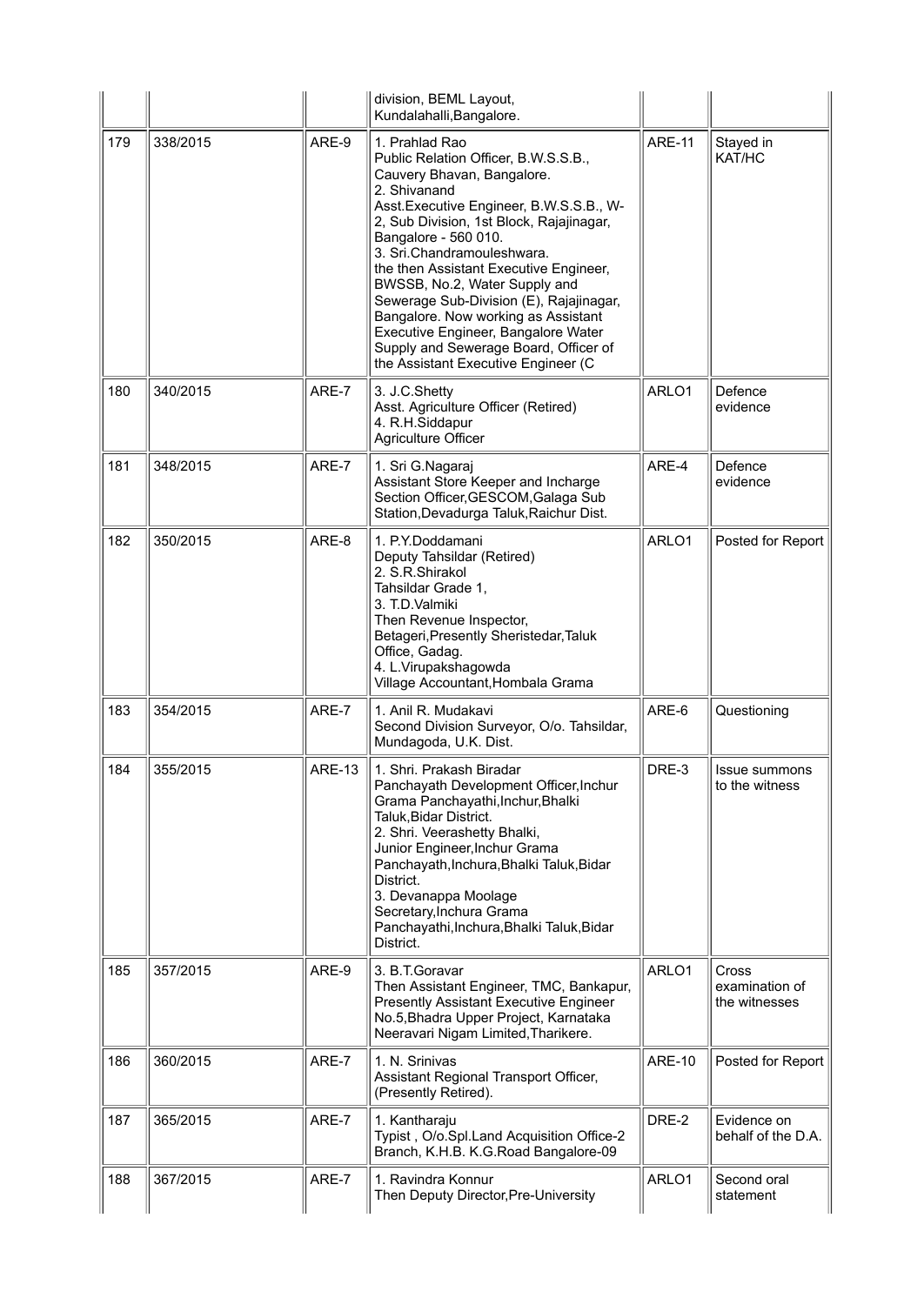| | | | | | |
|---|---|---|---|---|---|
| | | | division, BEML Layout, Kundalahalli,Bangalore. | | |
| 179 | 338/2015 | ARE-9 | 1. Prahlad Rao<br>Public Relation Officer, B.W.S.S.B., Cauvery Bhavan, Bangalore.<br>2. Shivanand<br>Asst.Executive Engineer, B.W.S.S.B., W-2, Sub Division, 1st Block, Rajajinagar, Bangalore - 560 010.<br>3. Sri.Chandramouleshwara.<br>the then Assistant Executive Engineer, BWSSB, No.2, Water Supply and Sewerage Sub-Division (E), Rajajinagar, Bangalore. Now working as Assistant Executive Engineer, Bangalore Water Supply and Sewerage Board, Officer of the Assistant Executive Engineer (C | ARE-11 | Stayed in KAT/HC |
| 180 | 340/2015 | ARE-7 | 3. J.C.Shetty<br>Asst. Agriculture Officer (Retired)<br>4. R.H.Siddapur<br>Agriculture Officer | ARLO1 | Defence evidence |
| 181 | 348/2015 | ARE-7 | 1. Sri G.Nagaraj<br>Assistant Store Keeper and Incharge Section Officer,GESCOM,Galaga Sub Station,Devadurga Taluk,Raichur Dist. | ARE-4 | Defence evidence |
| 182 | 350/2015 | ARE-8 | 1. P.Y.Doddamani<br>Deputy Tahsildar (Retired)<br>2. S.R.Shirakol<br>Tahsildar Grade 1,<br>3. T.D.Valmiki<br>Then Revenue Inspector, Betageri,Presently Sheristedar,Taluk Office, Gadag.<br>4. L.Virupakshagowda<br>Village Accountant,Hombala Grama | ARLO1 | Posted for Report |
| 183 | 354/2015 | ARE-7 | 1. Anil R. Mudakavi<br>Second Division Surveyor, O/o. Tahsildar, Mundagoda, U.K. Dist. | ARE-6 | Questioning |
| 184 | 355/2015 | ARE-13 | 1. Shri. Prakash Biradar<br>Panchayath Development Officer,Inchur Grama Panchayathi,Inchur,Bhalki Taluk,Bidar District.<br>2. Shri. Veerashetty Bhalki,<br>Junior Engineer,Inchur Grama Panchayath,Inchura,Bhalki Taluk,Bidar District.<br>3. Devanappa Moolage<br>Secretary,Inchura Grama Panchayathi,Inchura,Bhalki Taluk,Bidar District. | DRE-3 | Issue summons to the witness |
| 185 | 357/2015 | ARE-9 | 3. B.T.Goravar<br>Then Assistant Engineer, TMC, Bankapur, Presently Assistant Executive Engineer No.5,Bhadra Upper Project, Karnataka Neeravari Nigam Limited,Tharikere. | ARLO1 | Cross examination of the witnesses |
| 186 | 360/2015 | ARE-7 | 1. N. Srinivas<br>Assistant Regional Transport Officer, (Presently Retired). | ARE-10 | Posted for Report |
| 187 | 365/2015 | ARE-7 | 1. Kantharaju<br>Typist , O/o.Spl.Land Acquisition Office-2 Branch, K.H.B. K.G.Road Bangalore-09 | DRE-2 | Evidence on behalf of the D.A. |
| 188 | 367/2015 | ARE-7 | 1. Ravindra Konnur<br>Then Deputy Director,Pre-University | ARLO1 | Second oral statement |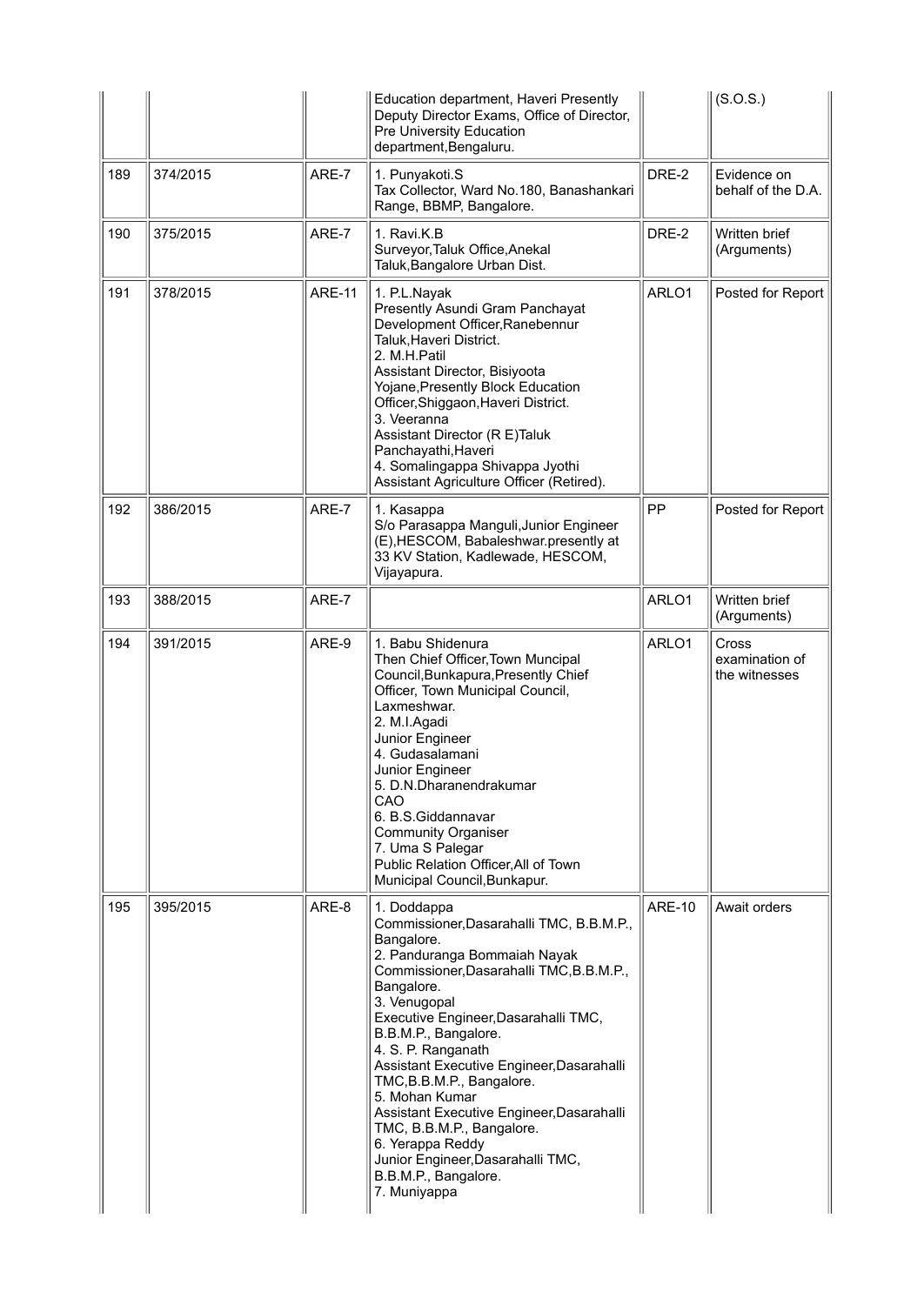| | | | Education department, Haveri Presently Deputy Director Exams, Office of Director, Pre University Education department,Bengaluru. | | (S.O.S.) |
|---|---|---|---|---|---|
| 189 | 374/2015 | ARE-7 | 1. Punyakoti.S<br>Tax Collector, Ward No.180, Banashankari Range, BBMP, Bangalore. | DRE-2 | Evidence on behalf of the D.A. |
| 190 | 375/2015 | ARE-7 | 1. Ravi.K.B<br>Surveyor,Taluk Office,Anekal Taluk,Bangalore Urban Dist. | DRE-2 | Written brief (Arguments) |
| 191 | 378/2015 | ARE-11 | 1. P.L.Nayak<br>Presently Asundi Gram Panchayat Development Officer,Ranebennur Taluk,Haveri District.<br>2. M.H.Patil<br>Assistant Director, Bisiyoota Yojane,Presently Block Education Officer,Shiggaon,Haveri District.<br>3. Veeranna<br>Assistant Director (R E)Taluk Panchayathi,Haveri<br>4. Somalingappa Shivappa Jyothi<br>Assistant Agriculture Officer (Retired). | ARLO1 | Posted for Report |
| 192 | 386/2015 | ARE-7 | 1. Kasappa<br>S/o Parasappa Manguli,Junior Engineer (E),HESCOM, Babaleshwar.presently at 33 KV Station, Kadlewade, HESCOM, Vijayapura. | PP | Posted for Report |
| 193 | 388/2015 | ARE-7 | | ARLO1 | Written brief (Arguments) |
| 194 | 391/2015 | ARE-9 | 1. Babu Shidenura<br>Then Chief Officer,Town Muncipal Council,Bunkapura,Presently Chief Officer, Town Municipal Council, Laxmeshwar.<br>2. M.I.Agadi<br>Junior Engineer<br>4. Gudasalamani<br>Junior Engineer<br>5. D.N.Dharanendrakumar<br>CAO<br>6. B.S.Giddannavar<br>Community Organiser<br>7. Uma S Palegar<br>Public Relation Officer,All of Town Municipal Council,Bunkapur. | ARLO1 | Cross examination of the witnesses |
| 195 | 395/2015 | ARE-8 | 1. Doddappa<br>Commissioner,Dasarahalli TMC, B.B.M.P., Bangalore.<br>2. Panduranga Bommaiah Nayak<br>Commissioner,Dasarahalli TMC,B.B.M.P., Bangalore.<br>3. Venugopal<br>Executive Engineer,Dasarahalli TMC, B.B.M.P., Bangalore.<br>4. S. P. Ranganath<br>Assistant Executive Engineer,Dasarahalli TMC,B.B.M.P., Bangalore.<br>5. Mohan Kumar<br>Assistant Executive Engineer,Dasarahalli TMC, B.B.M.P., Bangalore.<br>6. Yerappa Reddy<br>Junior Engineer,Dasarahalli TMC, B.B.M.P., Bangalore.<br>7. Muniyappa | ARE-10 | Await orders |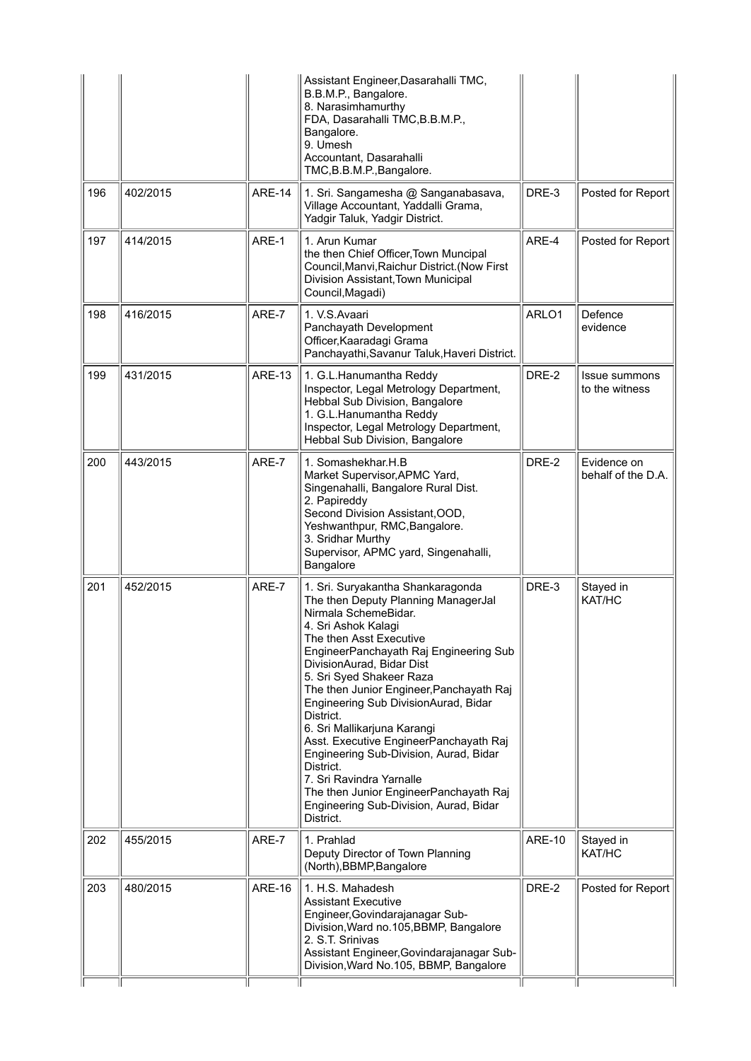| | | | | | |
|---|---|---|---|---|---|
| | | | Assistant Engineer,Dasarahalli TMC, B.B.M.P., Bangalore.<br>8. Narasimhamurthy<br>FDA, Dasarahalli TMC,B.B.M.P., Bangalore.<br>9. Umesh<br>Accountant, Dasarahalli TMC,B.B.M.P.,Bangalore. | | |
| 196 | 402/2015 | ARE-14 | 1. Sri. Sangamesha @ Sanganabasava, Village Accountant, Yaddalli Grama, Yadgir Taluk, Yadgir District. | DRE-3 | Posted for Report |
| 197 | 414/2015 | ARE-1 | 1. Arun Kumar<br>the then Chief Officer,Town Muncipal Council,Manvi,Raichur District.(Now First Division Assistant,Town Municipal Council,Magadi) | ARE-4 | Posted for Report |
| 198 | 416/2015 | ARE-7 | 1. V.S.Avaari<br>Panchayath Development Officer,Kaaradagi Grama Panchayathi,Savanur Taluk,Haveri District. | ARLO1 | Defence evidence |
| 199 | 431/2015 | ARE-13 | 1. G.L.Hanumantha Reddy<br>Inspector, Legal Metrology Department, Hebbal Sub Division, Bangalore<br>1. G.L.Hanumantha Reddy<br>Inspector, Legal Metrology Department, Hebbal Sub Division, Bangalore | DRE-2 | Issue summons to the witness |
| 200 | 443/2015 | ARE-7 | 1. Somashekhar.H.B<br>Market Supervisor,APMC Yard, Singenahalli, Bangalore Rural Dist.<br>2. Papireddy<br>Second Division Assistant,OOD, Yeshwanthpur, RMC,Bangalore.<br>3. Sridhar Murthy<br>Supervisor, APMC yard, Singenahalli, Bangalore | DRE-2 | Evidence on behalf of the D.A. |
| 201 | 452/2015 | ARE-7 | 1. Sri. Suryakantha Shankaragonda<br>The then Deputy Planning ManagerJal Nirmala SchemeBidar.<br>4. Sri Ashok Kalagi<br>The then Asst Executive EngineerPanchayath Raj Engineering Sub DivisionAurad, Bidar Dist<br>5. Sri Syed Shakeer Raza<br>The then Junior Engineer,Panchayath Raj Engineering Sub DivisionAurad, Bidar District.<br>6. Sri Mallikarjuna Karangi<br>Asst. Executive EngineerPanchayath Raj Engineering Sub-Division, Aurad, Bidar District.<br>7. Sri Ravindra Yarnalle<br>The then Junior EngineerPanchayath Raj Engineering Sub-Division, Aurad, Bidar District. | DRE-3 | Stayed in KAT/HC |
| 202 | 455/2015 | ARE-7 | 1. Prahlad<br>Deputy Director of Town Planning (North),BBMP,Bangalore | ARE-10 | Stayed in KAT/HC |
| 203 | 480/2015 | ARE-16 | 1. H.S. Mahadesh<br>Assistant Executive Engineer,Govindarajanagar Sub-Division,Ward no.105,BBMP, Bangalore<br>2. S.T. Srinivas<br>Assistant Engineer,Govindarajanagar Sub-Division,Ward No.105, BBMP, Bangalore | DRE-2 | Posted for Report |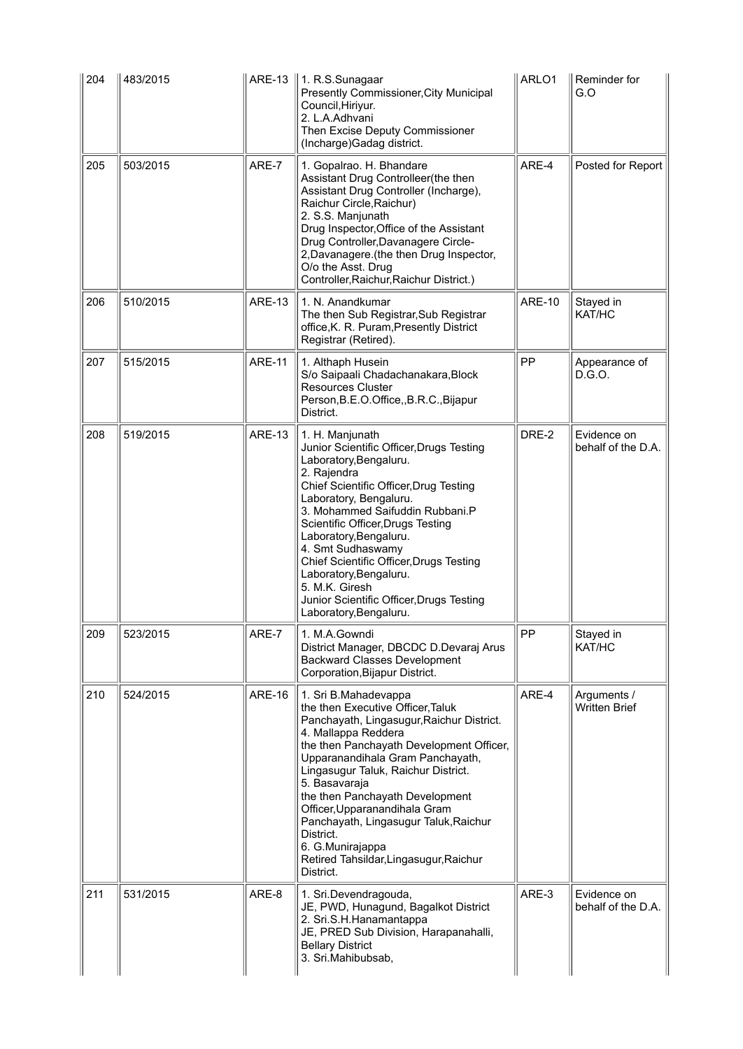| 204 | 483/2015 | ARE-13 | 1. R.S.Sunagaar<br>Presently Commissioner,City Municipal Council,Hiriyur.<br>2. L.A.Adhvani<br>Then Excise Deputy Commissioner (Incharge)Gadag district. | ARLO1 | Reminder for G.O |
|---|---|---|---|---|---|
| 205 | 503/2015 | ARE-7 | 1. Gopalrao. H. Bhandare<br>Assistant Drug Controlleer(the then Assistant Drug Controller (Incharge), Raichur Circle,Raichur)<br>2. S.S. Manjunath<br>Drug Inspector,Office of the Assistant Drug Controller,Davanagere Circle-2,Davanagere.(the then Drug Inspector, O/o the Asst. Drug Controller,Raichur,Raichur District.) | ARE-4 | Posted for Report |
| 206 | 510/2015 | ARE-13 | 1. N. Anandkumar<br>The then Sub Registrar,Sub Registrar office,K. R. Puram,Presently District Registrar (Retired). | ARE-10 | Stayed in KAT/HC |
| 207 | 515/2015 | ARE-11 | 1. Althaph Husein<br>S/o Saipaali Chadachanakara,Block Resources Cluster Person,B.E.O.Office,,B.R.C.,Bijapur District. | PP | Appearance of D.G.O. |
| 208 | 519/2015 | ARE-13 | 1. H. Manjunath<br>Junior Scientific Officer,Drugs Testing Laboratory,Bengaluru.<br>2. Rajendra<br>Chief Scientific Officer,Drug Testing Laboratory, Bengaluru.<br>3. Mohammed Saifuddin Rubbani.P<br>Scientific Officer,Drugs Testing Laboratory,Bengaluru.<br>4. Smt Sudhaswamy<br>Chief Scientific Officer,Drugs Testing Laboratory,Bengaluru.<br>5. M.K. Giresh<br>Junior Scientific Officer,Drugs Testing Laboratory,Bengaluru. | DRE-2 | Evidence on behalf of the D.A. |
| 209 | 523/2015 | ARE-7 | 1. M.A.Gowndi<br>District Manager, DBCDC D.Devaraj Arus Backward Classes Development Corporation,Bijapur District. | PP | Stayed in KAT/HC |
| 210 | 524/2015 | ARE-16 | 1. Sri B.Mahadevappa<br>the then Executive Officer,Taluk Panchayath, Lingasugur,Raichur District.<br>4. Mallappa Reddera<br>the then Panchayath Development Officer, Upparanandihala Gram Panchayath, Lingasugur Taluk, Raichur District.<br>5. Basavaraja<br>the then Panchayath Development Officer,Upparanandihala Gram Panchayath, Lingasugur Taluk,Raichur District.<br>6. G.Munirajappa<br>Retired Tahsildar,Lingasugur,Raichur District. | ARE-4 | Arguments / Written Brief |
| 211 | 531/2015 | ARE-8 | 1. Sri.Devendragouda,<br>JE, PWD, Hunagund, Bagalkot District<br>2. Sri.S.H.Hanamantappa<br>JE, PRED Sub Division, Harapanahalli, Bellary District<br>3. Sri.Mahibubsab, | ARE-3 | Evidence on behalf of the D.A. |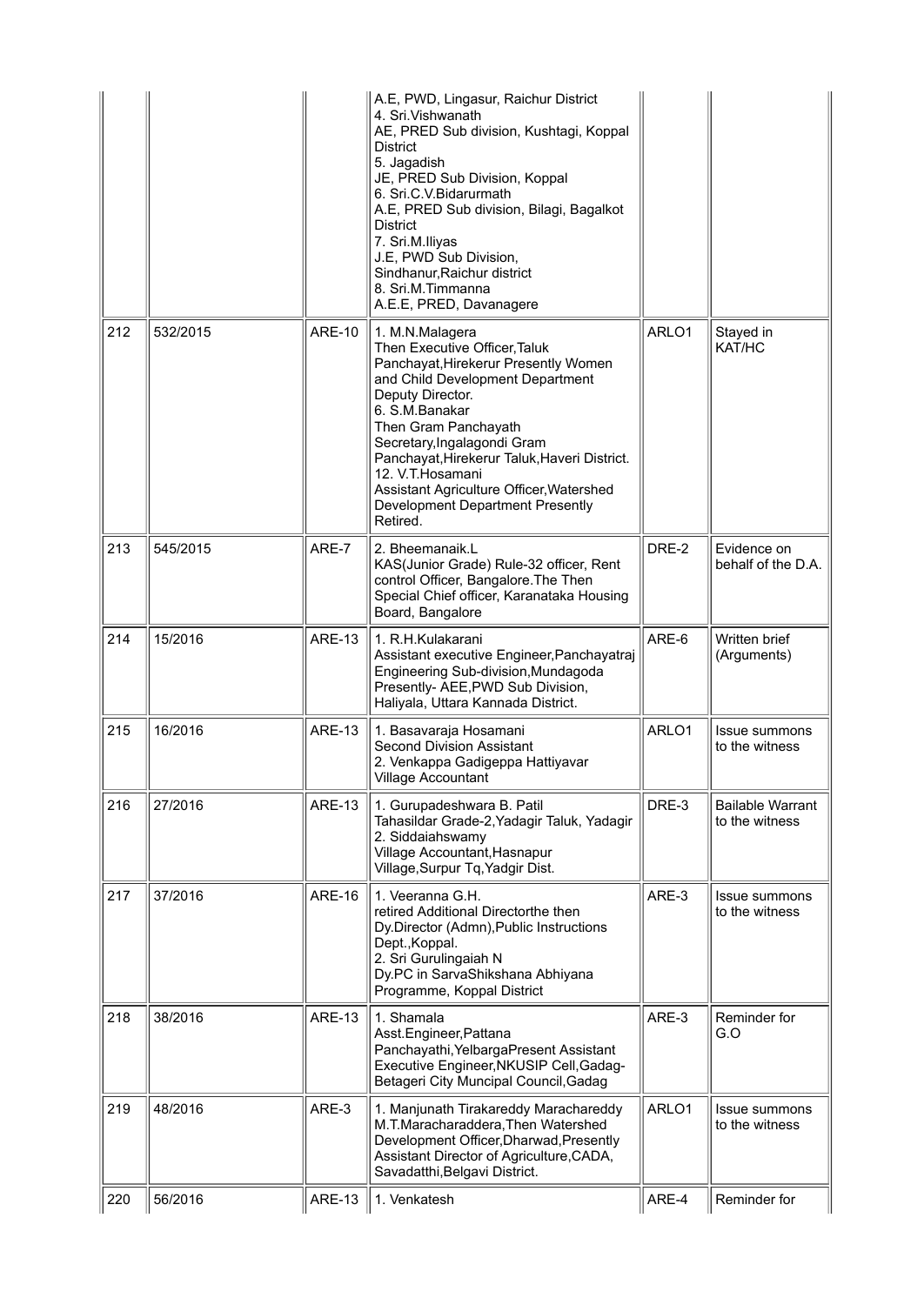| | | | | | |
|---|---|---|---|---|---|
| | | | A.E, PWD, Lingasur, Raichur District<br>4. Sri.Vishwanath<br>AE, PRED Sub division, Kushtagi, Koppal District<br>5. Jagadish<br>JE, PRED Sub Division, Koppal<br>6. Sri.C.V.Bidarurmath<br>A.E, PRED Sub division, Bilagi, Bagalkot District<br>7. Sri.M.Iliyas<br>J.E, PWD Sub Division, Sindhanur,Raichur district<br>8. Sri.M.Timmanna<br>A.E.E, PRED, Davanagere | | |
| 212 | 532/2015 | ARE-10 | 1. M.N.Malagera<br>Then Executive Officer,Taluk Panchayat,Hirekerur Presently Women and Child Development Department Deputy Director.<br>6. S.M.Banakar<br>Then Gram Panchayath Secretary,Ingalagondi Gram Panchayat,Hirekerur Taluk,Haveri District.<br>12. V.T.Hosamani<br>Assistant Agriculture Officer,Watershed Development Department Presently Retired. | ARLO1 | Stayed in KAT/HC |
| 213 | 545/2015 | ARE-7 | 2. Bheemanaik.L<br>KAS(Junior Grade) Rule-32 officer, Rent control Officer, Bangalore.The Then Special Chief officer, Karanataka Housing Board, Bangalore | DRE-2 | Evidence on behalf of the D.A. |
| 214 | 15/2016 | ARE-13 | 1. R.H.Kulakarani<br>Assistant executive Engineer,Panchayatraj Engineering Sub-division,Mundagoda Presently- AEE,PWD Sub Division, Haliyala, Uttara Kannada District. | ARE-6 | Written brief (Arguments) |
| 215 | 16/2016 | ARE-13 | 1. Basavaraja Hosamani<br>Second Division Assistant<br>2. Venkappa Gadigeppa Hattiyavar<br>Village Accountant | ARLO1 | Issue summons to the witness |
| 216 | 27/2016 | ARE-13 | 1. Gurupadeshwara B. Patil<br>Tahasildar Grade-2,Yadagir Taluk, Yadagir<br>2. Siddaiahswamy<br>Village Accountant,Hasnapur Village,Surpur Tq,Yadgir Dist. | DRE-3 | Bailable Warrant to the witness |
| 217 | 37/2016 | ARE-16 | 1. Veeranna G.H.<br>retired Additional Directorthe then Dy.Director (Admn),Public Instructions Dept.,Koppal.<br>2. Sri Gurulingaiah N<br>Dy.PC in SarvaShikshana Abhiyana Programme, Koppal District | ARE-3 | Issue summons to the witness |
| 218 | 38/2016 | ARE-13 | 1. Shamala<br>Asst.Engineer,Pattana Panchayathi,YelbargaPresent Assistant Executive Engineer,NKUSIP Cell,Gadag-Betageri City Muncipal Council,Gadag | ARE-3 | Reminder for G.O |
| 219 | 48/2016 | ARE-3 | 1. Manjunath Tirakareddy Maracharedddy M.T.Maracharaddera,Then Watershed Development Officer,Dharwad,Presently Assistant Director of Agriculture,CADA, Savadatthi,Belgavi District. | ARLO1 | Issue summons to the witness |
| 220 | 56/2016 | ARE-13 | 1. Venkatesh | ARE-4 | Reminder for |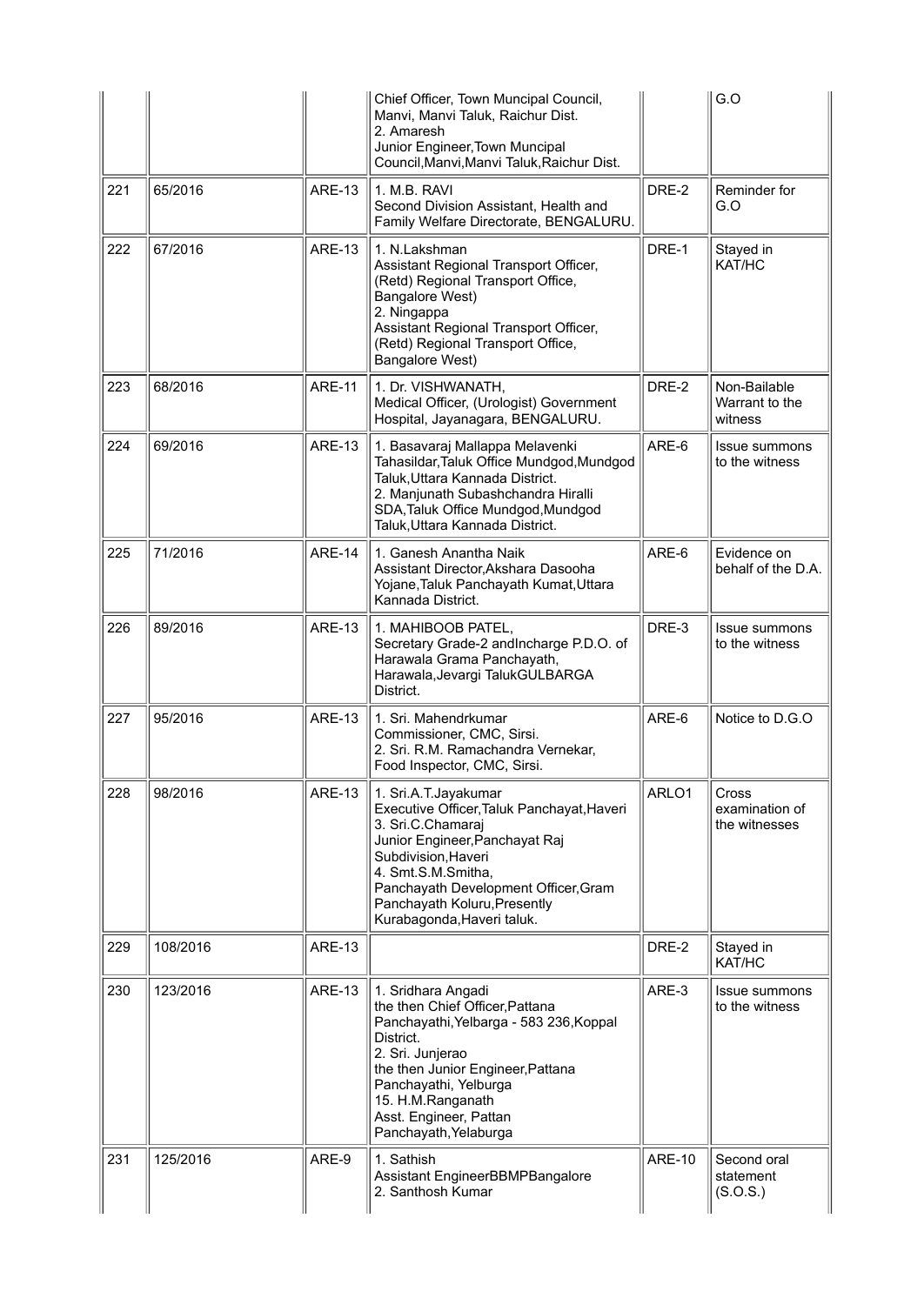|  |  |  | Chief Officer, Town Muncipal Council, Manvi, Manvi Taluk, Raichur Dist.<br>2. Amaresh<br>Junior Engineer,Town Muncipal Council,Manvi,Manvi Taluk,Raichur Dist. |  | G.O |
|---|---|---|---|---|---|
| 221 | 65/2016 | ARE-13 | 1. M.B. RAVI<br>Second Division Assistant, Health and Family Welfare Directorate, BENGALURU. | DRE-2 | Reminder for G.O |
| 222 | 67/2016 | ARE-13 | 1. N.Lakshman<br>Assistant Regional Transport Officer, (Retd) Regional Transport Office, Bangalore West)<br>2. Ningappa<br>Assistant Regional Transport Officer, (Retd) Regional Transport Office, Bangalore West) | DRE-1 | Stayed in KAT/HC |
| 223 | 68/2016 | ARE-11 | 1. Dr. VISHWANATH,<br>Medical Officer, (Urologist) Government Hospital, Jayanagara, BENGALURU. | DRE-2 | Non-Bailable Warrant to the witness |
| 224 | 69/2016 | ARE-13 | 1. Basavaraj Mallappa Melavenki<br>Tahasildar,Taluk Office Mundgod,Mundgod Taluk,Uttara Kannada District.<br>2. Manjunath Subashchandra Hiralli<br>SDA,Taluk Office Mundgod,Mundgod Taluk,Uttara Kannada District. | ARE-6 | Issue summons to the witness |
| 225 | 71/2016 | ARE-14 | 1. Ganesh Anantha Naik<br>Assistant Director,Akshara Dasooha Yojane,Taluk Panchayath Kumat,Uttara Kannada District. | ARE-6 | Evidence on behalf of the D.A. |
| 226 | 89/2016 | ARE-13 | 1. MAHIBOOB PATEL,<br>Secretary Grade-2 andIncharge P.D.O. of Harawala Grama Panchayath, Harawala,Jevargi TalukGULBARGA District. | DRE-3 | Issue summons to the witness |
| 227 | 95/2016 | ARE-13 | 1. Sri. Mahendrkumar<br>Commissioner, CMC, Sirsi.<br>2. Sri. R.M. Ramachandra Vernekar, Food Inspector, CMC, Sirsi. | ARE-6 | Notice to D.G.O |
| 228 | 98/2016 | ARE-13 | 1. Sri.A.T.Jayakumar<br>Executive Officer,Taluk Panchayat,Haveri<br>3. Sri.C.Chamaraj<br>Junior Engineer,Panchayat Raj Subdivision,Haveri<br>4. Smt.S.M.Smitha,<br>Panchayath Development Officer,Gram Panchayath Koluru,Presently Kurabagonda,Haveri taluk. | ARLO1 | Cross examination of the witnesses |
| 229 | 108/2016 | ARE-13 |  | DRE-2 | Stayed in KAT/HC |
| 230 | 123/2016 | ARE-13 | 1. Sridhara Angadi<br>the then Chief Officer,Pattana Panchayathi,Yelbarga - 583 236,Koppal District.<br>2. Sri. Junjerao<br>the then Junior Engineer,Pattana Panchayathi, Yelburga<br>15. H.M.Ranganath<br>Asst. Engineer, Pattan Panchayath,Yelaburga | ARE-3 | Issue summons to the witness |
| 231 | 125/2016 | ARE-9 | 1. Sathish<br>Assistant EngineerBBMPBangalore<br>2. Santhosh Kumar | ARE-10 | Second oral statement (S.O.S.) |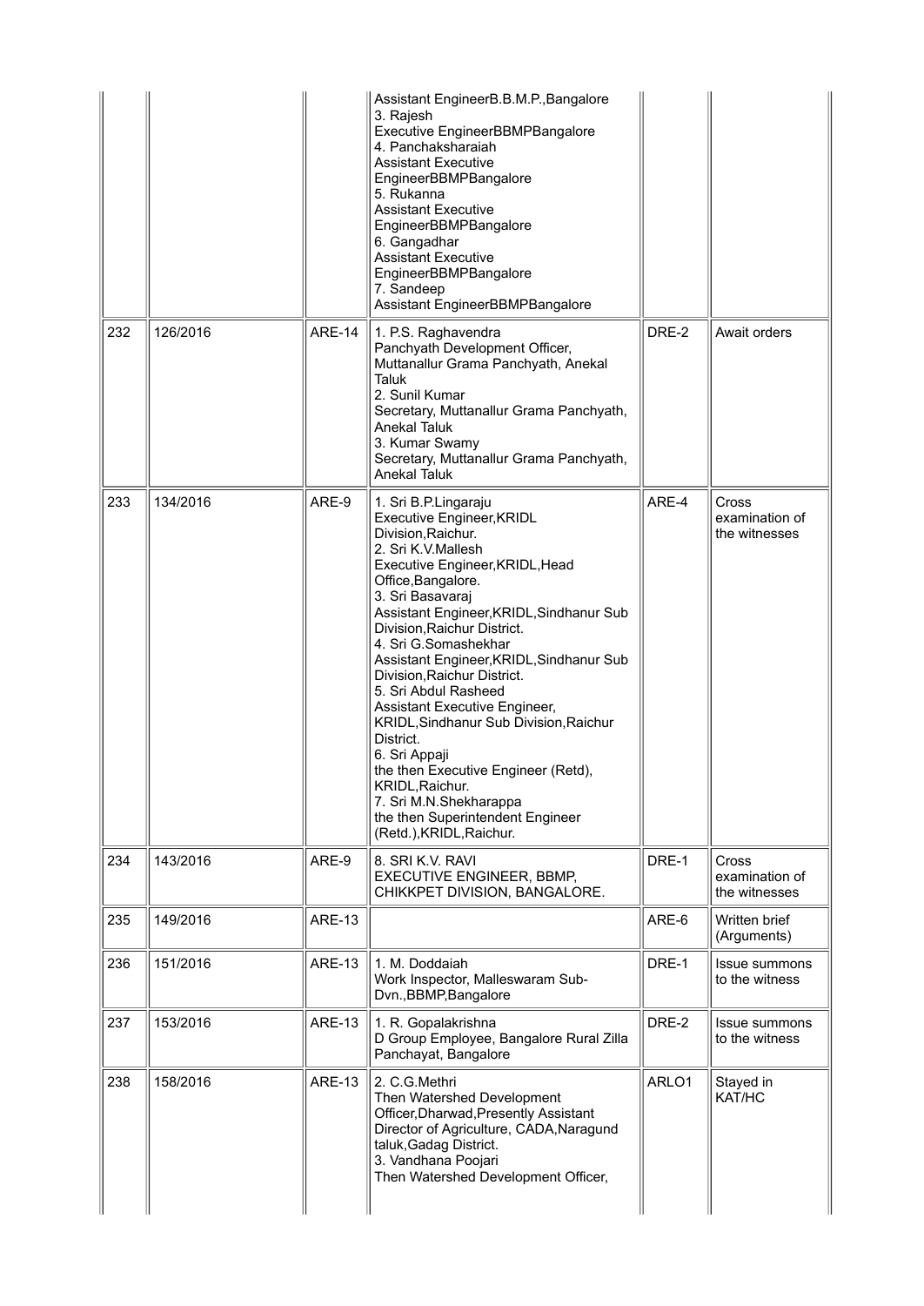|  |  |  | Assistant EngineerB.B.M.P.,Bangalore<br>3. Rajesh<br>Executive EngineerBBMPBangalore<br>4. Panchaksharaiah<br>Assistant Executive EngineerBBMPBangalore<br>5. Rukanna<br>Assistant Executive EngineerBBMPBangalore<br>6. Gangadhar<br>Assistant Executive EngineerBBMPBangalore<br>7. Sandeep<br>Assistant EngineerBBMPBangalore |  |  |
|---|---|---|---|---|---|
| 232 | 126/2016 | ARE-14 | 1. P.S. Raghavendra<br>Panchyath Development Officer, Muttanallur Grama Panchyath, Anekal Taluk<br>2. Sunil Kumar<br>Secretary, Muttanallur Grama Panchyath, Anekal Taluk<br>3. Kumar Swamy<br>Secretary, Muttanallur Grama Panchyath, Anekal Taluk | DRE-2 | Await orders |
| 233 | 134/2016 | ARE-9 | 1. Sri B.P.Lingaraju<br>Executive Engineer,KRIDL Division,Raichur.<br>2. Sri K.V.Mallesh<br>Executive Engineer,KRIDL,Head Office,Bangalore.<br>3. Sri Basavaraj<br>Assistant Engineer,KRIDL,Sindhanur Sub Division,Raichur District.<br>4. Sri G.Somashekhar<br>Assistant Engineer,KRIDL,Sindhanur Sub Division,Raichur District.<br>5. Sri Abdul Rasheed<br>Assistant Executive Engineer, KRIDL,Sindhanur Sub Division,Raichur District.<br>6. Sri Appaji<br>the then Executive Engineer (Retd), KRIDL,Raichur.<br>7. Sri M.N.Shekharappa<br>the then Superintendent Engineer (Retd.),KRIDL,Raichur. | ARE-4 | Cross examination of the witnesses |
| 234 | 143/2016 | ARE-9 | 8. SRI K.V. RAVI<br>EXECUTIVE ENGINEER, BBMP, CHIKKPET DIVISION, BANGALORE. | DRE-1 | Cross examination of the witnesses |
| 235 | 149/2016 | ARE-13 |  | ARE-6 | Written brief (Arguments) |
| 236 | 151/2016 | ARE-13 | 1. M. Doddaiah<br>Work Inspector, Malleswaram Sub-Dvn.,BBMP,Bangalore | DRE-1 | Issue summons to the witness |
| 237 | 153/2016 | ARE-13 | 1. R. Gopalakrishna<br>D Group Employee, Bangalore Rural Zilla Panchayat, Bangalore | DRE-2 | Issue summons to the witness |
| 238 | 158/2016 | ARE-13 | 2. C.G.Methri<br>Then Watershed Development Officer,Dharwad,Presently Assistant Director of Agriculture, CADA,Naragund taluk,Gadag District.<br>3. Vandhana Poojari<br>Then Watershed Development Officer, | ARLO1 | Stayed in KAT/HC |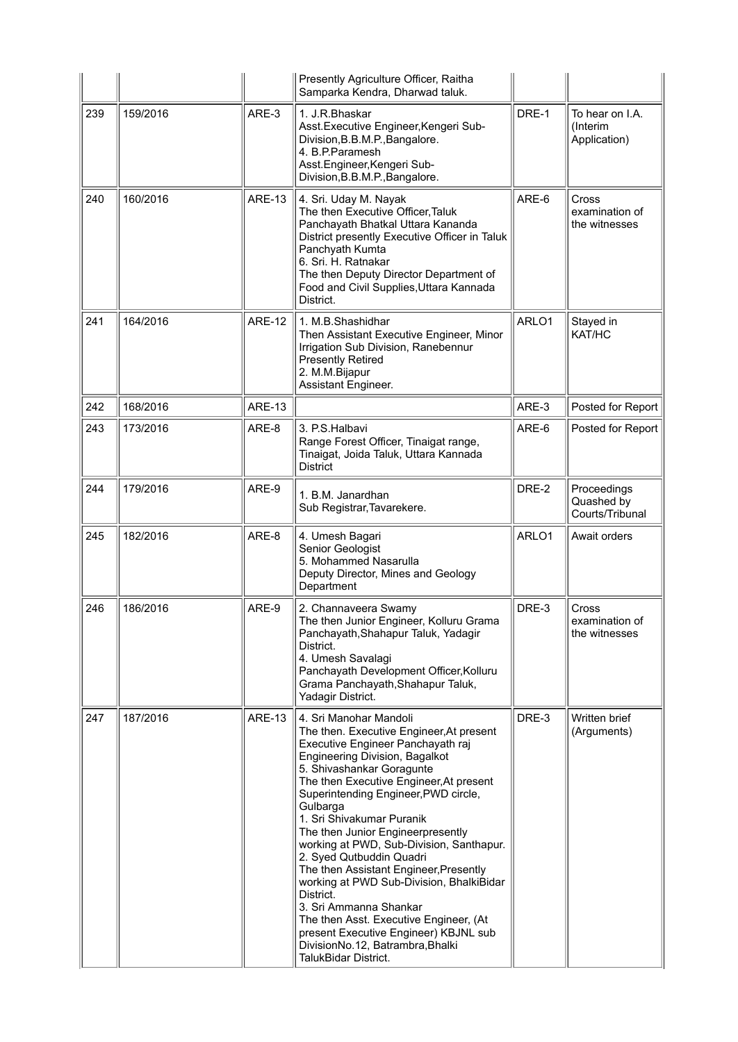| | | | | | |
|---|---|---|---|---|---|
| | | | Presently Agriculture Officer, Raitha Samparka Kendra, Dharwad taluk. | | |
| 239 | 159/2016 | ARE-3 | 1. J.R.Bhaskar<br>Asst.Executive Engineer,Kengeri Sub-Division,B.B.M.P.,Bangalore.<br>4. B.P.Paramesh<br>Asst.Engineer,Kengeri Sub-Division,B.B.M.P.,Bangalore. | DRE-1 | To hear on I.A. (Interim Application) |
| 240 | 160/2016 | ARE-13 | 4. Sri. Uday M. Nayak<br>The then Executive Officer,Taluk Panchayath Bhatkal Uttara Kananda District presently Executive Officer in Taluk Panchyath Kumta<br>6. Sri. H. Ratnakar<br>The then Deputy Director Department of Food and Civil Supplies,Uttara Kannada District. | ARE-6 | Cross examination of the witnesses |
| 241 | 164/2016 | ARE-12 | 1. M.B.Shashidhar<br>Then Assistant Executive Engineer, Minor Irrigation Sub Division, Ranebennur Presently Retired<br>2. M.M.Bijapur<br>Assistant Engineer. | ARLO1 | Stayed in KAT/HC |
| 242 | 168/2016 | ARE-13 | | ARE-3 | Posted for Report |
| 243 | 173/2016 | ARE-8 | 3. P.S.Halbavi<br>Range Forest Officer, Tinaigat range, Tinaigat, Joida Taluk, Uttara Kannada District | ARE-6 | Posted for Report |
| 244 | 179/2016 | ARE-9 | 1. B.M. Janardhan<br>Sub Registrar,Tavarekere. | DRE-2 | Proceedings Quashed by Courts/Tribunal |
| 245 | 182/2016 | ARE-8 | 4. Umesh Bagari<br>Senior Geologist<br>5. Mohammed Nasarulla<br>Deputy Director, Mines and Geology Department | ARLO1 | Await orders |
| 246 | 186/2016 | ARE-9 | 2. Channaveera Swamy<br>The then Junior Engineer, Kolluru Grama Panchayath,Shahapur Taluk, Yadagir District.<br>4. Umesh Savalagi<br>Panchayath Development Officer,Kolluru Grama Panchayath,Shahapur Taluk, Yadagir District. | DRE-3 | Cross examination of the witnesses |
| 247 | 187/2016 | ARE-13 | 4. Sri Manohar Mandoli<br>The then. Executive Engineer,At present Executive Engineer Panchayath raj Engineering Division, Bagalkot<br>5. Shivashankar Goragunte<br>The then Executive Engineer,At present Superintending Engineer,PWD circle, Gulbarga<br>1. Sri Shivakumar Puranik<br>The then Junior Engineerpresently working at PWD, Sub-Division, Santhapur.<br>2. Syed Qutbuddin Quadri<br>The then Assistant Engineer,Presently working at PWD Sub-Division, BhalkiBidar District.<br>3. Sri Ammanna Shankar<br>The then Asst. Executive Engineer, (At present Executive Engineer) KBJNL sub DivisionNo.12, Batrambra,Bhalki TalukBidar District. | DRE-3 | Written brief (Arguments) |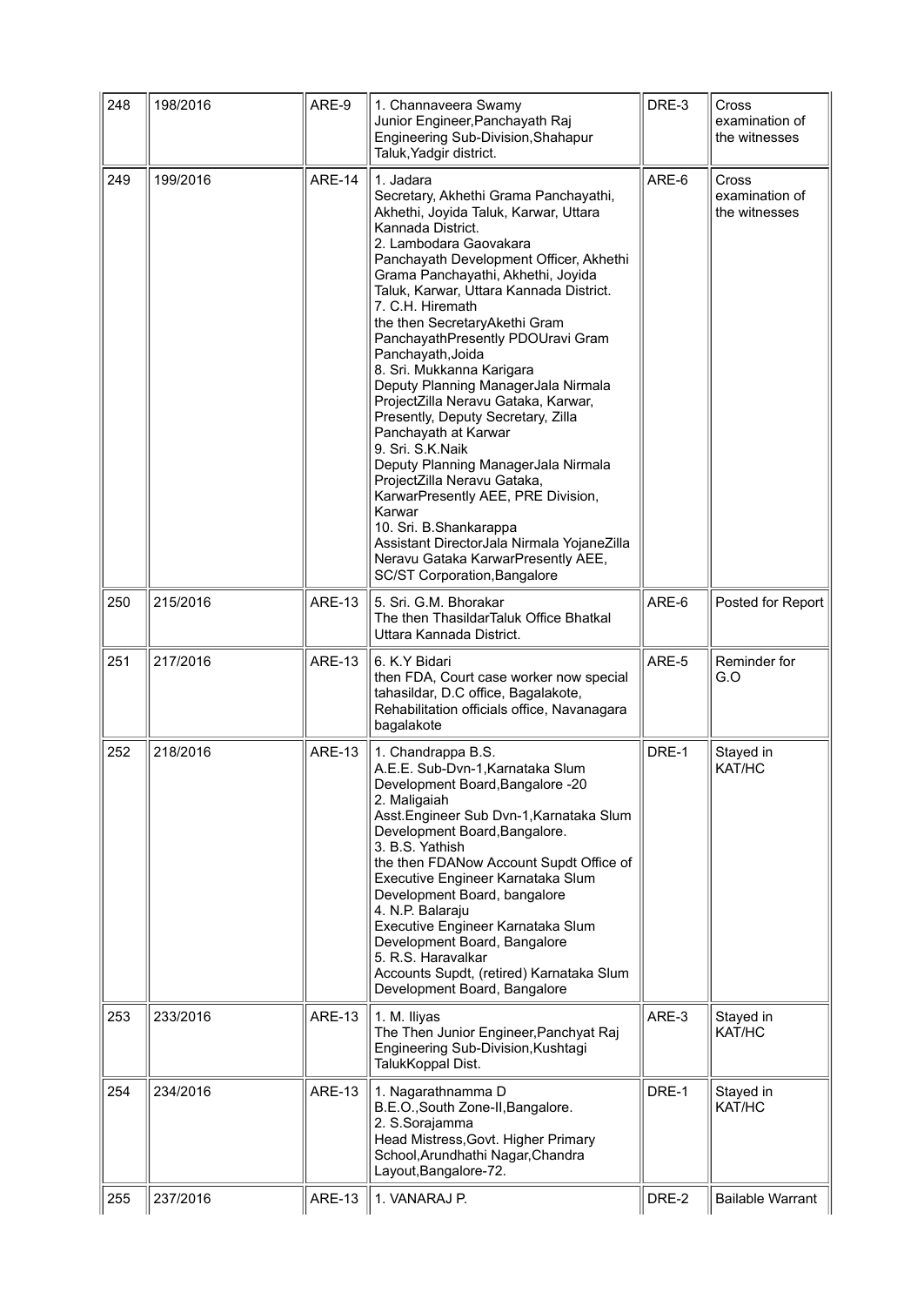| 248 | 198/2016 | ARE-9 | 1. Channaveera Swamy<br>Junior Engineer,Panchayath Raj Engineering Sub-Division,Shahapur Taluk,Yadgir district. | DRE-3 | Cross examination of the witnesses |
|---|---|---|---|---|---|
| 249 | 199/2016 | ARE-14 | 1. Jadara<br>Secretary, Akhethi Grama Panchayathi, Akhethi, Joyida Taluk, Karwar, Uttara Kannada District.<br>2. Lambodara Gaovakara<br>Panchayath Development Officer, Akhethi Grama Panchayathi, Akhethi, Joyida Taluk, Karwar, Uttara Kannada District.<br>7. C.H. Hiremath<br>the then SecretaryAkethi Gram PanchayathPresently PDOUravi Gram Panchayath,Joida<br>8. Sri. Mukkanna Karigara<br>Deputy Planning ManagerJala Nirmala ProjectZilla Neravu Gataka, Karwar, Presently, Deputy Secretary, Zilla Panchayath at Karwar<br>9. Sri. S.K.Naik<br>Deputy Planning ManagerJala Nirmala ProjectZilla Neravu Gataka, KarwarPresently AEE, PRE Division, Karwar<br>10. Sri. B.Shankarappa<br>Assistant DirectorJala Nirmala YojaneZilla Neravu Gataka KarwarPresently AEE, SC/ST Corporation,Bangalore | ARE-6 | Cross examination of the witnesses |
| 250 | 215/2016 | ARE-13 | 5. Sri. G.M. Bhorakar<br>The then ThasildarTaluk Office Bhatkal Uttara Kannada District. | ARE-6 | Posted for Report |
| 251 | 217/2016 | ARE-13 | 6. K.Y Bidari<br>then FDA, Court case worker now special tahasildar, D.C office, Bagalakote, Rehabilitation officials office, Navanagara bagalakote | ARE-5 | Reminder for G.O |
| 252 | 218/2016 | ARE-13 | 1. Chandrappa B.S.<br>A.E.E. Sub-Dvn-1,Karnataka Slum Development Board,Bangalore -20<br>2. Maligaiah<br>Asst.Engineer Sub Dvn-1,Karnataka Slum Development Board,Bangalore.<br>3. B.S. Yathish<br>the then FDANow Account Supdt Office of Executive Engineer Karnataka Slum Development Board, bangalore<br>4. N.P. Balaraju<br>Executive Engineer Karnataka Slum Development Board, Bangalore<br>5. R.S. Haravalkar<br>Accounts Supdt, (retired) Karnataka Slum Development Board, Bangalore | DRE-1 | Stayed in KAT/HC |
| 253 | 233/2016 | ARE-13 | 1. M. Iliyas<br>The Then Junior Engineer,Panchyat Raj Engineering Sub-Division,Kushtagi TalukKoppal Dist. | ARE-3 | Stayed in KAT/HC |
| 254 | 234/2016 | ARE-13 | 1. Nagarathnamma D<br>B.E.O.,South Zone-II,Bangalore.<br>2. S.Sorajamma<br>Head Mistress,Govt. Higher Primary School,Arundhathi Nagar,Chandra Layout,Bangalore-72. | DRE-1 | Stayed in KAT/HC |
| 255 | 237/2016 | ARE-13 | 1. VANARAJ P. | DRE-2 | Bailable Warrant |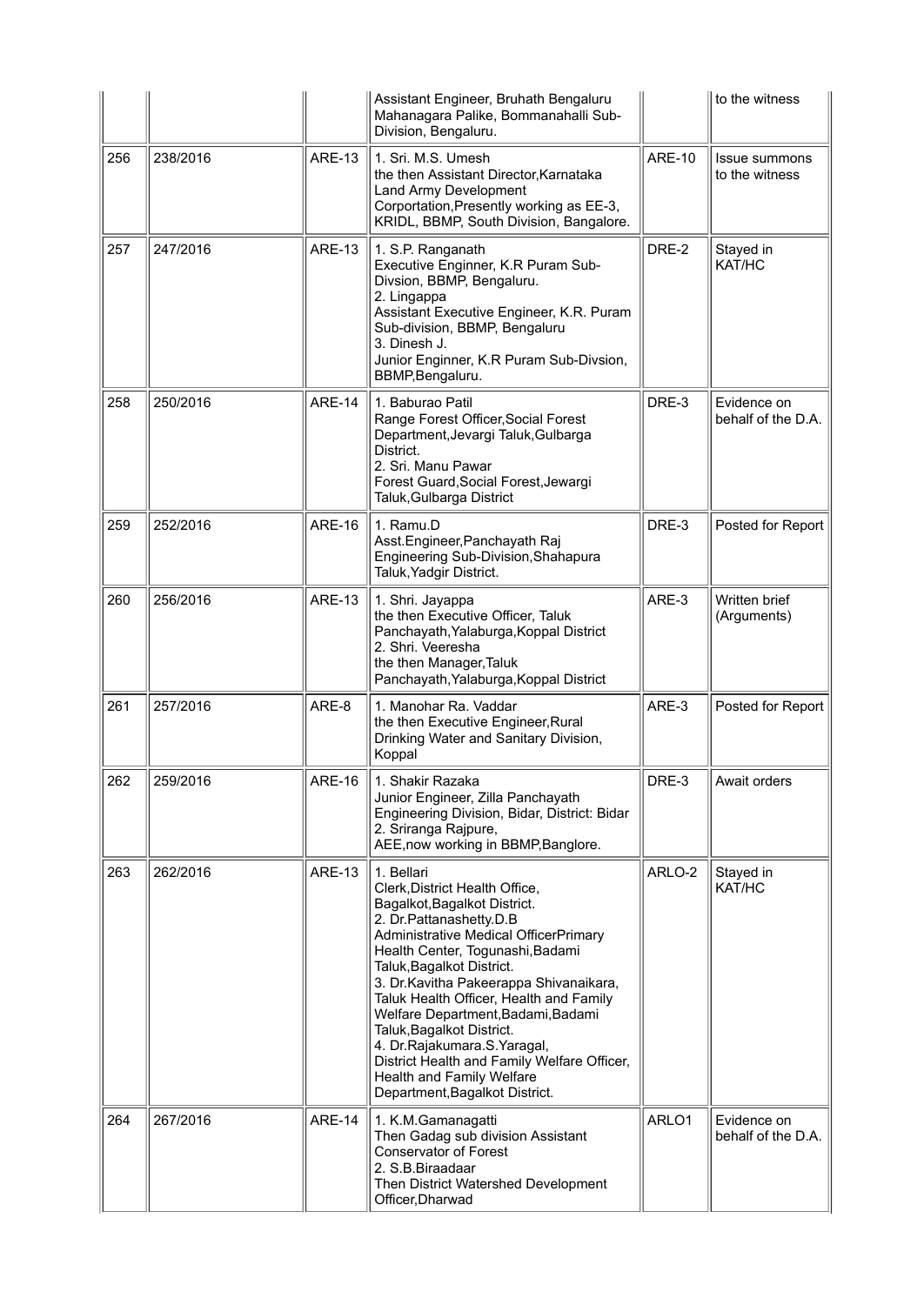| | | | | | |
|---|---|---|---|---|---|
| | | | Assistant Engineer, Bruhath Bengaluru Mahanagara Palike, Bommanahalli Sub-Division, Bengaluru. | | to the witness |
| 256 | 238/2016 | ARE-13 | 1. Sri. M.S. Umesh<br>the then Assistant Director,Karnataka Land Army Development Corportation,Presently working as EE-3, KRIDL, BBMP, South Division, Bangalore. | ARE-10 | Issue summons to the witness |
| 257 | 247/2016 | ARE-13 | 1. S.P. Ranganath<br>Executive Enginner, K.R Puram Sub-Divsion, BBMP, Bengaluru.<br>2. Lingappa<br>Assistant Executive Engineer, K.R. Puram Sub-division, BBMP, Bengaluru<br>3. Dinesh J.<br>Junior Enginner, K.R Puram Sub-Divsion, BBMP,Bengaluru. | DRE-2 | Stayed in KAT/HC |
| 258 | 250/2016 | ARE-14 | 1. Baburao Patil<br>Range Forest Officer,Social Forest Department,Jevargi Taluk,Gulbarga District.<br>2. Sri. Manu Pawar<br>Forest Guard,Social Forest,Jewargi Taluk,Gulbarga District | DRE-3 | Evidence on behalf of the D.A. |
| 259 | 252/2016 | ARE-16 | 1. Ramu.D<br>Asst.Engineer,Panchayath Raj Engineering Sub-Division,Shahapura Taluk,Yadgir District. | DRE-3 | Posted for Report |
| 260 | 256/2016 | ARE-13 | 1. Shri. Jayappa<br>the then Executive Officer, Taluk Panchayath,Yalaburga,Koppal District<br>2. Shri. Veeresha<br>the then Manager,Taluk Panchayath,Yalaburga,Koppal District | ARE-3 | Written brief (Arguments) |
| 261 | 257/2016 | ARE-8 | 1. Manohar Ra. Vaddar<br>the then Executive Engineer,Rural Drinking Water and Sanitary Division, Koppal | ARE-3 | Posted for Report |
| 262 | 259/2016 | ARE-16 | 1. Shakir Razaka<br>Junior Engineer, Zilla Panchayath Engineering Division, Bidar, District: Bidar<br>2. Sriranga Rajpure,<br>AEE,now working in BBMP,Banglore. | DRE-3 | Await orders |
| 263 | 262/2016 | ARE-13 | 1. Bellari<br>Clerk,District Health Office, Bagalkot,Bagalkot District.<br>2. Dr.Pattanashetty.D.B<br>Administrative Medical OfficerPrimary Health Center, Togunashi,Badami Taluk,Bagalkot District.<br>3. Dr.Kavitha Pakeerappa Shivanaikara, Taluk Health Officer, Health and Family Welfare Department,Badami,Badami Taluk,Bagalkot District.<br>4. Dr.Rajakumara.S.Yaragal,<br>District Health and Family Welfare Officer, Health and Family Welfare Department,Bagalkot District. | ARLO-2 | Stayed in KAT/HC |
| 264 | 267/2016 | ARE-14 | 1. K.M.Gamanagatti<br>Then Gadag sub division Assistant Conservator of Forest<br>2. S.B.Biraadaar<br>Then District Watershed Development Officer,Dharwad | ARLO1 | Evidence on behalf of the D.A. |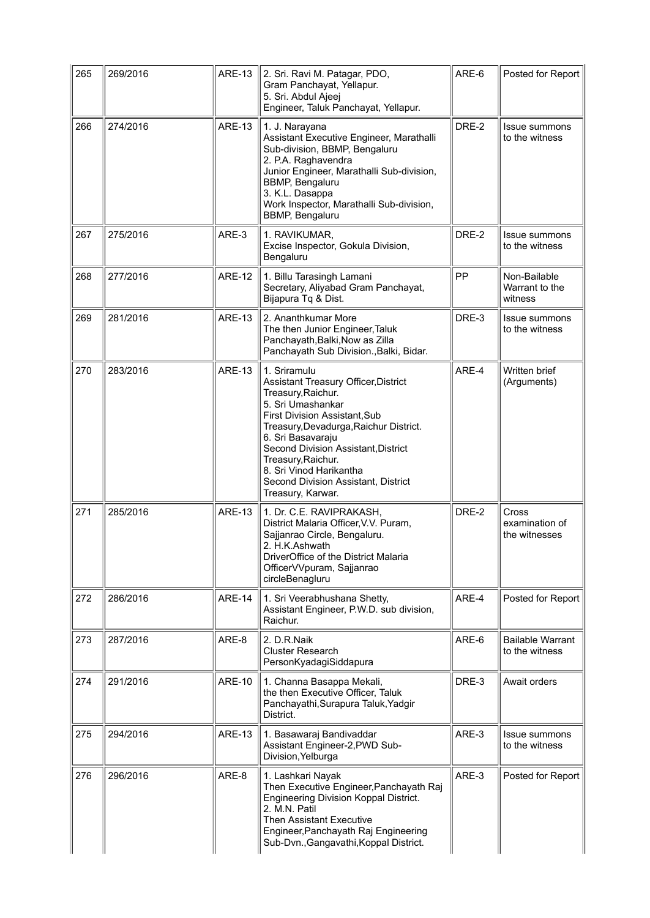| 265 | 269/2016 | ARE-13 | 2. Sri. Ravi M. Patagar, PDO, Gram Panchayat, Yellapur.<br>5. Sri. Abdul Ajeej Engineer, Taluk Panchayat, Yellapur. | ARE-6 | Posted for Report |
|---|---|---|---|---|---|
| 266 | 274/2016 | ARE-13 | 1. J. Narayana Assistant Executive Engineer, Marathalli Sub-division, BBMP, Bengaluru<br>2. P.A. Raghavendra Junior Engineer, Marathalli Sub-division, BBMP, Bengaluru<br>3. K.L. Dasappa Work Inspector, Marathalli Sub-division, BBMP, Bengaluru | DRE-2 | Issue summons to the witness |
| 267 | 275/2016 | ARE-3 | 1. RAVIKUMAR, Excise Inspector, Gokula Division, Bengaluru | DRE-2 | Issue summons to the witness |
| 268 | 277/2016 | ARE-12 | 1. Billu Tarasingh Lamani Secretary, Aliyabad Gram Panchayat, Bijapura Tq & Dist. | PP | Non-Bailable Warrant to the witness |
| 269 | 281/2016 | ARE-13 | 2. Ananthkumar More The then Junior Engineer,Taluk Panchayath,Balki,Now as Zilla Panchayath Sub Division.,Balki, Bidar. | DRE-3 | Issue summons to the witness |
| 270 | 283/2016 | ARE-13 | 1. Sriramulu Assistant Treasury Officer,District Treasury,Raichur.<br>5. Sri Umashankar First Division Assistant,Sub Treasury,Devadurga,Raichur District.<br>6. Sri Basavaraju Second Division Assistant,District Treasury,Raichur.<br>8. Sri Vinod Harikantha Second Division Assistant, District Treasury, Karwar. | ARE-4 | Written brief (Arguments) |
| 271 | 285/2016 | ARE-13 | 1. Dr. C.E. RAVIPRAKASH, District Malaria Officer,V.V. Puram, Sajjanrao Circle, Bengaluru.<br>2. H.K.Ashwath DriverOffice of the District Malaria OfficerVVpuram, Sajjanrao circleBenagluru | DRE-2 | Cross examination of the witnesses |
| 272 | 286/2016 | ARE-14 | 1. Sri Veerabhushana Shetty, Assistant Engineer, P.W.D. sub division, Raichur. | ARE-4 | Posted for Report |
| 273 | 287/2016 | ARE-8 | 2. D.R.Naik Cluster Research PersonKyadagiSiddapura | ARE-6 | Bailable Warrant to the witness |
| 274 | 291/2016 | ARE-10 | 1. Channa Basappa Mekali, the then Executive Officer, Taluk Panchayathi,Surapura Taluk,Yadgir District. | DRE-3 | Await orders |
| 275 | 294/2016 | ARE-13 | 1. Basawaraj Bandivaddar Assistant Engineer-2,PWD Sub-Division,Yelburga | ARE-3 | Issue summons to the witness |
| 276 | 296/2016 | ARE-8 | 1. Lashkari Nayak Then Executive Engineer,Panchayath Raj Engineering Division Koppal District.<br>2. M.N. Patil Then Assistant Executive Engineer,Panchayath Raj Engineering Sub-Dvn.,Gangavathi,Koppal District. | ARE-3 | Posted for Report |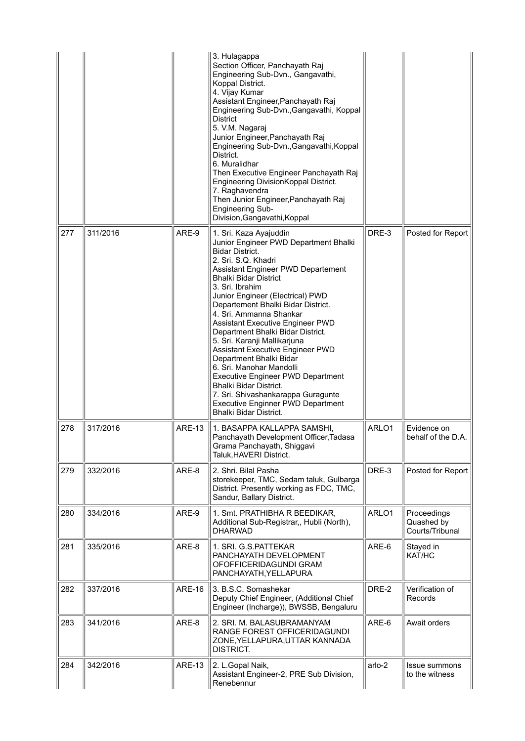| | | | | | |
|---|---|---|---|---|---|
| | | | 3. Hulagappa<br>Section Officer, Panchayath Raj Engineering Sub-Dvn., Gangavathi, Koppal District.<br>4. Vijay Kumar<br>Assistant Engineer,Panchayath Raj Engineering Sub-Dvn.,Gangavathi, Koppal District<br>5. V.M. Nagaraj<br>Junior Engineer,Panchayath Raj Engineering Sub-Dvn.,Gangavathi,Koppal District.<br>6. Muralidhar<br>Then Executive Engineer Panchayath Raj Engineering DivisionKoppal District.<br>7. Raghavendra<br>Then Junior Engineer,Panchayath Raj Engineering Sub-Division,Gangavathi,Koppal | | |
| 277 | 311/2016 | ARE-9 | 1. Sri. Kaza Ayajuddin<br>Junior Engineer PWD Department Bhalki Bidar District.<br>2. Sri. S.Q. Khadri<br>Assistant Engineer PWD Departement Bhalki Bidar District<br>3. Sri. Ibrahim<br>Junior Engineer (Electrical) PWD Departement Bhalki Bidar District.<br>4. Sri. Ammanna Shankar<br>Assistant Executive Engineer PWD Department Bhalki Bidar District.<br>5. Sri. Karanji Mallikarjuna<br>Assistant Executive Engineer PWD Department Bhalki Bidar<br>6. Sri. Manohar Mandolli<br>Executive Engineer PWD Department Bhalki Bidar District.<br>7. Sri. Shivashankarappa Guragunte<br>Executive Enginner PWD Department Bhalki Bidar District. | DRE-3 | Posted for Report |
| 278 | 317/2016 | ARE-13 | 1. BASAPPA KALLAPPA SAMSHI, Panchayath Development Officer,Tadasa Grama Panchayath, Shiggavi Taluk,HAVERI District. | ARLO1 | Evidence on behalf of the D.A. |
| 279 | 332/2016 | ARE-8 | 2. Shri. Bilal Pasha<br>storekeeper, TMC, Sedam taluk, Gulbarga District. Presently working as FDC, TMC, Sandur, Ballary District. | DRE-3 | Posted for Report |
| 280 | 334/2016 | ARE-9 | 1. Smt. PRATHIBHA R BEEDIKAR, Additional Sub-Registrar,, Hubli (North), DHARWAD | ARLO1 | Proceedings Quashed by Courts/Tribunal |
| 281 | 335/2016 | ARE-8 | 1. SRI. G.S.PATTEKAR<br>PANCHAYATH DEVELOPMENT OFOFFICERIDAGUNDI GRAM PANCHAYATH,YELLAPURA | ARE-6 | Stayed in KAT/HC |
| 282 | 337/2016 | ARE-16 | 3. B.S.C. Somashekar<br>Deputy Chief Engineer, (Additional Chief Engineer (Incharge)), BWSSB, Bengaluru | DRE-2 | Verification of Records |
| 283 | 341/2016 | ARE-8 | 2. SRI. M. BALASUBRAMANYAM<br>RANGE FOREST OFFICERIDAGUNDI ZONE,YELLAPURA,UTTAR KANNADA DISTRICT. | ARE-6 | Await orders |
| 284 | 342/2016 | ARE-13 | 2. L.Gopal Naik,<br>Assistant Engineer-2, PRE Sub Division, Renebennur | arlo-2 | Issue summons to the witness |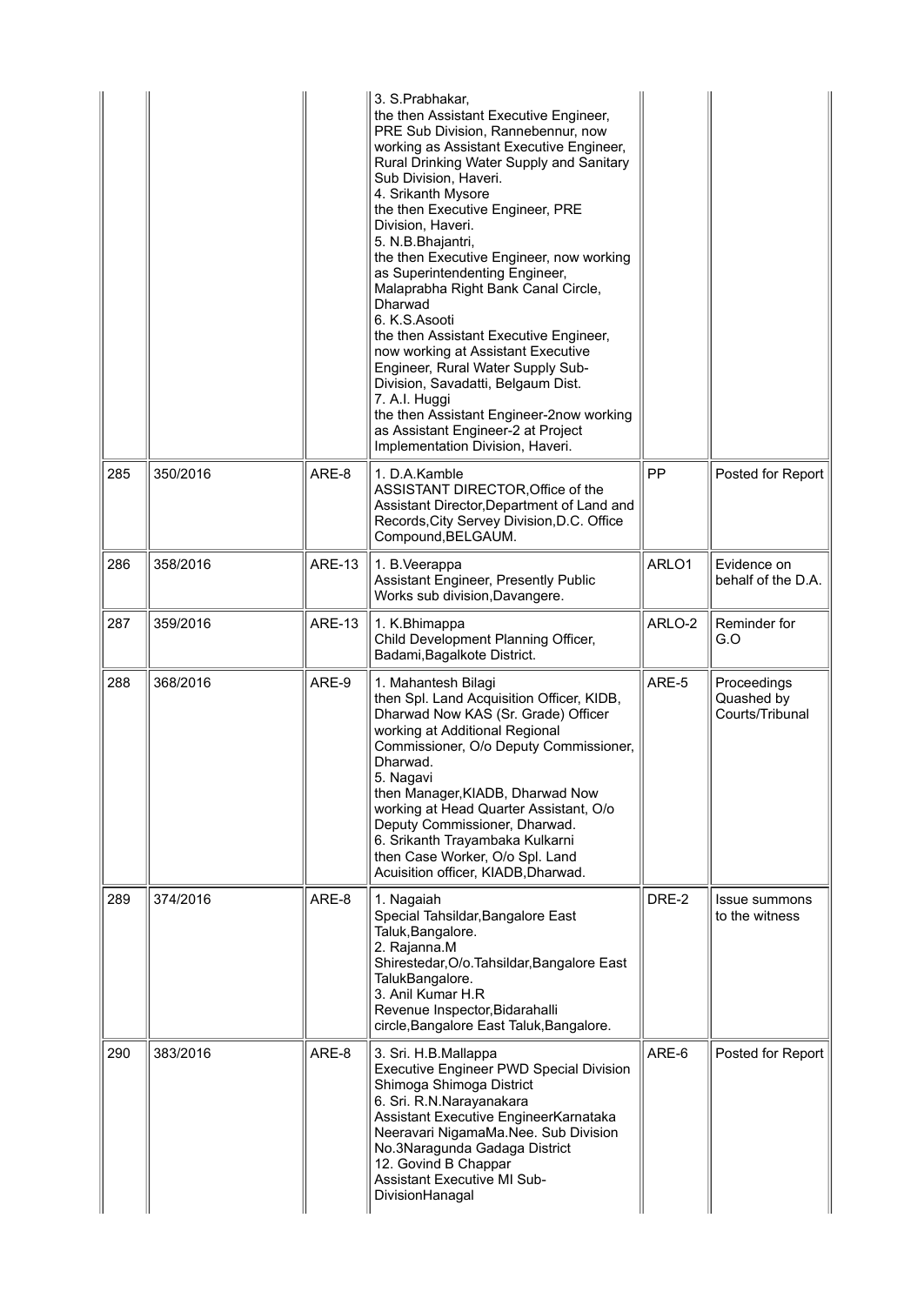|  |  |  | 3. S.Prabhakar,<br>the then Assistant Executive Engineer, PRE Sub Division, Rannebennur, now working as Assistant Executive Engineer, Rural Drinking Water Supply and Sanitary Sub Division, Haveri.<br>4. Srikanth Mysore<br>the then Executive Engineer, PRE Division, Haveri.<br>5. N.B.Bhajantri,<br>the then Executive Engineer, now working as Superintendenting Engineer, Malaprabha Right Bank Canal Circle, Dharwad<br>6. K.S.Asooti<br>the then Assistant Executive Engineer, now working at Assistant Executive Engineer, Rural Water Supply Sub-Division, Savadatti, Belgaum Dist.<br>7. A.I. Huggi<br>the then Assistant Engineer-2now working as Assistant Engineer-2 at Project Implementation Division, Haveri. |  |  |
|---|---|---|---|---|---|
| 285 | 350/2016 | ARE-8 | 1. D.A.Kamble<br>ASSISTANT DIRECTOR,Office of the Assistant Director,Department of Land and Records,City Servey Division,D.C. Office Compound,BELGAUM. | PP | Posted for Report |
| 286 | 358/2016 | ARE-13 | 1. B.Veerappa<br>Assistant Engineer, Presently Public Works sub division,Davangere. | ARLO1 | Evidence on behalf of the D.A. |
| 287 | 359/2016 | ARE-13 | 1. K.Bhimappa<br>Child Development Planning Officer, Badami,Bagalkote District. | ARLO-2 | Reminder for G.O |
| 288 | 368/2016 | ARE-9 | 1. Mahantesh Bilagi<br>then Spl. Land Acquisition Officer, KIDB, Dharwad Now KAS (Sr. Grade) Officer working at Additional Regional Commissioner, O/o Deputy Commissioner, Dharwad.<br>5. Nagavi<br>then Manager,KIADB, Dharwad Now working at Head Quarter Assistant, O/o Deputy Commissioner, Dharwad.<br>6. Srikanth Trayambaka Kulkarni<br>then Case Worker, O/o Spl. Land Acuisition officer, KIADB,Dharwad. | ARE-5 | Proceedings Quashed by Courts/Tribunal |
| 289 | 374/2016 | ARE-8 | 1. Nagaiah<br>Special Tahsildar,Bangalore East Taluk,Bangalore.<br>2. Rajanna.M<br>Shirestedar,O/o.Tahsildar,Bangalore East TalukBangalore.<br>3. Anil Kumar H.R<br>Revenue Inspector,Bidarahalli circle,Bangalore East Taluk,Bangalore. | DRE-2 | Issue summons to the witness |
| 290 | 383/2016 | ARE-8 | 3. Sri. H.B.Mallappa<br>Executive Engineer PWD Special Division Shimoga Shimoga District<br>6. Sri. R.N.Narayanakara<br>Assistant Executive EngineerKarnataka Neeravari NigamaMa.Nee. Sub Division No.3Naragunda Gadaga District<br>12. Govind B Chappar<br>Assistant Executive MI Sub-DivisionHanagal | ARE-6 | Posted for Report |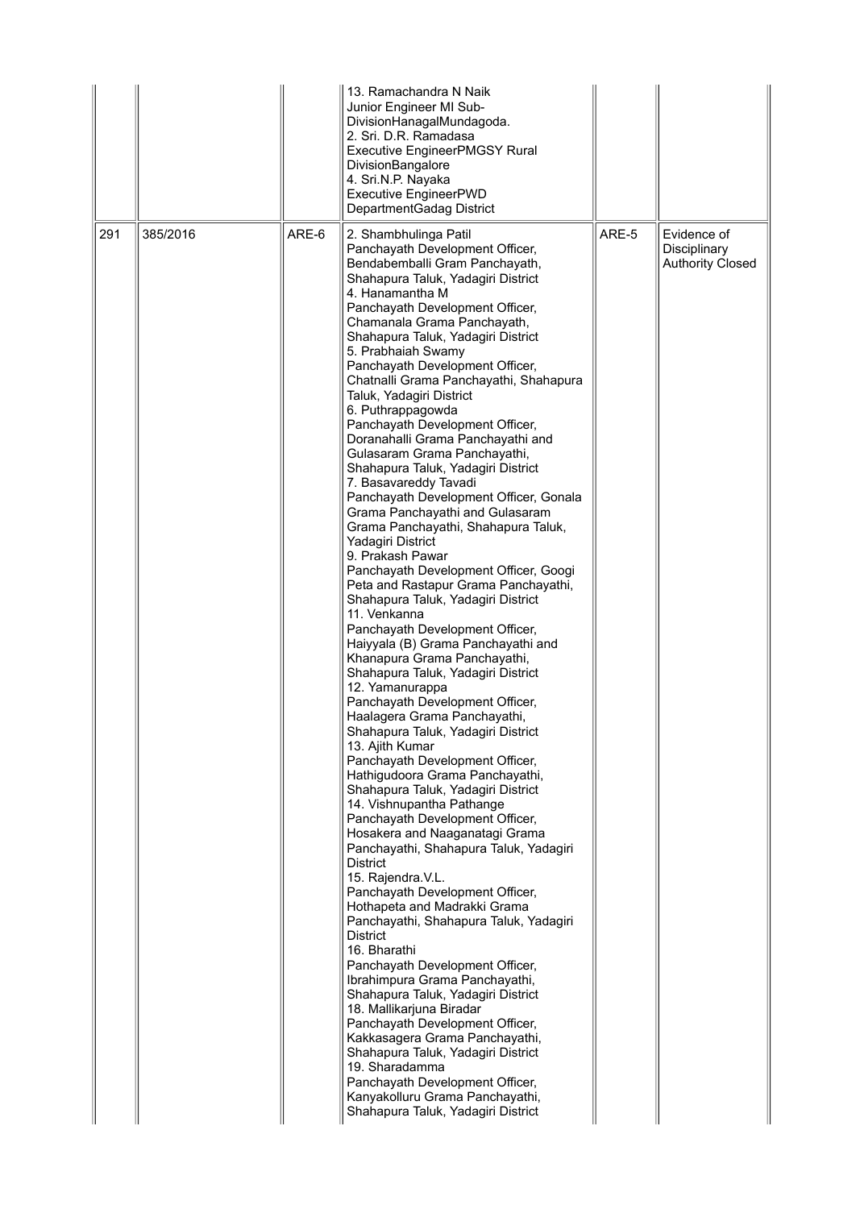| | | | | | |
|---|---|---|---|---|---|
| | | | 13. Ramachandra N Naik<br>Junior Engineer MI Sub-DivisionHanagalMundagoda.<br>2. Sri. D.R. Ramadasa<br>Executive EngineerPMGSY Rural DivisionBangalore<br>4. Sri.N.P. Nayaka<br>Executive EngineerPWD DepartmentGadag District | | |
| 291 | 385/2016 | ARE-6 | 2. Shambhulinga Patil<br>Panchayath Development Officer, Bendabemballi Gram Panchayath, Shahapura Taluk, Yadagiri District<br>4. Hanamantha M<br>Panchayath Development Officer, Chamanala Grama Panchayath, Shahapura Taluk, Yadagiri District<br>5. Prabhaiah Swamy<br>Panchayath Development Officer, Chatnalli Grama Panchayathi, Shahapura Taluk, Yadagiri District<br>6. Puthrappagowda<br>Panchayath Development Officer, Doranahalli Grama Panchayathi and Gulasaram Grama Panchayathi, Shahapura Taluk, Yadagiri District<br>7. Basavareddy Tavadi<br>Panchayath Development Officer, Gonala Grama Panchayathi and Gulasaram Grama Panchayathi, Shahapura Taluk, Yadagiri District<br>9. Prakash Pawar<br>Panchayath Development Officer, Googi Peta and Rastapur Grama Panchayathi, Shahapura Taluk, Yadagiri District<br>11. Venkanna<br>Panchayath Development Officer, Haiyyala (B) Grama Panchayathi and Khanapura Grama Panchayathi, Shahapura Taluk, Yadagiri District<br>12. Yamanurappa<br>Panchayath Development Officer, Haalagera Grama Panchayathi, Shahapura Taluk, Yadagiri District<br>13. Ajith Kumar<br>Panchayath Development Officer, Hathigudoora Grama Panchayathi, Shahapura Taluk, Yadagiri District<br>14. Vishnupantha Pathange<br>Panchayath Development Officer, Hosakera and Naaganatagi Grama Panchayathi, Shahapura Taluk, Yadagiri District<br>15. Rajendra.V.L.<br>Panchayath Development Officer, Hothapeta and Madrakki Grama Panchayathi, Shahapura Taluk, Yadagiri District<br>16. Bharathi<br>Panchayath Development Officer, Ibrahimpura Grama Panchayathi, Shahapura Taluk, Yadagiri District<br>18. Mallikarjuna Biradar<br>Panchayath Development Officer, Kakkasagera Grama Panchayathi, Shahapura Taluk, Yadagiri District<br>19. Sharadamma<br>Panchayath Development Officer, Kanyakolluru Grama Panchayathi, Shahapura Taluk, Yadagiri District | ARE-5 | Evidence of Disciplinary Authority Closed |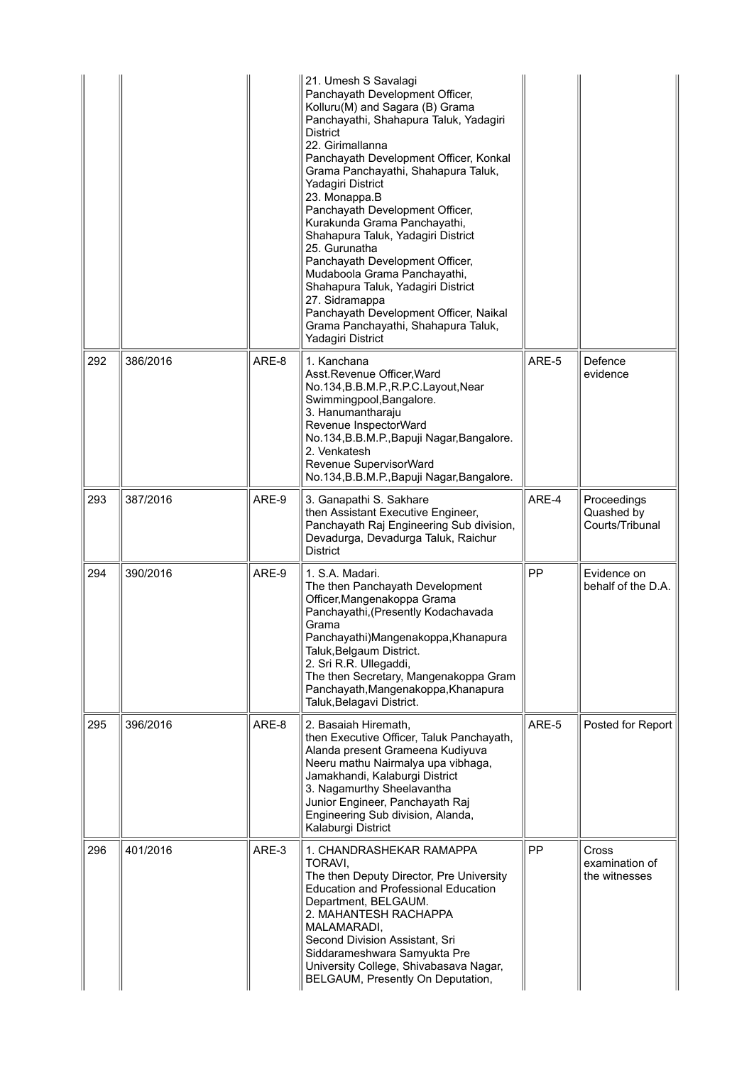| | | | | | |
|---|---|---|---|---|---|
| | | | 21. Umesh S Savalagi<br>Panchayath Development Officer, Kolluru(M) and Sagara (B) Grama Panchayathi, Shahapura Taluk, Yadagiri District<br>22. Girimallanna<br>Panchayath Development Officer, Konkal Grama Panchayathi, Shahapura Taluk, Yadagiri District<br>23. Monappa.B<br>Panchayath Development Officer, Kurakunda Grama Panchayathi, Shahapura Taluk, Yadagiri District<br>25. Gurunatha<br>Panchayath Development Officer, Mudaboola Grama Panchayathi, Shahapura Taluk, Yadagiri District<br>27. Sidramappa<br>Panchayath Development Officer, Naikal Grama Panchayathi, Shahapura Taluk, Yadagiri District | | |
| 292 | 386/2016 | ARE-8 | 1. Kanchana<br>Asst.Revenue Officer,Ward No.134,B.B.M.P.,R.P.C.Layout,Near Swimmingpool,Bangalore.<br>3. Hanumantharaju<br>Revenue InspectorWard No.134,B.B.M.P.,Bapuji Nagar,Bangalore.<br>2. Venkatesh<br>Revenue SupervisorWard No.134,B.B.M.P.,Bapuji Nagar,Bangalore. | ARE-5 | Defence evidence |
| 293 | 387/2016 | ARE-9 | 3. Ganapathi S. Sakhare<br>then Assistant Executive Engineer, Panchayath Raj Engineering Sub division, Devadurga, Devadurga Taluk, Raichur District | ARE-4 | Proceedings Quashed by Courts/Tribunal |
| 294 | 390/2016 | ARE-9 | 1. S.A. Madari.<br>The then Panchayath Development Officer,Mangenakoppa Grama Panchayathi,(Presently Kodachavada Grama Panchayathi)Mangenakoppa,Khanapura Taluk,Belgaum District.<br>2. Sri R.R. Ullegaddi,<br>The then Secretary, Mangenakoppa Gram Panchayath,Mangenakoppa,Khanapura Taluk,Belagavi District. | PP | Evidence on behalf of the D.A. |
| 295 | 396/2016 | ARE-8 | 2. Basaiah Hiremath,<br>then Executive Officer, Taluk Panchayath, Alanda present Grameena Kudiyuva Neeru mathu Nairmalya upa vibhaga, Jamakhandi, Kalaburgi District<br>3. Nagamurthy Sheelavantha<br>Junior Engineer, Panchayath Raj Engineering Sub division, Alanda, Kalaburgi District | ARE-5 | Posted for Report |
| 296 | 401/2016 | ARE-3 | 1. CHANDRASHEKAR RAMAPPA TORAVI,<br>The then Deputy Director, Pre University Education and Professional Education Department, BELGAUM.<br>2. MAHANTESH RACHAPPA MALAMARADI,<br>Second Division Assistant, Sri Siddarameshwara Samyukta Pre University College, Shivabasava Nagar, BELGAUM, Presently On Deputation, | PP | Cross examination of the witnesses |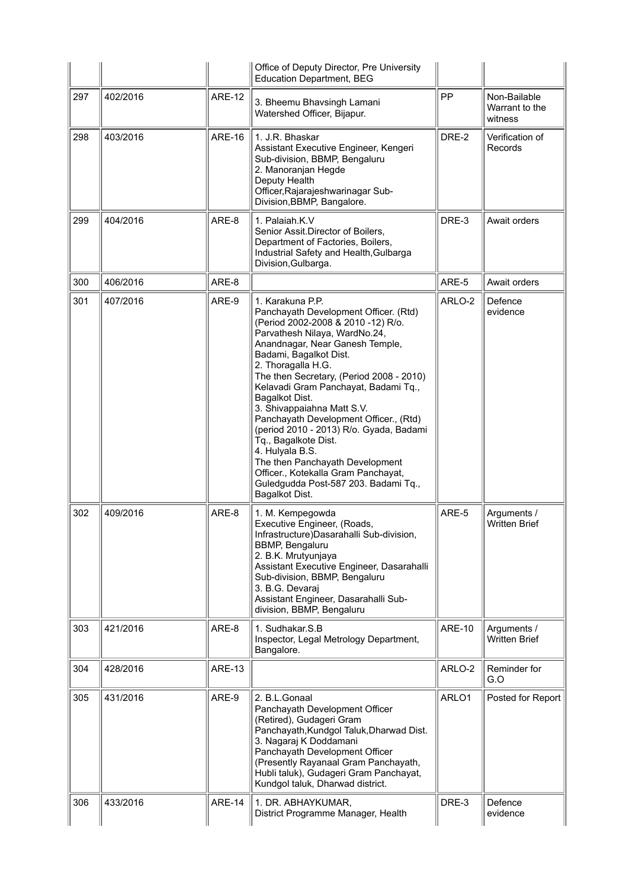|  |  |  | Office of Deputy Director, Pre University Education Department, BEG |  |  |
|---|---|---|---|---|---|
| 297 | 402/2016 | ARE-12 | 3. Bheemu Bhavsingh Lamani<br>Watershed Officer, Bijapur. | PP | Non-Bailable Warrant to the witness |
| 298 | 403/2016 | ARE-16 | 1. J.R. Bhaskar<br>Assistant Executive Engineer, Kengeri Sub-division, BBMP, Bengaluru<br>2. Manoranjan Hegde<br>Deputy Health Officer,Rajarajeshwarinagar Sub-Division,BBMP, Bangalore. | DRE-2 | Verification of Records |
| 299 | 404/2016 | ARE-8 | 1. Palaiah.K.V<br>Senior Assit.Director of Boilers, Department of Factories, Boilers, Industrial Safety and Health,Gulbarga Division,Gulbarga. | DRE-3 | Await orders |
| 300 | 406/2016 | ARE-8 |  | ARE-5 | Await orders |
| 301 | 407/2016 | ARE-9 | 1. Karakuna P.P.<br>Panchayath Development Officer. (Rtd) (Period 2002-2008 & 2010 -12) R/o. Parvathesh Nilaya, WardNo.24, Anandnagar, Near Ganesh Temple, Badami, Bagalkot Dist.<br>2. Thoragalla H.G.<br>The then Secretary, (Period 2008 - 2010) Kelavadi Gram Panchayat, Badami Tq., Bagalkot Dist.<br>3. Shivappaiahna Matt S.V.<br>Panchayath Development Officer., (Rtd) (period 2010 - 2013) R/o. Gyada, Badami Tq., Bagalkote Dist.<br>4. Hulyala B.S.<br>The then Panchayath Development Officer., Kotekalla Gram Panchayat, Guledgudda Post-587 203. Badami Tq., Bagalkot Dist. | ARLO-2 | Defence evidence |
| 302 | 409/2016 | ARE-8 | 1. M. Kempegowda<br>Executive Engineer, (Roads, Infrastructure)Dasarahalli Sub-division, BBMP, Bengaluru<br>2. B.K. Mrutyunjaya<br>Assistant Executive Engineer, Dasarahalli Sub-division, BBMP, Bengaluru<br>3. B.G. Devaraj<br>Assistant Engineer, Dasarahalli Sub-division, BBMP, Bengaluru | ARE-5 | Arguments / Written Brief |
| 303 | 421/2016 | ARE-8 | 1. Sudhakar.S.B<br>Inspector, Legal Metrology Department, Bangalore. | ARE-10 | Arguments / Written Brief |
| 304 | 428/2016 | ARE-13 |  | ARLO-2 | Reminder for G.O |
| 305 | 431/2016 | ARE-9 | 2. B.L.Gonaal<br>Panchayath Development Officer (Retired), Gudageri Gram Panchayath,Kundgol Taluk,Dharwad Dist.<br>3. Nagaraj K Doddamani<br>Panchayath Development Officer (Presently Rayanaal Gram Panchayath, Hubli taluk), Gudageri Gram Panchayat, Kundgol taluk, Dharwad district. | ARLO1 | Posted for Report |
| 306 | 433/2016 | ARE-14 | 1. DR. ABHAYKUMAR,<br>District Programme Manager, Health | DRE-3 | Defence evidence |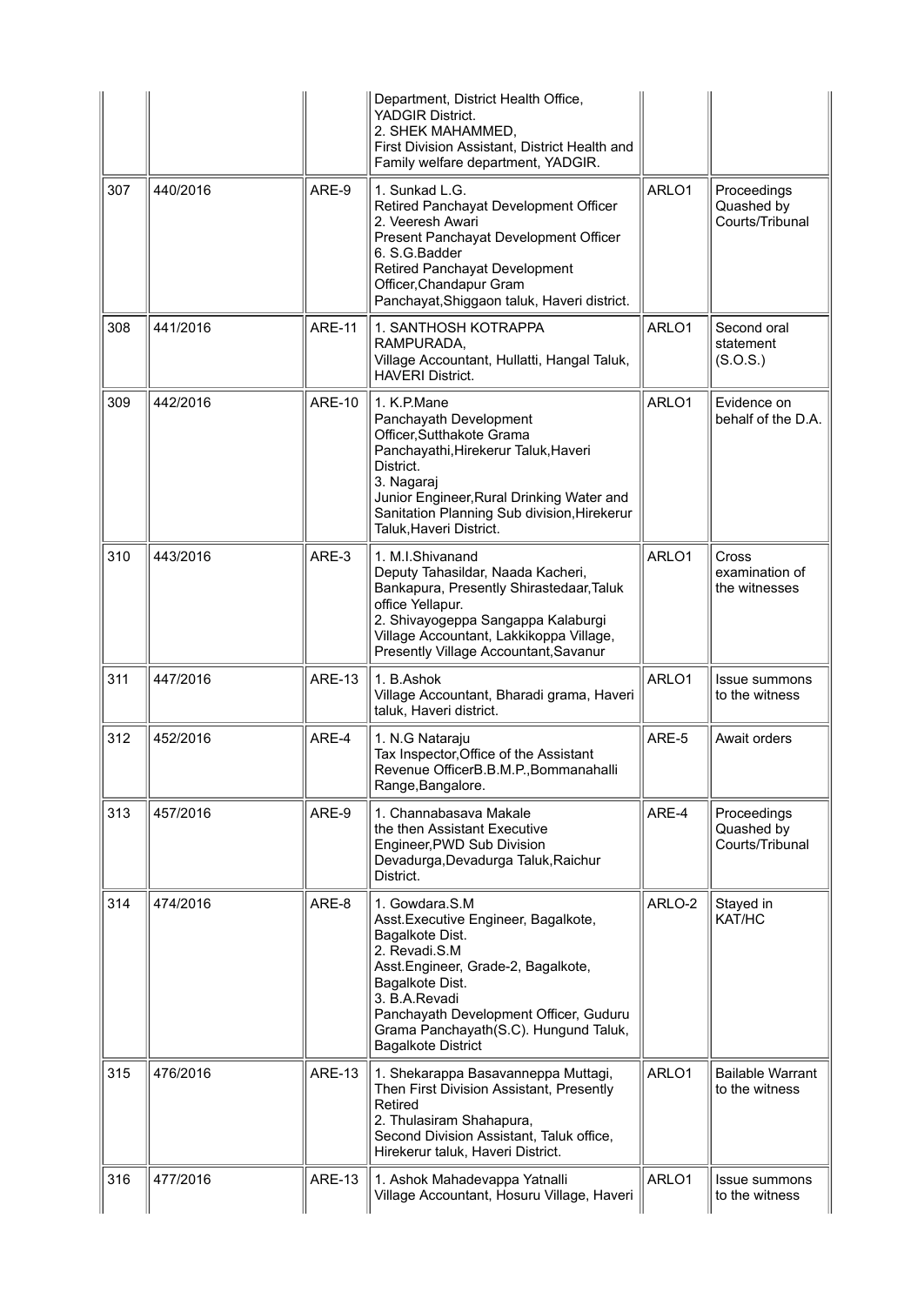|  |  |  | Department, District Health Office, YADGIR District.<br>2. SHEK MAHAMMED,<br>First Division Assistant, District Health and Family welfare department, YADGIR. |  |  |
|---|---|---|---|---|---|
| 307 | 440/2016 | ARE-9 | 1. Sunkad L.G.<br>Retired Panchayat Development Officer<br>2. Veeresh Awari<br>Present Panchayat Development Officer<br>6. S.G.Badder<br>Retired Panchayat Development Officer,Chandapur Gram Panchayat,Shiggaon taluk, Haveri district. | ARLO1 | Proceedings Quashed by Courts/Tribunal |
| 308 | 441/2016 | ARE-11 | 1. SANTHOSH KOTRAPPA RAMPURADA,<br>Village Accountant, Hullatti, Hangal Taluk, HAVERI District. | ARLO1 | Second oral statement (S.O.S.) |
| 309 | 442/2016 | ARE-10 | 1. K.P.Mane<br>Panchayath Development Officer,Sutthakote Grama Panchayathi,Hirekerur Taluk,Haveri District.<br>3. Nagaraj<br>Junior Engineer,Rural Drinking Water and Sanitation Planning Sub division,Hirekerur Taluk,Haveri District. | ARLO1 | Evidence on behalf of the D.A. |
| 310 | 443/2016 | ARE-3 | 1. M.I.Shivanand<br>Deputy Tahasildar, Naada Kacheri, Bankapura, Presently Shirastedaar,Taluk office Yellapur.<br>2. Shivayogeppa Sangappa Kalaburgi<br>Village Accountant, Lakkikoppa Village, Presently Village Accountant,Savanur | ARLO1 | Cross examination of the witnesses |
| 311 | 447/2016 | ARE-13 | 1. B.Ashok<br>Village Accountant, Bharadi grama, Haveri taluk, Haveri district. | ARLO1 | Issue summons to the witness |
| 312 | 452/2016 | ARE-4 | 1. N.G Nataraju<br>Tax Inspector,Office of the Assistant Revenue OfficerB.B.M.P.,Bommanahalli Range,Bangalore. | ARE-5 | Await orders |
| 313 | 457/2016 | ARE-9 | 1. Channabasava Makale<br>the then Assistant Executive Engineer,PWD Sub Division Devadurga,Devadurga Taluk,Raichur District. | ARE-4 | Proceedings Quashed by Courts/Tribunal |
| 314 | 474/2016 | ARE-8 | 1. Gowdara.S.M<br>Asst.Executive Engineer, Bagalkote, Bagalkote Dist.<br>2. Revadi.S.M<br>Asst.Engineer, Grade-2, Bagalkote, Bagalkote Dist.<br>3. B.A.Revadi<br>Panchayath Development Officer, Guduru Grama Panchayath(S.C). Hungund Taluk, Bagalkote District | ARLO-2 | Stayed in KAT/HC |
| 315 | 476/2016 | ARE-13 | 1. Shekarappa Basavanneppa Muttagi, Then First Division Assistant, Presently Retired<br>2. Thulasiram Shahapura,<br>Second Division Assistant, Taluk office, Hirekerur taluk, Haveri District. | ARLO1 | Bailable Warrant to the witness |
| 316 | 477/2016 | ARE-13 | 1. Ashok Mahadevappa Yatnalli<br>Village Accountant, Hosuru Village, Haveri | ARLO1 | Issue summons to the witness |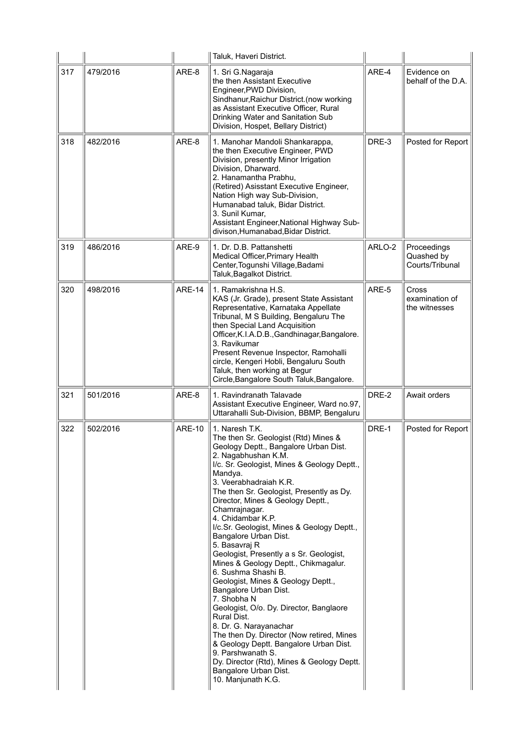| | | | Taluk, Haveri District. | | |
|---|---|---|---|---|---|
| 317 | 479/2016 | ARE-8 | 1. Sri G.Nagaraja<br>the then Assistant Executive Engineer,PWD Division, Sindhanur,Raichur District.(now working as Assistant Executive Officer, Rural Drinking Water and Sanitation Sub Division, Hospet, Bellary District) | ARE-4 | Evidence on behalf of the D.A. |
| 318 | 482/2016 | ARE-8 | 1. Manohar Mandoli Shankarappa,<br>the then Executive Engineer, PWD Division, presently Minor Irrigation Division, Dharward.<br>2. Hanamantha Prabhu,<br>(Retired) Asisstant Executive Engineer, Nation High way Sub-Division, Humanabad taluk, Bidar District.<br>3. Sunil Kumar,<br>Assistant Engineer,National Highway Sub-divison,Humanabad,Bidar District. | DRE-3 | Posted for Report |
| 319 | 486/2016 | ARE-9 | 1. Dr. D.B. Pattanshetti<br>Medical Officer,Primary Health Center,Togunshi Village,Badami Taluk,Bagalkot District. | ARLO-2 | Proceedings Quashed by Courts/Tribunal |
| 320 | 498/2016 | ARE-14 | 1. Ramakrishna H.S.<br>KAS (Jr. Grade), present State Assistant Representative, Karnataka Appellate Tribunal, M S Building, Bengaluru The then Special Land Acquisition Officer,K.I.A.D.B.,Gandhinagar,Bangalore.<br>3. Ravikumar<br>Present Revenue Inspector, Ramohalli circle, Kengeri Hobli, Bengaluru South Taluk, then working at Begur Circle,Bangalore South Taluk,Bangalore. | ARE-5 | Cross examination of the witnesses |
| 321 | 501/2016 | ARE-8 | 1. Ravindranath Talavade<br>Assistant Executive Engineer, Ward no.97, Uttarahalli Sub-Division, BBMP, Bengaluru | DRE-2 | Await orders |
| 322 | 502/2016 | ARE-10 | 1. Naresh T.K.<br>The then Sr. Geologist (Rtd) Mines & Geology Deptt., Bangalore Urban Dist.<br>2. Nagabhushan K.M.<br>I/c. Sr. Geologist, Mines & Geology Deptt., Mandya.<br>3. Veerabhadraiah K.R.<br>The then Sr. Geologist, Presently as Dy. Director, Mines & Geology Deptt., Chamrajnagar.<br>4. Chidambar K.P.<br>I/c.Sr. Geologist, Mines & Geology Deptt., Bangalore Urban Dist.<br>5. Basavraj R<br>Geologist, Presently a s Sr. Geologist, Mines & Geology Deptt., Chikmagalur.<br>6. Sushma Shashi B.<br>Geologist, Mines & Geology Deptt., Bangalore Urban Dist.<br>7. Shobha N<br>Geologist, O/o. Dy. Director, Banglaore Rural Dist.<br>8. Dr. G. Narayanachar<br>The then Dy. Director (Now retired, Mines & Geology Deptt. Bangalore Urban Dist.<br>9. Parshwanath S.<br>Dy. Director (Rtd), Mines & Geology Deptt. Bangalore Urban Dist.<br>10. Manjunath K.G. | DRE-1 | Posted for Report |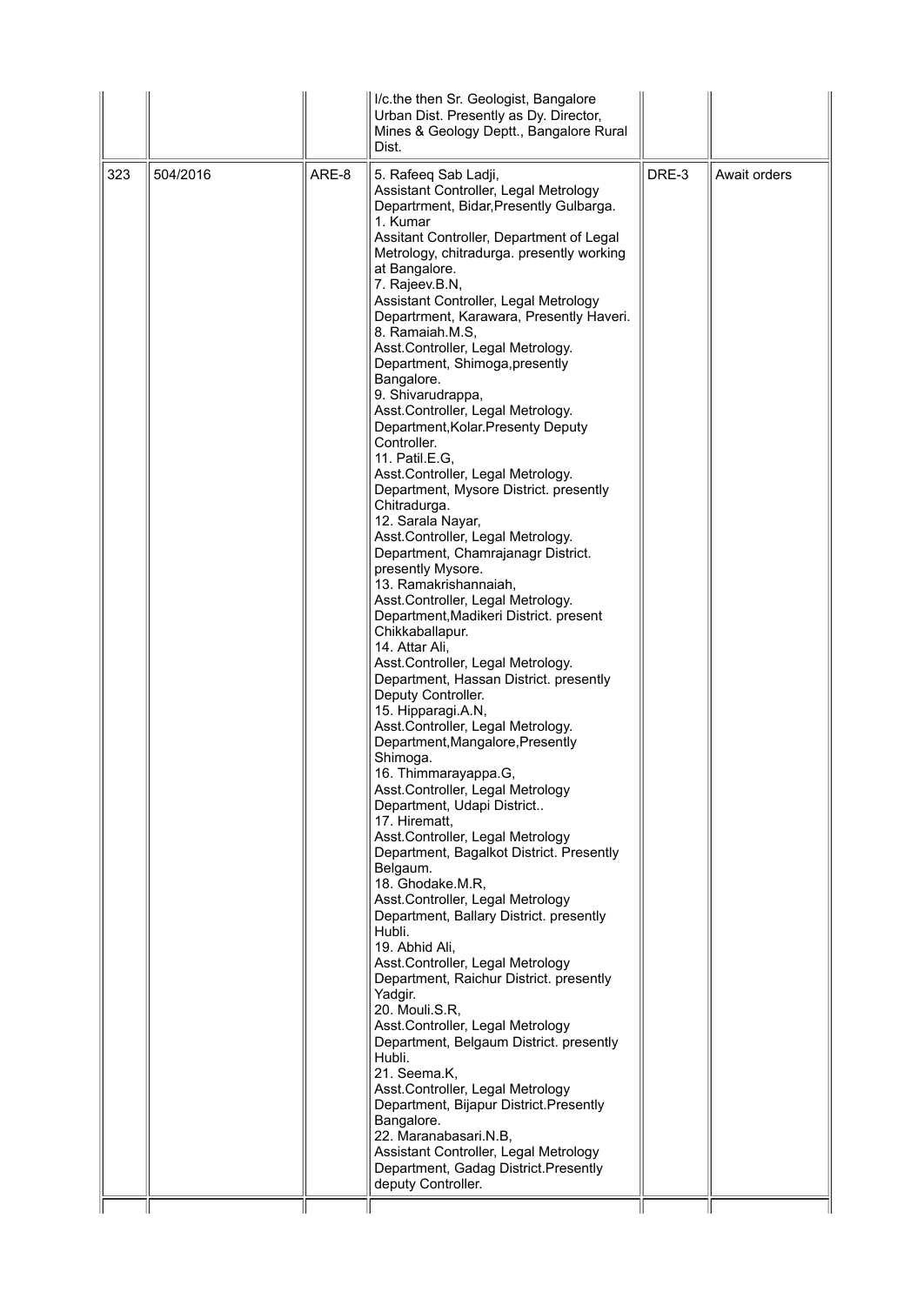| | | | I/c.the then Sr. Geologist, Bangalore Urban Dist. Presently as Dy. Director, Mines & Geology Deptt., Bangalore Rural Dist. | | |
|---|---|---|---|---|---|
| 323 | 504/2016 | ARE-8 | 5. Rafeeq Sab Ladji, Assistant Controller, Legal Metrology Departrment, Bidar,Presently Gulbarga. 1. Kumar Assitant Controller, Department of Legal Metrology, chitradurga. presently working at Bangalore. 7. Rajeev.B.N, Assistant Controller, Legal Metrology Departrment, Karawara, Presently Haveri. 8. Ramaiah.M.S, Asst.Controller, Legal Metrology. Department, Shimoga,presently Bangalore. 9. Shivarudrappa, Asst.Controller, Legal Metrology. Department,Kolar.Presenty Deputy Controller. 11. Patil.E.G, Asst.Controller, Legal Metrology. Department, Mysore District. presently Chitradurga. 12. Sarala Nayar, Asst.Controller, Legal Metrology. Department, Chamrajanagr District. presently Mysore. 13. Ramakrishannaiah, Asst.Controller, Legal Metrology. Department,Madikeri District. present Chikkaballapur. 14. Attar Ali, Asst.Controller, Legal Metrology. Department, Hassan District. presently Deputy Controller. 15. Hipparagi.A.N, Asst.Controller, Legal Metrology. Department,Mangalore,Presently Shimoga. 16. Thimmarayappa.G, Asst.Controller, Legal Metrology Department, Udapi District.. 17. Herematt, Asst.Controller, Legal Metrology Department, Bagalkot District. Presently Belgaum. 18. Ghodake.M.R, Asst.Controller, Legal Metrology Department, Ballary District. presently Hubli. 19. Abhid Ali, Asst.Controller, Legal Metrology Department, Raichur District. presently Yadgir. 20. Mouli.S.R, Asst.Controller, Legal Metrology Department, Belgaum District. presently Hubli. 21. Seema.K, Asst.Controller, Legal Metrology Department, Bijapur District.Presently Bangalore. 22. Maranabasari.N.B, Assistant Controller, Legal Metrology Department, Gadag District.Presently deputy Controller. | DRE-3 | Await orders |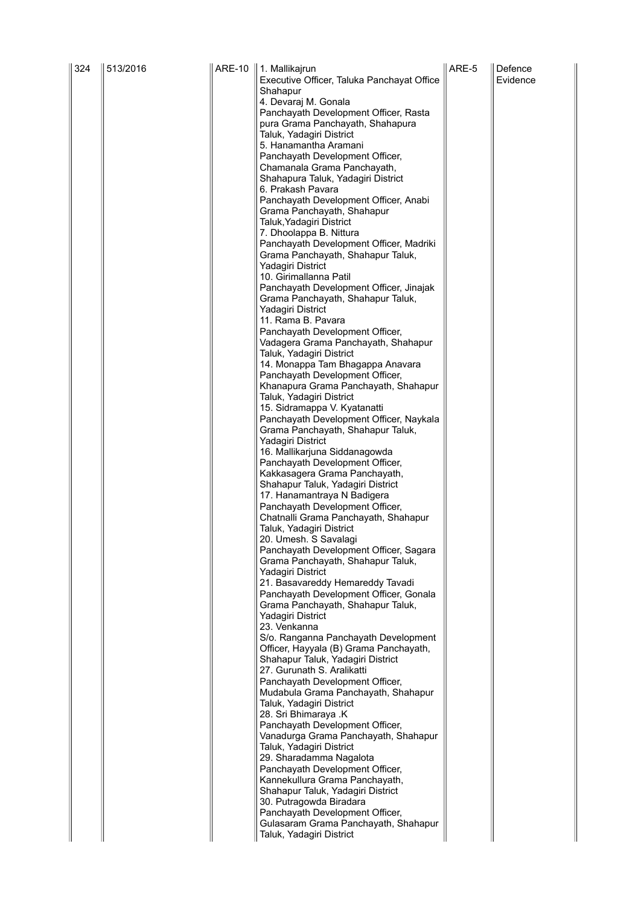| 324 | 513/2016 | ARE-10 | 1. Mallikajrun<br>Executive Officer, Taluka Panchayat Office Shahapur<br>4. Devaraj M. Gonala<br>Panchayath Development Officer, Rasta pura Grama Panchayath, Shahapura Taluk, Yadagiri District<br>5. Hanamantha Aramani<br>Panchayath Development Officer, Chamanala Grama Panchayath, Shahapura Taluk, Yadagiri District<br>6. Prakash Pavara<br>Panchayath Development Officer, Anabi Grama Panchayath, Shahapur Taluk,Yadagiri District<br>7. Dhoolappa B. Nittura<br>Panchayath Development Officer, Madriki Grama Panchayath, Shahapur Taluk, Yadagiri District<br>10. Girimallanna Patil<br>Panchayath Development Officer, Jinajak Grama Panchayath, Shahapur Taluk, Yadagiri District<br>11. Rama B. Pavara<br>Panchayath Development Officer, Vadagera Grama Panchayath, Shahapur Taluk, Yadagiri District<br>14. Monappa Tam Bhagappa Anavara<br>Panchayath Development Officer, Khanapura Grama Panchayath, Shahapur Taluk, Yadagiri District<br>15. Sidramappa V. Kyatanatti<br>Panchayath Development Officer, Naykala Grama Panchayath, Shahapur Taluk, Yadagiri District<br>16. Mallikarjuna Siddanagowda<br>Panchayath Development Officer, Kakkasagera Grama Panchayath, Shahapur Taluk, Yadagiri District<br>17. Hanamantraya N Badigera<br>Panchayath Development Officer, Chatnalli Grama Panchayath, Shahapur Taluk, Yadagiri District<br>20. Umesh. S Savalagi<br>Panchayath Development Officer, Sagara Grama Panchayath, Shahapur Taluk, Yadagiri District<br>21. Basavareddy Hemareddy Tavadi<br>Panchayath Development Officer, Gonala Grama Panchayath, Shahapur Taluk, Yadagiri District<br>23. Venkanna<br>S/o. Ranganna Panchayath Development Officer, Hayyala (B) Grama Panchayath, Shahapur Taluk, Yadagiri District<br>27. Gurunath S. Aralikatti<br>Panchayath Development Officer, Mudabula Grama Panchayath, Shahapur Taluk, Yadagiri District<br>28. Sri Bhimaraya .K<br>Panchayath Development Officer, Vanadurga Grama Panchayath, Shahapur Taluk, Yadagiri District<br>29. Sharadamma Nagalota<br>Panchayath Development Officer, Kannekullura Grama Panchayath, Shahapur Taluk, Yadagiri District<br>30. Putragowda Biradara<br>Panchayath Development Officer, Gulasaram Grama Panchayath, Shahapur Taluk, Yadagiri District | ARE-5 | Defence Evidence |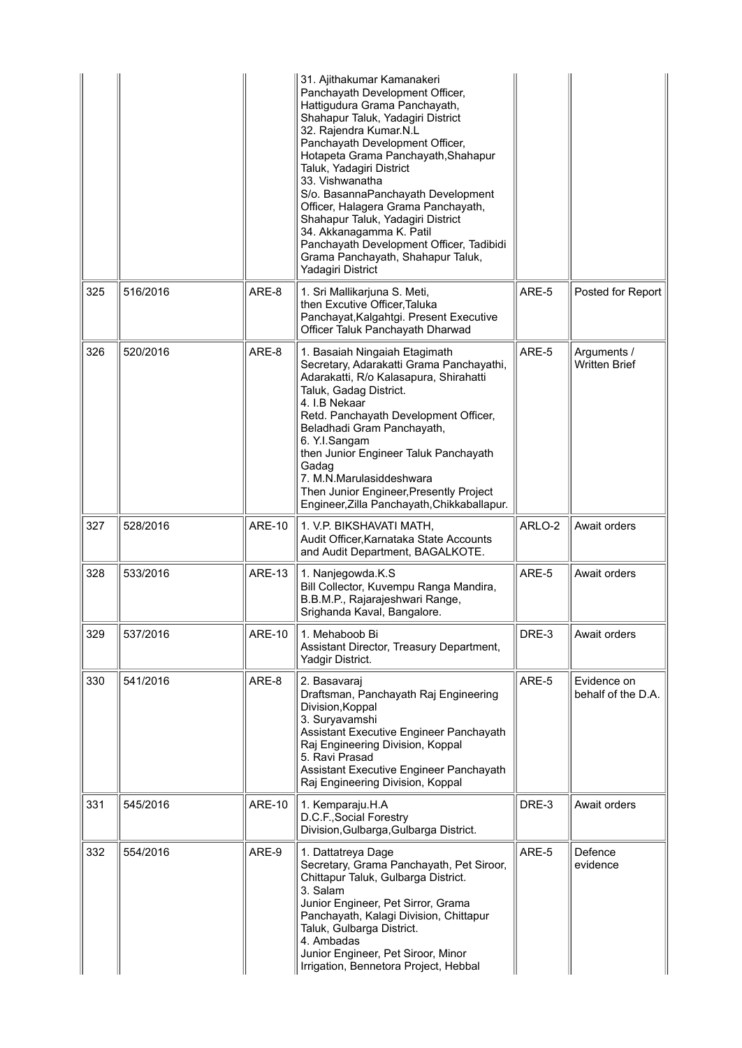| | | | | | |
|---|---|---|---|---|---|
| | | | 31. Ajithakumar Kamanakeri<br>Panchayath Development Officer, Hattigudura Grama Panchayath, Shahapur Taluk, Yadagiri District<br>32. Rajendra Kumar.N.L<br>Panchayath Development Officer, Hotapeta Grama Panchayath,Shahapur Taluk, Yadagiri District<br>33. Vishwanatha<br>S/o. BasannaPanchayath Development Officer, Halagera Grama Panchayath, Shahapur Taluk, Yadagiri District<br>34. Akkanagamma K. Patil<br>Panchayath Development Officer, Tadibidi Grama Panchayath, Shahapur Taluk, Yadagiri District | | |
| 325 | 516/2016 | ARE-8 | 1. Sri Mallikarjuna S. Meti,<br>then Excutive Officer,Taluka Panchayat,Kalgahtgi. Present Executive Officer Taluk Panchayath Dharwad | ARE-5 | Posted for Report |
| 326 | 520/2016 | ARE-8 | 1. Basaiah Ningaiah Etagimath<br>Secretary, Adarakatti Grama Panchayathi, Adarakatti, R/o Kalasapura, Shirahatti Taluk, Gadag District.<br>4. I.B Nekaar<br>Retd. Panchayath Development Officer, Beladhadi Gram Panchayath,<br>6. Y.I.Sangam<br>then Junior Engineer Taluk Panchayath Gadag<br>7. M.N.Marulasiddeshwara<br>Then Junior Engineer,Presently Project Engineer,Zilla Panchayath,Chikkaballapur. | ARE-5 | Arguments / Written Brief |
| 327 | 528/2016 | ARE-10 | 1. V.P. BIKSHAVATI MATH,<br>Audit Officer,Karnataka State Accounts and Audit Department, BAGALKOTE. | ARLO-2 | Await orders |
| 328 | 533/2016 | ARE-13 | 1. Nanjegowda.K.S<br>Bill Collector, Kuvempu Ranga Mandira, B.B.M.P., Rajarajeshwari Range, Srighanda Kaval, Bangalore. | ARE-5 | Await orders |
| 329 | 537/2016 | ARE-10 | 1. Mehaboob Bi<br>Assistant Director, Treasury Department, Yadgir District. | DRE-3 | Await orders |
| 330 | 541/2016 | ARE-8 | 2. Basavaraj<br>Draftsman, Panchayath Raj Engineering Division,Koppal<br>3. Suryavamshi<br>Assistant Executive Engineer Panchayath Raj Engineering Division, Koppal<br>5. Ravi Prasad<br>Assistant Executive Engineer Panchayath Raj Engineering Division, Koppal | ARE-5 | Evidence on behalf of the D.A. |
| 331 | 545/2016 | ARE-10 | 1. Kemparaju.H.A<br>D.C.F.,Social Forestry Division,Gulbarga,Gulbarga District. | DRE-3 | Await orders |
| 332 | 554/2016 | ARE-9 | 1. Dattatreya Dage<br>Secretary, Grama Panchayath, Pet Siroor, Chittapur Taluk, Gulbarga District.<br>3. Salam<br>Junior Engineer, Pet Sirror, Grama Panchayath, Kalagi Division, Chittapur Taluk, Gulbarga District.<br>4. Ambadas<br>Junior Engineer, Pet Siroor, Minor Irrigation, Bennetora Project, Hebbal | ARE-5 | Defence evidence |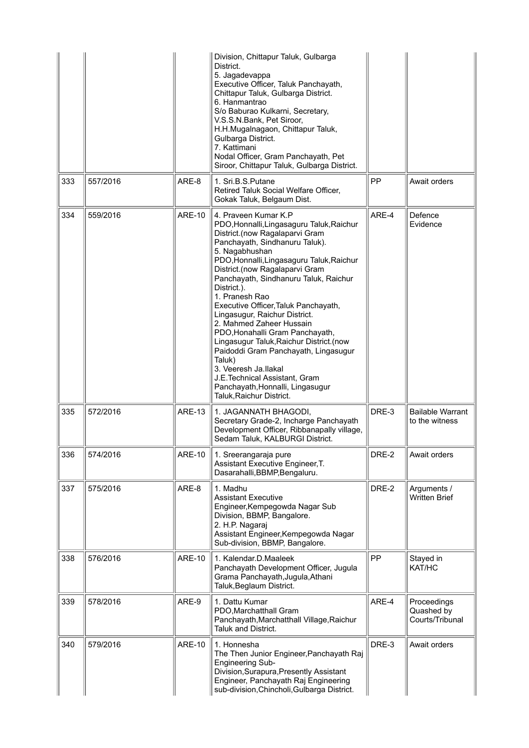| | | | | | |
|---|---|---|---|---|---|
| | | | Division, Chittapur Taluk, Gulbarga District.<br>5. Jagadevappa<br>Executive Officer, Taluk Panchayath, Chittapur Taluk, Gulbarga District.<br>6. Hanmantrao<br>S/o Baburao Kulkarni, Secretary, V.S.S.N.Bank, Pet Siroor, H.H.Mugalnagaon, Chittapur Taluk, Gulbarga District.<br>7. Kattimani<br>Nodal Officer, Gram Panchayath, Pet Siroor, Chittapur Taluk, Gulbarga District. | | |
| 333 | 557/2016 | ARE-8 | 1. Sri.B.S.Putane<br>Retired Taluk Social Welfare Officer, Gokak Taluk, Belgaum Dist. | PP | Await orders |
| 334 | 559/2016 | ARE-10 | 4. Praveen Kumar K.P<br>PDO,Honnalli,Lingasaguru Taluk,Raichur District.(now Ragalaparvi Gram Panchayath, Sindhanuru Taluk).<br>5. Nagabhushan<br>PDO,Honnalli,Lingasaguru Taluk,Raichur District.(now Ragalaparvi Gram Panchayath, Sindhanuru Taluk, Raichur District.).<br>1. Pranesh Rao<br>Executive Officer,Taluk Panchayath, Lingasugur, Raichur District.<br>2. Mahmed Zaheer Hussain<br>PDO,Honahalli Gram Panchayath, Lingasugur Taluk,Raichur District.(now Paidoddi Gram Panchayath, Lingasugur Taluk)<br>3. Veeresh Ja.Ilakal<br>J.E.Technical Assistant, Gram Panchayath,Honnalli, Lingasugur Taluk,Raichur District. | ARE-4 | Defence Evidence |
| 335 | 572/2016 | ARE-13 | 1. JAGANNATH BHAGODI,<br>Secretary Grade-2, Incharge Panchayath Development Officer, Ribbanapally village, Sedam Taluk, KALBURGI District. | DRE-3 | Bailable Warrant to the witness |
| 336 | 574/2016 | ARE-10 | 1. Sreerangaraja pure<br>Assistant Executive Engineer,T. Dasarahalli,BBMP,Bengaluru. | DRE-2 | Await orders |
| 337 | 575/2016 | ARE-8 | 1. Madhu<br>Assistant Executive Engineer,Kempegowda Nagar Sub Division, BBMP, Bangalore.<br>2. H.P. Nagaraj<br>Assistant Engineer,Kempegowda Nagar Sub-division, BBMP, Bangalore. | DRE-2 | Arguments / Written Brief |
| 338 | 576/2016 | ARE-10 | 1. Kalendar.D.Maaleek<br>Panchayath Development Officer, Jugula Grama Panchayath,Jugula,Athani Taluk,Beglaum District. | PP | Stayed in KAT/HC |
| 339 | 578/2016 | ARE-9 | 1. Dattu Kumar<br>PDO,Marchatthall Gram Panchayath,Marchatthall Village,Raichur Taluk and District. | ARE-4 | Proceedings Quashed by Courts/Tribunal |
| 340 | 579/2016 | ARE-10 | 1. Honnesha<br>The Then Junior Engineer,Panchayath Raj Engineering Sub-Division,Surapura,Presently Assistant Engineer, Panchayath Raj Engineering sub-division,Chincholi,Gulbarga District. | DRE-3 | Await orders |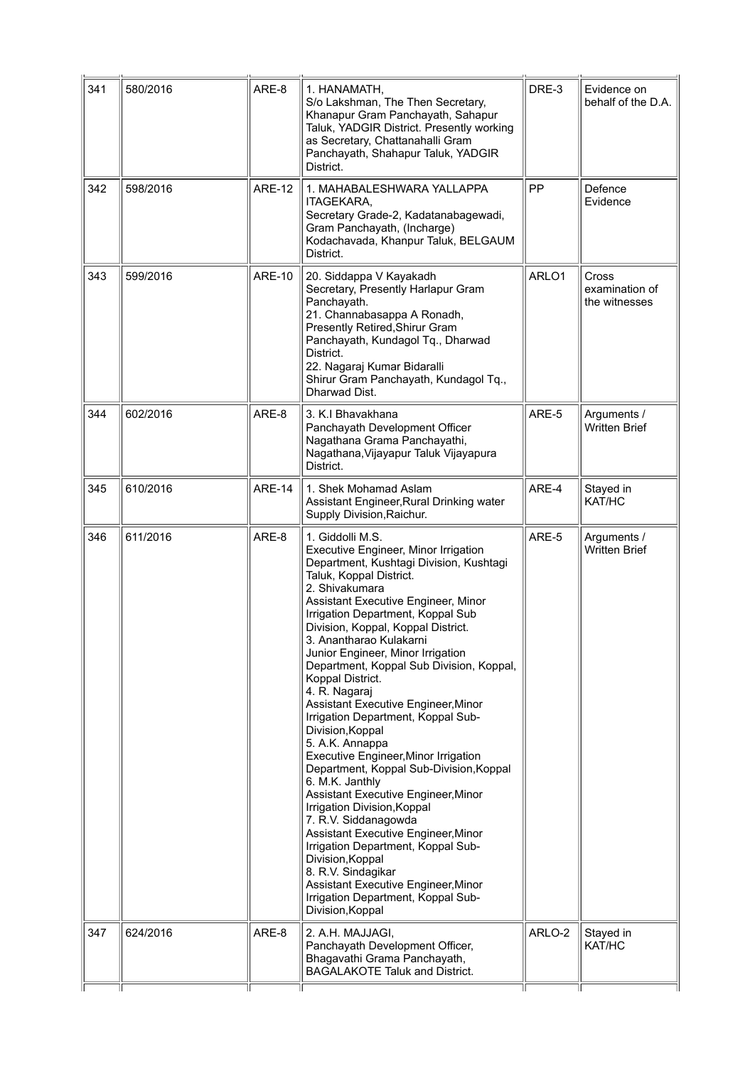| 341 | 580/2016 | ARE-8 | 1. HANAMATH,<br>S/o Lakshman, The Then Secretary, Khanapur Gram Panchayath, Sahapur Taluk, YADGIR District. Presently working as Secretary, Chattanahalli Gram Panchayath, Shahapur Taluk, YADGIR District. | DRE-3 | Evidence on behalf of the D.A. |
|---|---|---|---|---|---|
| 342 | 598/2016 | ARE-12 | 1. MAHABALESHWARA YALLAPPA ITAGEKARA,<br>Secretary Grade-2, Kadatanabagewadi, Gram Panchayath, (Incharge) Kodachavada, Khanpur Taluk, BELGAUM District. | PP | Defence Evidence |
| 343 | 599/2016 | ARE-10 | 20. Siddappa V Kayakadh<br>Secretary, Presently Harlapur Gram Panchayath.<br>21. Channabasappa A Ronadh,<br>Presently Retired,Shirur Gram Panchayath, Kundagol Tq., Dharwad District.<br>22. Nagaraj Kumar Bidaralli<br>Shirur Gram Panchayath, Kundagol Tq., Dharwad Dist. | ARLO1 | Cross examination of the witnesses |
| 344 | 602/2016 | ARE-8 | 3. K.I Bhavakhana<br>Panchayath Development Officer Nagathana Grama Panchayathi, Nagathana,Vijayapur Taluk Vijayapura District. | ARE-5 | Arguments / Written Brief |
| 345 | 610/2016 | ARE-14 | 1. Shek Mohamad Aslam<br>Assistant Engineer,Rural Drinking water Supply Division,Raichur. | ARE-4 | Stayed in KAT/HC |
| 346 | 611/2016 | ARE-8 | 1. Giddolli M.S.<br>Executive Engineer, Minor Irrigation Department, Kushtagi Division, Kushtagi Taluk, Koppal District.<br>2. Shivakumara<br>Assistant Executive Engineer, Minor Irrigation Department, Koppal Sub Division, Koppal, Koppal District.<br>3. Anantharao Kulakarni<br>Junior Engineer, Minor Irrigation Department, Koppal Sub Division, Koppal, Koppal District.<br>4. R. Nagaraj<br>Assistant Executive Engineer,Minor Irrigation Department, Koppal Sub-Division,Koppal<br>5. A.K. Annappa<br>Executive Engineer,Minor Irrigation Department, Koppal Sub-Division,Koppal<br>6. M.K. Janthly<br>Assistant Executive Engineer,Minor Irrigation Division,Koppal<br>7. R.V. Siddanagowda<br>Assistant Executive Engineer,Minor Irrigation Department, Koppal Sub-Division,Koppal<br>8. R.V. Sindagikar<br>Assistant Executive Engineer,Minor Irrigation Department, Koppal Sub-Division,Koppal | ARE-5 | Arguments / Written Brief |
| 347 | 624/2016 | ARE-8 | 2. A.H. MAJJAGI,<br>Panchayath Development Officer, Bhagavathi Grama Panchayath, BAGALAKOTE Taluk and District. | ARLO-2 | Stayed in KAT/HC |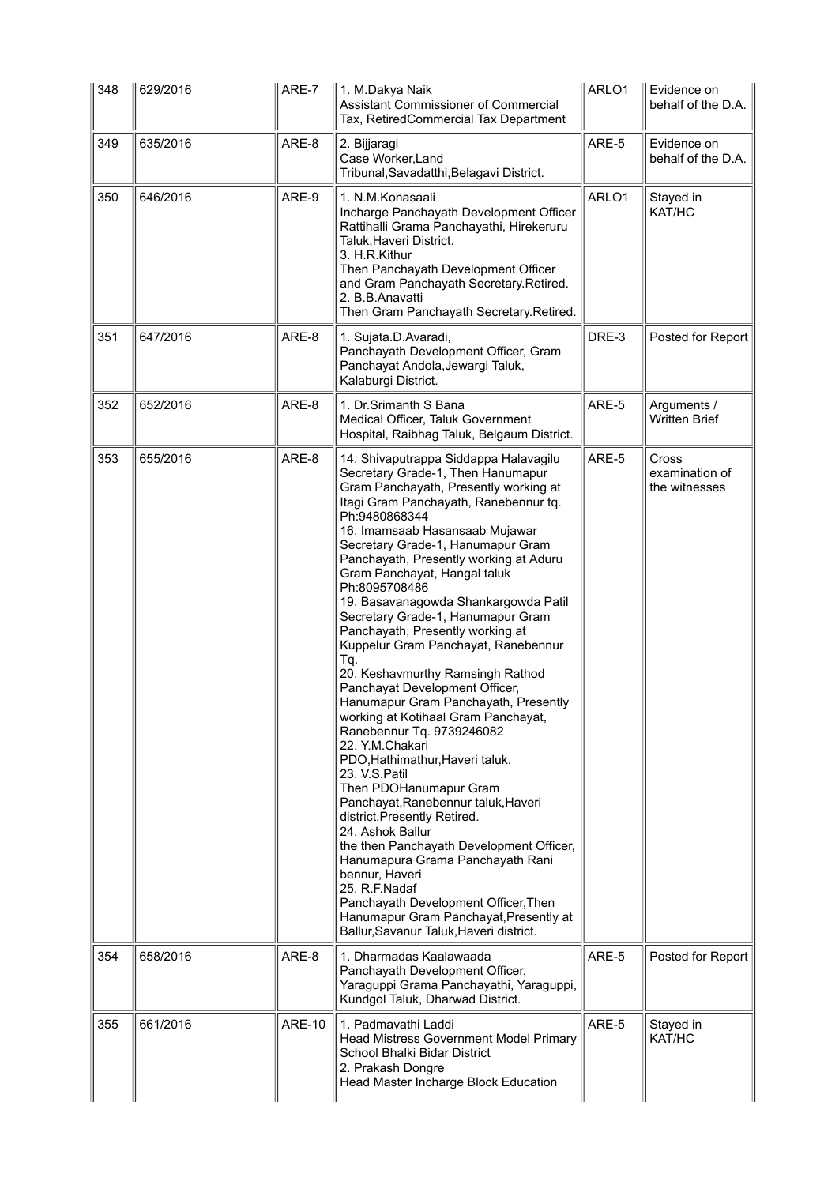| 348 | 629/2016 | ARE-7 | 1. M.Dakya Naik<br>Assistant Commissioner of Commercial Tax, RetiredCommercial Tax Department | ARLO1 | Evidence on behalf of the D.A. |
|---|---|---|---|---|---|
| 349 | 635/2016 | ARE-8 | 2. Bijjaragi<br>Case Worker,Land Tribunal,Savadatthi,Belagavi District. | ARE-5 | Evidence on behalf of the D.A. |
| 350 | 646/2016 | ARE-9 | 1. N.M.Konasaali<br>Incharge Panchayath Development Officer Rattihalli Grama Panchayathi, Hirekeruru Taluk,Haveri District.<br>3. H.R.Kithur<br>Then Panchayath Development Officer and Gram Panchayath Secretary.Retired.<br>2. B.B.Anavatti<br>Then Gram Panchayath Secretary.Retired. | ARLO1 | Stayed in KAT/HC |
| 351 | 647/2016 | ARE-8 | 1. Sujata.D.Avaradi,<br>Panchayath Development Officer, Gram Panchayat Andola,Jewargi Taluk, Kalaburgi District. | DRE-3 | Posted for Report |
| 352 | 652/2016 | ARE-8 | 1. Dr.Srimanth S Bana<br>Medical Officer, Taluk Government Hospital, Raibhag Taluk, Belgaum District. | ARE-5 | Arguments / Written Brief |
| 353 | 655/2016 | ARE-8 | 14. Shivaputrappa Siddappa Halavagilu<br>Secretary Grade-1, Then Hanumapur Gram Panchayath, Presently working at Itagi Gram Panchayath, Ranebennur tq. Ph:9480868344<br>16. Imamsaab Hasansaab Mujawar<br>Secretary Grade-1, Hanumapur Gram Panchayath, Presently working at Aduru Gram Panchayat, Hangal taluk Ph:8095708486<br>19. Basavanagowda Shankargowda Patil<br>Secretary Grade-1, Hanumapur Gram Panchayath, Presently working at Kuppelur Gram Panchayat, Ranebennur Tq.<br>20. Keshavmurthy Ramsingh Rathod<br>Panchayat Development Officer, Hanumapur Gram Panchayath, Presently working at Kotihaal Gram Panchayat, Ranebennur Tq. 9739246082<br>22. Y.M.Chakari<br>PDO,Hathimathur,Haveri taluk.<br>23. V.S.Patil<br>Then PDOHanumapur Gram Panchayat,Ranebennur taluk,Haveri district.Presently Retired.<br>24. Ashok Ballur<br>the then Panchayath Development Officer, Hanumapura Grama Panchayath Rani bennur, Haveri<br>25. R.F.Nadaf<br>Panchayath Development Officer,Then Hanumapur Gram Panchayat,Presently at Ballur,Savanur Taluk,Haveri district. | ARE-5 | Cross examination of the witnesses |
| 354 | 658/2016 | ARE-8 | 1. Dharmadas Kaalawaada<br>Panchayath Development Officer, Yaraguppi Grama Panchayathi, Yaraguppi, Kundgol Taluk, Dharwad District. | ARE-5 | Posted for Report |
| 355 | 661/2016 | ARE-10 | 1. Padmavathi Laddi<br>Head Mistress Government Model Primary School Bhalki Bidar District<br>2. Prakash Dongre<br>Head Master Incharge Block Education | ARE-5 | Stayed in KAT/HC |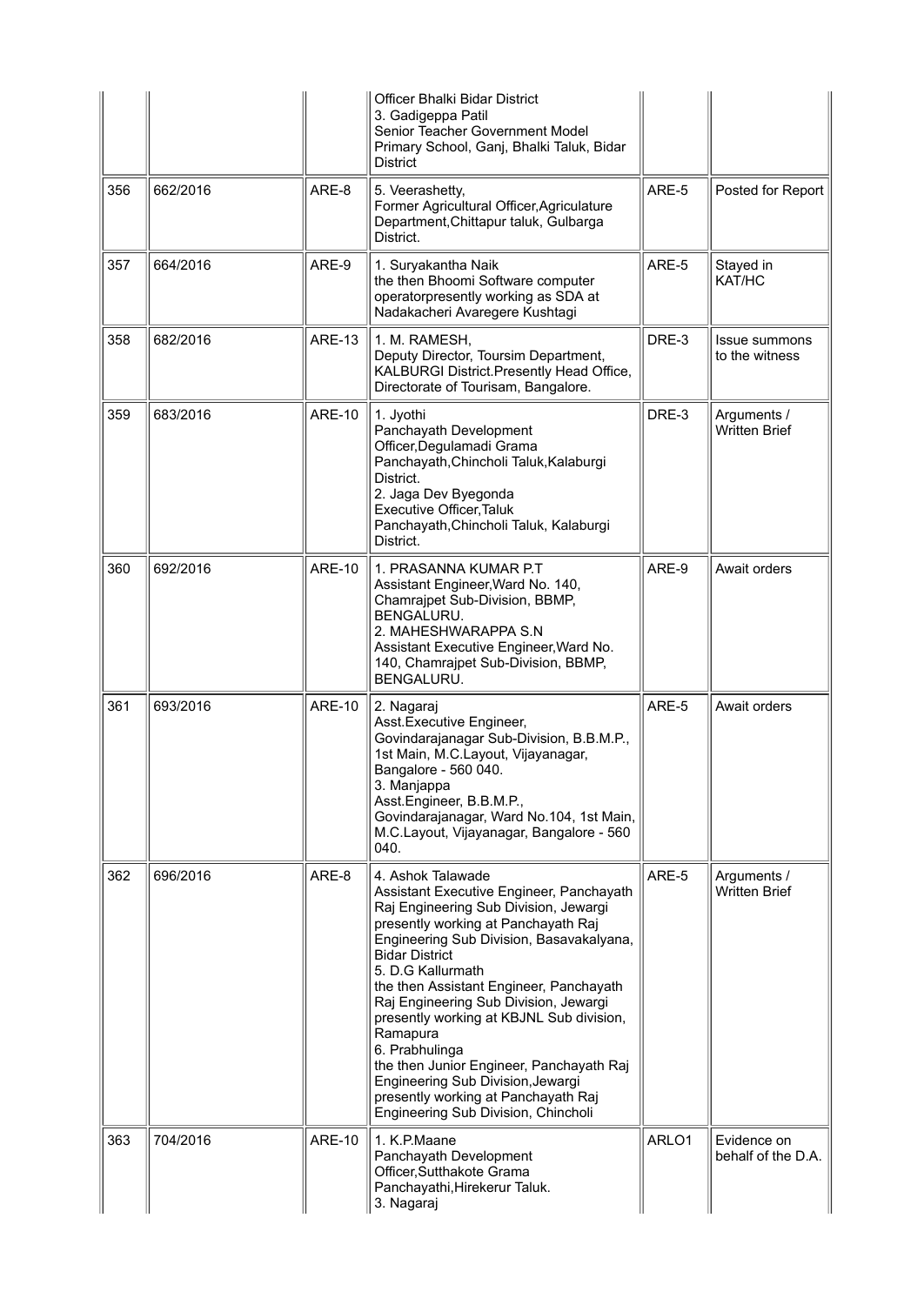| | | | Officer Bhalki Bidar District<br>3. Gadigeppa Patil<br>Senior Teacher Government Model Primary School, Ganj, Bhalki Taluk, Bidar District | | |
|---|---|---|---|---|---|
| 356 | 662/2016 | ARE-8 | 5. Veerashetty,<br>Former Agricultural Officer,Agriculature Department,Chittapur taluk, Gulbarga District. | ARE-5 | Posted for Report |
| 357 | 664/2016 | ARE-9 | 1. Suryakantha Naik<br>the then Bhoomi Software computer operatorpresently working as SDA at Nadakacheri Avaregere Kushtagi | ARE-5 | Stayed in KAT/HC |
| 358 | 682/2016 | ARE-13 | 1. M. RAMESH,<br>Deputy Director, Toursim Department, KALBURGI District.Presently Head Office, Directorate of Tourisam, Bangalore. | DRE-3 | Issue summons to the witness |
| 359 | 683/2016 | ARE-10 | 1. Jyothi<br>Panchayath Development Officer,Degulamadi Grama Panchayath,Chincholi Taluk,Kalaburgi District.<br>2. Jaga Dev Byegonda<br>Executive Officer,Taluk Panchayath,Chincholi Taluk, Kalaburgi District. | DRE-3 | Arguments / Written Brief |
| 360 | 692/2016 | ARE-10 | 1. PRASANNA KUMAR P.T<br>Assistant Engineer,Ward No. 140, Chamrajpet Sub-Division, BBMP, BENGALURU.<br>2. MAHESHWARAPPA S.N<br>Assistant Executive Engineer,Ward No. 140, Chamrajpet Sub-Division, BBMP, BENGALURU. | ARE-9 | Await orders |
| 361 | 693/2016 | ARE-10 | 2. Nagaraj<br>Asst.Executive Engineer, Govindarajanagar Sub-Division, B.B.M.P., 1st Main, M.C.Layout, Vijayanagar, Bangalore - 560 040.<br>3. Manjappa<br>Asst.Engineer, B.B.M.P., Govindarajanagar, Ward No.104, 1st Main, M.C.Layout, Vijayanagar, Bangalore - 560 040. | ARE-5 | Await orders |
| 362 | 696/2016 | ARE-8 | 4. Ashok Talawade<br>Assistant Executive Engineer, Panchayath Raj Engineering Sub Division, Jewargi presently working at Panchayath Raj Engineering Sub Division, Basavakalyana, Bidar District<br>5. D.G Kallurmath<br>the then Assistant Engineer, Panchayath Raj Engineering Sub Division, Jewargi presently working at KBJNL Sub division, Ramapura<br>6. Prabhulinga<br>the then Junior Engineer, Panchayath Raj Engineering Sub Division,Jewargi presently working at Panchayath Raj Engineering Sub Division, Chincholi | ARE-5 | Arguments / Written Brief |
| 363 | 704/2016 | ARE-10 | 1. K.P.Maane<br>Panchayath Development Officer,Sutthakote Grama Panchayathi,Hirekerur Taluk.<br>3. Nagaraj | ARLO1 | Evidence on behalf of the D.A. |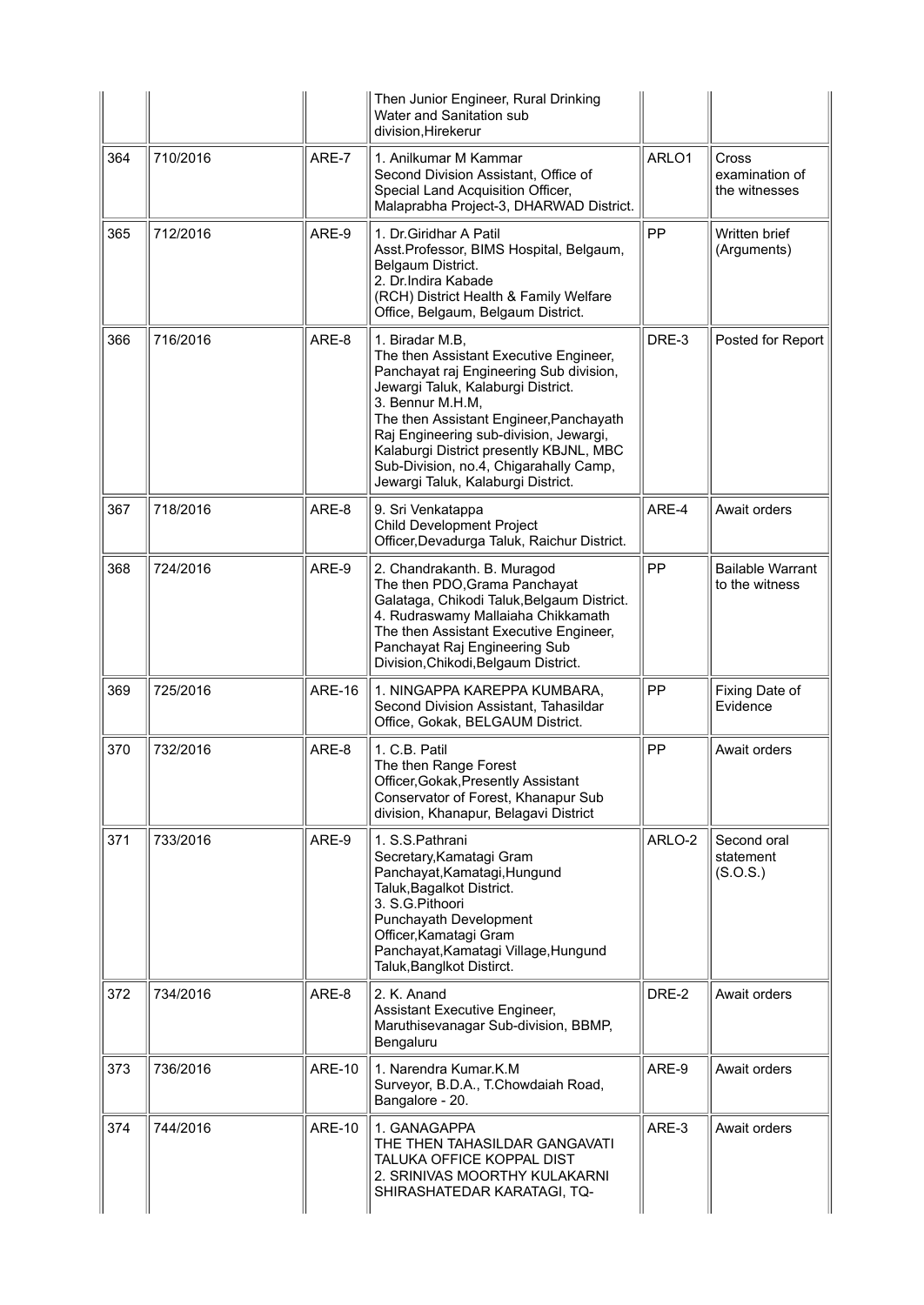|  |  |  | Then Junior Engineer, Rural Drinking Water and Sanitation sub division,Hirekerur |  |  |
|---|---|---|---|---|---|
| 364 | 710/2016 | ARE-7 | 1. Anilkumar M Kammar<br>Second Division Assistant, Office of Special Land Acquisition Officer, Malaprabha Project-3, DHARWAD District. | ARLO1 | Cross examination of the witnesses |
| 365 | 712/2016 | ARE-9 | 1. Dr.Giridhar A Patil<br>Asst.Professor, BIMS Hospital, Belgaum, Belgaum District.<br>2. Dr.Indira Kabade<br>(RCH) District Health & Family Welfare Office, Belgaum, Belgaum District. | PP | Written brief (Arguments) |
| 366 | 716/2016 | ARE-8 | 1. Biradar M.B,<br>The then Assistant Executive Engineer, Panchayat raj Engineering Sub division, Jewargi Taluk, Kalaburgi District.<br>3. Bennur M.H.M,<br>The then Assistant Engineer,Panchayath Raj Engineering sub-division, Jewargi, Kalaburgi District presently KBJNL, MBC Sub-Division, no.4, Chigarahally Camp, Jewargi Taluk, Kalaburgi District. | DRE-3 | Posted for Report |
| 367 | 718/2016 | ARE-8 | 9. Sri Venkatappa<br>Child Development Project Officer,Devadurga Taluk, Raichur District. | ARE-4 | Await orders |
| 368 | 724/2016 | ARE-9 | 2. Chandrakanth. B. Muragod<br>The then PDO,Grama Panchayat Galataga, Chikodi Taluk,Belgaum District.<br>4. Rudraswamy Mallaiaha Chikkamath<br>The then Assistant Executive Engineer, Panchayat Raj Engineering Sub Division,Chikodi,Belgaum District. | PP | Bailable Warrant to the witness |
| 369 | 725/2016 | ARE-16 | 1. NINGAPPA KAREPPA KUMBARA,<br>Second Division Assistant, Tahasildar Office, Gokak, BELGAUM District. | PP | Fixing Date of Evidence |
| 370 | 732/2016 | ARE-8 | 1. C.B. Patil<br>The then Range Forest Officer,Gokak,Presently Assistant Conservator of Forest, Khanapur Sub division, Khanapur, Belagavi District | PP | Await orders |
| 371 | 733/2016 | ARE-9 | 1. S.S.Pathrani<br>Secretary,Kamatagi Gram Panchayat,Kamatagi,Hungund Taluk,Bagalkot District.<br>3. S.G.Pithoori<br>Punchayath Development Officer,Kamatagi Gram Panchayat,Kamatagi Village,Hungund Taluk,Banglkot Distirct. | ARLO-2 | Second oral statement (S.O.S.) |
| 372 | 734/2016 | ARE-8 | 2. K. Anand<br>Assistant Executive Engineer, Maruthisevanagar Sub-division, BBMP, Bengaluru | DRE-2 | Await orders |
| 373 | 736/2016 | ARE-10 | 1. Narendra Kumar.K.M<br>Surveyor, B.D.A., T.Chowdaiah Road, Bangalore - 20. | ARE-9 | Await orders |
| 374 | 744/2016 | ARE-10 | 1. GANAGAPPA<br>THE THEN TAHASILDAR GANGAVATI TALUKA OFFICE KOPPAL DIST<br>2. SRINIVAS MOORTHY KULAKARNI SHIRASHATEDAR KARATAGI, TQ- | ARE-3 | Await orders |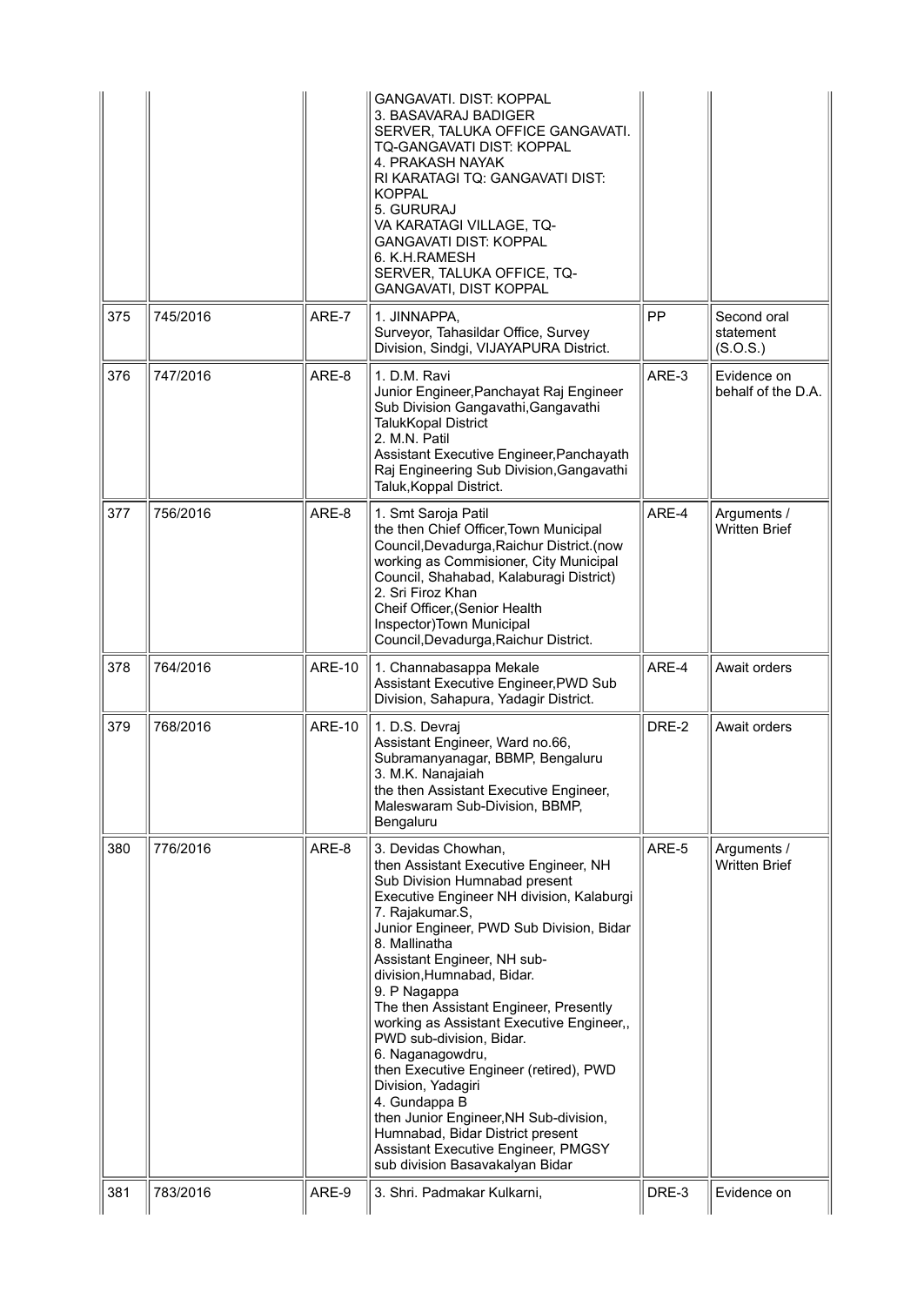| | | | | | |
|---|---|---|---|---|---|
| | | | GANGAVATI. DIST: KOPPAL<br>3. BASAVARAJ BADIGER<br>SERVER, TALUKA OFFICE GANGAVATI. TQ-GANGAVATI DIST: KOPPAL<br>4. PRAKASH NAYAK<br>RI KARATAGI TQ: GANGAVATI DIST: KOPPAL<br>5. GURURAJ<br>VA KARATAGI VILLAGE, TQ-GANGAVATI DIST: KOPPAL<br>6. K.H.RAMESH<br>SERVER, TALUKA OFFICE, TQ-GANGAVATI, DIST KOPPAL | | |
| 375 | 745/2016 | ARE-7 | 1. JINNAPPA,<br>Surveyor, Tahasildar Office, Survey Division, Sindgi, VIJAYAPURA District. | PP | Second oral statement (S.O.S.) |
| 376 | 747/2016 | ARE-8 | 1. D.M. Ravi<br>Junior Engineer,Panchayat Raj Engineer Sub Division Gangavathi,Gangavathi TalukKopal District<br>2. M.N. Patil<br>Assistant Executive Engineer,Panchayath Raj Engineering Sub Division,Gangavathi Taluk,Koppal District. | ARE-3 | Evidence on behalf of the D.A. |
| 377 | 756/2016 | ARE-8 | 1. Smt Saroja Patil<br>the then Chief Officer,Town Municipal Council,Devadurga,Raichur District.(now working as Commisioner, City Municipal Council, Shahabad, Kalaburagi District)<br>2. Sri Firoz Khan<br>Cheif Officer,(Senior Health Inspector)Town Municipal Council,Devadurga,Raichur District. | ARE-4 | Arguments / Written Brief |
| 378 | 764/2016 | ARE-10 | 1. Channabasappa Mekale<br>Assistant Executive Engineer,PWD Sub Division, Sahapura, Yadagir District. | ARE-4 | Await orders |
| 379 | 768/2016 | ARE-10 | 1. D.S. Devraj<br>Assistant Engineer, Ward no.66, Subramanyanagar, BBMP, Bengaluru<br>3. M.K. Nanajaiah<br>the then Assistant Executive Engineer, Maleswaram Sub-Division, BBMP, Bengaluru | DRE-2 | Await orders |
| 380 | 776/2016 | ARE-8 | 3. Devidas Chowhan,<br>then Assistant Executive Engineer, NH Sub Division Humnabad present Executive Engineer NH division, Kalaburgi<br>7. Rajakumar.S,<br>Junior Engineer, PWD Sub Division, Bidar<br>8. Mallinatha<br>Assistant Engineer, NH sub-division,Humnabad, Bidar.<br>9. P Nagappa<br>The then Assistant Engineer, Presently working as Assistant Executive Engineer,, PWD sub-division, Bidar.<br>6. Naganagowdru,<br>then Executive Engineer (retired), PWD Division, Yadagiri<br>4. Gundappa B<br>then Junior Engineer,NH Sub-division, Humnabad, Bidar District present Assistant Executive Engineer, PMGSY sub division Basavakalyan Bidar | ARE-5 | Arguments / Written Brief |
| 381 | 783/2016 | ARE-9 | 3. Shri. Padmakar Kulkarni, | DRE-3 | Evidence on |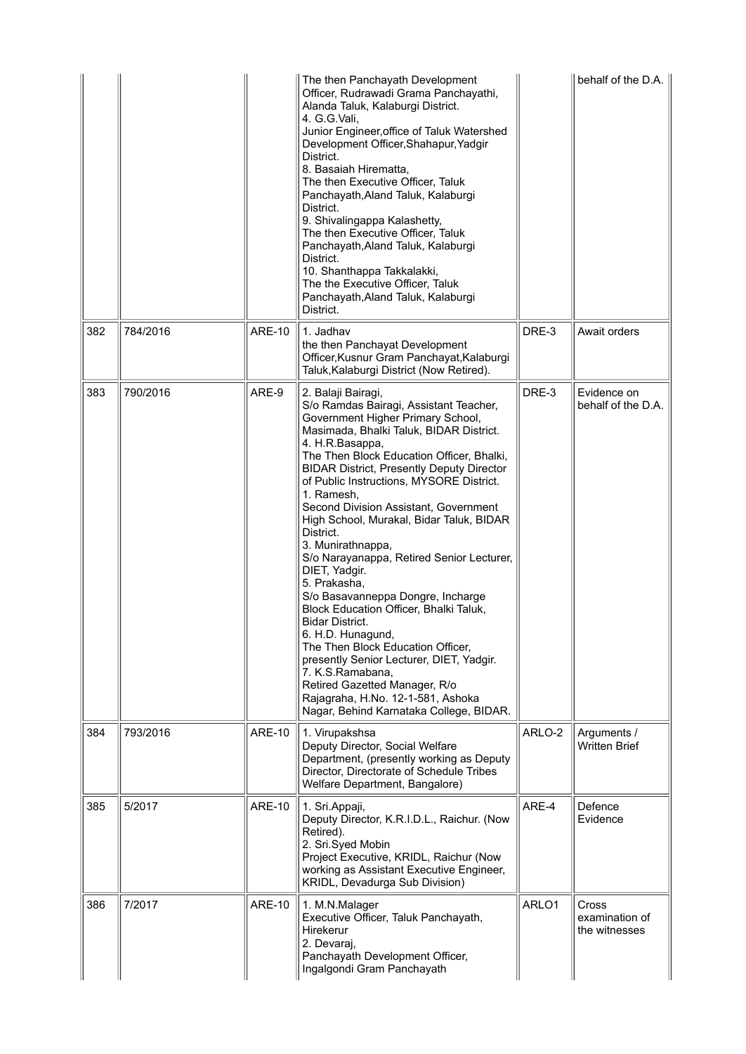| | | | | | |
|---|---|---|---|---|---|
| | | | The then Panchayath Development Officer, Rudrawadi Grama Panchayathi, Alanda Taluk, Kalaburgi District.<br>4. G.G.Vali,<br>Junior Engineer,office of Taluk Watershed Development Officer,Shahapur,Yadgir District.<br>8. Basaiah Hirematta,<br>The then Executive Officer, Taluk Panchayath,Aland Taluk, Kalaburgi District.<br>9. Shivalingappa Kalashetty,<br>The then Executive Officer, Taluk Panchayath,Aland Taluk, Kalaburgi District.<br>10. Shanthappa Takkalakki,<br>The the Executive Officer, Taluk Panchayath,Aland Taluk, Kalaburgi District. | | behalf of the D.A. |
| 382 | 784/2016 | ARE-10 | 1. Jadhav<br>the then Panchayat Development Officer,Kusnur Gram Panchayat,Kalaburgi Taluk,Kalaburgi District (Now Retired). | DRE-3 | Await orders |
| 383 | 790/2016 | ARE-9 | 2. Balaji Bairagi,<br>S/o Ramdas Bairagi, Assistant Teacher, Government Higher Primary School, Masimada, Bhalki Taluk, BIDAR District.<br>4. H.R.Basappa,<br>The Then Block Education Officer, Bhalki, BIDAR District, Presently Deputy Director of Public Instructions, MYSORE District.<br>1. Ramesh,<br>Second Division Assistant, Government High School, Murakal, Bidar Taluk, BIDAR District.<br>3. Munirathnappa,<br>S/o Narayanappa, Retired Senior Lecturer, DIET, Yadgir.<br>5. Prakasha,<br>S/o Basavanneppa Dongre, Incharge Block Education Officer, Bhalki Taluk, Bidar District.<br>6. H.D. Hunagund,<br>The Then Block Education Officer, presently Senior Lecturer, DIET, Yadgir.<br>7. K.S.Ramabana,<br>Retired Gazetted Manager, R/o Rajagraha, H.No. 12-1-581, Ashoka Nagar, Behind Karnataka College, BIDAR. | DRE-3 | Evidence on behalf of the D.A. |
| 384 | 793/2016 | ARE-10 | 1. Virupakshsa<br>Deputy Director, Social Welfare Department, (presently working as Deputy Director, Directorate of Schedule Tribes Welfare Department, Bangalore) | ARLO-2 | Arguments / Written Brief |
| 385 | 5/2017 | ARE-10 | 1. Sri.Appaji,<br>Deputy Director, K.R.I.D.L., Raichur. (Now Retired).<br>2. Sri.Syed Mobin<br>Project Executive, KRIDL, Raichur (Now working as Assistant Executive Engineer, KRIDL, Devadurga Sub Division) | ARE-4 | Defence Evidence |
| 386 | 7/2017 | ARE-10 | 1. M.N.Malager<br>Executive Officer, Taluk Panchayath, Hirekerur<br>2. Devaraj,<br>Panchayath Development Officer, Ingalgondi Gram Panchayath | ARLO1 | Cross examination of the witnesses |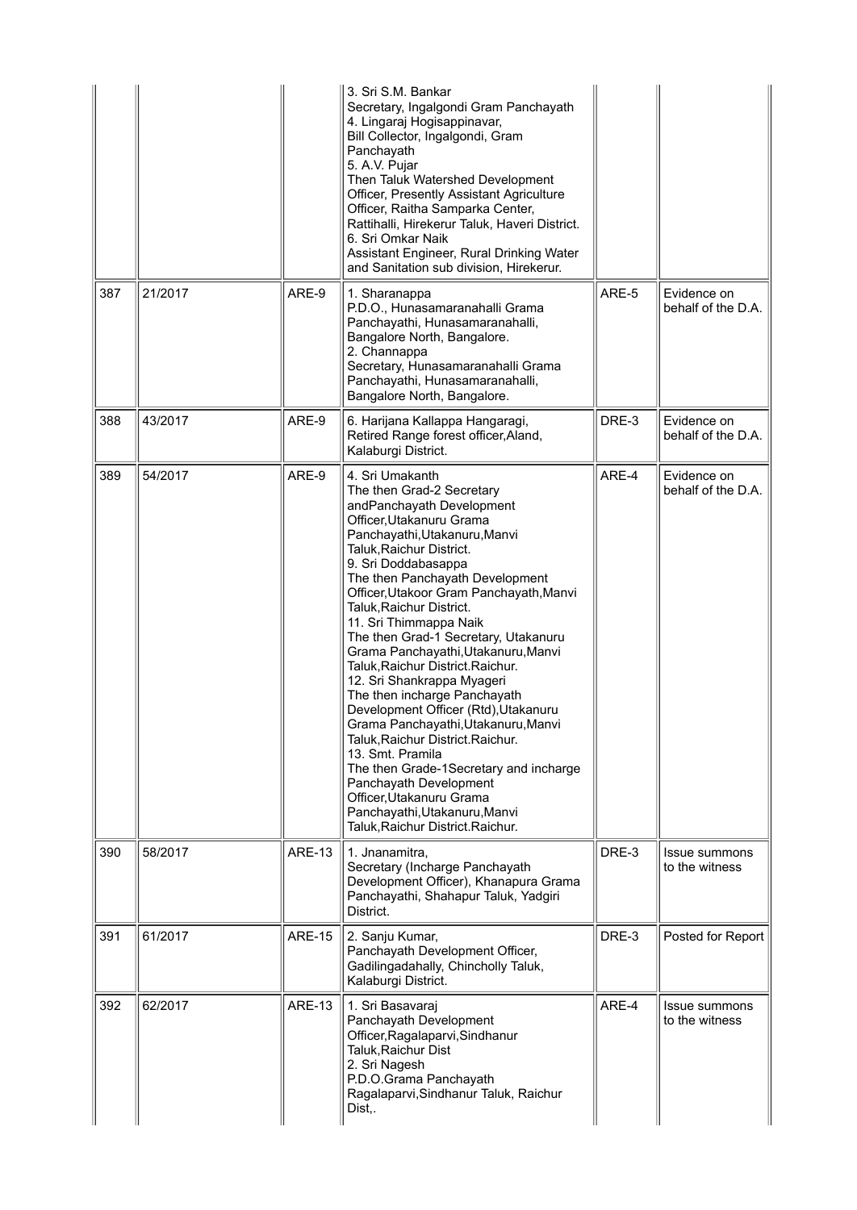| | | | | | |
|---|---|---|---|---|---|
| | | | 3. Sri S.M. Bankar<br>Secretary, Ingalgondi Gram Panchayath<br>4. Lingaraj Hogisappinavar,<br>Bill Collector, Ingalgondi, Gram Panchayath<br>5. A.V. Pujar<br>Then Taluk Watershed Development Officer, Presently Assistant Agriculture Officer, Raitha Samparka Center, Rattihalli, Hirekerur Taluk, Haveri District.<br>6. Sri Omkar Naik<br>Assistant Engineer, Rural Drinking Water and Sanitation sub division, Hirekerur. | | |
| 387 | 21/2017 | ARE-9 | 1. Sharanappa<br>P.D.O., Hunasamaranahalli Grama Panchayathi, Hunasamaranahalli, Bangalore North, Bangalore.<br>2. Channappa<br>Secretary, Hunasamaranahalli Grama Panchayathi, Hunasamaranahalli, Bangalore North, Bangalore. | ARE-5 | Evidence on behalf of the D.A. |
| 388 | 43/2017 | ARE-9 | 6. Harijana Kallappa Hangaragi, Retired Range forest officer,Aland, Kalaburgi District. | DRE-3 | Evidence on behalf of the D.A. |
| 389 | 54/2017 | ARE-9 | 4. Sri Umakanth<br>The then Grad-2 Secretary andPanchayath Development Officer,Utakanuru Grama Panchayathi,Utakanuru,Manvi Taluk,Raichur District.<br>9. Sri Doddabasappa<br>The then Panchayath Development Officer,Utakoor Gram Panchayath,Manvi Taluk,Raichur District.<br>11. Sri Thimmappa Naik<br>The then Grad-1 Secretary, Utakanuru Grama Panchayathi,Utakanuru,Manvi Taluk,Raichur District.Raichur.<br>12. Sri Shankrappa Myageri<br>The then incharge Panchayath Development Officer (Rtd),Utakanuru Grama Panchayathi,Utakanuru,Manvi Taluk,Raichur District.Raichur.<br>13. Smt. Pramila<br>The then Grade-1Secretary and incharge Panchayath Development Officer,Utakanuru Grama Panchayathi,Utakanuru,Manvi Taluk,Raichur District.Raichur. | ARE-4 | Evidence on behalf of the D.A. |
| 390 | 58/2017 | ARE-13 | 1. Jnanamitra,<br>Secretary (Incharge Panchayath Development Officer), Khanapura Grama Panchayathi, Shahapur Taluk, Yadgiri District. | DRE-3 | Issue summons to the witness |
| 391 | 61/2017 | ARE-15 | 2. Sanju Kumar,<br>Panchayath Development Officer, Gadilingadahally, Chincholly Taluk, Kalaburgi District. | DRE-3 | Posted for Report |
| 392 | 62/2017 | ARE-13 | 1. Sri Basavaraj<br>Panchayath Development Officer,Ragalaparvi,Sindhanur Taluk,Raichur Dist<br>2. Sri Nagesh<br>P.D.O.Grama Panchayath Ragalaparvi,Sindhanur Taluk, Raichur Dist,. | ARE-4 | Issue summons to the witness |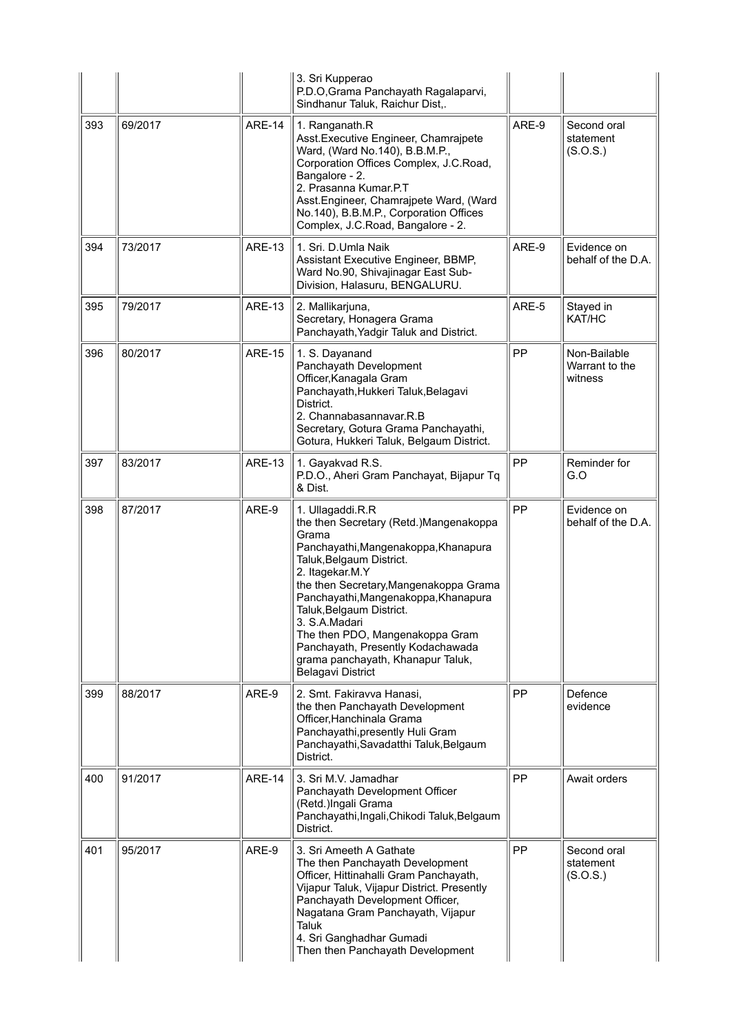| | | | | | |
|---|---|---|---|---|---|
| | | | 3. Sri Kupperao P.D.O,Grama Panchayath Ragalaparvi, Sindhanur Taluk, Raichur Dist,. | | |
| 393 | 69/2017 | ARE-14 | 1. Ranganath.R Asst.Executive Engineer, Chamrajpete Ward, (Ward No.140), B.B.M.P., Corporation Offices Complex, J.C.Road, Bangalore - 2.<br>2. Prasanna Kumar.P.T Asst.Engineer, Chamrajpete Ward, (Ward No.140), B.B.M.P., Corporation Offices Complex, J.C.Road, Bangalore - 2. | ARE-9 | Second oral statement (S.O.S.) |
| 394 | 73/2017 | ARE-13 | 1. Sri. D.Umla Naik Assistant Executive Engineer, BBMP, Ward No.90, Shivajinagar East Sub-Division, Halasuru, BENGALURU. | ARE-9 | Evidence on behalf of the D.A. |
| 395 | 79/2017 | ARE-13 | 2. Mallikarjuna, Secretary, Honagera Grama Panchayath,Yadgir Taluk and District. | ARE-5 | Stayed in KAT/HC |
| 396 | 80/2017 | ARE-15 | 1. S. Dayanand Panchayath Development Officer,Kanagala Gram Panchayath,Hukkeri Taluk,Belagavi District.<br>2. Channabasannavar.R.B Secretary, Gotura Grama Panchayathi, Gotura, Hukkeri Taluk, Belgaum District. | PP | Non-Bailable Warrant to the witness |
| 397 | 83/2017 | ARE-13 | 1. Gayakvad R.S. P.D.O., Aheri Gram Panchayat, Bijapur Tq & Dist. | PP | Reminder for G.O |
| 398 | 87/2017 | ARE-9 | 1. Ullagaddi.R.R the then Secretary (Retd.)Mangenakoppa Grama Panchayathi,Mangenakoppa,Khanapura Taluk,Belgaum District.<br>2. Itagekar.M.Y the then Secretary,Mangenakoppa Grama Panchayathi,Mangenakoppa,Khanapura Taluk,Belgaum District.<br>3. S.A.Madari The then PDO, Mangenakoppa Gram Panchayath, Presently Kodachawada grama panchayath, Khanapur Taluk, Belagavi District | PP | Evidence on behalf of the D.A. |
| 399 | 88/2017 | ARE-9 | 2. Smt. Fakiravva Hanasi, the then Panchayath Development Officer,Hanchinala Grama Panchayathi,presently Huli Gram Panchayathi,Savadatthi Taluk,Belgaum District. | PP | Defence evidence |
| 400 | 91/2017 | ARE-14 | 3. Sri M.V. Jamadhar Panchayath Development Officer (Retd.)Ingali Grama Panchayathi,Ingali,Chikodi Taluk,Belgaum District. | PP | Await orders |
| 401 | 95/2017 | ARE-9 | 3. Sri Ameeth A Gathate The then Panchayath Development Officer, Hittinahalli Gram Panchayath, Vijapur Taluk, Vijapur District. Presently Panchayath Development Officer, Nagatana Gram Panchayath, Vijapur Taluk<br>4. Sri Ganghadhar Gumadi Then then Panchayath Development | PP | Second oral statement (S.O.S.) |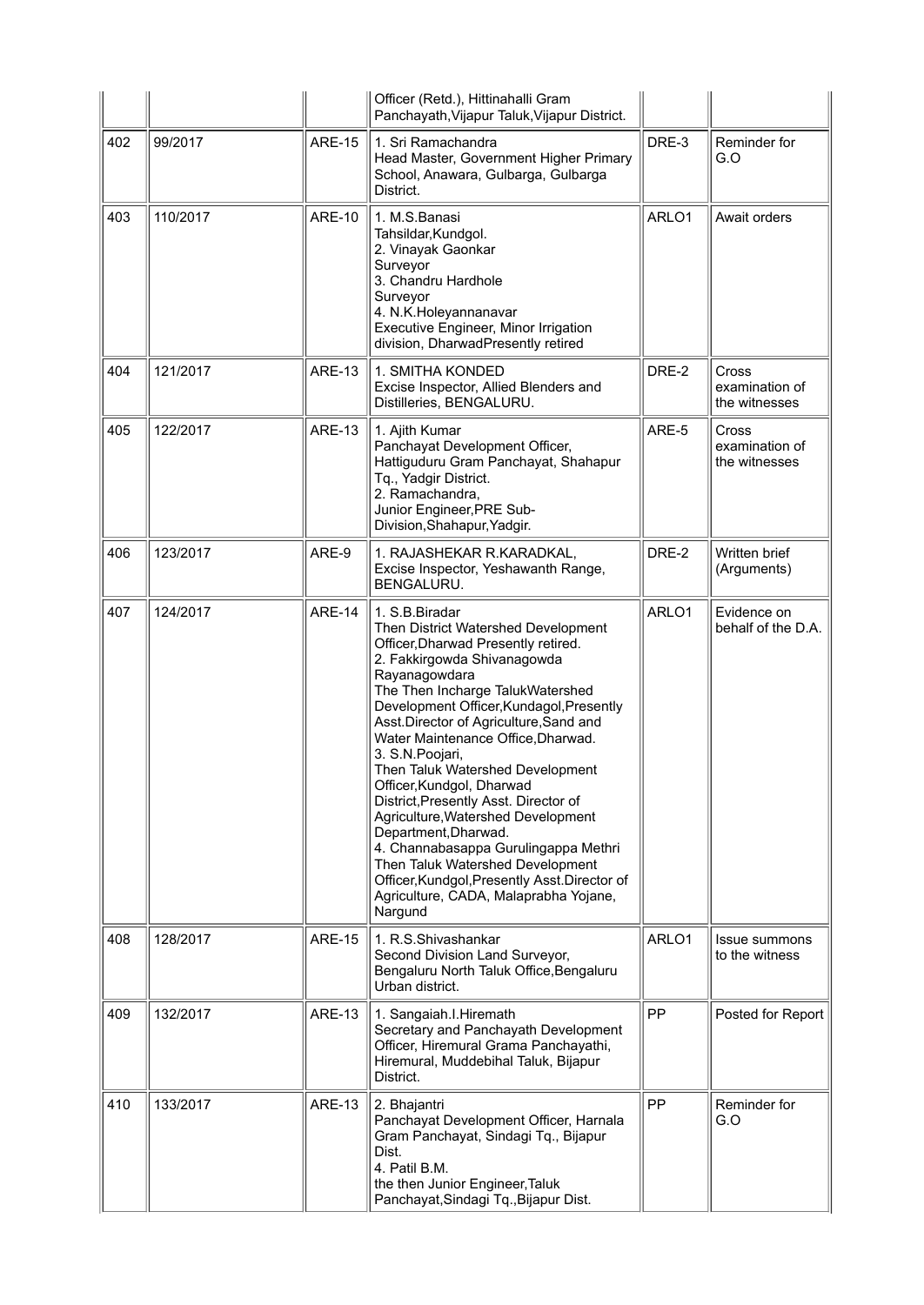| | | | | | |
|---|---|---|---|---|---|
| | | | Officer (Retd.), Hittinahalli Gram Panchayath,Vijapur Taluk,Vijapur District. | | |
| 402 | 99/2017 | ARE-15 | 1. Sri Ramachandra<br>Head Master, Government Higher Primary School, Anawara, Gulbarga, Gulbarga District. | DRE-3 | Reminder for G.O |
| 403 | 110/2017 | ARE-10 | 1. M.S.Banasi<br>Tahsildar,Kundgol.<br>2. Vinayak Gaonkar<br>Surveyor<br>3. Chandru Hardhole<br>Surveyor<br>4. N.K.Holeyannanavar<br>Executive Engineer, Minor Irrigation division, DharwadPresently retired | ARLO1 | Await orders |
| 404 | 121/2017 | ARE-13 | 1. SMITHA KONDED<br>Excise Inspector, Allied Blenders and Distilleries, BENGALURU. | DRE-2 | Cross examination of the witnesses |
| 405 | 122/2017 | ARE-13 | 1. Ajith Kumar<br>Panchayat Development Officer, Hattiguduru Gram Panchayat, Shahapur Tq., Yadgir District.<br>2. Ramachandra,<br>Junior Engineer,PRE Sub-Division,Shahapur,Yadgir. | ARE-5 | Cross examination of the witnesses |
| 406 | 123/2017 | ARE-9 | 1. RAJASHEKAR R.KARADKAL,<br>Excise Inspector, Yeshawanth Range, BENGALURU. | DRE-2 | Written brief (Arguments) |
| 407 | 124/2017 | ARE-14 | 1. S.B.Biradar<br>Then District Watershed Development Officer,Dharwad Presently retired.<br>2. Fakkirgowda Shivanagowda Rayanagowdara<br>The Then Incharge TalukWatershed Development Officer,Kundagol,Presently Asst.Director of Agriculture,Sand and Water Maintenance Office,Dharwad.<br>3. S.N.Poojari,<br>Then Taluk Watershed Development Officer,Kundgol, Dharwad District,Presently Asst. Director of Agriculture,Watershed Development Department,Dharwad.<br>4. Channabasappa Gurulingappa Methri<br>Then Taluk Watershed Development Officer,Kundgol,Presently Asst.Director of Agriculture, CADA, Malaprabha Yojane, Nargund | ARLO1 | Evidence on behalf of the D.A. |
| 408 | 128/2017 | ARE-15 | 1. R.S.Shivashankar<br>Second Division Land Surveyor, Bengaluru North Taluk Office,Bengaluru Urban district. | ARLO1 | Issue summons to the witness |
| 409 | 132/2017 | ARE-13 | 1. Sangaiah.I.Hiremath<br>Secretary and Panchayath Development Officer, Hiremural Grama Panchayathi, Hiremural, Muddebihal Taluk, Bijapur District. | PP | Posted for Report |
| 410 | 133/2017 | ARE-13 | 2. Bhajantri<br>Panchayat Development Officer, Harnala Gram Panchayat, Sindagi Tq., Bijapur Dist.<br>4. Patil B.M.<br>the then Junior Engineer,Taluk Panchayat,Sindagi Tq.,Bijapur Dist. | PP | Reminder for G.O |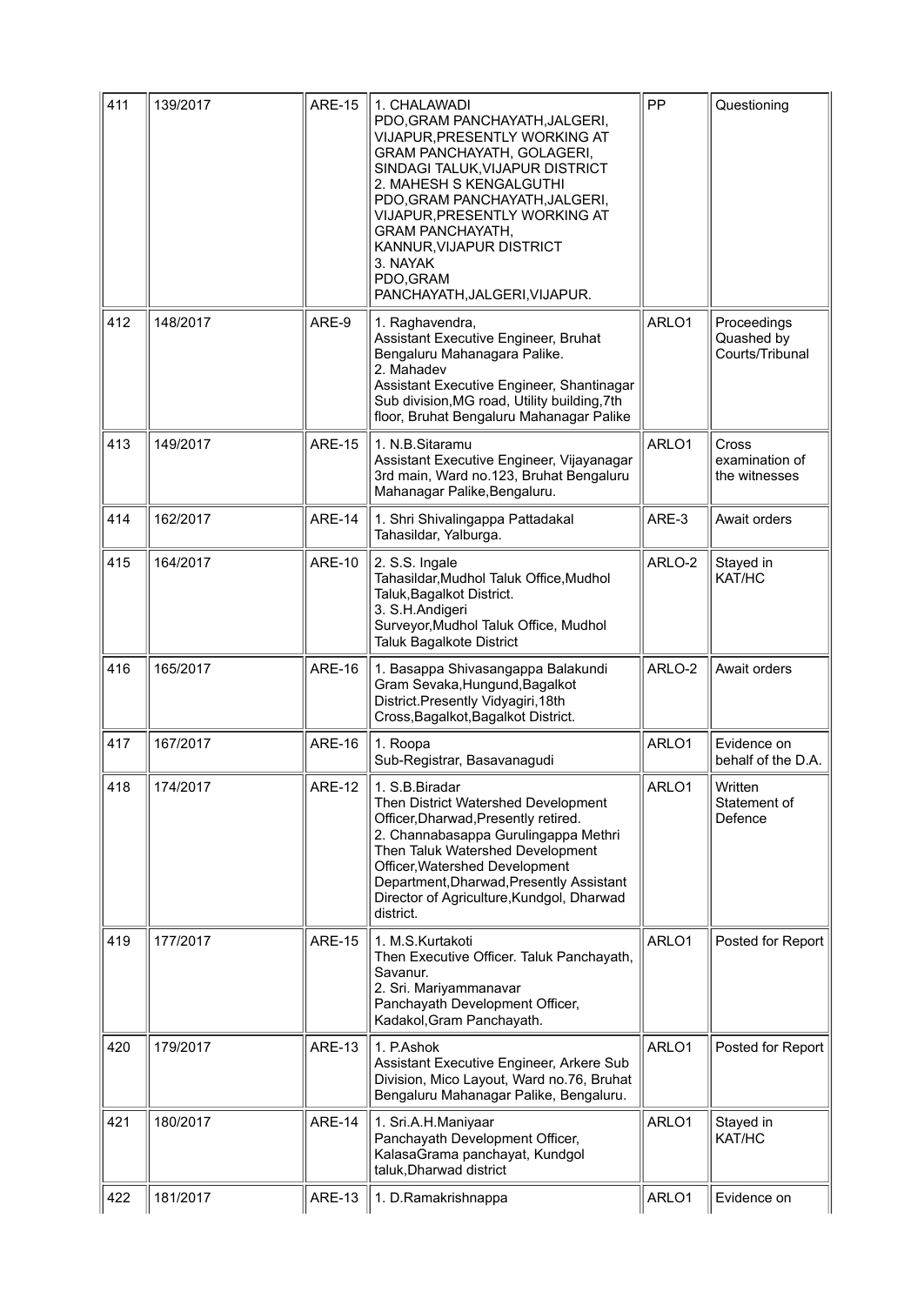| 411 | 139/2017 | ARE-15 | 1. CHALAWADI PDO,GRAM PANCHAYATH,JALGERI, VIJAPUR,PRESENTLY WORKING AT GRAM PANCHAYATH, GOLAGERI, SINDAGI TALUK,VIJAPUR DISTRICT 2. MAHESH S KENGALGUTHI PDO,GRAM PANCHAYATH,JALGERI, VIJAPUR,PRESENTLY WORKING AT GRAM PANCHAYATH, KANNUR,VIJAPUR DISTRICT 3. NAYAK PDO,GRAM PANCHAYATH,JALGERI,VIJAPUR. | PP | Questioning |
|---|---|---|---|---|---|
| 412 | 148/2017 | ARE-9 | 1. Raghavendra, Assistant Executive Engineer, Bruhat Bengaluru Mahanagara Palike. 2. Mahadev Assistant Executive Engineer, Shantinagar Sub division,MG road, Utility building,7th floor, Bruhat Bengaluru Mahanagar Palike | ARLO1 | Proceedings Quashed by Courts/Tribunal |
| 413 | 149/2017 | ARE-15 | 1. N.B.Sitaramu Assistant Executive Engineer, Vijayanagar 3rd main, Ward no.123, Bruhat Bengaluru Mahanagar Palike,Bengaluru. | ARLO1 | Cross examination of the witnesses |
| 414 | 162/2017 | ARE-14 | 1. Shri Shivalingappa Pattadakal Tahasildar, Yalburga. | ARE-3 | Await orders |
| 415 | 164/2017 | ARE-10 | 2. S.S. Ingale Tahasildar,Mudhol Taluk Office,Mudhol Taluk,Bagalkot District. 3. S.H.Andigeri Surveyor,Mudhol Taluk Office, Mudhol Taluk Bagalkote District | ARLO-2 | Stayed in KAT/HC |
| 416 | 165/2017 | ARE-16 | 1. Basappa Shivasangappa Balakundi Gram Sevaka,Hungund,Bagalkot District.Presently Vidyagiri,18th Cross,Bagalkot,Bagalkot District. | ARLO-2 | Await orders |
| 417 | 167/2017 | ARE-16 | 1. Roopa Sub-Registrar, Basavanagudi | ARLO1 | Evidence on behalf of the D.A. |
| 418 | 174/2017 | ARE-12 | 1. S.B.Biradar Then District Watershed Development Officer,Dharwad,Presently retired. 2. Channabasappa Gurulingappa Methri Then Taluk Watershed Development Officer,Watershed Development Department,Dharwad,Presently Assistant Director of Agriculture,Kundgol, Dharwad district. | ARLO1 | Written Statement of Defence |
| 419 | 177/2017 | ARE-15 | 1. M.S.Kurtakoti Then Executive Officer. Taluk Panchayath, Savanur. 2. Sri. Mariyammanavar Panchayath Development Officer, Kadakol,Gram Panchayath. | ARLO1 | Posted for Report |
| 420 | 179/2017 | ARE-13 | 1. P.Ashok Assistant Executive Engineer, Arkere Sub Division, Mico Layout, Ward no.76, Bruhat Bengaluru Mahanagar Palike, Bengaluru. | ARLO1 | Posted for Report |
| 421 | 180/2017 | ARE-14 | 1. Sri.A.H.Maniyaar Panchayath Development Officer, KalasaGrama panchayat, Kundgol taluk,Dharwad district | ARLO1 | Stayed in KAT/HC |
| 422 | 181/2017 | ARE-13 | 1. D.Ramakrishnappa | ARLO1 | Evidence on |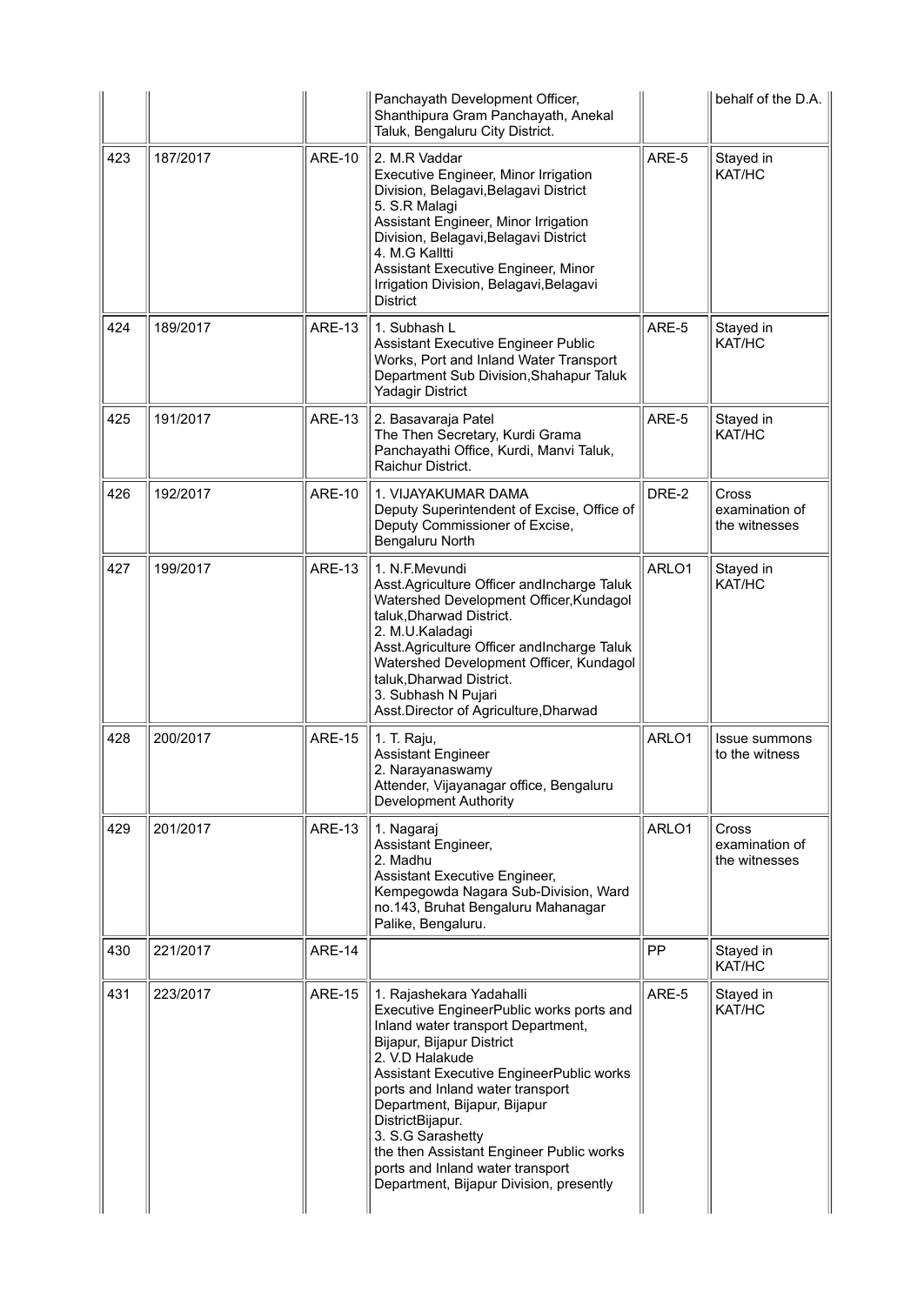| | | | | | |
|---|---|---|---|---|---|
| | | | Panchayath Development Officer, Shanthipura Gram Panchayath, Anekal Taluk, Bengaluru City District. | | behalf of the D.A. |
| 423 | 187/2017 | ARE-10 | 2. M.R Vaddar<br>Executive Engineer, Minor Irrigation Division, Belagavi,Belagavi District<br>5. S.R Malagi<br>Assistant Engineer, Minor Irrigation Division, Belagavi,Belagavi District<br>4. M.G Kalltti<br>Assistant Executive Engineer, Minor Irrigation Division, Belagavi,Belagavi District | ARE-5 | Stayed in KAT/HC |
| 424 | 189/2017 | ARE-13 | 1. Subhash L<br>Assistant Executive Engineer Public Works, Port and Inland Water Transport Department Sub Division,Shahapur Taluk Yadagir District | ARE-5 | Stayed in KAT/HC |
| 425 | 191/2017 | ARE-13 | 2. Basavaraja Patel<br>The Then Secretary, Kurdi Grama Panchayathi Office, Kurdi, Manvi Taluk, Raichur District. | ARE-5 | Stayed in KAT/HC |
| 426 | 192/2017 | ARE-10 | 1. VIJAYAKUMAR DAMA<br>Deputy Superintendent of Excise, Office of Deputy Commissioner of Excise, Bengaluru North | DRE-2 | Cross examination of the witnesses |
| 427 | 199/2017 | ARE-13 | 1. N.F.Mevundi<br>Asst.Agriculture Officer andIncharge Taluk Watershed Development Officer,Kundagol taluk,Dharwad District.<br>2. M.U.Kaladagi<br>Asst.Agriculture Officer andIncharge Taluk Watershed Development Officer, Kundagol taluk,Dharwad District.<br>3. Subhash N Pujari<br>Asst.Director of Agriculture,Dharwad | ARLO1 | Stayed in KAT/HC |
| 428 | 200/2017 | ARE-15 | 1. T. Raju,<br>Assistant Engineer<br>2. Narayanaswamy<br>Attender, Vijayanagar office, Bengaluru Development Authority | ARLO1 | Issue summons to the witness |
| 429 | 201/2017 | ARE-13 | 1. Nagaraj<br>Assistant Engineer,<br>2. Madhu<br>Assistant Executive Engineer, Kempegowda Nagara Sub-Division, Ward no.143, Bruhat Bengaluru Mahanagar Palike, Bengaluru. | ARLO1 | Cross examination of the witnesses |
| 430 | 221/2017 | ARE-14 | | PP | Stayed in KAT/HC |
| 431 | 223/2017 | ARE-15 | 1. Rajashekara Yadahalli<br>Executive EngineerPublic works ports and Inland water transport Department, Bijapur, Bijapur District<br>2. V.D Halakude<br>Assistant Executive EngineerPublic works ports and Inland water transport Department, Bijapur, Bijapur DistrictBijapur.<br>3. S.G Sarashetty<br>the then Assistant Engineer Public works ports and Inland water transport Department, Bijapur Division, presently | ARE-5 | Stayed in KAT/HC |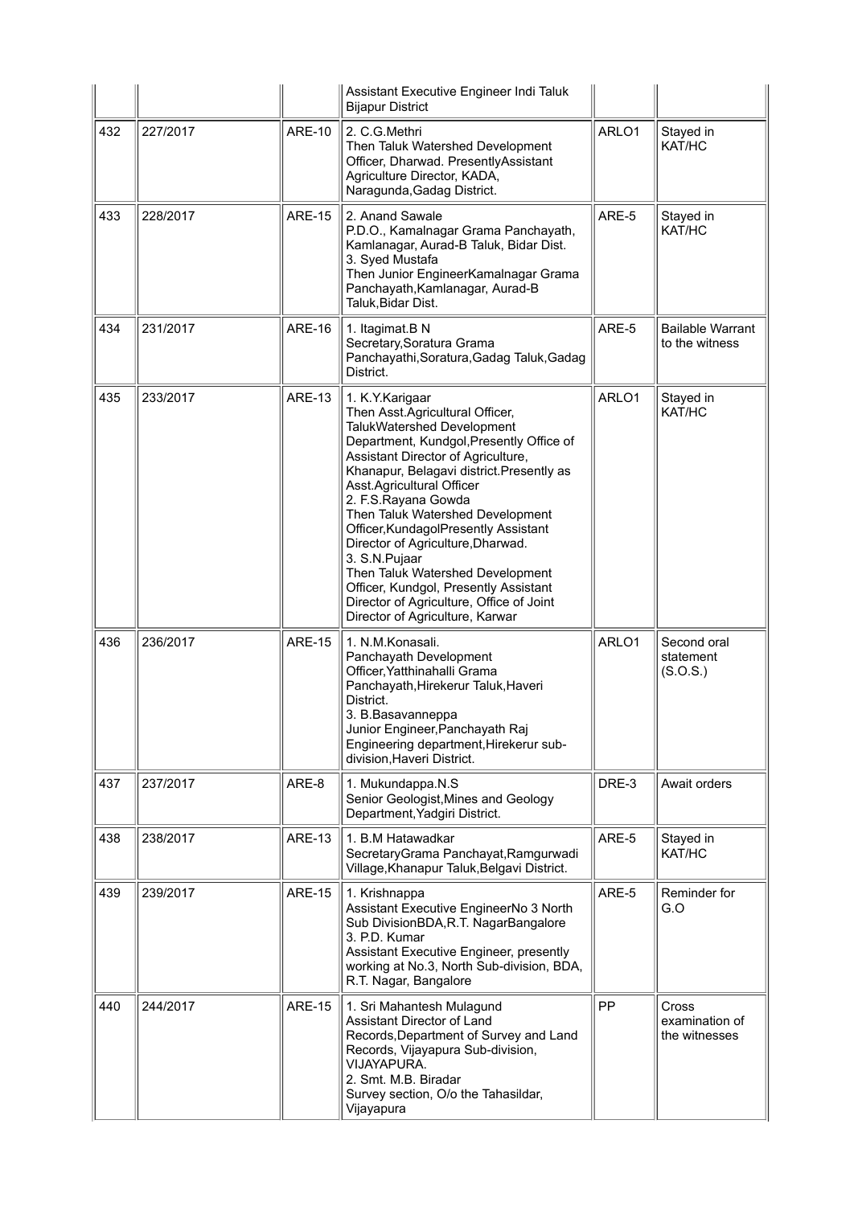| | | | | | |
|---|---|---|---|---|---|
| | | | Assistant Executive Engineer Indi Taluk Bijapur District | | |
| 432 | 227/2017 | ARE-10 | 2. C.G.Methri<br>Then Taluk Watershed Development Officer, Dharwad. PresentlyAssistant Agriculture Director, KADA, Naragunda,Gadag District. | ARLO1 | Stayed in KAT/HC |
| 433 | 228/2017 | ARE-15 | 2. Anand Sawale<br>P.D.O., Kamalnagar Grama Panchayath, Kamlanagar, Aurad-B Taluk, Bidar Dist.<br>3. Syed Mustafa<br>Then Junior EngineerKamalnagar Grama Panchayath,Kamlanagar, Aurad-B Taluk,Bidar Dist. | ARE-5 | Stayed in KAT/HC |
| 434 | 231/2017 | ARE-16 | 1. Itagimat.B N<br>Secretary,Soratura Grama Panchayathi,Soratura,Gadag Taluk,Gadag District. | ARE-5 | Bailable Warrant to the witness |
| 435 | 233/2017 | ARE-13 | 1. K.Y.Karigaar<br>Then Asst.Agricultural Officer, TalukWatershed Development Department, Kundgol,Presently Office of Assistant Director of Agriculture, Khanapur, Belagavi district.Presently as Asst.Agricultural Officer<br>2. F.S.Rayana Gowda<br>Then Taluk Watershed Development Officer,KundagolPresently Assistant Director of Agriculture,Dharwad.<br>3. S.N.Pujaar<br>Then Taluk Watershed Development Officer, Kundgol, Presently Assistant Director of Agriculture, Office of Joint Director of Agriculture, Karwar | ARLO1 | Stayed in KAT/HC |
| 436 | 236/2017 | ARE-15 | 1. N.M.Konasali.<br>Panchayath Development Officer,Yatthinahalli Grama Panchayath,Hirekerur Taluk,Haveri District.<br>3. B.Basavanneppa<br>Junior Engineer,Panchayath Raj Engineering department,Hirekerur sub-division,Haveri District. | ARLO1 | Second oral statement (S.O.S.) |
| 437 | 237/2017 | ARE-8 | 1. Mukundappa.N.S<br>Senior Geologist,Mines and Geology Department,Yadgiri District. | DRE-3 | Await orders |
| 438 | 238/2017 | ARE-13 | 1. B.M Hatawadkar<br>SecretaryGrama Panchayat,Ramgurwadi Village,Khanapur Taluk,Belgavi District. | ARE-5 | Stayed in KAT/HC |
| 439 | 239/2017 | ARE-15 | 1. Krishnappa<br>Assistant Executive EngineerNo 3 North Sub DivisionBDA,R.T. NagarBangalore<br>3. P.D. Kumar<br>Assistant Executive Engineer, presently working at No.3, North Sub-division, BDA, R.T. Nagar, Bangalore | ARE-5 | Reminder for G.O |
| 440 | 244/2017 | ARE-15 | 1. Sri Mahantesh Mulagund<br>Assistant Director of Land Records,Department of Survey and Land Records, Vijayapura Sub-division, VIJAYAPURA.<br>2. Smt. M.B. Biradar<br>Survey section, O/o the Tahasildar, Vijayapura | PP | Cross examination of the witnesses |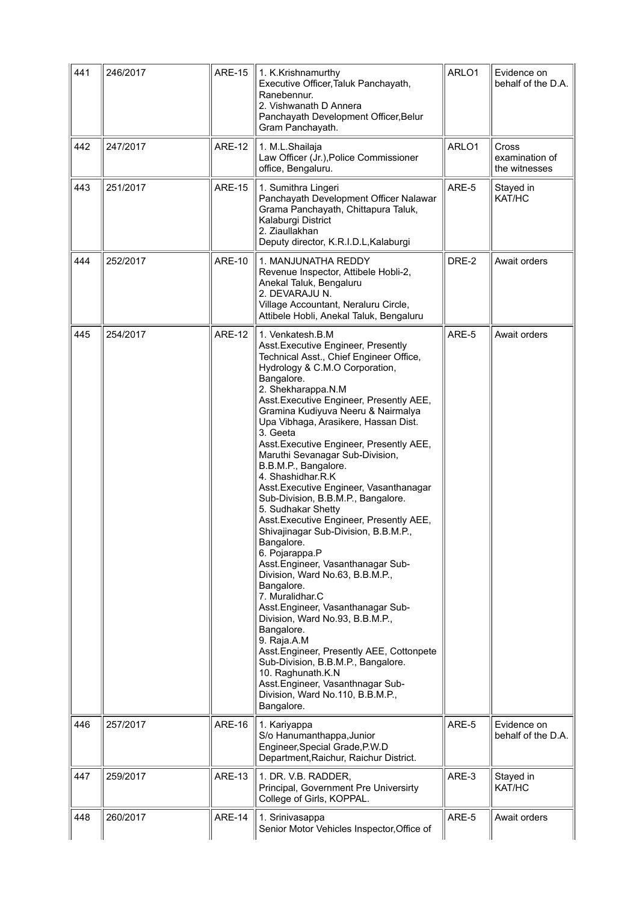| 441 | 246/2017 | ARE-15 | 1. K.Krishnamurthy<br>Executive Officer,Taluk Panchayath, Ranebennur.<br>2. Vishwanath D Annera<br>Panchayath Development Officer,Belur Gram Panchayath. | ARLO1 | Evidence on behalf of the D.A. |
|---|---|---|---|---|---|
| 442 | 247/2017 | ARE-12 | 1. M.L.Shailaja<br>Law Officer (Jr.),Police Commissioner office, Bengaluru. | ARLO1 | Cross examination of the witnesses |
| 443 | 251/2017 | ARE-15 | 1. Sumithra Lingeri<br>Panchayath Development Officer Nalawar Grama Panchayath, Chittapura Taluk, Kalaburgi District<br>2. Ziaullakhan<br>Deputy director, K.R.I.D.L,Kalaburgi | ARE-5 | Stayed in KAT/HC |
| 444 | 252/2017 | ARE-10 | 1. MANJUNATHA REDDY<br>Revenue Inspector, Attibele Hobli-2, Anekal Taluk, Bengaluru<br>2. DEVARAJU N.<br>Village Accountant, Neraluru Circle, Attibele Hobli, Anekal Taluk, Bengaluru | DRE-2 | Await orders |
| 445 | 254/2017 | ARE-12 | 1. Venkatesh.B.M<br>Asst.Executive Engineer, Presently Technical Asst., Chief Engineer Office, Hydrology & C.M.O Corporation, Bangalore.<br>2. Shekharappa.N.M<br>Asst.Executive Engineer, Presently AEE, Gramina Kudiyuva Neeru & Nairmalya Upa Vibhaga, Arasikere, Hassan Dist.<br>3. Geeta<br>Asst.Executive Engineer, Presently AEE, Maruthi Sevanagar Sub-Division, B.B.M.P., Bangalore.<br>4. Shashidhar.R.K<br>Asst.Executive Engineer, Vasanthanagar Sub-Division, B.B.M.P., Bangalore.<br>5. Sudhakar Shetty<br>Asst.Executive Engineer, Presently AEE, Shivajinagar Sub-Division, B.B.M.P., Bangalore.<br>6. Pojarappa.P<br>Asst.Engineer, Vasanthanagar Sub-Division, Ward No.63, B.B.M.P., Bangalore.<br>7. Muralidhar.C<br>Asst.Engineer, Vasanthanagar Sub-Division, Ward No.93, B.B.M.P., Bangalore.<br>9. Raja.A.M<br>Asst.Engineer, Presently AEE, Cottonpete Sub-Division, B.B.M.P., Bangalore.<br>10. Raghunath.K.N<br>Asst.Engineer, Vasanthnagar Sub-Division, Ward No.110, B.B.M.P., Bangalore. | ARE-5 | Await orders |
| 446 | 257/2017 | ARE-16 | 1. Kariyappa<br>S/o Hanumanthappa,Junior Engineer,Special Grade,P.W.D Department,Raichur, Raichur District. | ARE-5 | Evidence on behalf of the D.A. |
| 447 | 259/2017 | ARE-13 | 1. DR. V.B. RADDER,<br>Principal, Government Pre Universirty College of Girls, KOPPAL. | ARE-3 | Stayed in KAT/HC |
| 448 | 260/2017 | ARE-14 | 1. Srinivasappa<br>Senior Motor Vehicles Inspector,Office of | ARE-5 | Await orders |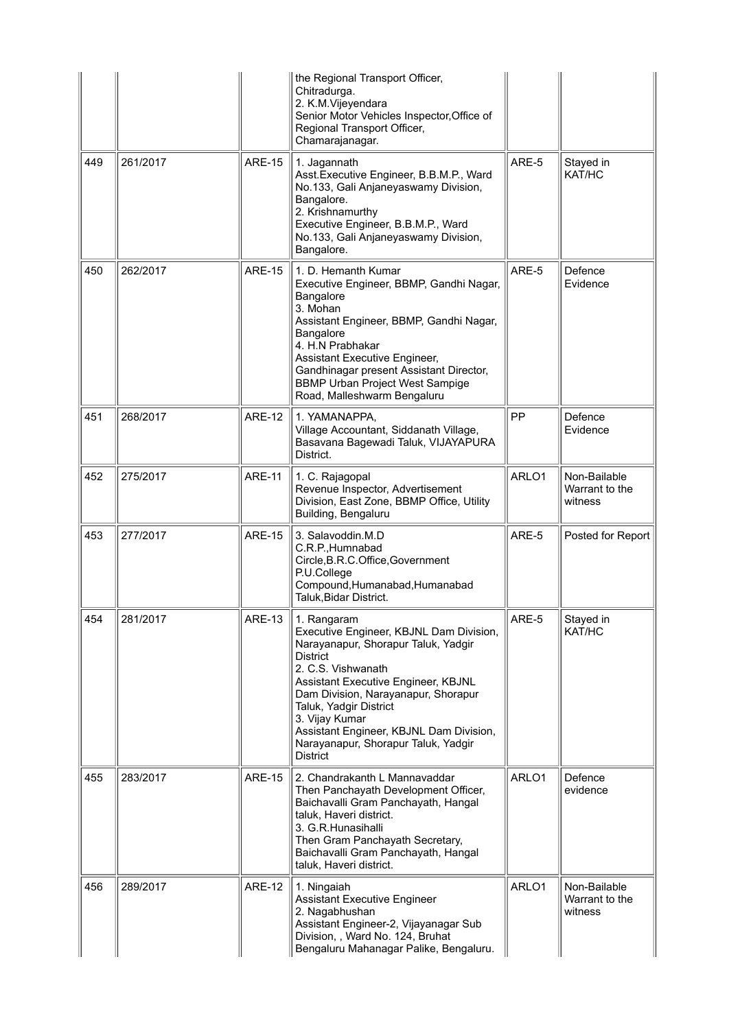|  |  |  | the Regional Transport Officer, Chitradurga.<br>2. K.M.Vijeyendara<br>Senior Motor Vehicles Inspector,Office of Regional Transport Officer, Chamarajanagar. |  |  |
| --- | --- | --- | --- | --- | --- |
| 449 | 261/2017 | ARE-15 | 1. Jagannath<br>Asst.Executive Engineer, B.B.M.P., Ward No.133, Gali Anjaneyaswamy Division, Bangalore.<br>2. Krishnamurthy<br>Executive Engineer, B.B.M.P., Ward No.133, Gali Anjaneyaswamy Division, Bangalore. | ARE-5 | Stayed in KAT/HC |
| 450 | 262/2017 | ARE-15 | 1. D. Hemanth Kumar<br>Executive Engineer, BBMP, Gandhi Nagar, Bangalore<br>3. Mohan<br>Assistant Engineer, BBMP, Gandhi Nagar, Bangalore<br>4. H.N Prabhakar<br>Assistant Executive Engineer, Gandhinagar present Assistant Director, BBMP Urban Project West Sampige Road, Malleshwarm Bengaluru | ARE-5 | Defence Evidence |
| 451 | 268/2017 | ARE-12 | 1. YAMANAPPA,<br>Village Accountant, Siddanath Village, Basavana Bagewadi Taluk, VIJAYAPURA District. | PP | Defence Evidence |
| 452 | 275/2017 | ARE-11 | 1. C. Rajagopal<br>Revenue Inspector, Advertisement Division, East Zone, BBMP Office, Utility Building, Bengaluru | ARLO1 | Non-Bailable Warrant to the witness |
| 453 | 277/2017 | ARE-15 | 3. Salavoddin.M.D<br>C.R.P.,Humnabad Circle,B.R.C.Office,Government P.U.College Compound,Humanabad,Humanabad Taluk,Bidar District. | ARE-5 | Posted for Report |
| 454 | 281/2017 | ARE-13 | 1. Rangaram<br>Executive Engineer, KBJNL Dam Division, Narayanapur, Shorapur Taluk, Yadgir District<br>2. C.S. Vishwanath<br>Assistant Executive Engineer, KBJNL Dam Division, Narayanapur, Shorapur Taluk, Yadgir District<br>3. Vijay Kumar<br>Assistant Engineer, KBJNL Dam Division, Narayanapur, Shorapur Taluk, Yadgir District | ARE-5 | Stayed in KAT/HC |
| 455 | 283/2017 | ARE-15 | 2. Chandrakanth L Mannavaddar<br>Then Panchayath Development Officer, Baichavalli Gram Panchayath, Hangal taluk, Haveri district.<br>3. G.R.Hunasihalli<br>Then Gram Panchayath Secretary, Baichavalli Gram Panchayath, Hangal taluk, Haveri district. | ARLO1 | Defence evidence |
| 456 | 289/2017 | ARE-12 | 1. Ningaiah<br>Assistant Executive Engineer<br>2. Nagabhushan<br>Assistant Engineer-2, Vijayanagar Sub Division, , Ward No. 124, Bruhat Bengaluru Mahanagar Palike, Bengaluru. | ARLO1 | Non-Bailable Warrant to the witness |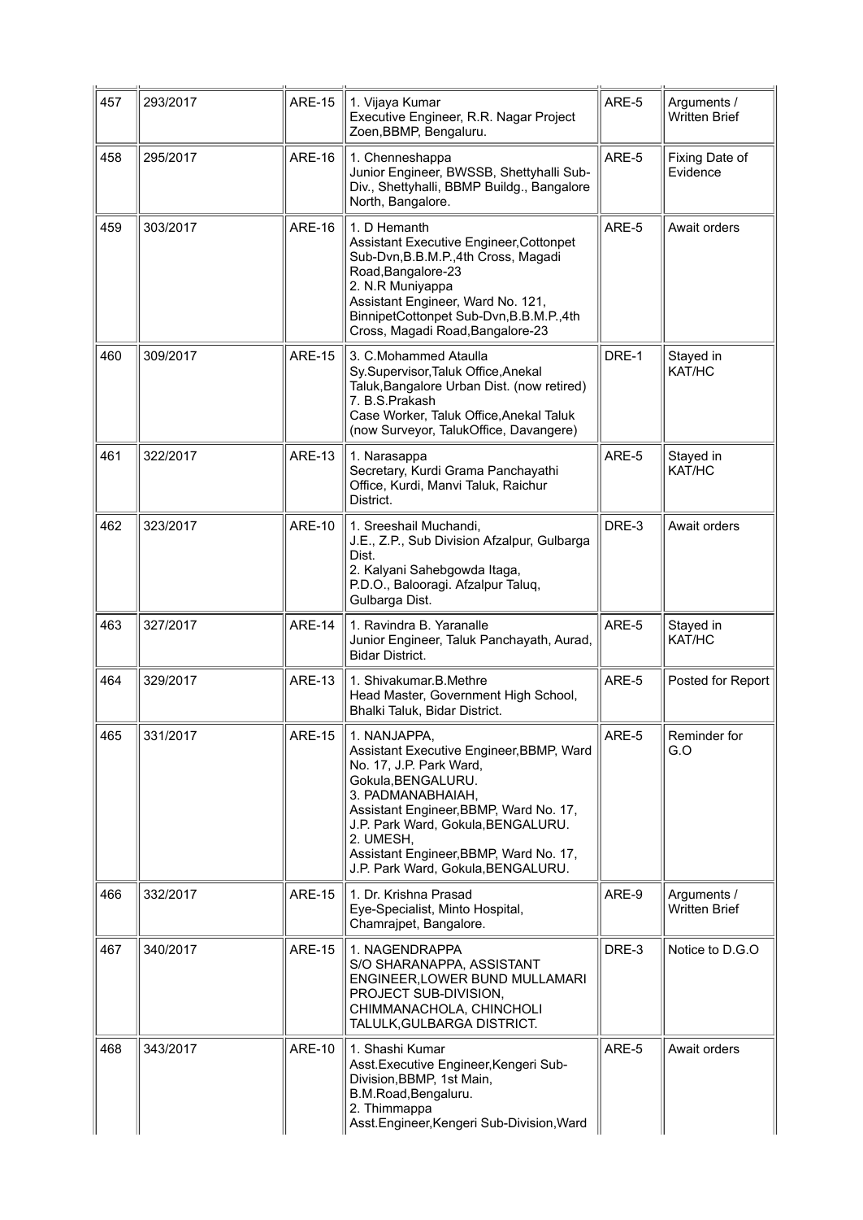| 457 | 293/2017 | ARE-15 | 1. Vijaya Kumar<br>Executive Engineer, R.R. Nagar Project Zoen,BBMP, Bengaluru. | ARE-5 | Arguments / Written Brief |
|---|---|---|---|---|---|
| 458 | 295/2017 | ARE-16 | 1. Chenneshappa<br>Junior Engineer, BWSSB, Shettyhalli Sub-Div., Shettyhalli, BBMP Buildg., Bangalore North, Bangalore. | ARE-5 | Fixing Date of Evidence |
| 459 | 303/2017 | ARE-16 | 1. D Hemanth<br>Assistant Executive Engineer,Cottonpet Sub-Dvn,B.B.M.P.,4th Cross, Magadi Road,Bangalore-23<br>2. N.R Muniyappa<br>Assistant Engineer, Ward No. 121, BinnipetCottonpet Sub-Dvn,B.B.M.P.,4th Cross, Magadi Road,Bangalore-23 | ARE-5 | Await orders |
| 460 | 309/2017 | ARE-15 | 3. C.Mohammed Ataulla<br>Sy.Supervisor,Taluk Office,Anekal Taluk,Bangalore Urban Dist. (now retired)<br>7. B.S.Prakash<br>Case Worker, Taluk Office,Anekal Taluk (now Surveyor, TalukOffice, Davangere) | DRE-1 | Stayed in KAT/HC |
| 461 | 322/2017 | ARE-13 | 1. Narasappa<br>Secretary, Kurdi Grama Panchayathi Office, Kurdi, Manvi Taluk, Raichur District. | ARE-5 | Stayed in KAT/HC |
| 462 | 323/2017 | ARE-10 | 1. Sreeshail Muchandi,<br>J.E., Z.P., Sub Division Afzalpur, Gulbarga Dist.<br>2. Kalyani Sahebgowda Itaga,<br>P.D.O., Balooragi. Afzalpur Taluq, Gulbarga Dist. | DRE-3 | Await orders |
| 463 | 327/2017 | ARE-14 | 1. Ravindra B. Yaranalle<br>Junior Engineer, Taluk Panchayath, Aurad, Bidar District. | ARE-5 | Stayed in KAT/HC |
| 464 | 329/2017 | ARE-13 | 1. Shivakumar.B.Methre<br>Head Master, Government High School, Bhalki Taluk, Bidar District. | ARE-5 | Posted for Report |
| 465 | 331/2017 | ARE-15 | 1. NANJAPPA,<br>Assistant Executive Engineer,BBMP, Ward No. 17, J.P. Park Ward, Gokula,BENGALURU.<br>3. PADMANABHAIAH,<br>Assistant Engineer,BBMP, Ward No. 17, J.P. Park Ward, Gokula,BENGALURU.<br>2. UMESH,<br>Assistant Engineer,BBMP, Ward No. 17, J.P. Park Ward, Gokula,BENGALURU. | ARE-5 | Reminder for G.O |
| 466 | 332/2017 | ARE-15 | 1. Dr. Krishna Prasad<br>Eye-Specialist, Minto Hospital, Chamrajpet, Bangalore. | ARE-9 | Arguments / Written Brief |
| 467 | 340/2017 | ARE-15 | 1. NAGENDRAPPA<br>S/O SHARANAPPA, ASSISTANT ENGINEER,LOWER BUND MULLAMARI PROJECT SUB-DIVISION, CHIMMANACHOLA, CHINCHOLI TALULK,GULBARGA DISTRICT. | DRE-3 | Notice to D.G.O |
| 468 | 343/2017 | ARE-10 | 1. Shashi Kumar<br>Asst.Executive Engineer,Kengeri Sub-Division,BBMP, 1st Main, B.M.Road,Bengaluru.<br>2. Thimmappa<br>Asst.Engineer,Kengeri Sub-Division,Ward | ARE-5 | Await orders |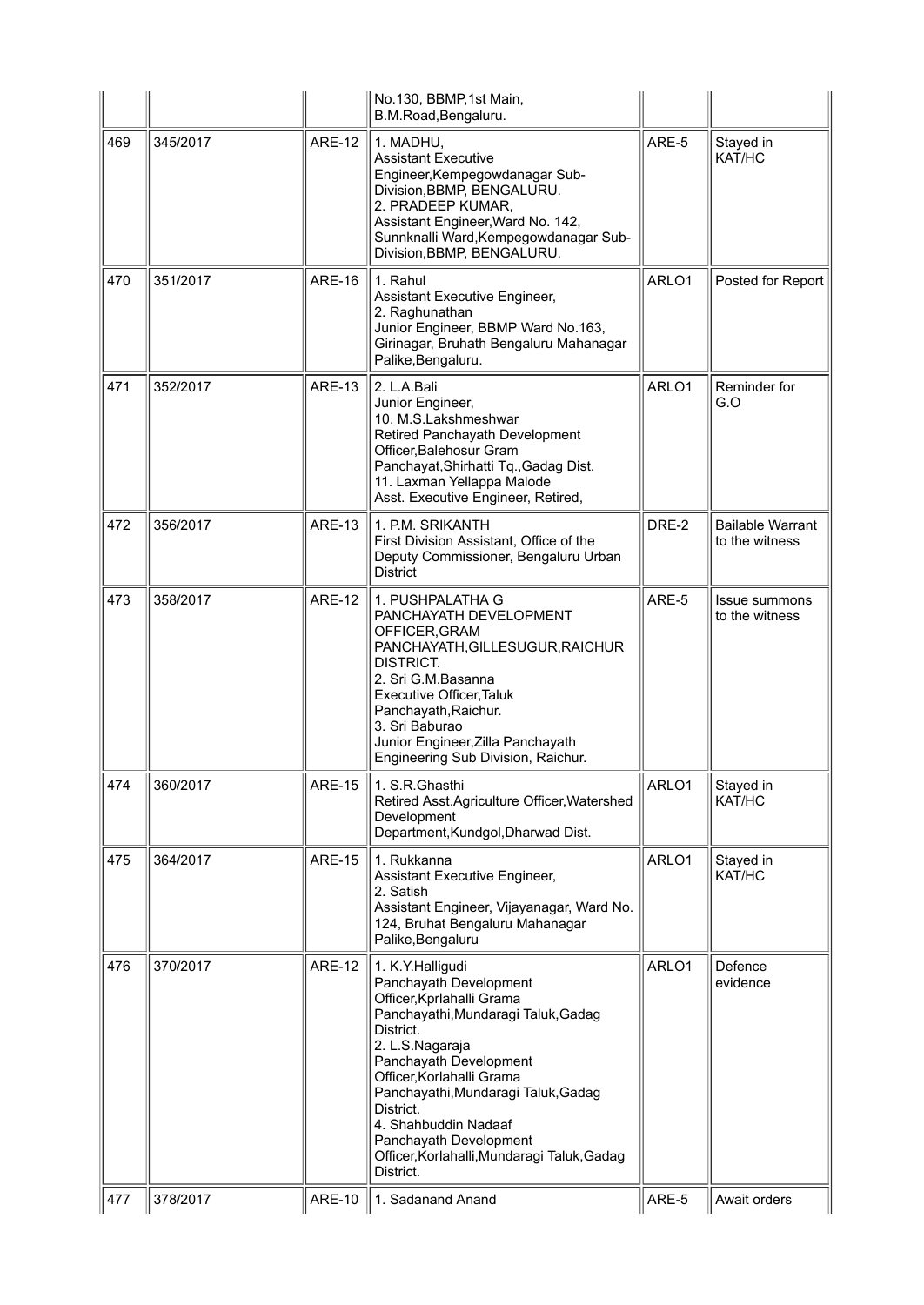| | | | | | |
|---|---|---|---|---|---|
| | | | No.130, BBMP,1st Main, B.M.Road,Bengaluru. | | |
| 469 | 345/2017 | ARE-12 | 1. MADHU, Assistant Executive Engineer,Kempegowdanagar Sub-Division,BBMP, BENGALURU. 2. PRADEEP KUMAR, Assistant Engineer,Ward No. 142, Sunnknalli Ward,Kempegowdanagar Sub-Division,BBMP, BENGALURU. | ARE-5 | Stayed in KAT/HC |
| 470 | 351/2017 | ARE-16 | 1. Rahul Assistant Executive Engineer, 2. Raghunathan Junior Engineer, BBMP Ward No.163, Girinagar, Bruhath Bengaluru Mahanagar Palike,Bengaluru. | ARLO1 | Posted for Report |
| 471 | 352/2017 | ARE-13 | 2. L.A.Bali Junior Engineer, 10. M.S.Lakshmeshwar Retired Panchayath Development Officer,Balehosur Gram Panchayat,Shirhatti Tq.,Gadag Dist. 11. Laxman Yellappa Malode Asst. Executive Engineer, Retired, | ARLO1 | Reminder for G.O |
| 472 | 356/2017 | ARE-13 | 1. P.M. SRIKANTH First Division Assistant, Office of the Deputy Commissioner, Bengaluru Urban District | DRE-2 | Bailable Warrant to the witness |
| 473 | 358/2017 | ARE-12 | 1. PUSHPALATHA G PANCHAYATH DEVELOPMENT OFFICER,GRAM PANCHAYATH,GILLESUGUR,RAICHUR DISTRICT. 2. Sri G.M.Basanna Executive Officer,Taluk Panchayath,Raichur. 3. Sri Baburao Junior Engineer,Zilla Panchayath Engineering Sub Division, Raichur. | ARE-5 | Issue summons to the witness |
| 474 | 360/2017 | ARE-15 | 1. S.R.Ghasthi Retired Asst.Agriculture Officer,Watershed Development Department,Kundgol,Dharwad Dist. | ARLO1 | Stayed in KAT/HC |
| 475 | 364/2017 | ARE-15 | 1. Rukkanna Assistant Executive Engineer, 2. Satish Assistant Engineer, Vijayanagar, Ward No. 124, Bruhat Bengaluru Mahanagar Palike,Bengaluru | ARLO1 | Stayed in KAT/HC |
| 476 | 370/2017 | ARE-12 | 1. K.Y.Halligudi Panchayath Development Officer,Kprlahalli Grama Panchayathi,Mundaragi Taluk,Gadag District. 2. L.S.Nagaraja Panchayath Development Officer,Korlahalli Grama Panchayathi,Mundaragi Taluk,Gadag District. 4. Shahbuddin Nadaaf Panchayath Development Officer,Korlahalli,Mundaragi Taluk,Gadag District. | ARLO1 | Defence evidence |
| 477 | 378/2017 | ARE-10 | 1. Sadanand Anand | ARE-5 | Await orders |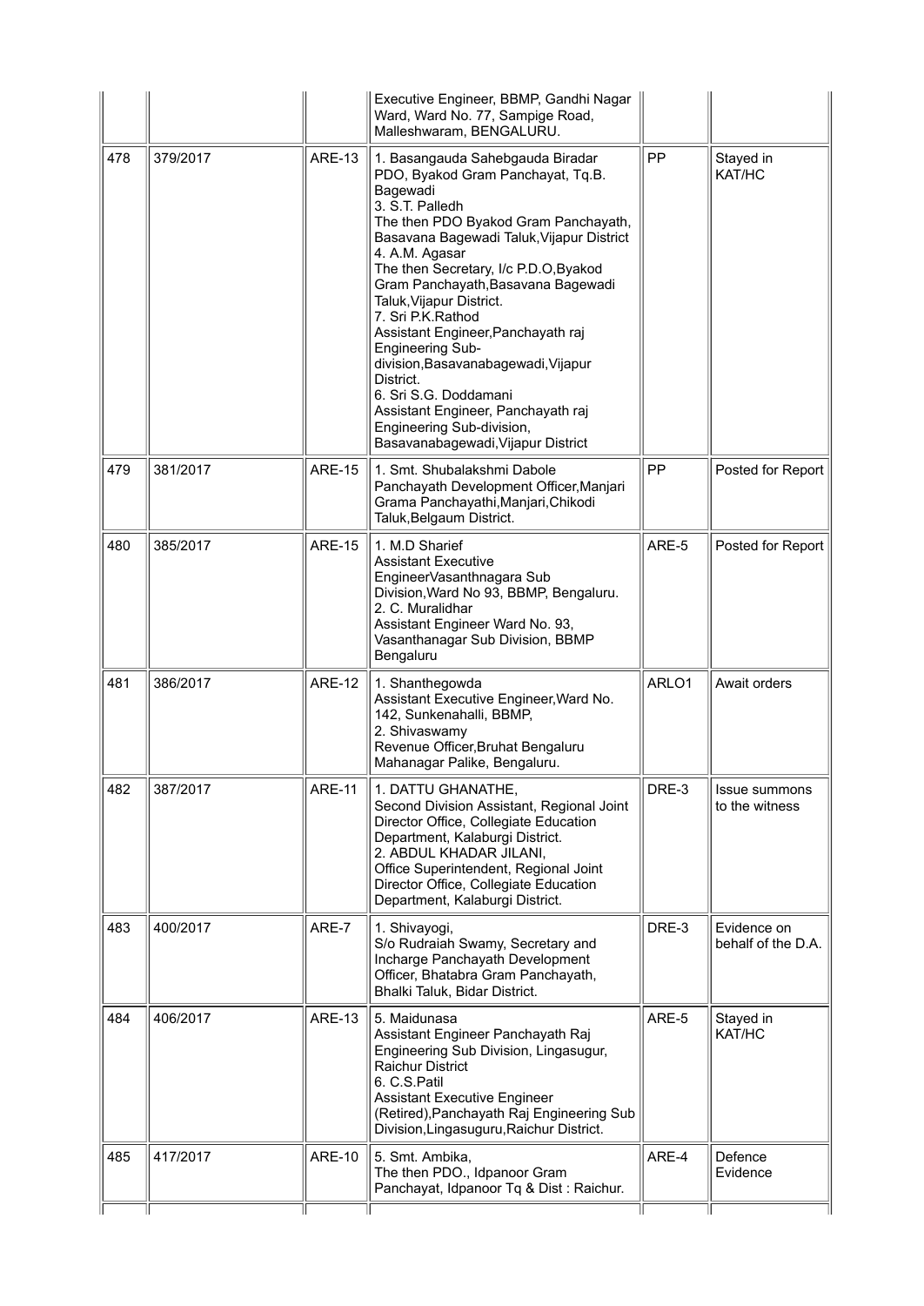| | | | | | |
|---|---|---|---|---|---|
| | | | Executive Engineer, BBMP, Gandhi Nagar Ward, Ward No. 77, Sampige Road, Malleshwaram, BENGALURU. | | |
| 478 | 379/2017 | ARE-13 | 1. Basangauda Sahebgauda Biradar PDO, Byakod Gram Panchayat, Tq.B. Bagewadi<br>3. S.T. Palledh<br>The then PDO Byakod Gram Panchayath, Basavana Bagewadi Taluk,Vijapur District<br>4. A.M. Agasar<br>The then Secretary, I/c P.D.O,Byakod Gram Panchayath,Basavana Bagewadi Taluk,Vijapur District.<br>7. Sri P.K.Rathod<br>Assistant Engineer,Panchayath raj Engineering Sub-division,Basavanabagewadi,Vijapur District.<br>6. Sri S.G. Doddamani<br>Assistant Engineer, Panchayath raj Engineering Sub-division, Basavanabagewadi,Vijapur District | PP | Stayed in KAT/HC |
| 479 | 381/2017 | ARE-15 | 1. Smt. Shubalakshmi Dabole<br>Panchayath Development Officer,Manjari Grama Panchayathi,Manjari,Chikodi Taluk,Belgaum District. | PP | Posted for Report |
| 480 | 385/2017 | ARE-15 | 1. M.D Sharief<br>Assistant Executive EngineerVasanthnagara Sub Division,Ward No 93, BBMP, Bengaluru.<br>2. C. Muralidhar<br>Assistant Engineer Ward No. 93, Vasanthanagar Sub Division, BBMP Bengaluru | ARE-5 | Posted for Report |
| 481 | 386/2017 | ARE-12 | 1. Shanthegowda<br>Assistant Executive Engineer,Ward No. 142, Sunkenahalli, BBMP,<br>2. Shivaswamy<br>Revenue Officer,Bruhat Bengaluru Mahanagar Palike, Bengaluru. | ARLO1 | Await orders |
| 482 | 387/2017 | ARE-11 | 1. DATTU GHANATHE,<br>Second Division Assistant, Regional Joint Director Office, Collegiate Education Department, Kalaburgi District.<br>2. ABDUL KHADAR JILANI,<br>Office Superintendent, Regional Joint Director Office, Collegiate Education Department, Kalaburgi District. | DRE-3 | Issue summons to the witness |
| 483 | 400/2017 | ARE-7 | 1. Shivayogi,<br>S/o Rudraiah Swamy, Secretary and Incharge Panchayath Development Officer, Bhatabra Gram Panchayath, Bhalki Taluk, Bidar District. | DRE-3 | Evidence on behalf of the D.A. |
| 484 | 406/2017 | ARE-13 | 5. Maidunasa<br>Assistant Engineer Panchayath Raj Engineering Sub Division, Lingasugur, Raichur District<br>6. C.S.Patil<br>Assistant Executive Engineer (Retired),Panchayath Raj Engineering Sub Division,Lingasuguru,Raichur District. | ARE-5 | Stayed in KAT/HC |
| 485 | 417/2017 | ARE-10 | 5. Smt. Ambika,<br>The then PDO., Idpanoor Gram Panchayat, Idpanoor Tq & Dist : Raichur. | ARE-4 | Defence Evidence |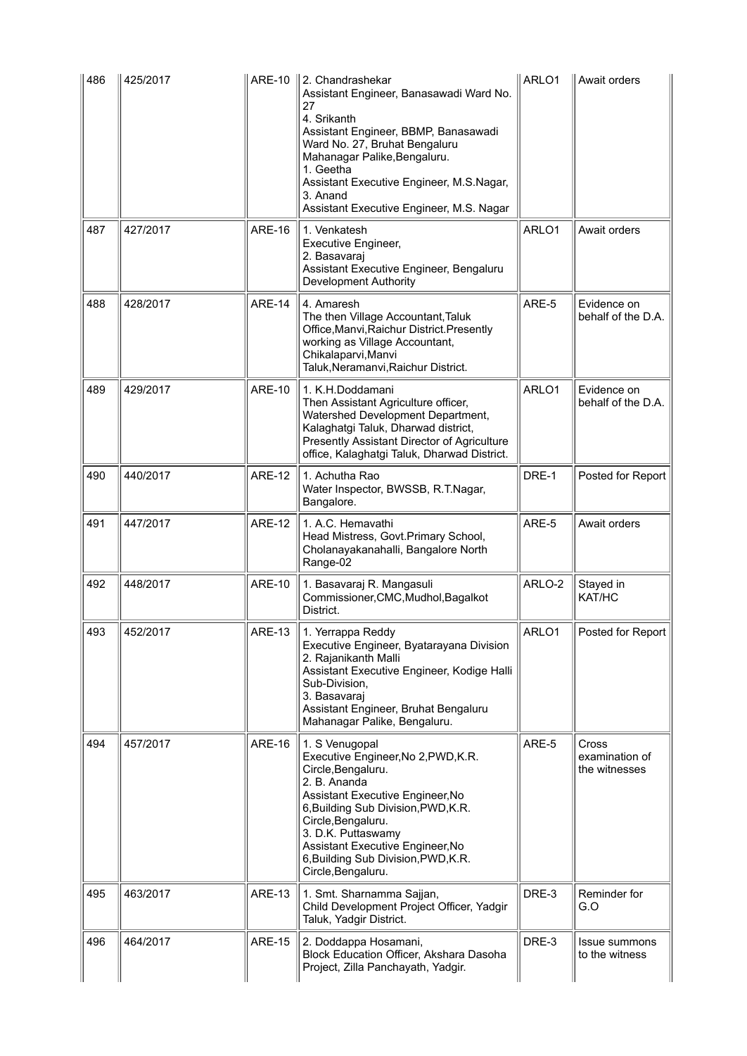| 486 | 425/2017 | ARE-10 | 2. Chandrashekar<br>Assistant Engineer, Banasawadi Ward No. 27<br>4. Srikanth<br>Assistant Engineer, BBMP, Banasawadi Ward No. 27, Bruhat Bengaluru Mahanagar Palike,Bengaluru.<br>1. Geetha<br>Assistant Executive Engineer, M.S.Nagar,<br>3. Anand<br>Assistant Executive Engineer, M.S. Nagar | ARLO1 | Await orders |
|---|---|---|---|---|---|
| 487 | 427/2017 | ARE-16 | 1. Venkatesh<br>Executive Engineer,<br>2. Basavaraj<br>Assistant Executive Engineer, Bengaluru Development Authority | ARLO1 | Await orders |
| 488 | 428/2017 | ARE-14 | 4. Amaresh<br>The then Village Accountant,Taluk Office,Manvi,Raichur District.Presently working as Village Accountant, Chikalaparvi,Manvi Taluk,Neramanvi,Raichur District. | ARE-5 | Evidence on behalf of the D.A. |
| 489 | 429/2017 | ARE-10 | 1. K.H.Doddamani<br>Then Assistant Agriculture officer, Watershed Development Department, Kalaghatgi Taluk, Dharwad district, Presently Assistant Director of Agriculture office, Kalaghatgi Taluk, Dharwad District. | ARLO1 | Evidence on behalf of the D.A. |
| 490 | 440/2017 | ARE-12 | 1. Achutha Rao<br>Water Inspector, BWSSB, R.T.Nagar, Bangalore. | DRE-1 | Posted for Report |
| 491 | 447/2017 | ARE-12 | 1. A.C. Hemavathi<br>Head Mistress, Govt.Primary School, Cholanayakanahalli, Bangalore North Range-02 | ARE-5 | Await orders |
| 492 | 448/2017 | ARE-10 | 1. Basavaraj R. Mangasuli<br>Commissioner,CMC,Mudhol,Bagalkot District. | ARLO-2 | Stayed in KAT/HC |
| 493 | 452/2017 | ARE-13 | 1. Yerrappa Reddy<br>Executive Engineer, Byatarayana Division<br>2. Rajanikanth Malli<br>Assistant Executive Engineer, Kodige Halli Sub-Division,<br>3. Basavaraj<br>Assistant Engineer, Bruhat Bengaluru Mahanagar Palike, Bengaluru. | ARLO1 | Posted for Report |
| 494 | 457/2017 | ARE-16 | 1. S Venugopal<br>Executive Engineer,No 2,PWD,K.R. Circle,Bengaluru.<br>2. B. Ananda<br>Assistant Executive Engineer,No 6,Building Sub Division,PWD,K.R. Circle,Bengaluru.<br>3. D.K. Puttaswamy<br>Assistant Executive Engineer,No 6,Building Sub Division,PWD,K.R. Circle,Bengaluru. | ARE-5 | Cross examination of the witnesses |
| 495 | 463/2017 | ARE-13 | 1. Smt. Sharnamma Sajjan,<br>Child Development Project Officer, Yadgir Taluk, Yadgir District. | DRE-3 | Reminder for G.O |
| 496 | 464/2017 | ARE-15 | 2. Doddappa Hosamani,<br>Block Education Officer, Akshara Dasoha Project, Zilla Panchayath, Yadgir. | DRE-3 | Issue summons to the witness |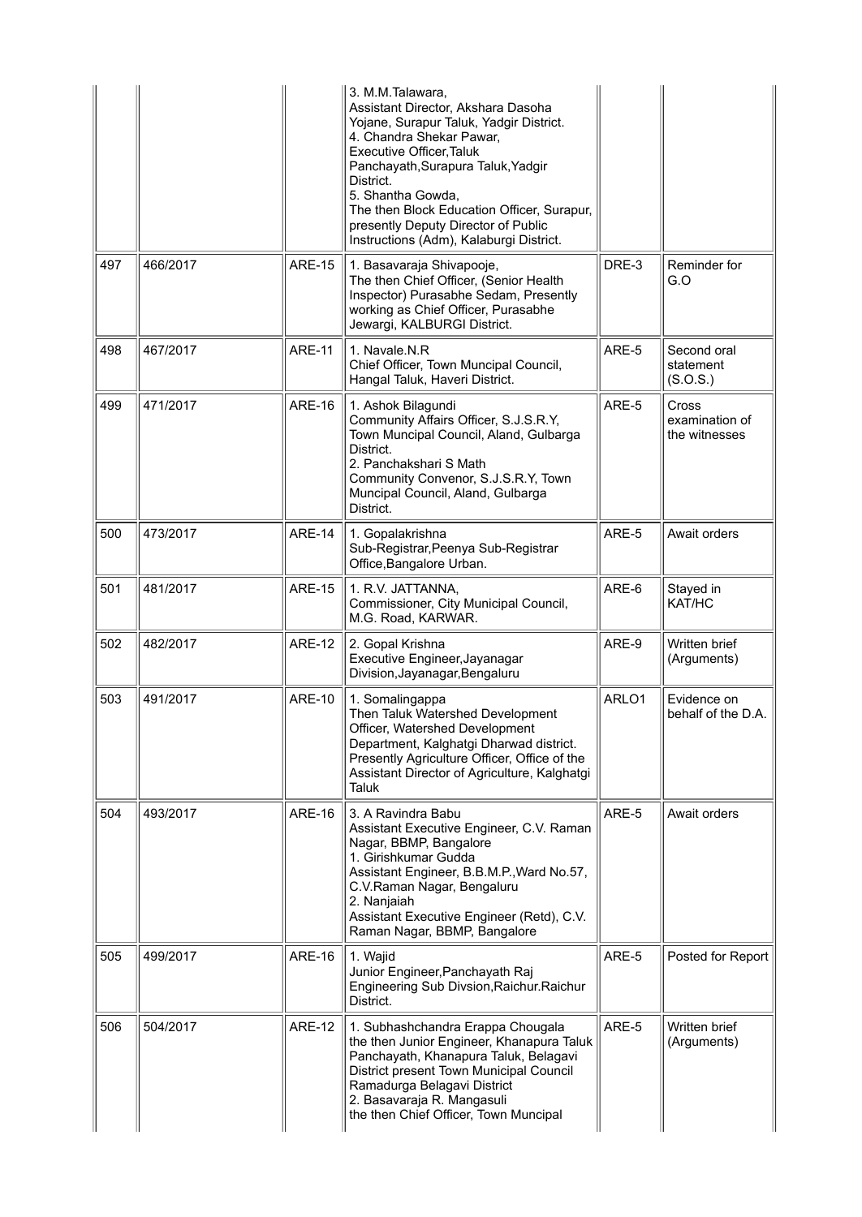| | | | | | |
|---|---|---|---|---|---|
| | | | 3. M.M.Talawara, Assistant Director, Akshara Dasoha Yojane, Surapur Taluk, Yadgir District. 4. Chandra Shekar Pawar, Executive Officer,Taluk Panchayath,Surapura Taluk,Yadgir District. 5. Shantha Gowda, The then Block Education Officer, Surapur, presently Deputy Director of Public Instructions (Adm), Kalaburgi District. | | |
| 497 | 466/2017 | ARE-15 | 1. Basavaraja Shivapooje, The then Chief Officer, (Senior Health Inspector) Purasabhe Sedam, Presently working as Chief Officer, Purasabhe Jewargi, KALBURGI District. | DRE-3 | Reminder for G.O |
| 498 | 467/2017 | ARE-11 | 1. Navale.N.R Chief Officer, Town Muncipal Council, Hangal Taluk, Haveri District. | ARE-5 | Second oral statement (S.O.S.) |
| 499 | 471/2017 | ARE-16 | 1. Ashok Bilagundi Community Affairs Officer, S.J.S.R.Y, Town Muncipal Council, Aland, Gulbarga District. 2. Panchakshari S Math Community Convenor, S.J.S.R.Y, Town Muncipal Council, Aland, Gulbarga District. | ARE-5 | Cross examination of the witnesses |
| 500 | 473/2017 | ARE-14 | 1. Gopalakrishna Sub-Registrar,Peenya Sub-Registrar Office,Bangalore Urban. | ARE-5 | Await orders |
| 501 | 481/2017 | ARE-15 | 1. R.V. JATTANNA, Commissioner, City Municipal Council, M.G. Road, KARWAR. | ARE-6 | Stayed in KAT/HC |
| 502 | 482/2017 | ARE-12 | 2. Gopal Krishna Executive Engineer,Jayanagar Division,Jayanagar,Bengaluru | ARE-9 | Written brief (Arguments) |
| 503 | 491/2017 | ARE-10 | 1. Somalingappa Then Taluk Watershed Development Officer, Watershed Development Department, Kalghatgi Dharwad district. Presently Agriculture Officer, Office of the Assistant Director of Agriculture, Kalghatgi Taluk | ARLO1 | Evidence on behalf of the D.A. |
| 504 | 493/2017 | ARE-16 | 3. A Ravindra Babu Assistant Executive Engineer, C.V. Raman Nagar, BBMP, Bangalore 1. Girishkumar Gudda Assistant Engineer, B.B.M.P.,Ward No.57, C.V.Raman Nagar, Bengaluru 2. Nanjaiah Assistant Executive Engineer (Retd), C.V. Raman Nagar, BBMP, Bangalore | ARE-5 | Await orders |
| 505 | 499/2017 | ARE-16 | 1. Wajid Junior Engineer,Panchayath Raj Engineering Sub Divsion,Raichur.Raichur District. | ARE-5 | Posted for Report |
| 506 | 504/2017 | ARE-12 | 1. Subhashchandra Erappa Chougala the then Junior Engineer, Khanapura Taluk Panchayath, Khanapura Taluk, Belagavi District present Town Municipal Council Ramadurga Belagavi District 2. Basavaraja R. Mangasuli the then Chief Officer, Town Muncipal | ARE-5 | Written brief (Arguments) |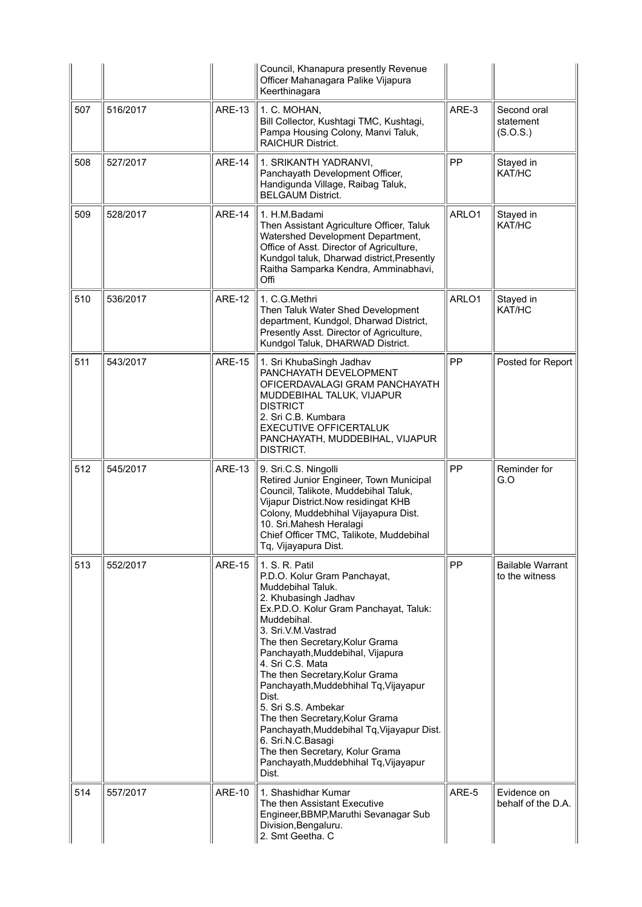| | | | | | |
|---|---|---|---|---|---|
| | | | Council, Khanapura presently Revenue Officer Mahanagara Palike Vijapura Keerthinagara | | |
| 507 | 516/2017 | ARE-13 | 1. C. MOHAN,<br>Bill Collector, Kushtagi TMC, Kushtagi, Pampa Housing Colony, Manvi Taluk, RAICHUR District. | ARE-3 | Second oral statement (S.O.S.) |
| 508 | 527/2017 | ARE-14 | 1. SRIKANTH YADRANVI,<br>Panchayath Development Officer, Handigunda Village, Raibag Taluk, BELGAUM District. | PP | Stayed in KAT/HC |
| 509 | 528/2017 | ARE-14 | 1. H.M.Badami<br>Then Assistant Agriculture Officer, Taluk Watershed Development Department, Office of Asst. Director of Agriculture, Kundgol taluk, Dharwad district,Presently Raitha Samparka Kendra, Amminabhavi, Offi | ARLO1 | Stayed in KAT/HC |
| 510 | 536/2017 | ARE-12 | 1. C.G.Methri<br>Then Taluk Water Shed Development department, Kundgol, Dharwad District, Presently Asst. Director of Agriculture, Kundgol Taluk, DHARWAD District. | ARLO1 | Stayed in KAT/HC |
| 511 | 543/2017 | ARE-15 | 1. Sri KhubaSingh Jadhav<br>PANCHAYATH DEVELOPMENT OFICERDAVALAGI GRAM PANCHAYATH MUDDEBIHAL TALUK, VIJAPUR DISTRICT<br>2. Sri C.B. Kumbara<br>EXECUTIVE OFFICERTALUK PANCHAYATH, MUDDEBIHAL, VIJAPUR DISTRICT. | PP | Posted for Report |
| 512 | 545/2017 | ARE-13 | 9. Sri.C.S. Ningolli<br>Retired Junior Engineer, Town Municipal Council, Talikote, Muddebihal Taluk, Vijapur District.Now residingat KHB Colony, Muddebhihal Vijayapura Dist.<br>10. Sri.Mahesh Heralagi<br>Chief Officer TMC, Talikote, Muddebihal Tq, Vijayapura Dist. | PP | Reminder for G.O |
| 513 | 552/2017 | ARE-15 | 1. S. R. Patil<br>P.D.O. Kolur Gram Panchayat, Muddebihal Taluk.<br>2. Khubasingh Jadhav<br>Ex.P.D.O. Kolur Gram Panchayat, Taluk: Muddebihal.<br>3. Sri.V.M.Vastrad<br>The then Secretary,Kolur Grama Panchayath,Muddebihal, Vijapura<br>4. Sri C.S. Mata<br>The then Secretary,Kolur Grama Panchayath,Muddebhihal Tq,Vijayapur Dist.<br>5. Sri S.S. Ambekar<br>The then Secretary,Kolur Grama Panchayath,Muddebihal Tq,Vijayapur Dist.<br>6. Sri.N.C.Basagi<br>The then Secretary, Kolur Grama Panchayath,Muddebhihal Tq,Vijayapur Dist. | PP | Bailable Warrant to the witness |
| 514 | 557/2017 | ARE-10 | 1. Shashidhar Kumar<br>The then Assistant Executive Engineer,BBMP,Maruthi Sevanagar Sub Division,Bengaluru.<br>2. Smt Geetha. C | ARE-5 | Evidence on behalf of the D.A. |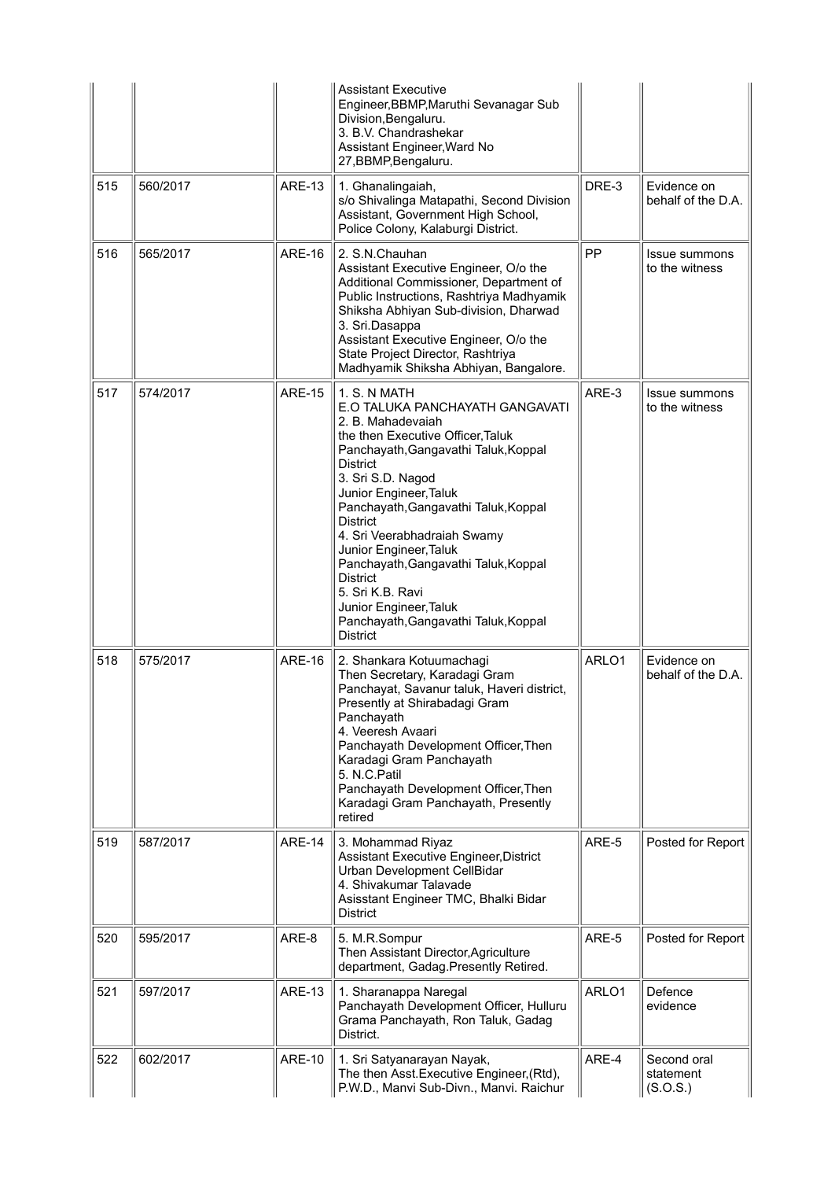|  |  |  | Assistant Executive Engineer,BBMP,Maruthi Sevanagar Sub Division,Bengaluru.<br>3. B.V. Chandrashekar<br>Assistant Engineer,Ward No 27,BBMP,Bengaluru. |  |  |
|---|---|---|---|---|---|
| 515 | 560/2017 | ARE-13 | 1. Ghanalingaiah,<br>s/o Shivalinga Matapathi, Second Division Assistant, Government High School, Police Colony, Kalaburgi District. | DRE-3 | Evidence on behalf of the D.A. |
| 516 | 565/2017 | ARE-16 | 2. S.N.Chauhan<br>Assistant Executive Engineer, O/o the Additional Commissioner, Department of Public Instructions, Rashtriya Madhyamik Shiksha Abhiyan Sub-division, Dharwad<br>3. Sri.Dasappa<br>Assistant Executive Engineer, O/o the State Project Director, Rashtriya Madhyamik Shiksha Abhiyan, Bangalore. | PP | Issue summons to the witness |
| 517 | 574/2017 | ARE-15 | 1. S. N MATH<br>E.O TALUKA PANCHAYATH GANGAVATI<br>2. B. Mahadevaiah<br>the then Executive Officer,Taluk Panchayath,Gangavathi Taluk,Koppal District<br>3. Sri S.D. Nagod<br>Junior Engineer,Taluk Panchayath,Gangavathi Taluk,Koppal District<br>4. Sri Veerabhadraiah Swamy<br>Junior Engineer,Taluk Panchayath,Gangavathi Taluk,Koppal District<br>5. Sri K.B. Ravi<br>Junior Engineer,Taluk Panchayath,Gangavathi Taluk,Koppal District | ARE-3 | Issue summons to the witness |
| 518 | 575/2017 | ARE-16 | 2. Shankara Kotuumachagi<br>Then Secretary, Karadagi Gram Panchayat, Savanur taluk, Haveri district, Presently at Shirabadagi Gram Panchayath<br>4. Veeresh Avaari<br>Panchayath Development Officer,Then Karadagi Gram Panchayath<br>5. N.C.Patil<br>Panchayath Development Officer,Then Karadagi Gram Panchayath, Presently retired | ARLO1 | Evidence on behalf of the D.A. |
| 519 | 587/2017 | ARE-14 | 3. Mohammad Riyaz<br>Assistant Executive Engineer,District Urban Development CellBidar<br>4. Shivakumar Talavade<br>Asisstant Engineer TMC, Bhalki Bidar District | ARE-5 | Posted for Report |
| 520 | 595/2017 | ARE-8 | 5. M.R.Sompur<br>Then Assistant Director,Agriculture department, Gadag.Presently Retired. | ARE-5 | Posted for Report |
| 521 | 597/2017 | ARE-13 | 1. Sharanappa Naregal<br>Panchayath Development Officer, Hulluru Grama Panchayath, Ron Taluk, Gadag District. | ARLO1 | Defence evidence |
| 522 | 602/2017 | ARE-10 | 1. Sri Satyanarayan Nayak,<br>The then Asst.Executive Engineer,(Rtd), P.W.D., Manvi Sub-Divn., Manvi. Raichur | ARE-4 | Second oral statement (S.O.S.) |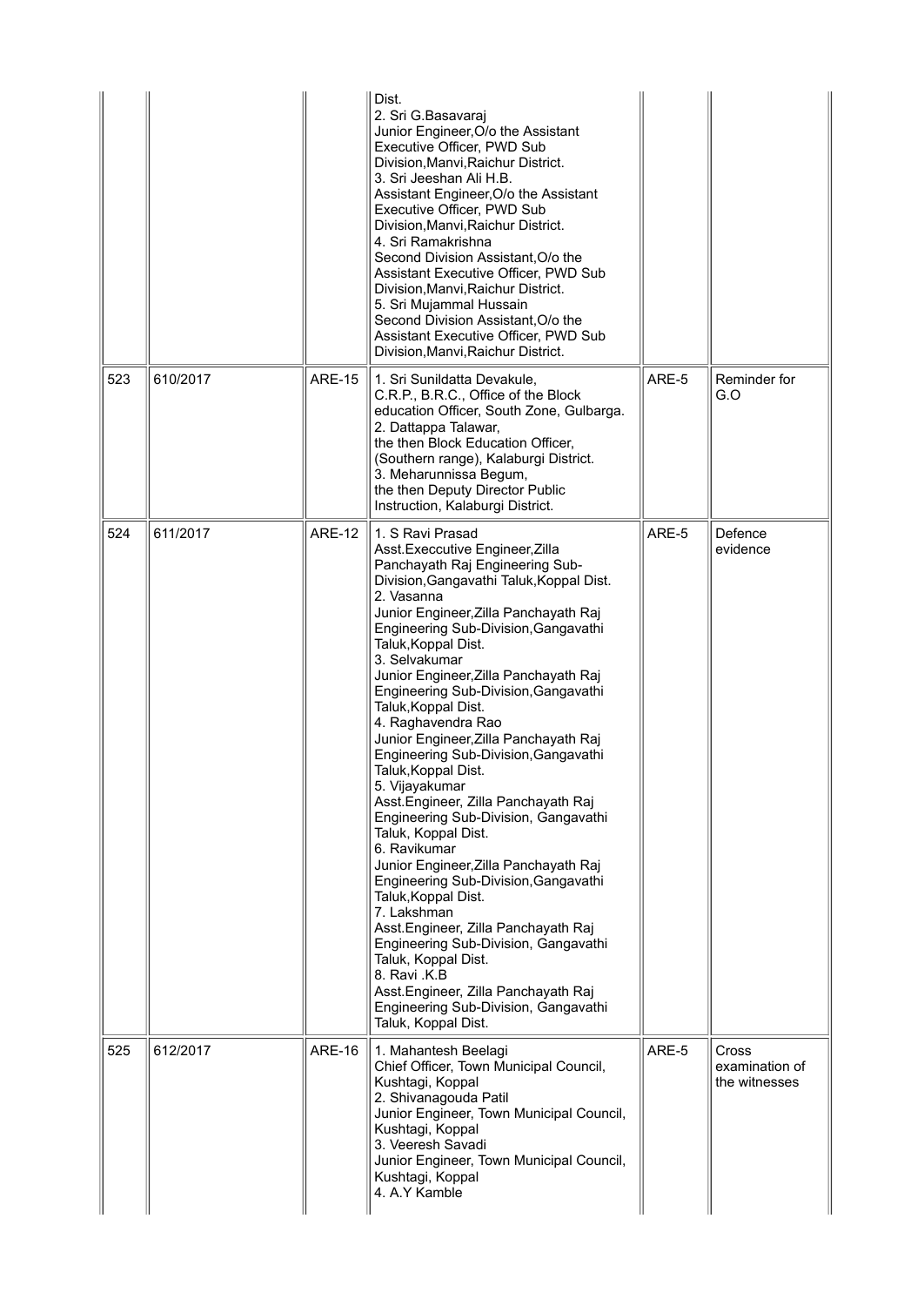| | | | | | |
|---|---|---|---|---|---|
| | | | Dist.<br>2. Sri G.Basavaraj<br>Junior Engineer,O/o the Assistant Executive Officer, PWD Sub Division,Manvi,Raichur District.<br>3. Sri Jeeshan Ali H.B.<br>Assistant Engineer,O/o the Assistant Executive Officer, PWD Sub Division,Manvi,Raichur District.<br>4. Sri Ramakrishna<br>Second Division Assistant,O/o the Assistant Executive Officer, PWD Sub Division,Manvi,Raichur District.<br>5. Sri Mujammal Hussain<br>Second Division Assistant,O/o the Assistant Executive Officer, PWD Sub Division,Manvi,Raichur District. | | |
| 523 | 610/2017 | ARE-15 | 1. Sri Sunildatta Devakule,<br>C.R.P., B.R.C., Office of the Block education Officer, South Zone, Gulbarga.<br>2. Dattappa Talawar,<br>the then Block Education Officer, (Southern range), Kalaburgi District.<br>3. Meharunnissa Begum,<br>the then Deputy Director Public Instruction, Kalaburgi District. | ARE-5 | Reminder for G.O |
| 524 | 611/2017 | ARE-12 | 1. S Ravi Prasad<br>Asst.Execcutive Engineer,Zilla Panchayath Raj Engineering Sub-Division,Gangavathi Taluk,Koppal Dist.<br>2. Vasanna<br>Junior Engineer,Zilla Panchayath Raj Engineering Sub-Division,Gangavathi Taluk,Koppal Dist.<br>3. Selvakumar<br>Junior Engineer,Zilla Panchayath Raj Engineering Sub-Division,Gangavathi Taluk,Koppal Dist.<br>4. Raghavendra Rao<br>Junior Engineer,Zilla Panchayath Raj Engineering Sub-Division,Gangavathi Taluk,Koppal Dist.<br>5. Vijayakumar<br>Asst.Engineer, Zilla Panchayath Raj Engineering Sub-Division, Gangavathi Taluk, Koppal Dist.<br>6. Ravikumar<br>Junior Engineer,Zilla Panchayath Raj Engineering Sub-Division,Gangavathi Taluk,Koppal Dist.<br>7. Lakshman<br>Asst.Engineer, Zilla Panchayath Raj Engineering Sub-Division, Gangavathi Taluk, Koppal Dist.<br>8. Ravi .K.B<br>Asst.Engineer, Zilla Panchayath Raj Engineering Sub-Division, Gangavathi Taluk, Koppal Dist. | ARE-5 | Defence evidence |
| 525 | 612/2017 | ARE-16 | 1. Mahantesh Beelagi<br>Chief Officer, Town Municipal Council, Kushtagi, Koppal<br>2. Shivanagouda Patil<br>Junior Engineer, Town Municipal Council, Kushtagi, Koppal<br>3. Veeresh Savadi<br>Junior Engineer, Town Municipal Council, Kushtagi, Koppal<br>4. A.Y Kamble | ARE-5 | Cross examination of the witnesses |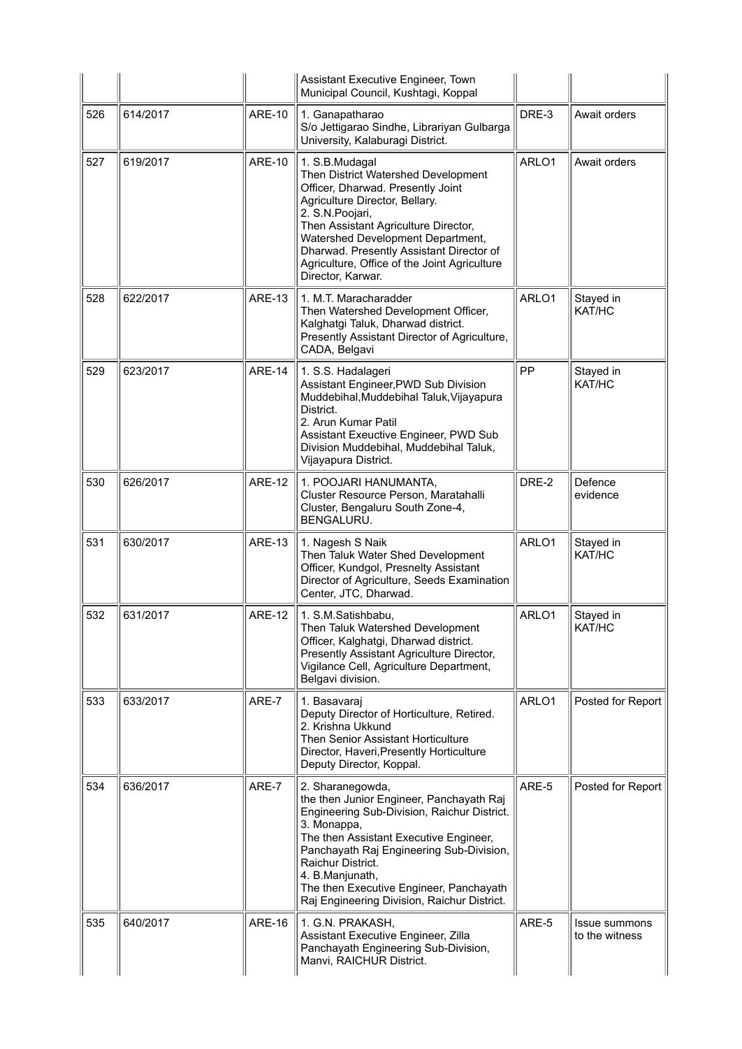|  |  |  | Assistant Executive Engineer, Town Municipal Council, Kushtagi, Koppal |  |  |
|---|---|---|---|---|---|
| 526 | 614/2017 | ARE-10 | 1. Ganapatharao<br>S/o Jettigarao Sindhe, Librariyan Gulbarga University, Kalaburagi District. | DRE-3 | Await orders |
| 527 | 619/2017 | ARE-10 | 1. S.B.Mudagal<br>Then District Watershed Development Officer, Dharwad. Presently Joint Agriculture Director, Bellary.<br>2. S.N.Poojari,<br>Then Assistant Agriculture Director, Watershed Development Department, Dharwad. Presently Assistant Director of Agriculture, Office of the Joint Agriculture Director, Karwar. | ARLO1 | Await orders |
| 528 | 622/2017 | ARE-13 | 1. M.T. Maracharadder<br>Then Watershed Development Officer, Kalghatgi Taluk, Dharwad district. Presently Assistant Director of Agriculture, CADA, Belgavi | ARLO1 | Stayed in KAT/HC |
| 529 | 623/2017 | ARE-14 | 1. S.S. Hadalageri<br>Assistant Engineer,PWD Sub Division Muddebihal,Muddebihal Taluk,Vijayapura District.<br>2. Arun Kumar Patil<br>Assistant Exeuctive Engineer, PWD Sub Division Muddebihal, Muddebihal Taluk, Vijayapura District. | PP | Stayed in KAT/HC |
| 530 | 626/2017 | ARE-12 | 1. POOJARI HANUMANTA,<br>Cluster Resource Person, Maratahalli Cluster, Bengaluru South Zone-4, BENGALURU. | DRE-2 | Defence evidence |
| 531 | 630/2017 | ARE-13 | 1. Nagesh S Naik<br>Then Taluk Water Shed Development Officer, Kundgol, Presnelty Assistant Director of Agriculture, Seeds Examination Center, JTC, Dharwad. | ARLO1 | Stayed in KAT/HC |
| 532 | 631/2017 | ARE-12 | 1. S.M.Satishbabu,<br>Then Taluk Watershed Development Officer, Kalghatgi, Dharwad district. Presently Assistant Agriculture Director, Vigilance Cell, Agriculture Department, Belgavi division. | ARLO1 | Stayed in KAT/HC |
| 533 | 633/2017 | ARE-7 | 1. Basavaraj<br>Deputy Director of Horticulture, Retired.<br>2. Krishna Ukkund<br>Then Senior Assistant Horticulture Director, Haveri,Presently Horticulture Deputy Director, Koppal. | ARLO1 | Posted for Report |
| 534 | 636/2017 | ARE-7 | 2. Sharanegowda,<br>the then Junior Engineer, Panchayath Raj Engineering Sub-Division, Raichur District.<br>3. Monappa,<br>The then Assistant Executive Engineer, Panchayath Raj Engineering Sub-Division, Raichur District.<br>4. B.Manjunath,<br>The then Executive Engineer, Panchayath Raj Engineering Division, Raichur District. | ARE-5 | Posted for Report |
| 535 | 640/2017 | ARE-16 | 1. G.N. PRAKASH,<br>Assistant Executive Engineer, Zilla Panchayath Engineering Sub-Division, Manvi, RAICHUR District. | ARE-5 | Issue summons to the witness |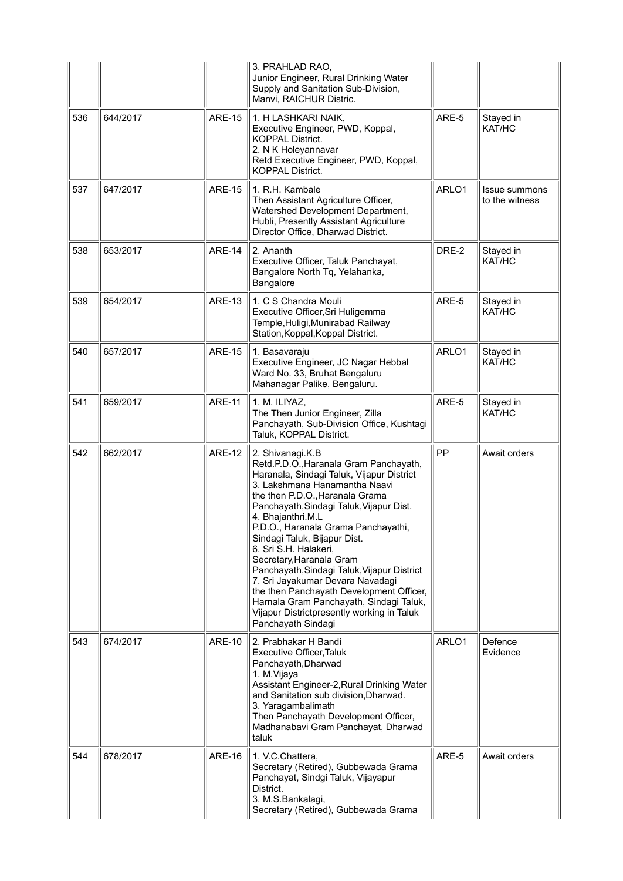|  |  |  | 3. PRAHLAD RAO,<br>Junior Engineer, Rural Drinking Water Supply and Sanitation Sub-Division, Manvi, RAICHUR Distric. |  |  |
| --- | --- | --- | --- | --- | --- |
| 536 | 644/2017 | ARE-15 | 1. H LASHKARI NAIK,<br>Executive Engineer, PWD, Koppal, KOPPAL District.<br>2. N K Holeyannavar<br>Retd Executive Engineer, PWD, Koppal, KOPPAL District. | ARE-5 | Stayed in KAT/HC |
| 537 | 647/2017 | ARE-15 | 1. R.H. Kambale<br>Then Assistant Agriculture Officer, Watershed Development Department, Hubli, Presently Assistant Agriculture Director Office, Dharwad District. | ARLO1 | Issue summons to the witness |
| 538 | 653/2017 | ARE-14 | 2. Ananth<br>Executive Officer, Taluk Panchayat, Bangalore North Tq, Yelahanka, Bangalore | DRE-2 | Stayed in KAT/HC |
| 539 | 654/2017 | ARE-13 | 1. C S Chandra Mouli<br>Executive Officer,Sri Huligemma Temple,Huligi,Munirabad Railway Station,Koppal,Koppal District. | ARE-5 | Stayed in KAT/HC |
| 540 | 657/2017 | ARE-15 | 1. Basavaraju<br>Executive Engineer, JC Nagar Hebbal Ward No. 33, Bruhat Bengaluru Mahanagar Palike, Bengaluru. | ARLO1 | Stayed in KAT/HC |
| 541 | 659/2017 | ARE-11 | 1. M. ILIYAZ,<br>The Then Junior Engineer, Zilla Panchayath, Sub-Division Office, Kushtagi Taluk, KOPPAL District. | ARE-5 | Stayed in KAT/HC |
| 542 | 662/2017 | ARE-12 | 2. Shivanagi.K.B<br>Retd.P.D.O.,Haranala Gram Panchayath, Haranala, Sindagi Taluk, Vijapur District<br>3. Lakshmana Hanamantha Naavi<br>the then P.D.O.,Haranala Grama Panchayath,Sindagi Taluk,Vijapur Dist.<br>4. Bhajanthri.M.L<br>P.D.O., Haranala Grama Panchayathi, Sindagi Taluk, Bijapur Dist.<br>6. Sri S.H. Halakeri,<br>Secretary,Haranala Gram Panchayath,Sindagi Taluk,Vijapur District<br>7. Sri Jayakumar Devara Navadagi<br>the then Panchayath Development Officer, Harnala Gram Panchayath, Sindagi Taluk, Vijapur Districtpresently working in Taluk Panchayath Sindagi | PP | Await orders |
| 543 | 674/2017 | ARE-10 | 2. Prabhakar H Bandi<br>Executive Officer,Taluk Panchayath,Dharwad<br>1. M.Vijaya<br>Assistant Engineer-2,Rural Drinking Water and Sanitation sub division,Dharwad.<br>3. Yaragambalimath<br>Then Panchayath Development Officer, Madhanabavi Gram Panchayat, Dharwad taluk | ARLO1 | Defence Evidence |
| 544 | 678/2017 | ARE-16 | 1. V.C.Chattera,<br>Secretary (Retired), Gubbewada Grama Panchayat, Sindgi Taluk, Vijayapur District.<br>3. M.S.Bankalagi,<br>Secretary (Retired), Gubbewada Grama | ARE-5 | Await orders |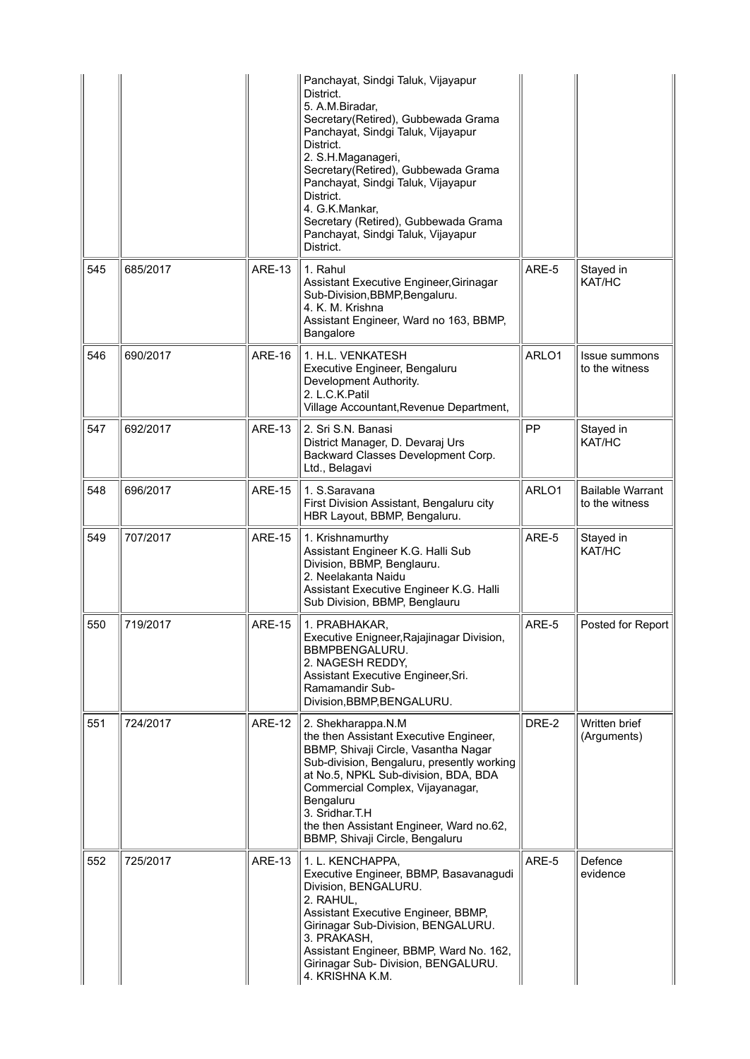|  |  |  |  |  |  |
| --- | --- | --- | --- | --- | --- |
|  |  |  | Panchayat, Sindgi Taluk, Vijayapur District.<br>5. A.M.Biradar,<br>Secretary(Retired), Gubbewada Grama Panchayat, Sindgi Taluk, Vijayapur District.<br>2. S.H.Maganageri,<br>Secretary(Retired), Gubbewada Grama Panchayat, Sindgi Taluk, Vijayapur District.<br>4. G.K.Mankar,<br>Secretary (Retired), Gubbewada Grama Panchayat, Sindgi Taluk, Vijayapur District. |  |  |
| 545 | 685/2017 | ARE-13 | 1. Rahul<br>Assistant Executive Engineer,Girinagar Sub-Division,BBMP,Bengaluru.<br>4. K. M. Krishna<br>Assistant Engineer, Ward no 163, BBMP, Bangalore | ARE-5 | Stayed in KAT/HC |
| 546 | 690/2017 | ARE-16 | 1. H.L. VENKATESH<br>Executive Engineer, Bengaluru Development Authority.<br>2. L.C.K.Patil<br>Village Accountant,Revenue Department, | ARLO1 | Issue summons to the witness |
| 547 | 692/2017 | ARE-13 | 2. Sri S.N. Banasi<br>District Manager, D. Devaraj Urs Backward Classes Development Corp. Ltd., Belagavi | PP | Stayed in KAT/HC |
| 548 | 696/2017 | ARE-15 | 1. S.Saravana<br>First Division Assistant, Bengaluru city HBR Layout, BBMP, Bengaluru. | ARLO1 | Bailable Warrant to the witness |
| 549 | 707/2017 | ARE-15 | 1. Krishnamurthy<br>Assistant Engineer K.G. Halli Sub Division, BBMP, Benglauru.<br>2. Neelakanta Naidu<br>Assistant Executive Engineer K.G. Halli Sub Division, BBMP, Benglauru | ARE-5 | Stayed in KAT/HC |
| 550 | 719/2017 | ARE-15 | 1. PRABHAKAR,<br>Executive Enigneer,Rajajinagar Division, BBMPBENGALURU.<br>2. NAGESH REDDY,<br>Assistant Executive Engineer,Sri. Ramamandir Sub-Division,BBMP,BENGALURU. | ARE-5 | Posted for Report |
| 551 | 724/2017 | ARE-12 | 2. Shekharappa.N.M<br>the then Assistant Executive Engineer, BBMP, Shivaji Circle, Vasantha Nagar Sub-division, Bengaluru, presently working at No.5, NPKL Sub-division, BDA, BDA Commercial Complex, Vijayanagar, Bengaluru<br>3. Sridhar.T.H<br>the then Assistant Engineer, Ward no.62, BBMP, Shivaji Circle, Bengaluru | DRE-2 | Written brief (Arguments) |
| 552 | 725/2017 | ARE-13 | 1. L. KENCHAPPA,<br>Executive Engineer, BBMP, Basavanagudi Division, BENGALURU.<br>2. RAHUL,<br>Assistant Executive Engineer, BBMP, Girinagar Sub-Division, BENGALURU.<br>3. PRAKASH,<br>Assistant Engineer, BBMP, Ward No. 162, Girinagar Sub- Division, BENGALURU.<br>4. KRISHNA K.M. | ARE-5 | Defence evidence |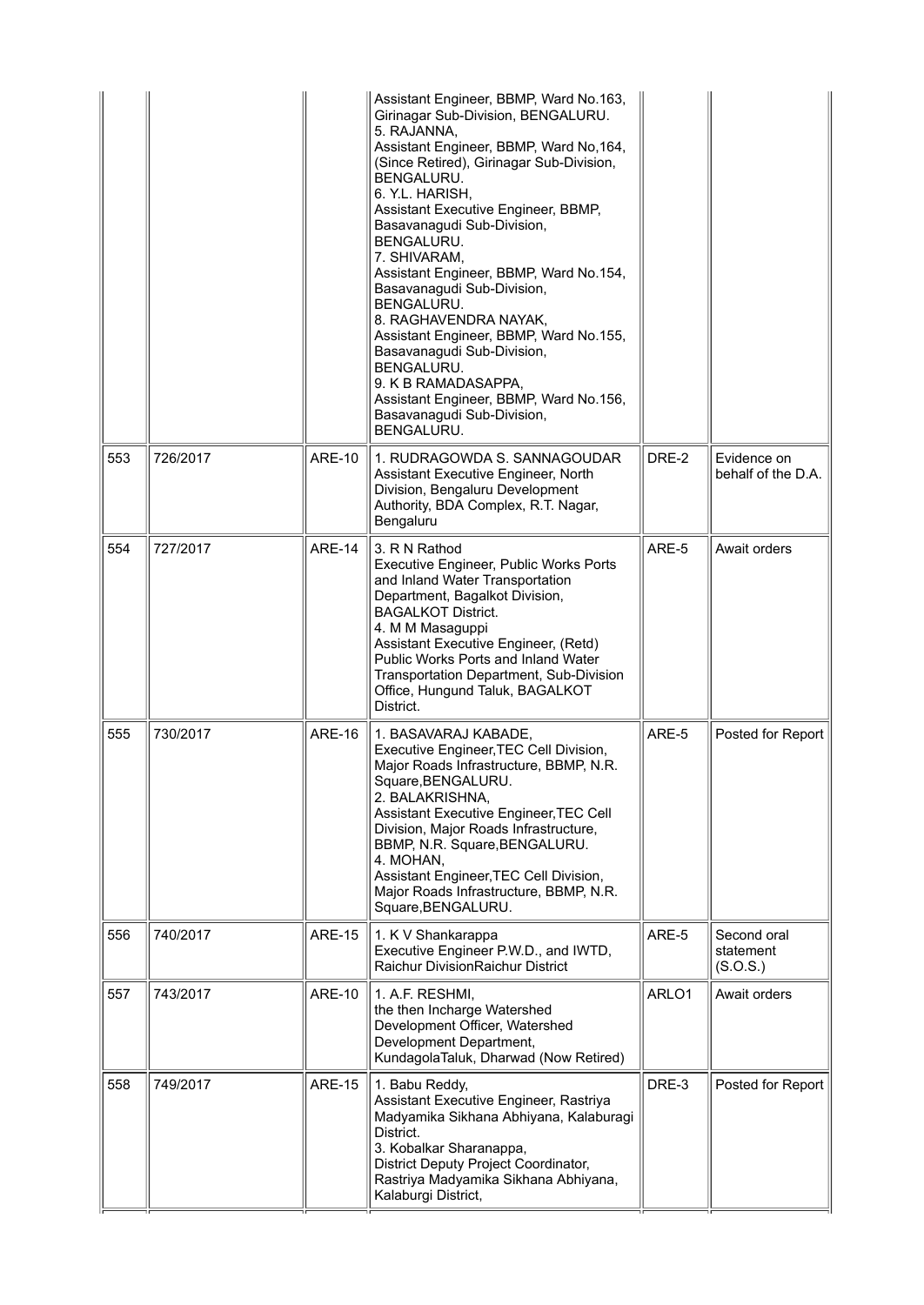| | | | | | |
|---|---|---|---|---|---|
| | | | Assistant Engineer, BBMP, Ward No.163, Girinagar Sub-Division, BENGALURU.<br>5. RAJANNA,<br>Assistant Engineer, BBMP, Ward No,164, (Since Retired), Girinagar Sub-Division, BENGALURU.<br>6. Y.L. HARISH,<br>Assistant Executive Engineer, BBMP, Basavanagudi Sub-Division, BENGALURU.<br>7. SHIVARAM,<br>Assistant Engineer, BBMP, Ward No.154, Basavanagudi Sub-Division, BENGALURU.<br>8. RAGHAVENDRA NAYAK,<br>Assistant Engineer, BBMP, Ward No.155, Basavanagudi Sub-Division, BENGALURU.<br>9. K B RAMADASAPPA,<br>Assistant Engineer, BBMP, Ward No.156, Basavanagudi Sub-Division, BENGALURU. | | |
| 553 | 726/2017 | ARE-10 | 1. RUDRAGOWDA S. SANNAGOUDAR<br>Assistant Executive Engineer, North Division, Bengaluru Development Authority, BDA Complex, R.T. Nagar, Bengaluru | DRE-2 | Evidence on behalf of the D.A. |
| 554 | 727/2017 | ARE-14 | 3. R N Rathod<br>Executive Engineer, Public Works Ports and Inland Water Transportation Department, Bagalkot Division, BAGALKOT District.<br>4. M M Masaguppi<br>Assistant Executive Engineer, (Retd) Public Works Ports and Inland Water Transportation Department, Sub-Division Office, Hungund Taluk, BAGALKOT District. | ARE-5 | Await orders |
| 555 | 730/2017 | ARE-16 | 1. BASAVARAJ KABADE,<br>Executive Engineer,TEC Cell Division, Major Roads Infrastructure, BBMP, N.R. Square,BENGALURU.<br>2. BALAKRISHNA,<br>Assistant Executive Engineer,TEC Cell Division, Major Roads Infrastructure, BBMP, N.R. Square,BENGALURU.<br>4. MOHAN,<br>Assistant Engineer,TEC Cell Division, Major Roads Infrastructure, BBMP, N.R. Square,BENGALURU. | ARE-5 | Posted for Report |
| 556 | 740/2017 | ARE-15 | 1. K V Shankarappa<br>Executive Engineer P.W.D., and IWTD, Raichur DivisionRaichur District | ARE-5 | Second oral statement (S.O.S.) |
| 557 | 743/2017 | ARE-10 | 1. A.F. RESHMI,<br>the then Incharge Watershed Development Officer, Watershed Development Department, KundagolaTaluk, Dharwad (Now Retired) | ARLO1 | Await orders |
| 558 | 749/2017 | ARE-15 | 1. Babu Reddy,<br>Assistant Executive Engineer, Rastriya Madyamika Sikhana Abhiyana, Kalaburagi District.<br>3. Kobalkar Sharanappa,<br>District Deputy Project Coordinator, Rastriya Madyamika Sikhana Abhiyana, Kalaburgi District, | DRE-3 | Posted for Report |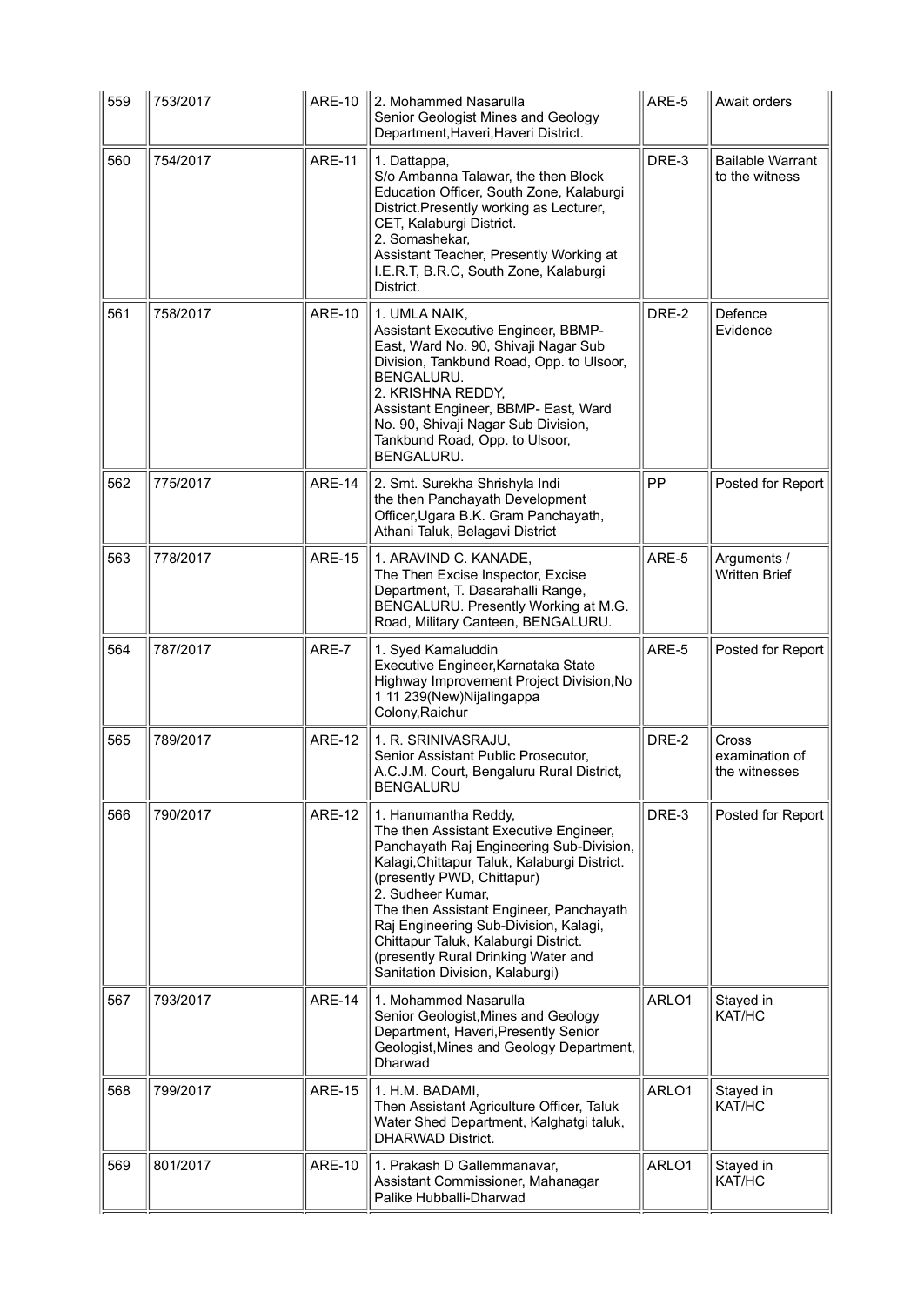| 559 | 753/2017 | ARE-10 | 2. Mohammed Nasarulla<br>Senior Geologist Mines and Geology Department,Haveri,Haveri District. | ARE-5 | Await orders |
|---|---|---|---|---|---|
| 560 | 754/2017 | ARE-11 | 1. Dattappa,<br>S/o Ambanna Talawar, the then Block Education Officer, South Zone, Kalaburgi District.Presently working as Lecturer, CET, Kalaburgi District.<br>2. Somashekar,<br>Assistant Teacher, Presently Working at I.E.R.T, B.R.C, South Zone, Kalaburgi District. | DRE-3 | Bailable Warrant to the witness |
| 561 | 758/2017 | ARE-10 | 1. UMLA NAIK,<br>Assistant Executive Engineer, BBMP-East, Ward No. 90, Shivaji Nagar Sub Division, Tankbund Road, Opp. to Ulsoor, BENGALURU.<br>2. KRISHNA REDDY,<br>Assistant Engineer, BBMP- East, Ward No. 90, Shivaji Nagar Sub Division, Tankbund Road, Opp. to Ulsoor, BENGALURU. | DRE-2 | Defence Evidence |
| 562 | 775/2017 | ARE-14 | 2. Smt. Surekha Shrishyla Indi<br>the then Panchayath Development Officer,Ugara B.K. Gram Panchayath, Athani Taluk, Belagavi District | PP | Posted for Report |
| 563 | 778/2017 | ARE-15 | 1. ARAVIND C. KANADE,<br>The Then Excise Inspector, Excise Department, T. Dasarahalli Range, BENGALURU. Presently Working at M.G. Road, Military Canteen, BENGALURU. | ARE-5 | Arguments / Written Brief |
| 564 | 787/2017 | ARE-7 | 1. Syed Kamaluddin<br>Executive Engineer,Karnataka State Highway Improvement Project Division,No 1 11 239(New)Nijalingappa Colony,Raichur | ARE-5 | Posted for Report |
| 565 | 789/2017 | ARE-12 | 1. R. SRINIVASRAJU,<br>Senior Assistant Public Prosecutor, A.C.J.M. Court, Bengaluru Rural District, BENGALURU | DRE-2 | Cross examination of the witnesses |
| 566 | 790/2017 | ARE-12 | 1. Hanumantha Reddy,<br>The then Assistant Executive Engineer, Panchayath Raj Engineering Sub-Division, Kalagi,Chittapur Taluk, Kalaburgi District. (presently PWD, Chittapur)<br>2. Sudheer Kumar,<br>The then Assistant Engineer, Panchayath Raj Engineering Sub-Division, Kalagi, Chittapur Taluk, Kalaburgi District. (presently Rural Drinking Water and Sanitation Division, Kalaburgi) | DRE-3 | Posted for Report |
| 567 | 793/2017 | ARE-14 | 1. Mohammed Nasarulla<br>Senior Geologist,Mines and Geology Department, Haveri,Presently Senior Geologist,Mines and Geology Department, Dharwad | ARLO1 | Stayed in KAT/HC |
| 568 | 799/2017 | ARE-15 | 1. H.M. BADAMI,<br>Then Assistant Agriculture Officer, Taluk Water Shed Department, Kalghatgi taluk, DHARWAD District. | ARLO1 | Stayed in KAT/HC |
| 569 | 801/2017 | ARE-10 | 1. Prakash D Gallemmanavar,<br>Assistant Commissioner, Mahanagar Palike Hubballi-Dharwad | ARLO1 | Stayed in KAT/HC |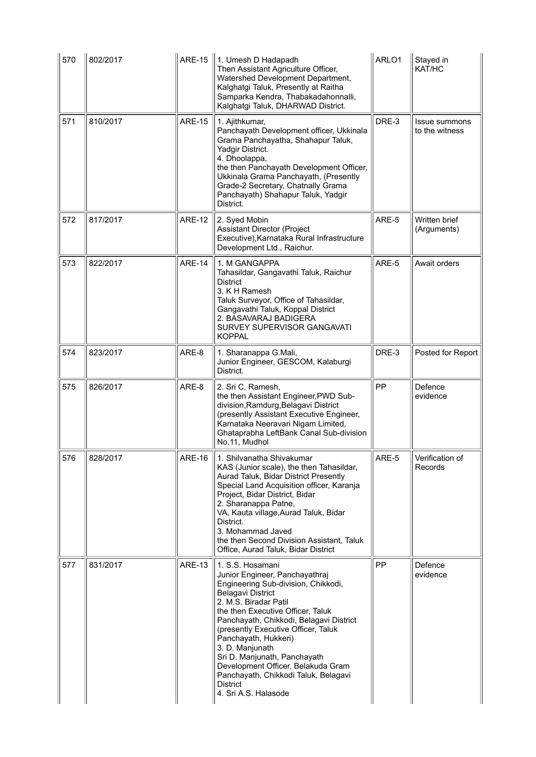| 570 | 802/2017 | ARE-15 | 1. Umesh D Hadapadh<br>Then Assistant Agriculture Officer, Watershed Development Department, Kalghatgi Taluk, Presently at Raitha Samparka Kendra, Thabakadahonnalli, Kalghatgi Taluk, DHARWAD District. | ARLO1 | Stayed in KAT/HC |
|---|---|---|---|---|---|
| 571 | 810/2017 | ARE-15 | 1. Ajithkumar,<br>Panchayath Development officer, Ukkinala Grama Panchayatha, Shahapur Taluk, Yadgir District.<br>4. Dhoolappa,<br>the then Panchayath Development Officer, Ukkinala Grama Panchayath, (Presently Grade-2 Secretary, Chatnally Grama Panchayath) Shahapur Taluk, Yadgir District. | DRE-3 | Issue summons to the witness |
| 572 | 817/2017 | ARE-12 | 2. Syed Mobin<br>Assistant Director (Project Executive),Karnataka Rural Infrastructure Development Ltd., Raichur. | ARE-5 | Written brief (Arguments) |
| 573 | 822/2017 | ARE-14 | 1. M GANGAPPA<br>Tahasildar, Gangavathi Taluk, Raichur District<br>3. K H Ramesh<br>Taluk Surveyor, Office of Tahasildar, Gangavathi Taluk, Koppal District<br>2. BASAVARAJ BADIGERA<br>SURVEY SUPERVISOR GANGAVATI KOPPAL | ARE-5 | Await orders |
| 574 | 823/2017 | ARE-8 | 1. Sharanappa G.Mali,<br>Junior Engineer, GESCOM, Kalaburgi District. | DRE-3 | Posted for Report |
| 575 | 826/2017 | ARE-8 | 2. Sri C. Ramesh,<br>the then Assistant Engineer,PWD Sub-division,Ramdurg,Belagavi District (presently Assistant Executive Engineer, Karnataka Neeravari Nigam Limited, Ghataprabha LeftBank Canal Sub-division No.11, Mudhol | PP | Defence evidence |
| 576 | 828/2017 | ARE-16 | 1. Shilvanatha Shivakumar<br>KAS (Junior scale), the then Tahasildar, Aurad Taluk, Bidar District Presently Special Land Acquisition officer, Karanja Project, Bidar District, Bidar<br>2. Sharanappa Patne,<br>VA, Kauta village,Aurad Taluk, Bidar District.<br>3. Mohammad Javed<br>the then Second Division Assistant, Taluk Office, Aurad Taluk, Bidar District | ARE-5 | Verification of Records |
| 577 | 831/2017 | ARE-13 | 1. S.S. Hosamani<br>Junior Engineer, Panchayathraj Engineering Sub-division, Chikkodi, Belagavi District<br>2. M.S. Biradar Patil<br>the then Executive Officer, Taluk Panchayath, Chikkodi, Belagavi District (presently Executive Officer, Taluk Panchayath, Hukkeri)<br>3. D. Manjunath<br>Sri D. Manjunath, Panchayath Development Officer, Belakuda Gram Panchayath, Chikkodi Taluk, Belagavi District<br>4. Sri A.S. Halasode | PP | Defence evidence |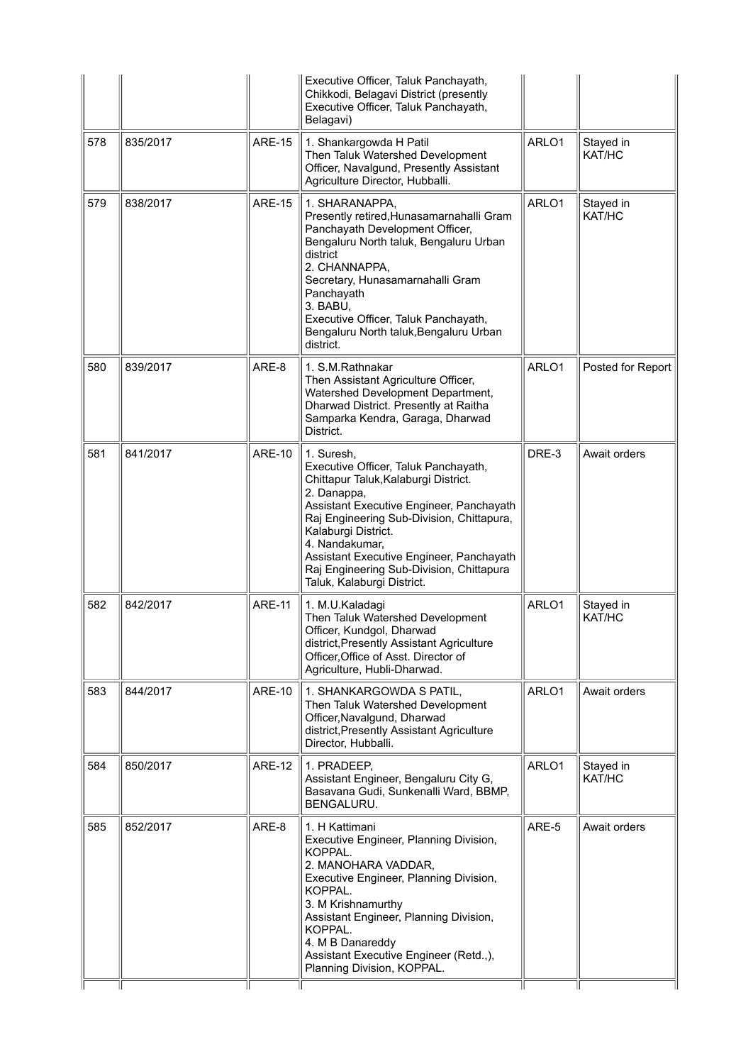| | | | Executive Officer, Taluk Panchayath, Chikkodi, Belagavi District (presently Executive Officer, Taluk Panchayath, Belagavi) | | |
|---|---|---|---|---|---|
| 578 | 835/2017 | ARE-15 | 1. Shankargowda H Patil<br>Then Taluk Watershed Development Officer, Navalgund, Presently Assistant Agriculture Director, Hubballi. | ARLO1 | Stayed in KAT/HC |
| 579 | 838/2017 | ARE-15 | 1. SHARANAPPA,<br>Presently retired,Hunasamarnahalli Gram Panchayath Development Officer, Bengaluru North taluk, Bengaluru Urban district<br>2. CHANNAPPA,<br>Secretary, Hunasamarnahalli Gram Panchayath<br>3. BABU,<br>Executive Officer, Taluk Panchayath, Bengaluru North taluk,Bengaluru Urban district. | ARLO1 | Stayed in KAT/HC |
| 580 | 839/2017 | ARE-8 | 1. S.M.Rathnakar<br>Then Assistant Agriculture Officer, Watershed Development Department, Dharwad District. Presently at Raitha Samparka Kendra, Garaga, Dharwad District. | ARLO1 | Posted for Report |
| 581 | 841/2017 | ARE-10 | 1. Suresh,<br>Executive Officer, Taluk Panchayath, Chittapur Taluk,Kalaburgi District.<br>2. Danappa,<br>Assistant Executive Engineer, Panchayath Raj Engineering Sub-Division, Chittapura, Kalaburgi District.<br>4. Nandakumar,<br>Assistant Executive Engineer, Panchayath Raj Engineering Sub-Division, Chittapura Taluk, Kalaburgi District. | DRE-3 | Await orders |
| 582 | 842/2017 | ARE-11 | 1. M.U.Kaladagi<br>Then Taluk Watershed Development Officer, Kundgol, Dharwad district,Presently Assistant Agriculture Officer,Office of Asst. Director of Agriculture, Hubli-Dharwad. | ARLO1 | Stayed in KAT/HC |
| 583 | 844/2017 | ARE-10 | 1. SHANKARGOWDA S PATIL,<br>Then Taluk Watershed Development Officer,Navalgund, Dharwad district,Presently Assistant Agriculture Director, Hubballi. | ARLO1 | Await orders |
| 584 | 850/2017 | ARE-12 | 1. PRADEEP,<br>Assistant Engineer, Bengaluru City G, Basavana Gudi, Sunkenalli Ward, BBMP, BENGALURU. | ARLO1 | Stayed in KAT/HC |
| 585 | 852/2017 | ARE-8 | 1. H Kattimani<br>Executive Engineer, Planning Division, KOPPAL.<br>2. MANOHARA VADDAR,<br>Executive Engineer, Planning Division, KOPPAL.<br>3. M Krishnamurthy<br>Assistant Engineer, Planning Division, KOPPAL.<br>4. M B Danareddy<br>Assistant Executive Engineer (Retd.,), Planning Division, KOPPAL. | ARE-5 | Await orders |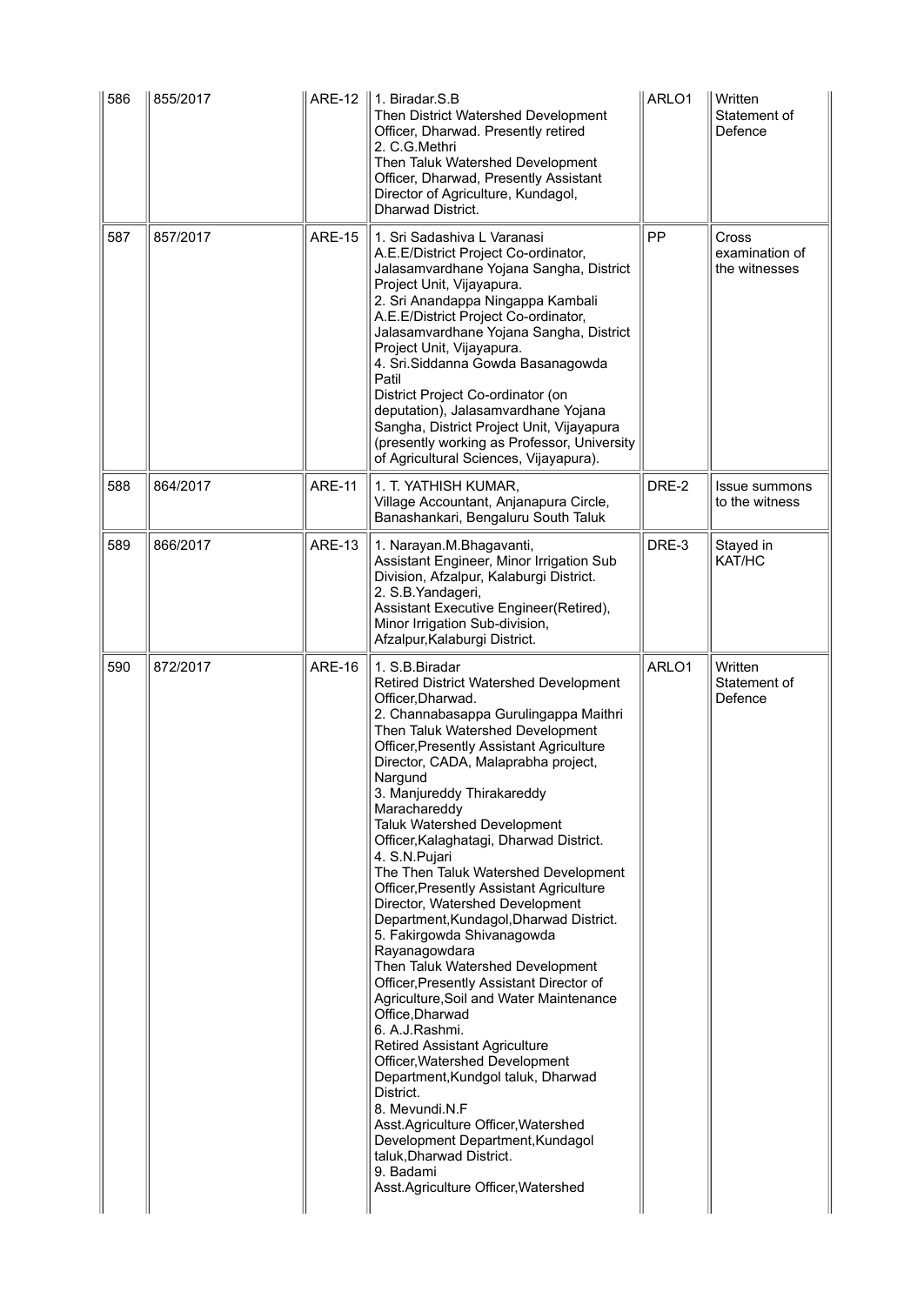| 586 | 855/2017 | ARE-12 | 1. Biradar.S.B<br>Then District Watershed Development Officer, Dharwad. Presently retired<br>2. C.G.Methri<br>Then Taluk Watershed Development Officer, Dharwad, Presently Assistant Director of Agriculture, Kundagol, Dharwad District. | ARLO1 | Written Statement of Defence |
|---|---|---|---|---|---|
| 587 | 857/2017 | ARE-15 | 1. Sri Sadashiva L Varanasi<br>A.E.E/District Project Co-ordinator, Jalasamvardhane Yojana Sangha, District Project Unit, Vijayapura.<br>2. Sri Anandappa Ningappa Kambali<br>A.E.E/District Project Co-ordinator, Jalasamvardhane Yojana Sangha, District Project Unit, Vijayapura.<br>4. Sri.Siddanna Gowda Basanagowda Patil<br>District Project Co-ordinator (on deputation), Jalasamvardhane Yojana Sangha, District Project Unit, Vijayapura (presently working as Professor, University of Agricultural Sciences, Vijayapura). | PP | Cross examination of the witnesses |
| 588 | 864/2017 | ARE-11 | 1. T. YATHISH KUMAR,<br>Village Accountant, Anjanapura Circle, Banashankari, Bengaluru South Taluk | DRE-2 | Issue summons to the witness |
| 589 | 866/2017 | ARE-13 | 1. Narayan.M.Bhagavanti,<br>Assistant Engineer, Minor Irrigation Sub Division, Afzalpur, Kalaburgi District.<br>2. S.B.Yandageri,<br>Assistant Executive Engineer(Retired), Minor Irrigation Sub-division, Afzalpur,Kalaburgi District. | DRE-3 | Stayed in KAT/HC |
| 590 | 872/2017 | ARE-16 | 1. S.B.Biradar<br>Retired District Watershed Development Officer,Dharwad.<br>2. Channabasappa Gurulingappa Maithri<br>Then Taluk Watershed Development Officer,Presently Assistant Agriculture Director, CADA, Malaprabha project, Nargund<br>3. Manjureddy Thirakareddy Marachareddy<br>Taluk Watershed Development Officer,Kalaghatagi, Dharwad District.<br>4. S.N.Pujari<br>The Then Taluk Watershed Development Officer,Presently Assistant Agriculture Director, Watershed Development Department,Kundagol,Dharwad District.<br>5. Fakirgowda Shivanagowda Rayanagowdara<br>Then Taluk Watershed Development Officer,Presently Assistant Director of Agriculture,Soil and Water Maintenance Office,Dharwad<br>6. A.J.Rashmi.<br>Retired Assistant Agriculture Officer,Watershed Development Department,Kundgol taluk, Dharwad District.<br>8. Mevundi.N.F<br>Asst.Agriculture Officer,Watershed Development Department,Kundagol taluk,Dharwad District.<br>9. Badami<br>Asst.Agriculture Officer,Watershed | ARLO1 | Written Statement of Defence |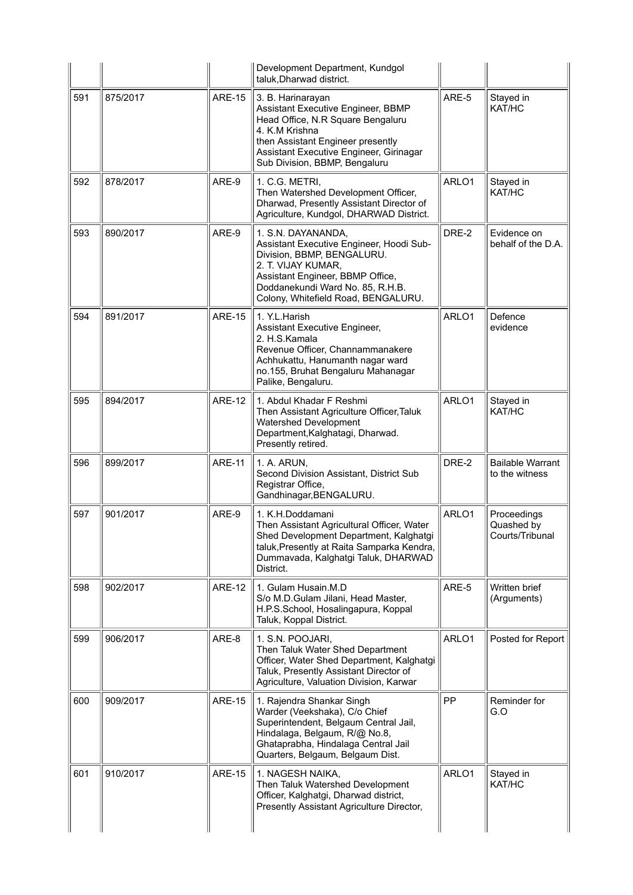| | | | | | |
|---|---|---|---|---|---|
| | | | Development Department, Kundgol taluk,Dharwad district. | | |
| 591 | 875/2017 | ARE-15 | 3. B. Harinarayan<br>Assistant Executive Engineer, BBMP Head Office, N.R Square Bengaluru<br>4. K.M Krishna<br>then Assistant Engineer presently Assistant Executive Engineer, Girinagar Sub Division, BBMP, Bengaluru | ARE-5 | Stayed in KAT/HC |
| 592 | 878/2017 | ARE-9 | 1. C.G. METRI,<br>Then Watershed Development Officer, Dharwad, Presently Assistant Director of Agriculture, Kundgol, DHARWAD District. | ARLO1 | Stayed in KAT/HC |
| 593 | 890/2017 | ARE-9 | 1. S.N. DAYANANDA,<br>Assistant Executive Engineer, Hoodi Sub-Division, BBMP, BENGALURU.<br>2. T. VIJAY KUMAR,<br>Assistant Engineer, BBMP Office, Doddanekundi Ward No. 85, R.H.B. Colony, Whitefield Road, BENGALURU. | DRE-2 | Evidence on behalf of the D.A. |
| 594 | 891/2017 | ARE-15 | 1. Y.L.Harish<br>Assistant Executive Engineer,<br>2. H.S.Kamala<br>Revenue Officer, Channammanakere Achhukattu, Hanumanth nagar ward no.155, Bruhat Bengaluru Mahanagar Palike, Bengaluru. | ARLO1 | Defence evidence |
| 595 | 894/2017 | ARE-12 | 1. Abdul Khadar F Reshmi<br>Then Assistant Agriculture Officer,Taluk Watershed Development Department,Kalghatagi, Dharwad. Presently retired. | ARLO1 | Stayed in KAT/HC |
| 596 | 899/2017 | ARE-11 | 1. A. ARUN,<br>Second Division Assistant, District Sub Registrar Office, Gandhinagar,BENGALURU. | DRE-2 | Bailable Warrant to the witness |
| 597 | 901/2017 | ARE-9 | 1. K.H.Doddamani<br>Then Assistant Agricultural Officer, Water Shed Development Department, Kalghatgi taluk,Presently at Raita Samparka Kendra, Dummavada, Kalghatgi Taluk, DHARWAD District. | ARLO1 | Proceedings Quashed by Courts/Tribunal |
| 598 | 902/2017 | ARE-12 | 1. Gulam Husain.M.D<br>S/o M.D.Gulam Jilani, Head Master, H.P.S.School, Hosalingapura, Koppal Taluk, Koppal District. | ARE-5 | Written brief (Arguments) |
| 599 | 906/2017 | ARE-8 | 1. S.N. POOJARI,<br>Then Taluk Water Shed Department Officer, Water Shed Department, Kalghatgi Taluk, Presently Assistant Director of Agriculture, Valuation Division, Karwar | ARLO1 | Posted for Report |
| 600 | 909/2017 | ARE-15 | 1. Rajendra Shankar Singh<br>Warder (Veekshaka), C/o Chief Superintendent, Belgaum Central Jail, Hindalaga, Belgaum, R/@ No.8, Ghataprabha, Hindalaga Central Jail Quarters, Belgaum, Belgaum Dist. | PP | Reminder for G.O |
| 601 | 910/2017 | ARE-15 | 1. NAGESH NAIKA,<br>Then Taluk Watershed Development Officer, Kalghatgi, Dharwad district, Presently Assistant Agriculture Director, | ARLO1 | Stayed in KAT/HC |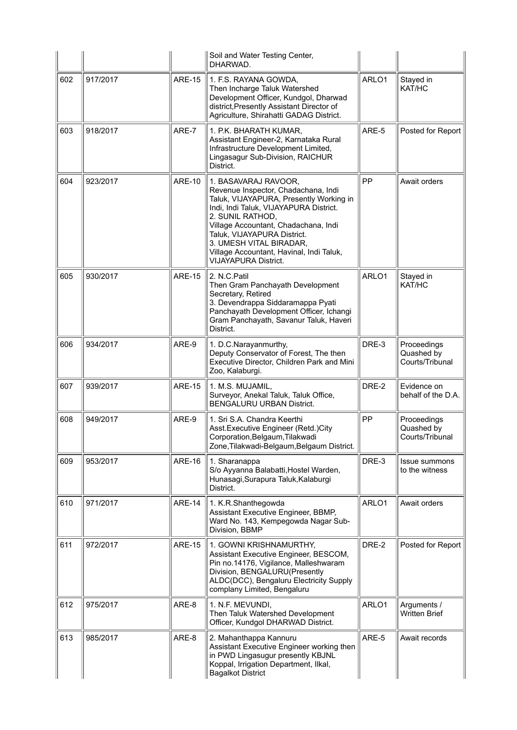| | | | Soil and Water Testing Center, DHARWAD. | | |
|---|---|---|---|---|---|
| 602 | 917/2017 | ARE-15 | 1. F.S. RAYANA GOWDA, Then Incharge Taluk Watershed Development Officer, Kundgol, Dharwad district,Presently Assistant Director of Agriculture, Shirahatti GADAG District. | ARLO1 | Stayed in KAT/HC |
| 603 | 918/2017 | ARE-7 | 1. P.K. BHARATH KUMAR, Assistant Engineer-2, Karnataka Rural Infrastructure Development Limited, Lingasagur Sub-Division, RAICHUR District. | ARE-5 | Posted for Report |
| 604 | 923/2017 | ARE-10 | 1. BASAVARAJ RAVOOR, Revenue Inspector, Chadachana, Indi Taluk, VIJAYAPURA, Presently Working in Indi, Indi Taluk, VIJAYAPURA District. 2. SUNIL RATHOD, Village Accountant, Chadachana, Indi Taluk, VIJAYAPURA District. 3. UMESH VITAL BIRADAR, Village Accountant, Havinal, Indi Taluk, VIJAYAPURA District. | PP | Await orders |
| 605 | 930/2017 | ARE-15 | 2. N.C.Patil Then Gram Panchayath Development Secretary, Retired 3. Devendrappa Siddaramappa Pyati Panchayath Development Officer, Ichangi Gram Panchayath, Savanur Taluk, Haveri District. | ARLO1 | Stayed in KAT/HC |
| 606 | 934/2017 | ARE-9 | 1. D.C.Narayanmurthy, Deputy Conservator of Forest, The then Executive Director, Children Park and Mini Zoo, Kalaburgi. | DRE-3 | Proceedings Quashed by Courts/Tribunal |
| 607 | 939/2017 | ARE-15 | 1. M.S. MUJAMIL, Surveyor, Anekal Taluk, Taluk Office, BENGALURU URBAN District. | DRE-2 | Evidence on behalf of the D.A. |
| 608 | 949/2017 | ARE-9 | 1. Sri S.A. Chandra Keerthi Asst.Executive Engineer (Retd.)City Corporation,Belgaum,Tilakwadi Zone,Tilakwadi-Belgaum,Belgaum District. | PP | Proceedings Quashed by Courts/Tribunal |
| 609 | 953/2017 | ARE-16 | 1. Sharanappa S/o Ayyanna Balabatti,Hostel Warden, Hunasagi,Surapura Taluk,Kalaburgi District. | DRE-3 | Issue summons to the witness |
| 610 | 971/2017 | ARE-14 | 1. K.R.Shanthegowda Assistant Executive Engineer, BBMP, Ward No. 143, Kempegowda Nagar Sub-Division, BBMP | ARLO1 | Await orders |
| 611 | 972/2017 | ARE-15 | 1. GOWNI KRISHNAMURTHY, Assistant Executive Engineer, BESCOM, Pin no.14176, Vigilance, Malleshwaram Division, BENGALURU(Presently ALDC(DCC), Bengaluru Electricity Supply complany Limited, Bengaluru | DRE-2 | Posted for Report |
| 612 | 975/2017 | ARE-8 | 1. N.F. MEVUNDI, Then Taluk Watershed Development Officer, Kundgol DHARWAD District. | ARLO1 | Arguments / Written Brief |
| 613 | 985/2017 | ARE-8 | 2. Mahanthappa Kannuru Assistant Executive Engineer working then in PWD Lingasugur presently KBJNL Koppal, Irrigation Department, Ilkal, Bagalkot District | ARE-5 | Await records |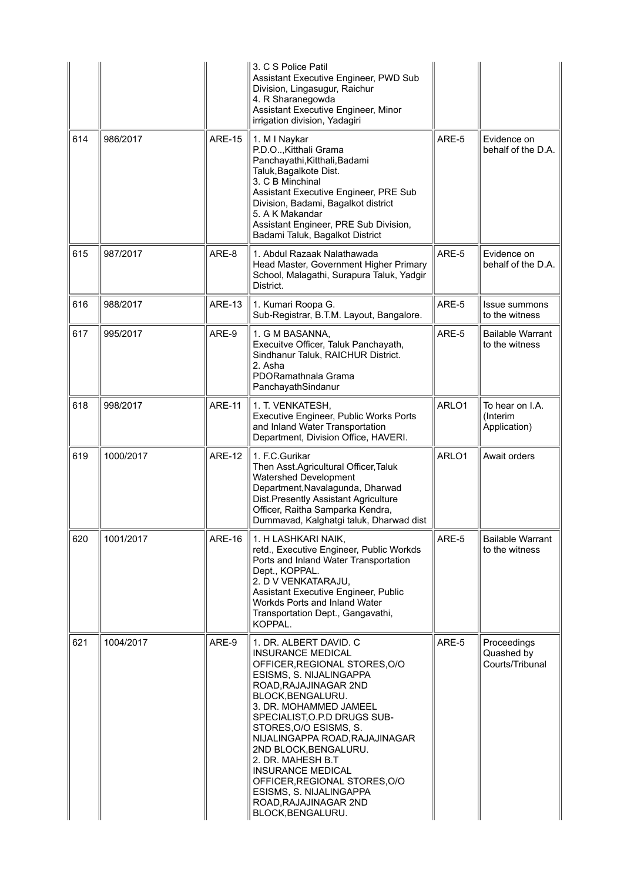| | | | | | |
|---|---|---|---|---|---|
| | | | 3. C S Police Patil<br>Assistant Executive Engineer, PWD Sub Division, Lingasugur, Raichur<br>4. R Sharanegowda<br>Assistant Executive Engineer, Minor irrigation division, Yadagiri | | |
| 614 | 986/2017 | ARE-15 | 1. M I Naykar<br>P.D.O..,Kitthali Grama Panchayathi,Kitthali,Badami Taluk,Bagalkote Dist.<br>3. C B Minchinal<br>Assistant Executive Engineer, PRE Sub Division, Badami, Bagalkot district<br>5. A K Makandar<br>Assistant Engineer, PRE Sub Division, Badami Taluk, Bagalkot District | ARE-5 | Evidence on behalf of the D.A. |
| 615 | 987/2017 | ARE-8 | 1. Abdul Razaak Nalathawada<br>Head Master, Government Higher Primary School, Malagathi, Surapura Taluk, Yadgir District. | ARE-5 | Evidence on behalf of the D.A. |
| 616 | 988/2017 | ARE-13 | 1. Kumari Roopa G.<br>Sub-Registrar, B.T.M. Layout, Bangalore. | ARE-5 | Issue summons to the witness |
| 617 | 995/2017 | ARE-9 | 1. G M BASANNA,<br>Execuitve Officer, Taluk Panchayath, Sindhanur Taluk, RAICHUR District.<br>2. Asha<br>PDORamathnala Grama PanchayathSindanur | ARE-5 | Bailable Warrant to the witness |
| 618 | 998/2017 | ARE-11 | 1. T. VENKATESH,<br>Executive Engineer, Public Works Ports and Inland Water Transportation Department, Division Office, HAVERI. | ARLO1 | To hear on I.A. (Interim Application) |
| 619 | 1000/2017 | ARE-12 | 1. F.C.Gurikar<br>Then Asst.Agricultural Officer,Taluk Watershed Development Department,Navalagunda, Dharwad Dist.Presently Assistant Agriculture Officer, Raitha Samparka Kendra, Dummavad, Kalghatgi taluk, Dharwad dist | ARLO1 | Await orders |
| 620 | 1001/2017 | ARE-16 | 1. H LASHKARI NAIK,<br>retd., Executive Engineer, Public Workds Ports and Inland Water Transportation Dept., KOPPAL.<br>2. D V VENKATARAJU,<br>Assistant Executive Engineer, Public Workds Ports and Inland Water Transportation Dept., Gangavathi, KOPPAL. | ARE-5 | Bailable Warrant to the witness |
| 621 | 1004/2017 | ARE-9 | 1. DR. ALBERT DAVID. C<br>INSURANCE MEDICAL OFFICER,REGIONAL STORES,O/O ESISMS, S. NIJALINGAPPA ROAD,RAJAJINAGAR 2ND BLOCK,BENGALURU.<br>3. DR. MOHAMMED JAMEEL<br>SPECIALIST,O.P.D DRUGS SUB-STORES,O/O ESISMS, S. NIJALINGAPPA ROAD,RAJAJINAGAR 2ND BLOCK,BENGALURU.<br>2. DR. MAHESH B.T<br>INSURANCE MEDICAL OFFICER,REGIONAL STORES,O/O ESISMS, S. NIJALINGAPPA ROAD,RAJAJINAGAR 2ND BLOCK,BENGALURU. | ARE-5 | Proceedings Quashed by Courts/Tribunal |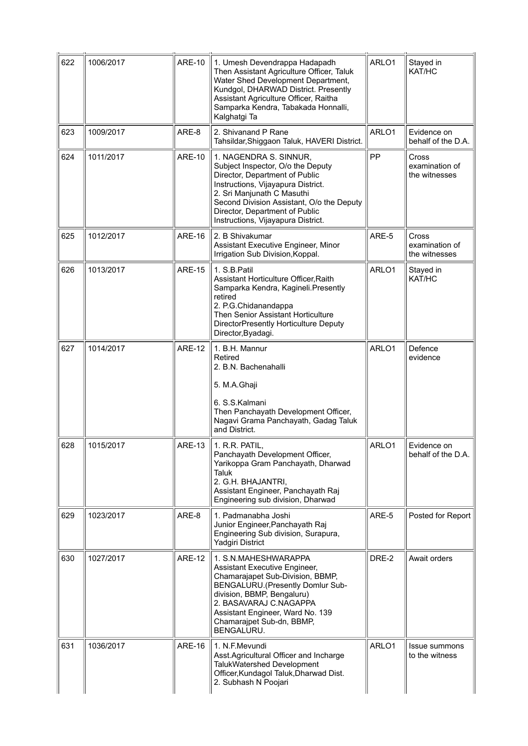| 622 | 1006/2017 | ARE-10 | 1. Umesh Devendrappa Hadapadh Then Assistant Agriculture Officer, Taluk Water Shed Development Department, Kundgol, DHARWAD District. Presently Assistant Agriculture Officer, Raitha Samparka Kendra, Tabakada Honnalli, Kalghatgi Ta | ARLO1 | Stayed in KAT/HC |
|---|---|---|---|---|---|
| 623 | 1009/2017 | ARE-8 | 2. Shivanand P Rane Tahsildar,Shiggaon Taluk, HAVERI District. | ARLO1 | Evidence on behalf of the D.A. |
| 624 | 1011/2017 | ARE-10 | 1. NAGENDRA S. SINNUR, Subject Inspector, O/o the Deputy Director, Department of Public Instructions, Vijayapura District. 2. Sri Manjunath C Masuthi Second Division Assistant, O/o the Deputy Director, Department of Public Instructions, Vijayapura District. | PP | Cross examination of the witnesses |
| 625 | 1012/2017 | ARE-16 | 2. B Shivakumar Assistant Executive Engineer, Minor Irrigation Sub Division,Koppal. | ARE-5 | Cross examination of the witnesses |
| 626 | 1013/2017 | ARE-15 | 1. S.B.Patil Assistant Horticulture Officer,Raith Samparka Kendra, Kagineli.Presently retired 2. P.G.Chidanandappa Then Senior Assistant Horticulture DirectorPresently Horticulture Deputy Director,Byadagi. | ARLO1 | Stayed in KAT/HC |
| 627 | 1014/2017 | ARE-12 | 1. B.H. Mannur Retired 2. B.N. Bachenahalli 5. M.A.Ghaji 6. S.S.Kalmani Then Panchayath Development Officer, Nagavi Grama Panchayath, Gadag Taluk and District. | ARLO1 | Defence evidence |
| 628 | 1015/2017 | ARE-13 | 1. R.R. PATIL, Panchayath Development Officer, Yarikoppa Gram Panchayath, Dharwad Taluk 2. G.H. BHAJANTRI, Assistant Engineer, Panchayath Raj Engineering sub division, Dharwad | ARLO1 | Evidence on behalf of the D.A. |
| 629 | 1023/2017 | ARE-8 | 1. Padmanabha Joshi Junior Engineer,Panchayath Raj Engineering Sub division, Surapura, Yadgiri District | ARE-5 | Posted for Report |
| 630 | 1027/2017 | ARE-12 | 1. S.N.MAHESHWARAPPA Assistant Executive Engineer, Chamarajapet Sub-Division, BBMP, BENGALURU.(Presently Domlur Sub-division, BBMP, Bengaluru) 2. BASAVARAJ C.NAGAPPA Assistant Engineer, Ward No. 139 Chamarajpet Sub-dn, BBMP, BENGALURU. | DRE-2 | Await orders |
| 631 | 1036/2017 | ARE-16 | 1. N.F.Mevundi Asst.Agricultural Officer and Incharge TalukWatershed Development Officer,Kundagol Taluk,Dharwad Dist. 2. Subhash N Poojari | ARLO1 | Issue summons to the witness |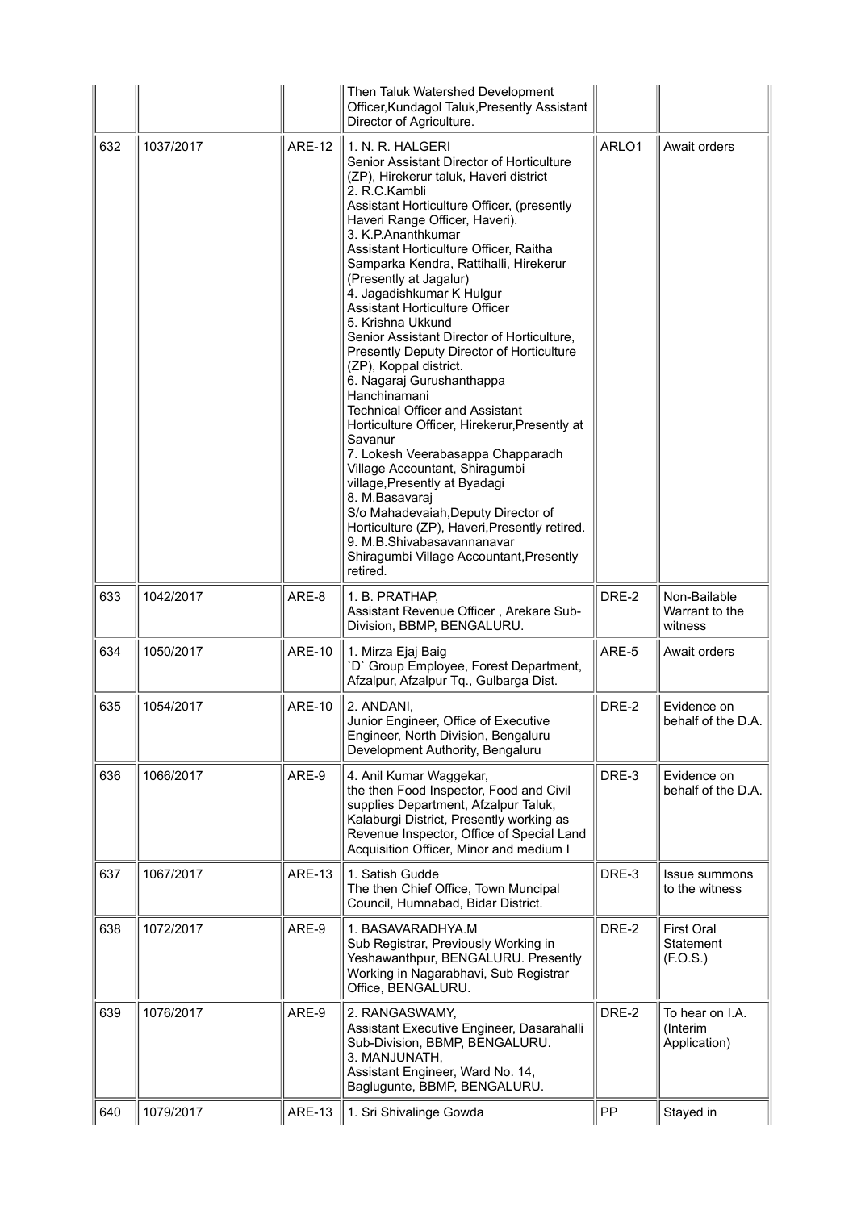| | | | Then Taluk Watershed Development Officer,Kundagol Taluk,Presently Assistant Director of Agriculture. | | |
|---|---|---|---|---|---|
| 632 | 1037/2017 | ARE-12 | 1. N. R. HALGERI<br>Senior Assistant Director of Horticulture (ZP), Hirekerur taluk, Haveri district<br>2. R.C.Kambli<br>Assistant Horticulture Officer, (presently Haveri Range Officer, Haveri).<br>3. K.P.Ananthkumar<br>Assistant Horticulture Officer, Raitha Samparka Kendra, Rattihalli, Hirekerur (Presently at Jagalur)<br>4. Jagadishkumar K Hulgur<br>Assistant Horticulture Officer<br>5. Krishna Ukkund<br>Senior Assistant Director of Horticulture, Presently Deputy Director of Horticulture (ZP), Koppal district.<br>6. Nagaraj Gurushanthappa Hanchinamani<br>Technical Officer and Assistant Horticulture Officer, Hirekerur,Presently at Savanur<br>7. Lokesh Veerabasappa Chapparadh<br>Village Accountant, Shiragumbi village,Presently at Byadagi<br>8. M.Basavaraj<br>S/o Mahadevaiah,Deputy Director of Horticulture (ZP), Haveri,Presently retired.<br>9. M.B.Shivabasavannanavar<br>Shiragumbi Village Accountant,Presently retired. | ARLO1 | Await orders |
| 633 | 1042/2017 | ARE-8 | 1. B. PRATHAP,<br>Assistant Revenue Officer , Arekare Sub-Division, BBMP, BENGALURU. | DRE-2 | Non-Bailable Warrant to the witness |
| 634 | 1050/2017 | ARE-10 | 1. Mirza Ejaj Baig<br>`D` Group Employee, Forest Department, Afzalpur, Afzalpur Tq., Gulbarga Dist. | ARE-5 | Await orders |
| 635 | 1054/2017 | ARE-10 | 2. ANDANI,<br>Junior Engineer, Office of Executive Engineer, North Division, Bengaluru Development Authority, Bengaluru | DRE-2 | Evidence on behalf of the D.A. |
| 636 | 1066/2017 | ARE-9 | 4. Anil Kumar Waggekar,<br>the then Food Inspector, Food and Civil supplies Department, Afzalpur Taluk, Kalaburgi District, Presently working as Revenue Inspector, Office of Special Land Acquisition Officer, Minor and medium I | DRE-3 | Evidence on behalf of the D.A. |
| 637 | 1067/2017 | ARE-13 | 1. Satish Gudde<br>The then Chief Office, Town Muncipal Council, Humnabad, Bidar District. | DRE-3 | Issue summons to the witness |
| 638 | 1072/2017 | ARE-9 | 1. BASAVARADHYA.M<br>Sub Registrar, Previously Working in Yeshawanthpur, BENGALURU. Presently Working in Nagarabhavi, Sub Registrar Office, BENGALURU. | DRE-2 | First Oral Statement (F.O.S.) |
| 639 | 1076/2017 | ARE-9 | 2. RANGASWAMY,<br>Assistant Executive Engineer, Dasarahalli Sub-Division, BBMP, BENGALURU.<br>3. MANJUNATH,<br>Assistant Engineer, Ward No. 14, Baglugunte, BBMP, BENGALURU. | DRE-2 | To hear on I.A. (Interim Application) |
| 640 | 1079/2017 | ARE-13 | 1. Sri Shivalinge Gowda | PP | Stayed in |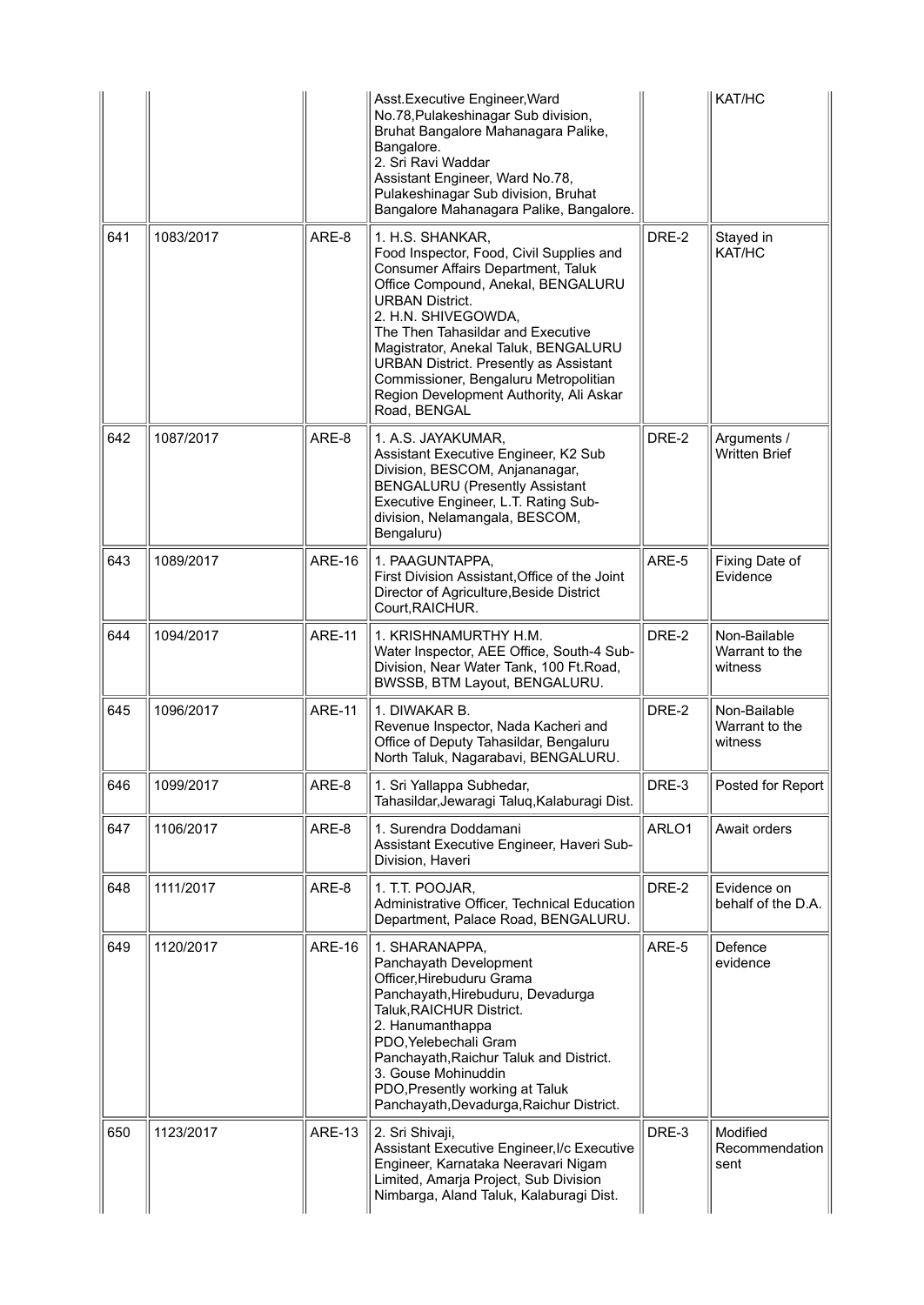| | | | | | |
|---|---|---|---|---|---|
| | | | Asst.Executive Engineer,Ward No.78,Pulakeshinagar Sub division, Bruhat Bangalore Mahanagara Palike, Bangalore.<br>2. Sri Ravi Waddar<br>Assistant Engineer, Ward No.78, Pulakeshinagar Sub division, Bruhat Bangalore Mahanagara Palike, Bangalore. | | KAT/HC |
| 641 | 1083/2017 | ARE-8 | 1. H.S. SHANKAR,<br>Food Inspector, Food, Civil Supplies and Consumer Affairs Department, Taluk Office Compound, Anekal, BENGALURU URBAN District.<br>2. H.N. SHIVEGOWDA,<br>The Then Tahasildar and Executive Magistrator, Anekal Taluk, BENGALURU URBAN District. Presently as Assistant Commissioner, Bengaluru Metropolitian Region Development Authority, Ali Askar Road, BENGAL | DRE-2 | Stayed in KAT/HC |
| 642 | 1087/2017 | ARE-8 | 1. A.S. JAYAKUMAR,<br>Assistant Executive Engineer, K2 Sub Division, BESCOM, Anjananagar, BENGALURU (Presently Assistant Executive Engineer, L.T. Rating Sub-division, Nelamangala, BESCOM, Bengaluru) | DRE-2 | Arguments / Written Brief |
| 643 | 1089/2017 | ARE-16 | 1. PAAGUNTAPPA,<br>First Division Assistant,Office of the Joint Director of Agriculture,Beside District Court,RAICHUR. | ARE-5 | Fixing Date of Evidence |
| 644 | 1094/2017 | ARE-11 | 1. KRISHNAMURTHY H.M.<br>Water Inspector, AEE Office, South-4 Sub-Division, Near Water Tank, 100 Ft.Road, BWSSB, BTM Layout, BENGALURU. | DRE-2 | Non-Bailable Warrant to the witness |
| 645 | 1096/2017 | ARE-11 | 1. DIWAKAR B.<br>Revenue Inspector, Nada Kacheri and Office of Deputy Tahasildar, Bengaluru North Taluk, Nagarabavi, BENGALURU. | DRE-2 | Non-Bailable Warrant to the witness |
| 646 | 1099/2017 | ARE-8 | 1. Sri Yallappa Subhedar,<br>Tahasildar,Jewaragi Taluq,Kalaburagi Dist. | DRE-3 | Posted for Report |
| 647 | 1106/2017 | ARE-8 | 1. Surendra Doddamani<br>Assistant Executive Engineer, Haveri Sub-Division, Haveri | ARLO1 | Await orders |
| 648 | 1111/2017 | ARE-8 | 1. T.T. POOJAR,<br>Administrative Officer, Technical Education Department, Palace Road, BENGALURU. | DRE-2 | Evidence on behalf of the D.A. |
| 649 | 1120/2017 | ARE-16 | 1. SHARANAPPA,<br>Panchayath Development Officer,Hirebuduru Grama Panchayath,Hirebuduru, Devadurga Taluk,RAICHUR District.<br>2. Hanumanthappa<br>PDO,Yelebechali Gram Panchayath,Raichur Taluk and District.<br>3. Gouse Mohinuddin<br>PDO,Presently working at Taluk Panchayath,Devadurga,Raichur District. | ARE-5 | Defence evidence |
| 650 | 1123/2017 | ARE-13 | 2. Sri Shivaji,<br>Assistant Executive Engineer,I/c Executive Engineer, Karnataka Neeravari Nigam Limited, Amarja Project, Sub Division Nimbarga, Aland Taluk, Kalaburagi Dist. | DRE-3 | Modified Recommendation sent |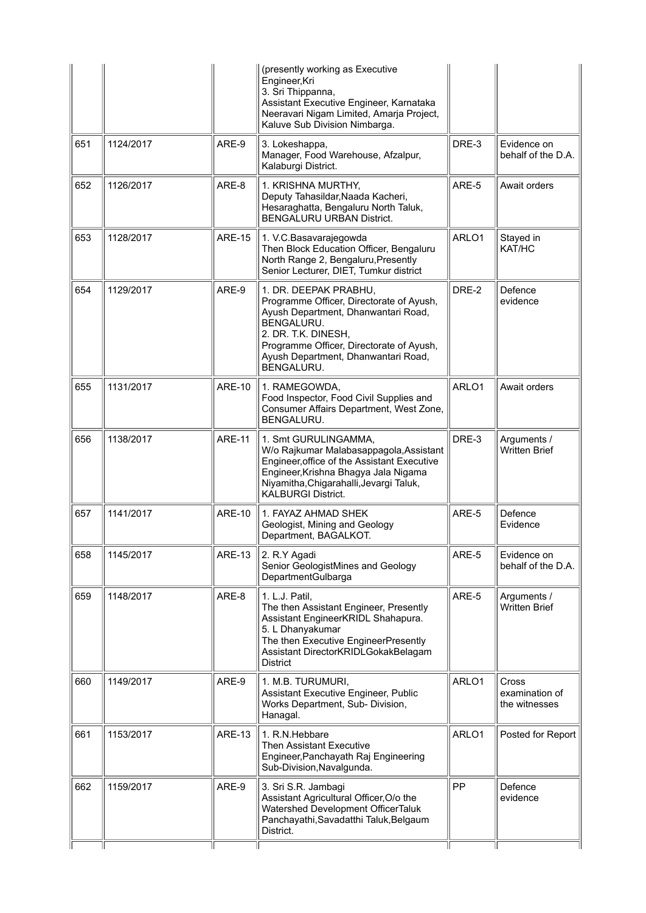| | | | (presently working as Executive Engineer,Kri<br>3. Sri Thippanna,<br>Assistant Executive Engineer, Karnataka Neeravari Nigam Limited, Amarja Project, Kaluve Sub Division Nimbarga. | | |
|---|---|---|---|---|---|
| 651 | 1124/2017 | ARE-9 | 3. Lokeshappa,<br>Manager, Food Warehouse, Afzalpur, Kalaburgi District. | DRE-3 | Evidence on behalf of the D.A. |
| 652 | 1126/2017 | ARE-8 | 1. KRISHNA MURTHY,<br>Deputy Tahasildar,Naada Kacheri, Hesaraghatta, Bengaluru North Taluk, BENGALURU URBAN District. | ARE-5 | Await orders |
| 653 | 1128/2017 | ARE-15 | 1. V.C.Basavarajegowda<br>Then Block Education Officer, Bengaluru North Range 2, Bengaluru,Presently Senior Lecturer, DIET, Tumkur district | ARLO1 | Stayed in KAT/HC |
| 654 | 1129/2017 | ARE-9 | 1. DR. DEEPAK PRABHU,<br>Programme Officer, Directorate of Ayush, Ayush Department, Dhanwantari Road, BENGALURU.<br>2. DR. T.K. DINESH,<br>Programme Officer, Directorate of Ayush, Ayush Department, Dhanwantari Road, BENGALURU. | DRE-2 | Defence evidence |
| 655 | 1131/2017 | ARE-10 | 1. RAMEGOWDA,<br>Food Inspector, Food Civil Supplies and Consumer Affairs Department, West Zone, BENGALURU. | ARLO1 | Await orders |
| 656 | 1138/2017 | ARE-11 | 1. Smt GURULINGAMMA,<br>W/o Rajkumar Malabasappagola,Assistant Engineer,office of the Assistant Executive Engineer,Krishna Bhagya Jala Nigama Niyamitha,Chigarahalli,Jevargi Taluk, KALBURGI District. | DRE-3 | Arguments / Written Brief |
| 657 | 1141/2017 | ARE-10 | 1. FAYAZ AHMAD SHEK<br>Geologist, Mining and Geology Department, BAGALKOT. | ARE-5 | Defence Evidence |
| 658 | 1145/2017 | ARE-13 | 2. R.Y Agadi<br>Senior GeologistMines and Geology DepartmentGulbarga | ARE-5 | Evidence on behalf of the D.A. |
| 659 | 1148/2017 | ARE-8 | 1. L.J. Patil,<br>The then Assistant Engineer, Presently Assistant EngineerKRIDL Shahapura.<br>5. L Dhanyakumar<br>The then Executive EngineerPresently Assistant DirectorKRIDLGokakBelagam District | ARE-5 | Arguments / Written Brief |
| 660 | 1149/2017 | ARE-9 | 1. M.B. TURUMURI,<br>Assistant Executive Engineer, Public Works Department, Sub- Division, Hanagal. | ARLO1 | Cross examination of the witnesses |
| 661 | 1153/2017 | ARE-13 | 1. R.N.Hebbare<br>Then Assistant Executive Engineer,Panchayath Raj Engineering Sub-Division,Navalgunda. | ARLO1 | Posted for Report |
| 662 | 1159/2017 | ARE-9 | 3. Sri S.R. Jambagi<br>Assistant Agricultural Officer,O/o the Watershed Development OfficerTaluk Panchayathi,Savadatthi Taluk,Belgaum District. | PP | Defence evidence |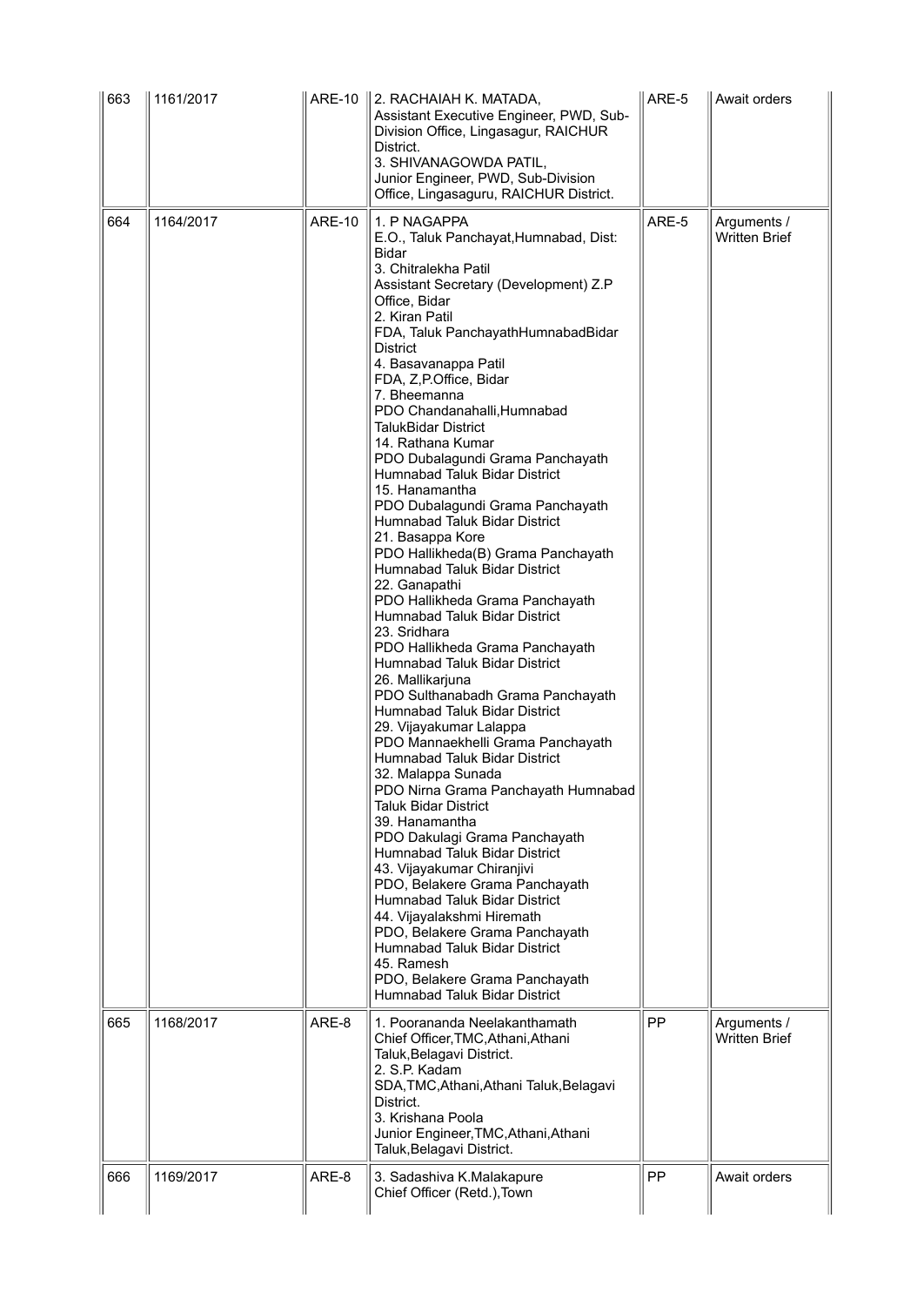| 663 | 1161/2017 | ARE-10 | 2. RACHAIAH K. MATADA,<br>Assistant Executive Engineer, PWD, Sub-Division Office, Lingasagur, RAICHUR District.<br>3. SHIVANAGOWDA PATIL,<br>Junior Engineer, PWD, Sub-Division Office, Lingasaguru, RAICHUR District. | ARE-5 | Await orders |
|---|---|---|---|---|---|
| 664 | 1164/2017 | ARE-10 | 1. P NAGAPPA<br>E.O., Taluk Panchayat,Humnabad, Dist: Bidar<br>3. Chitralekha Patil<br>Assistant Secretary (Development) Z.P Office, Bidar<br>2. Kiran Patil<br>FDA, Taluk PanchayathHumnabadBidar District<br>4. Basavanappa Patil<br>FDA, Z,P.Office, Bidar<br>7. Bheemanna<br>PDO Chandanahalli,Humnabad TalukBidar District<br>14. Rathana Kumar<br>PDO Dubalagundi Grama Panchayath Humnabad Taluk Bidar District<br>15. Hanamantha<br>PDO Dubalagundi Grama Panchayath Humnabad Taluk Bidar District<br>21. Basappa Kore<br>PDO Hallikheda(B) Grama Panchayath Humnabad Taluk Bidar District<br>22. Ganapathi<br>PDO Hallikheda Grama Panchayath Humnabad Taluk Bidar District<br>23. Sridhara<br>PDO Hallikheda Grama Panchayath Humnabad Taluk Bidar District<br>26. Mallikarjuna<br>PDO Sulthanabadh Grama Panchayath Humnabad Taluk Bidar District<br>29. Vijayakumar Lalappa<br>PDO Mannaekhelli Grama Panchayath Humnabad Taluk Bidar District<br>32. Malappa Sunada<br>PDO Nirna Grama Panchayath Humnabad Taluk Bidar District<br>39. Hanamantha<br>PDO Dakulagi Grama Panchayath Humnabad Taluk Bidar District<br>43. Vijayakumar Chiranjivi<br>PDO, Belakere Grama Panchayath Humnabad Taluk Bidar District<br>44. Vijayalakshmi Hiremath<br>PDO, Belakere Grama Panchayath Humnabad Taluk Bidar District<br>45. Ramesh<br>PDO, Belakere Grama Panchayath Humnabad Taluk Bidar District | ARE-5 | Arguments / Written Brief |
| 665 | 1168/2017 | ARE-8 | 1. Poorananda Neelakanthamath<br>Chief Officer,TMC,Athani,Athani Taluk,Belagavi District.<br>2. S.P. Kadam<br>SDA,TMC,Athani,Athani Taluk,Belagavi District.<br>3. Krishana Poola<br>Junior Engineer,TMC,Athani,Athani Taluk,Belagavi District. | PP | Arguments / Written Brief |
| 666 | 1169/2017 | ARE-8 | 3. Sadashiva K.Malakapure<br>Chief Officer (Retd.),Town | PP | Await orders |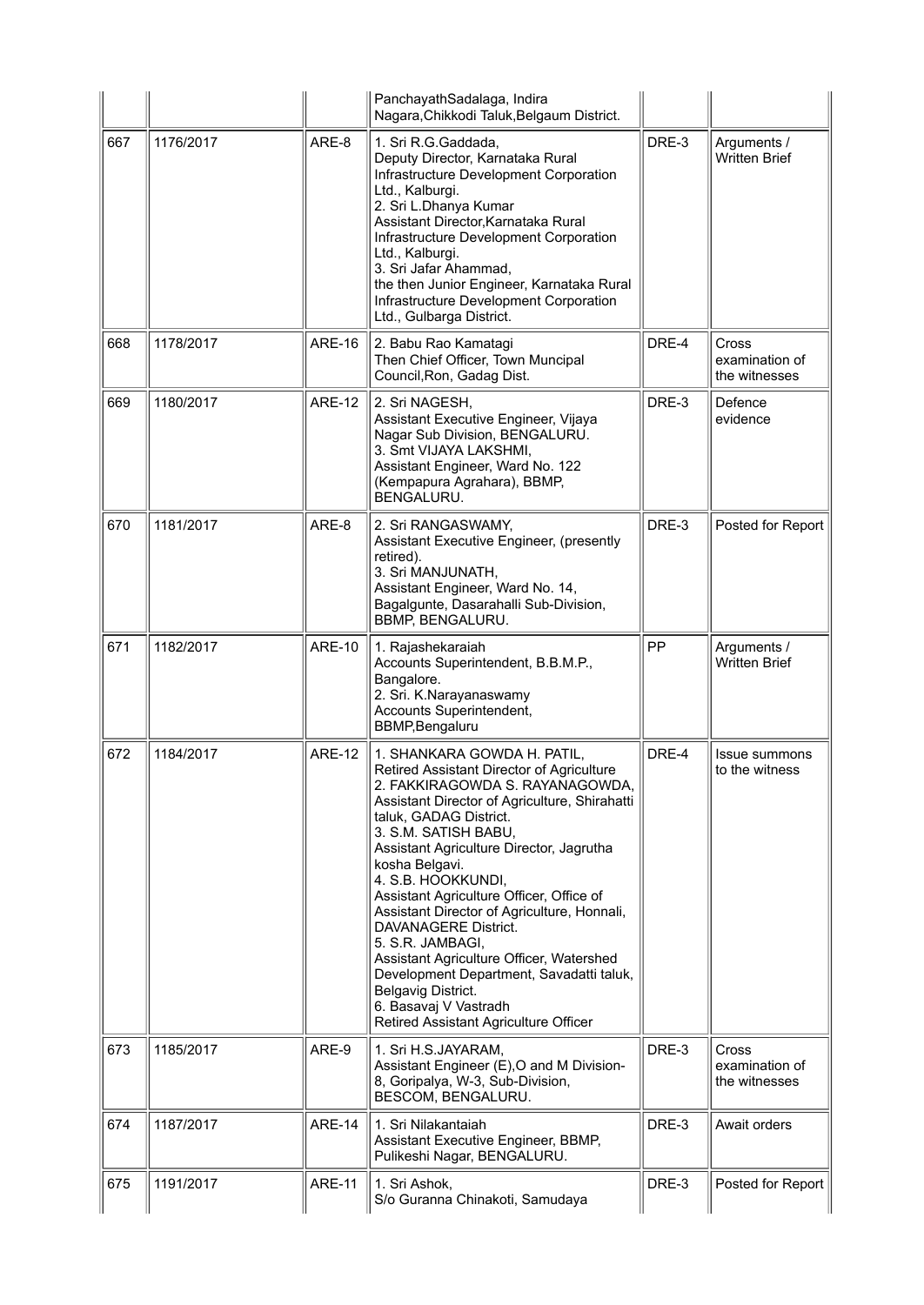| | | | PanchayathSadalaga, Indira Nagara,Chikkodi Taluk,Belgaum District. | | |
|---|---|---|---|---|---|
| 667 | 1176/2017 | ARE-8 | 1. Sri R.G.Gaddada, Deputy Director, Karnataka Rural Infrastructure Development Corporation Ltd., Kalburgi.<br>2. Sri L.Dhanya Kumar Assistant Director,Karnataka Rural Infrastructure Development Corporation Ltd., Kalburgi.<br>3. Sri Jafar Ahammad, the then Junior Engineer, Karnataka Rural Infrastructure Development Corporation Ltd., Gulbarga District. | DRE-3 | Arguments / Written Brief |
| 668 | 1178/2017 | ARE-16 | 2. Babu Rao Kamatagi Then Chief Officer, Town Muncipal Council,Ron, Gadag Dist. | DRE-4 | Cross examination of the witnesses |
| 669 | 1180/2017 | ARE-12 | 2. Sri NAGESH, Assistant Executive Engineer, Vijaya Nagar Sub Division, BENGALURU.<br>3. Smt VIJAYA LAKSHMI, Assistant Engineer, Ward No. 122 (Kempapura Agrahara), BBMP, BENGALURU. | DRE-3 | Defence evidence |
| 670 | 1181/2017 | ARE-8 | 2. Sri RANGASWAMY, Assistant Executive Engineer, (presently retired).<br>3. Sri MANJUNATH, Assistant Engineer, Ward No. 14, Bagalgunte, Dasarahalli Sub-Division, BBMP, BENGALURU. | DRE-3 | Posted for Report |
| 671 | 1182/2017 | ARE-10 | 1. Rajashekaraiah Accounts Superintendent, B.B.M.P., Bangalore.<br>2. Sri. K.Narayanaswamy Accounts Superintendent, BBMP,Bengaluru | PP | Arguments / Written Brief |
| 672 | 1184/2017 | ARE-12 | 1. SHANKARA GOWDA H. PATIL, Retired Assistant Director of Agriculture<br>2. FAKKIRAGOWDA S. RAYANAGOWDA, Assistant Director of Agriculture, Shirahatti taluk, GADAG District.<br>3. S.M. SATISH BABU, Assistant Agriculture Director, Jagrutha kosha Belgavi.<br>4. S.B. HOOKKUNDI, Assistant Agriculture Officer, Office of Assistant Director of Agriculture, Honnali, DAVANAGERE District.<br>5. S.R. JAMBAGI, Assistant Agriculture Officer, Watershed Development Department, Savadatti taluk, Belgavig District.<br>6. Basavaj V Vastradh Retired Assistant Agriculture Officer | DRE-4 | Issue summons to the witness |
| 673 | 1185/2017 | ARE-9 | 1. Sri H.S.JAYARAM, Assistant Engineer (E),O and M Division-8, Goripalya, W-3, Sub-Division, BESCOM, BENGALURU. | DRE-3 | Cross examination of the witnesses |
| 674 | 1187/2017 | ARE-14 | 1. Sri Nilakantaiah Assistant Executive Engineer, BBMP, Pulikeshi Nagar, BENGALURU. | DRE-3 | Await orders |
| 675 | 1191/2017 | ARE-11 | 1. Sri Ashok, S/o Guranna Chinakoti, Samudaya | DRE-3 | Posted for Report |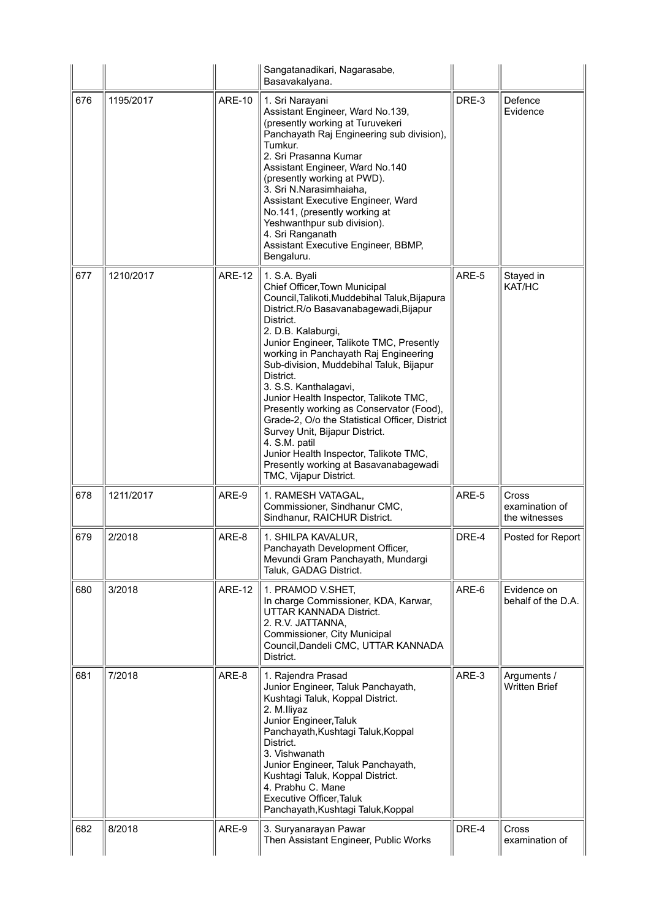| | | | | | |
|---|---|---|---|---|---|
| | | | Sangatanadikari, Nagarasabe, Basavakalyana. | | |
| 676 | 1195/2017 | ARE-10 | 1. Sri Narayani<br>Assistant Engineer, Ward No.139, (presently working at Turuvekeri Panchayath Raj Engineering sub division), Tumkur.<br>2. Sri Prasanna Kumar<br>Assistant Engineer, Ward No.140 (presently working at PWD).<br>3. Sri N.Narasimhaiaha,<br>Assistant Executive Engineer, Ward No.141, (presently working at Yeshwanthpur sub division).<br>4. Sri Ranganath<br>Assistant Executive Engineer, BBMP, Bengaluru. | DRE-3 | Defence Evidence |
| 677 | 1210/2017 | ARE-12 | 1. S.A. Byali<br>Chief Officer,Town Municipal Council,Talikoti,Muddebihal Taluk,Bijapura District.R/o Basavanabagewadi,Bijapur District.<br>2. D.B. Kalaburgi,<br>Junior Engineer, Talikote TMC, Presently working in Panchayath Raj Engineering Sub-division, Muddebihal Taluk, Bijapur District.<br>3. S.S. Kanthalagavi,<br>Junior Health Inspector, Talikote TMC, Presently working as Conservator (Food), Grade-2, O/o the Statistical Officer, District Survey Unit, Bijapur District.<br>4. S.M. patil<br>Junior Health Inspector, Talikote TMC, Presently working at Basavanabagewadi TMC, Vijapur District. | ARE-5 | Stayed in KAT/HC |
| 678 | 1211/2017 | ARE-9 | 1. RAMESH VATAGAL,<br>Commissioner, Sindhanur CMC, Sindhanur, RAICHUR District. | ARE-5 | Cross examination of the witnesses |
| 679 | 2/2018 | ARE-8 | 1. SHILPA KAVALUR,<br>Panchayath Development Officer, Mevundi Gram Panchayath, Mundargi Taluk, GADAG District. | DRE-4 | Posted for Report |
| 680 | 3/2018 | ARE-12 | 1. PRAMOD V.SHET,<br>In charge Commissioner, KDA, Karwar, UTTAR KANNADA District.<br>2. R.V. JATTANNA,<br>Commissioner, City Municipal Council,Dandeli CMC, UTTAR KANNADA District. | ARE-6 | Evidence on behalf of the D.A. |
| 681 | 7/2018 | ARE-8 | 1. Rajendra Prasad<br>Junior Engineer, Taluk Panchayath, Kushtagi Taluk, Koppal District.<br>2. M.Iliyaz<br>Junior Engineer,Taluk Panchayath,Kushtagi Taluk,Koppal District.<br>3. Vishwanath<br>Junior Engineer, Taluk Panchayath, Kushtagi Taluk, Koppal District.<br>4. Prabhu C. Mane<br>Executive Officer,Taluk Panchayath,Kushtagi Taluk,Koppal | ARE-3 | Arguments / Written Brief |
| 682 | 8/2018 | ARE-9 | 3. Suryanarayan Pawar<br>Then Assistant Engineer, Public Works | DRE-4 | Cross examination of |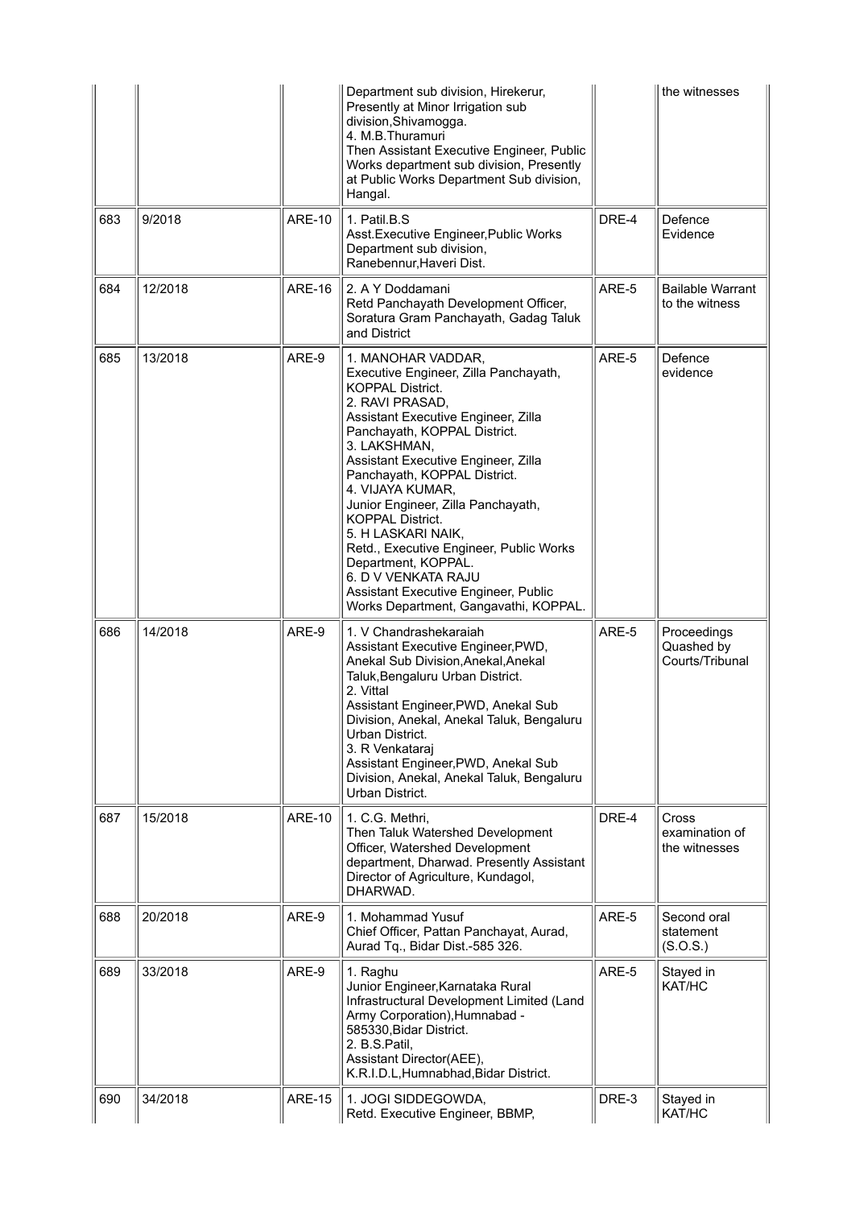| | | | | | |
|---|---|---|---|---|---|
| | | | Department sub division, Hirekerur, Presently at Minor Irrigation sub division,Shivamogga.<br>4. M.B.Thuramuri<br>Then Assistant Executive Engineer, Public Works department sub division, Presently at Public Works Department Sub division, Hangal. | | the witnesses |
| 683 | 9/2018 | ARE-10 | 1. Patil.B.S<br>Asst.Executive Engineer,Public Works Department sub division, Ranebennur,Haveri Dist. | DRE-4 | Defence Evidence |
| 684 | 12/2018 | ARE-16 | 2. A Y Doddamani<br>Retd Panchayath Development Officer, Soratura Gram Panchayath, Gadag Taluk and District | ARE-5 | Bailable Warrant to the witness |
| 685 | 13/2018 | ARE-9 | 1. MANOHAR VADDAR,<br>Executive Engineer, Zilla Panchayath, KOPPAL District.<br>2. RAVI PRASAD,<br>Assistant Executive Engineer, Zilla Panchayath, KOPPAL District.<br>3. LAKSHMAN,<br>Assistant Executive Engineer, Zilla Panchayath, KOPPAL District.<br>4. VIJAYA KUMAR,<br>Junior Engineer, Zilla Panchayath, KOPPAL District.<br>5. H LASKARI NAIK,<br>Retd., Executive Engineer, Public Works Department, KOPPAL.<br>6. D V VENKATA RAJU<br>Assistant Executive Engineer, Public Works Department, Gangavathi, KOPPAL. | ARE-5 | Defence evidence |
| 686 | 14/2018 | ARE-9 | 1. V Chandrashekaraiah<br>Assistant Executive Engineer,PWD, Anekal Sub Division,Anekal,Anekal Taluk,Bengaluru Urban District.<br>2. Vittal<br>Assistant Engineer,PWD, Anekal Sub Division, Anekal, Anekal Taluk, Bengaluru Urban District.<br>3. R Venkataraj<br>Assistant Engineer,PWD, Anekal Sub Division, Anekal, Anekal Taluk, Bengaluru Urban District. | ARE-5 | Proceedings Quashed by Courts/Tribunal |
| 687 | 15/2018 | ARE-10 | 1. C.G. Methri,<br>Then Taluk Watershed Development Officer, Watershed Development department, Dharwad. Presently Assistant Director of Agriculture, Kundagol, DHARWAD. | DRE-4 | Cross examination of the witnesses |
| 688 | 20/2018 | ARE-9 | 1. Mohammad Yusuf<br>Chief Officer, Pattan Panchayat, Aurad, Aurad Tq., Bidar Dist.-585 326. | ARE-5 | Second oral statement (S.O.S.) |
| 689 | 33/2018 | ARE-9 | 1. Raghu<br>Junior Engineer,Karnataka Rural Infrastructural Development Limited (Land Army Corporation),Humnabad - 585330,Bidar District.<br>2. B.S.Patil,<br>Assistant Director(AEE), K.R.I.D.L,Humnabhad,Bidar District. | ARE-5 | Stayed in KAT/HC |
| 690 | 34/2018 | ARE-15 | 1. JOGI SIDDEGOWDA,<br>Retd. Executive Engineer, BBMP, | DRE-3 | Stayed in KAT/HC |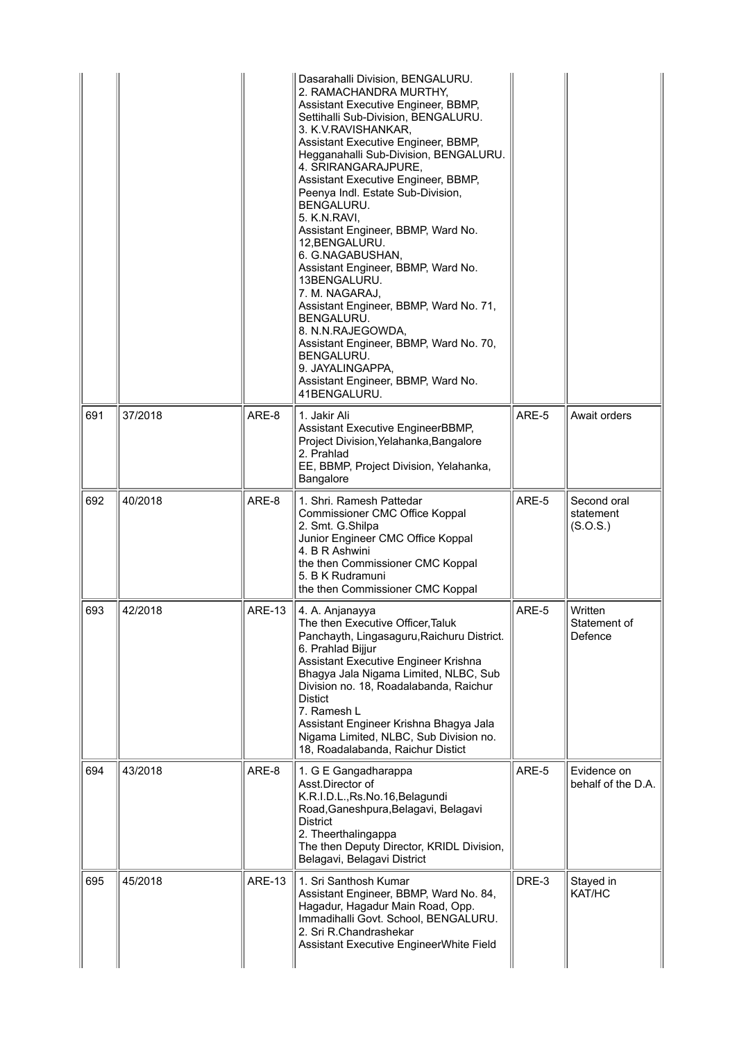|  |  |  | Dasarahalli Division, BENGALURU.<br>2. RAMACHANDRA MURTHY,<br>Assistant Executive Engineer, BBMP, Settihalli Sub-Division, BENGALURU.<br>3. K.V.RAVISHANKAR,<br>Assistant Executive Engineer, BBMP, Hegganahalli Sub-Division, BENGALURU.<br>4. SRIRANGARAJPURE,<br>Assistant Executive Engineer, BBMP, Peenya Indl. Estate Sub-Division, BENGALURU.<br>5. K.N.RAVI,<br>Assistant Engineer, BBMP, Ward No. 12,BENGALURU.<br>6. G.NAGABUSHAN,<br>Assistant Engineer, BBMP, Ward No. 13BENGALURU.<br>7. M. NAGARAJ,<br>Assistant Engineer, BBMP, Ward No. 71, BENGALURU.<br>8. N.N.RAJEGOWDA,<br>Assistant Engineer, BBMP, Ward No. 70, BENGALURU.<br>9. JAYALINGAPPA,<br>Assistant Engineer, BBMP, Ward No. 41BENGALURU. |  |  |
|---|---|---|---|---|---|
| 691 | 37/2018 | ARE-8 | 1. Jakir Ali<br>Assistant Executive EngineerBBMP, Project Division,Yelahanka,Bangalore<br>2. Prahlad<br>EE, BBMP, Project Division, Yelahanka, Bangalore | ARE-5 | Await orders |
| 692 | 40/2018 | ARE-8 | 1. Shri. Ramesh Pattedar<br>Commissioner CMC Office Koppal<br>2. Smt. G.Shilpa<br>Junior Engineer CMC Office Koppal<br>4. B R Ashwini<br>the then Commissioner CMC Koppal<br>5. B K Rudramuni<br>the then Commissioner CMC Koppal | ARE-5 | Second oral statement (S.O.S.) |
| 693 | 42/2018 | ARE-13 | 4. A. Anjanayya<br>The then Executive Officer,Taluk Panchayth, Lingasaguru,Raichuru District.<br>6. Prahlad Bijjur<br>Assistant Executive Engineer Krishna Bhagya Jala Nigama Limited, NLBC, Sub Division no. 18, Roadalabanda, Raichur Distict<br>7. Ramesh L<br>Assistant Engineer Krishna Bhagya Jala Nigama Limited, NLBC, Sub Division no. 18, Roadalabanda, Raichur Distict | ARE-5 | Written Statement of Defence |
| 694 | 43/2018 | ARE-8 | 1. G E Gangadharappa<br>Asst.Director of K.R.I.D.L.,Rs.No.16,Belagundi Road,Ganeshpura,Belagavi, Belagavi District<br>2. Theerthalingappa<br>The then Deputy Director, KRIDL Division, Belagavi, Belagavi District | ARE-5 | Evidence on behalf of the D.A. |
| 695 | 45/2018 | ARE-13 | 1. Sri Santhosh Kumar<br>Assistant Engineer, BBMP, Ward No. 84, Hagadur, Hagadur Main Road, Opp. Immadihalli Govt. School, BENGALURU.<br>2. Sri R.Chandrashekar<br>Assistant Executive EngineerWhite Field | DRE-3 | Stayed in KAT/HC |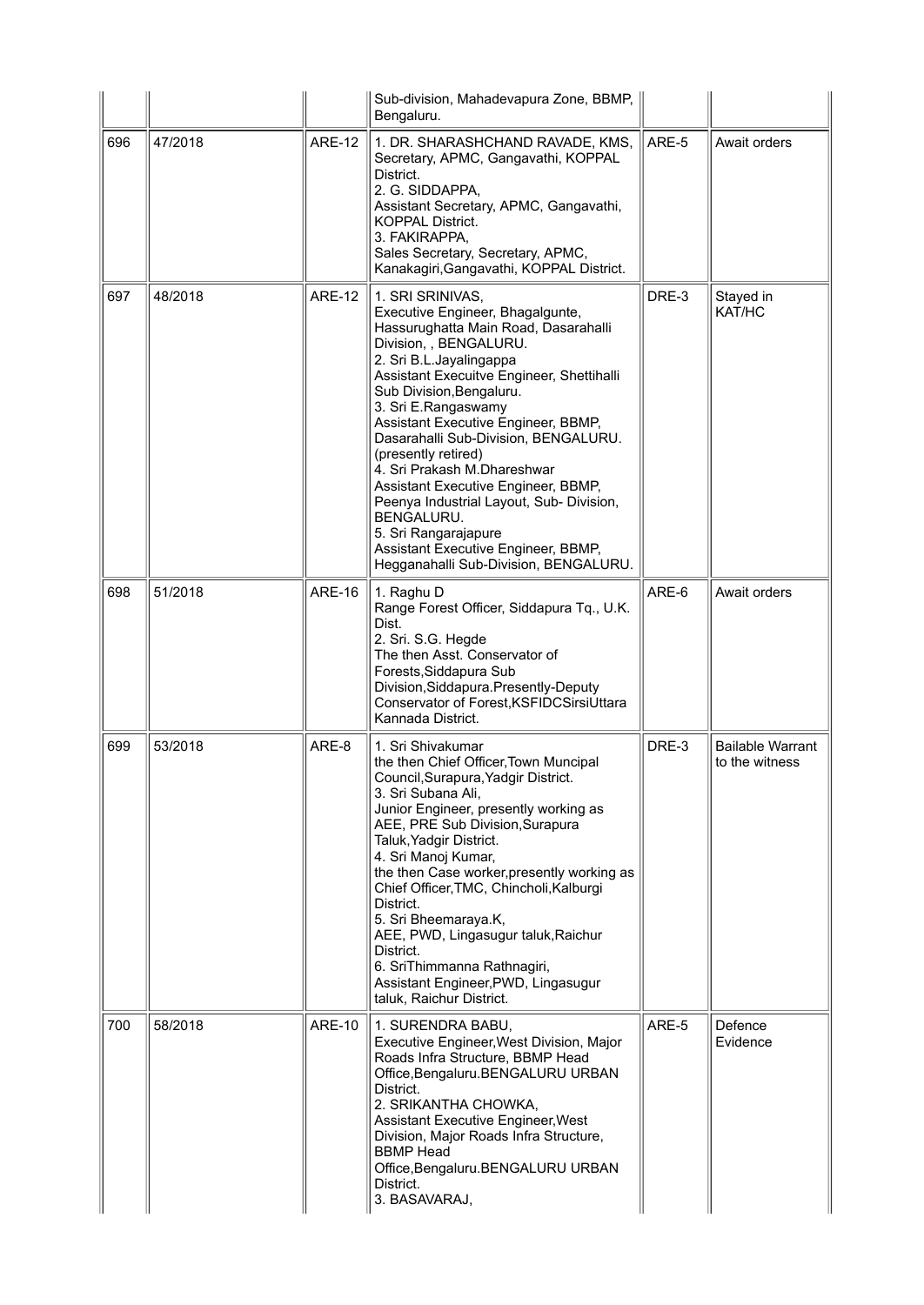| | | | | | |
|---|---|---|---|---|---|
| | | | Sub-division, Mahadevapura Zone, BBMP, Bengaluru. | | |
| 696 | 47/2018 | ARE-12 | 1. DR. SHARASHCHAND RAVADE, KMS, Secretary, APMC, Gangavathi, KOPPAL District.<br>2. G. SIDDAPPA, Assistant Secretary, APMC, Gangavathi, KOPPAL District.<br>3. FAKIRAPPA, Sales Secretary, Secretary, APMC, Kanakagiri,Gangavathi, KOPPAL District. | ARE-5 | Await orders |
| 697 | 48/2018 | ARE-12 | 1. SRI SRINIVAS, Executive Engineer, Bhagalgunte, Hassurughatta Main Road, Dasarahalli Division, , BENGALURU.<br>2. Sri B.L.Jayalingappa Assistant Execuitve Engineer, Shettihalli Sub Division,Bengaluru.<br>3. Sri E.Rangaswamy Assistant Executive Engineer, BBMP, Dasarahalli Sub-Division, BENGALURU. (presently retired)<br>4. Sri Prakash M.Dhareshwar Assistant Executive Engineer, BBMP, Peenya Industrial Layout, Sub- Division, BENGALURU.<br>5. Sri Rangarajapure Assistant Executive Engineer, BBMP, Hegganahalli Sub-Division, BENGALURU. | DRE-3 | Stayed in KAT/HC |
| 698 | 51/2018 | ARE-16 | 1. Raghu D Range Forest Officer, Siddapura Tq., U.K. Dist.<br>2. Sri. S.G. Hegde The then Asst. Conservator of Forests,Siddapura Sub Division,Siddapura.Presently-Deputy Conservator of Forest,KSFIDCSirsiUttara Kannada District. | ARE-6 | Await orders |
| 699 | 53/2018 | ARE-8 | 1. Sri Shivakumar the then Chief Officer,Town Muncipal Council,Surapura,Yadgir District.<br>3. Sri Subana Ali, Junior Engineer, presently working as AEE, PRE Sub Division,Surapura Taluk,Yadgir District.<br>4. Sri Manoj Kumar, the then Case worker,presently working as Chief Officer,TMC, Chincholi,Kalburgi District.<br>5. Sri Bheemaraya.K, AEE, PWD, Lingasugur taluk,Raichur District.<br>6. SriThimmanna Rathnagiri, Assistant Engineer,PWD, Lingasugur taluk, Raichur District. | DRE-3 | Bailable Warrant to the witness |
| 700 | 58/2018 | ARE-10 | 1. SURENDRA BABU, Executive Engineer,West Division, Major Roads Infra Structure, BBMP Head Office,Bengaluru.BENGALURU URBAN District.<br>2. SRIKANTHA CHOWKA, Assistant Executive Engineer,West Division, Major Roads Infra Structure, BBMP Head Office,Bengaluru.BENGALURU URBAN District.<br>3. BASAVARAJ, | ARE-5 | Defence Evidence |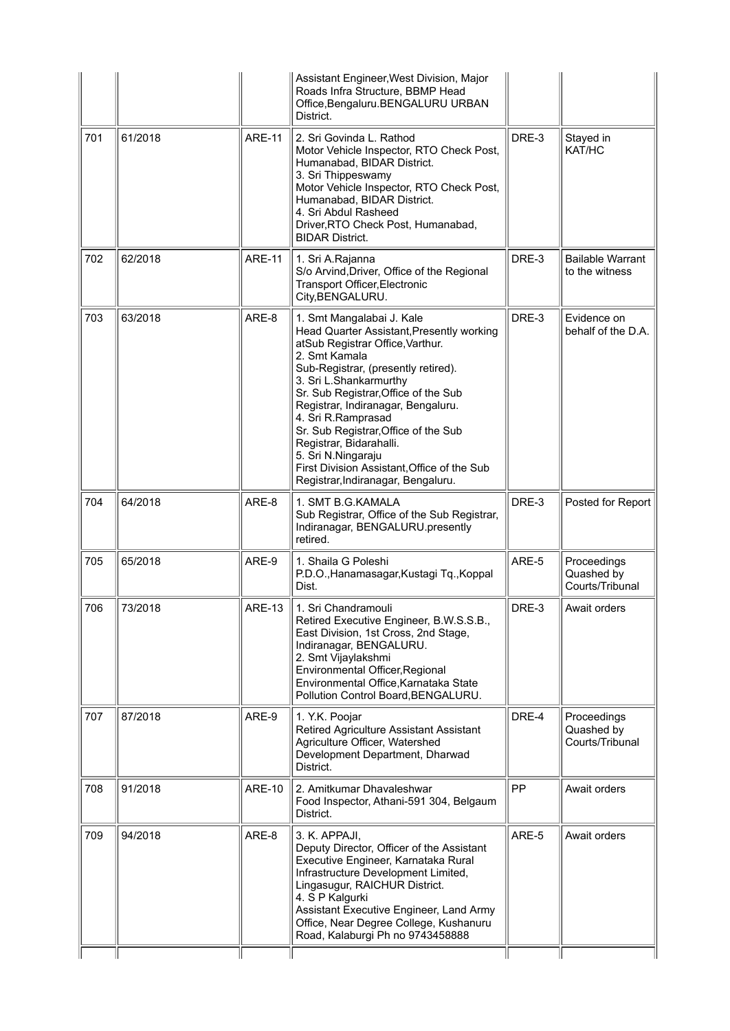| | | | | | |
|---|---|---|---|---|---|
| | | | Assistant Engineer,West Division, Major Roads Infra Structure, BBMP Head Office,Bengaluru.BENGALURU URBAN District. | | |
| 701 | 61/2018 | ARE-11 | 2. Sri Govinda L. Rathod Motor Vehicle Inspector, RTO Check Post, Humanabad, BIDAR District. 3. Sri Thippeswamy Motor Vehicle Inspector, RTO Check Post, Humanabad, BIDAR District. 4. Sri Abdul Rasheed Driver,RTO Check Post, Humanabad, BIDAR District. | DRE-3 | Stayed in KAT/HC |
| 702 | 62/2018 | ARE-11 | 1. Sri A.Rajanna S/o Arvind,Driver, Office of the Regional Transport Officer,Electronic City,BENGALURU. | DRE-3 | Bailable Warrant to the witness |
| 703 | 63/2018 | ARE-8 | 1. Smt Mangalabai J. Kale Head Quarter Assistant,Presently working atSub Registrar Office,Varthur. 2. Smt Kamala Sub-Registrar, (presently retired). 3. Sri L.Shankarmurthy Sr. Sub Registrar,Office of the Sub Registrar, Indiranagar, Bengaluru. 4. Sri R.Ramprasad Sr. Sub Registrar,Office of the Sub Registrar, Bidarahalli. 5. Sri N.Ningaraju First Division Assistant,Office of the Sub Registrar,Indiranagar, Bengaluru. | DRE-3 | Evidence on behalf of the D.A. |
| 704 | 64/2018 | ARE-8 | 1. SMT B.G.KAMALA Sub Registrar, Office of the Sub Registrar, Indiranagar, BENGALURU.presently retired. | DRE-3 | Posted for Report |
| 705 | 65/2018 | ARE-9 | 1. Shaila G Poleshi P.D.O.,Hanamasagar,Kustagi Tq.,Koppal Dist. | ARE-5 | Proceedings Quashed by Courts/Tribunal |
| 706 | 73/2018 | ARE-13 | 1. Sri Chandramouli Retired Executive Engineer, B.W.S.S.B., East Division, 1st Cross, 2nd Stage, Indiranagar, BENGALURU. 2. Smt Vijaylakshmi Environmental Officer,Regional Environmental Office,Karnataka State Pollution Control Board,BENGALURU. | DRE-3 | Await orders |
| 707 | 87/2018 | ARE-9 | 1. Y.K. Poojar Retired Agriculture Assistant Assistant Agriculture Officer, Watershed Development Department, Dharwad District. | DRE-4 | Proceedings Quashed by Courts/Tribunal |
| 708 | 91/2018 | ARE-10 | 2. Amitkumar Dhavaleshwar Food Inspector, Athani-591 304, Belgaum District. | PP | Await orders |
| 709 | 94/2018 | ARE-8 | 3. K. APPAJI, Deputy Director, Officer of the Assistant Executive Engineer, Karnataka Rural Infrastructure Development Limited, Lingasugur, RAICHUR District. 4. S P Kalgurki Assistant Executive Engineer, Land Army Office, Near Degree College, Kushanuru Road, Kalaburgi Ph no 9743458888 | ARE-5 | Await orders |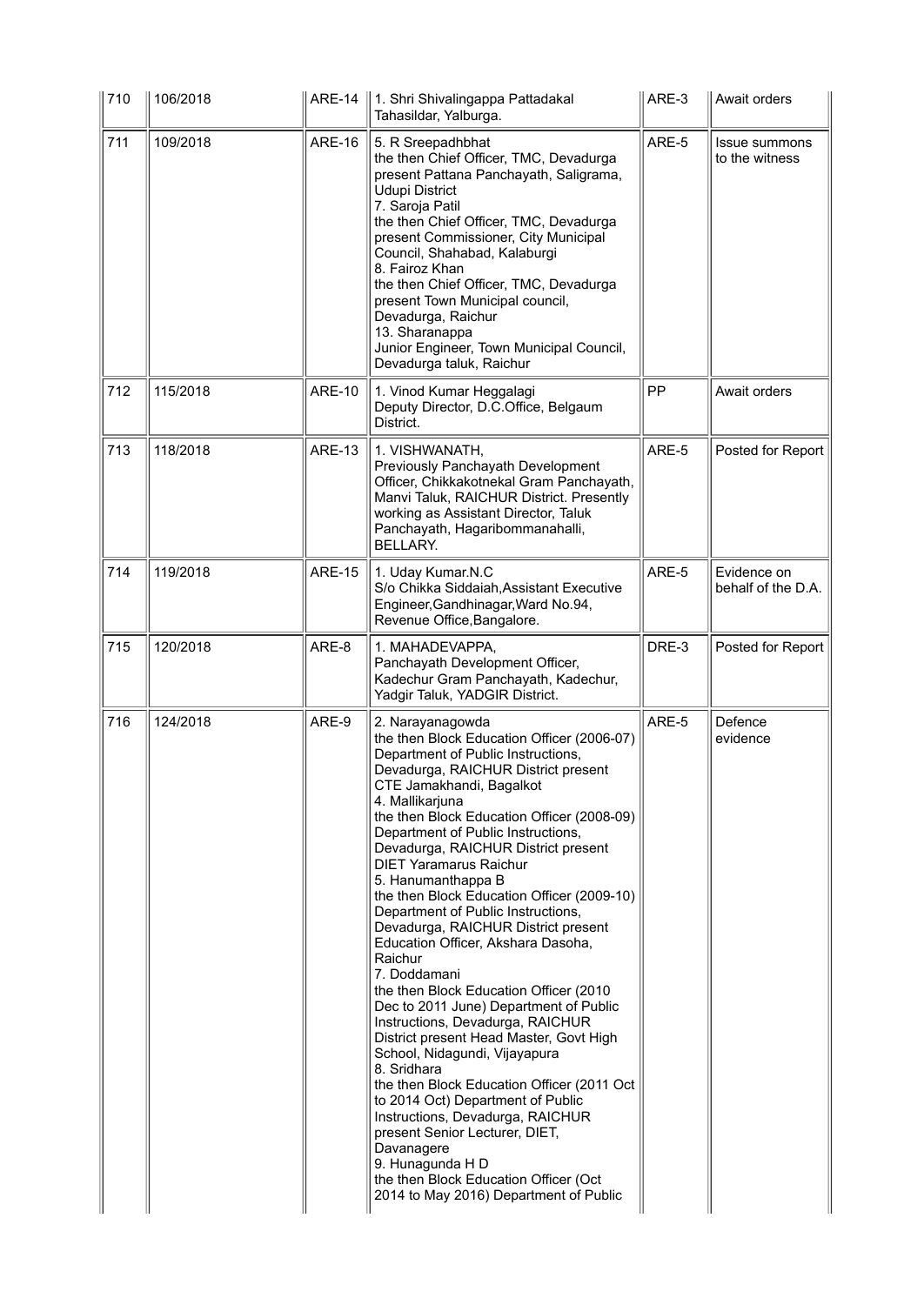| 710 | 106/2018 | ARE-14 | 1. Shri Shivalingappa Pattadakal Tahasildar, Yalburga. | ARE-3 | Await orders |
|---|---|---|---|---|---|
| 711 | 109/2018 | ARE-16 | 5. R Sreepadhbhat the then Chief Officer, TMC, Devadurga present Pattana Panchayath, Saligrama, Udupi District 7. Saroja Patil the then Chief Officer, TMC, Devadurga present Commissioner, City Municipal Council, Shahabad, Kalaburgi 8. Fairoz Khan the then Chief Officer, TMC, Devadurga present Town Municipal council, Devadurga, Raichur 13. Sharanappa Junior Engineer, Town Municipal Council, Devadurga taluk, Raichur | ARE-5 | Issue summons to the witness |
| 712 | 115/2018 | ARE-10 | 1. Vinod Kumar Heggalagi Deputy Director, D.C.Office, Belgaum District. | PP | Await orders |
| 713 | 118/2018 | ARE-13 | 1. VISHWANATH, Previously Panchayath Development Officer, Chikkakotnekal Gram Panchayath, Manvi Taluk, RAICHUR District. Presently working as Assistant Director, Taluk Panchayath, Hagaribommanahalli, BELLARY. | ARE-5 | Posted for Report |
| 714 | 119/2018 | ARE-15 | 1. Uday Kumar.N.C S/o Chikka Siddaiah,Assistant Executive Engineer,Gandhinagar,Ward No.94, Revenue Office,Bangalore. | ARE-5 | Evidence on behalf of the D.A. |
| 715 | 120/2018 | ARE-8 | 1. MAHADEVAPPA, Panchayath Development Officer, Kadechur Gram Panchayath, Kadechur, Yadgir Taluk, YADGIR District. | DRE-3 | Posted for Report |
| 716 | 124/2018 | ARE-9 | 2. Narayanagowda the then Block Education Officer (2006-07) Department of Public Instructions, Devadurga, RAICHUR District present CTE Jamakhandi, Bagalkot 4. Mallikarjuna the then Block Education Officer (2008-09) Department of Public Instructions, Devadurga, RAICHUR District present DIET Yaramarus Raichur 5. Hanumanthappa B the then Block Education Officer (2009-10) Department of Public Instructions, Devadurga, RAICHUR District present Education Officer, Akshara Dasoha, Raichur 7. Doddamani the then Block Education Officer (2010 Dec to 2011 June) Department of Public Instructions, Devadurga, RAICHUR District present Head Master, Govt High School, Nidagundi, Vijayapura 8. Sridhara the then Block Education Officer (2011 Oct to 2014 Oct) Department of Public Instructions, Devadurga, RAICHUR present Senior Lecturer, DIET, Davanagere 9. Hunagunda H D the then Block Education Officer (Oct 2014 to May 2016) Department of Public | ARE-5 | Defence evidence |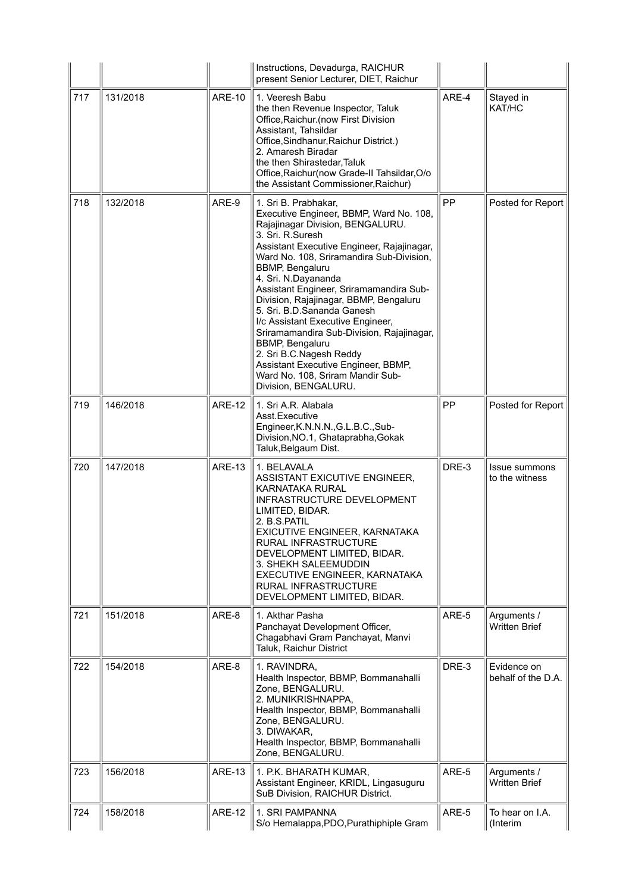| | | | | | |
|---|---|---|---|---|---|
| | | | Instructions, Devadurga, RAICHUR present Senior Lecturer, DIET, Raichur | | |
| 717 | 131/2018 | ARE-10 | 1. Veeresh Babu the then Revenue Inspector, Taluk Office,Raichur.(now First Division Assistant, Tahsildar Office,Sindhanur,Raichur District.) 2. Amaresh Biradar the then Shirastedar,Taluk Office,Raichur(now Grade-II Tahsildar,O/o the Assistant Commissioner,Raichur) | ARE-4 | Stayed in KAT/HC |
| 718 | 132/2018 | ARE-9 | 1. Sri B. Prabhakar, Executive Engineer, BBMP, Ward No. 108, Rajajinagar Division, BENGALURU. 3. Sri. R.Suresh Assistant Executive Engineer, Rajajinagar, Ward No. 108, Sriramandira Sub-Division, BBMP, Bengaluru 4. Sri. N.Dayananda Assistant Engineer, Sriramamandira Sub-Division, Rajajinagar, BBMP, Bengaluru 5. Sri. B.D.Sananda Ganesh I/c Assistant Executive Engineer, Sriramamandira Sub-Division, Rajajinagar, BBMP, Bengaluru 2. Sri B.C.Nagesh Reddy Assistant Executive Engineer, BBMP, Ward No. 108, Sriram Mandir Sub-Division, BENGALURU. | PP | Posted for Report |
| 719 | 146/2018 | ARE-12 | 1. Sri A.R. Alabala Asst.Executive Engineer,K.N.N.N.,G.L.B.C.,Sub-Division,NO.1, Ghataprabha,Gokak Taluk,Belgaum Dist. | PP | Posted for Report |
| 720 | 147/2018 | ARE-13 | 1. BELAVALA ASSISTANT EXICUTIVE ENGINEER, KARNATAKA RURAL INFRASTRUCTURE DEVELOPMENT LIMITED, BIDAR. 2. B.S.PATIL EXICUTIVE ENGINEER, KARNATAKA RURAL INFRASTRUCTURE DEVELOPMENT LIMITED, BIDAR. 3. SHEKH SALEEMUDDIN EXECUTIVE ENGINEER, KARNATAKA RURAL INFRASTRUCTURE DEVELOPMENT LIMITED, BIDAR. | DRE-3 | Issue summons to the witness |
| 721 | 151/2018 | ARE-8 | 1. Akthar Pasha Panchayat Development Officer, Chagabhavi Gram Panchayat, Manvi Taluk, Raichur District | ARE-5 | Arguments / Written Brief |
| 722 | 154/2018 | ARE-8 | 1. RAVINDRA, Health Inspector, BBMP, Bommanahalli Zone, BENGALURU. 2. MUNIKRISHNAPPA, Health Inspector, BBMP, Bommanahalli Zone, BENGALURU. 3. DIWAKAR, Health Inspector, BBMP, Bommanahalli Zone, BENGALURU. | DRE-3 | Evidence on behalf of the D.A. |
| 723 | 156/2018 | ARE-13 | 1. P.K. BHARATH KUMAR, Assistant Engineer, KRIDL, Lingasuguru SuB Division, RAICHUR District. | ARE-5 | Arguments / Written Brief |
| 724 | 158/2018 | ARE-12 | 1. SRI PAMPANNA S/o Hemalappa,PDO,Purathiphiple Gram | ARE-5 | To hear on I.A. (Interim |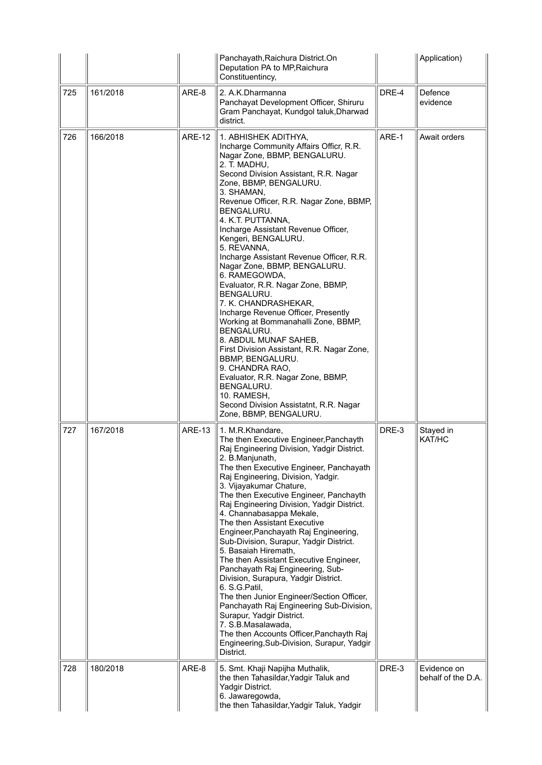| | | | | | |
|---|---|---|---|---|---|
| | | | Panchayath,Raichura District.On Deputation PA to MP,Raichura Constituentincy, | | Application) |
| 725 | 161/2018 | ARE-8 | 2. A.K.Dharmanna<br>Panchayat Development Officer, Shiruru Gram Panchayat, Kundgol taluk,Dharwad district. | DRE-4 | Defence evidence |
| 726 | 166/2018 | ARE-12 | 1. ABHISHEK ADITHYA,<br>Incharge Community Affairs Officr, R.R. Nagar Zone, BBMP, BENGALURU.<br>2. T. MADHU,<br>Second Division Assistant, R.R. Nagar Zone, BBMP, BENGALURU.<br>3. SHAMAN,<br>Revenue Officer, R.R. Nagar Zone, BBMP, BENGALURU.<br>4. K.T. PUTTANNA,<br>Incharge Assistant Revenue Officer, Kengeri, BENGALURU.<br>5. REVANNA,<br>Incharge Assistant Revenue Officer, R.R. Nagar Zone, BBMP, BENGALURU.<br>6. RAMEGOWDA,<br>Evaluator, R.R. Nagar Zone, BBMP, BENGALURU.<br>7. K. CHANDRASHEKAR,<br>Incharge Revenue Officer, Presently Working at Bommanahalli Zone, BBMP, BENGALURU.<br>8. ABDUL MUNAF SAHEB,<br>First Division Assistant, R.R. Nagar Zone, BBMP, BENGALURU.<br>9. CHANDRA RAO,<br>Evaluator, R.R. Nagar Zone, BBMP, BENGALURU.<br>10. RAMESH,<br>Second Division Assistatnt, R.R. Nagar Zone, BBMP, BENGALURU. | ARE-1 | Await orders |
| 727 | 167/2018 | ARE-13 | 1. M.R.Khandare,<br>The then Executive Engineer,Panchayth Raj Engineering Division, Yadgir District.<br>2. B.Manjunath,<br>The then Executive Engineer, Panchayath Raj Engineering, Division, Yadgir.<br>3. Vijayakumar Chature,<br>The then Executive Engineer, Panchayth Raj Engineering Division, Yadgir District.<br>4. Channabasappa Mekale,<br>The then Assistant Executive Engineer,Panchayath Raj Engineering, Sub-Division, Surapur, Yadgir District.<br>5. Basaiah Hiremath,<br>The then Assistant Executive Engineer, Panchayath Raj Engineering, Sub-Division, Surapura, Yadgir District.<br>6. S.G.Patil,<br>The then Junior Engineer/Section Officer, Panchayath Raj Engineering Sub-Division, Surapur, Yadgir District.<br>7. S.B.Masalawada,<br>The then Accounts Officer,Panchayth Raj Engineering,Sub-Division, Surapur, Yadgir District. | DRE-3 | Stayed in KAT/HC |
| 728 | 180/2018 | ARE-8 | 5. Smt. Khaji Napijha Muthalik,<br>the then Tahasildar,Yadgir Taluk and Yadgir District.<br>6. Jawaregowda,<br>the then Tahasildar,Yadgir Taluk, Yadgir | DRE-3 | Evidence on behalf of the D.A. |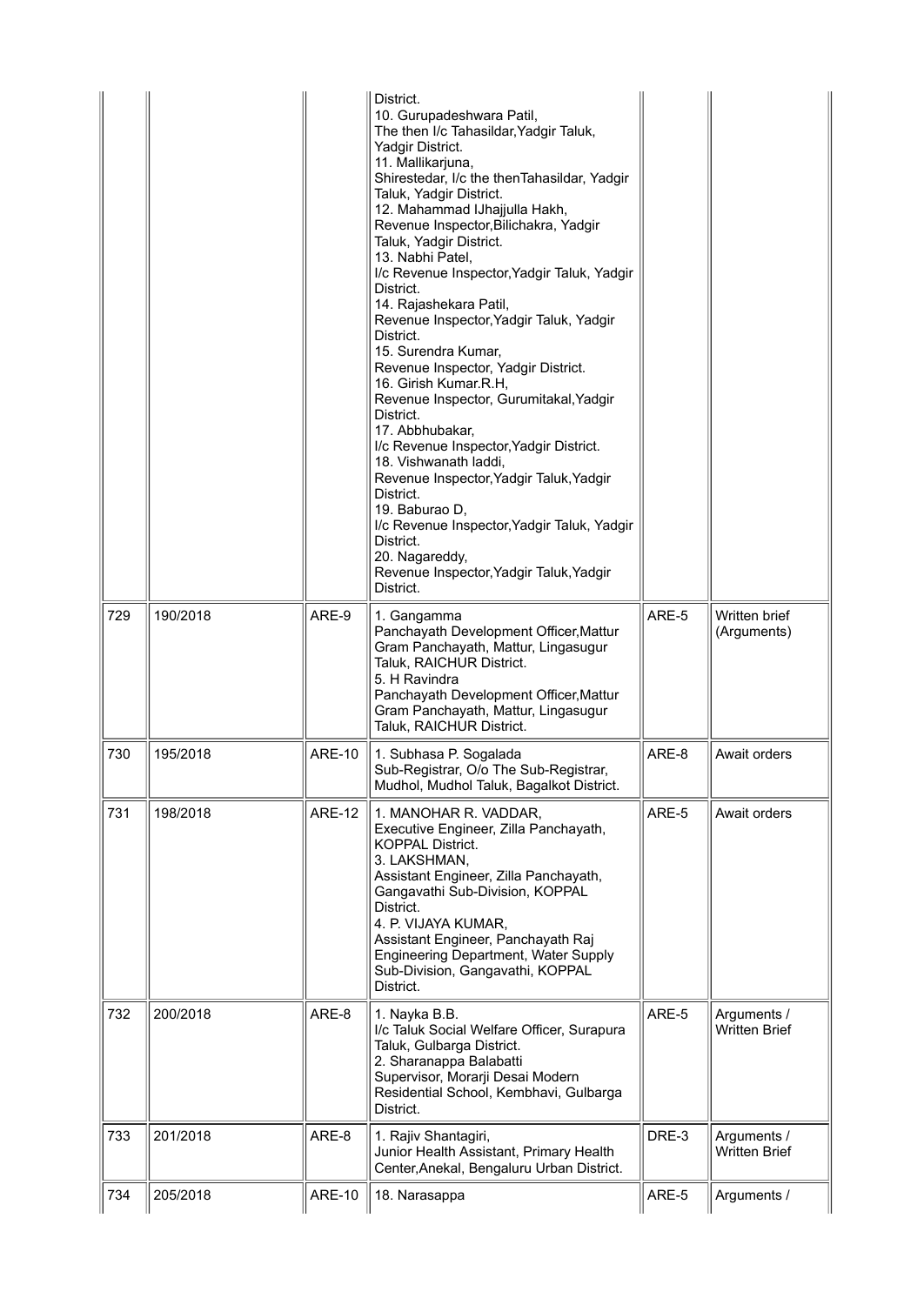| | | | District.<br>10. Gurupadeshwara Patil,<br>The then I/c Tahasildar,Yadgir Taluk, Yadgir District.<br>11. Mallikarjuna,<br>Shirestedar, I/c the thenTahasildar, Yadgir Taluk, Yadgir District.<br>12. Mahammad IJhajjulla Hakh,<br>Revenue Inspector,Bilichakra, Yadgir Taluk, Yadgir District.<br>13. Nabhi Patel,<br>I/c Revenue Inspector,Yadgir Taluk, Yadgir District.<br>14. Rajashekara Patil,<br>Revenue Inspector,Yadgir Taluk, Yadgir District.<br>15. Surendra Kumar,<br>Revenue Inspector, Yadgir District.<br>16. Girish Kumar.R.H,<br>Revenue Inspector, Gurumitakal,Yadgir District.<br>17. Abbhubakar,<br>I/c Revenue Inspector,Yadgir District.<br>18. Vishwanath laddi,<br>Revenue Inspector,Yadgir Taluk,Yadgir District.<br>19. Baburao D,<br>I/c Revenue Inspector,Yadgir Taluk, Yadgir District.<br>20. Nagareddy,<br>Revenue Inspector,Yadgir Taluk,Yadgir District. | | |
|---|---|---|---|---|---|
| 729 | 190/2018 | ARE-9 | 1. Gangamma<br>Panchayath Development Officer,Mattur Gram Panchayath, Mattur, Lingasugur Taluk, RAICHUR District.<br>5. H Ravindra<br>Panchayath Development Officer,Mattur Gram Panchayath, Mattur, Lingasugur Taluk, RAICHUR District. | ARE-5 | Written brief (Arguments) |
| 730 | 195/2018 | ARE-10 | 1. Subhasa P. Sogalada<br>Sub-Registrar, O/o The Sub-Registrar, Mudhol, Mudhol Taluk, Bagalkot District. | ARE-8 | Await orders |
| 731 | 198/2018 | ARE-12 | 1. MANOHAR R. VADDAR,<br>Executive Engineer, Zilla Panchayath, KOPPAL District.<br>3. LAKSHMAN,<br>Assistant Engineer, Zilla Panchayath, Gangavathi Sub-Division, KOPPAL District.<br>4. P. VIJAYA KUMAR,<br>Assistant Engineer, Panchayath Raj Engineering Department, Water Supply Sub-Division, Gangavathi, KOPPAL District. | ARE-5 | Await orders |
| 732 | 200/2018 | ARE-8 | 1. Nayka B.B.<br>I/c Taluk Social Welfare Officer, Surapura Taluk, Gulbarga District.<br>2. Sharanappa Balabatti<br>Supervisor, Morarji Desai Modern Residential School, Kembhavi, Gulbarga District. | ARE-5 | Arguments / Written Brief |
| 733 | 201/2018 | ARE-8 | 1. Rajiv Shantagiri,<br>Junior Health Assistant, Primary Health Center,Anekal, Bengaluru Urban District. | DRE-3 | Arguments / Written Brief |
| 734 | 205/2018 | ARE-10 | 18. Narasappa | ARE-5 | Arguments / |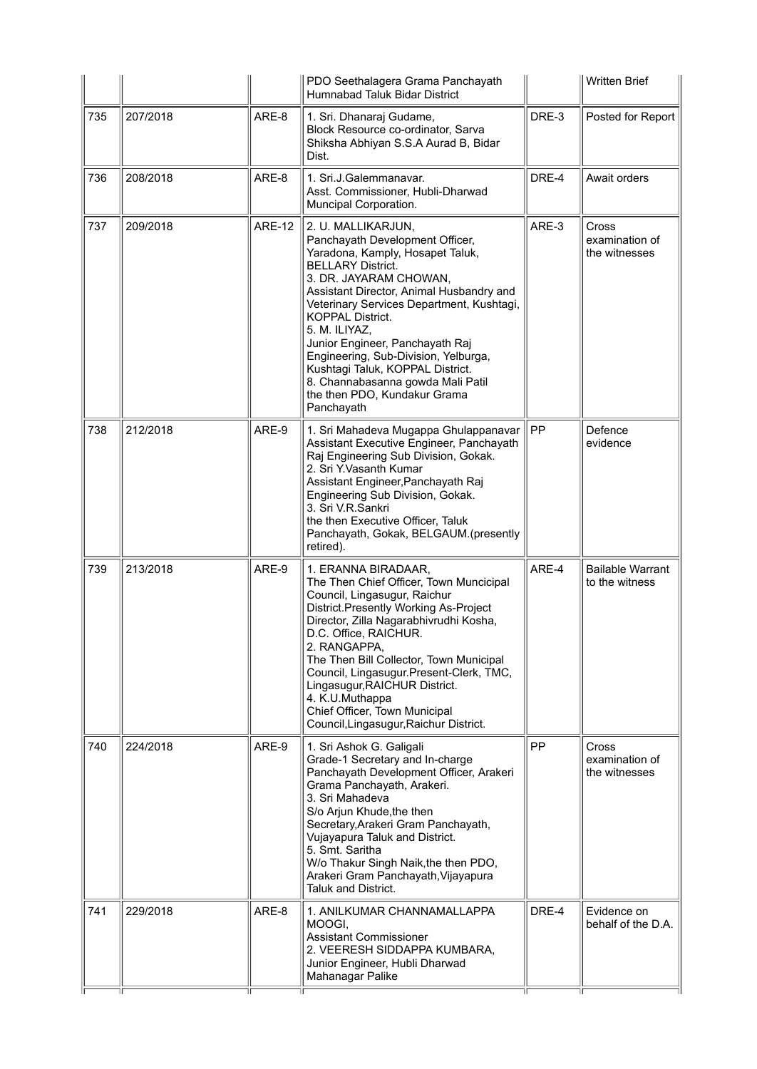| | | | | | |
|---|---|---|---|---|---|
| | | | PDO Seethalagera Grama Panchayath Humnabad Taluk Bidar District | | Written Brief |
| 735 | 207/2018 | ARE-8 | 1. Sri. Dhanaraj Gudame, Block Resource co-ordinator, Sarva Shiksha Abhiyan S.S.A Aurad B, Bidar Dist. | DRE-3 | Posted for Report |
| 736 | 208/2018 | ARE-8 | 1. Sri.J.Galemmanavar. Asst. Commissioner, Hubli-Dharwad Muncipal Corporation. | DRE-4 | Await orders |
| 737 | 209/2018 | ARE-12 | 2. U. MALLIKARJUN, Panchayath Development Officer, Yaradona, Kamply, Hosapet Taluk, BELLARY District. 3. DR. JAYARAM CHOWAN, Assistant Director, Animal Husbandry and Veterinary Services Department, Kushtagi, KOPPAL District. 5. M. ILIYAZ, Junior Engineer, Panchayath Raj Engineering, Sub-Division, Yelburga, Kushtagi Taluk, KOPPAL District. 8. Channabasanna gowda Mali Patil the then PDO, Kundakur Grama Panchayath | ARE-3 | Cross examination of the witnesses |
| 738 | 212/2018 | ARE-9 | 1. Sri Mahadeva Mugappa Ghulappanavar Assistant Executive Engineer, Panchayath Raj Engineering Sub Division, Gokak. 2. Sri Y.Vasanth Kumar Assistant Engineer,Panchayath Raj Engineering Sub Division, Gokak. 3. Sri V.R.Sankri the then Executive Officer, Taluk Panchayath, Gokak, BELGAUM.(presently retired). | PP | Defence evidence |
| 739 | 213/2018 | ARE-9 | 1. ERANNA BIRADAAR, The Then Chief Officer, Town Muncicipal Council, Lingasugur, Raichur District.Presently Working As-Project Director, Zilla Nagarabhivrudhi Kosha, D.C. Office, RAICHUR. 2. RANGAPPA, The Then Bill Collector, Town Municipal Council, Lingasugur.Present-Clerk, TMC, Lingasugur,RAICHUR District. 4. K.U.Muthappa Chief Officer, Town Municipal Council,Lingasugur,Raichur District. | ARE-4 | Bailable Warrant to the witness |
| 740 | 224/2018 | ARE-9 | 1. Sri Ashok G. Galigali Grade-1 Secretary and In-charge Panchayath Development Officer, Arakeri Grama Panchayath, Arakeri. 3. Sri Mahadeva S/o Arjun Khude,the then Secretary,Arakeri Gram Panchayath, Vujayapura Taluk and District. 5. Smt. Saritha W/o Thakur Singh Naik,the then PDO, Arakeri Gram Panchayath,Vijayapura Taluk and District. | PP | Cross examination of the witnesses |
| 741 | 229/2018 | ARE-8 | 1. ANILKUMAR CHANNAMALLAPPA MOOGI, Assistant Commissioner 2. VEERESH SIDDAPPA KUMBARA, Junior Engineer, Hubli Dharwad Mahanagar Palike | DRE-4 | Evidence on behalf of the D.A. |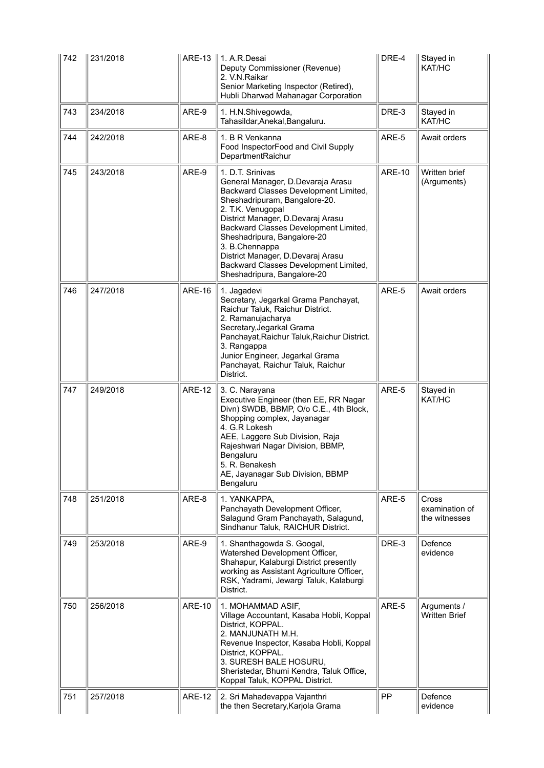| 742 | 231/2018 | ARE-13 | 1. A.R.Desai<br>Deputy Commissioner (Revenue)<br>2. V.N.Raikar<br>Senior Marketing Inspector (Retired), Hubli Dharwad Mahanagar Corporation | DRE-4 | Stayed in KAT/HC |
|---|---|---|---|---|---|
| 743 | 234/2018 | ARE-9 | 1. H.N.Shivegowda,<br>Tahasildar,Anekal,Bangaluru. | DRE-3 | Stayed in KAT/HC |
| 744 | 242/2018 | ARE-8 | 1. B R Venkanna<br>Food InspectorFood and Civil Supply DepartmentRaichur | ARE-5 | Await orders |
| 745 | 243/2018 | ARE-9 | 1. D.T. Srinivas<br>General Manager, D.Devaraja Arasu Backward Classes Development Limited, Sheshadripuram, Bangalore-20.<br>2. T.K. Venugopal<br>District Manager, D.Devaraj Arasu Backward Classes Development Limited, Sheshadripura, Bangalore-20<br>3. B.Chennappa<br>District Manager, D.Devaraj Arasu Backward Classes Development Limited, Sheshadripura, Bangalore-20 | ARE-10 | Written brief (Arguments) |
| 746 | 247/2018 | ARE-16 | 1. Jagadevi<br>Secretary, Jegarkal Grama Panchayat, Raichur Taluk, Raichur District.<br>2. Ramanujacharya<br>Secretary,Jegarkal Grama Panchayat,Raichur Taluk,Raichur District.<br>3. Rangappa<br>Junior Engineer, Jegarkal Grama Panchayat, Raichur Taluk, Raichur District. | ARE-5 | Await orders |
| 747 | 249/2018 | ARE-12 | 3. C. Narayana<br>Executive Engineer (then EE, RR Nagar Divn) SWDB, BBMP, O/o C.E., 4th Block, Shopping complex, Jayanagar<br>4. G.R Lokesh<br>AEE, Laggere Sub Division, Raja Rajeshwari Nagar Division, BBMP, Bengaluru<br>5. R. Benakesh<br>AE, Jayanagar Sub Division, BBMP Bengaluru | ARE-5 | Stayed in KAT/HC |
| 748 | 251/2018 | ARE-8 | 1. YANKAPPA,<br>Panchayath Development Officer, Salagund Gram Panchayath, Salagund, Sindhanur Taluk, RAICHUR District. | ARE-5 | Cross examination of the witnesses |
| 749 | 253/2018 | ARE-9 | 1. Shanthagowda S. Googal,<br>Watershed Development Officer, Shahapur, Kalaburgi District presently working as Assistant Agriculture Officer, RSK, Yadrami, Jewargi Taluk, Kalaburgi District. | DRE-3 | Defence evidence |
| 750 | 256/2018 | ARE-10 | 1. MOHAMMAD ASIF,<br>Village Accountant, Kasaba Hobli, Koppal District, KOPPAL.<br>2. MANJUNATH M.H.<br>Revenue Inspector, Kasaba Hobli, Koppal District, KOPPAL.<br>3. SURESH BALE HOSURU,<br>Sheristedar, Bhumi Kendra, Taluk Office, Koppal Taluk, KOPPAL District. | ARE-5 | Arguments / Written Brief |
| 751 | 257/2018 | ARE-12 | 2. Sri Mahadevappa Vajanthri<br>the then Secretary,Karjola Grama | PP | Defence evidence |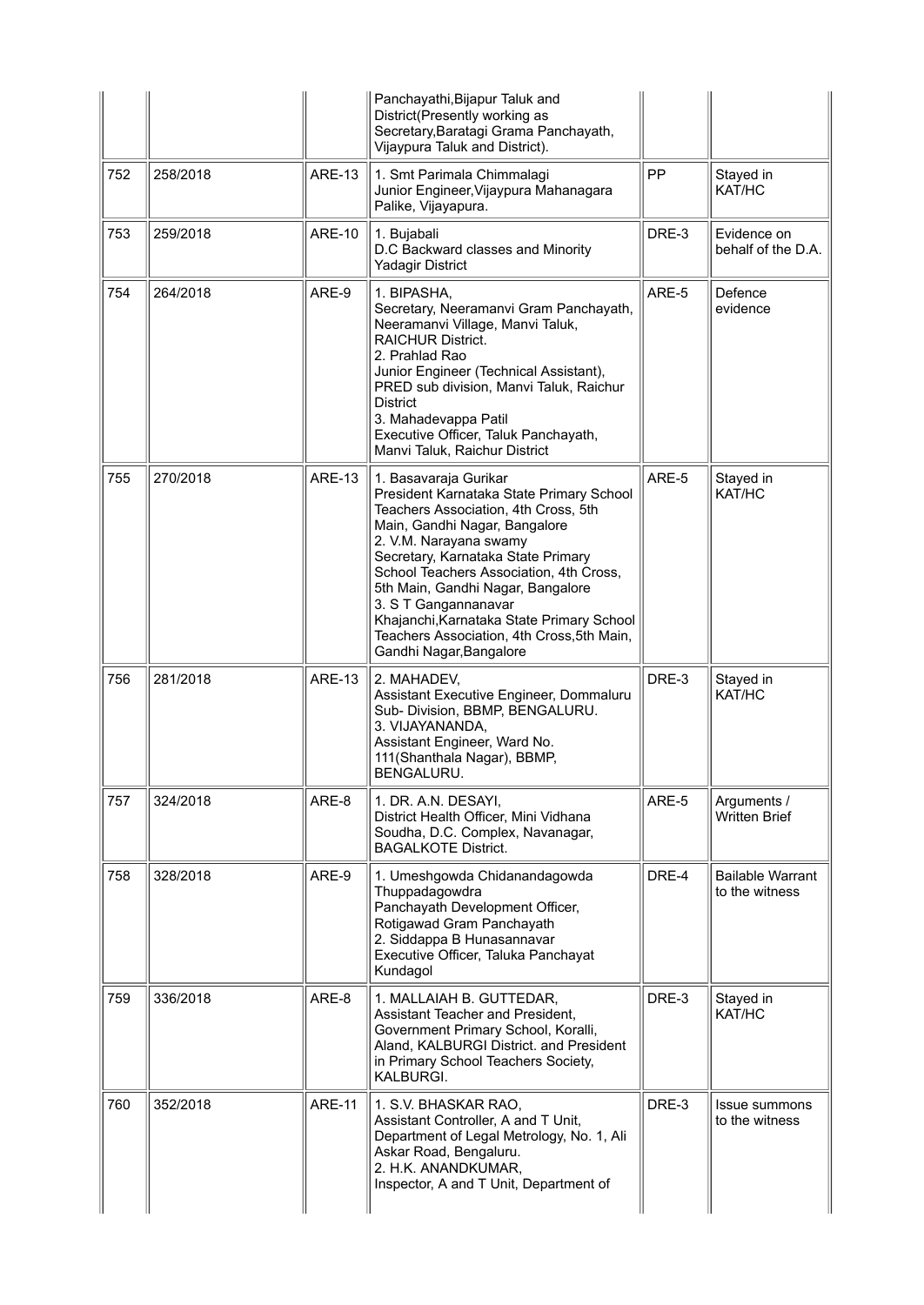| | | | | | |
|---|---|---|---|---|---|
| | | | Panchayathi,Bijapur Taluk and District(Presently working as Secretary,Baratagi Grama Panchayath, Vijaypura Taluk and District). | | |
| 752 | 258/2018 | ARE-13 | 1. Smt Parimala Chimmalagi<br>Junior Engineer,Vijaypura Mahanagara Palike, Vijayapura. | PP | Stayed in KAT/HC |
| 753 | 259/2018 | ARE-10 | 1. Bujabali<br>D.C Backward classes and Minority Yadagir District | DRE-3 | Evidence on behalf of the D.A. |
| 754 | 264/2018 | ARE-9 | 1. BIPASHA,<br>Secretary, Neeramanvi Gram Panchayath, Neeramanvi Village, Manvi Taluk, RAICHUR District.<br>2. Prahlad Rao<br>Junior Engineer (Technical Assistant), PRED sub division, Manvi Taluk, Raichur District<br>3. Mahadevappa Patil<br>Executive Officer, Taluk Panchayath, Manvi Taluk, Raichur District | ARE-5 | Defence evidence |
| 755 | 270/2018 | ARE-13 | 1. Basavaraja Gurikar<br>President Karnataka State Primary School Teachers Association, 4th Cross, 5th Main, Gandhi Nagar, Bangalore<br>2. V.M. Narayana swamy<br>Secretary, Karnataka State Primary School Teachers Association, 4th Cross, 5th Main, Gandhi Nagar, Bangalore<br>3. S T Gangannanavar<br>Khajanchi,Karnataka State Primary School Teachers Association, 4th Cross,5th Main, Gandhi Nagar,Bangalore | ARE-5 | Stayed in KAT/HC |
| 756 | 281/2018 | ARE-13 | 2. MAHADEV,<br>Assistant Executive Engineer, Dommaluru Sub- Division, BBMP, BENGALURU.<br>3. VIJAYANANDA,<br>Assistant Engineer, Ward No. 111(Shanthala Nagar), BBMP, BENGALURU. | DRE-3 | Stayed in KAT/HC |
| 757 | 324/2018 | ARE-8 | 1. DR. A.N. DESAYI,<br>District Health Officer, Mini Vidhana Soudha, D.C. Complex, Navanagar, BAGALKOTE District. | ARE-5 | Arguments / Written Brief |
| 758 | 328/2018 | ARE-9 | 1. Umeshgowda Chidanandagowda Thuppadagowdra<br>Panchayath Development Officer, Rotigawad Gram Panchayath<br>2. Siddappa B Hunasannavar<br>Executive Officer, Taluka Panchayat Kundagol | DRE-4 | Bailable Warrant to the witness |
| 759 | 336/2018 | ARE-8 | 1. MALLAIAH B. GUTTEDAR,<br>Assistant Teacher and President, Government Primary School, Koralli, Aland, KALBURGI District. and President in Primary School Teachers Society, KALBURGI. | DRE-3 | Stayed in KAT/HC |
| 760 | 352/2018 | ARE-11 | 1. S.V. BHASKAR RAO,<br>Assistant Controller, A and T Unit, Department of Legal Metrology, No. 1, Ali Askar Road, Bengaluru.<br>2. H.K. ANANDKUMAR,<br>Inspector, A and T Unit, Department of | DRE-3 | Issue summons to the witness |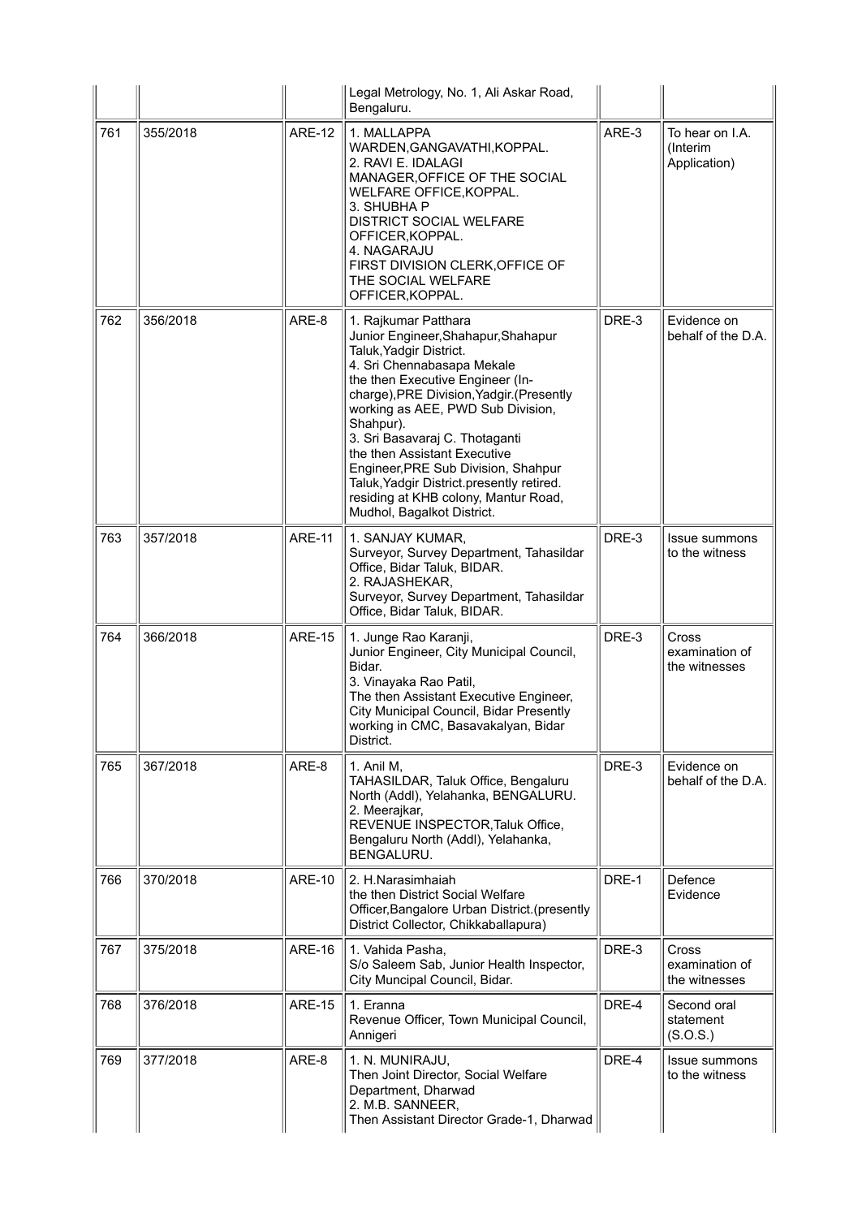| | | | | | |
|---|---|---|---|---|---|
| | | | Legal Metrology, No. 1, Ali Askar Road, Bengaluru. | | |
| 761 | 355/2018 | ARE-12 | 1. MALLAPPA<br>WARDEN,GANGAVATHI,KOPPAL.<br>2. RAVI E. IDALAGI<br>MANAGER,OFFICE OF THE SOCIAL WELFARE OFFICE,KOPPAL.<br>3. SHUBHA P<br>DISTRICT SOCIAL WELFARE OFFICER,KOPPAL.<br>4. NAGARAJU<br>FIRST DIVISION CLERK,OFFICE OF THE SOCIAL WELFARE OFFICER,KOPPAL. | ARE-3 | To hear on I.A. (Interim Application) |
| 762 | 356/2018 | ARE-8 | 1. Rajkumar Patthara<br>Junior Engineer,Shahapur,Shahapur Taluk,Yadgir District.<br>4. Sri Chennabasapa Mekale<br>the then Executive Engineer (In-charge),PRE Division,Yadgir.(Presently working as AEE, PWD Sub Division, Shahpur).<br>3. Sri Basavaraj C. Thotaganti<br>the then Assistant Executive Engineer,PRE Sub Division, Shahpur Taluk,Yadgir District.presently retired. residing at KHB colony, Mantur Road, Mudhol, Bagalkot District. | DRE-3 | Evidence on behalf of the D.A. |
| 763 | 357/2018 | ARE-11 | 1. SANJAY KUMAR,<br>Surveyor, Survey Department, Tahasildar Office, Bidar Taluk, BIDAR.<br>2. RAJASHEKAR,<br>Surveyor, Survey Department, Tahasildar Office, Bidar Taluk, BIDAR. | DRE-3 | Issue summons to the witness |
| 764 | 366/2018 | ARE-15 | 1. Junge Rao Karanji,<br>Junior Engineer, City Municipal Council, Bidar.<br>3. Vinayaka Rao Patil,<br>The then Assistant Executive Engineer, City Municipal Council, Bidar Presently working in CMC, Basavakalyan, Bidar District. | DRE-3 | Cross examination of the witnesses |
| 765 | 367/2018 | ARE-8 | 1. Anil M,<br>TAHASILDAR, Taluk Office, Bengaluru North (Addl), Yelahanka, BENGALURU.<br>2. Meerajkar,<br>REVENUE INSPECTOR,Taluk Office, Bengaluru North (Addl), Yelahanka, BENGALURU. | DRE-3 | Evidence on behalf of the D.A. |
| 766 | 370/2018 | ARE-10 | 2. H.Narasimhaiah<br>the then District Social Welfare Officer,Bangalore Urban District.(presently District Collector, Chikkaballapura) | DRE-1 | Defence Evidence |
| 767 | 375/2018 | ARE-16 | 1. Vahida Pasha,<br>S/o Saleem Sab, Junior Health Inspector, City Muncipal Council, Bidar. | DRE-3 | Cross examination of the witnesses |
| 768 | 376/2018 | ARE-15 | 1. Eranna<br>Revenue Officer, Town Municipal Council, Annigeri | DRE-4 | Second oral statement (S.O.S.) |
| 769 | 377/2018 | ARE-8 | 1. N. MUNIRAJU,<br>Then Joint Director, Social Welfare Department, Dharwad<br>2. M.B. SANNEER,<br>Then Assistant Director Grade-1, Dharwad | DRE-4 | Issue summons to the witness |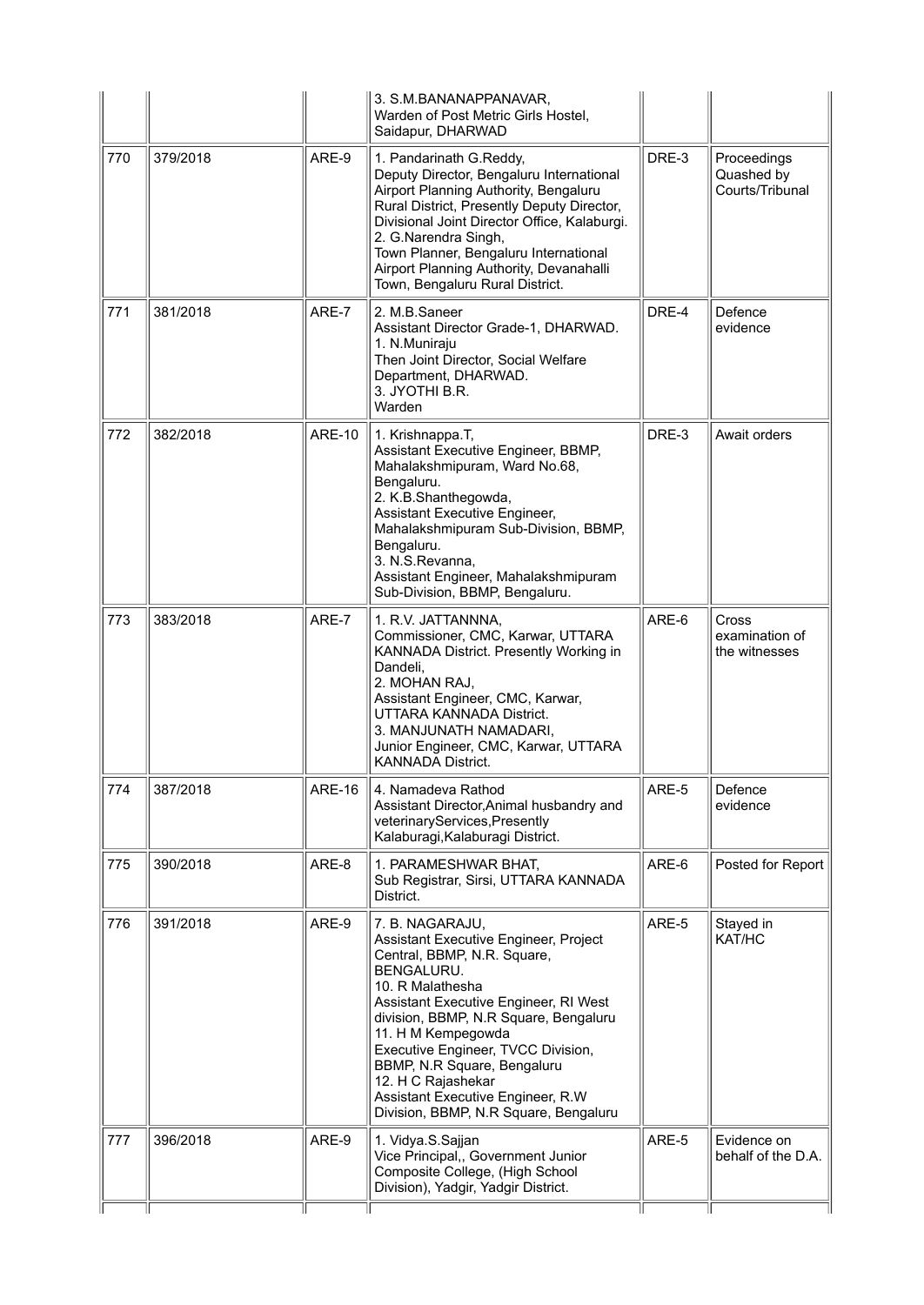| | | | | | |
|---|---|---|---|---|---|
| | | | 3. S.M.BANANAPPANAVAR,<br>Warden of Post Metric Girls Hostel, Saidapur, DHARWAD | | |
| 770 | 379/2018 | ARE-9 | 1. Pandarinath G.Reddy,<br>Deputy Director, Bengaluru International Airport Planning Authority, Bengaluru Rural District, Presently Deputy Director, Divisional Joint Director Office, Kalaburgi.<br>2. G.Narendra Singh,<br>Town Planner, Bengaluru International Airport Planning Authority, Devanahalli Town, Bengaluru Rural District. | DRE-3 | Proceedings Quashed by Courts/Tribunal |
| 771 | 381/2018 | ARE-7 | 2. M.B.Saneer<br>Assistant Director Grade-1, DHARWAD.<br>1. N.Muniraju<br>Then Joint Director, Social Welfare Department, DHARWAD.<br>3. JYOTHI B.R.<br>Warden | DRE-4 | Defence evidence |
| 772 | 382/2018 | ARE-10 | 1. Krishnappa.T,<br>Assistant Executive Engineer, BBMP, Mahalakshmipuram, Ward No.68, Bengaluru.<br>2. K.B.Shanthegowda,<br>Assistant Executive Engineer, Mahalakshmipuram Sub-Division, BBMP, Bengaluru.<br>3. N.S.Revanna,<br>Assistant Engineer, Mahalakshmipuram Sub-Division, BBMP, Bengaluru. | DRE-3 | Await orders |
| 773 | 383/2018 | ARE-7 | 1. R.V. JATTANNNA,<br>Commissioner, CMC, Karwar, UTTARA KANNADA District. Presently Working in Dandeli,<br>2. MOHAN RAJ,<br>Assistant Engineer, CMC, Karwar, UTTARA KANNADA District.<br>3. MANJUNATH NAMADARI,<br>Junior Engineer, CMC, Karwar, UTTARA KANNADA District. | ARE-6 | Cross examination of the witnesses |
| 774 | 387/2018 | ARE-16 | 4. Namadeva Rathod<br>Assistant Director,Animal husbandry and veterinaryServices,Presently Kalaburagi,Kalaburagi District. | ARE-5 | Defence evidence |
| 775 | 390/2018 | ARE-8 | 1. PARAMESHWAR BHAT,<br>Sub Registrar, Sirsi, UTTARA KANNADA District. | ARE-6 | Posted for Report |
| 776 | 391/2018 | ARE-9 | 7. B. NAGARAJU,<br>Assistant Executive Engineer, Project Central, BBMP, N.R. Square, BENGALURU.<br>10. R Malathesha<br>Assistant Executive Engineer, RI West division, BBMP, N.R Square, Bengaluru<br>11. H M Kempegowda<br>Executive Engineer, TVCC Division, BBMP, N.R Square, Bengaluru<br>12. H C Rajashekar<br>Assistant Executive Engineer, R.W Division, BBMP, N.R Square, Bengaluru | ARE-5 | Stayed in KAT/HC |
| 777 | 396/2018 | ARE-9 | 1. Vidya.S.Sajjan<br>Vice Principal,, Government Junior Composite College, (High School Division), Yadgir, Yadgir District. | ARE-5 | Evidence on behalf of the D.A. |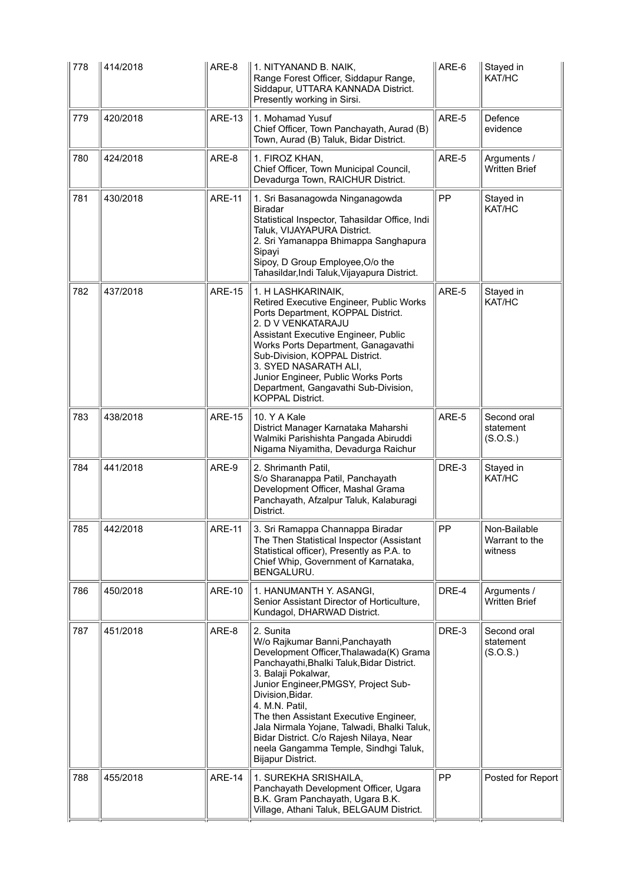| 778 | 414/2018 | ARE-8 | 1. NITYANAND B. NAIK,<br>Range Forest Officer, Siddapur Range, Siddapur, UTTARA KANNADA District. Presently working in Sirsi. | ARE-6 | Stayed in KAT/HC |
|---|---|---|---|---|---|
| 779 | 420/2018 | ARE-13 | 1. Mohamad Yusuf<br>Chief Officer, Town Panchayath, Aurad (B) Town, Aurad (B) Taluk, Bidar District. | ARE-5 | Defence evidence |
| 780 | 424/2018 | ARE-8 | 1. FIROZ KHAN,<br>Chief Officer, Town Municipal Council, Devadurga Town, RAICHUR District. | ARE-5 | Arguments / Written Brief |
| 781 | 430/2018 | ARE-11 | 1. Sri Basanagowda Ninganagowda Biradar<br>Statistical Inspector, Tahasildar Office, Indi Taluk, VIJAYAPURA District.<br>2. Sri Yamanappa Bhimappa Sanghapura Sipayi<br>Sipoy, D Group Employee,O/o the Tahasildar,Indi Taluk,Vijayapura District. | PP | Stayed in KAT/HC |
| 782 | 437/2018 | ARE-15 | 1. H LASHKARINAIK,<br>Retired Executive Engineer, Public Works Ports Department, KOPPAL District.<br>2. D V VENKATARAJU<br>Assistant Executive Engineer, Public Works Ports Department, Ganagavathi Sub-Division, KOPPAL District.<br>3. SYED NASARATH ALI,<br>Junior Engineer, Public Works Ports Department, Gangavathi Sub-Division, KOPPAL District. | ARE-5 | Stayed in KAT/HC |
| 783 | 438/2018 | ARE-15 | 10. Y A Kale<br>District Manager Karnataka Maharshi Walmiki Parishishta Pangada Abiruddi Nigama Niyamitha, Devadurga Raichur | ARE-5 | Second oral statement (S.O.S.) |
| 784 | 441/2018 | ARE-9 | 2. Shrimanth Patil,<br>S/o Sharanappa Patil, Panchayath Development Officer, Mashal Grama Panchayath, Afzalpur Taluk, Kalaburagi District. | DRE-3 | Stayed in KAT/HC |
| 785 | 442/2018 | ARE-11 | 3. Sri Ramappa Channappa Biradar<br>The Then Statistical Inspector (Assistant Statistical officer), Presently as P.A. to Chief Whip, Government of Karnataka, BENGALURU. | PP | Non-Bailable Warrant to the witness |
| 786 | 450/2018 | ARE-10 | 1. HANUMANTH Y. ASANGI,<br>Senior Assistant Director of Horticulture, Kundagol, DHARWAD District. | DRE-4 | Arguments / Written Brief |
| 787 | 451/2018 | ARE-8 | 2. Sunita<br>W/o Rajkumar Banni,Panchayath Development Officer,Thalawada(K) Grama Panchayathi,Bhalki Taluk,Bidar District.<br>3. Balaji Pokalwar,<br>Junior Engineer,PMGSY, Project Sub-Division,Bidar.<br>4. M.N. Patil,<br>The then Assistant Executive Engineer, Jala Nirmala Yojane, Talwadi, Bhalki Taluk, Bidar District. C/o Rajesh Nilaya, Near neela Gangamma Temple, Sindhgi Taluk, Bijapur District. | DRE-3 | Second oral statement (S.O.S.) |
| 788 | 455/2018 | ARE-14 | 1. SUREKHA SRISHAILA,<br>Panchayath Development Officer, Ugara B.K. Gram Panchayath, Ugara B.K. Village, Athani Taluk, BELGAUM District. | PP | Posted for Report |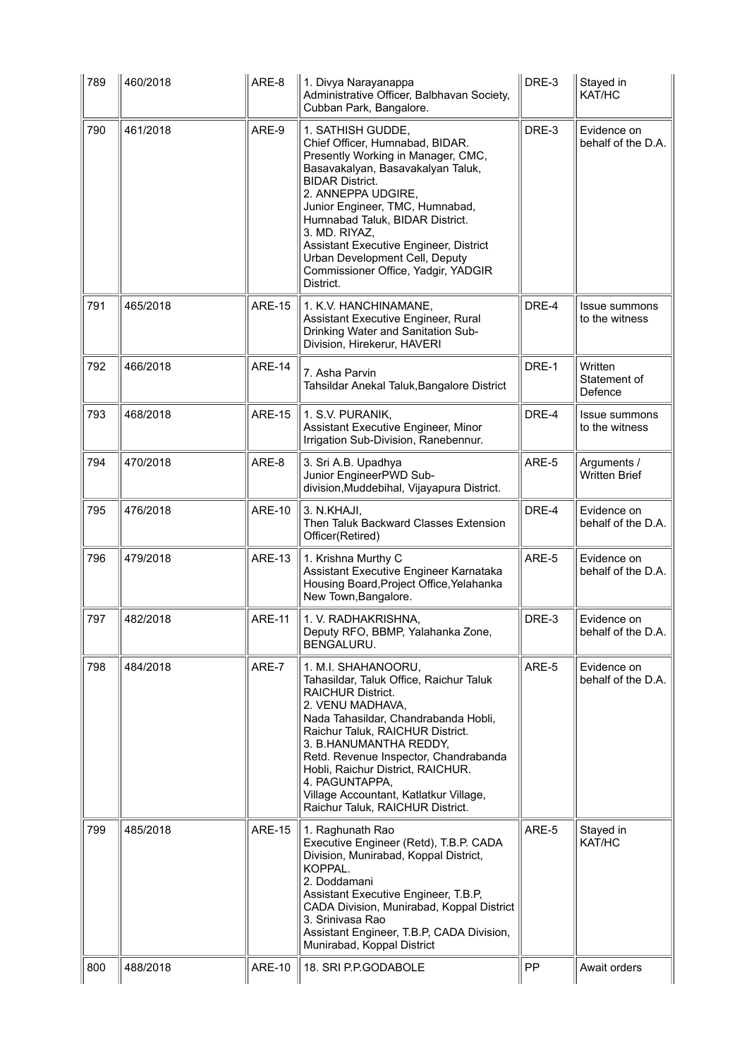| 789 | 460/2018 | ARE-8 | 1. Divya Narayanappa<br>Administrative Officer, Balbhavan Society, Cubban Park, Bangalore. | DRE-3 | Stayed in KAT/HC |
|---|---|---|---|---|---|
| 790 | 461/2018 | ARE-9 | 1. SATHISH GUDDE,<br>Chief Officer, Humnabad, BIDAR. Presently Working in Manager, CMC, Basavakalyan, Basavakalyan Taluk, BIDAR District.<br>2. ANNEPPA UDGIRE,<br>Junior Engineer, TMC, Humnabad, Humnabad Taluk, BIDAR District.<br>3. MD. RIYAZ,<br>Assistant Executive Engineer, District Urban Development Cell, Deputy Commissioner Office, Yadgir, YADGIR District. | DRE-3 | Evidence on behalf of the D.A. |
| 791 | 465/2018 | ARE-15 | 1. K.V. HANCHINAMANE,<br>Assistant Executive Engineer, Rural Drinking Water and Sanitation Sub-Division, Hirekerur, HAVERI | DRE-4 | Issue summons to the witness |
| 792 | 466/2018 | ARE-14 | 7. Asha Parvin<br>Tahsildar Anekal Taluk,Bangalore District | DRE-1 | Written Statement of Defence |
| 793 | 468/2018 | ARE-15 | 1. S.V. PURANIK,<br>Assistant Executive Engineer, Minor Irrigation Sub-Division, Ranebennur. | DRE-4 | Issue summons to the witness |
| 794 | 470/2018 | ARE-8 | 3. Sri A.B. Upadhya<br>Junior EngineerPWD Sub-division,Muddebihal, Vijayapura District. | ARE-5 | Arguments / Written Brief |
| 795 | 476/2018 | ARE-10 | 3. N.KHAJI,<br>Then Taluk Backward Classes Extension Officer(Retired) | DRE-4 | Evidence on behalf of the D.A. |
| 796 | 479/2018 | ARE-13 | 1. Krishna Murthy C<br>Assistant Executive Engineer Karnataka Housing Board,Project Office,Yelahanka New Town,Bangalore. | ARE-5 | Evidence on behalf of the D.A. |
| 797 | 482/2018 | ARE-11 | 1. V. RADHAKRISHNA,<br>Deputy RFO, BBMP, Yalahanka Zone, BENGALURU. | DRE-3 | Evidence on behalf of the D.A. |
| 798 | 484/2018 | ARE-7 | 1. M.I. SHAHANOORU,<br>Tahasildar, Taluk Office, Raichur Taluk RAICHUR District.<br>2. VENU MADHAVA,<br>Nada Tahasildar, Chandrabanda Hobli, Raichur Taluk, RAICHUR District.<br>3. B.HANUMANTHA REDDY,<br>Retd. Revenue Inspector, Chandrabanda Hobli, Raichur District, RAICHUR.<br>4. PAGUNTAPPA,<br>Village Accountant, Katlatkur Village, Raichur Taluk, RAICHUR District. | ARE-5 | Evidence on behalf of the D.A. |
| 799 | 485/2018 | ARE-15 | 1. Raghunath Rao<br>Executive Engineer (Retd), T.B.P. CADA Division, Munirabad, Koppal District, KOPPAL.<br>2. Doddamani<br>Assistant Executive Engineer, T.B.P, CADA Division, Munirabad, Koppal District<br>3. Srinivasa Rao<br>Assistant Engineer, T.B.P, CADA Division, Munirabad, Koppal District | ARE-5 | Stayed in KAT/HC |
| 800 | 488/2018 | ARE-10 | 18. SRI P.P.GODABOLE | PP | Await orders |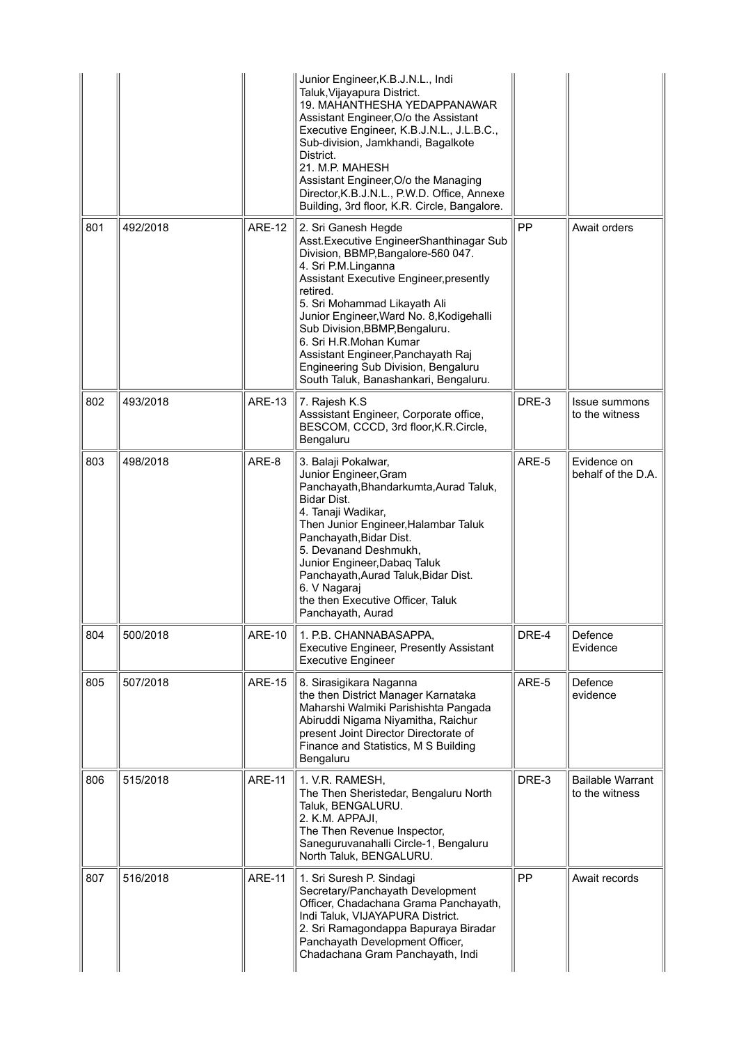| | | | | | |
|---|---|---|---|---|---|
| | | | Junior Engineer,K.B.J.N.L., Indi Taluk,Vijayapura District.<br>19. MAHANTHESHA YEDAPPANAWAR Assistant Engineer,O/o the Assistant Executive Engineer, K.B.J.N.L., J.L.B.C., Sub-division, Jamkhandi, Bagalkote District.<br>21. M.P. MAHESH Assistant Engineer,O/o the Managing Director,K.B.J.N.L., P.W.D. Office, Annexe Building, 3rd floor, K.R. Circle, Bangalore. | | |
| 801 | 492/2018 | ARE-12 | 2. Sri Ganesh Hegde Asst.Executive EngineerShanthinagar Sub Division, BBMP,Bangalore-560 047.<br>4. Sri P.M.Linganna Assistant Executive Engineer,presently retired.<br>5. Sri Mohammad Likayath Ali Junior Engineer,Ward No. 8,Kodigehalli Sub Division,BBMP,Bengaluru.<br>6. Sri H.R.Mohan Kumar Assistant Engineer,Panchayath Raj Engineering Sub Division, Bengaluru South Taluk, Banashankari, Bengaluru. | PP | Await orders |
| 802 | 493/2018 | ARE-13 | 7. Rajesh K.S Asssistant Engineer, Corporate office, BESCOM, CCCD, 3rd floor,K.R.Circle, Bengaluru | DRE-3 | Issue summons to the witness |
| 803 | 498/2018 | ARE-8 | 3. Balaji Pokalwar, Junior Engineer,Gram Panchayath,Bhandarkumta,Aurad Taluk, Bidar Dist.<br>4. Tanaji Wadikar, Then Junior Engineer,Halambar Taluk Panchayath,Bidar Dist.<br>5. Devanand Deshmukh, Junior Engineer,Dabaq Taluk Panchayath,Aurad Taluk,Bidar Dist.<br>6. V Nagaraj the then Executive Officer, Taluk Panchayath, Aurad | ARE-5 | Evidence on behalf of the D.A. |
| 804 | 500/2018 | ARE-10 | 1. P.B. CHANNABASAPPA, Executive Engineer, Presently Assistant Executive Engineer | DRE-4 | Defence Evidence |
| 805 | 507/2018 | ARE-15 | 8. Sirasigikara Naganna the then District Manager Karnataka Maharshi Walmiki Parishishta Pangada Abiruddi Nigama Niyamitha, Raichur present Joint Director Directorate of Finance and Statistics, M S Building Bengaluru | ARE-5 | Defence evidence |
| 806 | 515/2018 | ARE-11 | 1. V.R. RAMESH, The Then Sheristedar, Bengaluru North Taluk, BENGALURU.<br>2. K.M. APPAJI, The Then Revenue Inspector, Saneguruvanahalli Circle-1, Bengaluru North Taluk, BENGALURU. | DRE-3 | Bailable Warrant to the witness |
| 807 | 516/2018 | ARE-11 | 1. Sri Suresh P. Sindagi Secretary/Panchayath Development Officer, Chadachana Grama Panchayath, Indi Taluk, VIJAYAPURA District.<br>2. Sri Ramagondappa Bapuraya Biradar Panchayath Development Officer, Chadachana Gram Panchayath, Indi | PP | Await records |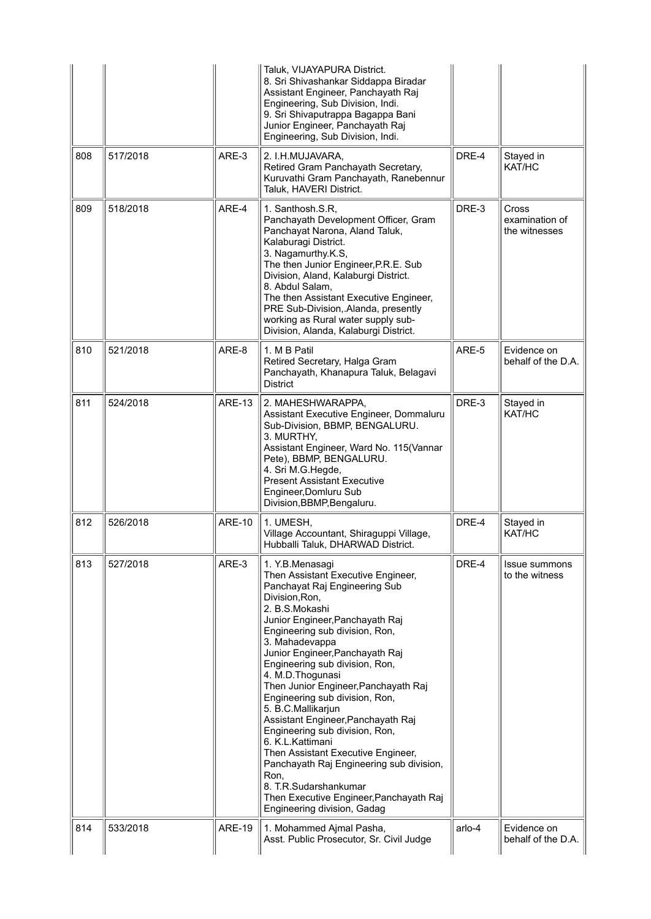|  |  |  | Taluk, VIJAYAPURA District.<br>8. Sri Shivashankar Siddappa Biradar<br>Assistant Engineer, Panchayath Raj Engineering, Sub Division, Indi.<br>9. Sri Shivaputrappa Bagappa Bani<br>Junior Engineer, Panchayath Raj Engineering, Sub Division, Indi. |  |  |
|---|---|---|---|---|---|
| 808 | 517/2018 | ARE-3 | 2. I.H.MUJAVARA,<br>Retired Gram Panchayath Secretary, Kuruvathi Gram Panchayath, Ranebennur Taluk, HAVERI District. | DRE-4 | Stayed in KAT/HC |
| 809 | 518/2018 | ARE-4 | 1. Santhosh.S.R,<br>Panchayath Development Officer, Gram Panchayat Narona, Aland Taluk, Kalaburagi District.<br>3. Nagamurthy.K.S,<br>The then Junior Engineer,P.R.E. Sub Division, Aland, Kalaburgi District.<br>8. Abdul Salam,<br>The then Assistant Executive Engineer, PRE Sub-Division,.Alanda, presently working as Rural water supply sub-Division, Alanda, Kalaburgi District. | DRE-3 | Cross examination of the witnesses |
| 810 | 521/2018 | ARE-8 | 1. M B Patil<br>Retired Secretary, Halga Gram Panchayath, Khanapura Taluk, Belagavi District | ARE-5 | Evidence on behalf of the D.A. |
| 811 | 524/2018 | ARE-13 | 2. MAHESHWARAPPA,<br>Assistant Executive Engineer, Dommaluru Sub-Division, BBMP, BENGALURU.<br>3. MURTHY,<br>Assistant Engineer, Ward No. 115(Vannar Pete), BBMP, BENGALURU.<br>4. Sri M.G.Hegde,<br>Present Assistant Executive Engineer,Domluru Sub Division,BBMP,Bengaluru. | DRE-3 | Stayed in KAT/HC |
| 812 | 526/2018 | ARE-10 | 1. UMESH,<br>Village Accountant, Shiraguppi Village, Hubballi Taluk, DHARWAD District. | DRE-4 | Stayed in KAT/HC |
| 813 | 527/2018 | ARE-3 | 1. Y.B.Menasagi<br>Then Assistant Executive Engineer, Panchayat Raj Engineering Sub Division,Ron,<br>2. B.S.Mokashi<br>Junior Engineer,Panchayath Raj Engineering sub division, Ron,<br>3. Mahadevappa<br>Junior Engineer,Panchayath Raj Engineering sub division, Ron,<br>4. M.D.Thogunasi<br>Then Junior Engineer,Panchayath Raj Engineering sub division, Ron,<br>5. B.C.Mallikarjun<br>Assistant Engineer,Panchayath Raj Engineering sub division, Ron,<br>6. K.L.Kattimani<br>Then Assistant Executive Engineer, Panchayath Raj Engineering sub division, Ron,<br>8. T.R.Sudarshankumar<br>Then Executive Engineer,Panchayath Raj Engineering division, Gadag | DRE-4 | Issue summons to the witness |
| 814 | 533/2018 | ARE-19 | 1. Mohammed Ajmal Pasha,<br>Asst. Public Prosecutor, Sr. Civil Judge | arlo-4 | Evidence on behalf of the D.A. |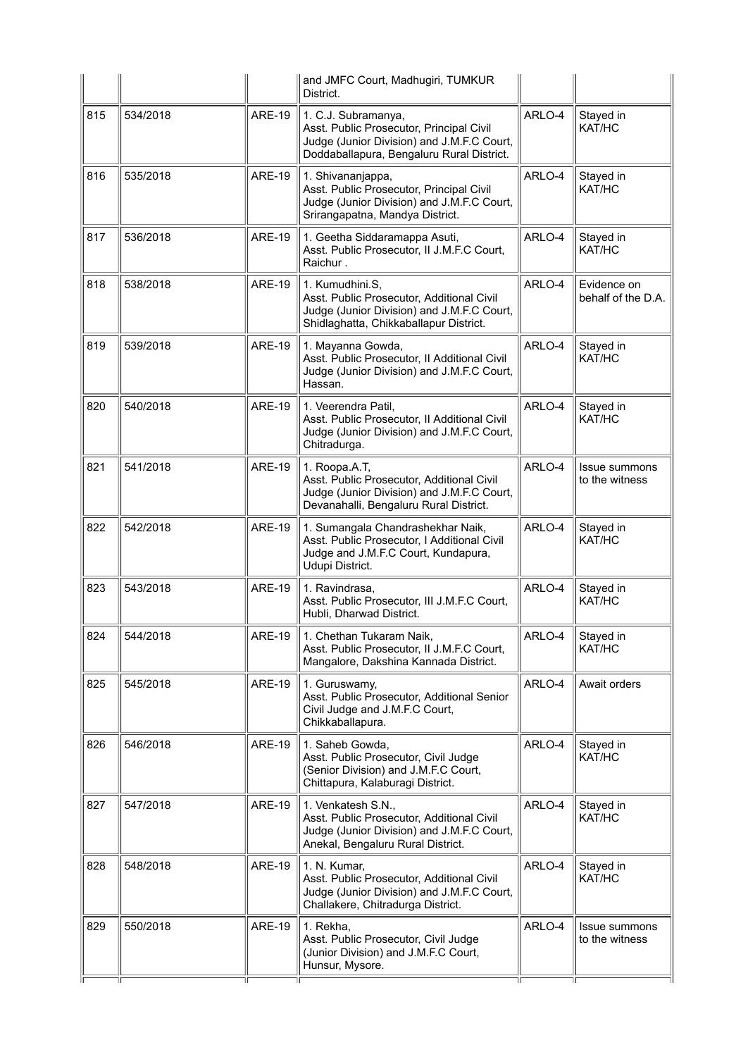| | | | | | |
|---|---|---|---|---|---|
| | | | and JMFC Court, Madhugiri, TUMKUR District. | | |
| 815 | 534/2018 | ARE-19 | 1. C.J. Subramanya, Asst. Public Prosecutor, Principal Civil Judge (Junior Division) and J.M.F.C Court, Doddaballapura, Bengaluru Rural District. | ARLO-4 | Stayed in KAT/HC |
| 816 | 535/2018 | ARE-19 | 1. Shivananjappa, Asst. Public Prosecutor, Principal Civil Judge (Junior Division) and J.M.F.C Court, Srirangapatna, Mandya District. | ARLO-4 | Stayed in KAT/HC |
| 817 | 536/2018 | ARE-19 | 1. Geetha Siddaramappa Asuti, Asst. Public Prosecutor, II J.M.F.C Court, Raichur . | ARLO-4 | Stayed in KAT/HC |
| 818 | 538/2018 | ARE-19 | 1. Kumudhini.S, Asst. Public Prosecutor, Additional Civil Judge (Junior Division) and J.M.F.C Court, Shidlaghatta, Chikkaballapur District. | ARLO-4 | Evidence on behalf of the D.A. |
| 819 | 539/2018 | ARE-19 | 1. Mayanna Gowda, Asst. Public Prosecutor, II Additional Civil Judge (Junior Division) and J.M.F.C Court, Hassan. | ARLO-4 | Stayed in KAT/HC |
| 820 | 540/2018 | ARE-19 | 1. Veerendra Patil, Asst. Public Prosecutor, II Additional Civil Judge (Junior Division) and J.M.F.C Court, Chitradurga. | ARLO-4 | Stayed in KAT/HC |
| 821 | 541/2018 | ARE-19 | 1. Roopa.A.T, Asst. Public Prosecutor, Additional Civil Judge (Junior Division) and J.M.F.C Court, Devanahalli, Bengaluru Rural District. | ARLO-4 | Issue summons to the witness |
| 822 | 542/2018 | ARE-19 | 1. Sumangala Chandrashekhar Naik, Asst. Public Prosecutor, I Additional Civil Judge and J.M.F.C Court, Kundapura, Udupi District. | ARLO-4 | Stayed in KAT/HC |
| 823 | 543/2018 | ARE-19 | 1. Ravindrasa, Asst. Public Prosecutor, III J.M.F.C Court, Hubli, Dharwad District. | ARLO-4 | Stayed in KAT/HC |
| 824 | 544/2018 | ARE-19 | 1. Chethan Tukaram Naik, Asst. Public Prosecutor, II J.M.F.C Court, Mangalore, Dakshina Kannada District. | ARLO-4 | Stayed in KAT/HC |
| 825 | 545/2018 | ARE-19 | 1. Guruswamy, Asst. Public Prosecutor, Additional Senior Civil Judge and J.M.F.C Court, Chikkaballapura. | ARLO-4 | Await orders |
| 826 | 546/2018 | ARE-19 | 1. Saheb Gowda, Asst. Public Prosecutor, Civil Judge (Senior Division) and J.M.F.C Court, Chittapura, Kalaburagi District. | ARLO-4 | Stayed in KAT/HC |
| 827 | 547/2018 | ARE-19 | 1. Venkatesh S.N., Asst. Public Prosecutor, Additional Civil Judge (Junior Division) and J.M.F.C Court, Anekal, Bengaluru Rural District. | ARLO-4 | Stayed in KAT/HC |
| 828 | 548/2018 | ARE-19 | 1. N. Kumar, Asst. Public Prosecutor, Additional Civil Judge (Junior Division) and J.M.F.C Court, Challakere, Chitradurga District. | ARLO-4 | Stayed in KAT/HC |
| 829 | 550/2018 | ARE-19 | 1. Rekha, Asst. Public Prosecutor, Civil Judge (Junior Division) and J.M.F.C Court, Hunsur, Mysore. | ARLO-4 | Issue summons to the witness |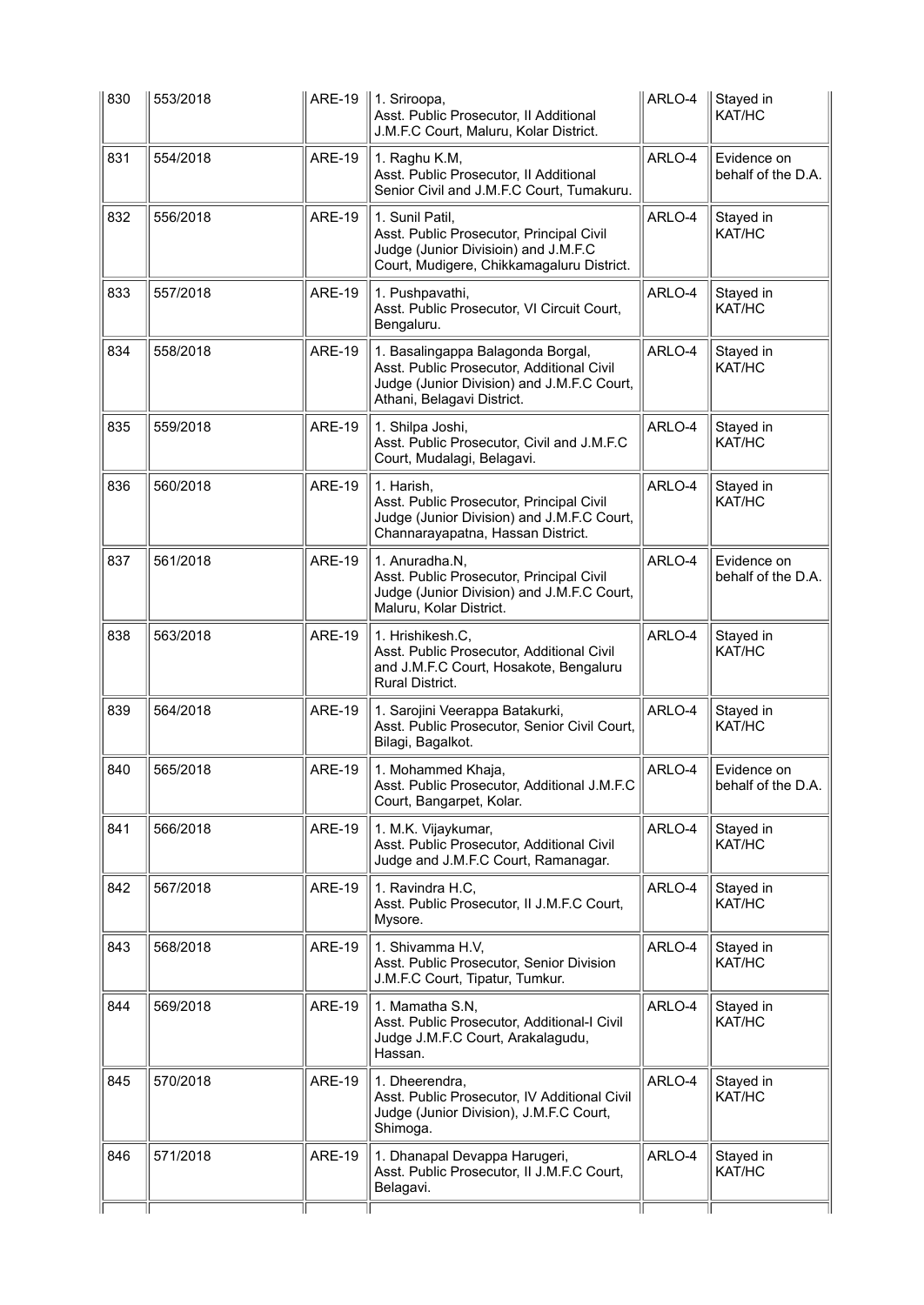| 830 | 553/2018 | ARE-19 | 1. Sriroopa, Asst. Public Prosecutor, II Additional J.M.F.C Court, Maluru, Kolar District. | ARLO-4 | Stayed in KAT/HC |
|---|---|---|---|---|---|
| 831 | 554/2018 | ARE-19 | 1. Raghu K.M, Asst. Public Prosecutor, II Additional Senior Civil and J.M.F.C Court, Tumakuru. | ARLO-4 | Evidence on behalf of the D.A. |
| 832 | 556/2018 | ARE-19 | 1. Sunil Patil, Asst. Public Prosecutor, Principal Civil Judge (Junior Divisioin) and J.M.F.C Court, Mudigere, Chikkamagaluru District. | ARLO-4 | Stayed in KAT/HC |
| 833 | 557/2018 | ARE-19 | 1. Pushpavathi, Asst. Public Prosecutor, VI Circuit Court, Bengaluru. | ARLO-4 | Stayed in KAT/HC |
| 834 | 558/2018 | ARE-19 | 1. Basalingappa Balagonda Borgal, Asst. Public Prosecutor, Additional Civil Judge (Junior Division) and J.M.F.C Court, Athani, Belagavi District. | ARLO-4 | Stayed in KAT/HC |
| 835 | 559/2018 | ARE-19 | 1. Shilpa Joshi, Asst. Public Prosecutor, Civil and J.M.F.C Court, Mudalagi, Belagavi. | ARLO-4 | Stayed in KAT/HC |
| 836 | 560/2018 | ARE-19 | 1. Harish, Asst. Public Prosecutor, Principal Civil Judge (Junior Division) and J.M.F.C Court, Channarayapatna, Hassan District. | ARLO-4 | Stayed in KAT/HC |
| 837 | 561/2018 | ARE-19 | 1. Anuradha.N, Asst. Public Prosecutor, Principal Civil Judge (Junior Division) and J.M.F.C Court, Maluru, Kolar District. | ARLO-4 | Evidence on behalf of the D.A. |
| 838 | 563/2018 | ARE-19 | 1. Hrishikesh.C, Asst. Public Prosecutor, Additional Civil and J.M.F.C Court, Hosakote, Bengaluru Rural District. | ARLO-4 | Stayed in KAT/HC |
| 839 | 564/2018 | ARE-19 | 1. Sarojini Veerappa Batakurki, Asst. Public Prosecutor, Senior Civil Court, Bilagi, Bagalkot. | ARLO-4 | Stayed in KAT/HC |
| 840 | 565/2018 | ARE-19 | 1. Mohammed Khaja, Asst. Public Prosecutor, Additional J.M.F.C Court, Bangarpet, Kolar. | ARLO-4 | Evidence on behalf of the D.A. |
| 841 | 566/2018 | ARE-19 | 1. M.K. Vijaykumar, Asst. Public Prosecutor, Additional Civil Judge and J.M.F.C Court, Ramanagar. | ARLO-4 | Stayed in KAT/HC |
| 842 | 567/2018 | ARE-19 | 1. Ravindra H.C, Asst. Public Prosecutor, II J.M.F.C Court, Mysore. | ARLO-4 | Stayed in KAT/HC |
| 843 | 568/2018 | ARE-19 | 1. Shivamma H.V, Asst. Public Prosecutor, Senior Division J.M.F.C Court, Tipatur, Tumkur. | ARLO-4 | Stayed in KAT/HC |
| 844 | 569/2018 | ARE-19 | 1. Mamatha S.N, Asst. Public Prosecutor, Additional-I Civil Judge J.M.F.C Court, Arakalagudu, Hassan. | ARLO-4 | Stayed in KAT/HC |
| 845 | 570/2018 | ARE-19 | 1. Dheerendra, Asst. Public Prosecutor, IV Additional Civil Judge (Junior Division), J.M.F.C Court, Shimoga. | ARLO-4 | Stayed in KAT/HC |
| 846 | 571/2018 | ARE-19 | 1. Dhanapal Devappa Harugeri, Asst. Public Prosecutor, II J.M.F.C Court, Belagavi. | ARLO-4 | Stayed in KAT/HC |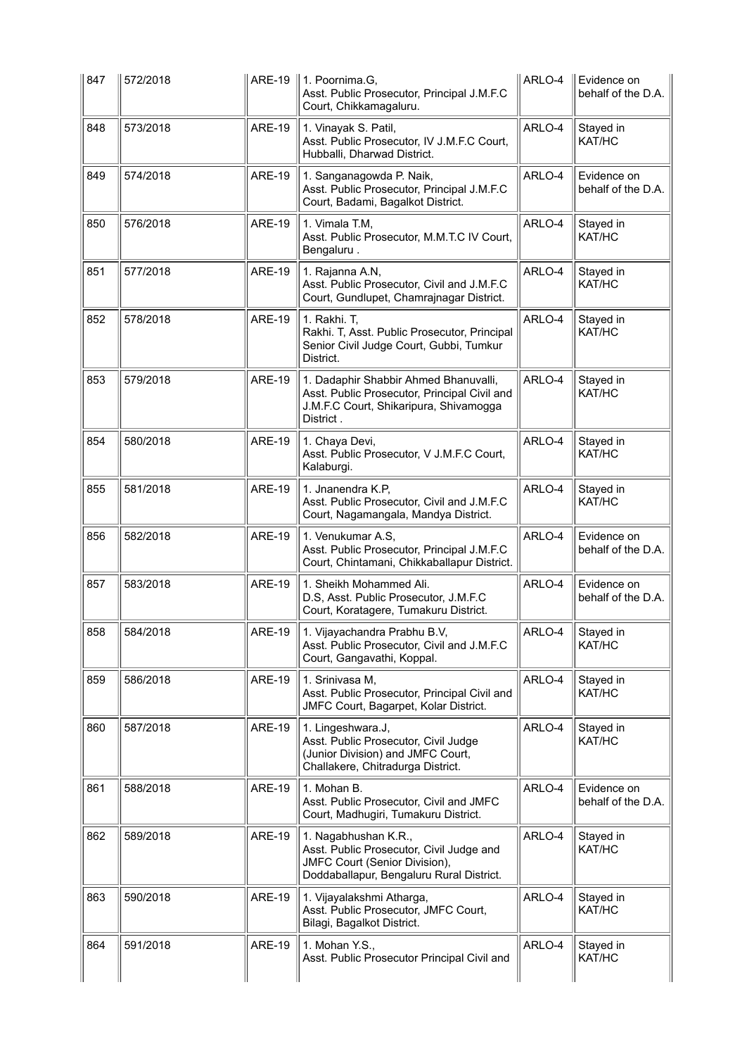| 847 | 572/2018 | ARE-19 | 1. Poornima.G, Asst. Public Prosecutor, Principal J.M.F.C Court, Chikkamagaluru. | ARLO-4 | Evidence on behalf of the D.A. |
|---|---|---|---|---|---|
| 848 | 573/2018 | ARE-19 | 1. Vinayak S. Patil, Asst. Public Prosecutor, IV J.M.F.C Court, Hubballi, Dharwad District. | ARLO-4 | Stayed in KAT/HC |
| 849 | 574/2018 | ARE-19 | 1. Sanganagowda P. Naik, Asst. Public Prosecutor, Principal J.M.F.C Court, Badami, Bagalkot District. | ARLO-4 | Evidence on behalf of the D.A. |
| 850 | 576/2018 | ARE-19 | 1. Vimala T.M, Asst. Public Prosecutor, M.M.T.C IV Court, Bengaluru . | ARLO-4 | Stayed in KAT/HC |
| 851 | 577/2018 | ARE-19 | 1. Rajanna A.N, Asst. Public Prosecutor, Civil and J.M.F.C Court, Gundlupet, Chamrajnagar District. | ARLO-4 | Stayed in KAT/HC |
| 852 | 578/2018 | ARE-19 | 1. Rakhi. T, Rakhi. T, Asst. Public Prosecutor, Principal Senior Civil Judge Court, Gubbi, Tumkur District. | ARLO-4 | Stayed in KAT/HC |
| 853 | 579/2018 | ARE-19 | 1. Dadaphir Shabbir Ahmed Bhanuvalli, Asst. Public Prosecutor, Principal Civil and J.M.F.C Court, Shikaripura, Shivamogga District . | ARLO-4 | Stayed in KAT/HC |
| 854 | 580/2018 | ARE-19 | 1. Chaya Devi, Asst. Public Prosecutor, V J.M.F.C Court, Kalaburgi. | ARLO-4 | Stayed in KAT/HC |
| 855 | 581/2018 | ARE-19 | 1. Jnanendra K.P, Asst. Public Prosecutor, Civil and J.M.F.C Court, Nagamangala, Mandya District. | ARLO-4 | Stayed in KAT/HC |
| 856 | 582/2018 | ARE-19 | 1. Venukumar A.S, Asst. Public Prosecutor, Principal J.M.F.C Court, Chintamani, Chikkaballapur District. | ARLO-4 | Evidence on behalf of the D.A. |
| 857 | 583/2018 | ARE-19 | 1. Sheikh Mohammed Ali. D.S, Asst. Public Prosecutor, J.M.F.C Court, Koratagere, Tumakuru District. | ARLO-4 | Evidence on behalf of the D.A. |
| 858 | 584/2018 | ARE-19 | 1. Vijayachandra Prabhu B.V, Asst. Public Prosecutor, Civil and J.M.F.C Court, Gangavathi, Koppal. | ARLO-4 | Stayed in KAT/HC |
| 859 | 586/2018 | ARE-19 | 1. Srinivasa M, Asst. Public Prosecutor, Principal Civil and JMFC Court, Bagarpet, Kolar District. | ARLO-4 | Stayed in KAT/HC |
| 860 | 587/2018 | ARE-19 | 1. Lingeshwara.J, Asst. Public Prosecutor, Civil Judge (Junior Division) and JMFC Court, Challakere, Chitradurga District. | ARLO-4 | Stayed in KAT/HC |
| 861 | 588/2018 | ARE-19 | 1. Mohan B. Asst. Public Prosecutor, Civil and JMFC Court, Madhugiri, Tumakuru District. | ARLO-4 | Evidence on behalf of the D.A. |
| 862 | 589/2018 | ARE-19 | 1. Nagabhushan K.R., Asst. Public Prosecutor, Civil Judge and JMFC Court (Senior Division), Doddaballapur, Bengaluru Rural District. | ARLO-4 | Stayed in KAT/HC |
| 863 | 590/2018 | ARE-19 | 1. Vijayalakshmi Atharga, Asst. Public Prosecutor, JMFC Court, Bilagi, Bagalkot District. | ARLO-4 | Stayed in KAT/HC |
| 864 | 591/2018 | ARE-19 | 1. Mohan Y.S., Asst. Public Prosecutor Principal Civil and | ARLO-4 | Stayed in KAT/HC |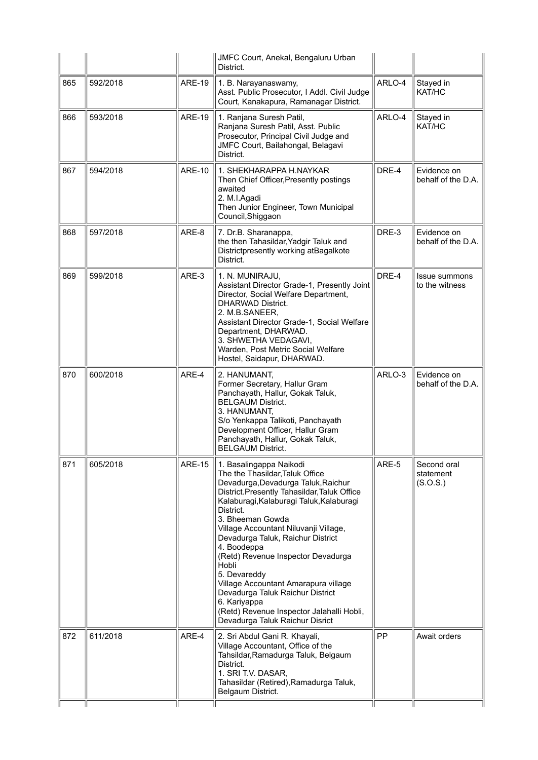| | | | | | |
|---|---|---|---|---|---|
| | | | JMFC Court, Anekal, Bengaluru Urban District. | | |
| 865 | 592/2018 | ARE-19 | 1. B. Narayanaswamy, Asst. Public Prosecutor, I Addl. Civil Judge Court, Kanakapura, Ramanagar District. | ARLO-4 | Stayed in KAT/HC |
| 866 | 593/2018 | ARE-19 | 1. Ranjana Suresh Patil, Ranjana Suresh Patil, Asst. Public Prosecutor, Principal Civil Judge and JMFC Court, Bailahongal, Belagavi District. | ARLO-4 | Stayed in KAT/HC |
| 867 | 594/2018 | ARE-10 | 1. SHEKHARAPPA H.NAYKAR Then Chief Officer,Presently postings awaited<br>2. M.I.Agadi Then Junior Engineer, Town Municipal Council,Shiggaon | DRE-4 | Evidence on behalf of the D.A. |
| 868 | 597/2018 | ARE-8 | 7. Dr.B. Sharanappa, the then Tahasildar,Yadgir Taluk and Districtpresently working atBagalkote District. | DRE-3 | Evidence on behalf of the D.A. |
| 869 | 599/2018 | ARE-3 | 1. N. MUNIRAJU, Assistant Director Grade-1, Presently Joint Director, Social Welfare Department, DHARWAD District.<br>2. M.B.SANEER, Assistant Director Grade-1, Social Welfare Department, DHARWAD.<br>3. SHWETHA VEDAGAVI, Warden, Post Metric Social Welfare Hostel, Saidapur, DHARWAD. | DRE-4 | Issue summons to the witness |
| 870 | 600/2018 | ARE-4 | 2. HANUMANT, Former Secretary, Hallur Gram Panchayath, Hallur, Gokak Taluk, BELGAUM District.<br>3. HANUMANT, S/o Yenkappa Talikoti, Panchayath Development Officer, Hallur Gram Panchayath, Hallur, Gokak Taluk, BELGAUM District. | ARLO-3 | Evidence on behalf of the D.A. |
| 871 | 605/2018 | ARE-15 | 1. Basalingappa Naikodi The the Thasildar,Taluk Office Devadurga,Devadurga Taluk,Raichur District.Presently Tahasildar,Taluk Office Kalaburagi,Kalaburagi Taluk,Kalaburagi District.<br>3. Bheeman Gowda Village Accountant Niluvanji Village, Devadurga Taluk, Raichur District<br>4. Boodeppa (Retd) Revenue Inspector Devadurga Hobli<br>5. Devareddy Village Accountant Amarapura village Devadurga Taluk Raichur District<br>6. Kariyappa (Retd) Revenue Inspector Jalahalli Hobli, Devadurga Taluk Raichur Disrict | ARE-5 | Second oral statement (S.O.S.) |
| 872 | 611/2018 | ARE-4 | 2. Sri Abdul Gani R. Khayali, Village Accountant, Office of the Tahsildar,Ramadurga Taluk, Belgaum District.<br>1. SRI T.V. DASAR, Tahasildar (Retired),Ramadurga Taluk, Belgaum District. | PP | Await orders |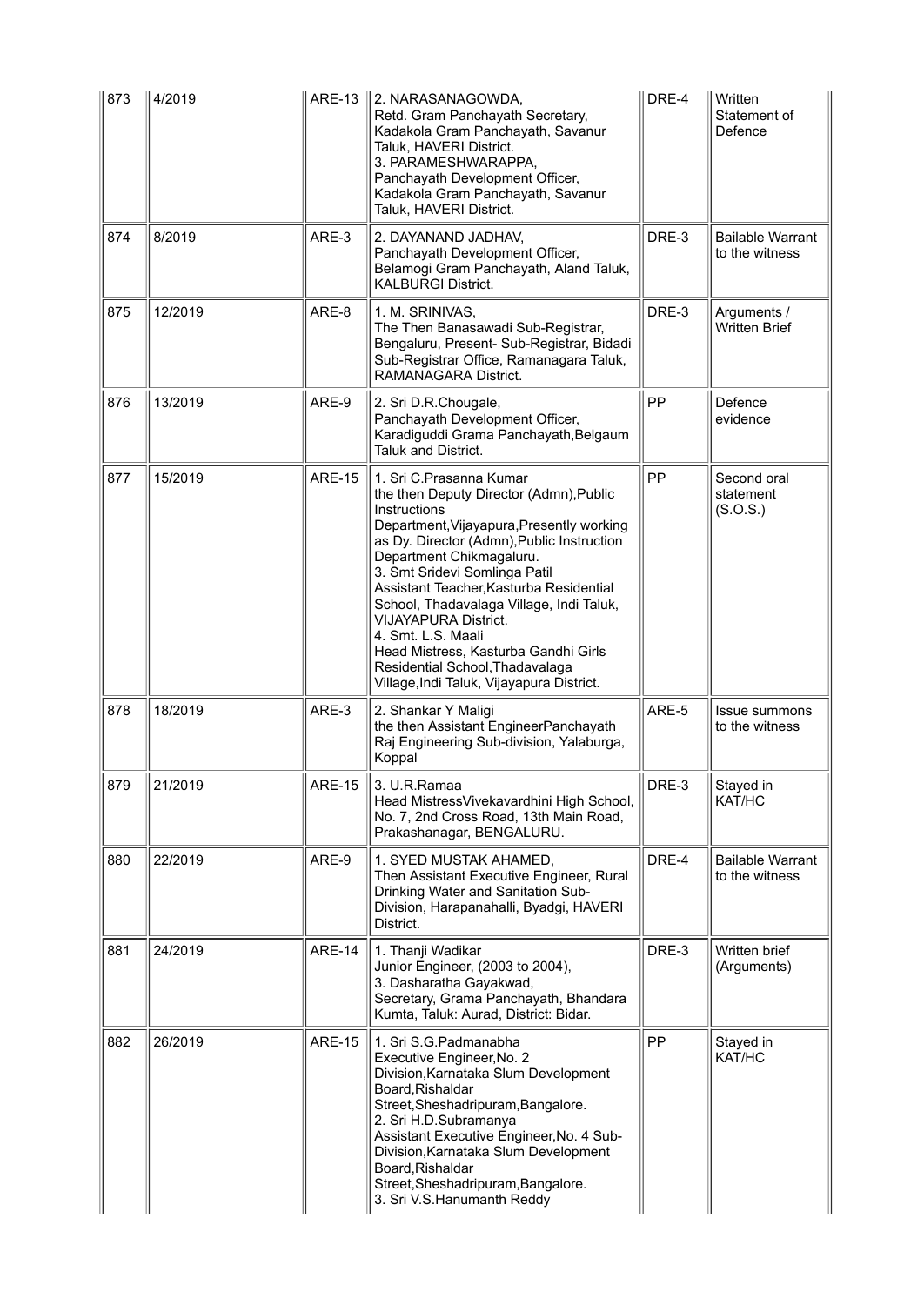| 873 | 4/2019 | ARE-13 | 2. NARASANAGOWDA,<br>Retd. Gram Panchayath Secretary, Kadakola Gram Panchayath, Savanur Taluk, HAVERI District.<br>3. PARAMESHWARAPPA,<br>Panchayath Development Officer, Kadakola Gram Panchayath, Savanur Taluk, HAVERI District. | DRE-4 | Written Statement of Defence |
|---|---|---|---|---|---|
| 874 | 8/2019 | ARE-3 | 2. DAYANAND JADHAV,<br>Panchayath Development Officer, Belamogi Gram Panchayath, Aland Taluk, KALBURGI District. | DRE-3 | Bailable Warrant to the witness |
| 875 | 12/2019 | ARE-8 | 1. M. SRINIVAS,<br>The Then Banasawadi Sub-Registrar, Bengaluru, Present- Sub-Registrar, Bidadi Sub-Registrar Office, Ramanagara Taluk, RAMANAGARA District. | DRE-3 | Arguments / Written Brief |
| 876 | 13/2019 | ARE-9 | 2. Sri D.R.Chougale,<br>Panchayath Development Officer, Karadiguddi Grama Panchayath,Belgaum Taluk and District. | PP | Defence evidence |
| 877 | 15/2019 | ARE-15 | 1. Sri C.Prasanna Kumar<br>the then Deputy Director (Admn),Public Instructions Department,Vijayapura,Presently working as Dy. Director (Admn),Public Instruction Department Chikmagaluru.<br>3. Smt Sridevi Somlinga Patil<br>Assistant Teacher,Kasturba Residential School, Thadavalaga Village, Indi Taluk, VIJAYAPURA District.<br>4. Smt. L.S. Maali<br>Head Mistress, Kasturba Gandhi Girls Residential School,Thadavalaga Village,Indi Taluk, Vijayapura District. | PP | Second oral statement (S.O.S.) |
| 878 | 18/2019 | ARE-3 | 2. Shankar Y Maligi<br>the then Assistant EngineerPanchayath Raj Engineering Sub-division, Yalaburga, Koppal | ARE-5 | Issue summons to the witness |
| 879 | 21/2019 | ARE-15 | 3. U.R.Ramaa<br>Head MistressVivekavardhini High School, No. 7, 2nd Cross Road, 13th Main Road, Prakashanagar, BENGALURU. | DRE-3 | Stayed in KAT/HC |
| 880 | 22/2019 | ARE-9 | 1. SYED MUSTAK AHAMED,<br>Then Assistant Executive Engineer, Rural Drinking Water and Sanitation Sub-Division, Harapanahalli, Byadgi, HAVERI District. | DRE-4 | Bailable Warrant to the witness |
| 881 | 24/2019 | ARE-14 | 1. Thanji Wadikar<br>Junior Engineer, (2003 to 2004),<br>3. Dasharatha Gayakwad,<br>Secretary, Grama Panchayath, Bhandara Kumta, Taluk: Aurad, District: Bidar. | DRE-3 | Written brief (Arguments) |
| 882 | 26/2019 | ARE-15 | 1. Sri S.G.Padmanabha<br>Executive Engineer,No. 2 Division,Karnataka Slum Development Board,Rishaldar Street,Sheshadripuram,Bangalore.<br>2. Sri H.D.Subramanya<br>Assistant Executive Engineer,No. 4 Sub-Division,Karnataka Slum Development Board,Rishaldar Street,Sheshadripuram,Bangalore.<br>3. Sri V.S.Hanumanth Reddy | PP | Stayed in KAT/HC |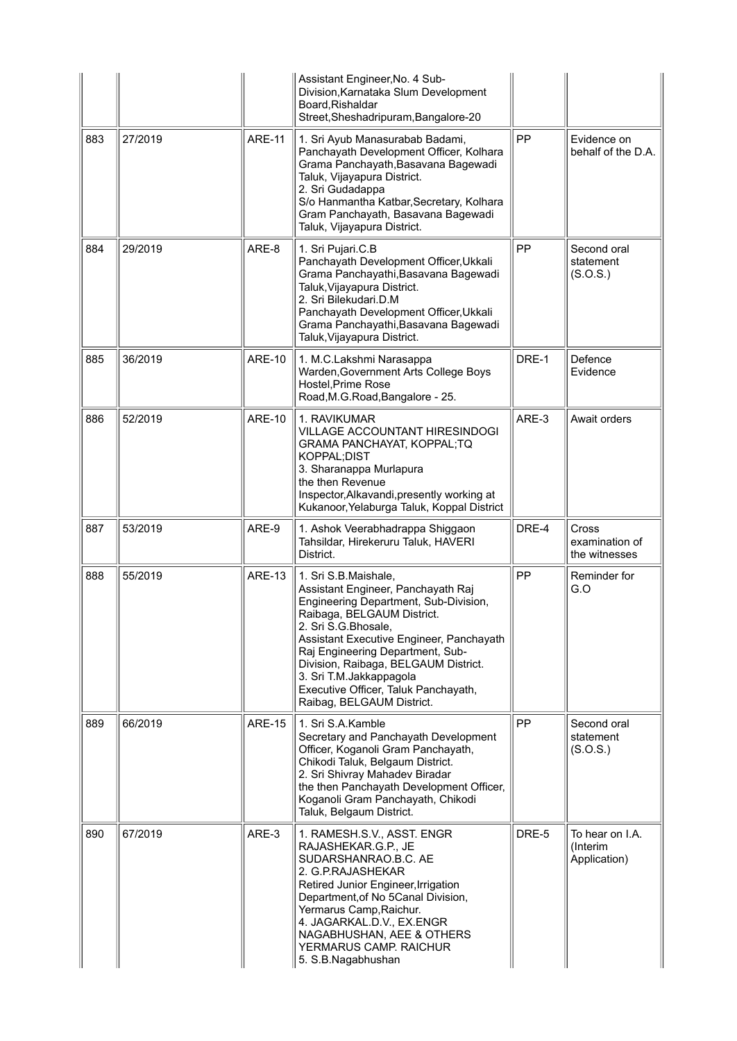| | | | Assistant Engineer,No. 4 Sub-Division,Karnataka Slum Development Board,Rishaldar Street,Sheshadripuram,Bangalore-20 | | |
|---|---|---|---|---|---|
| 883 | 27/2019 | ARE-11 | 1. Sri Ayub Manasurabab Badami, Panchayath Development Officer, Kolhara Grama Panchayath,Basavana Bagewadi Taluk, Vijayapura District.<br>2. Sri Gudadappa S/o Hanmantha Katbar,Secretary, Kolhara Gram Panchayath, Basavana Bagewadi Taluk, Vijayapura District. | PP | Evidence on behalf of the D.A. |
| 884 | 29/2019 | ARE-8 | 1. Sri Pujari.C.B Panchayath Development Officer,Ukkali Grama Panchayathi,Basavana Bagewadi Taluk,Vijayapura District.<br>2. Sri Bilekudari.D.M Panchayath Development Officer,Ukkali Grama Panchayathi,Basavana Bagewadi Taluk,Vijayapura District. | PP | Second oral statement (S.O.S.) |
| 885 | 36/2019 | ARE-10 | 1. M.C.Lakshmi Narasappa Warden,Government Arts College Boys Hostel,Prime Rose Road,M.G.Road,Bangalore - 25. | DRE-1 | Defence Evidence |
| 886 | 52/2019 | ARE-10 | 1. RAVIKUMAR VILLAGE ACCOUNTANT HIRESINDOGI GRAMA PANCHAYAT, KOPPAL;TQ KOPPAL;DIST<br>3. Sharanappa Murlapura the then Revenue Inspector,Alkavandi,presently working at Kukanoor,Yelaburga Taluk, Koppal District | ARE-3 | Await orders |
| 887 | 53/2019 | ARE-9 | 1. Ashok Veerabhadrappa Shiggaon Tahsildar, Hirekeruru Taluk, HAVERI District. | DRE-4 | Cross examination of the witnesses |
| 888 | 55/2019 | ARE-13 | 1. Sri S.B.Maishale, Assistant Engineer, Panchayath Raj Engineering Department, Sub-Division, Raibaga, BELGAUM District.<br>2. Sri S.G.Bhosale, Assistant Executive Engineer, Panchayath Raj Engineering Department, Sub-Division, Raibaga, BELGAUM District.<br>3. Sri T.M.Jakkappagola Executive Officer, Taluk Panchayath, Raibag, BELGAUM District. | PP | Reminder for G.O |
| 889 | 66/2019 | ARE-15 | 1. Sri S.A.Kamble Secretary and Panchayath Development Officer, Koganoli Gram Panchayath, Chikodi Taluk, Belgaum District.<br>2. Sri Shivray Mahadev Biradar the then Panchayath Development Officer, Koganoli Gram Panchayath, Chikodi Taluk, Belgaum District. | PP | Second oral statement (S.O.S.) |
| 890 | 67/2019 | ARE-3 | 1. RAMESH.S.V., ASST. ENGR RAJASHEKAR.G.P., JE SUDARSHANRAO.B.C. AE<br>2. G.P.RAJASHEKAR Retired Junior Engineer,Irrigation Department,of No 5Canal Division, Yermarus Camp,Raichur.<br>4. JAGARKAL.D.V., EX.ENGR NAGABHUSHAN, AEE & OTHERS YERMARUS CAMP. RAICHUR<br>5. S.B.Nagabhushan | DRE-5 | To hear on I.A. (Interim Application) |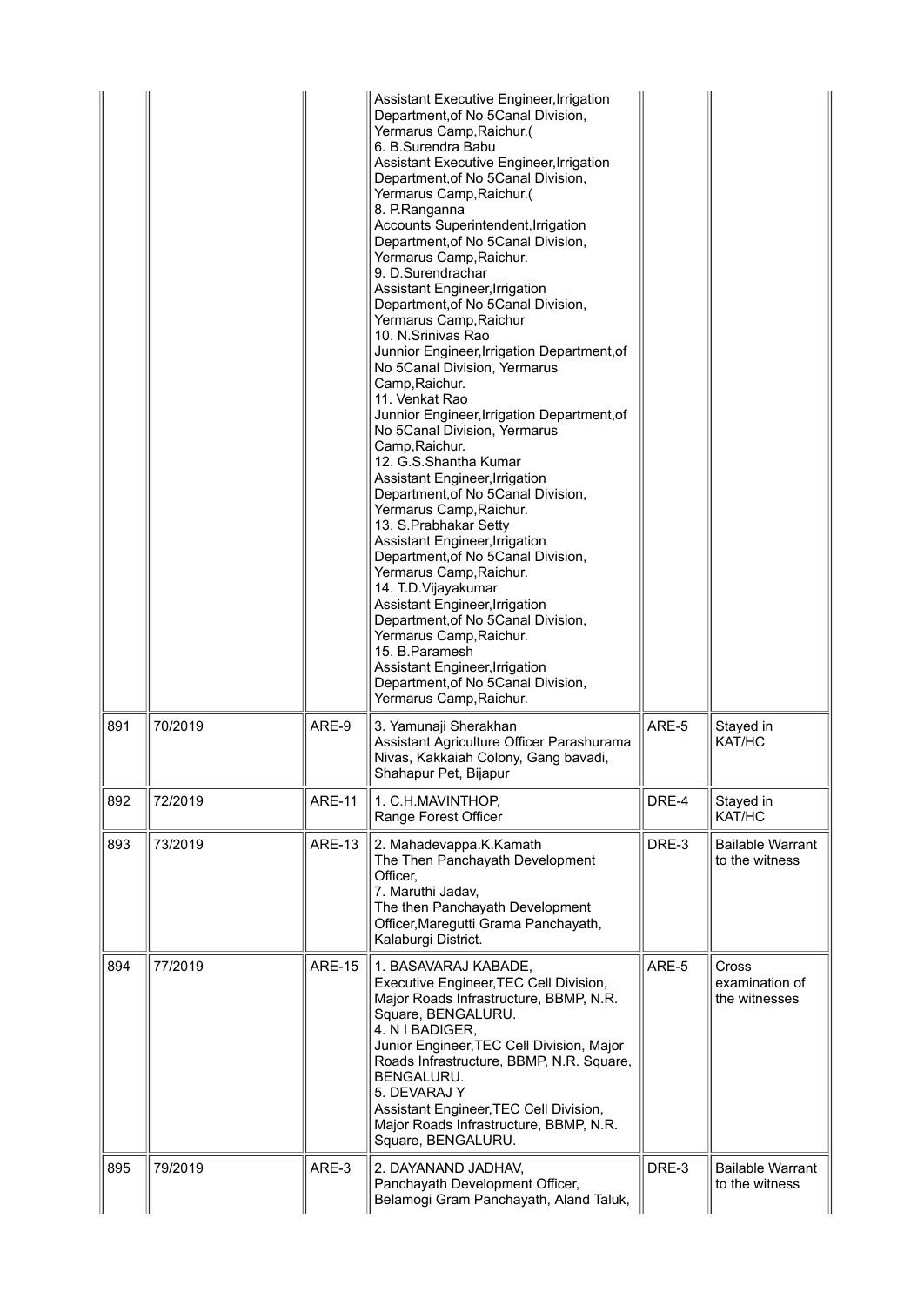| | | | | | |
|---|---|---|---|---|---|
| | | | Assistant Executive Engineer,Irrigation Department,of No 5Canal Division, Yermarus Camp,Raichur.( 6. B.Surendra Babu Assistant Executive Engineer,Irrigation Department,of No 5Canal Division, Yermarus Camp,Raichur.( 8. P.Ranganna Accounts Superintendent,Irrigation Department,of No 5Canal Division, Yermarus Camp,Raichur. 9. D.Surendrachar Assistant Engineer,Irrigation Department,of No 5Canal Division, Yermarus Camp,Raichur 10. N.Srinivas Rao Junnior Engineer,Irrigation Department,of No 5Canal Division, Yermarus Camp,Raichur. 11. Venkat Rao Junnior Engineer,Irrigation Department,of No 5Canal Division, Yermarus Camp,Raichur. 12. G.S.Shantha Kumar Assistant Engineer,Irrigation Department,of No 5Canal Division, Yermarus Camp,Raichur. 13. S.Prabhakar Setty Assistant Engineer,Irrigation Department,of No 5Canal Division, Yermarus Camp,Raichur. 14. T.D.Vijayakumar Assistant Engineer,Irrigation Department,of No 5Canal Division, Yermarus Camp,Raichur. 15. B.Paramesh Assistant Engineer,Irrigation Department,of No 5Canal Division, Yermarus Camp,Raichur. | | |
| 891 | 70/2019 | ARE-9 | 3. Yamunaji Sherakhan Assistant Agriculture Officer Parashurama Nivas, Kakkaiah Colony, Gang bavadi, Shahapur Pet, Bijapur | ARE-5 | Stayed in KAT/HC |
| 892 | 72/2019 | ARE-11 | 1. C.H.MAVINTHOP, Range Forest Officer | DRE-4 | Stayed in KAT/HC |
| 893 | 73/2019 | ARE-13 | 2. Mahadevappa.K.Kamath The Then Panchayath Development Officer, 7. Maruthi Jadav, The then Panchayath Development Officer,Maregutti Grama Panchayath, Kalaburgi District. | DRE-3 | Bailable Warrant to the witness |
| 894 | 77/2019 | ARE-15 | 1. BASAVARAJ KABADE, Executive Engineer,TEC Cell Division, Major Roads Infrastructure, BBMP, N.R. Square, BENGALURU. 4. N I BADIGER, Junior Engineer,TEC Cell Division, Major Roads Infrastructure, BBMP, N.R. Square, BENGALURU. 5. DEVARAJ Y Assistant Engineer,TEC Cell Division, Major Roads Infrastructure, BBMP, N.R. Square, BENGALURU. | ARE-5 | Cross examination of the witnesses |
| 895 | 79/2019 | ARE-3 | 2. DAYANAND JADHAV, Panchayath Development Officer, Belamogi Gram Panchayath, Aland Taluk, | DRE-3 | Bailable Warrant to the witness |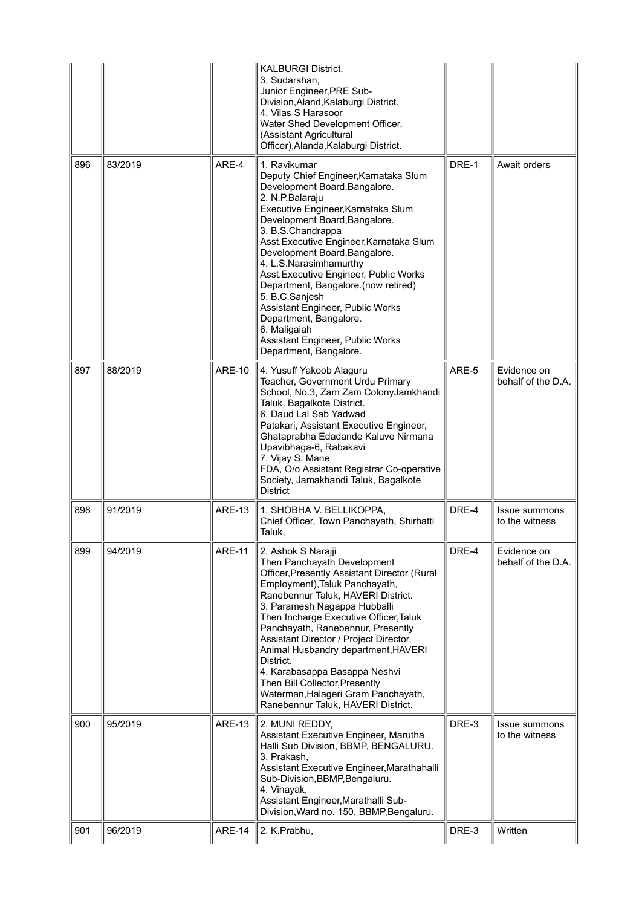| | | | | | |
|---|---|---|---|---|---|
| | | | KALBURGI District.<br>3. Sudarshan,<br>Junior Engineer,PRE Sub-Division,Aland,Kalaburgi District.<br>4. Vilas S Harasoor<br>Water Shed Development Officer, (Assistant Agricultural Officer),Alanda,Kalaburgi District. | | |
| 896 | 83/2019 | ARE-4 | 1. Ravikumar<br>Deputy Chief Engineer,Karnataka Slum Development Board,Bangalore.<br>2. N.P.Balaraju<br>Executive Engineer,Karnataka Slum Development Board,Bangalore.<br>3. B.S.Chandrappa<br>Asst.Executive Engineer,Karnataka Slum Development Board,Bangalore.<br>4. L.S.Narasimhamurthy<br>Asst.Executive Engineer, Public Works Department, Bangalore.(now retired)<br>5. B.C.Sanjesh<br>Assistant Engineer, Public Works Department, Bangalore.<br>6. Maligaiah<br>Assistant Engineer, Public Works Department, Bangalore. | DRE-1 | Await orders |
| 897 | 88/2019 | ARE-10 | 4. Yusuff Yakoob Alaguru<br>Teacher, Government Urdu Primary School, No.3, Zam Zam ColonyJamkhandi Taluk, Bagalkote District.<br>6. Daud Lal Sab Yadwad<br>Patakari, Assistant Executive Engineer, Ghataprabha Edadande Kaluve Nirmana Upavibhaga-6, Rabakavi<br>7. Vijay S. Mane<br>FDA, O/o Assistant Registrar Co-operative Society, Jamakhandi Taluk, Bagalkote District | ARE-5 | Evidence on behalf of the D.A. |
| 898 | 91/2019 | ARE-13 | 1. SHOBHA V. BELLIKOPPA,<br>Chief Officer, Town Panchayath, Shirhatti Taluk, | DRE-4 | Issue summons to the witness |
| 899 | 94/2019 | ARE-11 | 2. Ashok S Narajji<br>Then Panchayath Development Officer,Presently Assistant Director (Rural Employment),Taluk Panchayath, Ranebennur Taluk, HAVERI District.<br>3. Paramesh Nagappa Hubballi<br>Then Incharge Executive Officer,Taluk Panchayath, Ranebennur, Presently Assistant Director / Project Director, Animal Husbandry department,HAVERI District.<br>4. Karabasappa Basappa Neshvi<br>Then Bill Collector,Presently Waterman,Halageri Gram Panchayath, Ranebennur Taluk, HAVERI District. | DRE-4 | Evidence on behalf of the D.A. |
| 900 | 95/2019 | ARE-13 | 2. MUNI REDDY,<br>Assistant Executive Engineer, Marutha Halli Sub Division, BBMP, BENGALURU.<br>3. Prakash,<br>Assistant Executive Engineer,Marathahalli Sub-Division,BBMP,Bengaluru.<br>4. Vinayak,<br>Assistant Engineer,Marathalli Sub-Division,Ward no. 150, BBMP,Bengaluru. | DRE-3 | Issue summons to the witness |
| 901 | 96/2019 | ARE-14 | 2. K.Prabhu, | DRE-3 | Written |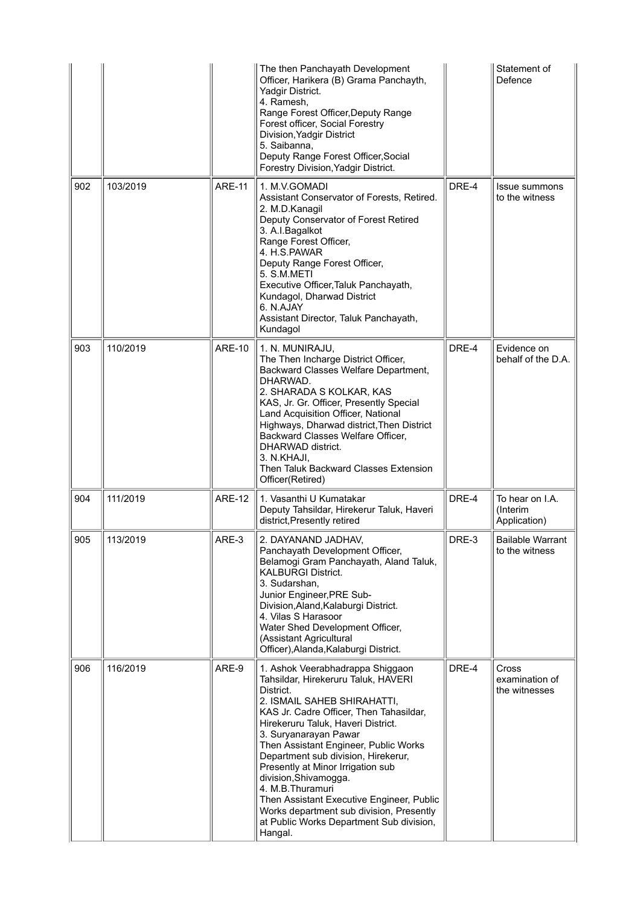| | | | The then Panchayath Development Officer, Harikera (B) Grama Panchayth, Yadgir District.<br>4. Ramesh,<br>Range Forest Officer,Deputy Range Forest officer, Social Forestry Division,Yadgir District<br>5. Saibanna,<br>Deputy Range Forest Officer,Social Forestry Division,Yadgir District. | | Statement of Defence |
|---|---|---|---|---|---|
| 902 | 103/2019 | ARE-11 | 1. M.V.GOMADI<br>Assistant Conservator of Forests, Retired.<br>2. M.D.Kanagil<br>Deputy Conservator of Forest Retired<br>3. A.I.Bagalkot<br>Range Forest Officer,<br>4. H.S.PAWAR<br>Deputy Range Forest Officer,<br>5. S.M.METI<br>Executive Officer,Taluk Panchayath, Kundagol, Dharwad District<br>6. N.AJAY<br>Assistant Director, Taluk Panchayath, Kundagol | DRE-4 | Issue summons to the witness |
| 903 | 110/2019 | ARE-10 | 1. N. MUNIRAJU,<br>The Then Incharge District Officer, Backward Classes Welfare Department, DHARWAD.<br>2. SHARADA S KOLKAR, KAS<br>KAS, Jr. Gr. Officer, Presently Special Land Acquisition Officer, National Highways, Dharwad district,Then District Backward Classes Welfare Officer, DHARWAD district.<br>3. N.KHAJI,<br>Then Taluk Backward Classes Extension Officer(Retired) | DRE-4 | Evidence on behalf of the D.A. |
| 904 | 111/2019 | ARE-12 | 1. Vasanthi U Kumatakar<br>Deputy Tahsildar, Hirekerur Taluk, Haveri district,Presently retired | DRE-4 | To hear on I.A. (Interim Application) |
| 905 | 113/2019 | ARE-3 | 2. DAYANAND JADHAV,<br>Panchayath Development Officer, Belamogi Gram Panchayath, Aland Taluk, KALBURGI District.<br>3. Sudarshan,<br>Junior Engineer,PRE Sub-Division,Aland,Kalaburgi District.<br>4. Vilas S Harasoor<br>Water Shed Development Officer, (Assistant Agricultural Officer),Alanda,Kalaburgi District. | DRE-3 | Bailable Warrant to the witness |
| 906 | 116/2019 | ARE-9 | 1. Ashok Veerabhadrappa Shiggaon<br>Tahsildar, Hirekeruru Taluk, HAVERI District.<br>2. ISMAIL SAHEB SHIRAHATTI,<br>KAS Jr. Cadre Officer, Then Tahasildar, Hirekeruru Taluk, Haveri District.<br>3. Suryanarayan Pawar<br>Then Assistant Engineer, Public Works Department sub division, Hirekerur, Presently at Minor Irrigation sub division,Shivamogga.<br>4. M.B.Thuramuri<br>Then Assistant Executive Engineer, Public Works department sub division, Presently at Public Works Department Sub division, Hangal. | DRE-4 | Cross examination of the witnesses |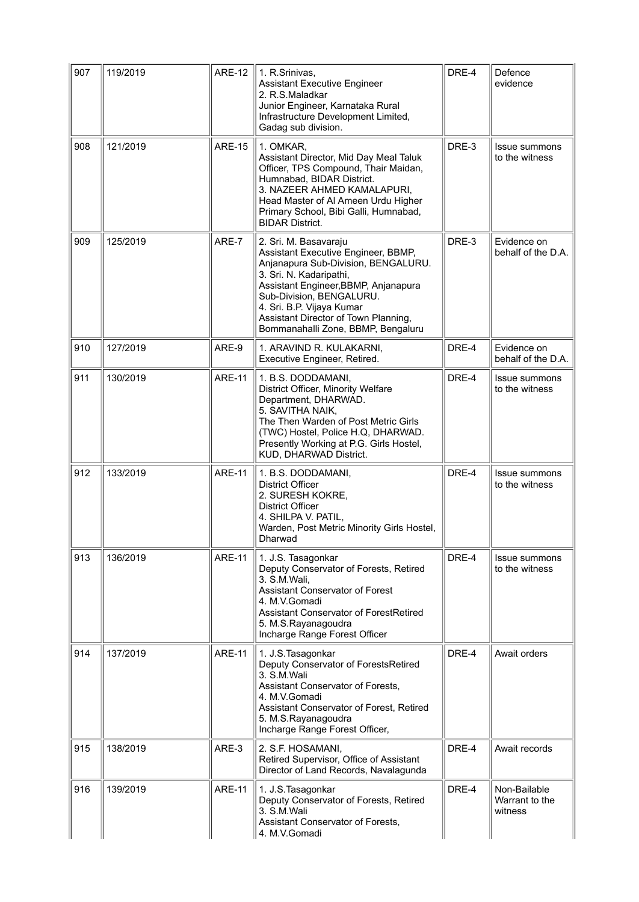| 907 | 119/2019 | ARE-12 | 1. R.Srinivas,<br>Assistant Executive Engineer<br>2. R.S.Maladkar<br>Junior Engineer, Karnataka Rural Infrastructure Development Limited, Gadag sub division. | DRE-4 | Defence evidence |
|---|---|---|---|---|---|
| 908 | 121/2019 | ARE-15 | 1. OMKAR,<br>Assistant Director, Mid Day Meal Taluk Officer, TPS Compound, Thair Maidan, Humnabad, BIDAR District.<br>3. NAZEER AHMED KAMALAPURI,<br>Head Master of Al Ameen Urdu Higher Primary School, Bibi Galli, Humnabad, BIDAR District. | DRE-3 | Issue summons to the witness |
| 909 | 125/2019 | ARE-7 | 2. Sri. M. Basavaraju<br>Assistant Executive Engineer, BBMP, Anjanapura Sub-Division, BENGALURU.<br>3. Sri. N. Kadaripathi,<br>Assistant Engineer,BBMP, Anjanapura Sub-Division, BENGALURU.<br>4. Sri. B.P. Vijaya Kumar<br>Assistant Director of Town Planning, Bommanahalli Zone, BBMP, Bengaluru | DRE-3 | Evidence on behalf of the D.A. |
| 910 | 127/2019 | ARE-9 | 1. ARAVIND R. KULAKARNI,<br>Executive Engineer, Retired. | DRE-4 | Evidence on behalf of the D.A. |
| 911 | 130/2019 | ARE-11 | 1. B.S. DODDAMANI,<br>District Officer, Minority Welfare Department, DHARWAD.<br>5. SAVITHA NAIK,<br>The Then Warden of Post Metric Girls (TWC) Hostel, Police H.Q, DHARWAD. Presently Working at P.G. Girls Hostel, KUD, DHARWAD District. | DRE-4 | Issue summons to the witness |
| 912 | 133/2019 | ARE-11 | 1. B.S. DODDAMANI,<br>District Officer<br>2. SURESH KOKRE,<br>District Officer<br>4. SHILPA V. PATIL,<br>Warden, Post Metric Minority Girls Hostel, Dharwad | DRE-4 | Issue summons to the witness |
| 913 | 136/2019 | ARE-11 | 1. J.S. Tasagonkar<br>Deputy Conservator of Forests, Retired<br>3. S.M.Wali,<br>Assistant Conservator of Forest<br>4. M.V.Gomadi<br>Assistant Conservator of ForestRetired<br>5. M.S.Rayanagoudra<br>Incharge Range Forest Officer | DRE-4 | Issue summons to the witness |
| 914 | 137/2019 | ARE-11 | 1. J.S.Tasagonkar<br>Deputy Conservator of ForestsRetired<br>3. S.M.Wali<br>Assistant Conservator of Forests,<br>4. M.V.Gomadi<br>Assistant Conservator of Forest, Retired<br>5. M.S.Rayanagoudra<br>Incharge Range Forest Officer, | DRE-4 | Await orders |
| 915 | 138/2019 | ARE-3 | 2. S.F. HOSAMANI,<br>Retired Supervisor, Office of Assistant Director of Land Records, Navalagunda | DRE-4 | Await records |
| 916 | 139/2019 | ARE-11 | 1. J.S.Tasagonkar<br>Deputy Conservator of Forests, Retired<br>3. S.M.Wali<br>Assistant Conservator of Forests,<br>4. M.V.Gomadi | DRE-4 | Non-Bailable Warrant to the witness |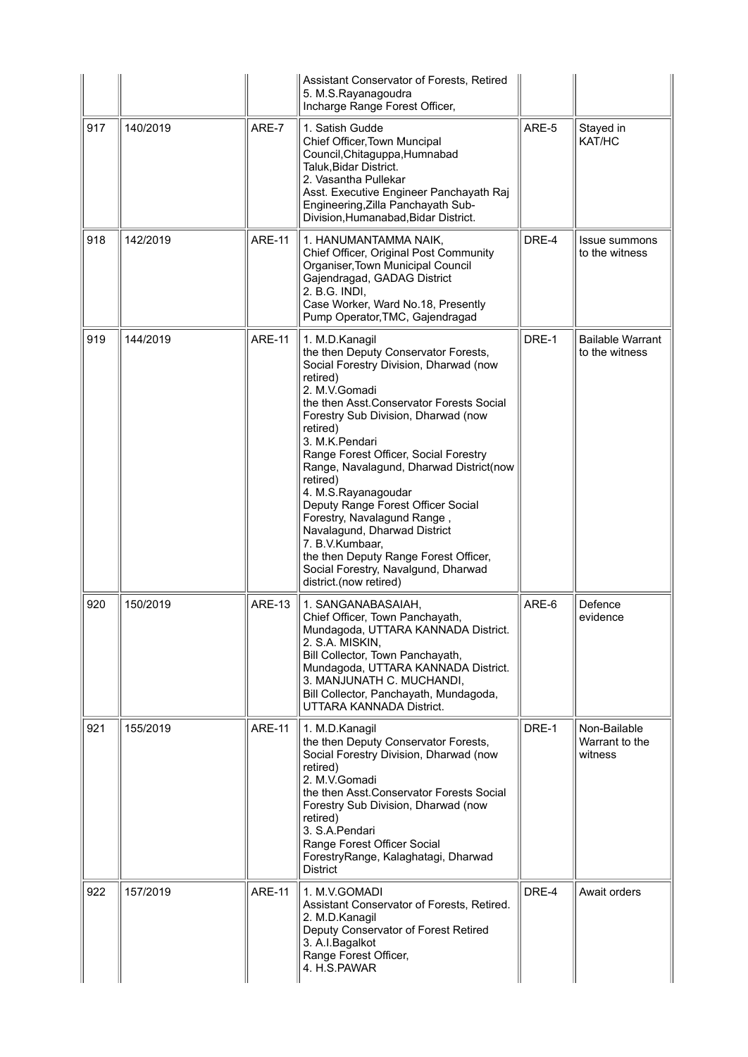|  |  |  | Assistant Conservator of Forests, Retired<br>5. M.S.Rayanagoudra<br>Incharge Range Forest Officer, |  |  |
|---|---|---|---|---|---|
| 917 | 140/2019 | ARE-7 | 1. Satish Gudde<br>Chief Officer,Town Muncipal Council,Chitaguppa,Humnabad Taluk,Bidar District.<br>2. Vasantha Pullekar<br>Asst. Executive Engineer Panchayath Raj Engineering,Zilla Panchayath Sub-Division,Humanabad,Bidar District. | ARE-5 | Stayed in KAT/HC |
| 918 | 142/2019 | ARE-11 | 1. HANUMANTAMMA NAIK,<br>Chief Officer, Original Post Community Organiser,Town Municipal Council Gajendragad, GADAG District<br>2. B.G. INDI,<br>Case Worker, Ward No.18, Presently Pump Operator,TMC, Gajendragad | DRE-4 | Issue summons to the witness |
| 919 | 144/2019 | ARE-11 | 1. M.D.Kanagil<br>the then Deputy Conservator Forests, Social Forestry Division, Dharwad (now retired)<br>2. M.V.Gomadi<br>the then Asst.Conservator Forests Social Forestry Sub Division, Dharwad (now retired)<br>3. M.K.Pendari<br>Range Forest Officer, Social Forestry Range, Navalagund, Dharwad District(now retired)<br>4. M.S.Rayanagoudar<br>Deputy Range Forest Officer Social Forestry, Navalagund Range , Navalagund, Dharwad District<br>7. B.V.Kumbaar,<br>the then Deputy Range Forest Officer, Social Forestry, Navalgund, Dharwad district.(now retired) | DRE-1 | Bailable Warrant to the witness |
| 920 | 150/2019 | ARE-13 | 1. SANGANABASAIAH,<br>Chief Officer, Town Panchayath, Mundagoda, UTTARA KANNADA District.<br>2. S.A. MISKIN,<br>Bill Collector, Town Panchayath, Mundagoda, UTTARA KANNADA District.<br>3. MANJUNATH C. MUCHANDI,<br>Bill Collector, Panchayath, Mundagoda, UTTARA KANNADA District. | ARE-6 | Defence evidence |
| 921 | 155/2019 | ARE-11 | 1. M.D.Kanagil<br>the then Deputy Conservator Forests, Social Forestry Division, Dharwad (now retired)<br>2. M.V.Gomadi<br>the then Asst.Conservator Forests Social Forestry Sub Division, Dharwad (now retired)<br>3. S.A.Pendari<br>Range Forest Officer Social ForestryRange, Kalaghatagi, Dharwad District | DRE-1 | Non-Bailable Warrant to the witness |
| 922 | 157/2019 | ARE-11 | 1. M.V.GOMADI<br>Assistant Conservator of Forests, Retired.<br>2. M.D.Kanagil<br>Deputy Conservator of Forest Retired<br>3. A.I.Bagalkot<br>Range Forest Officer,<br>4. H.S.PAWAR | DRE-4 | Await orders |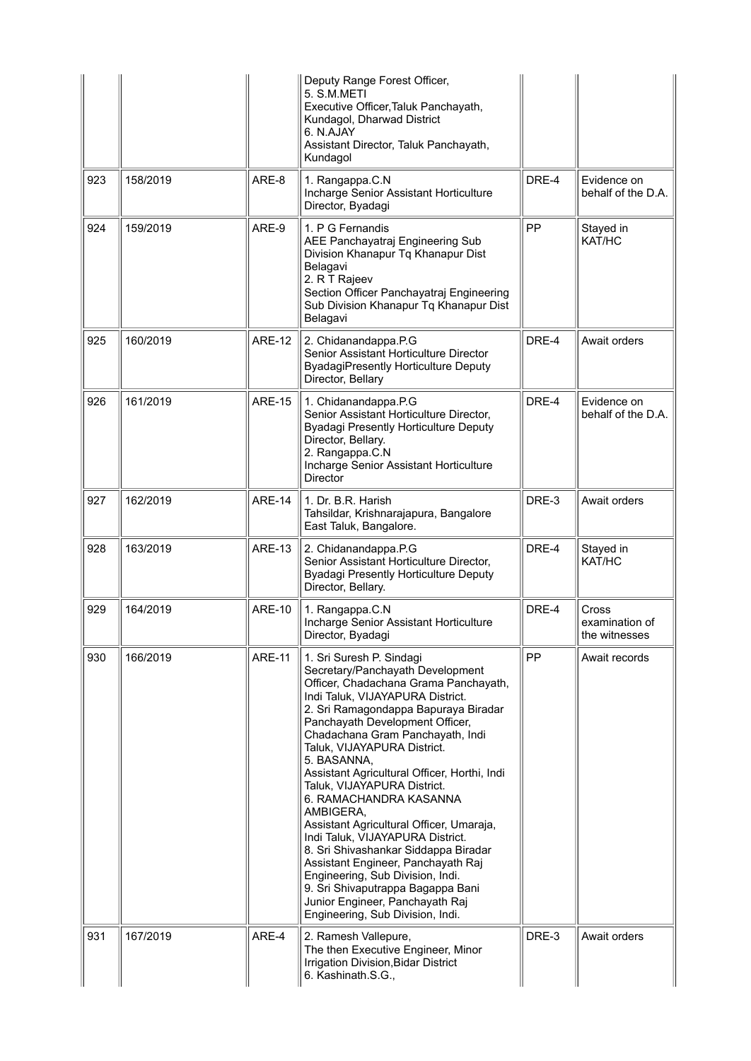|  |  |  |  |  |  |
|---|---|---|---|---|---|
|  |  |  | Deputy Range Forest Officer,<br>5. S.M.METI<br>Executive Officer,Taluk Panchayath, Kundagol, Dharwad District<br>6. N.AJAY<br>Assistant Director, Taluk Panchayath, Kundagol |  |  |
| 923 | 158/2019 | ARE-8 | 1. Rangappa.C.N<br>Incharge Senior Assistant Horticulture Director, Byadagi | DRE-4 | Evidence on behalf of the D.A. |
| 924 | 159/2019 | ARE-9 | 1. P G Fernandis<br>AEE Panchayatraj Engineering Sub Division Khanapur Tq Khanapur Dist Belagavi<br>2. R T Rajeev<br>Section Officer Panchayatraj Engineering Sub Division Khanapur Tq Khanapur Dist Belagavi | PP | Stayed in KAT/HC |
| 925 | 160/2019 | ARE-12 | 2. Chidanandappa.P.G<br>Senior Assistant Horticulture Director ByadagiPresently Horticulture Deputy Director, Bellary | DRE-4 | Await orders |
| 926 | 161/2019 | ARE-15 | 1. Chidanandappa.P.G<br>Senior Assistant Horticulture Director, Byadagi Presently Horticulture Deputy Director, Bellary.<br>2. Rangappa.C.N<br>Incharge Senior Assistant Horticulture Director | DRE-4 | Evidence on behalf of the D.A. |
| 927 | 162/2019 | ARE-14 | 1. Dr. B.R. Harish<br>Tahsildar, Krishnarajapura, Bangalore East Taluk, Bangalore. | DRE-3 | Await orders |
| 928 | 163/2019 | ARE-13 | 2. Chidanandappa.P.G<br>Senior Assistant Horticulture Director, Byadagi Presently Horticulture Deputy Director, Bellary. | DRE-4 | Stayed in KAT/HC |
| 929 | 164/2019 | ARE-10 | 1. Rangappa.C.N<br>Incharge Senior Assistant Horticulture Director, Byadagi | DRE-4 | Cross examination of the witnesses |
| 930 | 166/2019 | ARE-11 | 1. Sri Suresh P. Sindagi<br>Secretary/Panchayath Development Officer, Chadachana Grama Panchayath, Indi Taluk, VIJAYAPURA District.<br>2. Sri Ramagondappa Bapuraya Biradar<br>Panchayath Development Officer, Chadachana Gram Panchayath, Indi Taluk, VIJAYAPURA District.<br>5. BASANNA,<br>Assistant Agricultural Officer, Horthi, Indi Taluk, VIJAYAPURA District.<br>6. RAMACHANDRA KASANNA AMBIGERA,<br>Assistant Agricultural Officer, Umaraja, Indi Taluk, VIJAYAPURA District.<br>8. Sri Shivashankar Siddappa Biradar<br>Assistant Engineer, Panchayath Raj Engineering, Sub Division, Indi.<br>9. Sri Shivaputrappa Bagappa Bani<br>Junior Engineer, Panchayath Raj Engineering, Sub Division, Indi. | PP | Await records |
| 931 | 167/2019 | ARE-4 | 2. Ramesh Vallepure,<br>The then Executive Engineer, Minor Irrigation Division,Bidar District<br>6. Kashinath.S.G., | DRE-3 | Await orders |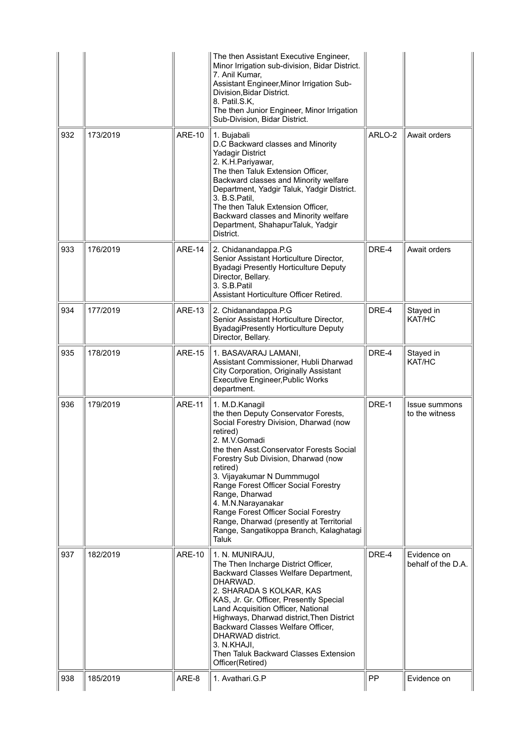|  |  |  | The then Assistant Executive Engineer, Minor Irrigation sub-division, Bidar District.<br>7. Anil Kumar,<br>Assistant Engineer,Minor Irrigation Sub-Division,Bidar District.<br>8. Patil.S.K,<br>The then Junior Engineer, Minor Irrigation Sub-Division, Bidar District. |  |  |
|---|---|---|---|---|---|
| 932 | 173/2019 | ARE-10 | 1. Bujabali<br>D.C Backward classes and Minority Yadagir District<br>2. K.H.Pariyawar,<br>The then Taluk Extension Officer, Backward classes and Minority welfare Department, Yadgir Taluk, Yadgir District.<br>3. B.S.Patil,<br>The then Taluk Extension Officer, Backward classes and Minority welfare Department, ShahapurTaluk, Yadgir District. | ARLO-2 | Await orders |
| 933 | 176/2019 | ARE-14 | 2. Chidanandappa.P.G<br>Senior Assistant Horticulture Director, Byadagi Presently Horticulture Deputy Director, Bellary.<br>3. S.B.Patil<br>Assistant Horticulture Officer Retired. | DRE-4 | Await orders |
| 934 | 177/2019 | ARE-13 | 2. Chidanandappa.P.G<br>Senior Assistant Horticulture Director, ByadagiPresently Horticulture Deputy Director, Bellary. | DRE-4 | Stayed in KAT/HC |
| 935 | 178/2019 | ARE-15 | 1. BASAVARAJ LAMANI,<br>Assistant Commissioner, Hubli Dharwad City Corporation, Originally Assistant Executive Engineer,Public Works department. | DRE-4 | Stayed in KAT/HC |
| 936 | 179/2019 | ARE-11 | 1. M.D.Kanagil<br>the then Deputy Conservator Forests, Social Forestry Division, Dharwad (now retired)<br>2. M.V.Gomadi<br>the then Asst.Conservator Forests Social Forestry Sub Division, Dharwad (now retired)<br>3. Vijayakumar N Dummmugol<br>Range Forest Officer Social Forestry Range, Dharwad<br>4. M.N.Narayanakar<br>Range Forest Officer Social Forestry Range, Dharwad (presently at Territorial Range, Sangatikoppa Branch, Kalaghatagi Taluk | DRE-1 | Issue summons to the witness |
| 937 | 182/2019 | ARE-10 | 1. N. MUNIRAJU,<br>The Then Incharge District Officer, Backward Classes Welfare Department, DHARWAD.<br>2. SHARADA S KOLKAR, KAS<br>KAS, Jr. Gr. Officer, Presently Special Land Acquisition Officer, National Highways, Dharwad district,Then District Backward Classes Welfare Officer, DHARWAD district.<br>3. N.KHAJI,<br>Then Taluk Backward Classes Extension Officer(Retired) | DRE-4 | Evidence on behalf of the D.A. |
| 938 | 185/2019 | ARE-8 | 1. Avathari.G.P | PP | Evidence on |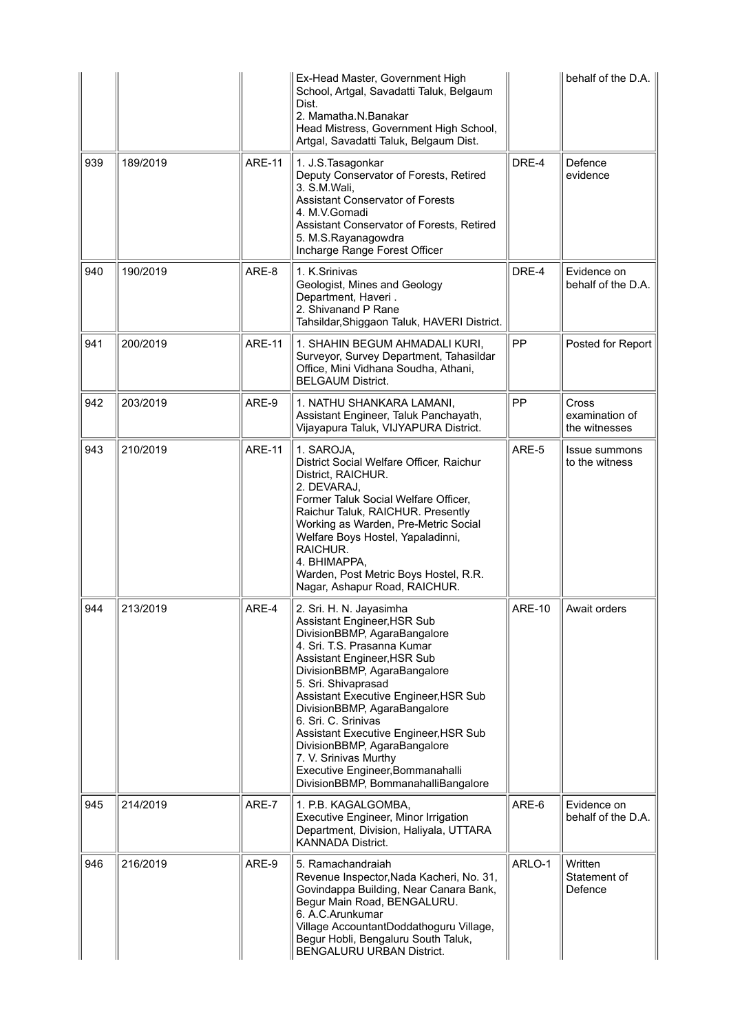| | | | | | |
|---|---|---|---|---|---|
| | | | Ex-Head Master, Government High School, Artgal, Savadatti Taluk, Belgaum Dist.<br>2. Mamatha.N.Banakar<br>Head Mistress, Government High School, Artgal, Savadatti Taluk, Belgaum Dist. | | behalf of the D.A. |
| 939 | 189/2019 | ARE-11 | 1. J.S.Tasagonkar<br>Deputy Conservator of Forests, Retired<br>3. S.M.Wali,<br>Assistant Conservator of Forests<br>4. M.V.Gomadi<br>Assistant Conservator of Forests, Retired<br>5. M.S.Rayanagowdra<br>Incharge Range Forest Officer | DRE-4 | Defence evidence |
| 940 | 190/2019 | ARE-8 | 1. K.Srinivas<br>Geologist, Mines and Geology Department, Haveri .<br>2. Shivanand P Rane<br>Tahsildar,Shiggaon Taluk, HAVERI District. | DRE-4 | Evidence on behalf of the D.A. |
| 941 | 200/2019 | ARE-11 | 1. SHAHIN BEGUM AHMADALI KURI, Surveyor, Survey Department, Tahasildar Office, Mini Vidhana Soudha, Athani, BELGAUM District. | PP | Posted for Report |
| 942 | 203/2019 | ARE-9 | 1. NATHU SHANKARA LAMANI, Assistant Engineer, Taluk Panchayath, Vijayapura Taluk, VIJYAPURA District. | PP | Cross examination of the witnesses |
| 943 | 210/2019 | ARE-11 | 1. SAROJA,<br>District Social Welfare Officer, Raichur District, RAICHUR.<br>2. DEVARAJ,<br>Former Taluk Social Welfare Officer, Raichur Taluk, RAICHUR. Presently Working as Warden, Pre-Metric Social Welfare Boys Hostel, Yapaladinni, RAICHUR.<br>4. BHIMAPPA,<br>Warden, Post Metric Boys Hostel, R.R. Nagar, Ashapur Road, RAICHUR. | ARE-5 | Issue summons to the witness |
| 944 | 213/2019 | ARE-4 | 2. Sri. H. N. Jayasimha<br>Assistant Engineer,HSR Sub DivisionBBMP, AgaraBangalore<br>4. Sri. T.S. Prasanna Kumar<br>Assistant Engineer,HSR Sub DivisionBBMP, AgaraBangalore<br>5. Sri. Shivaprasad<br>Assistant Executive Engineer,HSR Sub DivisionBBMP, AgaraBangalore<br>6. Sri. C. Srinivas<br>Assistant Executive Engineer,HSR Sub DivisionBBMP, AgaraBangalore<br>7. V. Srinivas Murthy<br>Executive Engineer,Bommanahalli DivisionBBMP, BommanahalliBangalore | ARE-10 | Await orders |
| 945 | 214/2019 | ARE-7 | 1. P.B. KAGALGOMBA,<br>Executive Engineer, Minor Irrigation Department, Division, Haliyala, UTTARA KANNADA District. | ARE-6 | Evidence on behalf of the D.A. |
| 946 | 216/2019 | ARE-9 | 5. Ramachandraiah<br>Revenue Inspector,Nada Kacheri, No. 31, Govindappa Building, Near Canara Bank, Begur Main Road, BENGALURU.<br>6. A.C.Arunkumar<br>Village AccountantDoddathoguru Village, Begur Hobli, Bengaluru South Taluk, BENGALURU URBAN District. | ARLO-1 | Written Statement of Defence |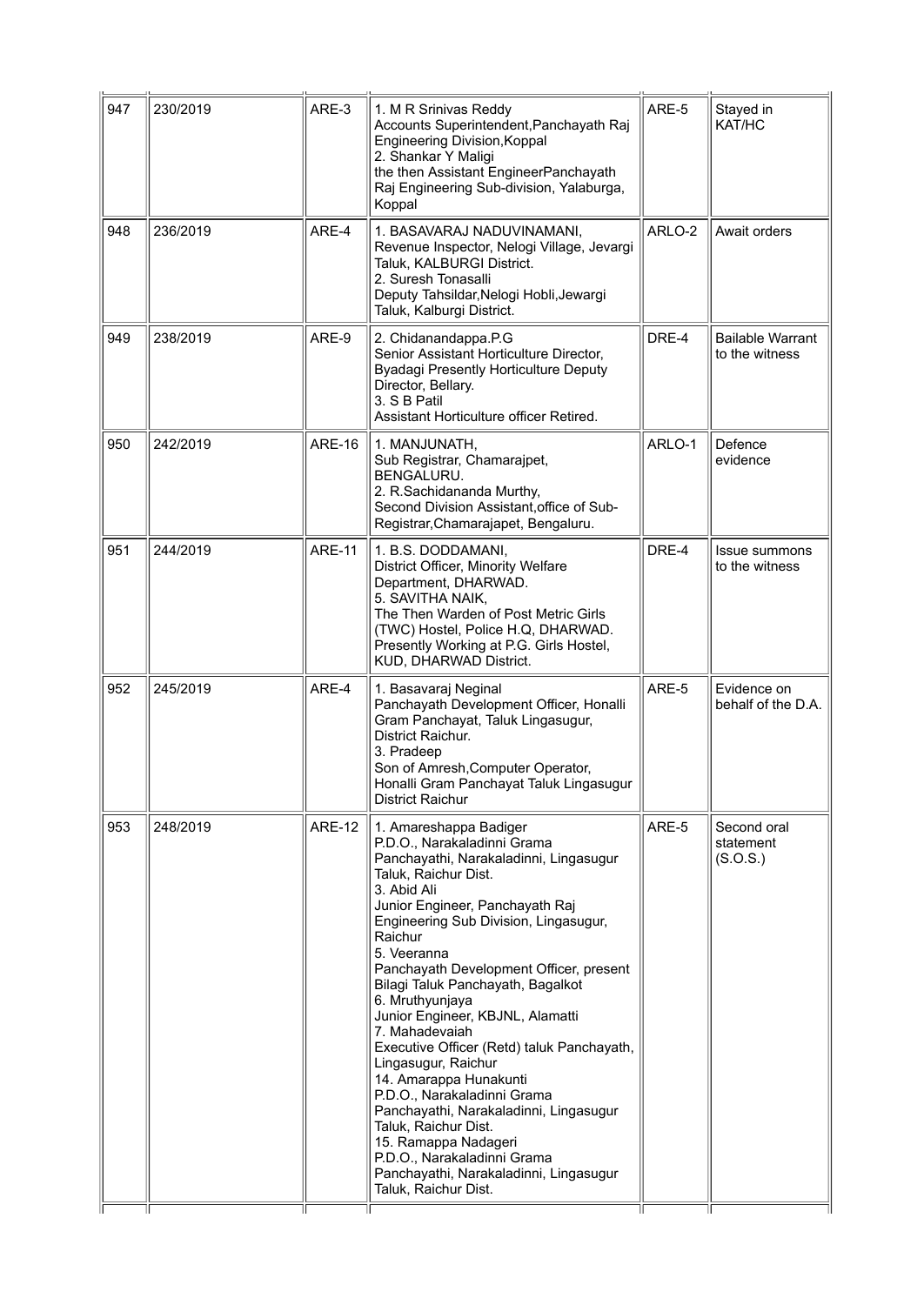| | | | | | |
|---|---|---|---|---|---|
| 947 | 230/2019 | ARE-3 | 1. M R Srinivas Reddy<br>Accounts Superintendent,Panchayath Raj Engineering Division,Koppal<br>2. Shankar Y Maligi<br>the then Assistant EngineerPanchayath Raj Engineering Sub-division, Yalaburga, Koppal | ARE-5 | Stayed in KAT/HC |
| 948 | 236/2019 | ARE-4 | 1. BASAVARAJ NADUVINAMANI,<br>Revenue Inspector, Nelogi Village, Jevargi Taluk, KALBURGI District.<br>2. Suresh Tonasalli<br>Deputy Tahsildar,Nelogi Hobli,Jewargi Taluk, Kalburgi District. | ARLO-2 | Await orders |
| 949 | 238/2019 | ARE-9 | 2. Chidanandappa.P.G<br>Senior Assistant Horticulture Director, Byadagi Presently Horticulture Deputy Director, Bellary.<br>3. S B Patil<br>Assistant Horticulture officer Retired. | DRE-4 | Bailable Warrant to the witness |
| 950 | 242/2019 | ARE-16 | 1. MANJUNATH,<br>Sub Registrar, Chamarajpet, BENGALURU.<br>2. R.Sachidananda Murthy,<br>Second Division Assistant,office of Sub-Registrar,Chamarajapet, Bengaluru. | ARLO-1 | Defence evidence |
| 951 | 244/2019 | ARE-11 | 1. B.S. DODDAMANI,<br>District Officer, Minority Welfare Department, DHARWAD.<br>5. SAVITHA NAIK,<br>The Then Warden of Post Metric Girls (TWC) Hostel, Police H.Q, DHARWAD. Presently Working at P.G. Girls Hostel, KUD, DHARWAD District. | DRE-4 | Issue summons to the witness |
| 952 | 245/2019 | ARE-4 | 1. Basavaraj Neginal<br>Panchayath Development Officer, Honalli Gram Panchayat, Taluk Lingasugur, District Raichur.<br>3. Pradeep<br>Son of Amresh,Computer Operator, Honalli Gram Panchayat Taluk Lingasugur District Raichur | ARE-5 | Evidence on behalf of the D.A. |
| 953 | 248/2019 | ARE-12 | 1. Amareshappa Badiger<br>P.D.O., Narakaladinni Grama Panchayathi, Narakaladinni, Lingasugur Taluk, Raichur Dist.<br>3. Abid Ali<br>Junior Engineer, Panchayath Raj Engineering Sub Division, Lingasugur, Raichur<br>5. Veeranna<br>Panchayath Development Officer, present Bilagi Taluk Panchayath, Bagalkot<br>6. Mruthyunjaya<br>Junior Engineer, KBJNL, Alamatti<br>7. Mahadevaiah<br>Executive Officer (Retd) taluk Panchayath, Lingasugur, Raichur<br>14. Amarappa Hunakunti<br>P.D.O., Narakaladinni Grama Panchayathi, Narakaladinni, Lingasugur Taluk, Raichur Dist.<br>15. Ramappa Nadageri<br>P.D.O., Narakaladinni Grama Panchayathi, Narakaladinni, Lingasugur Taluk, Raichur Dist. | ARE-5 | Second oral statement (S.O.S.) |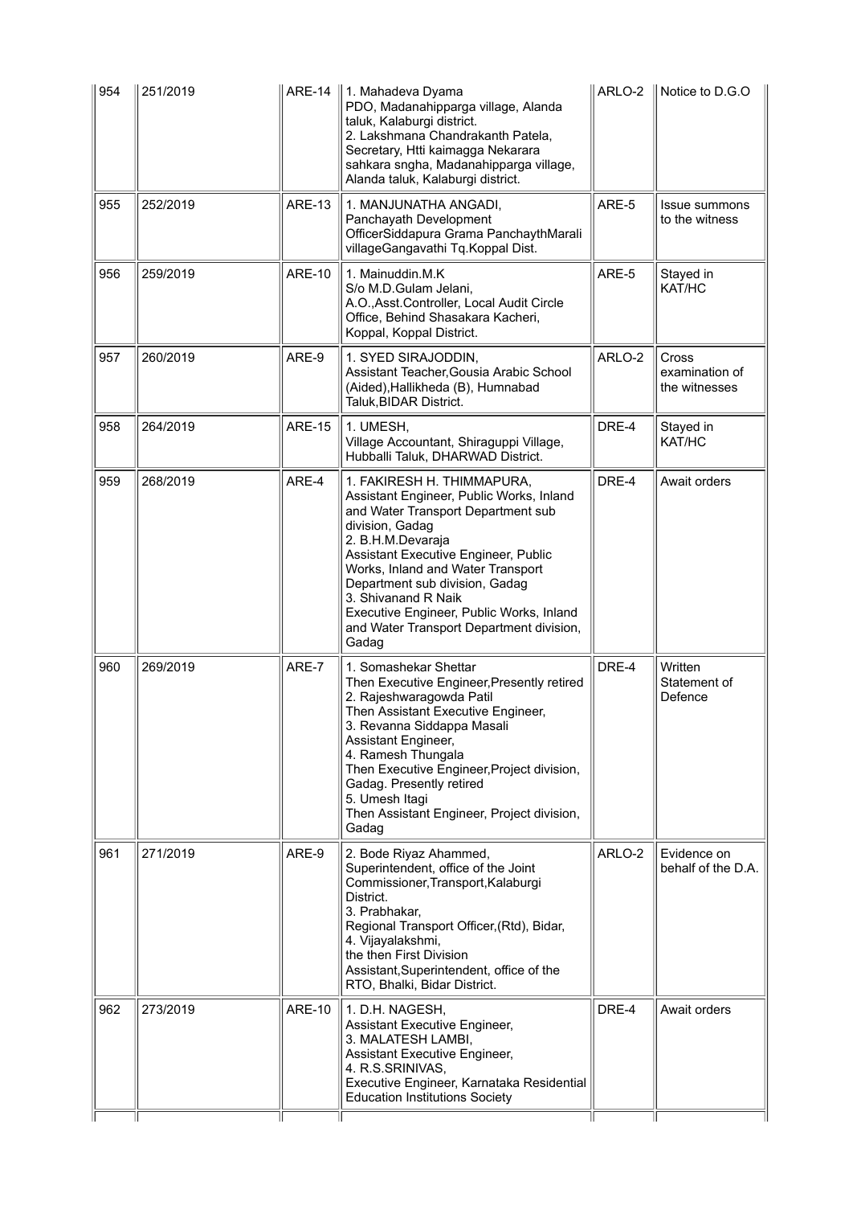| 954 | 251/2019 | ARE-14 | 1. Mahadeva Dyama<br>PDO, Madanahipparga village, Alanda taluk, Kalaburgi district.<br>2. Lakshmana Chandrakanth Patela, Secretary, Htti kaimagga Nekarara sahkara sngha, Madanahipparga village, Alanda taluk, Kalaburgi district. | ARLO-2 | Notice to D.G.O |
|---|---|---|---|---|---|
| 955 | 252/2019 | ARE-13 | 1. MANJUNATHA ANGADI,<br>Panchayath Development OfficerSiddapura Grama PanchaythMarali villageGangavathi Tq.Koppal Dist. | ARE-5 | Issue summons to the witness |
| 956 | 259/2019 | ARE-10 | 1. Mainuddin.M.K<br>S/o M.D.Gulam Jelani,<br>A.O.,Asst.Controller, Local Audit Circle Office, Behind Shasakara Kacheri, Koppal, Koppal District. | ARE-5 | Stayed in KAT/HC |
| 957 | 260/2019 | ARE-9 | 1. SYED SIRAJODDIN,<br>Assistant Teacher,Gousia Arabic School (Aided),Hallikheda (B), Humnabad Taluk,BIDAR District. | ARLO-2 | Cross examination of the witnesses |
| 958 | 264/2019 | ARE-15 | 1. UMESH,<br>Village Accountant, Shiraguppi Village, Hubballi Taluk, DHARWAD District. | DRE-4 | Stayed in KAT/HC |
| 959 | 268/2019 | ARE-4 | 1. FAKIRESH H. THIMMAPURA,<br>Assistant Engineer, Public Works, Inland and Water Transport Department sub division, Gadag<br>2. B.H.M.Devaraja<br>Assistant Executive Engineer, Public Works, Inland and Water Transport Department sub division, Gadag<br>3. Shivanand R Naik<br>Executive Engineer, Public Works, Inland and Water Transport Department division, Gadag | DRE-4 | Await orders |
| 960 | 269/2019 | ARE-7 | 1. Somashekar Shettar<br>Then Executive Engineer,Presently retired<br>2. Rajeshwaragowda Patil<br>Then Assistant Executive Engineer,<br>3. Revanna Siddappa Masali<br>Assistant Engineer,<br>4. Ramesh Thungala<br>Then Executive Engineer,Project division, Gadag. Presently retired<br>5. Umesh Itagi<br>Then Assistant Engineer, Project division, Gadag | DRE-4 | Written Statement of Defence |
| 961 | 271/2019 | ARE-9 | 2. Bode Riyaz Ahammed,<br>Superintendent, office of the Joint Commissioner,Transport,Kalaburgi District.<br>3. Prabhakar,<br>Regional Transport Officer,(Rtd), Bidar,<br>4. Vijayalakshmi,<br>the then First Division Assistant,Superintendent, office of the RTO, Bhalki, Bidar District. | ARLO-2 | Evidence on behalf of the D.A. |
| 962 | 273/2019 | ARE-10 | 1. D.H. NAGESH,<br>Assistant Executive Engineer,<br>3. MALATESH LAMBI,<br>Assistant Executive Engineer,<br>4. R.S.SRINIVAS,<br>Executive Engineer, Karnataka Residential Education Institutions Society | DRE-4 | Await orders |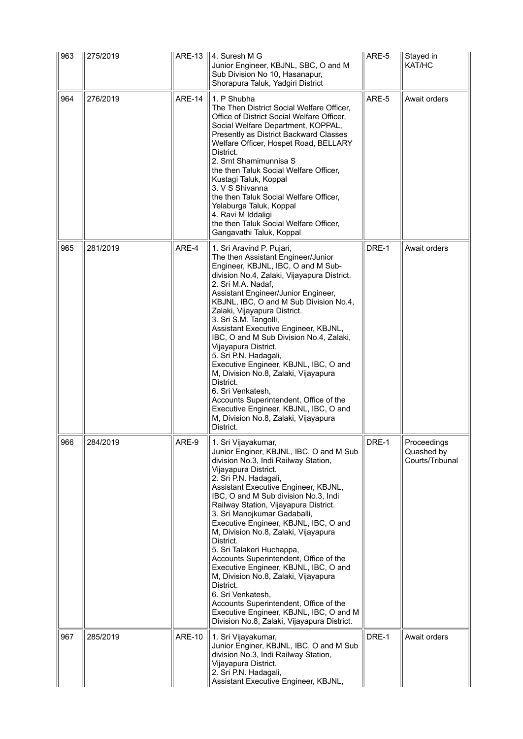| 963 | 275/2019 | ARE-13 | 4. Suresh M G<br>Junior Engineer, KBJNL, SBC, O and M Sub Division No 10, Hasanapur, Shorapura Taluk, Yadgiri District | ARE-5 | Stayed in KAT/HC |
|---|---|---|---|---|---|
| 964 | 276/2019 | ARE-14 | 1. P Shubha<br>The Then District Social Welfare Officer, Office of District Social Welfare Officer, Social Welfare Department, KOPPAL, Presently as District Backward Classes Welfare Officer, Hospet Road, BELLARY District.<br>2. Smt Shamimunnisa S<br>the then Taluk Social Welfare Officer, Kustagi Taluk, Koppal<br>3. V S Shivanna<br>the then Taluk Social Welfare Officer, Yelaburga Taluk, Koppal<br>4. Ravi M Iddaligi<br>the then Taluk Social Welfare Officer, Gangavathi Taluk, Koppal | ARE-5 | Await orders |
| 965 | 281/2019 | ARE-4 | 1. Sri Aravind P. Pujari,<br>The then Assistant Engineer/Junior Engineer, KBJNL, IBC, O and M Sub-division No.4, Zalaki, Vijayapura District.<br>2. Sri M.A. Nadaf,<br>Assistant Engineer/Junior Engineer, KBJNL, IBC, O and M Sub Division No.4, Zalaki, Vijayapura District.<br>3. Sri S.M. Tangolli,<br>Assistant Executive Engineer, KBJNL, IBC, O and M Sub Division No.4, Zalaki, Vijayapura District.<br>5. Sri P.N. Hadagali,<br>Executive Engineer, KBJNL, IBC, O and M, Division No.8, Zalaki, Vijayapura District.<br>6. Sri Venkatesh,<br>Accounts Superintendent, Office of the Executive Engineer, KBJNL, IBC, O and M, Division No.8, Zalaki, Vijayapura District. | DRE-1 | Await orders |
| 966 | 284/2019 | ARE-9 | 1. Sri Vijayakumar,<br>Junior Enginer, KBJNL, IBC, O and M Sub division No.3, Indi Railway Station, Vijayapura District.<br>2. Sri P.N. Hadagali,<br>Assistant Executive Engineer, KBJNL, IBC, O and M Sub division No.3, Indi Railway Station, Vijayapura District.<br>3. Sri Manojkumar Gadaballi,<br>Executive Engineer, KBJNL, IBC, O and M, Division No.8, Zalaki, Vijayapura District.<br>5. Sri Talakeri Huchappa,<br>Accounts Superintendent, Office of the Executive Engineer, KBJNL, IBC, O and M, Division No.8, Zalaki, Vijayapura District.<br>6. Sri Venkatesh,<br>Accounts Superintendent, Office of the Executive Engineer, KBJNL, IBC, O and M Division No.8, Zalaki, Vijayapura District. | DRE-1 | Proceedings Quashed by Courts/Tribunal |
| 967 | 285/2019 | ARE-10 | 1. Sri Vijayakumar,<br>Junior Enginer, KBJNL, IBC, O and M Sub division No.3, Indi Railway Station, Vijayapura District.<br>2. Sri P.N. Hadagali,<br>Assistant Executive Engineer, KBJNL, | DRE-1 | Await orders |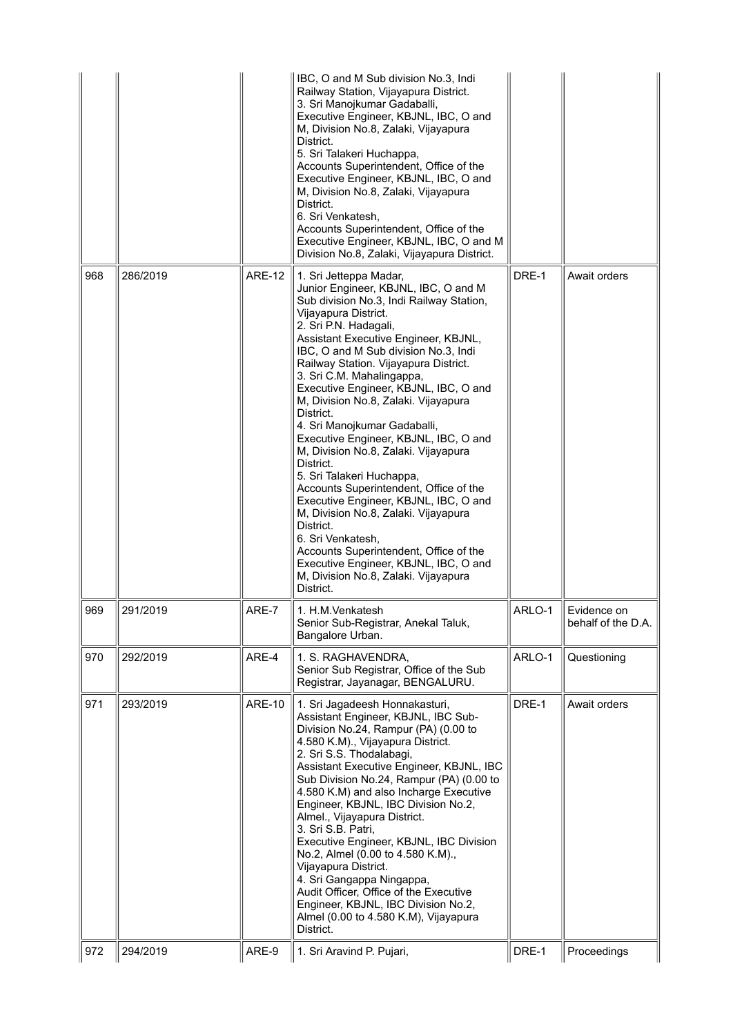| | | | | | |
|---|---|---|---|---|---|
| | | | IBC, O and M Sub division No.3, Indi Railway Station, Vijayapura District.<br>3. Sri Manojkumar Gadaballi,<br>Executive Engineer, KBJNL, IBC, O and M, Division No.8, Zalaki, Vijayapura District.<br>5. Sri Talakeri Huchappa,<br>Accounts Superintendent, Office of the Executive Engineer, KBJNL, IBC, O and M, Division No.8, Zalaki, Vijayapura District.<br>6. Sri Venkatesh,<br>Accounts Superintendent, Office of the Executive Engineer, KBJNL, IBC, O and M Division No.8, Zalaki, Vijayapura District. | | |
| 968 | 286/2019 | ARE-12 | 1. Sri Jetteppa Madar,<br>Junior Engineer, KBJNL, IBC, O and M Sub division No.3, Indi Railway Station, Vijayapura District.<br>2. Sri P.N. Hadagali,<br>Assistant Executive Engineer, KBJNL, IBC, O and M Sub division No.3, Indi Railway Station. Vijayapura District.<br>3. Sri C.M. Mahalingappa,<br>Executive Engineer, KBJNL, IBC, O and M, Division No.8, Zalaki. Vijayapura District.<br>4. Sri Manojkumar Gadaballi,<br>Executive Engineer, KBJNL, IBC, O and M, Division No.8, Zalaki. Vijayapura District.<br>5. Sri Talakeri Huchappa,<br>Accounts Superintendent, Office of the Executive Engineer, KBJNL, IBC, O and M, Division No.8, Zalaki. Vijayapura District.<br>6. Sri Venkatesh,<br>Accounts Superintendent, Office of the Executive Engineer, KBJNL, IBC, O and M, Division No.8, Zalaki. Vijayapura District. | DRE-1 | Await orders |
| 969 | 291/2019 | ARE-7 | 1. H.M.Venkatesh<br>Senior Sub-Registrar, Anekal Taluk, Bangalore Urban. | ARLO-1 | Evidence on behalf of the D.A. |
| 970 | 292/2019 | ARE-4 | 1. S. RAGHAVENDRA,<br>Senior Sub Registrar, Office of the Sub Registrar, Jayanagar, BENGALURU. | ARLO-1 | Questioning |
| 971 | 293/2019 | ARE-10 | 1. Sri Jagadeesh Honnakasturi,<br>Assistant Engineer, KBJNL, IBC Sub-Division No.24, Rampur (PA) (0.00 to 4.580 K.M)., Vijayapura District.<br>2. Sri S.S. Thodalabagi,<br>Assistant Executive Engineer, KBJNL, IBC Sub Division No.24, Rampur (PA) (0.00 to 4.580 K.M) and also Incharge Executive Engineer, KBJNL, IBC Division No.2, Almel., Vijayapura District.<br>3. Sri S.B. Patri,<br>Executive Engineer, KBJNL, IBC Division No.2, Almel (0.00 to 4.580 K.M)., Vijayapura District.<br>4. Sri Gangappa Ningappa,<br>Audit Officer, Office of the Executive Engineer, KBJNL, IBC Division No.2, Almel (0.00 to 4.580 K.M), Vijayapura District. | DRE-1 | Await orders |
| 972 | 294/2019 | ARE-9 | 1. Sri Aravind P. Pujari, | DRE-1 | Proceedings |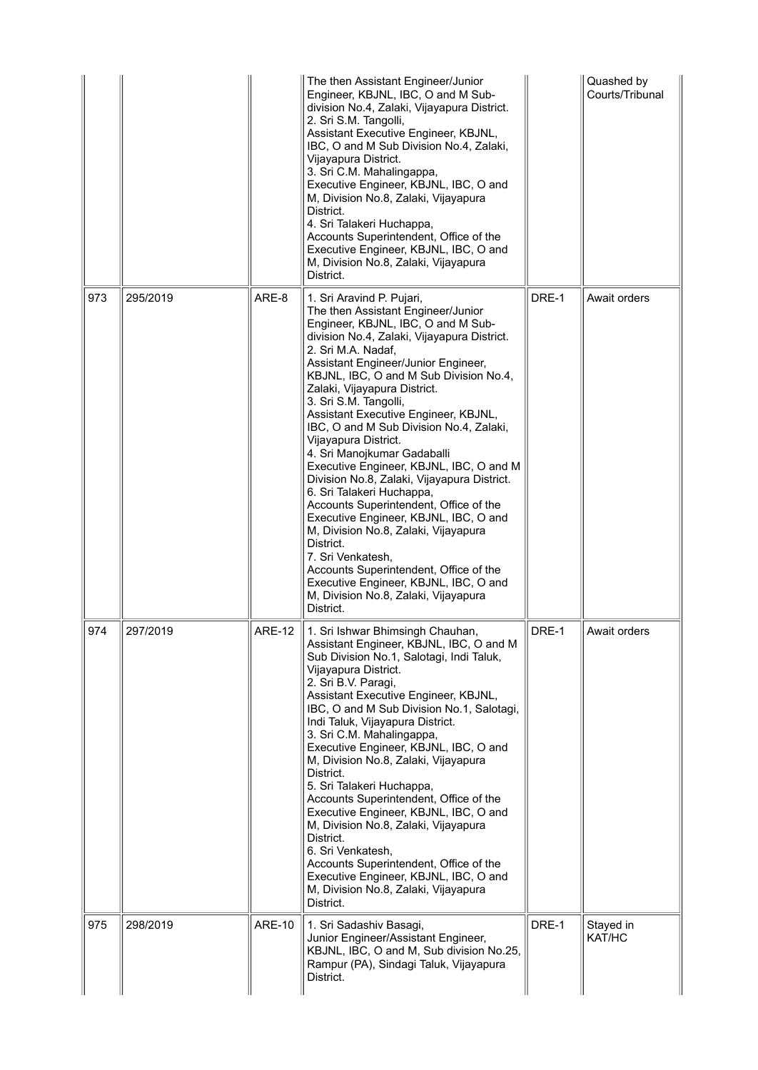|  |  |  |  |  |  |
|---|---|---|---|---|---|
|  |  |  | The then Assistant Engineer/Junior Engineer, KBJNL, IBC, O and M Sub-division No.4, Zalaki, Vijayapura District.<br>2. Sri S.M. Tangolli,<br>Assistant Executive Engineer, KBJNL, IBC, O and M Sub Division No.4, Zalaki, Vijayapura District.<br>3. Sri C.M. Mahalingappa,<br>Executive Engineer, KBJNL, IBC, O and M, Division No.8, Zalaki, Vijayapura District.<br>4. Sri Talakeri Huchappa,<br>Accounts Superintendent, Office of the Executive Engineer, KBJNL, IBC, O and M, Division No.8, Zalaki, Vijayapura District. |  | Quashed by Courts/Tribunal |
| 973 | 295/2019 | ARE-8 | 1. Sri Aravind P. Pujari,<br>The then Assistant Engineer/Junior Engineer, KBJNL, IBC, O and M Sub-division No.4, Zalaki, Vijayapura District.<br>2. Sri M.A. Nadaf,<br>Assistant Engineer/Junior Engineer, KBJNL, IBC, O and M Sub Division No.4, Zalaki, Vijayapura District.<br>3. Sri S.M. Tangolli,<br>Assistant Executive Engineer, KBJNL, IBC, O and M Sub Division No.4, Zalaki, Vijayapura District.<br>4. Sri Manojkumar Gadaballi<br>Executive Engineer, KBJNL, IBC, O and M Division No.8, Zalaki, Vijayapura District.<br>6. Sri Talakeri Huchappa,<br>Accounts Superintendent, Office of the Executive Engineer, KBJNL, IBC, O and M, Division No.8, Zalaki, Vijayapura District.<br>7. Sri Venkatesh,<br>Accounts Superintendent, Office of the Executive Engineer, KBJNL, IBC, O and M, Division No.8, Zalaki, Vijayapura District. | DRE-1 | Await orders |
| 974 | 297/2019 | ARE-12 | 1. Sri Ishwar Bhimsingh Chauhan,<br>Assistant Engineer, KBJNL, IBC, O and M Sub Division No.1, Salotagi, Indi Taluk, Vijayapura District.<br>2. Sri B.V. Paragi,<br>Assistant Executive Engineer, KBJNL, IBC, O and M Sub Division No.1, Salotagi, Indi Taluk, Vijayapura District.<br>3. Sri C.M. Mahalingappa,<br>Executive Engineer, KBJNL, IBC, O and M, Division No.8, Zalaki, Vijayapura District.<br>5. Sri Talakeri Huchappa,<br>Accounts Superintendent, Office of the Executive Engineer, KBJNL, IBC, O and M, Division No.8, Zalaki, Vijayapura District.<br>6. Sri Venkatesh,<br>Accounts Superintendent, Office of the Executive Engineer, KBJNL, IBC, O and M, Division No.8, Zalaki, Vijayapura District. | DRE-1 | Await orders |
| 975 | 298/2019 | ARE-10 | 1. Sri Sadashiv Basagi,<br>Junior Engineer/Assistant Engineer, KBJNL, IBC, O and M, Sub division No.25, Rampur (PA), Sindagi Taluk, Vijayapura District. | DRE-1 | Stayed in KAT/HC |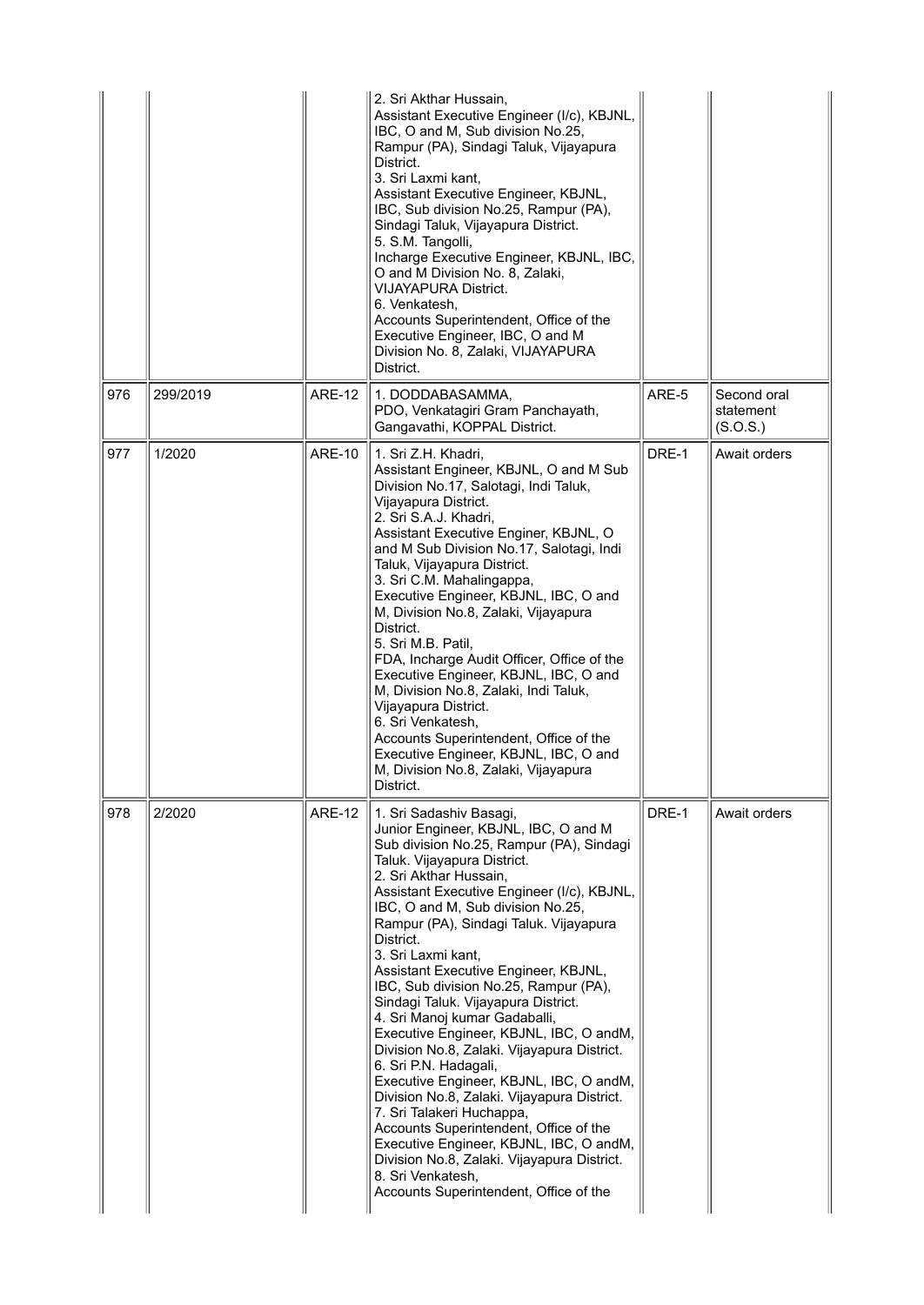|  |  |  | 2. Sri Akthar Hussain, Assistant Executive Engineer (I/c), KBJNL, IBC, O and M, Sub division No.25, Rampur (PA), Sindagi Taluk, Vijayapura District. 3. Sri Laxmi kant, Assistant Executive Engineer, KBJNL, IBC, Sub division No.25, Rampur (PA), Sindagi Taluk, Vijayapura District. 5. S.M. Tangolli, Incharge Executive Engineer, KBJNL, IBC, O and M Division No. 8, Zalaki, VIJAYAPURA District. 6. Venkatesh, Accounts Superintendent, Office of the Executive Engineer, IBC, O and M Division No. 8, Zalaki, VIJAYAPURA District. |  |  |
|---|---|---|---|---|---|
| 976 | 299/2019 | ARE-12 | 1. DODDABASAMMA, PDO, Venkatagiri Gram Panchayath, Gangavathi, KOPPAL District. | ARE-5 | Second oral statement (S.O.S.) |
| 977 | 1/2020 | ARE-10 | 1. Sri Z.H. Khadri, Assistant Engineer, KBJNL, O and M Sub Division No.17, Salotagi, Indi Taluk, Vijayapura District. 2. Sri S.A.J. Khadri, Assistant Executive Enginer, KBJNL, O and M Sub Division No.17, Salotagi, Indi Taluk, Vijayapura District. 3. Sri C.M. Mahalingappa, Executive Engineer, KBJNL, IBC, O and M, Division No.8, Zalaki, Vijayapura District. 5. Sri M.B. Patil, FDA, Incharge Audit Officer, Office of the Executive Engineer, KBJNL, IBC, O and M, Division No.8, Zalaki, Indi Taluk, Vijayapura District. 6. Sri Venkatesh, Accounts Superintendent, Office of the Executive Engineer, KBJNL, IBC, O and M, Division No.8, Zalaki, Vijayapura District. | DRE-1 | Await orders |
| 978 | 2/2020 | ARE-12 | 1. Sri Sadashiv Basagi, Junior Engineer, KBJNL, IBC, O and M Sub division No.25, Rampur (PA), Sindagi Taluk. Vijayapura District. 2. Sri Akthar Hussain, Assistant Executive Engineer (I/c), KBJNL, IBC, O and M, Sub division No.25, Rampur (PA), Sindagi Taluk. Vijayapura District. 3. Sri Laxmi kant, Assistant Executive Engineer, KBJNL, IBC, Sub division No.25, Rampur (PA), Sindagi Taluk. Vijayapura District. 4. Sri Manoj kumar Gadaballi, Executive Engineer, KBJNL, IBC, O andM, Division No.8, Zalaki. Vijayapura District. 6. Sri P.N. Hadagali, Executive Engineer, KBJNL, IBC, O andM, Division No.8, Zalaki. Vijayapura District. 7. Sri Talakeri Huchappa, Accounts Superintendent, Office of the Executive Engineer, KBJNL, IBC, O andM, Division No.8, Zalaki. Vijayapura District. 8. Sri Venkatesh, Accounts Superintendent, Office of the | DRE-1 | Await orders |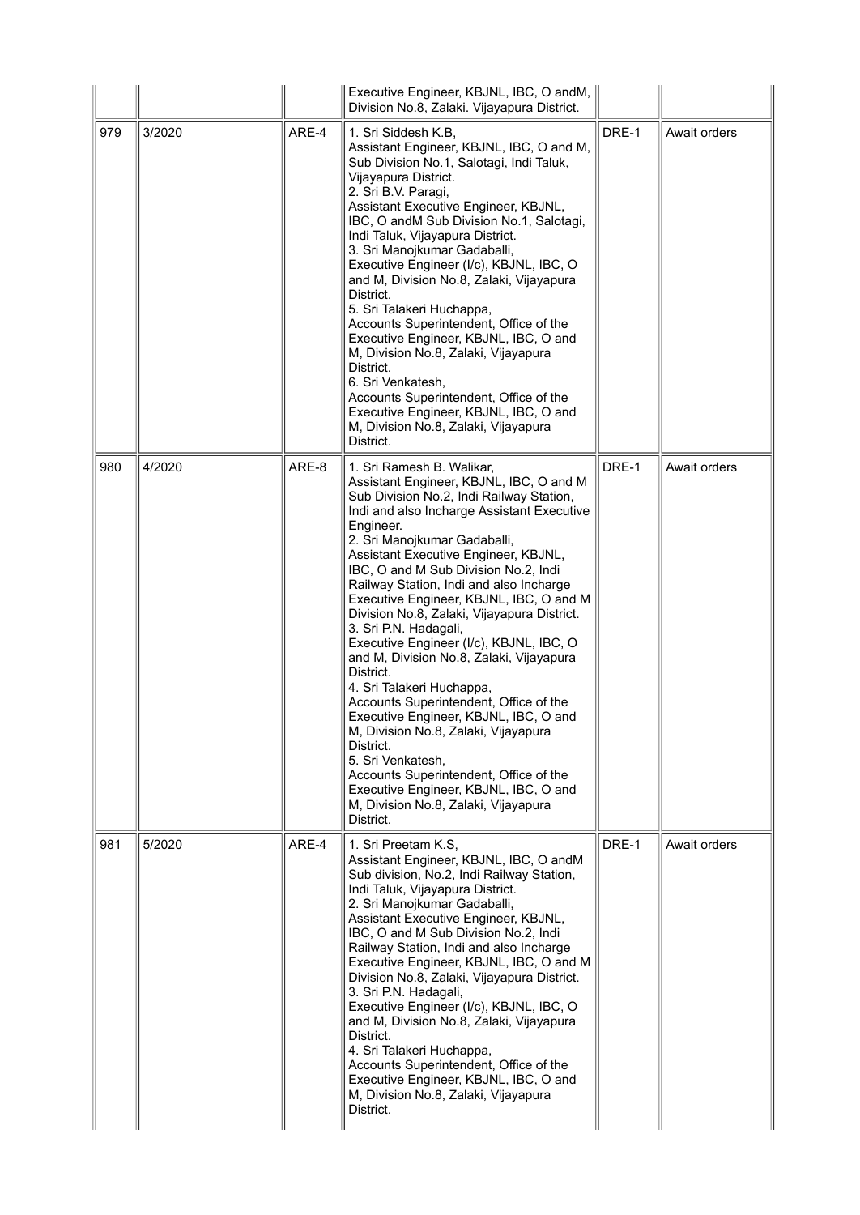|  |  |  |  |  |  |
| --- | --- | --- | --- | --- | --- |
|  |  |  | Executive Engineer, KBJNL, IBC, O andM, Division No.8, Zalaki. Vijayapura District. |  |  |
| 979 | 3/2020 | ARE-4 | 1. Sri Siddesh K.B, Assistant Engineer, KBJNL, IBC, O and M, Sub Division No.1, Salotagi, Indi Taluk, Vijayapura District. 2. Sri B.V. Paragi, Assistant Executive Engineer, KBJNL, IBC, O andM Sub Division No.1, Salotagi, Indi Taluk, Vijayapura District. 3. Sri Manojkumar Gadaballi, Executive Engineer (I/c), KBJNL, IBC, O and M, Division No.8, Zalaki, Vijayapura District. 5. Sri Talakeri Huchappa, Accounts Superintendent, Office of the Executive Engineer, KBJNL, IBC, O and M, Division No.8, Zalaki, Vijayapura District. 6. Sri Venkatesh, Accounts Superintendent, Office of the Executive Engineer, KBJNL, IBC, O and M, Division No.8, Zalaki, Vijayapura District. | DRE-1 | Await orders |
| 980 | 4/2020 | ARE-8 | 1. Sri Ramesh B. Walikar, Assistant Engineer, KBJNL, IBC, O and M Sub Division No.2, Indi Railway Station, Indi and also Incharge Assistant Executive Engineer. 2. Sri Manojkumar Gadaballi, Assistant Executive Engineer, KBJNL, IBC, O and M Sub Division No.2, Indi Railway Station, Indi and also Incharge Executive Engineer, KBJNL, IBC, O and M Division No.8, Zalaki, Vijayapura District. 3. Sri P.N. Hadagali, Executive Engineer (I/c), KBJNL, IBC, O and M, Division No.8, Zalaki, Vijayapura District. 4. Sri Talakeri Huchappa, Accounts Superintendent, Office of the Executive Engineer, KBJNL, IBC, O and M, Division No.8, Zalaki, Vijayapura District. 5. Sri Venkatesh, Accounts Superintendent, Office of the Executive Engineer, KBJNL, IBC, O and M, Division No.8, Zalaki, Vijayapura District. | DRE-1 | Await orders |
| 981 | 5/2020 | ARE-4 | 1. Sri Preetam K.S, Assistant Engineer, KBJNL, IBC, O andM Sub division, No.2, Indi Railway Station, Indi Taluk, Vijayapura District. 2. Sri Manojkumar Gadaballi, Assistant Executive Engineer, KBJNL, IBC, O and M Sub Division No.2, Indi Railway Station, Indi and also Incharge Executive Engineer, KBJNL, IBC, O and M Division No.8, Zalaki, Vijayapura District. 3. Sri P.N. Hadagali, Executive Engineer (I/c), KBJNL, IBC, O and M, Division No.8, Zalaki, Vijayapura District. 4. Sri Talakeri Huchappa, Accounts Superintendent, Office of the Executive Engineer, KBJNL, IBC, O and M, Division No.8, Zalaki, Vijayapura District. | DRE-1 | Await orders |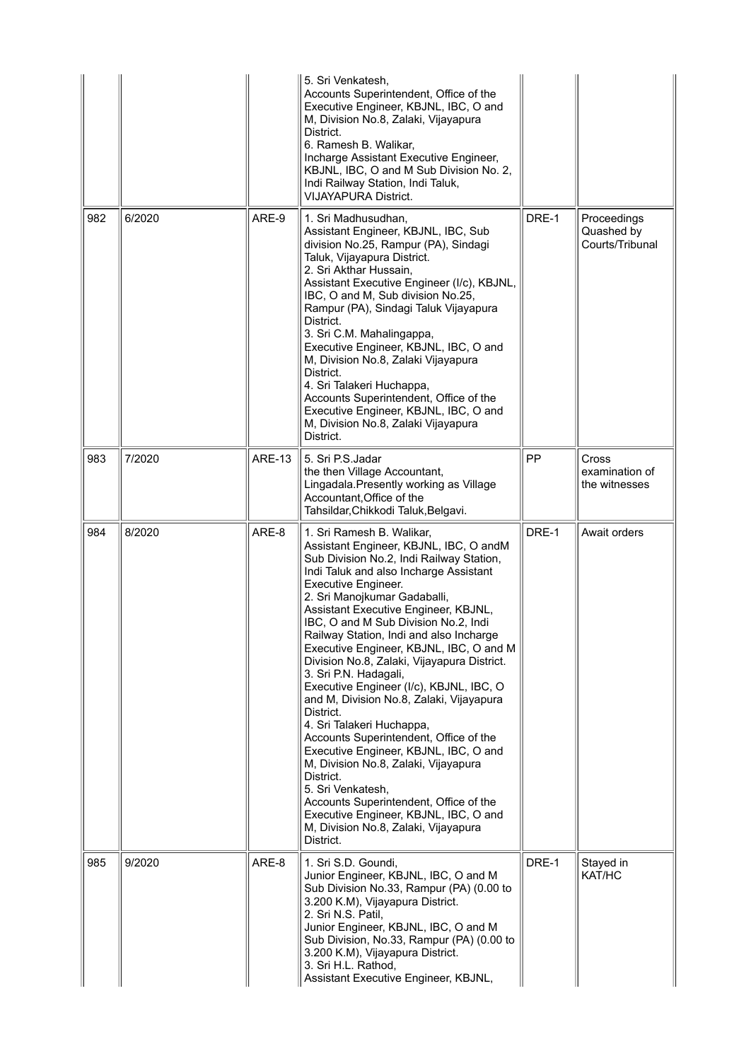|  |  |  |  |  |  |
|---|---|---|---|---|---|
|  |  |  | 5. Sri Venkatesh, Accounts Superintendent, Office of the Executive Engineer, KBJNL, IBC, O and M, Division No.8, Zalaki, Vijayapura District. 6. Ramesh B. Walikar, Incharge Assistant Executive Engineer, KBJNL, IBC, O and M Sub Division No. 2, Indi Railway Station, Indi Taluk, VIJAYAPURA District. |  |  |
| 982 | 6/2020 | ARE-9 | 1. Sri Madhusudhan, Assistant Engineer, KBJNL, IBC, Sub division No.25, Rampur (PA), Sindagi Taluk, Vijayapura District. 2. Sri Akthar Hussain, Assistant Executive Engineer (I/c), KBJNL, IBC, O and M, Sub division No.25, Rampur (PA), Sindagi Taluk Vijayapura District. 3. Sri C.M. Mahalingappa, Executive Engineer, KBJNL, IBC, O and M, Division No.8, Zalaki Vijayapura District. 4. Sri Talakeri Huchappa, Accounts Superintendent, Office of the Executive Engineer, KBJNL, IBC, O and M, Division No.8, Zalaki Vijayapura District. | DRE-1 | Proceedings Quashed by Courts/Tribunal |
| 983 | 7/2020 | ARE-13 | 5. Sri P.S.Jadar the then Village Accountant, Lingadala.Presently working as Village Accountant,Office of the Tahsildar,Chikkodi Taluk,Belgavi. | PP | Cross examination of the witnesses |
| 984 | 8/2020 | ARE-8 | 1. Sri Ramesh B. Walikar, Assistant Engineer, KBJNL, IBC, O andM Sub Division No.2, Indi Railway Station, Indi Taluk and also Incharge Assistant Executive Engineer. 2. Sri Manojkumar Gadaballi, Assistant Executive Engineer, KBJNL, IBC, O and M Sub Division No.2, Indi Railway Station, Indi and also Incharge Executive Engineer, KBJNL, IBC, O and M Division No.8, Zalaki, Vijayapura District. 3. Sri P.N. Hadagali, Executive Engineer (I/c), KBJNL, IBC, O and M, Division No.8, Zalaki, Vijayapura District. 4. Sri Talakeri Huchappa, Accounts Superintendent, Office of the Executive Engineer, KBJNL, IBC, O and M, Division No.8, Zalaki, Vijayapura District. 5. Sri Venkatesh, Accounts Superintendent, Office of the Executive Engineer, KBJNL, IBC, O and M, Division No.8, Zalaki, Vijayapura District. | DRE-1 | Await orders |
| 985 | 9/2020 | ARE-8 | 1. Sri S.D. Goundi, Junior Engineer, KBJNL, IBC, O and M Sub Division No.33, Rampur (PA) (0.00 to 3.200 K.M), Vijayapura District. 2. Sri N.S. Patil, Junior Engineer, KBJNL, IBC, O and M Sub Division, No.33, Rampur (PA) (0.00 to 3.200 K.M), Vijayapura District. 3. Sri H.L. Rathod, Assistant Executive Engineer, KBJNL, | DRE-1 | Stayed in KAT/HC |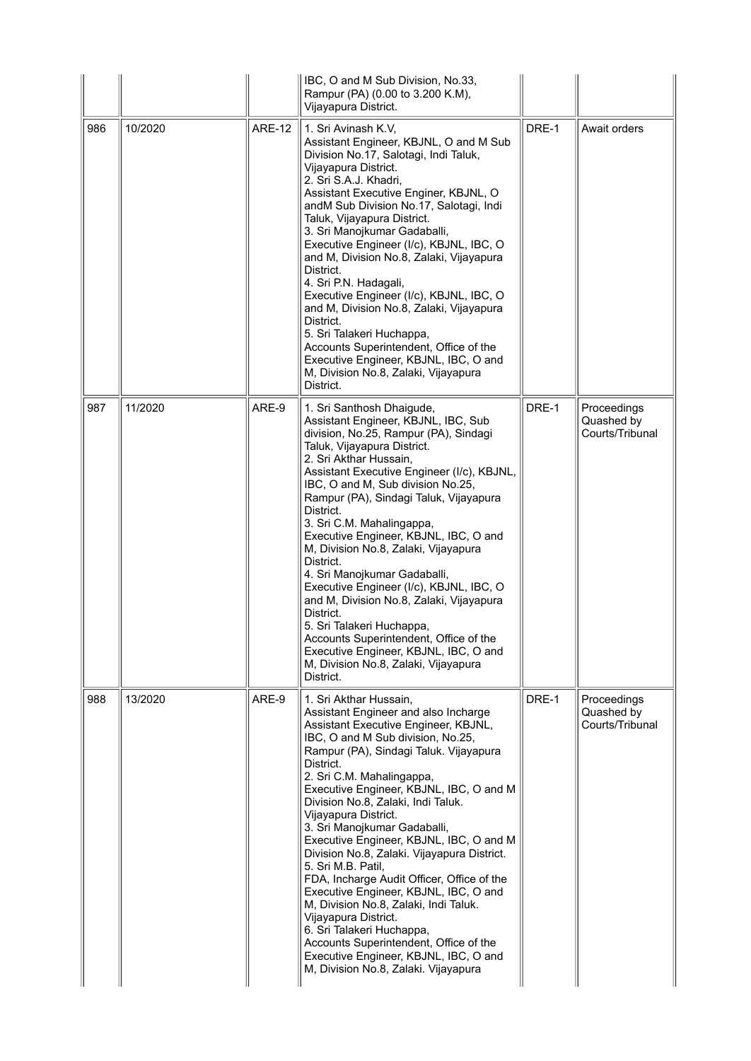| | | | | | |
|---|---|---|---|---|---|
| | | | IBC, O and M Sub Division, No.33, Rampur (PA) (0.00 to 3.200 K.M), Vijayapura District. | | |
| 986 | 10/2020 | ARE-12 | 1. Sri Avinash K.V, Assistant Engineer, KBJNL, O and M Sub Division No.17, Salotagi, Indi Taluk, Vijayapura District.<br>2. Sri S.A.J. Khadri, Assistant Executive Enginer, KBJNL, O andM Sub Division No.17, Salotagi, Indi Taluk, Vijayapura District.<br>3. Sri Manojkumar Gadaballi, Executive Engineer (I/c), KBJNL, IBC, O and M, Division No.8, Zalaki, Vijayapura District.<br>4. Sri P.N. Hadagali, Executive Engineer (I/c), KBJNL, IBC, O and M, Division No.8, Zalaki, Vijayapura District.<br>5. Sri Talakeri Huchappa, Accounts Superintendent, Office of the Executive Engineer, KBJNL, IBC, O and M, Division No.8, Zalaki, Vijayapura District. | DRE-1 | Await orders |
| 987 | 11/2020 | ARE-9 | 1. Sri Santhosh Dhaigude, Assistant Engineer, KBJNL, IBC, Sub division, No.25, Rampur (PA), Sindagi Taluk, Vijayapura District.<br>2. Sri Akthar Hussain, Assistant Executive Engineer (I/c), KBJNL, IBC, O and M, Sub division No.25, Rampur (PA), Sindagi Taluk, Vijayapura District.<br>3. Sri C.M. Mahalingappa, Executive Engineer, KBJNL, IBC, O and M, Division No.8, Zalaki, Vijayapura District.<br>4. Sri Manojkumar Gadaballi, Executive Engineer (I/c), KBJNL, IBC, O and M, Division No.8, Zalaki, Vijayapura District.<br>5. Sri Talakeri Huchappa, Accounts Superintendent, Office of the Executive Engineer, KBJNL, IBC, O and M, Division No.8, Zalaki, Vijayapura District. | DRE-1 | Proceedings Quashed by Courts/Tribunal |
| 988 | 13/2020 | ARE-9 | 1. Sri Akthar Hussain, Assistant Engineer and also Incharge Assistant Executive Engineer, KBJNL, IBC, O and M Sub division, No.25, Rampur (PA), Sindagi Taluk. Vijayapura District.<br>2. Sri C.M. Mahalingappa, Executive Engineer, KBJNL, IBC, O and M Division No.8, Zalaki, Indi Taluk. Vijayapura District.<br>3. Sri Manojkumar Gadaballi, Executive Engineer, KBJNL, IBC, O and M Division No.8, Zalaki. Vijayapura District.<br>5. Sri M.B. Patil, FDA, Incharge Audit Officer, Office of the Executive Engineer, KBJNL, IBC, O and M, Division No.8, Zalaki, Indi Taluk. Vijayapura District.<br>6. Sri Talakeri Huchappa, Accounts Superintendent, Office of the Executive Engineer, KBJNL, IBC, O and M, Division No.8, Zalaki. Vijayapura | DRE-1 | Proceedings Quashed by Courts/Tribunal |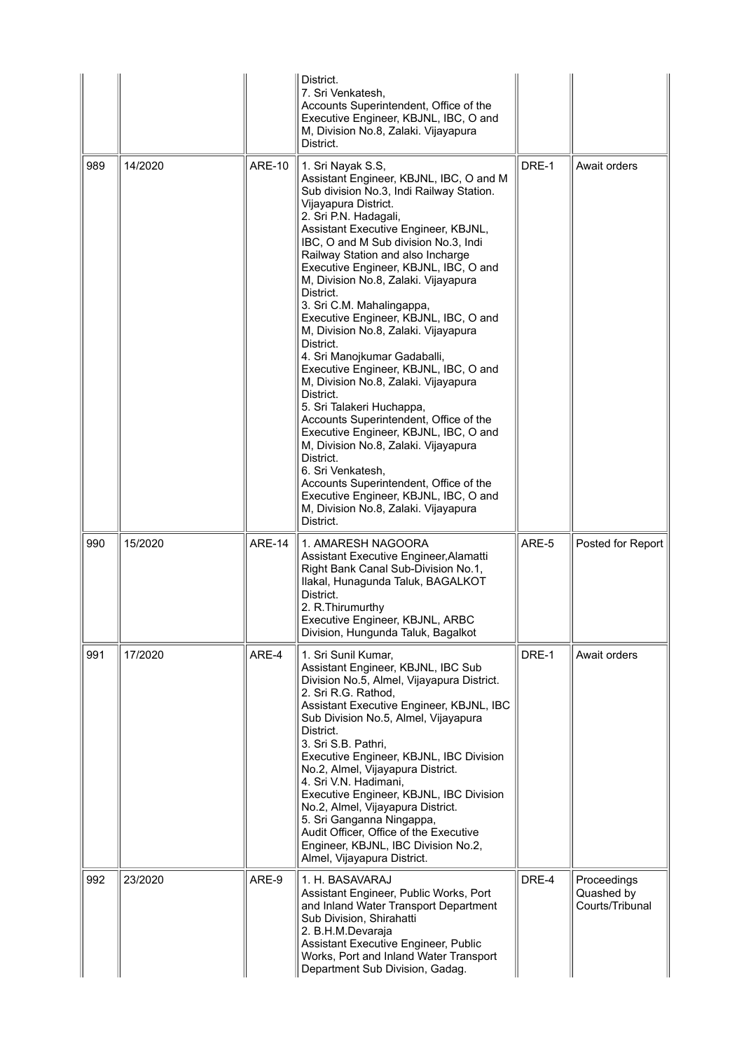| | | | District.<br>7. Sri Venkatesh,<br>Accounts Superintendent, Office of the Executive Engineer, KBJNL, IBC, O and M, Division No.8, Zalaki. Vijayapura District. | | |
|---|---|---|---|---|---|
| 989 | 14/2020 | ARE-10 | 1. Sri Nayak S.S,<br>Assistant Engineer, KBJNL, IBC, O and M Sub division No.3, Indi Railway Station. Vijayapura District.<br>2. Sri P.N. Hadagali,<br>Assistant Executive Engineer, KBJNL, IBC, O and M Sub division No.3, Indi Railway Station and also Incharge Executive Engineer, KBJNL, IBC, O and M, Division No.8, Zalaki. Vijayapura District.<br>3. Sri C.M. Mahalingappa,<br>Executive Engineer, KBJNL, IBC, O and M, Division No.8, Zalaki. Vijayapura District.<br>4. Sri Manojkumar Gadaballi,<br>Executive Engineer, KBJNL, IBC, O and M, Division No.8, Zalaki. Vijayapura District.<br>5. Sri Talakeri Huchappa,<br>Accounts Superintendent, Office of the Executive Engineer, KBJNL, IBC, O and M, Division No.8, Zalaki. Vijayapura District.<br>6. Sri Venkatesh,<br>Accounts Superintendent, Office of the Executive Engineer, KBJNL, IBC, O and M, Division No.8, Zalaki. Vijayapura District. | DRE-1 | Await orders |
| 990 | 15/2020 | ARE-14 | 1. AMARESH NAGOORA<br>Assistant Executive Engineer,Alamatti Right Bank Canal Sub-Division No.1, Ilakal, Hunagunda Taluk, BAGALKOT District.<br>2. R.Thirumurthy<br>Executive Engineer, KBJNL, ARBC Division, Hungunda Taluk, Bagalkot | ARE-5 | Posted for Report |
| 991 | 17/2020 | ARE-4 | 1. Sri Sunil Kumar,<br>Assistant Engineer, KBJNL, IBC Sub Division No.5, Almel, Vijayapura District.<br>2. Sri R.G. Rathod,<br>Assistant Executive Engineer, KBJNL, IBC Sub Division No.5, Almel, Vijayapura District.<br>3. Sri S.B. Pathri,<br>Executive Engineer, KBJNL, IBC Division No.2, Almel, Vijayapura District.<br>4. Sri V.N. Hadimani,<br>Executive Engineer, KBJNL, IBC Division No.2, Almel, Vijayapura District.<br>5. Sri Ganganna Ningappa,<br>Audit Officer, Office of the Executive Engineer, KBJNL, IBC Division No.2, Almel, Vijayapura District. | DRE-1 | Await orders |
| 992 | 23/2020 | ARE-9 | 1. H. BASAVARAJ<br>Assistant Engineer, Public Works, Port and Inland Water Transport Department Sub Division, Shirahatti<br>2. B.H.M.Devaraja<br>Assistant Executive Engineer, Public Works, Port and Inland Water Transport Department Sub Division, Gadag. | DRE-4 | Proceedings Quashed by Courts/Tribunal |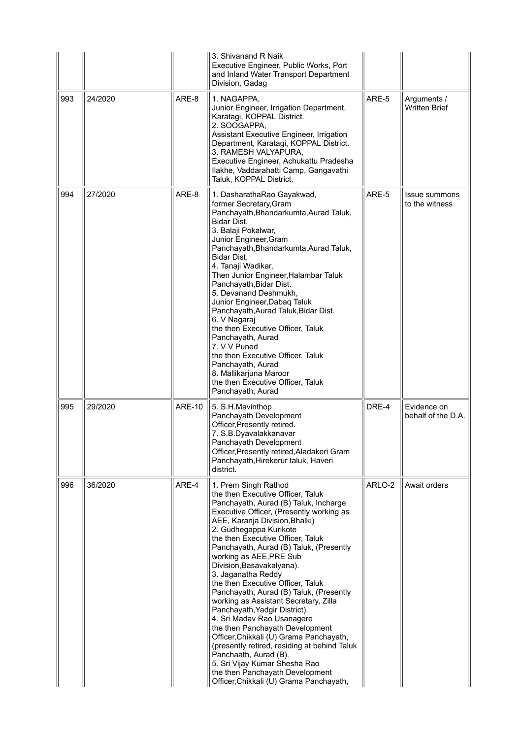| | | | | | |
|---|---|---|---|---|---|
| | | | 3. Shivanand R Naik<br>Executive Engineer, Public Works, Port and Inland Water Transport Department Division, Gadag | | |
| 993 | 24/2020 | ARE-8 | 1. NAGAPPA,<br>Junior Engineer, Irrigation Department, Karatagi, KOPPAL District.<br>2. SOOGAPPA,<br>Assistant Executive Engineer, Irrigation Department, Karatagi, KOPPAL District.<br>3. RAMESH VALYAPURA,<br>Executive Engineer, Achukattu Pradesha Ilakhe, Vaddarahatti Camp, Gangavathi Taluk, KOPPAL District. | ARE-5 | Arguments / Written Brief |
| 994 | 27/2020 | ARE-8 | 1. DasharathaRao Gayakwad,<br>former Secretary,Gram Panchayath,Bhandarkumta,Aurad Taluk, Bidar Dist.<br>3. Balaji Pokalwar,<br>Junior Engineer,Gram Panchayath,Bhandarkumta,Aurad Taluk, Bidar Dist.<br>4. Tanaji Wadikar,<br>Then Junior Engineer,Halambar Taluk Panchayath,Bidar Dist.<br>5. Devanand Deshmukh,<br>Junior Engineer,Dabaq Taluk Panchayath,Aurad Taluk,Bidar Dist.<br>6. V Nagaraj<br>the then Executive Officer, Taluk Panchayath, Aurad<br>7. V V Puned<br>the then Executive Officer, Taluk Panchayath, Aurad<br>8. Mallikarjuna Maroor<br>the then Executive Officer, Taluk Panchayath, Aurad | ARE-5 | Issue summons to the witness |
| 995 | 29/2020 | ARE-10 | 5. S.H.Mavinthop<br>Panchayath Development Officer,Presently retired.<br>7. S.B.Dyavalakkanavar<br>Panchayath Development Officer,Presently retired,Aladakeri Gram Panchayath,Hirekerur taluk, Haveri district. | DRE-4 | Evidence on behalf of the D.A. |
| 996 | 36/2020 | ARE-4 | 1. Prem Singh Rathod<br>the then Executive Officer, Taluk Panchayath, Aurad (B) Taluk, Incharge Executive Officer, (Presently working as AEE, Karanja Division,Bhalki)<br>2. Gudhegappa Kurikote<br>the then Executive Officer, Taluk Panchayath, Aurad (B) Taluk, (Presently working as AEE,PRE Sub Division,Basavakalyana).<br>3. Jaganatha Reddy<br>the then Executive Officer, Taluk Panchayath, Aurad (B) Taluk, (Presently working as Assistant Secretary, Zilla Panchayath,Yadgir District).<br>4. Sri Madav Rao Usanagere<br>the then Panchayath Development Officer,Chikkali (U) Grama Panchayath, (presently retired, residing at behind Taluk Panchaath, Aurad (B).<br>5. Sri Vijay Kumar Shesha Rao<br>the then Panchayath Development Officer,Chikkali (U) Grama Panchayath, | ARLO-2 | Await orders |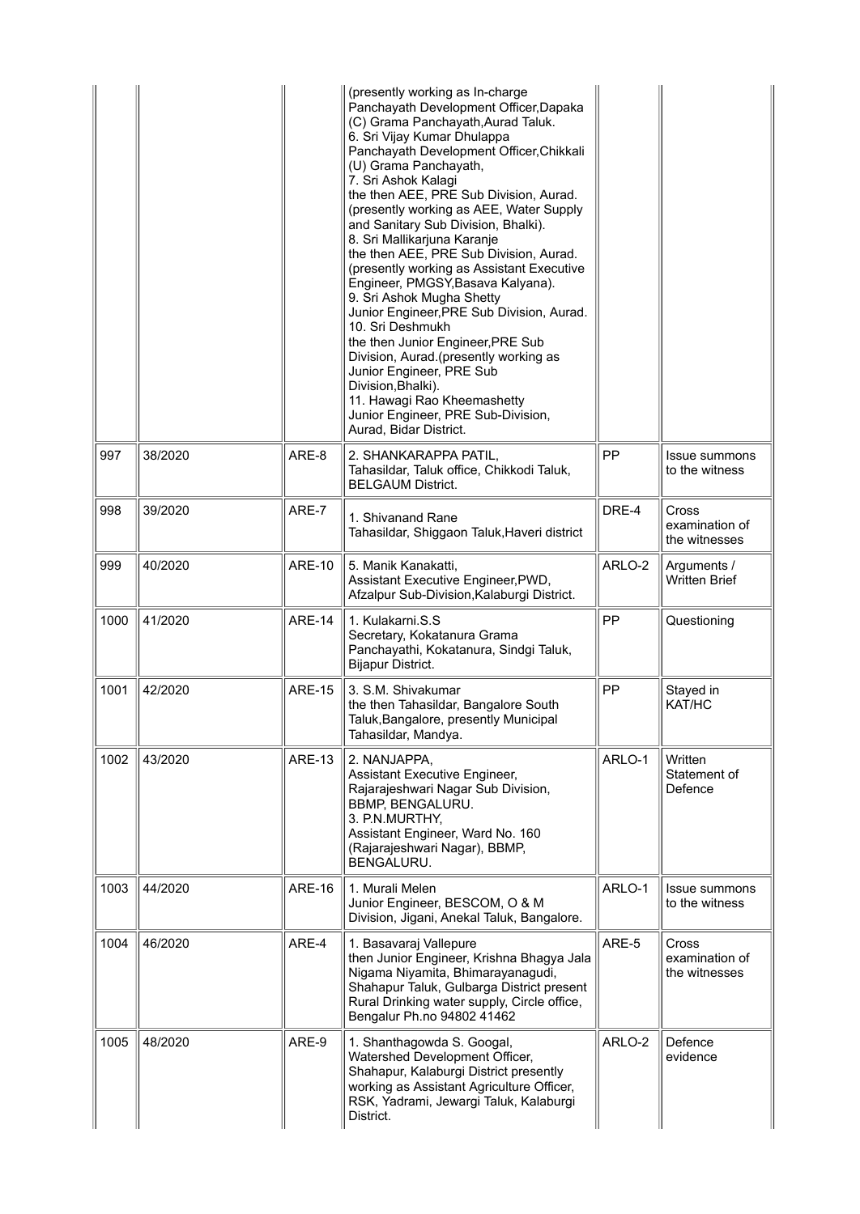| | | | (presently working as In-charge Panchayath Development Officer,Dapaka (C) Grama Panchayath,Aurad Taluk.<br>6. Sri Vijay Kumar Dhulappa Panchayath Development Officer,Chikkali (U) Grama Panchayath,<br>7. Sri Ashok Kalagi the then AEE, PRE Sub Division, Aurad. (presently working as AEE, Water Supply and Sanitary Sub Division, Bhalki).<br>8. Sri Mallikarjuna Karanje the then AEE, PRE Sub Division, Aurad. (presently working as Assistant Executive Engineer, PMGSY,Basava Kalyana).<br>9. Sri Ashok Mugha Shetty Junior Engineer,PRE Sub Division, Aurad.<br>10. Sri Deshmukh the then Junior Engineer,PRE Sub Division, Aurad.(presently working as Junior Engineer, PRE Sub Division,Bhalki).<br>11. Hawagi Rao Kheemashetty Junior Engineer, PRE Sub-Division, Aurad, Bidar District. | | |
|---|---|---|---|---|---|
| 997 | 38/2020 | ARE-8 | 2. SHANKARAPPA PATIL, Tahasildar, Taluk office, Chikkodi Taluk, BELGAUM District. | PP | Issue summons to the witness |
| 998 | 39/2020 | ARE-7 | 1. Shivanand Rane Tahasildar, Shiggaon Taluk,Haveri district | DRE-4 | Cross examination of the witnesses |
| 999 | 40/2020 | ARE-10 | 5. Manik Kanakatti, Assistant Executive Engineer,PWD, Afzalpur Sub-Division,Kalaburgi District. | ARLO-2 | Arguments / Written Brief |
| 1000 | 41/2020 | ARE-14 | 1. Kulakarni.S.S Secretary, Kokatanura Grama Panchayathi, Kokatanura, Sindgi Taluk, Bijapur District. | PP | Questioning |
| 1001 | 42/2020 | ARE-15 | 3. S.M. Shivakumar the then Tahasildar, Bangalore South Taluk,Bangalore, presently Municipal Tahasildar, Mandya. | PP | Stayed in KAT/HC |
| 1002 | 43/2020 | ARE-13 | 2. NANJAPPA, Assistant Executive Engineer, Rajarajeshwari Nagar Sub Division, BBMP, BENGALURU.<br>3. P.N.MURTHY, Assistant Engineer, Ward No. 160 (Rajarajeshwari Nagar), BBMP, BENGALURU. | ARLO-1 | Written Statement of Defence |
| 1003 | 44/2020 | ARE-16 | 1. Murali Melen Junior Engineer, BESCOM, O & M Division, Jigani, Anekal Taluk, Bangalore. | ARLO-1 | Issue summons to the witness |
| 1004 | 46/2020 | ARE-4 | 1. Basavaraj Vallepure then Junior Engineer, Krishna Bhagya Jala Nigama Niyamita, Bhimarayanagudi, Shahapur Taluk, Gulbarga District present Rural Drinking water supply, Circle office, Bengalur Ph.no 94802 41462 | ARE-5 | Cross examination of the witnesses |
| 1005 | 48/2020 | ARE-9 | 1. Shanthagowda S. Googal, Watershed Development Officer, Shahapur, Kalaburgi District presently working as Assistant Agriculture Officer, RSK, Yadrami, Jewargi Taluk, Kalaburgi District. | ARLO-2 | Defence evidence |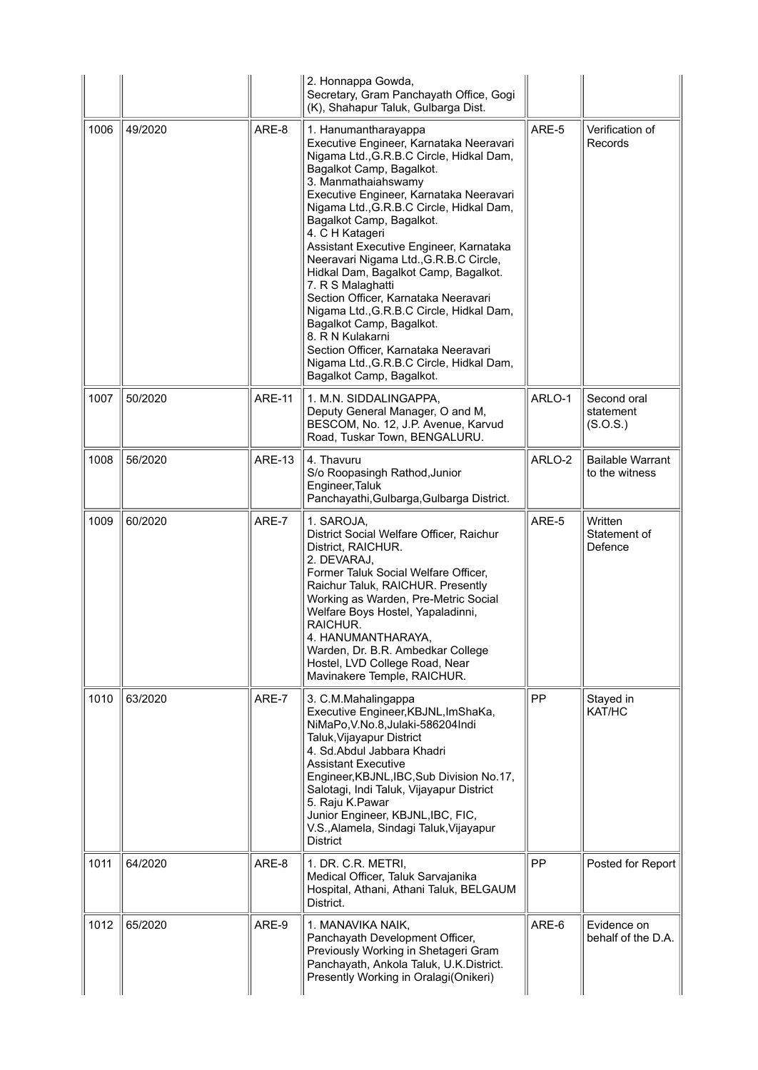| | | | | | |
|---|---|---|---|---|---|
| | | | 2. Honnappa Gowda,<br>Secretary, Gram Panchayath Office, Gogi (K), Shahapur Taluk, Gulbarga Dist. | | |
| 1006 | 49/2020 | ARE-8 | 1. Hanumantharayappa<br>Executive Engineer, Karnataka Neeravari Nigama Ltd.,G.R.B.C Circle, Hidkal Dam, Bagalkot Camp, Bagalkot.<br>3. Manmathaiahswamy<br>Executive Engineer, Karnataka Neeravari Nigama Ltd.,G.R.B.C Circle, Hidkal Dam, Bagalkot Camp, Bagalkot.<br>4. C H Katageri<br>Assistant Executive Engineer, Karnataka Neeravari Nigama Ltd.,G.R.B.C Circle, Hidkal Dam, Bagalkot Camp, Bagalkot.<br>7. R S Malaghatti<br>Section Officer, Karnataka Neeravari Nigama Ltd.,G.R.B.C Circle, Hidkal Dam, Bagalkot Camp, Bagalkot.<br>8. R N Kulakarni<br>Section Officer, Karnataka Neeravari Nigama Ltd.,G.R.B.C Circle, Hidkal Dam, Bagalkot Camp, Bagalkot. | ARE-5 | Verification of Records |
| 1007 | 50/2020 | ARE-11 | 1. M.N. SIDDALINGAPPA,<br>Deputy General Manager, O and M, BESCOM, No. 12, J.P. Avenue, Karvud Road, Tuskar Town, BENGALURU. | ARLO-1 | Second oral statement (S.O.S.) |
| 1008 | 56/2020 | ARE-13 | 4. Thavuru<br>S/o Roopasingh Rathod,Junior Engineer,Taluk Panchayathi,Gulbarga,Gulbarga District. | ARLO-2 | Bailable Warrant to the witness |
| 1009 | 60/2020 | ARE-7 | 1. SAROJA,<br>District Social Welfare Officer, Raichur District, RAICHUR.<br>2. DEVARAJ,<br>Former Taluk Social Welfare Officer, Raichur Taluk, RAICHUR. Presently Working as Warden, Pre-Metric Social Welfare Boys Hostel, Yapaladinni, RAICHUR.<br>4. HANUMANTHARAYA,<br>Warden, Dr. B.R. Ambedkar College Hostel, LVD College Road, Near Mavinakere Temple, RAICHUR. | ARE-5 | Written Statement of Defence |
| 1010 | 63/2020 | ARE-7 | 3. C.M.Mahalingappa<br>Executive Engineer,KBJNL,ImShaKa, NiMaPo,V.No.8,Julaki-586204Indi Taluk,Vijayapur District<br>4. Sd.Abdul Jabbara Khadri<br>Assistant Executive Engineer,KBJNL,IBC,Sub Division No.17, Salotagi, Indi Taluk, Vijayapur District<br>5. Raju K.Pawar<br>Junior Engineer, KBJNL,IBC, FIC, V.S.,Alamela, Sindagi Taluk,Vijayapur District | PP | Stayed in KAT/HC |
| 1011 | 64/2020 | ARE-8 | 1. DR. C.R. METRI,<br>Medical Officer, Taluk Sarvajanika Hospital, Athani, Athani Taluk, BELGAUM District. | PP | Posted for Report |
| 1012 | 65/2020 | ARE-9 | 1. MANAVIKA NAIK,<br>Panchayath Development Officer, Previously Working in Shetageri Gram Panchayath, Ankola Taluk, U.K.District. Presently Working in Oralagi(Onikeri) | ARE-6 | Evidence on behalf of the D.A. |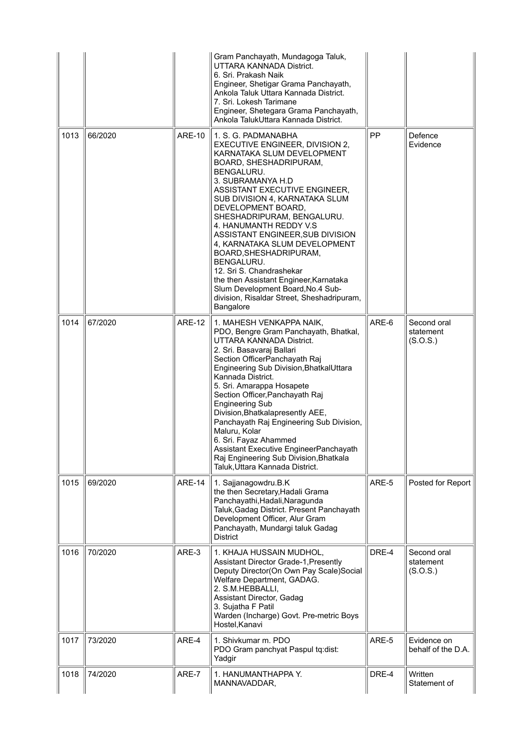| | | | | | |
|---|---|---|---|---|---|
| | | | Gram Panchayath, Mundagoga Taluk, UTTARA KANNADA District.<br>6. Sri. Prakash Naik<br>Engineer, Shetigar Grama Panchayath, Ankola Taluk Uttara Kannada District.<br>7. Sri. Lokesh Tarimane<br>Engineer, Shetegara Grama Panchayath, Ankola TalukUttara Kannada District. | | |
| 1013 | 66/2020 | ARE-10 | 1. S. G. PADMANABHA<br>EXECUTIVE ENGINEER, DIVISION 2, KARNATAKA SLUM DEVELOPMENT BOARD, SHESHADRIPURAM, BENGALURU.<br>3. SUBRAMANYA H.D<br>ASSISTANT EXECUTIVE ENGINEER, SUB DIVISION 4, KARNATAKA SLUM DEVELOPMENT BOARD, SHESHADRIPURAM, BENGALURU.<br>4. HANUMANTH REDDY V.S<br>ASSISTANT ENGINEER,SUB DIVISION 4, KARNATAKA SLUM DEVELOPMENT BOARD,SHESHADRIPURAM, BENGALURU.<br>12. Sri S. Chandrashekar<br>the then Assistant Engineer,Karnataka Slum Development Board,No.4 Sub-division, Risaldar Street, Sheshadripuram, Bangalore | PP | Defence Evidence |
| 1014 | 67/2020 | ARE-12 | 1. MAHESH VENKAPPA NAIK,<br>PDO, Bengre Gram Panchayath, Bhatkal, UTTARA KANNADA District.<br>2. Sri. Basavaraj Ballari<br>Section OfficerPanchayath Raj Engineering Sub Division,BhatkalUttara Kannada District.<br>5. Sri. Amarappa Hosapete<br>Section Officer,Panchayath Raj Engineering Sub Division,Bhatkalapresently AEE, Panchayath Raj Engineering Sub Division, Maluru, Kolar<br>6. Sri. Fayaz Ahammed<br>Assistant Executive EngineerPanchayath Raj Engineering Sub Division,Bhatkala Taluk,Uttara Kannada District. | ARE-6 | Second oral statement (S.O.S.) |
| 1015 | 69/2020 | ARE-14 | 1. Sajjanagowdru.B.K<br>the then Secretary,Hadali Grama Panchayathi,Hadali,Naragunda Taluk,Gadag District. Present Panchayath Development Officer, Alur Gram Panchayath, Mundargi taluk Gadag District | ARE-5 | Posted for Report |
| 1016 | 70/2020 | ARE-3 | 1. KHAJA HUSSAIN MUDHOL,<br>Assistant Director Grade-1,Presently Deputy Director(On Own Pay Scale)Social Welfare Department, GADAG.<br>2. S.M.HEBBALLI,<br>Assistant Director, Gadag<br>3. Sujatha F Patil<br>Warden (Incharge) Govt. Pre-metric Boys Hostel,Kanavi | DRE-4 | Second oral statement (S.O.S.) |
| 1017 | 73/2020 | ARE-4 | 1. Shivkumar m. PDO<br>PDO Gram panchyat Paspul tq:dist: Yadgir | ARE-5 | Evidence on behalf of the D.A. |
| 1018 | 74/2020 | ARE-7 | 1. HANUMANTHAPPA Y. MANNAVADDAR, | DRE-4 | Written Statement of |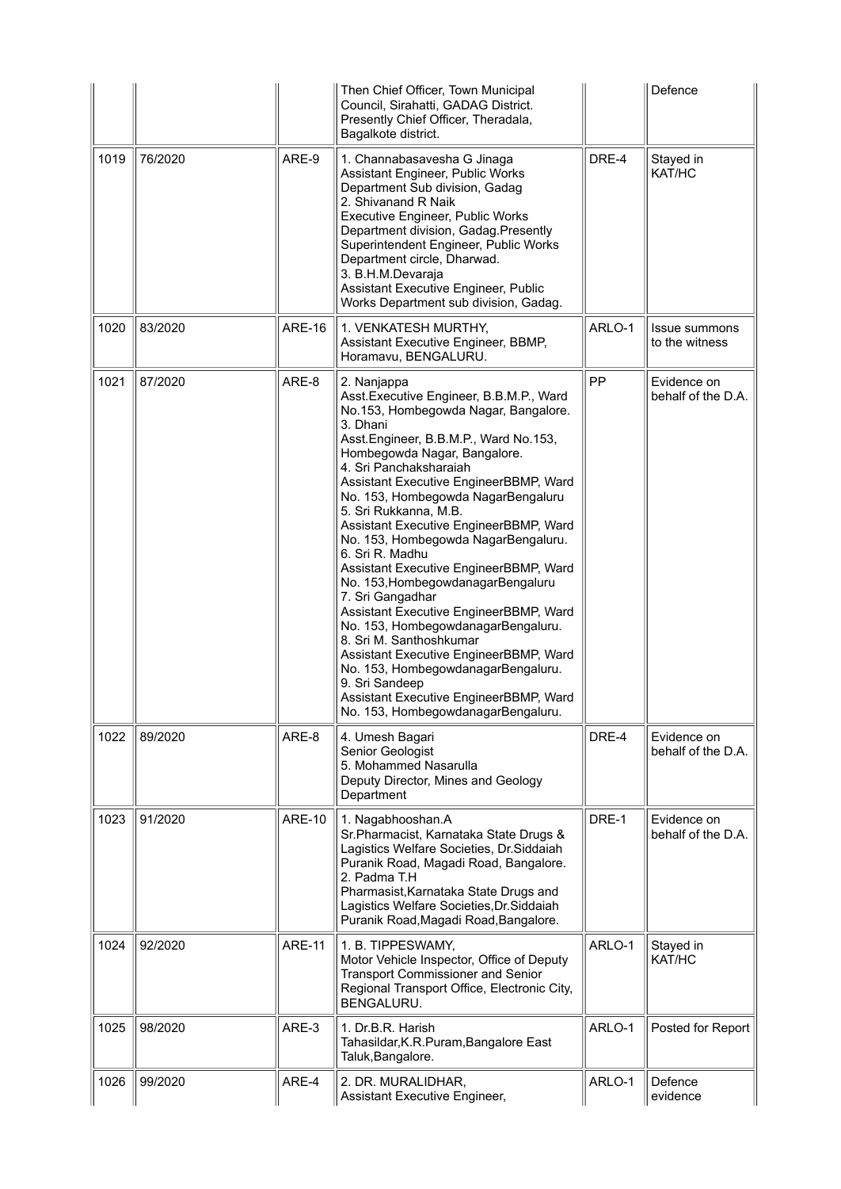| | | | Then Chief Officer, Town Municipal Council, Sirahatti, GADAG District. Presently Chief Officer, Theradala, Bagalkote district. | | Defence |
|---|---|---|---|---|---|
| 1019 | 76/2020 | ARE-9 | 1. Channabasavesha G Jinaga Assistant Engineer, Public Works Department Sub division, Gadag 2. Shivanand R Naik Executive Engineer, Public Works Department division, Gadag.Presently Superintendent Engineer, Public Works Department circle, Dharwad. 3. B.H.M.Devaraja Assistant Executive Engineer, Public Works Department sub division, Gadag. | DRE-4 | Stayed in KAT/HC |
| 1020 | 83/2020 | ARE-16 | 1. VENKATESH MURTHY, Assistant Executive Engineer, BBMP, Horamavu, BENGALURU. | ARLO-1 | Issue summons to the witness |
| 1021 | 87/2020 | ARE-8 | 2. Nanjappa Asst.Executive Engineer, B.B.M.P., Ward No.153, Hombegowda Nagar, Bangalore. 3. Dhani Asst.Engineer, B.B.M.P., Ward No.153, Hombegowda Nagar, Bangalore. 4. Sri Panchaksharaiah Assistant Executive EngineerBBMP, Ward No. 153, Hombegowda NagarBengaluru 5. Sri Rukkanna, M.B. Assistant Executive EngineerBBMP, Ward No. 153, Hombegowda NagarBengaluru. 6. Sri R. Madhu Assistant Executive EngineerBBMP, Ward No. 153,HombegowdanagarBengaluru 7. Sri Gangadhar Assistant Executive EngineerBBMP, Ward No. 153, HombegowdanagarBengaluru. 8. Sri M. Santhoshkumar Assistant Executive EngineerBBMP, Ward No. 153, HombegowdanagarBengaluru. 9. Sri Sandeep Assistant Executive EngineerBBMP, Ward No. 153, HombegowdanagarBengaluru. | PP | Evidence on behalf of the D.A. |
| 1022 | 89/2020 | ARE-8 | 4. Umesh Bagari Senior Geologist 5. Mohammed Nasarulla Deputy Director, Mines and Geology Department | DRE-4 | Evidence on behalf of the D.A. |
| 1023 | 91/2020 | ARE-10 | 1. Nagabhooshan.A Sr.Pharmacist, Karnataka State Drugs & Lagistics Welfare Societies, Dr.Siddaiah Puranik Road, Magadi Road, Bangalore. 2. Padma T.H Pharmasist,Karnataka State Drugs and Lagistics Welfare Societies,Dr.Siddaiah Puranik Road,Magadi Road,Bangalore. | DRE-1 | Evidence on behalf of the D.A. |
| 1024 | 92/2020 | ARE-11 | 1. B. TIPPESWAMY, Motor Vehicle Inspector, Office of Deputy Transport Commissioner and Senior Regional Transport Office, Electronic City, BENGALURU. | ARLO-1 | Stayed in KAT/HC |
| 1025 | 98/2020 | ARE-3 | 1. Dr.B.R. Harish Tahasildar,K.R.Puram,Bangalore East Taluk,Bangalore. | ARLO-1 | Posted for Report |
| 1026 | 99/2020 | ARE-4 | 2. DR. MURALIDHAR, Assistant Executive Engineer, | ARLO-1 | Defence evidence |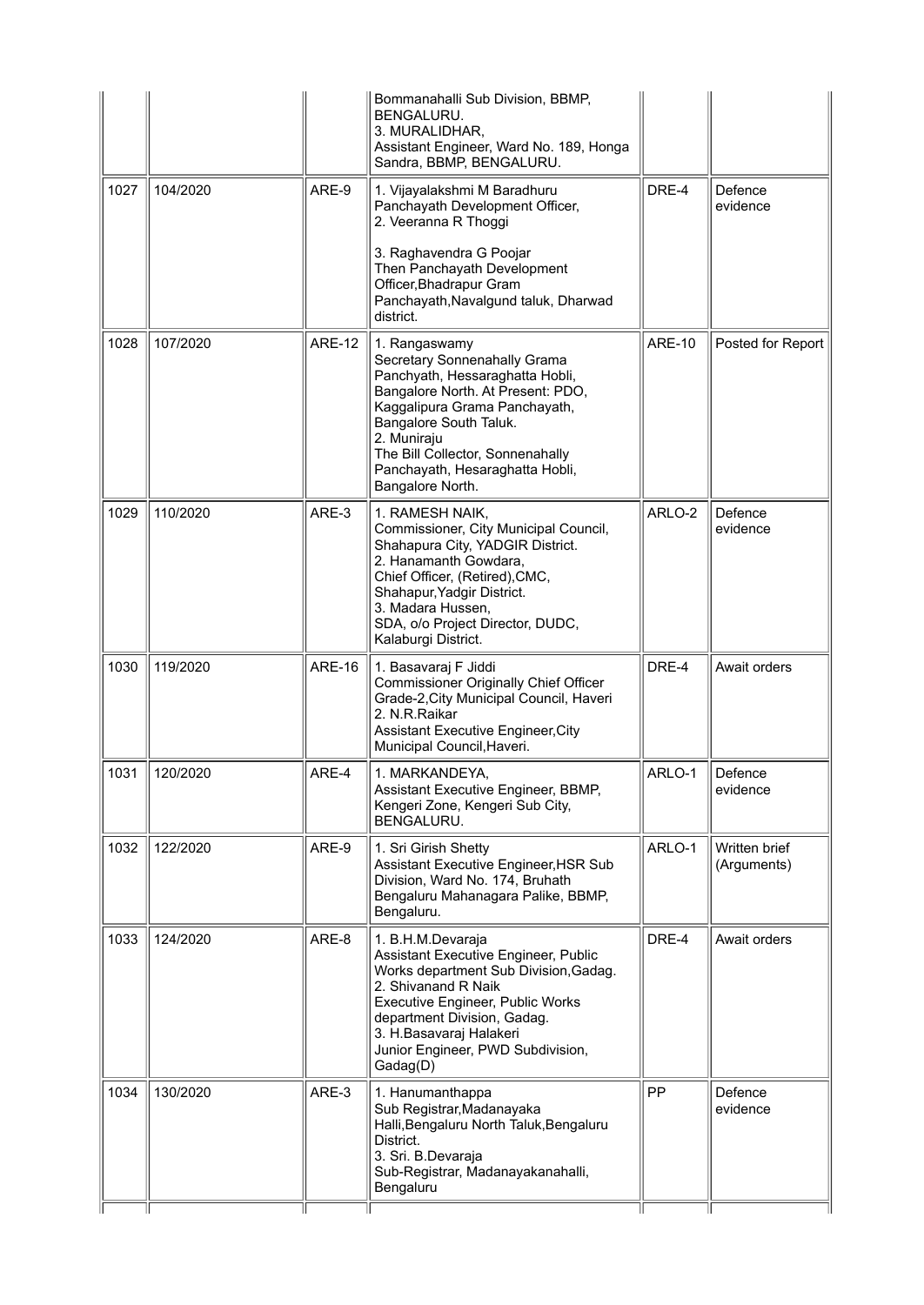| | | | | | |
|---|---|---|---|---|---|
| | | | Bommanahalli Sub Division, BBMP, BENGALURU.<br>3. MURALIDHAR,<br>Assistant Engineer, Ward No. 189, Honga Sandra, BBMP, BENGALURU. | | |
| 1027 | 104/2020 | ARE-9 | 1. Vijayalakshmi M Baradhuru<br>Panchayath Development Officer,<br>2. Veeranna R Thoggi<br><br>3. Raghavendra G Poojar<br>Then Panchayath Development Officer,Bhadrapur Gram Panchayath,Navalgund taluk, Dharwad district. | DRE-4 | Defence evidence |
| 1028 | 107/2020 | ARE-12 | 1. Rangaswamy<br>Secretary Sonnenahally Grama Panchyath, Hessaraghatta Hobli, Bangalore North. At Present: PDO, Kaggalipura Grama Panchayath, Bangalore South Taluk.<br>2. Muniraju<br>The Bill Collector, Sonnenahally Panchayath, Hesaraghatta Hobli, Bangalore North. | ARE-10 | Posted for Report |
| 1029 | 110/2020 | ARE-3 | 1. RAMESH NAIK,<br>Commissioner, City Municipal Council, Shahapura City, YADGIR District.<br>2. Hanamanth Gowdara,<br>Chief Officer, (Retired),CMC, Shahapur,Yadgir District.<br>3. Madara Hussen,<br>SDA, o/o Project Director, DUDC, Kalaburgi District. | ARLO-2 | Defence evidence |
| 1030 | 119/2020 | ARE-16 | 1. Basavaraj F Jiddi<br>Commissioner Originally Chief Officer Grade-2,City Municipal Council, Haveri<br>2. N.R.Raikar<br>Assistant Executive Engineer,City Municipal Council,Haveri. | DRE-4 | Await orders |
| 1031 | 120/2020 | ARE-4 | 1. MARKANDEYA,<br>Assistant Executive Engineer, BBMP, Kengeri Zone, Kengeri Sub City, BENGALURU. | ARLO-1 | Defence evidence |
| 1032 | 122/2020 | ARE-9 | 1. Sri Girish Shetty<br>Assistant Executive Engineer,HSR Sub Division, Ward No. 174, Bruhath Bengaluru Mahanagara Palike, BBMP, Bengaluru. | ARLO-1 | Written brief (Arguments) |
| 1033 | 124/2020 | ARE-8 | 1. B.H.M.Devaraja<br>Assistant Executive Engineer, Public Works department Sub Division,Gadag.<br>2. Shivanand R Naik<br>Executive Engineer, Public Works department Division, Gadag.<br>3. H.Basavaraj Halakeri<br>Junior Engineer, PWD Subdivision, Gadag(D) | DRE-4 | Await orders |
| 1034 | 130/2020 | ARE-3 | 1. Hanumanthappa<br>Sub Registrar,Madanayaka Halli,Bengaluru North Taluk,Bengaluru District.<br>3. Sri. B.Devaraja<br>Sub-Registrar, Madanayakanahalli, Bengaluru | PP | Defence evidence |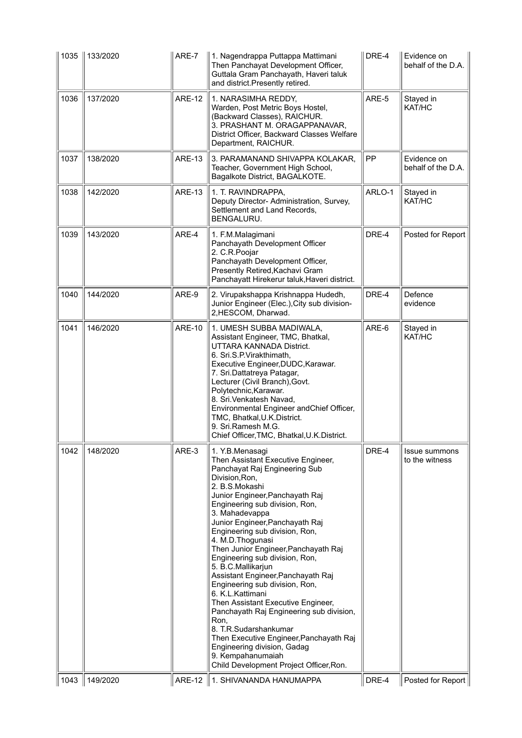| 1035 | 133/2020 | ARE-7 | 1. Nagendrappa Puttappa Mattimani<br>Then Panchayat Development Officer, Guttala Gram Panchayath, Haveri taluk and district.Presently retired. | DRE-4 | Evidence on behalf of the D.A. |
|---|---|---|---|---|---|
| 1036 | 137/2020 | ARE-12 | 1. NARASIMHA REDDY,<br>Warden, Post Metric Boys Hostel, (Backward Classes), RAICHUR.<br>3. PRASHANT M. ORAGAPPANAVAR,<br>District Officer, Backward Classes Welfare Department, RAICHUR. | ARE-5 | Stayed in KAT/HC |
| 1037 | 138/2020 | ARE-13 | 3. PARAMANAND SHIVAPPA KOLAKAR,<br>Teacher, Government High School, Bagalkote District, BAGALKOTE. | PP | Evidence on behalf of the D.A. |
| 1038 | 142/2020 | ARE-13 | 1. T. RAVINDRAPPA,<br>Deputy Director- Administration, Survey, Settlement and Land Records, BENGALURU. | ARLO-1 | Stayed in KAT/HC |
| 1039 | 143/2020 | ARE-4 | 1. F.M.Malagimani<br>Panchayath Development Officer<br>2. C.R.Poojar<br>Panchayath Development Officer, Presently Retired,Kachavi Gram Panchayatt Hirekerur taluk,Haveri district. | DRE-4 | Posted for Report |
| 1040 | 144/2020 | ARE-9 | 2. Virupakshappa Krishnappa Hudedh,<br>Junior Engineer (Elec.),City sub division-2,HESCOM, Dharwad. | DRE-4 | Defence evidence |
| 1041 | 146/2020 | ARE-10 | 1. UMESH SUBBA MADIWALA,<br>Assistant Engineer, TMC, Bhatkal, UTTARA KANNADA District.<br>6. Sri.S.P.Virakthimath,<br>Executive Engineer,DUDC,Karawar.<br>7. Sri.Dattatreya Patagar,<br>Lecturer (Civil Branch),Govt. Polytechnic,Karawar.<br>8. Sri.Venkatesh Navad,<br>Environmental Engineer andChief Officer, TMC, Bhatkal,U.K.District.<br>9. Sri.Ramesh M.G.<br>Chief Officer,TMC, Bhatkal,U.K.District. | ARE-6 | Stayed in KAT/HC |
| 1042 | 148/2020 | ARE-3 | 1. Y.B.Menasagi<br>Then Assistant Executive Engineer, Panchayat Raj Engineering Sub Division,Ron,<br>2. B.S.Mokashi<br>Junior Engineer,Panchayath Raj Engineering sub division, Ron,<br>3. Mahadevappa<br>Junior Engineer,Panchayath Raj Engineering sub division, Ron,<br>4. M.D.Thogunasi<br>Then Junior Engineer,Panchayath Raj Engineering sub division, Ron,<br>5. B.C.Mallikarjun<br>Assistant Engineer,Panchayath Raj Engineering sub division, Ron,<br>6. K.L.Kattimani<br>Then Assistant Executive Engineer, Panchayath Raj Engineering sub division, Ron,<br>8. T.R.Sudarshankumar<br>Then Executive Engineer,Panchayath Raj Engineering division, Gadag<br>9. Kempahanumaiah<br>Child Development Project Officer,Ron. | DRE-4 | Issue summons to the witness |
| 1043 | 149/2020 | ARE-12 | 1. SHIVANANDA HANUMAPPA | DRE-4 | Posted for Report |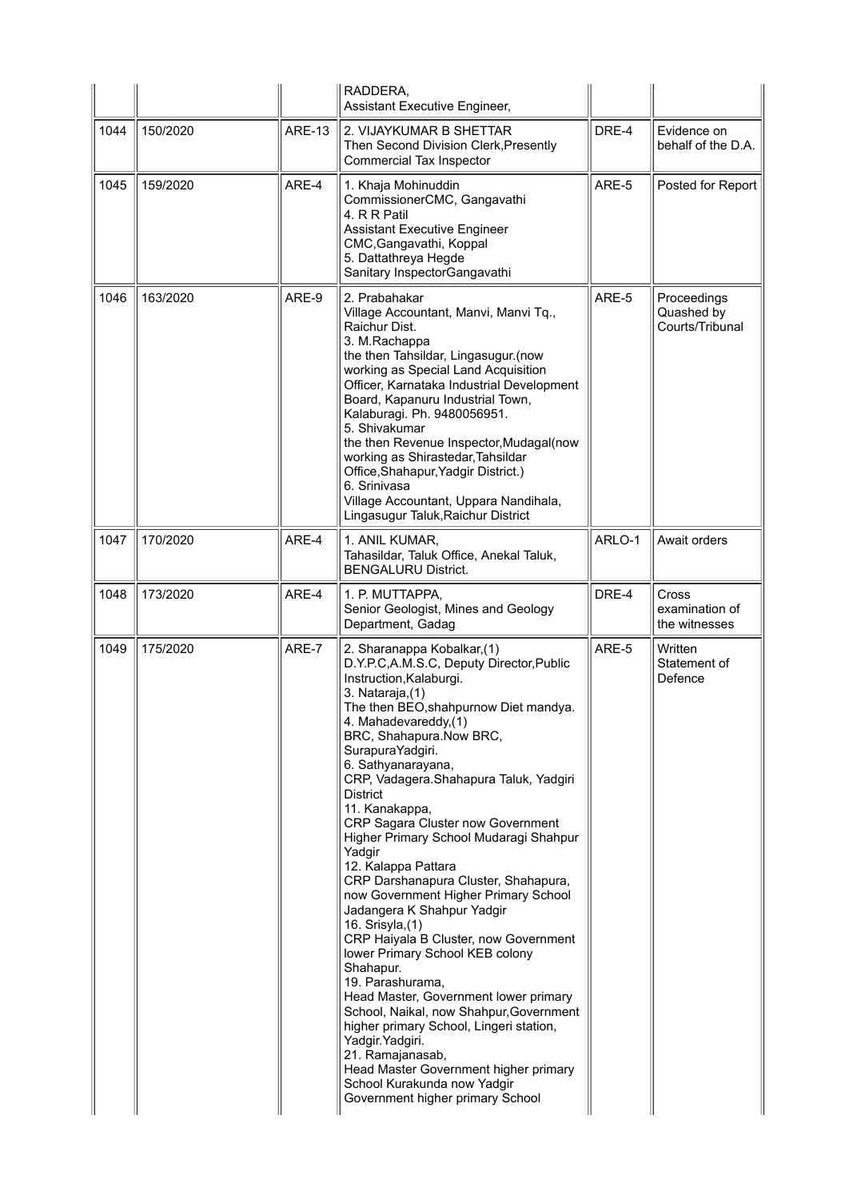| | | | RADDERA,<br>Assistant Executive Engineer, | | |
|---|---|---|---|---|---|
| 1044 | 150/2020 | ARE-13 | 2. VIJAYKUMAR B SHETTAR<br>Then Second Division Clerk,Presently Commercial Tax Inspector | DRE-4 | Evidence on behalf of the D.A. |
| 1045 | 159/2020 | ARE-4 | 1. Khaja Mohinuddin<br>CommissionerCMC, Gangavathi<br>4. R R Patil<br>Assistant Executive Engineer<br>CMC,Gangavathi, Koppal<br>5. Dattathreya Hegde<br>Sanitary InspectorGangavathi | ARE-5 | Posted for Report |
| 1046 | 163/2020 | ARE-9 | 2. Prabahakar<br>Village Accountant, Manvi, Manvi Tq., Raichur Dist.<br>3. M.Rachappa<br>the then Tahsildar, Lingasugur.(now working as Special Land Acquisition Officer, Karnataka Industrial Development Board, Kapanuru Industrial Town, Kalaburagi. Ph. 9480056951.<br>5. Shivakumar<br>the then Revenue Inspector,Mudagal(now working as Shirastedar,Tahsildar Office,Shahapur,Yadgir District.)<br>6. Srinivasa<br>Village Accountant, Uppara Nandihala, Lingasugur Taluk,Raichur District | ARE-5 | Proceedings Quashed by Courts/Tribunal |
| 1047 | 170/2020 | ARE-4 | 1. ANIL KUMAR,<br>Tahasildar, Taluk Office, Anekal Taluk, BENGALURU District. | ARLO-1 | Await orders |
| 1048 | 173/2020 | ARE-4 | 1. P. MUTTAPPA,<br>Senior Geologist, Mines and Geology Department, Gadag | DRE-4 | Cross examination of the witnesses |
| 1049 | 175/2020 | ARE-7 | 2. Sharanappa Kobalkar,(1)<br>D.Y.P.C,A.M.S.C, Deputy Director,Public Instruction,Kalaburgi.<br>3. Nataraja,(1)<br>The then BEO,shahpurnow Diet mandya.<br>4. Mahadevareddy,(1)<br>BRC, Shahapura.Now BRC, SurapuraYadgiri.<br>6. Sathyanarayana,<br>CRP, Vadagera.Shahapura Taluk, Yadgiri District<br>11. Kanakappa,<br>CRP Sagara Cluster now Government Higher Primary School Mudaragi Shahpur Yadgir<br>12. Kalappa Pattara<br>CRP Darshanapura Cluster, Shahapura, now Government Higher Primary School Jadangera K Shahpur Yadgir<br>16. Srisyla,(1)<br>CRP Haiyala B Cluster, now Government lower Primary School KEB colony Shahapur.<br>19. Parashurama,<br>Head Master, Government lower primary School, Naikal, now Shahpur,Government higher primary School, Lingeri station, Yadgir.Yadgiri.<br>21. Ramajanasab,<br>Head Master Government higher primary School Kurakunda now Yadgir Government higher primary School | ARE-5 | Written Statement of Defence |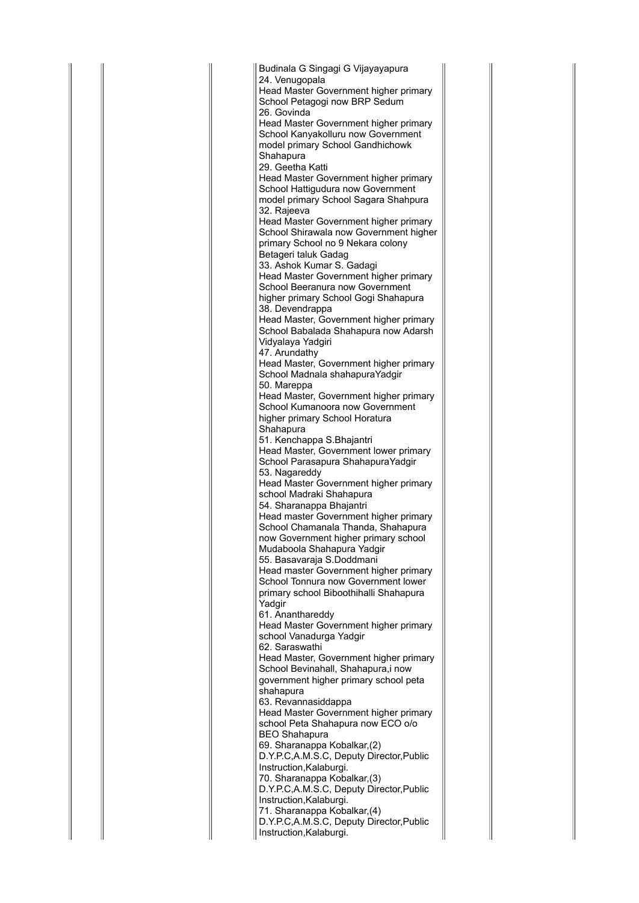| | | | | | | |
|---|---|---|---|---|---|---|
| | | | Budinala G Singagi G Vijayayapura<br>24. Venugopala<br>Head Master Government higher primary School Petagogi now BRP Sedum<br>26. Govinda<br>Head Master Government higher primary School Kanyakolluru now Government model primary School Gandhichowk Shahapura<br>29. Geetha Katti<br>Head Master Government higher primary School Hattigudura now Government model primary School Sagara Shahpura<br>32. Rajeeva<br>Head Master Government higher primary School Shirawala now Government higher primary School no 9 Nekara colony Betageri taluk Gadag<br>33. Ashok Kumar S. Gadagi<br>Head Master Government higher primary School Beeranura now Government higher primary School Gogi Shahapura<br>38. Devendrappa<br>Head Master, Government higher primary School Babalada Shahapura now Adarsh Vidyalaya Yadgiri<br>47. Arundathy<br>Head Master, Government higher primary School Madnala shahapuraYadgir<br>50. Mareppa<br>Head Master, Government higher primary School Kumanoora now Government higher primary School Horatura Shahapura<br>51. Kenchappa S.Bhajantri<br>Head Master, Government lower primary School Parasapura ShahapuraYadgir<br>53. Nagareddy<br>Head Master Government higher primary school Madraki Shahapura<br>54. Sharanappa Bhajantri<br>Head master Government higher primary School Chamanala Thanda, Shahapura now Government higher primary school Mudaboola Shahapura Yadgir<br>55. Basavaraja S.Doddmani<br>Head master Government higher primary School Tonnura now Government lower primary school Biboothihalli Shahapura Yadgir<br>61. Ananthareddy<br>Head Master Government higher primary school Vanadurga Yadgir<br>62. Saraswathi<br>Head Master, Government higher primary School Bevinahall, Shahapura,i now government higher primary school peta shahapura<br>63. Revannasiddappa<br>Head Master Government higher primary school Peta Shahapura now ECO o/o BEO Shahapura<br>69. Sharanappa Kobalkar,(2)<br>D.Y.P.C,A.M.S.C, Deputy Director,Public Instruction,Kalaburgi.<br>70. Sharanappa Kobalkar,(3)<br>D.Y.P.C,A.M.S.C, Deputy Director,Public Instruction,Kalaburgi.<br>71. Sharanappa Kobalkar,(4)<br>D.Y.P.C,A.M.S.C, Deputy Director,Public Instruction,Kalaburgi. | | | |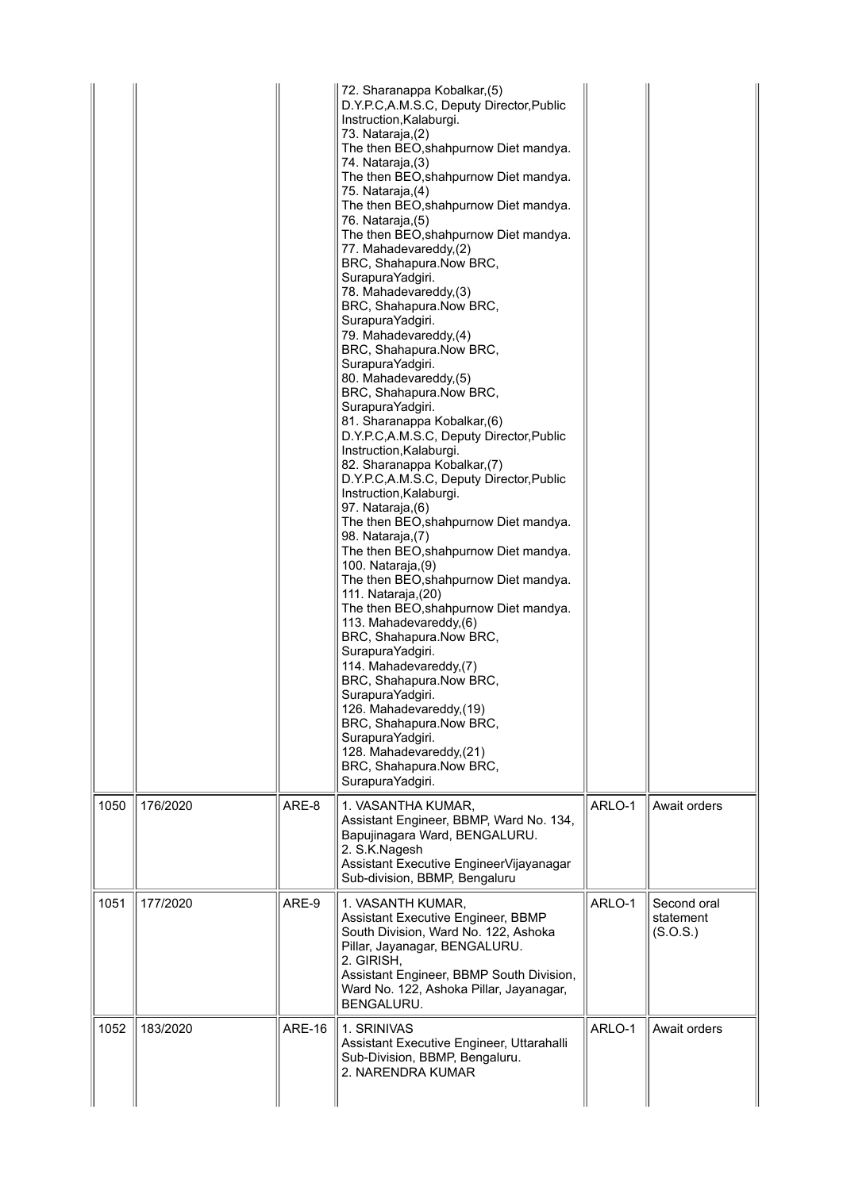| | | | | | |
|---|---|---|---|---|---|
| | | | 72. Sharanappa Kobalkar,(5)<br>D.Y.P.C,A.M.S.C, Deputy Director,Public Instruction,Kalaburgi.<br>73. Nataraja,(2)<br>The then BEO,shahpurnow Diet mandya.<br>74. Nataraja,(3)<br>The then BEO,shahpurnow Diet mandya.<br>75. Nataraja,(4)<br>The then BEO,shahpurnow Diet mandya.<br>76. Nataraja,(5)<br>The then BEO,shahpurnow Diet mandya.<br>77. Mahadevareddy,(2)<br>BRC, Shahapura.Now BRC, SurapuraYadgiri.<br>78. Mahadevareddy,(3)<br>BRC, Shahapura.Now BRC, SurapuraYadgiri.<br>79. Mahadevareddy,(4)<br>BRC, Shahapura.Now BRC, SurapuraYadgiri.<br>80. Mahadevareddy,(5)<br>BRC, Shahapura.Now BRC, SurapuraYadgiri.<br>81. Sharanappa Kobalkar,(6)<br>D.Y.P.C,A.M.S.C, Deputy Director,Public Instruction,Kalaburgi.<br>82. Sharanappa Kobalkar,(7)<br>D.Y.P.C,A.M.S.C, Deputy Director,Public Instruction,Kalaburgi.<br>97. Nataraja,(6)<br>The then BEO,shahpurnow Diet mandya.<br>98. Nataraja,(7)<br>The then BEO,shahpurnow Diet mandya.<br>100. Nataraja,(9)<br>The then BEO,shahpurnow Diet mandya.<br>111. Nataraja,(20)<br>The then BEO,shahpurnow Diet mandya.<br>113. Mahadevareddy,(6)<br>BRC, Shahapura.Now BRC, SurapuraYadgiri.<br>114. Mahadevareddy,(7)<br>BRC, Shahapura.Now BRC, SurapuraYadgiri.<br>126. Mahadevareddy,(19)<br>BRC, Shahapura.Now BRC, SurapuraYadgiri.<br>128. Mahadevareddy,(21)<br>BRC, Shahapura.Now BRC, SurapuraYadgiri. | | |
| 1050 | 176/2020 | ARE-8 | 1. VASANTHA KUMAR,<br>Assistant Engineer, BBMP, Ward No. 134, Bapujinagara Ward, BENGALURU.<br>2. S.K.Nagesh<br>Assistant Executive EngineerVijayanagar Sub-division, BBMP, Bengaluru | ARLO-1 | Await orders |
| 1051 | 177/2020 | ARE-9 | 1. VASANTH KUMAR,<br>Assistant Executive Engineer, BBMP South Division, Ward No. 122, Ashoka Pillar, Jayanagar, BENGALURU.<br>2. GIRISH,<br>Assistant Engineer, BBMP South Division, Ward No. 122, Ashoka Pillar, Jayanagar, BENGALURU. | ARLO-1 | Second oral statement (S.O.S.) |
| 1052 | 183/2020 | ARE-16 | 1. SRINIVAS<br>Assistant Executive Engineer, Uttarahalli Sub-Division, BBMP, Bengaluru.<br>2. NARENDRA KUMAR | ARLO-1 | Await orders |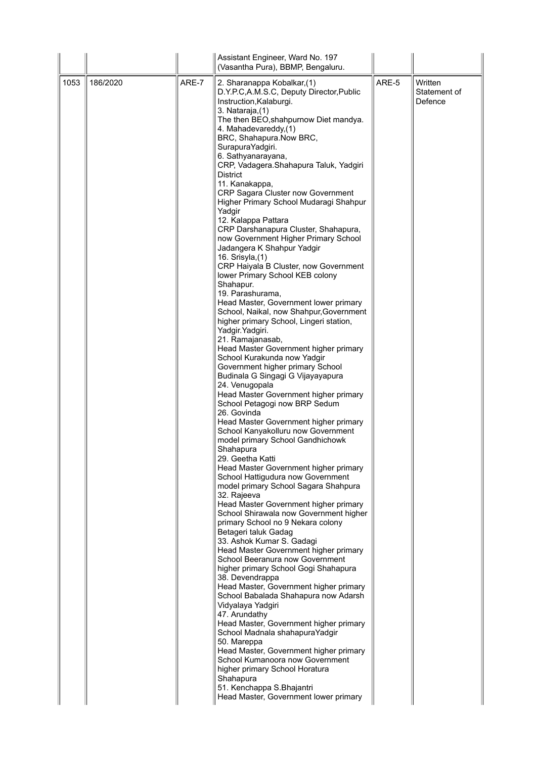| | | | | | |
|---|---|---|---|---|---|
| | | | Assistant Engineer, Ward No. 197 (Vasantha Pura), BBMP, Bengaluru. | | |
| 1053 | 186/2020 | ARE-7 | 2. Sharanappa Kobalkar,(1) D.Y.P.C,A.M.S.C, Deputy Director,Public Instruction,Kalaburgi.<br>3. Nataraja,(1) The then BEO,shahpurnow Diet mandya.<br>4. Mahadevareddy,(1) BRC, Shahapura.Now BRC, SurapuraYadgiri.<br>6. Sathyanarayana, CRP, Vadagera.Shahapura Taluk, Yadgiri District<br>11. Kanakappa, CRP Sagara Cluster now Government Higher Primary School Mudaragi Shahpur Yadgir<br>12. Kalappa Pattara CRP Darshanapura Cluster, Shahapura, now Government Higher Primary School Jadangera K Shahpur Yadgir<br>16. Srisyla,(1) CRP Haiyala B Cluster, now Government lower Primary School KEB colony Shahapur.<br>19. Parashurama, Head Master, Government lower primary School, Naikal, now Shahpur,Government higher primary School, Lingeri station, Yadgir.Yadgiri.<br>21. Ramajanasab, Head Master Government higher primary School Kurakunda now Yadgir Government higher primary School Budinala G Singagi G Vijayayapura<br>24. Venugopala Head Master Government higher primary School Petagogi now BRP Sedum<br>26. Govinda Head Master Government higher primary School Kanyakolluru now Government model primary School Gandhichowk Shahapura<br>29. Geetha Katti Head Master Government higher primary School Hattigudura now Government model primary School Sagara Shahpura<br>32. Rajeeva Head Master Government higher primary School Shirawala now Government higher primary School no 9 Nekara colony Betageri taluk Gadag<br>33. Ashok Kumar S. Gadagi Head Master Government higher primary School Beeranura now Government higher primary School Gogi Shahapura<br>38. Devendrappa Head Master, Government higher primary School Babalada Shahapura now Adarsh Vidyalaya Yadgiri<br>47. Arundathy Head Master, Government higher primary School Madnala shahapuraYadgir<br>50. Mareppa Head Master, Government higher primary School Kumanoora now Government higher primary School Horatura Shahapura<br>51. Kenchappa S.Bhajantri Head Master, Government lower primary | ARE-5 | Written Statement of Defence |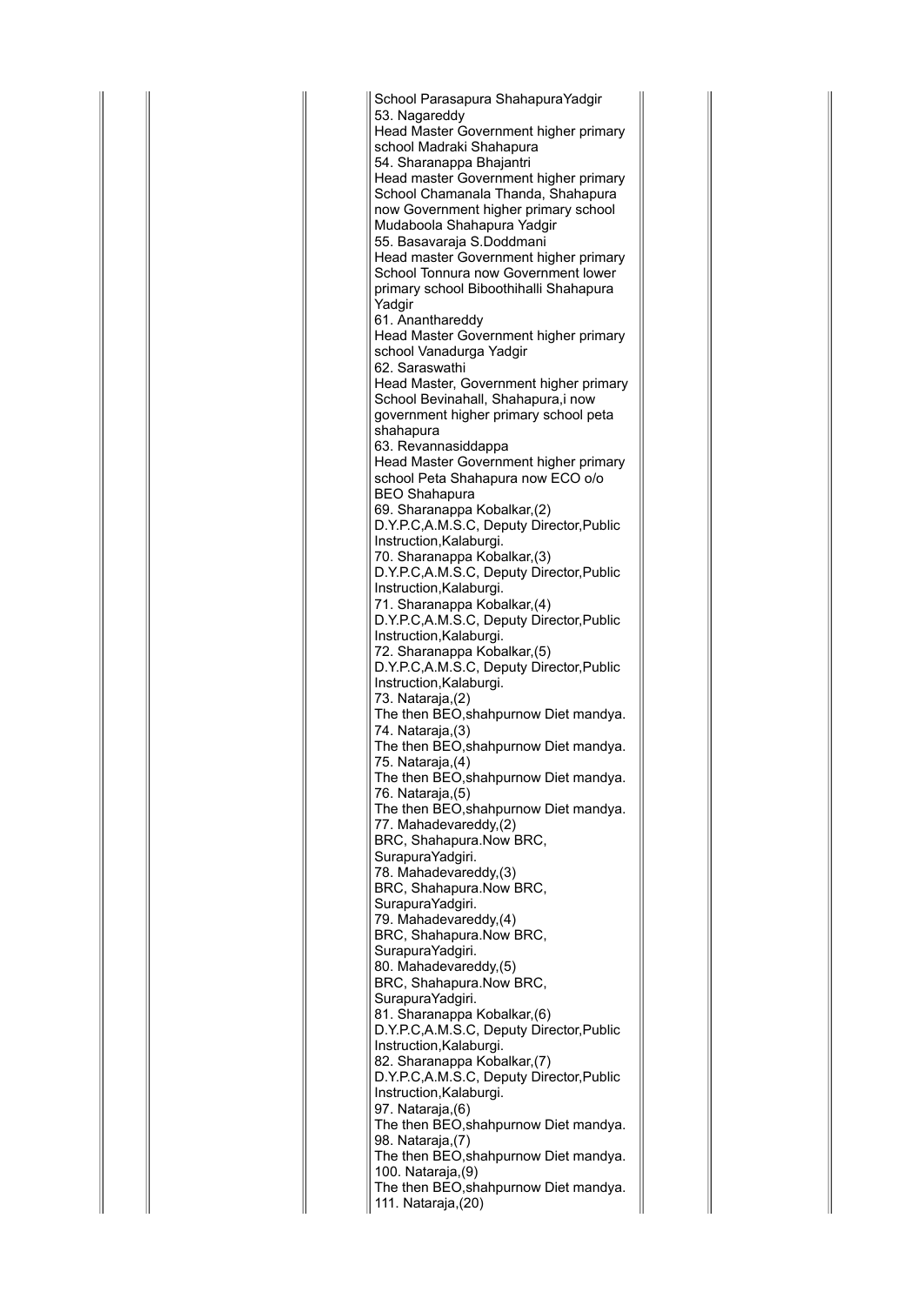| | | | | | | |
|---|---|---|---|---|---|---|
| | | | School Parasapura ShahapuraYadgir<br>53. Nagareddy<br>Head Master Government higher primary school Madraki Shahapura<br>54. Sharanappa Bhajantri<br>Head master Government higher primary School Chamanala Thanda, Shahapura now Government higher primary school Mudaboola Shahapura Yadgir<br>55. Basavaraja S.Doddmani<br>Head master Government higher primary School Tonnura now Government lower primary school Biboothihalli Shahapura Yadgir<br>61. Ananthareddy<br>Head Master Government higher primary school Vanadurga Yadgir<br>62. Saraswathi<br>Head Master, Government higher primary School Bevinahall, Shahapura,i now government higher primary school peta shahapura<br>63. Revannasiddappa<br>Head Master Government higher primary school Peta Shahapura now ECO o/o BEO Shahapura<br>69. Sharanappa Kobalkar,(2)<br>D.Y.P.C,A.M.S.C, Deputy Director,Public Instruction,Kalaburgi.<br>70. Sharanappa Kobalkar,(3)<br>D.Y.P.C,A.M.S.C, Deputy Director,Public Instruction,Kalaburgi.<br>71. Sharanappa Kobalkar,(4)<br>D.Y.P.C,A.M.S.C, Deputy Director,Public Instruction,Kalaburgi.<br>72. Sharanappa Kobalkar,(5)<br>D.Y.P.C,A.M.S.C, Deputy Director,Public Instruction,Kalaburgi.<br>73. Nataraja,(2)<br>The then BEO,shahpurnow Diet mandya.<br>74. Nataraja,(3)<br>The then BEO,shahpurnow Diet mandya.<br>75. Nataraja,(4)<br>The then BEO,shahpurnow Diet mandya.<br>76. Nataraja,(5)<br>The then BEO,shahpurnow Diet mandya.<br>77. Mahadevareddy,(2)<br>BRC, Shahapura.Now BRC, SurapuraYadgiri.<br>78. Mahadevareddy,(3)<br>BRC, Shahapura.Now BRC, SurapuraYadgiri.<br>79. Mahadevareddy,(4)<br>BRC, Shahapura.Now BRC, SurapuraYadgiri.<br>80. Mahadevareddy,(5)<br>BRC, Shahapura.Now BRC, SurapuraYadgiri.<br>81. Sharanappa Kobalkar,(6)<br>D.Y.P.C,A.M.S.C, Deputy Director,Public Instruction,Kalaburgi.<br>82. Sharanappa Kobalkar,(7)<br>D.Y.P.C,A.M.S.C, Deputy Director,Public Instruction,Kalaburgi.<br>97. Nataraja,(6)<br>The then BEO,shahpurnow Diet mandya.<br>98. Nataraja,(7)<br>The then BEO,shahpurnow Diet mandya.<br>100. Nataraja,(9)<br>The then BEO,shahpurnow Diet mandya.<br>111. Nataraja,(20) | | | |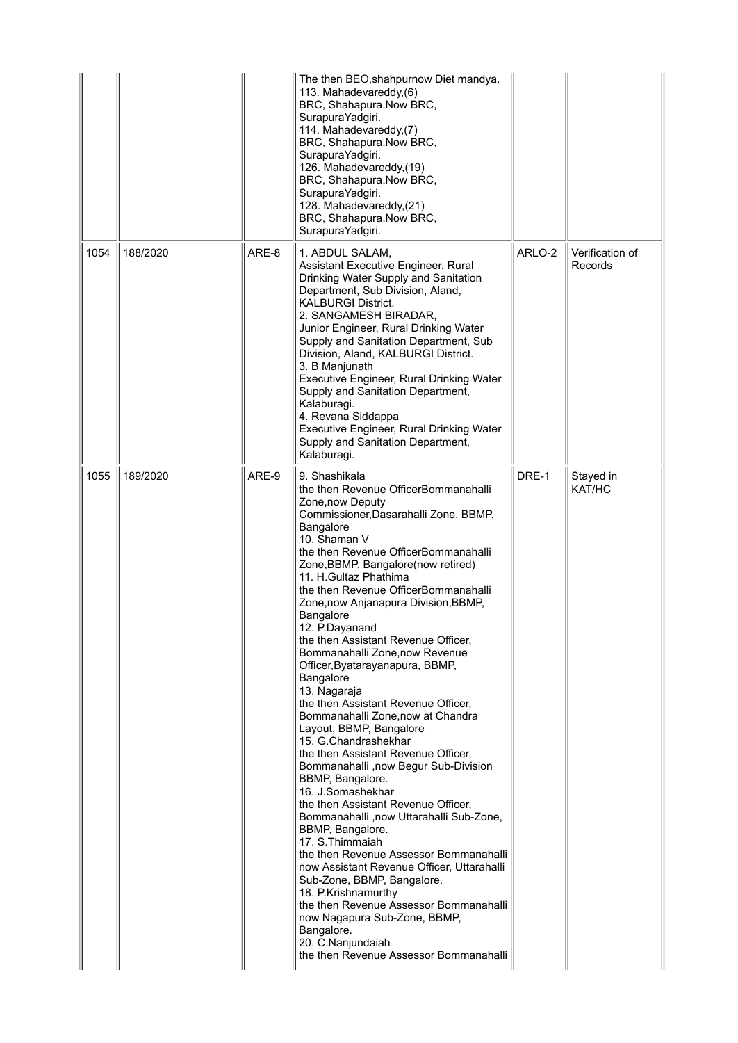| | | | | | |
|---|---|---|---|---|---|
| | | | The then BEO,shahpurnow Diet mandya.<br>113. Mahadevareddy,(6)<br>BRC, Shahapura.Now BRC, SurapuraYadgiri.<br>114. Mahadevareddy,(7)<br>BRC, Shahapura.Now BRC, SurapuraYadgiri.<br>126. Mahadevareddy,(19)<br>BRC, Shahapura.Now BRC, SurapuraYadgiri.<br>128. Mahadevareddy,(21)<br>BRC, Shahapura.Now BRC, SurapuraYadgiri. | | |
| 1054 | 188/2020 | ARE-8 | 1. ABDUL SALAM,<br>Assistant Executive Engineer, Rural Drinking Water Supply and Sanitation Department, Sub Division, Aland, KALBURGI District.<br>2. SANGAMESH BIRADAR,<br>Junior Engineer, Rural Drinking Water Supply and Sanitation Department, Sub Division, Aland, KALBURGI District.<br>3. B Manjunath<br>Executive Engineer, Rural Drinking Water Supply and Sanitation Department, Kalaburagi.<br>4. Revana Siddappa<br>Executive Engineer, Rural Drinking Water Supply and Sanitation Department, Kalaburagi. | ARLO-2 | Verification of Records |
| 1055 | 189/2020 | ARE-9 | 9. Shashikala<br>the then Revenue OfficerBommanahalli Zone,now Deputy Commissioner,Dasarahalli Zone, BBMP, Bangalore<br>10. Shaman V<br>the then Revenue OfficerBommanahalli Zone,BBMP, Bangalore(now retired)<br>11. H.Gultaz Phathima<br>the then Revenue OfficerBommanahalli Zone,now Anjanapura Division,BBMP, Bangalore<br>12. P.Dayanand<br>the then Assistant Revenue Officer, Bommanahalli Zone,now Revenue Officer,Byatarayanapura, BBMP, Bangalore<br>13. Nagaraja<br>the then Assistant Revenue Officer, Bommanahalli Zone,now at Chandra Layout, BBMP, Bangalore<br>15. G.Chandrashekhar<br>the then Assistant Revenue Officer, Bommanahalli ,now Begur Sub-Division BBMP, Bangalore.<br>16. J.Somashekhar<br>the then Assistant Revenue Officer, Bommanahalli ,now Uttarahalli Sub-Zone, BBMP, Bangalore.<br>17. S.Thimmaiah<br>the then Revenue Assessor Bommanahalli now Assistant Revenue Officer, Uttarahalli Sub-Zone, BBMP, Bangalore.<br>18. P.Krishnamurthy<br>the then Revenue Assessor Bommanahalli now Nagapura Sub-Zone, BBMP, Bangalore.<br>20. C.Nanjundaiah<br>the then Revenue Assessor Bommanahalli | DRE-1 | Stayed in KAT/HC |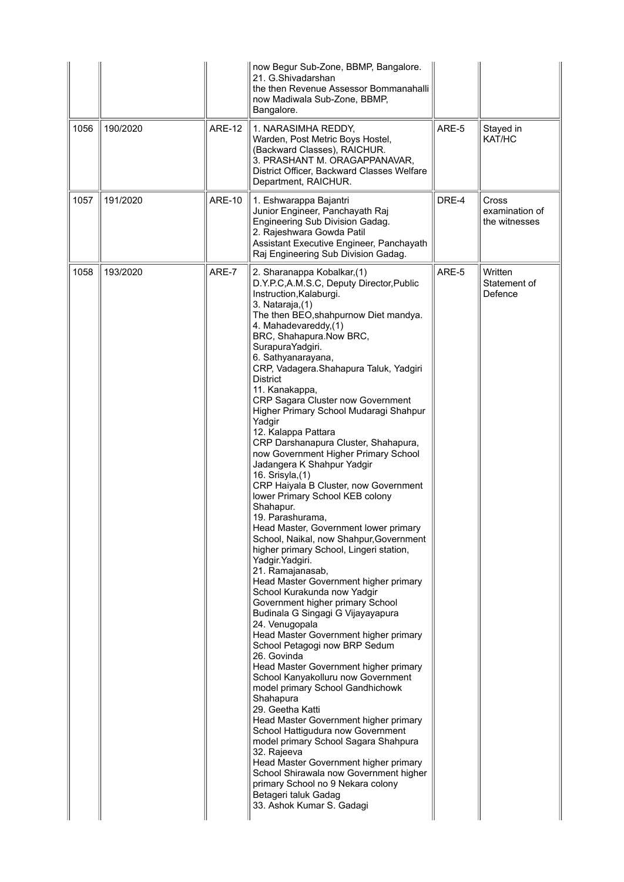| | | | | | |
|---|---|---|---|---|---|
| | | | now Begur Sub-Zone, BBMP, Bangalore.<br>21. G.Shivadarshan<br>the then Revenue Assessor Bommanahalli now Madiwala Sub-Zone, BBMP, Bangalore. | | |
| 1056 | 190/2020 | ARE-12 | 1. NARASIMHA REDDY,<br>Warden, Post Metric Boys Hostel, (Backward Classes), RAICHUR.<br>3. PRASHANT M. ORAGAPPANAVAR,<br>District Officer, Backward Classes Welfare Department, RAICHUR. | ARE-5 | Stayed in KAT/HC |
| 1057 | 191/2020 | ARE-10 | 1. Eshwarappa Bajantri<br>Junior Engineer, Panchayath Raj Engineering Sub Division Gadag.<br>2. Rajeshwara Gowda Patil<br>Assistant Executive Engineer, Panchayath Raj Engineering Sub Division Gadag. | DRE-4 | Cross examination of the witnesses |
| 1058 | 193/2020 | ARE-7 | 2. Sharanappa Kobalkar,(1)<br>D.Y.P.C,A.M.S.C, Deputy Director,Public Instruction,Kalaburgi.<br>3. Nataraja,(1)<br>The then BEO,shahpurnow Diet mandya.<br>4. Mahadevareddy,(1)<br>BRC, Shahapura.Now BRC, SurapuraYadgiri.<br>6. Sathyanarayana,<br>CRP, Vadagera.Shahapura Taluk, Yadgiri District<br>11. Kanakappa,<br>CRP Sagara Cluster now Government Higher Primary School Mudaragi Shahpur Yadgir<br>12. Kalappa Pattara<br>CRP Darshanapura Cluster, Shahapura, now Government Higher Primary School Jadangera K Shahpur Yadgir<br>16. Srisyla,(1)<br>CRP Haiyala B Cluster, now Government lower Primary School KEB colony Shahapur.<br>19. Parashurama,<br>Head Master, Government lower primary School, Naikal, now Shahpur,Government higher primary School, Lingeri station, Yadgir.Yadgiri.<br>21. Ramajanasab,<br>Head Master Government higher primary School Kurakunda now Yadgir Government higher primary School Budinala G Singagi G Vijayayapura<br>24. Venugopala<br>Head Master Government higher primary School Petagogi now BRP Sedum<br>26. Govinda<br>Head Master Government higher primary School Kanyakolluru now Government model primary School Gandhichowk Shahapura<br>29. Geetha Katti<br>Head Master Government higher primary School Hattigudura now Government model primary School Sagara Shahpura<br>32. Rajeeva<br>Head Master Government higher primary School Shirawala now Government higher primary School no 9 Nekara colony Betageri taluk Gadag<br>33. Ashok Kumar S. Gadagi | ARE-5 | Written Statement of Defence |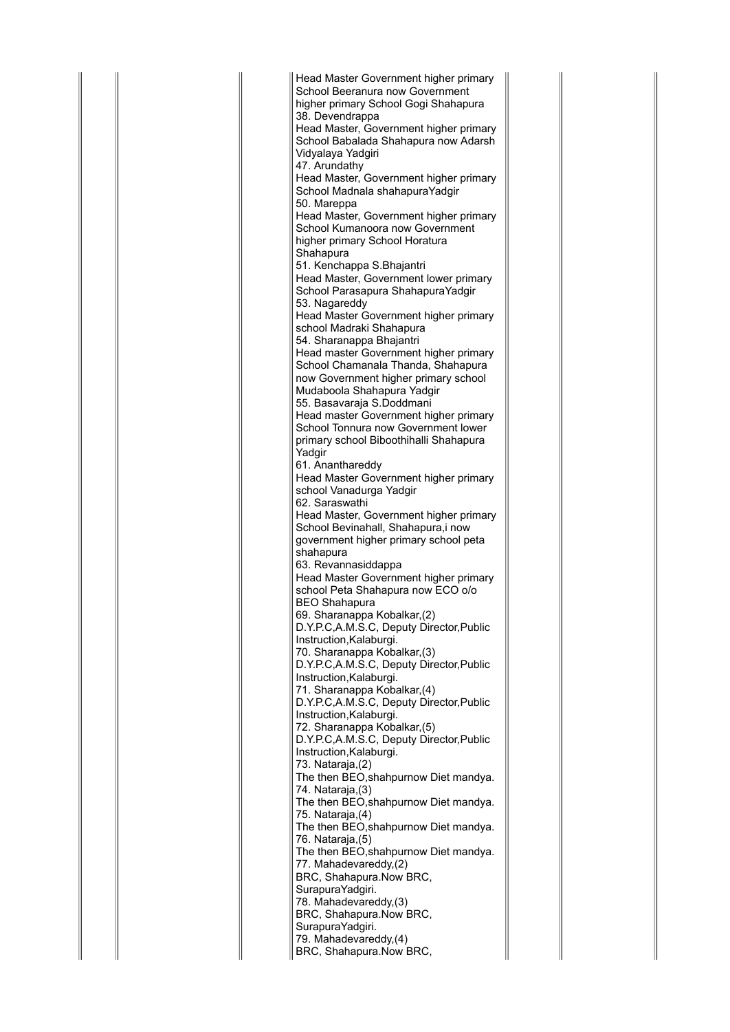| | | | | | | |
|---|---|---|---|---|---|---|
| | | | Head Master Government higher primary School Beeranura now Government higher primary School Gogi Shahapura<br>38. Devendrappa<br>Head Master, Government higher primary School Babalada Shahapura now Adarsh Vidyalaya Yadgiri<br>47. Arundathy<br>Head Master, Government higher primary School Madnala shahapuraYadgir<br>50. Mareppa<br>Head Master, Government higher primary School Kumanoora now Government higher primary School Horatura Shahapura<br>51. Kenchappa S.Bhajantri<br>Head Master, Government lower primary School Parasapura ShahapuraYadgir<br>53. Nagareddy<br>Head Master Government higher primary school Madraki Shahapura<br>54. Sharanappa Bhajantri<br>Head master Government higher primary School Chamanala Thanda, Shahapura now Government higher primary school Mudaboola Shahapura Yadgir<br>55. Basavaraja S.Doddmani<br>Head master Government higher primary School Tonnura now Government lower primary school Biboothihalli Shahapura Yadgir<br>61. Ananthareddy<br>Head Master Government higher primary school Vanadurga Yadgir<br>62. Saraswathi<br>Head Master, Government higher primary School Bevinahall, Shahapura,i now government higher primary school peta shahapura<br>63. Revannasiddappa<br>Head Master Government higher primary school Peta Shahapura now ECO o/o BEO Shahapura<br>69. Sharanappa Kobalkar,(2)<br>D.Y.P.C,A.M.S.C, Deputy Director,Public Instruction,Kalaburgi.<br>70. Sharanappa Kobalkar,(3)<br>D.Y.P.C,A.M.S.C, Deputy Director,Public Instruction,Kalaburgi.<br>71. Sharanappa Kobalkar,(4)<br>D.Y.P.C,A.M.S.C, Deputy Director,Public Instruction,Kalaburgi.<br>72. Sharanappa Kobalkar,(5)<br>D.Y.P.C,A.M.S.C, Deputy Director,Public Instruction,Kalaburgi.<br>73. Nataraja,(2)<br>The then BEO,shahpurnow Diet mandya.<br>74. Nataraja,(3)<br>The then BEO,shahpurnow Diet mandya.<br>75. Nataraja,(4)<br>The then BEO,shahpurnow Diet mandya.<br>76. Nataraja,(5)<br>The then BEO,shahpurnow Diet mandya.<br>77. Mahadevareddy,(2)<br>BRC, Shahapura.Now BRC, SurapuraYadgiri.<br>78. Mahadevareddy,(3)<br>BRC, Shahapura.Now BRC, SurapuraYadgiri.<br>79. Mahadevareddy,(4)<br>BRC, Shahapura.Now BRC, | | | |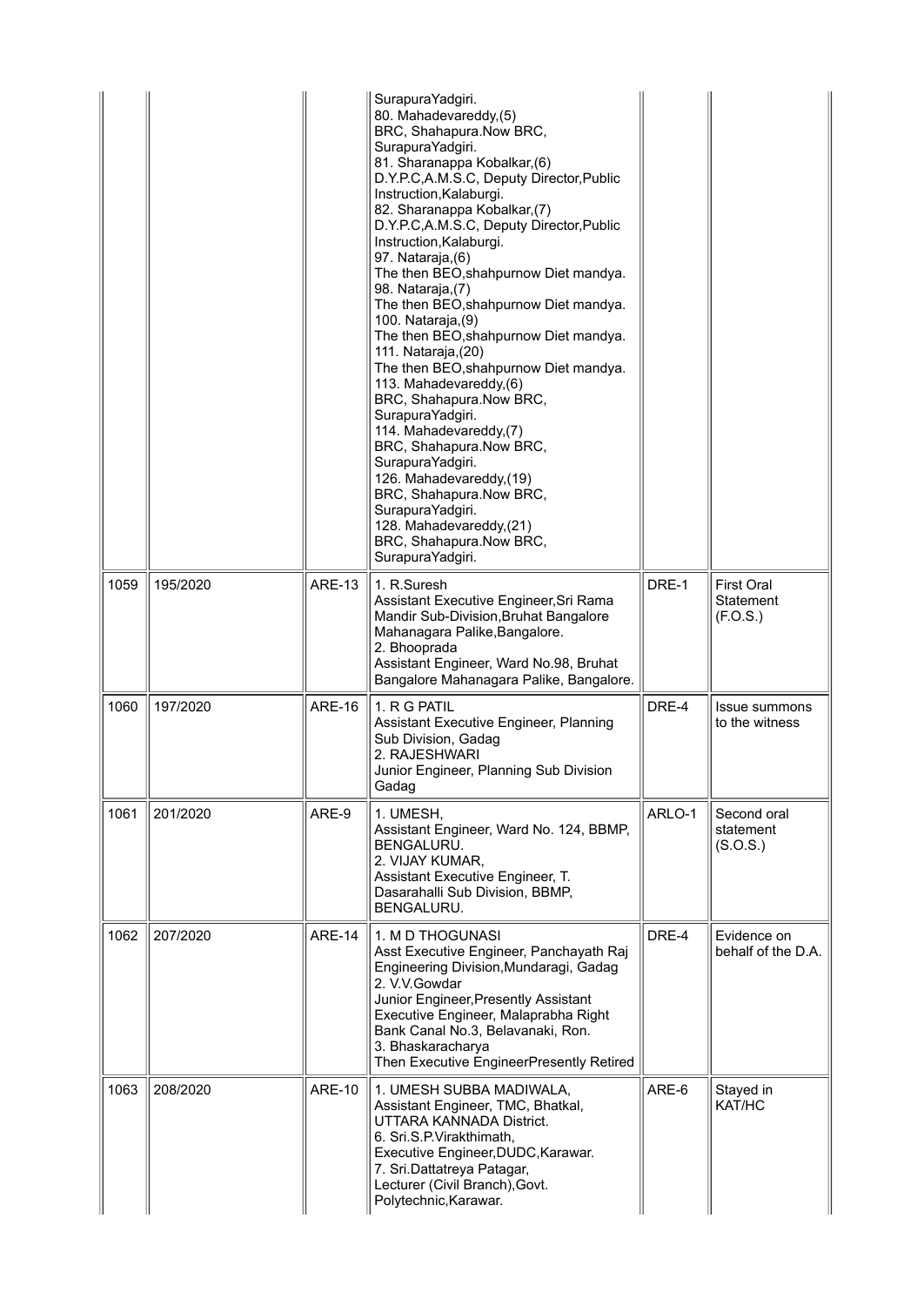| | | | | | |
|---|---|---|---|---|---|
| | | | SurapuraYadgiri.<br>80. Mahadevareddy,(5)<br>BRC, Shahapura.Now BRC, SurapuraYadgiri.<br>81. Sharanappa Kobalkar,(6)<br>D.Y.P.C,A.M.S.C, Deputy Director,Public Instruction,Kalaburgi.<br>82. Sharanappa Kobalkar,(7)<br>D.Y.P.C,A.M.S.C, Deputy Director,Public Instruction,Kalaburgi.<br>97. Nataraja,(6)<br>The then BEO,shahpurnow Diet mandya.<br>98. Nataraja,(7)<br>The then BEO,shahpurnow Diet mandya.<br>100. Nataraja,(9)<br>The then BEO,shahpurnow Diet mandya.<br>111. Nataraja,(20)<br>The then BEO,shahpurnow Diet mandya.<br>113. Mahadevareddy,(6)<br>BRC, Shahapura.Now BRC, SurapuraYadgiri.<br>114. Mahadevareddy,(7)<br>BRC, Shahapura.Now BRC, SurapuraYadgiri.<br>126. Mahadevareddy,(19)<br>BRC, Shahapura.Now BRC, SurapuraYadgiri.<br>128. Mahadevareddy,(21)<br>BRC, Shahapura.Now BRC, SurapuraYadgiri. | | |
| 1059 | 195/2020 | ARE-13 | 1. R.Suresh<br>Assistant Executive Engineer,Sri Rama Mandir Sub-Division,Bruhat Bangalore Mahanagara Palike,Bangalore.<br>2. Bhooprada<br>Assistant Engineer, Ward No.98, Bruhat Bangalore Mahanagara Palike, Bangalore. | DRE-1 | First Oral Statement (F.O.S.) |
| 1060 | 197/2020 | ARE-16 | 1. R G PATIL<br>Assistant Executive Engineer, Planning Sub Division, Gadag<br>2. RAJESHWARI<br>Junior Engineer, Planning Sub Division Gadag | DRE-4 | Issue summons to the witness |
| 1061 | 201/2020 | ARE-9 | 1. UMESH,<br>Assistant Engineer, Ward No. 124, BBMP, BENGALURU.<br>2. VIJAY KUMAR,<br>Assistant Executive Engineer, T. Dasarahalli Sub Division, BBMP, BENGALURU. | ARLO-1 | Second oral statement (S.O.S.) |
| 1062 | 207/2020 | ARE-14 | 1. M D THOGUNASI<br>Asst Executive Engineer, Panchayath Raj Engineering Division,Mundaragi, Gadag<br>2. V.V.Gowdar<br>Junior Engineer,Presently Assistant Executive Engineer, Malaprabha Right Bank Canal No.3, Belavanaki, Ron.<br>3. Bhaskaracharya<br>Then Executive EngineerPresently Retired | DRE-4 | Evidence on behalf of the D.A. |
| 1063 | 208/2020 | ARE-10 | 1. UMESH SUBBA MADIWALA,<br>Assistant Engineer, TMC, Bhatkal, UTTARA KANNADA District.<br>6. Sri.S.P.Virakthimath,<br>Executive Engineer,DUDC,Karawar.<br>7. Sri.Dattatreya Patagar,<br>Lecturer (Civil Branch),Govt. Polytechnic,Karawar. | ARE-6 | Stayed in KAT/HC |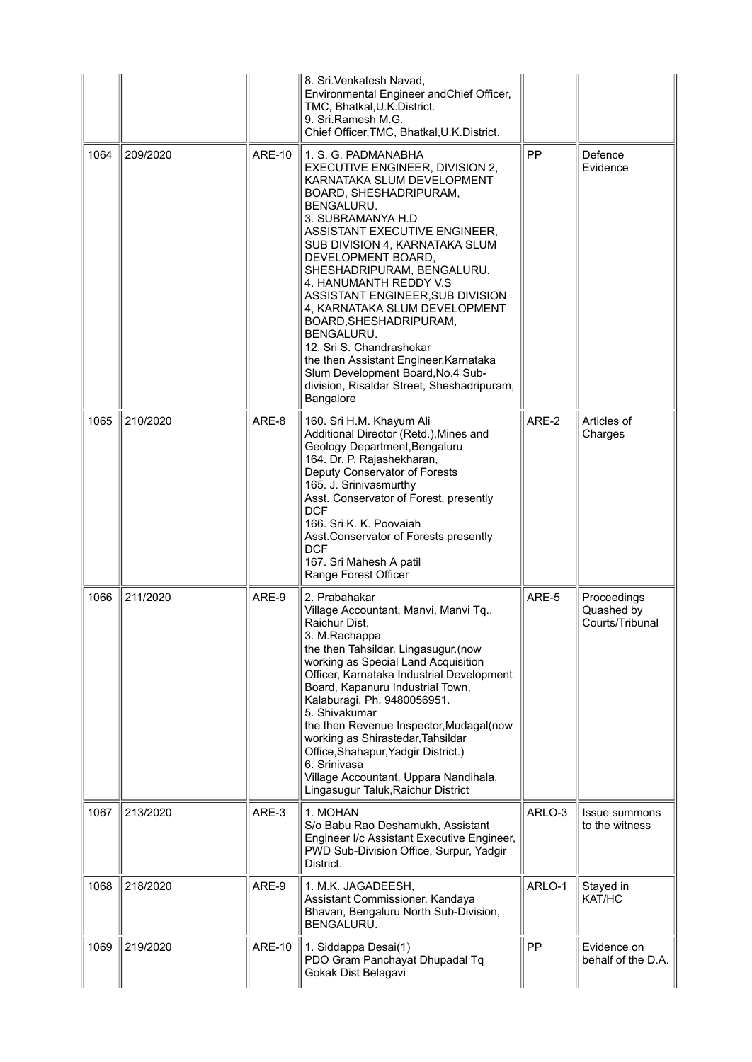| | | | | | |
|---|---|---|---|---|---|
| | | | 8. Sri.Venkatesh Navad,<br>Environmental Engineer andChief Officer, TMC, Bhatkal,U.K.District.<br>9. Sri.Ramesh M.G.<br>Chief Officer,TMC, Bhatkal,U.K.District. | | |
| 1064 | 209/2020 | ARE-10 | 1. S. G. PADMANABHA<br>EXECUTIVE ENGINEER, DIVISION 2, KARNATAKA SLUM DEVELOPMENT BOARD, SHESHADRIPURAM, BENGALURU.<br>3. SUBRAMANYA H.D<br>ASSISTANT EXECUTIVE ENGINEER, SUB DIVISION 4, KARNATAKA SLUM DEVELOPMENT BOARD, SHESHADRIPURAM, BENGALURU.<br>4. HANUMANTH REDDY V.S<br>ASSISTANT ENGINEER,SUB DIVISION 4, KARNATAKA SLUM DEVELOPMENT BOARD,SHESHADRIPURAM, BENGALURU.<br>12. Sri S. Chandrashekar<br>the then Assistant Engineer,Karnataka Slum Development Board,No.4 Sub-division, Risaldar Street, Sheshadripuram, Bangalore | PP | Defence Evidence |
| 1065 | 210/2020 | ARE-8 | 160. Sri H.M. Khayum Ali<br>Additional Director (Retd.),Mines and Geology Department,Bengaluru<br>164. Dr. P. Rajashekharan,<br>Deputy Conservator of Forests<br>165. J. Srinivasmurthy<br>Asst. Conservator of Forest, presently DCF<br>166. Sri K. K. Poovaiah<br>Asst.Conservator of Forests presently DCF<br>167. Sri Mahesh A patil<br>Range Forest Officer | ARE-2 | Articles of Charges |
| 1066 | 211/2020 | ARE-9 | 2. Prabahakar<br>Village Accountant, Manvi, Manvi Tq., Raichur Dist.<br>3. M.Rachappa<br>the then Tahsildar, Lingasugur.(now working as Special Land Acquisition Officer, Karnataka Industrial Development Board, Kapanuru Industrial Town, Kalaburagi. Ph. 9480056951.<br>5. Shivakumar<br>the then Revenue Inspector,Mudagal(now working as Shirastedar,Tahsildar Office,Shahapur,Yadgir District.)<br>6. Srinivasa<br>Village Accountant, Uppara Nandihala, Lingasugur Taluk,Raichur District | ARE-5 | Proceedings Quashed by Courts/Tribunal |
| 1067 | 213/2020 | ARE-3 | 1. MOHAN<br>S/o Babu Rao Deshamukh, Assistant Engineer I/c Assistant Executive Engineer, PWD Sub-Division Office, Surpur, Yadgir District. | ARLO-3 | Issue summons to the witness |
| 1068 | 218/2020 | ARE-9 | 1. M.K. JAGADEESH,<br>Assistant Commissioner, Kandaya Bhavan, Bengaluru North Sub-Division, BENGALURU. | ARLO-1 | Stayed in KAT/HC |
| 1069 | 219/2020 | ARE-10 | 1. Siddappa Desai(1)<br>PDO Gram Panchayat Dhupadal Tq Gokak Dist Belagavi | PP | Evidence on behalf of the D.A. |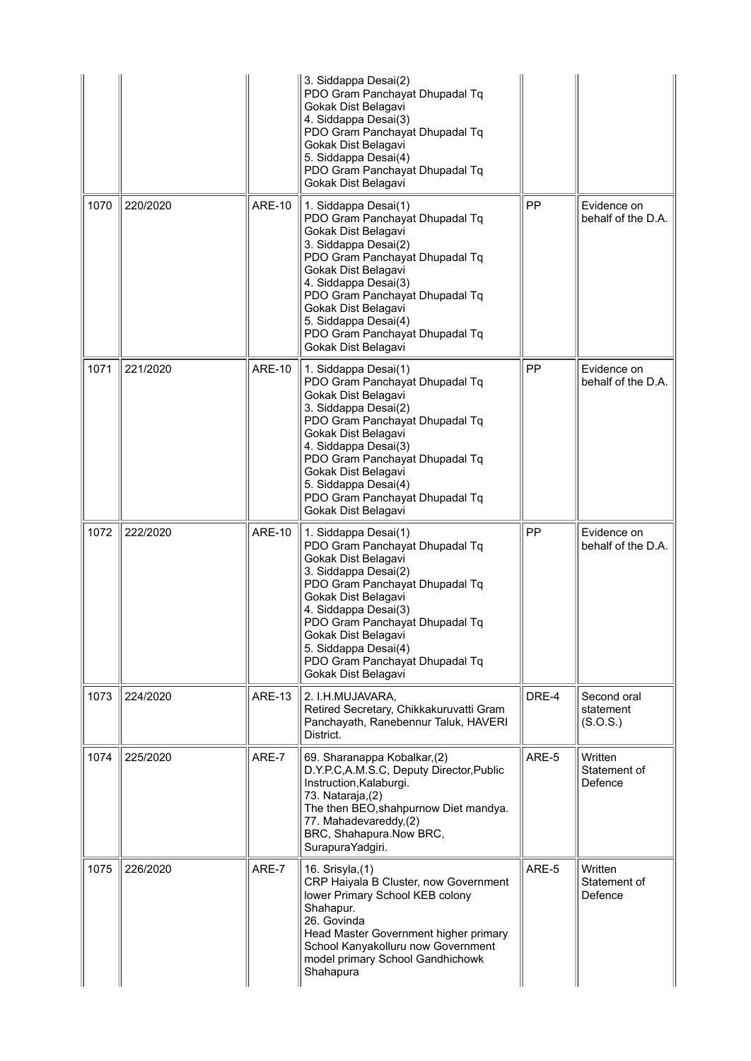| | | | | | |
|---|---|---|---|---|---|
| | | | 3. Siddappa Desai(2)<br>PDO Gram Panchayat Dhupadal Tq<br>Gokak Dist Belagavi<br>4. Siddappa Desai(3)<br>PDO Gram Panchayat Dhupadal Tq<br>Gokak Dist Belagavi<br>5. Siddappa Desai(4)<br>PDO Gram Panchayat Dhupadal Tq<br>Gokak Dist Belagavi | | |
| 1070 | 220/2020 | ARE-10 | 1. Siddappa Desai(1)<br>PDO Gram Panchayat Dhupadal Tq<br>Gokak Dist Belagavi<br>3. Siddappa Desai(2)<br>PDO Gram Panchayat Dhupadal Tq<br>Gokak Dist Belagavi<br>4. Siddappa Desai(3)<br>PDO Gram Panchayat Dhupadal Tq<br>Gokak Dist Belagavi<br>5. Siddappa Desai(4)<br>PDO Gram Panchayat Dhupadal Tq<br>Gokak Dist Belagavi | PP | Evidence on behalf of the D.A. |
| 1071 | 221/2020 | ARE-10 | 1. Siddappa Desai(1)<br>PDO Gram Panchayat Dhupadal Tq<br>Gokak Dist Belagavi<br>3. Siddappa Desai(2)<br>PDO Gram Panchayat Dhupadal Tq<br>Gokak Dist Belagavi<br>4. Siddappa Desai(3)<br>PDO Gram Panchayat Dhupadal Tq<br>Gokak Dist Belagavi<br>5. Siddappa Desai(4)<br>PDO Gram Panchayat Dhupadal Tq<br>Gokak Dist Belagavi | PP | Evidence on behalf of the D.A. |
| 1072 | 222/2020 | ARE-10 | 1. Siddappa Desai(1)<br>PDO Gram Panchayat Dhupadal Tq<br>Gokak Dist Belagavi<br>3. Siddappa Desai(2)<br>PDO Gram Panchayat Dhupadal Tq<br>Gokak Dist Belagavi<br>4. Siddappa Desai(3)<br>PDO Gram Panchayat Dhupadal Tq<br>Gokak Dist Belagavi<br>5. Siddappa Desai(4)<br>PDO Gram Panchayat Dhupadal Tq<br>Gokak Dist Belagavi | PP | Evidence on behalf of the D.A. |
| 1073 | 224/2020 | ARE-13 | 2. I.H.MUJAVARA,<br>Retired Secretary, Chikkakuruvatti Gram Panchayath, Ranebennur Taluk, HAVERI District. | DRE-4 | Second oral statement (S.O.S.) |
| 1074 | 225/2020 | ARE-7 | 69. Sharanappa Kobalkar,(2)<br>D.Y.P.C,A.M.S.C, Deputy Director,Public Instruction,Kalaburgi.<br>73. Nataraja,(2)<br>The then BEO,shahpurnow Diet mandya.<br>77. Mahadevareddy,(2)<br>BRC, Shahapura.Now BRC, SurapuraYadgiri. | ARE-5 | Written Statement of Defence |
| 1075 | 226/2020 | ARE-7 | 16. Srisyla,(1)<br>CRP Haiyala B Cluster, now Government lower Primary School KEB colony Shahapur.<br>26. Govinda<br>Head Master Government higher primary School Kanyakolluru now Government model primary School Gandhichowk Shahapura | ARE-5 | Written Statement of Defence |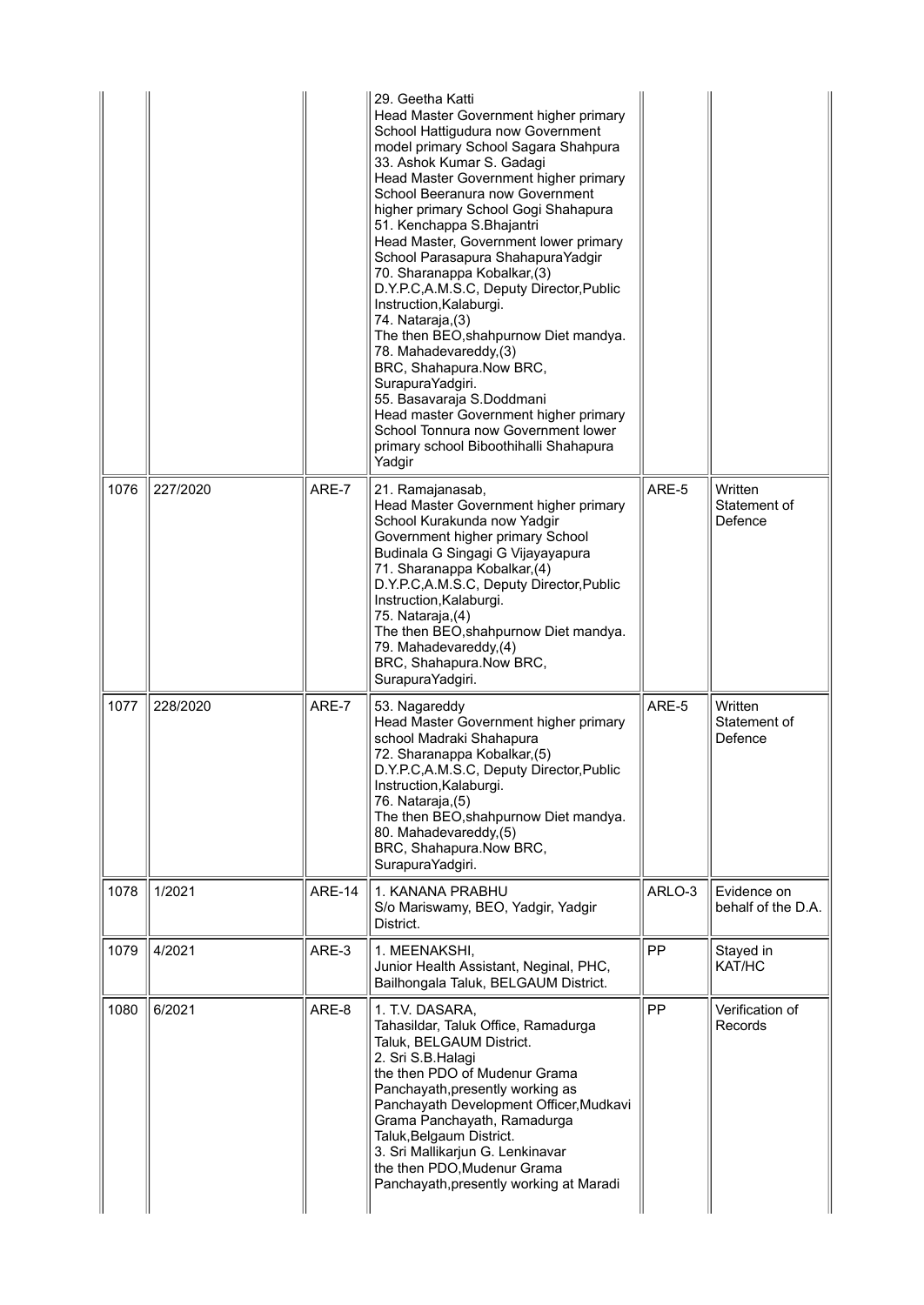| | | | | | |
|---|---|---|---|---|---|
| | | | 29. Geetha Katti<br>Head Master Government higher primary School Hattigudura now Government model primary School Sagara Shahpura<br>33. Ashok Kumar S. Gadagi<br>Head Master Government higher primary School Beeranura now Government higher primary School Gogi Shahapura<br>51. Kenchappa S.Bhajantri<br>Head Master, Government lower primary School Parasapura ShahapuraYadgir<br>70. Sharanappa Kobalkar,(3)<br>D.Y.P.C,A.M.S.C, Deputy Director,Public Instruction,Kalaburgi.<br>74. Nataraja,(3)<br>The then BEO,shahpurnow Diet mandya.<br>78. Mahadevareddy,(3)<br>BRC, Shahapura.Now BRC, SurapuraYadgiri.<br>55. Basavaraja S.Doddmani<br>Head master Government higher primary School Tonnura now Government lower primary school Biboothihalli Shahapura Yadgir | | |
| 1076 | 227/2020 | ARE-7 | 21. Ramajanasab,<br>Head Master Government higher primary School Kurakunda now Yadgir Government higher primary School Budinala G Singagi G Vijayayapura<br>71. Sharanappa Kobalkar,(4)<br>D.Y.P.C,A.M.S.C, Deputy Director,Public Instruction,Kalaburgi.<br>75. Nataraja,(4)<br>The then BEO,shahpurnow Diet mandya.<br>79. Mahadevareddy,(4)<br>BRC, Shahapura.Now BRC, SurapuraYadgiri. | ARE-5 | Written Statement of Defence |
| 1077 | 228/2020 | ARE-7 | 53. Nagareddy<br>Head Master Government higher primary school Madraki Shahapura<br>72. Sharanappa Kobalkar,(5)<br>D.Y.P.C,A.M.S.C, Deputy Director,Public Instruction,Kalaburgi.<br>76. Nataraja,(5)<br>The then BEO,shahpurnow Diet mandya.<br>80. Mahadevareddy,(5)<br>BRC, Shahapura.Now BRC, SurapuraYadgiri. | ARE-5 | Written Statement of Defence |
| 1078 | 1/2021 | ARE-14 | 1. KANANA PRABHU<br>S/o Mariswamy, BEO, Yadgir, Yadgir District. | ARLO-3 | Evidence on behalf of the D.A. |
| 1079 | 4/2021 | ARE-3 | 1. MEENAKSHI,<br>Junior Health Assistant, Neginal, PHC, Bailhongala Taluk, BELGAUM District. | PP | Stayed in KAT/HC |
| 1080 | 6/2021 | ARE-8 | 1. T.V. DASARA,<br>Tahasildar, Taluk Office, Ramadurga Taluk, BELGAUM District.<br>2. Sri S.B.Halagi<br>the then PDO of Mudenur Grama Panchayath,presently working as Panchayath Development Officer,Mudkavi Grama Panchayath, Ramadurga Taluk,Belgaum District.<br>3. Sri Mallikarjun G. Lenkinavar<br>the then PDO,Mudenur Grama Panchayath,presently working at Maradi | PP | Verification of Records |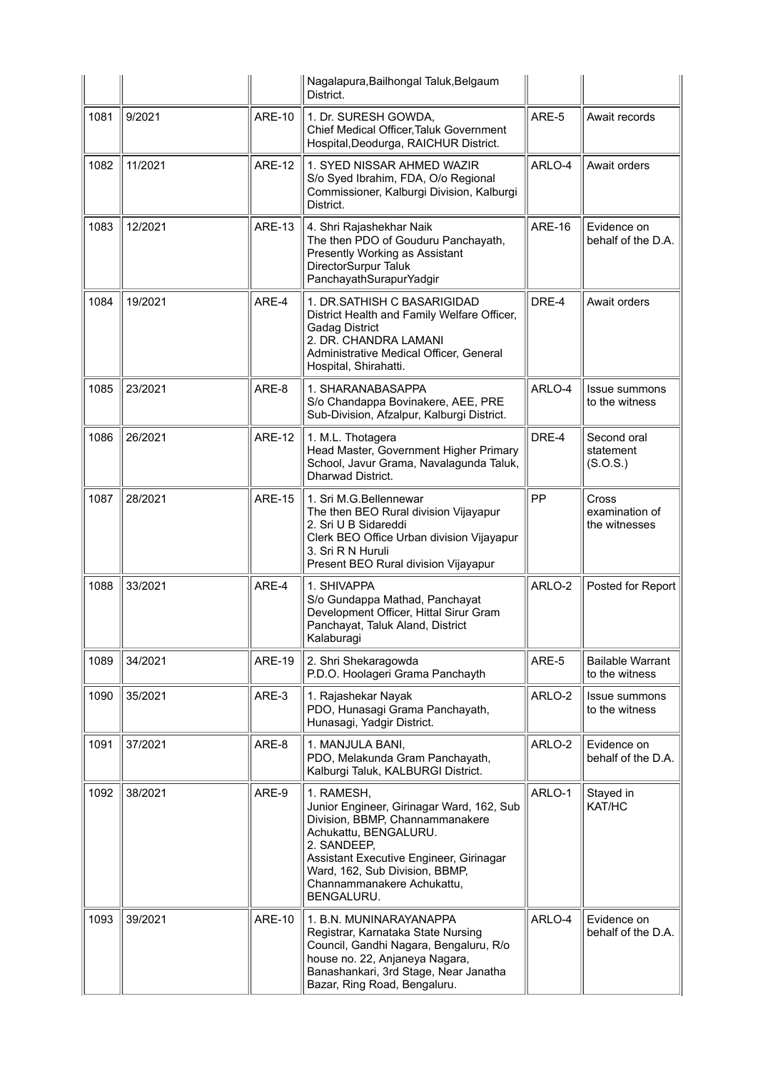| | | | Nagalapura,Bailhongal Taluk,Belgaum District. | | |
|---|---|---|---|---|---|
| 1081 | 9/2021 | ARE-10 | 1. Dr. SURESH GOWDA, Chief Medical Officer,Taluk Government Hospital,Deodurga, RAICHUR District. | ARE-5 | Await records |
| 1082 | 11/2021 | ARE-12 | 1. SYED NISSAR AHMED WAZIR S/o Syed Ibrahim, FDA, O/o Regional Commissioner, Kalburgi Division, Kalburgi District. | ARLO-4 | Await orders |
| 1083 | 12/2021 | ARE-13 | 4. Shri Rajashekhar Naik The then PDO of Gouduru Panchayath, Presently Working as Assistant DirectorSurpur Taluk PanchayathSurapurYadgir | ARE-16 | Evidence on behalf of the D.A. |
| 1084 | 19/2021 | ARE-4 | 1. DR.SATHISH C BASARIGIDAD District Health and Family Welfare Officer, Gadag District<br>2. DR. CHANDRA LAMANI Administrative Medical Officer, General Hospital, Shirahatti. | DRE-4 | Await orders |
| 1085 | 23/2021 | ARE-8 | 1. SHARANABASAPPA S/o Chandappa Bovinakere, AEE, PRE Sub-Division, Afzalpur, Kalburgi District. | ARLO-4 | Issue summons to the witness |
| 1086 | 26/2021 | ARE-12 | 1. M.L. Thotagera Head Master, Government Higher Primary School, Javur Grama, Navalagunda Taluk, Dharwad District. | DRE-4 | Second oral statement (S.O.S.) |
| 1087 | 28/2021 | ARE-15 | 1. Sri M.G.Bellennewar The then BEO Rural division Vijayapur<br>2. Sri U B Sidareddi Clerk BEO Office Urban division Vijayapur<br>3. Sri R N Huruli Present BEO Rural division Vijayapur | PP | Cross examination of the witnesses |
| 1088 | 33/2021 | ARE-4 | 1. SHIVAPPA S/o Gundappa Mathad, Panchayat Development Officer, Hittal Sirur Gram Panchayat, Taluk Aland, District Kalaburagi | ARLO-2 | Posted for Report |
| 1089 | 34/2021 | ARE-19 | 2. Shri Shekaragowda P.D.O. Hoolageri Grama Panchayth | ARE-5 | Bailable Warrant to the witness |
| 1090 | 35/2021 | ARE-3 | 1. Rajashekar Nayak PDO, Hunasagi Grama Panchayath, Hunasagi, Yadgir District. | ARLO-2 | Issue summons to the witness |
| 1091 | 37/2021 | ARE-8 | 1. MANJULA BANI, PDO, Melakunda Gram Panchayath, Kalburgi Taluk, KALBURGI District. | ARLO-2 | Evidence on behalf of the D.A. |
| 1092 | 38/2021 | ARE-9 | 1. RAMESH, Junior Engineer, Girinagar Ward, 162, Sub Division, BBMP, Channammanakere Achukattu, BENGALURU.<br>2. SANDEEP, Assistant Executive Engineer, Girinagar Ward, 162, Sub Division, BBMP, Channammanakere Achukattu, BENGALURU. | ARLO-1 | Stayed in KAT/HC |
| 1093 | 39/2021 | ARE-10 | 1. B.N. MUNINARAYANAPPA Registrar, Karnataka State Nursing Council, Gandhi Nagara, Bengaluru, R/o house no. 22, Anjaneya Nagara, Banashankari, 3rd Stage, Near Janatha Bazar, Ring Road, Bengaluru. | ARLO-4 | Evidence on behalf of the D.A. |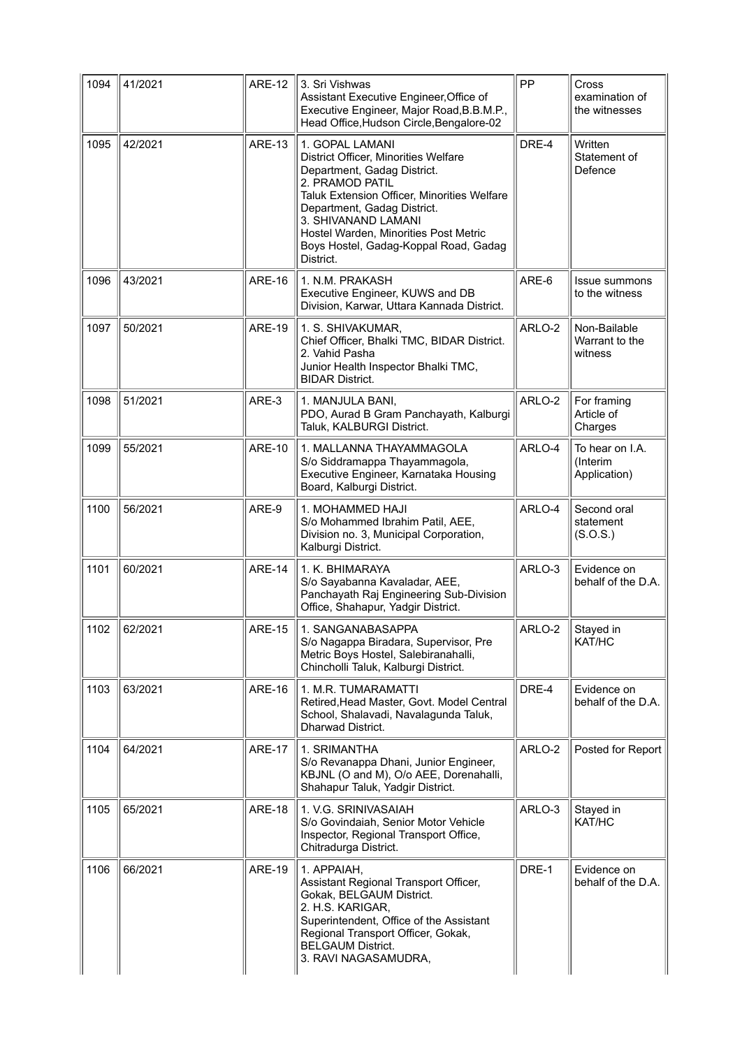| 1094 | 41/2021 | ARE-12 | 3. Sri Vishwas<br>Assistant Executive Engineer,Office of Executive Engineer, Major Road,B.B.M.P., Head Office,Hudson Circle,Bengalore-02 | PP | Cross examination of the witnesses |
|---|---|---|---|---|---|
| 1095 | 42/2021 | ARE-13 | 1. GOPAL LAMANI<br>District Officer, Minorities Welfare Department, Gadag District.<br>2. PRAMOD PATIL<br>Taluk Extension Officer, Minorities Welfare Department, Gadag District.<br>3. SHIVANAND LAMANI<br>Hostel Warden, Minorities Post Metric Boys Hostel, Gadag-Koppal Road, Gadag District. | DRE-4 | Written Statement of Defence |
| 1096 | 43/2021 | ARE-16 | 1. N.M. PRAKASH<br>Executive Engineer, KUWS and DB Division, Karwar, Uttara Kannada District. | ARE-6 | Issue summons to the witness |
| 1097 | 50/2021 | ARE-19 | 1. S. SHIVAKUMAR,<br>Chief Officer, Bhalki TMC, BIDAR District.<br>2. Vahid Pasha<br>Junior Health Inspector Bhalki TMC, BIDAR District. | ARLO-2 | Non-Bailable Warrant to the witness |
| 1098 | 51/2021 | ARE-3 | 1. MANJULA BANI,<br>PDO, Aurad B Gram Panchayath, Kalburgi Taluk, KALBURGI District. | ARLO-2 | For framing Article of Charges |
| 1099 | 55/2021 | ARE-10 | 1. MALLANNA THAYAMMAGOLA<br>S/o Siddramappa Thayammagola, Executive Engineer, Karnataka Housing Board, Kalburgi District. | ARLO-4 | To hear on I.A. (Interim Application) |
| 1100 | 56/2021 | ARE-9 | 1. MOHAMMED HAJI<br>S/o Mohammed Ibrahim Patil, AEE, Division no. 3, Municipal Corporation, Kalburgi District. | ARLO-4 | Second oral statement (S.O.S.) |
| 1101 | 60/2021 | ARE-14 | 1. K. BHIMARAYA<br>S/o Sayabanna Kavaladar, AEE, Panchayath Raj Engineering Sub-Division Office, Shahapur, Yadgir District. | ARLO-3 | Evidence on behalf of the D.A. |
| 1102 | 62/2021 | ARE-15 | 1. SANGANABASAPPA<br>S/o Nagappa Biradara, Supervisor, Pre Metric Boys Hostel, Salebiranahalli, Chincholli Taluk, Kalburgi District. | ARLO-2 | Stayed in KAT/HC |
| 1103 | 63/2021 | ARE-16 | 1. M.R. TUMARAMATTI<br>Retired,Head Master, Govt. Model Central School, Shalavadi, Navalagunda Taluk, Dharwad District. | DRE-4 | Evidence on behalf of the D.A. |
| 1104 | 64/2021 | ARE-17 | 1. SRIMANTHA<br>S/o Revanappa Dhani, Junior Engineer, KBJNL (O and M), O/o AEE, Dorenahalli, Shahapur Taluk, Yadgir District. | ARLO-2 | Posted for Report |
| 1105 | 65/2021 | ARE-18 | 1. V.G. SRINIVASAIAH<br>S/o Govindaiah, Senior Motor Vehicle Inspector, Regional Transport Office, Chitradurga District. | ARLO-3 | Stayed in KAT/HC |
| 1106 | 66/2021 | ARE-19 | 1. APPAIAH,<br>Assistant Regional Transport Officer, Gokak, BELGAUM District.<br>2. H.S. KARIGAR,<br>Superintendent, Office of the Assistant Regional Transport Officer, Gokak, BELGAUM District.<br>3. RAVI NAGASAMUDRA, | DRE-1 | Evidence on behalf of the D.A. |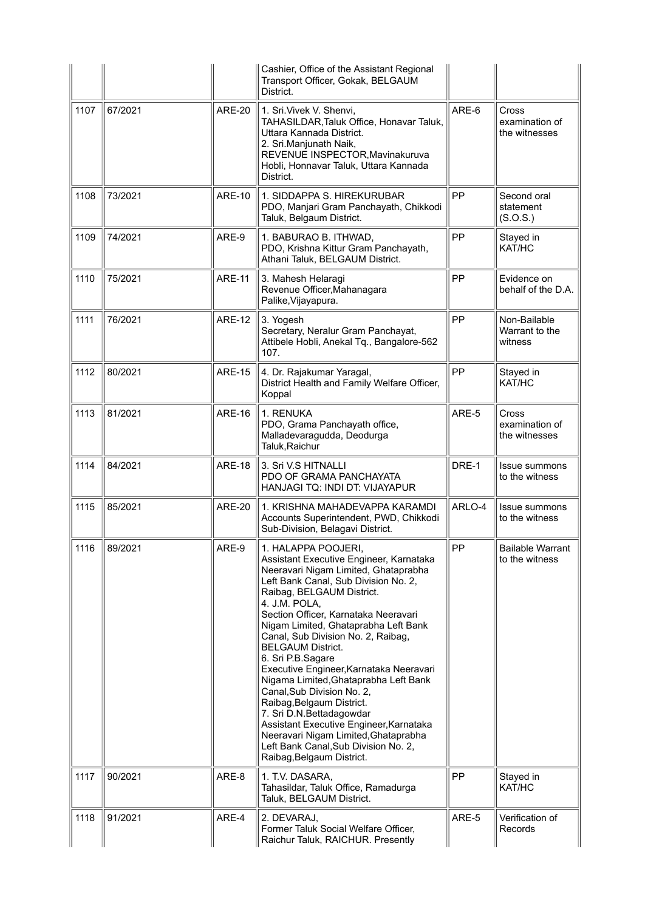| | | | | | |
|---|---|---|---|---|---|
| | | | Cashier, Office of the Assistant Regional Transport Officer, Gokak, BELGAUM District. | | |
| 1107 | 67/2021 | ARE-20 | 1. Sri.Vivek V. Shenvi, TAHASILDAR,Taluk Office, Honavar Taluk, Uttara Kannada District.<br>2. Sri.Manjunath Naik, REVENUE INSPECTOR,Mavinakuruva Hobli, Honnavar Taluk, Uttara Kannada District. | ARE-6 | Cross examination of the witnesses |
| 1108 | 73/2021 | ARE-10 | 1. SIDDAPPA S. HIREKURUBAR PDO, Manjari Gram Panchayath, Chikkodi Taluk, Belgaum District. | PP | Second oral statement (S.O.S.) |
| 1109 | 74/2021 | ARE-9 | 1. BABURAO B. ITHWAD, PDO, Krishna Kittur Gram Panchayath, Athani Taluk, BELGAUM District. | PP | Stayed in KAT/HC |
| 1110 | 75/2021 | ARE-11 | 3. Mahesh Helaragi Revenue Officer,Mahanagara Palike,Vijayapura. | PP | Evidence on behalf of the D.A. |
| 1111 | 76/2021 | ARE-12 | 3. Yogesh Secretary, Neralur Gram Panchayat, Attibele Hobli, Anekal Tq., Bangalore-562 107. | PP | Non-Bailable Warrant to the witness |
| 1112 | 80/2021 | ARE-15 | 4. Dr. Rajakumar Yaragal, District Health and Family Welfare Officer, Koppal | PP | Stayed in KAT/HC |
| 1113 | 81/2021 | ARE-16 | 1. RENUKA PDO, Grama Panchayath office, Malladevaragudda, Deodurga Taluk,Raichur | ARE-5 | Cross examination of the witnesses |
| 1114 | 84/2021 | ARE-18 | 3. Sri V.S HITNALLI PDO OF GRAMA PANCHAYATA HANJAGI TQ: INDI DT: VIJAYAPUR | DRE-1 | Issue summons to the witness |
| 1115 | 85/2021 | ARE-20 | 1. KRISHNA MAHADEVAPPA KARAMDI Accounts Superintendent, PWD, Chikkodi Sub-Division, Belagavi District. | ARLO-4 | Issue summons to the witness |
| 1116 | 89/2021 | ARE-9 | 1. HALAPPA POOJERI, Assistant Executive Engineer, Karnataka Neeravari Nigam Limited, Ghataprabha Left Bank Canal, Sub Division No. 2, Raibag, BELGAUM District.<br>4. J.M. POLA, Section Officer, Karnataka Neeravari Nigam Limited, Ghataprabha Left Bank Canal, Sub Division No. 2, Raibag, BELGAUM District.<br>6. Sri P.B.Sagare Executive Engineer,Karnataka Neeravari Nigama Limited,Ghataprabha Left Bank Canal,Sub Division No. 2, Raibag,Belgaum District.<br>7. Sri D.N.Bettadagowdar Assistant Executive Engineer,Karnataka Neeravari Nigam Limited,Ghataprabha Left Bank Canal,Sub Division No. 2, Raibag,Belgaum District. | PP | Bailable Warrant to the witness |
| 1117 | 90/2021 | ARE-8 | 1. T.V. DASARA, Tahasildar, Taluk Office, Ramadurga Taluk, BELGAUM District. | PP | Stayed in KAT/HC |
| 1118 | 91/2021 | ARE-4 | 2. DEVARAJ, Former Taluk Social Welfare Officer, Raichur Taluk, RAICHUR. Presently | ARE-5 | Verification of Records |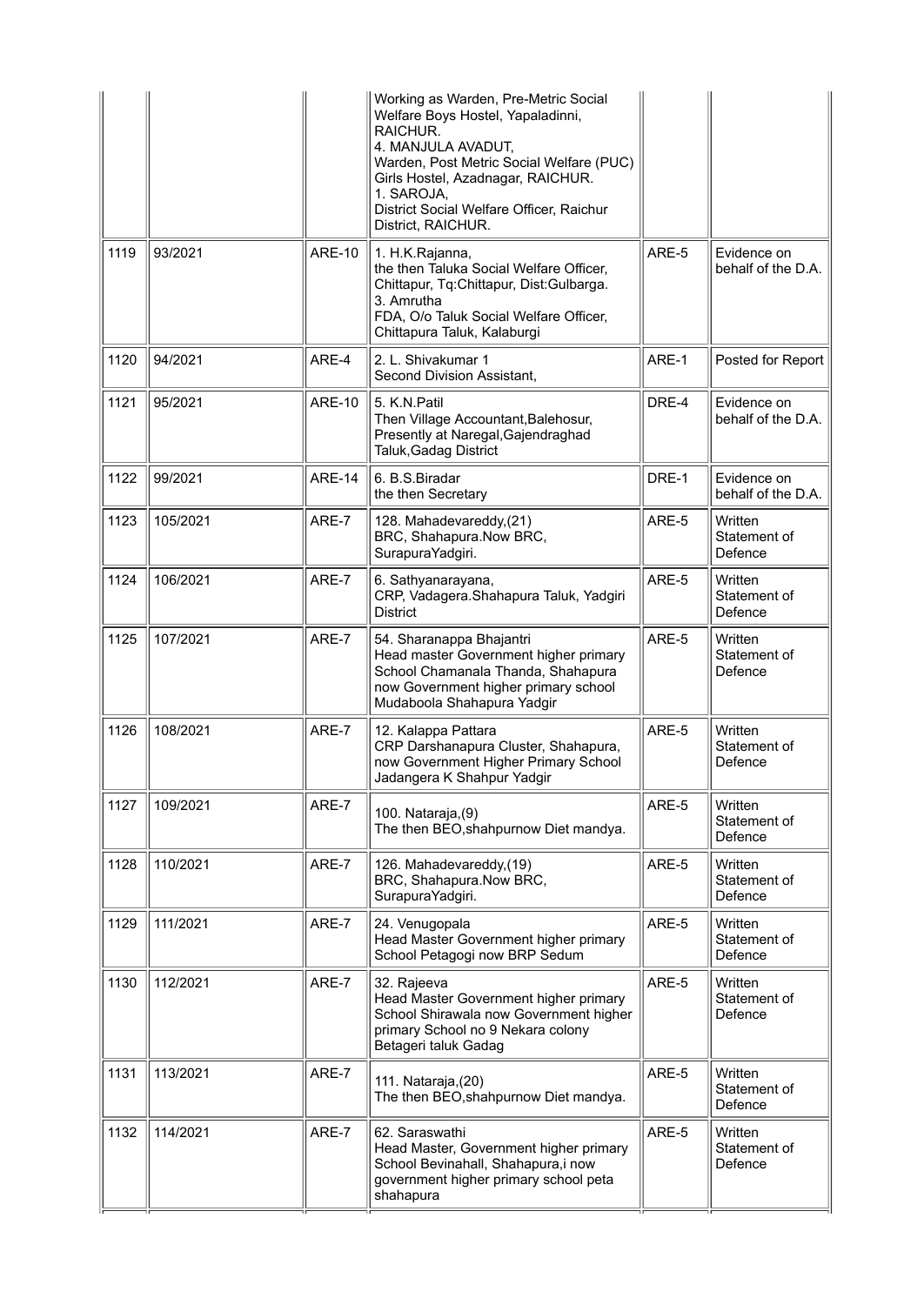| | | | | | |
|---|---|---|---|---|---|
| | | | Working as Warden, Pre-Metric Social Welfare Boys Hostel, Yapaladinni, RAICHUR.<br>4. MANJULA AVADUT,<br>Warden, Post Metric Social Welfare (PUC) Girls Hostel, Azadnagar, RAICHUR.<br>1. SAROJA,<br>District Social Welfare Officer, Raichur District, RAICHUR. | | |
| 1119 | 93/2021 | ARE-10 | 1. H.K.Rajanna,<br>the then Taluka Social Welfare Officer, Chittapur, Tq:Chittapur, Dist:Gulbarga.<br>3. Amrutha<br>FDA, O/o Taluk Social Welfare Officer, Chittapura Taluk, Kalaburgi | ARE-5 | Evidence on behalf of the D.A. |
| 1120 | 94/2021 | ARE-4 | 2. L. Shivakumar 1<br>Second Division Assistant, | ARE-1 | Posted for Report |
| 1121 | 95/2021 | ARE-10 | 5. K.N.Patil<br>Then Village Accountant,Balehosur, Presently at Naregal,Gajendraghad Taluk,Gadag District | DRE-4 | Evidence on behalf of the D.A. |
| 1122 | 99/2021 | ARE-14 | 6. B.S.Biradar<br>the then Secretary | DRE-1 | Evidence on behalf of the D.A. |
| 1123 | 105/2021 | ARE-7 | 128. Mahadevareddy,(21)<br>BRC, Shahapura.Now BRC, SurapuraYadgiri. | ARE-5 | Written Statement of Defence |
| 1124 | 106/2021 | ARE-7 | 6. Sathyanarayana,<br>CRP, Vadagera.Shahapura Taluk, Yadgiri District | ARE-5 | Written Statement of Defence |
| 1125 | 107/2021 | ARE-7 | 54. Sharanappa Bhajantri<br>Head master Government higher primary School Chamanala Thanda, Shahapura now Government higher primary school Mudaboola Shahapura Yadgir | ARE-5 | Written Statement of Defence |
| 1126 | 108/2021 | ARE-7 | 12. Kalappa Pattara<br>CRP Darshanapura Cluster, Shahapura, now Government Higher Primary School Jadangera K Shahpur Yadgir | ARE-5 | Written Statement of Defence |
| 1127 | 109/2021 | ARE-7 | 100. Nataraja,(9)<br>The then BEO,shahpurnow Diet mandya. | ARE-5 | Written Statement of Defence |
| 1128 | 110/2021 | ARE-7 | 126. Mahadevareddy,(19)<br>BRC, Shahapura.Now BRC, SurapuraYadgiri. | ARE-5 | Written Statement of Defence |
| 1129 | 111/2021 | ARE-7 | 24. Venugopala<br>Head Master Government higher primary School Petagogi now BRP Sedum | ARE-5 | Written Statement of Defence |
| 1130 | 112/2021 | ARE-7 | 32. Rajeeva<br>Head Master Government higher primary School Shirawala now Government higher primary School no 9 Nekara colony Betageri taluk Gadag | ARE-5 | Written Statement of Defence |
| 1131 | 113/2021 | ARE-7 | 111. Nataraja,(20)<br>The then BEO,shahpurnow Diet mandya. | ARE-5 | Written Statement of Defence |
| 1132 | 114/2021 | ARE-7 | 62. Saraswathi<br>Head Master, Government higher primary School Bevinahall, Shahapura,i now government higher primary school peta shahapura | ARE-5 | Written Statement of Defence |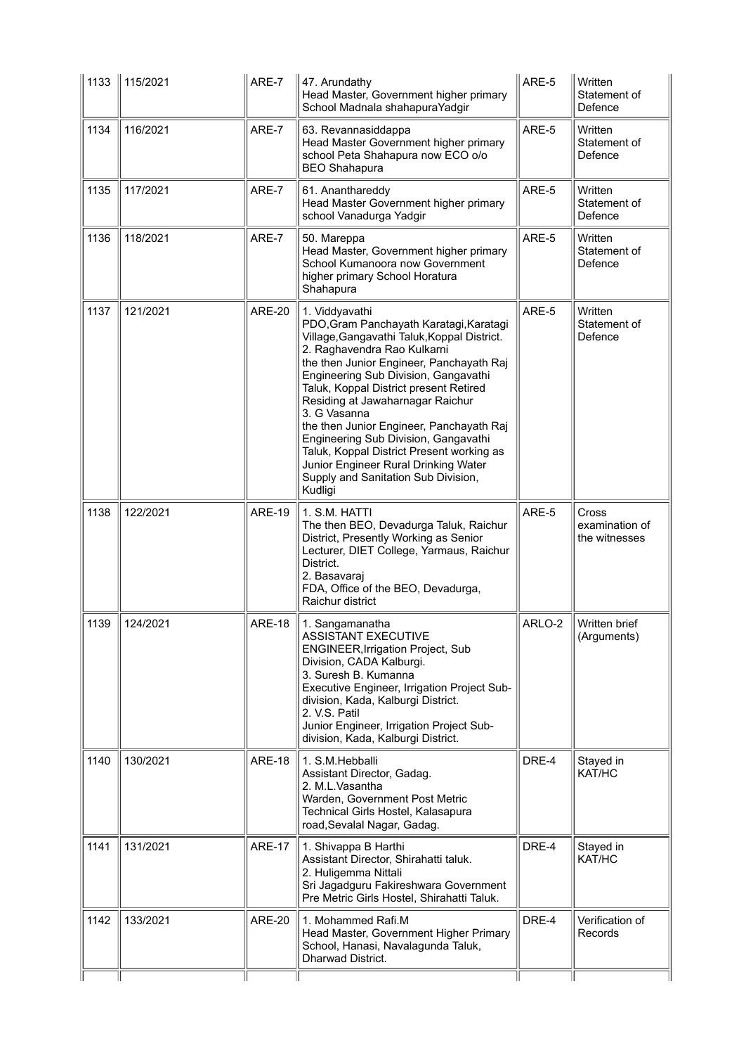| | | | | | |
|---|---|---|---|---|---|
| 1133 | 115/2021 | ARE-7 | 47. Arundathy<br>Head Master, Government higher primary School Madnala shahapuraYadgir | ARE-5 | Written Statement of Defence |
| 1134 | 116/2021 | ARE-7 | 63. Revannasiddappa<br>Head Master Government higher primary school Peta Shahapura now ECO o/o BEO Shahapura | ARE-5 | Written Statement of Defence |
| 1135 | 117/2021 | ARE-7 | 61. Ananthareddy<br>Head Master Government higher primary school Vanadurga Yadgir | ARE-5 | Written Statement of Defence |
| 1136 | 118/2021 | ARE-7 | 50. Mareppa<br>Head Master, Government higher primary School Kumanoora now Government higher primary School Horatura Shahapura | ARE-5 | Written Statement of Defence |
| 1137 | 121/2021 | ARE-20 | 1. Viddyavathi<br>PDO,Gram Panchayath Karatagi,Karatagi Village,Gangavathi Taluk,Koppal District.<br>2. Raghavendra Rao Kulkarni<br>the then Junior Engineer, Panchayath Raj Engineering Sub Division, Gangavathi Taluk, Koppal District present Retired Residing at Jawaharnagar Raichur<br>3. G Vasanna<br>the then Junior Engineer, Panchayath Raj Engineering Sub Division, Gangavathi Taluk, Koppal District Present working as Junior Engineer Rural Drinking Water Supply and Sanitation Sub Division, Kudligi | ARE-5 | Written Statement of Defence |
| 1138 | 122/2021 | ARE-19 | 1. S.M. HATTI<br>The then BEO, Devadurga Taluk, Raichur District, Presently Working as Senior Lecturer, DIET College, Yarmaus, Raichur District.<br>2. Basavaraj<br>FDA, Office of the BEO, Devadurga, Raichur district | ARE-5 | Cross examination of the witnesses |
| 1139 | 124/2021 | ARE-18 | 1. Sangamanatha<br>ASSISTANT EXECUTIVE ENGINEER,Irrigation Project, Sub Division, CADA Kalburgi.<br>3. Suresh B. Kumanna<br>Executive Engineer, Irrigation Project Sub-division, Kada, Kalburgi District.<br>2. V.S. Patil<br>Junior Engineer, Irrigation Project Sub-division, Kada, Kalburgi District. | ARLO-2 | Written brief (Arguments) |
| 1140 | 130/2021 | ARE-18 | 1. S.M.Hebballi<br>Assistant Director, Gadag.<br>2. M.L.Vasantha<br>Warden, Government Post Metric Technical Girls Hostel, Kalasapura road,Sevalal Nagar, Gadag. | DRE-4 | Stayed in KAT/HC |
| 1141 | 131/2021 | ARE-17 | 1. Shivappa B Harthi<br>Assistant Director, Shirahatti taluk.<br>2. Huligemma Nittali<br>Sri Jagadguru Fakireshwara Government Pre Metric Girls Hostel, Shirahatti Taluk. | DRE-4 | Stayed in KAT/HC |
| 1142 | 133/2021 | ARE-20 | 1. Mohammed Rafi.M<br>Head Master, Government Higher Primary School, Hanasi, Navalagunda Taluk, Dharwad District. | DRE-4 | Verification of Records |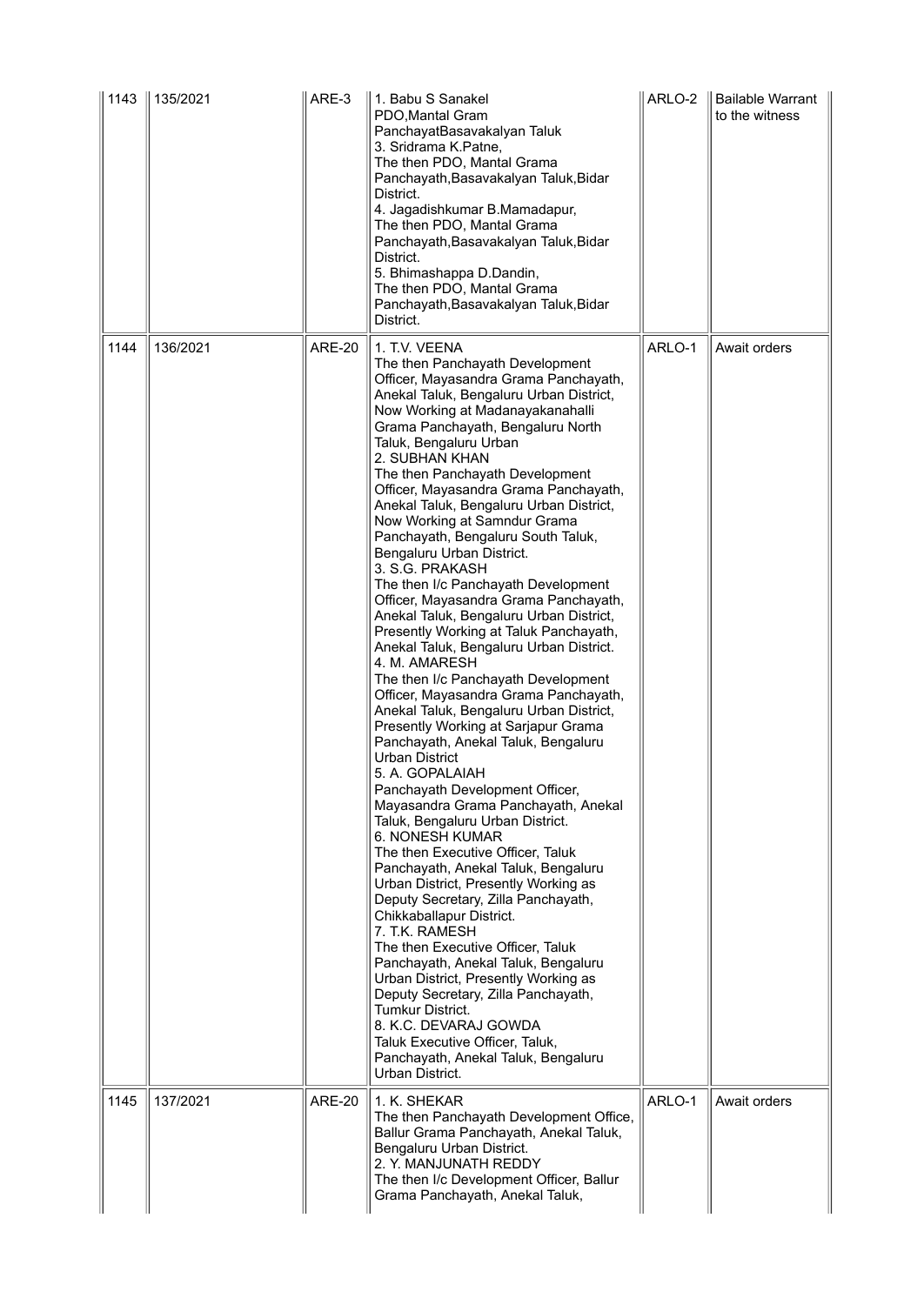| 1143 | 135/2021 | ARE-3 | 1. Babu S Sanakel<br>PDO,Mantal Gram PanchayatBasavakalyan Taluk<br>3. Sridrama K.Patne,<br>The then PDO, Mantal Grama Panchayath,Basavakalyan Taluk,Bidar District.<br>4. Jagadishkumar B.Mamadapur,<br>The then PDO, Mantal Grama Panchayath,Basavakalyan Taluk,Bidar District.<br>5. Bhimashappa D.Dandin,<br>The then PDO, Mantal Grama Panchayath,Basavakalyan Taluk,Bidar District. | ARLO-2 | Bailable Warrant to the witness |
|---|---|---|---|---|---|
| 1144 | 136/2021 | ARE-20 | 1. T.V. VEENA<br>The then Panchayath Development Officer, Mayasandra Grama Panchayath, Anekal Taluk, Bengaluru Urban District, Now Working at Madanayakanahalli Grama Panchayath, Bengaluru North Taluk, Bengaluru Urban<br>2. SUBHAN KHAN<br>The then Panchayath Development Officer, Mayasandra Grama Panchayath, Anekal Taluk, Bengaluru Urban District, Now Working at Samndur Grama Panchayath, Bengaluru South Taluk, Bengaluru Urban District.<br>3. S.G. PRAKASH<br>The then I/c Panchayath Development Officer, Mayasandra Grama Panchayath, Anekal Taluk, Bengaluru Urban District, Presently Working at Taluk Panchayath, Anekal Taluk, Bengaluru Urban District.<br>4. M. AMARESH<br>The then I/c Panchayath Development Officer, Mayasandra Grama Panchayath, Anekal Taluk, Bengaluru Urban District, Presently Working at Sarjapur Grama Panchayath, Anekal Taluk, Bengaluru Urban District<br>5. A. GOPALAIAH<br>Panchayath Development Officer, Mayasandra Grama Panchayath, Anekal Taluk, Bengaluru Urban District.<br>6. NONESH KUMAR<br>The then Executive Officer, Taluk Panchayath, Anekal Taluk, Bengaluru Urban District, Presently Working as Deputy Secretary, Zilla Panchayath, Chikkaballapur District.<br>7. T.K. RAMESH<br>The then Executive Officer, Taluk Panchayath, Anekal Taluk, Bengaluru Urban District, Presently Working as Deputy Secretary, Zilla Panchayath, Tumkur District.<br>8. K.C. DEVARAJ GOWDA<br>Taluk Executive Officer, Taluk, Panchayath, Anekal Taluk, Bengaluru Urban District. | ARLO-1 | Await orders |
| 1145 | 137/2021 | ARE-20 | 1. K. SHEKAR<br>The then Panchayath Development Office, Ballur Grama Panchayath, Anekal Taluk, Bengaluru Urban District.<br>2. Y. MANJUNATH REDDY<br>The then I/c Development Officer, Ballur Grama Panchayath, Anekal Taluk, | ARLO-1 | Await orders |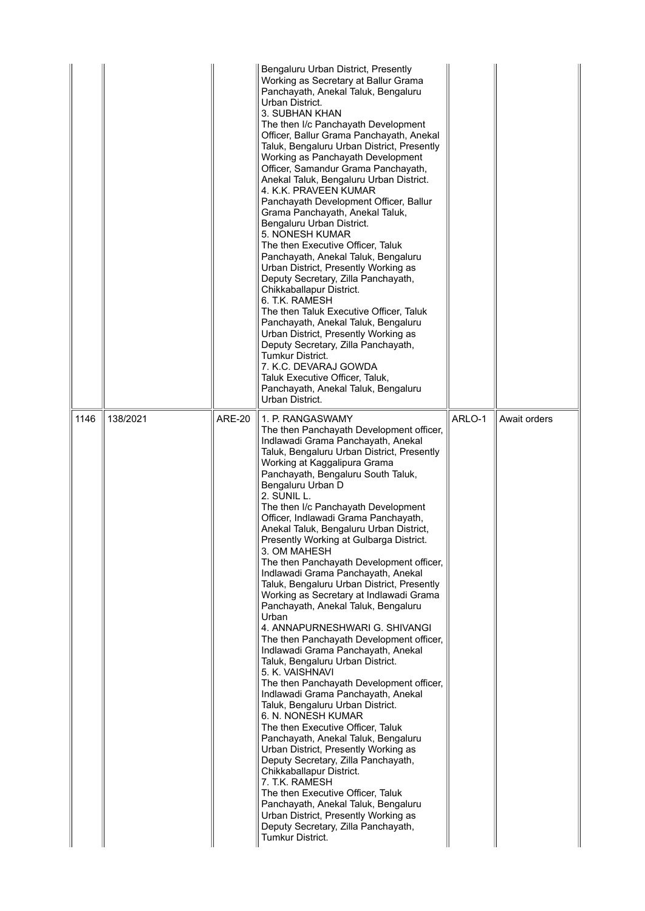| | | | | | |
|---|---|---|---|---|---|
| | | | Bengaluru Urban District, Presently Working as Secretary at Ballur Grama Panchayath, Anekal Taluk, Bengaluru Urban District.<br>3. SUBHAN KHAN<br>The then I/c Panchayath Development Officer, Ballur Grama Panchayath, Anekal Taluk, Bengaluru Urban District, Presently Working as Panchayath Development Officer, Samandur Grama Panchayath, Anekal Taluk, Bengaluru Urban District.<br>4. K.K. PRAVEEN KUMAR<br>Panchayath Development Officer, Ballur Grama Panchayath, Anekal Taluk, Bengaluru Urban District.<br>5. NONESH KUMAR<br>The then Executive Officer, Taluk Panchayath, Anekal Taluk, Bengaluru Urban District, Presently Working as Deputy Secretary, Zilla Panchayath, Chikkaballapur District.<br>6. T.K. RAMESH<br>The then Taluk Executive Officer, Taluk Panchayath, Anekal Taluk, Bengaluru Urban District, Presently Working as Deputy Secretary, Zilla Panchayath, Tumkur District.<br>7. K.C. DEVARAJ GOWDA<br>Taluk Executive Officer, Taluk, Panchayath, Anekal Taluk, Bengaluru Urban District. | | |
| 1146 | 138/2021 | ARE-20 | 1. P. RANGASWAMY<br>The then Panchayath Development officer, Indlawadi Grama Panchayath, Anekal Taluk, Bengaluru Urban District, Presently Working at Kaggalipura Grama Panchayath, Bengaluru South Taluk, Bengaluru Urban D<br>2. SUNIL L.<br>The then I/c Panchayath Development Officer, Indlawadi Grama Panchayath, Anekal Taluk, Bengaluru Urban District, Presently Working at Gulbarga District.<br>3. OM MAHESH<br>The then Panchayath Development officer, Indlawadi Grama Panchayath, Anekal Taluk, Bengaluru Urban District, Presently Working as Secretary at Indlawadi Grama Panchayath, Anekal Taluk, Bengaluru Urban<br>4. ANNAPURNESHWARI G. SHIVANGI<br>The then Panchayath Development officer, Indlawadi Grama Panchayath, Anekal Taluk, Bengaluru Urban District.<br>5. K. VAISHNAVI<br>The then Panchayath Development officer, Indlawadi Grama Panchayath, Anekal Taluk, Bengaluru Urban District.<br>6. N. NONESH KUMAR<br>The then Executive Officer, Taluk Panchayath, Anekal Taluk, Bengaluru Urban District, Presently Working as Deputy Secretary, Zilla Panchayath, Chikkaballapur District.<br>7. T.K. RAMESH<br>The then Executive Officer, Taluk Panchayath, Anekal Taluk, Bengaluru Urban District, Presently Working as Deputy Secretary, Zilla Panchayath, Tumkur District. | ARLO-1 | Await orders |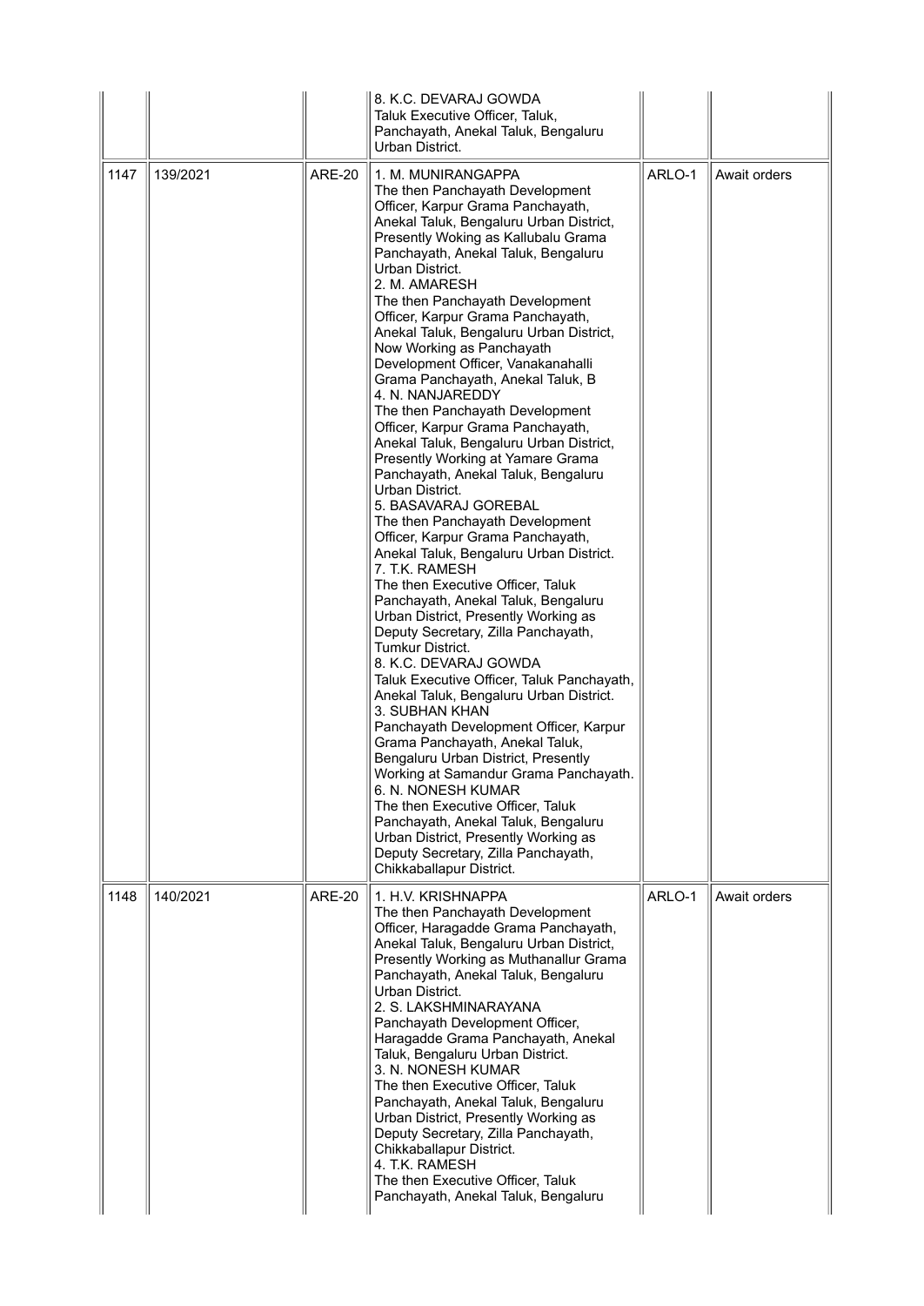| | | | | | |
|---|---|---|---|---|---|
| | | | 8. K.C. DEVARAJ GOWDA<br>Taluk Executive Officer, Taluk, Panchayath, Anekal Taluk, Bengaluru Urban District. | | |
| 1147 | 139/2021 | ARE-20 | 1. M. MUNIRANGAPPA<br>The then Panchayath Development Officer, Karpur Grama Panchayath, Anekal Taluk, Bengaluru Urban District, Presently Woking as Kallubalu Grama Panchayath, Anekal Taluk, Bengaluru Urban District.<br>2. M. AMARESH<br>The then Panchayath Development Officer, Karpur Grama Panchayath, Anekal Taluk, Bengaluru Urban District, Now Working as Panchayath Development Officer, Vanakanahalli Grama Panchayath, Anekal Taluk, B<br>4. N. NANJAREDDY<br>The then Panchayath Development Officer, Karpur Grama Panchayath, Anekal Taluk, Bengaluru Urban District, Presently Working at Yamare Grama Panchayath, Anekal Taluk, Bengaluru Urban District.<br>5. BASAVARAJ GOREBAL<br>The then Panchayath Development Officer, Karpur Grama Panchayath, Anekal Taluk, Bengaluru Urban District.<br>7. T.K. RAMESH<br>The then Executive Officer, Taluk Panchayath, Anekal Taluk, Bengaluru Urban District, Presently Working as Deputy Secretary, Zilla Panchayath, Tumkur District.<br>8. K.C. DEVARAJ GOWDA<br>Taluk Executive Officer, Taluk Panchayath, Anekal Taluk, Bengaluru Urban District.<br>3. SUBHAN KHAN<br>Panchayath Development Officer, Karpur Grama Panchayath, Anekal Taluk, Bengaluru Urban District, Presently Working at Samandur Grama Panchayath.<br>6. N. NONESH KUMAR<br>The then Executive Officer, Taluk Panchayath, Anekal Taluk, Bengaluru Urban District, Presently Working as Deputy Secretary, Zilla Panchayath, Chikkaballapur District. | ARLO-1 | Await orders |
| 1148 | 140/2021 | ARE-20 | 1. H.V. KRISHNAPPA<br>The then Panchayath Development Officer, Haragadde Grama Panchayath, Anekal Taluk, Bengaluru Urban District, Presently Working as Muthanallur Grama Panchayath, Anekal Taluk, Bengaluru Urban District.<br>2. S. LAKSHMINARAYANA<br>Panchayath Development Officer, Haragadde Grama Panchayath, Anekal Taluk, Bengaluru Urban District.<br>3. N. NONESH KUMAR<br>The then Executive Officer, Taluk Panchayath, Anekal Taluk, Bengaluru Urban District, Presently Working as Deputy Secretary, Zilla Panchayath, Chikkaballapur District.<br>4. T.K. RAMESH<br>The then Executive Officer, Taluk Panchayath, Anekal Taluk, Bengaluru | ARLO-1 | Await orders |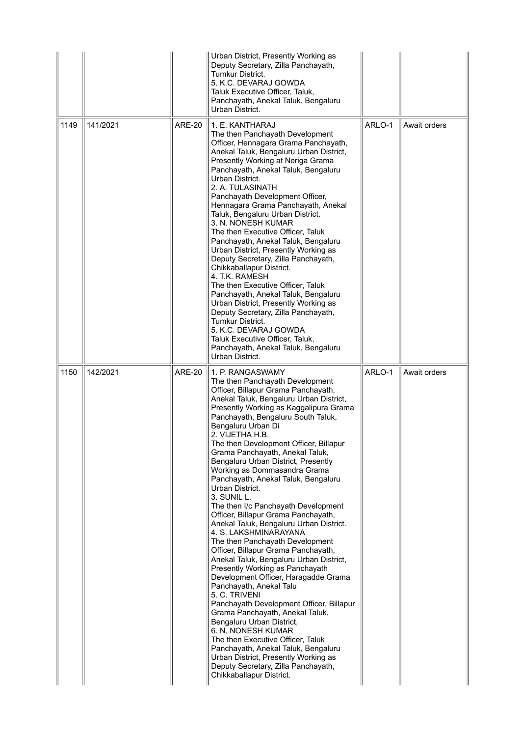| | | | | | |
|---|---|---|---|---|---|
| | | | Urban District, Presently Working as Deputy Secretary, Zilla Panchayath, Tumkur District.<br>5. K.C. DEVARAJ GOWDA<br>Taluk Executive Officer, Taluk, Panchayath, Anekal Taluk, Bengaluru Urban District. | | |
| 1149 | 141/2021 | ARE-20 | 1. E. KANTHARAJ<br>The then Panchayath Development Officer, Hennagara Grama Panchayath, Anekal Taluk, Bengaluru Urban District, Presently Working at Neriga Grama Panchayath, Anekal Taluk, Bengaluru Urban District.<br>2. A. TULASINATH<br>Panchayath Development Officer, Hennagara Grama Panchayath, Anekal Taluk, Bengaluru Urban District.<br>3. N. NONESH KUMAR<br>The then Executive Officer, Taluk Panchayath, Anekal Taluk, Bengaluru Urban District, Presently Working as Deputy Secretary, Zilla Panchayath, Chikkaballapur District.<br>4. T.K. RAMESH<br>The then Executive Officer, Taluk Panchayath, Anekal Taluk, Bengaluru Urban District, Presently Working as Deputy Secretary, Zilla Panchayath, Tumkur District.<br>5. K.C. DEVARAJ GOWDA<br>Taluk Executive Officer, Taluk, Panchayath, Anekal Taluk, Bengaluru Urban District. | ARLO-1 | Await orders |
| 1150 | 142/2021 | ARE-20 | 1. P. RANGASWAMY<br>The then Panchayath Development Officer, Billapur Grama Panchayath, Anekal Taluk, Bengaluru Urban District, Presently Working as Kaggalipura Grama Panchayath, Bengaluru South Taluk, Bengaluru Urban Di<br>2. VIJETHA H.B.<br>The then Development Officer, Billapur Grama Panchayath, Anekal Taluk, Bengaluru Urban District, Presently Working as Dommasandra Grama Panchayath, Anekal Taluk, Bengaluru Urban District.<br>3. SUNIL L.<br>The then I/c Panchayath Development Officer, Billapur Grama Panchayath, Anekal Taluk, Bengaluru Urban District.<br>4. S. LAKSHMINARAYANA<br>The then Panchayath Development Officer, Billapur Grama Panchayath, Anekal Taluk, Bengaluru Urban District, Presently Working as Panchayath Development Officer, Haragadde Grama Panchayath, Anekal Talu<br>5. C. TRIVENI<br>Panchayath Development Officer, Billapur Grama Panchayath, Anekal Taluk, Bengaluru Urban District,<br>6. N. NONESH KUMAR<br>The then Executive Officer, Taluk Panchayath, Anekal Taluk, Bengaluru Urban District, Presently Working as Deputy Secretary, Zilla Panchayath, Chikkaballapur District. | ARLO-1 | Await orders |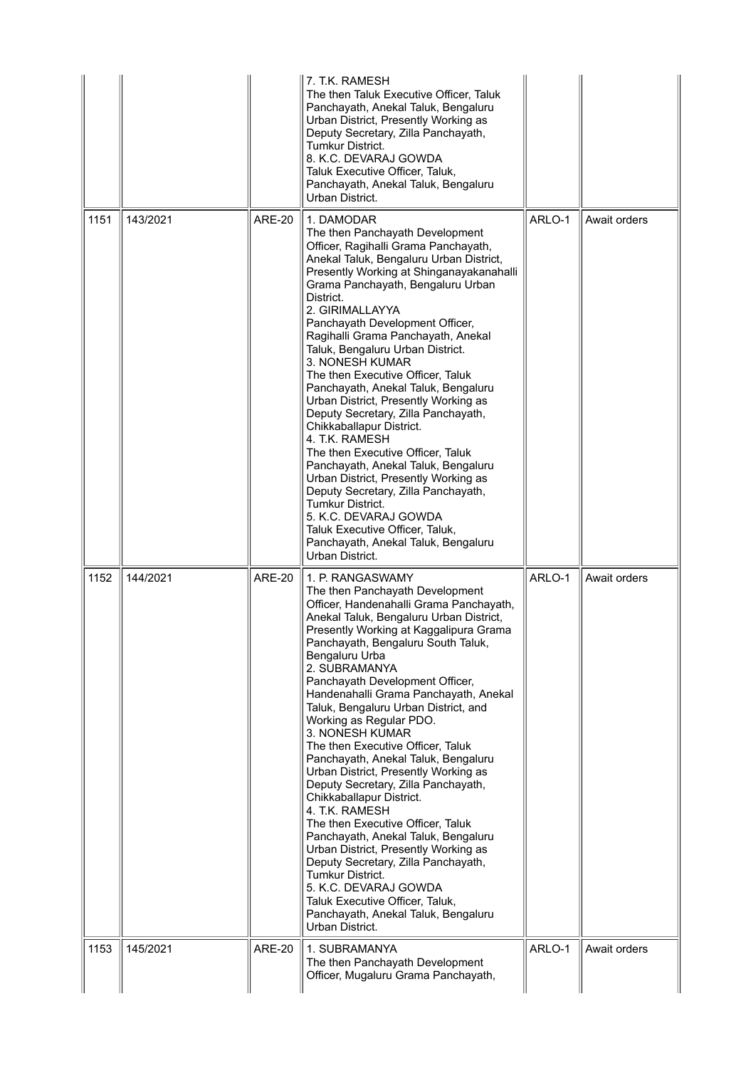|  |  |  | 7. T.K. RAMESH<br>The then Taluk Executive Officer, Taluk Panchayath, Anekal Taluk, Bengaluru Urban District, Presently Working as Deputy Secretary, Zilla Panchayath, Tumkur District.<br>8. K.C. DEVARAJ GOWDA<br>Taluk Executive Officer, Taluk, Panchayath, Anekal Taluk, Bengaluru Urban District. |  |  |
|---|---|---|---|---|---|
| 1151 | 143/2021 | ARE-20 | 1. DAMODAR<br>The then Panchayath Development Officer, Ragihalli Grama Panchayath, Anekal Taluk, Bengaluru Urban District, Presently Working at Shinganayakanahalli Grama Panchayath, Bengaluru Urban District.<br>2. GIRIMALLAYYA<br>Panchayath Development Officer, Ragihalli Grama Panchayath, Anekal Taluk, Bengaluru Urban District.<br>3. NONESH KUMAR<br>The then Executive Officer, Taluk Panchayath, Anekal Taluk, Bengaluru Urban District, Presently Working as Deputy Secretary, Zilla Panchayath, Chikkaballapur District.<br>4. T.K. RAMESH<br>The then Executive Officer, Taluk Panchayath, Anekal Taluk, Bengaluru Urban District, Presently Working as Deputy Secretary, Zilla Panchayath, Tumkur District.<br>5. K.C. DEVARAJ GOWDA<br>Taluk Executive Officer, Taluk, Panchayath, Anekal Taluk, Bengaluru Urban District. | ARLO-1 | Await orders |
| 1152 | 144/2021 | ARE-20 | 1. P. RANGASWAMY<br>The then Panchayath Development Officer, Handenahalli Grama Panchayath, Anekal Taluk, Bengaluru Urban District, Presently Working at Kaggalipura Grama Panchayath, Bengaluru South Taluk, Bengaluru Urba<br>2. SUBRAMANYA<br>Panchayath Development Officer, Handenahalli Grama Panchayath, Anekal Taluk, Bengaluru Urban District, and Working as Regular PDO.<br>3. NONESH KUMAR<br>The then Executive Officer, Taluk Panchayath, Anekal Taluk, Bengaluru Urban District, Presently Working as Deputy Secretary, Zilla Panchayath, Chikkaballapur District.<br>4. T.K. RAMESH<br>The then Executive Officer, Taluk Panchayath, Anekal Taluk, Bengaluru Urban District, Presently Working as Deputy Secretary, Zilla Panchayath, Tumkur District.<br>5. K.C. DEVARAJ GOWDA<br>Taluk Executive Officer, Taluk, Panchayath, Anekal Taluk, Bengaluru Urban District. | ARLO-1 | Await orders |
| 1153 | 145/2021 | ARE-20 | 1. SUBRAMANYA<br>The then Panchayath Development Officer, Mugaluru Grama Panchayath, | ARLO-1 | Await orders |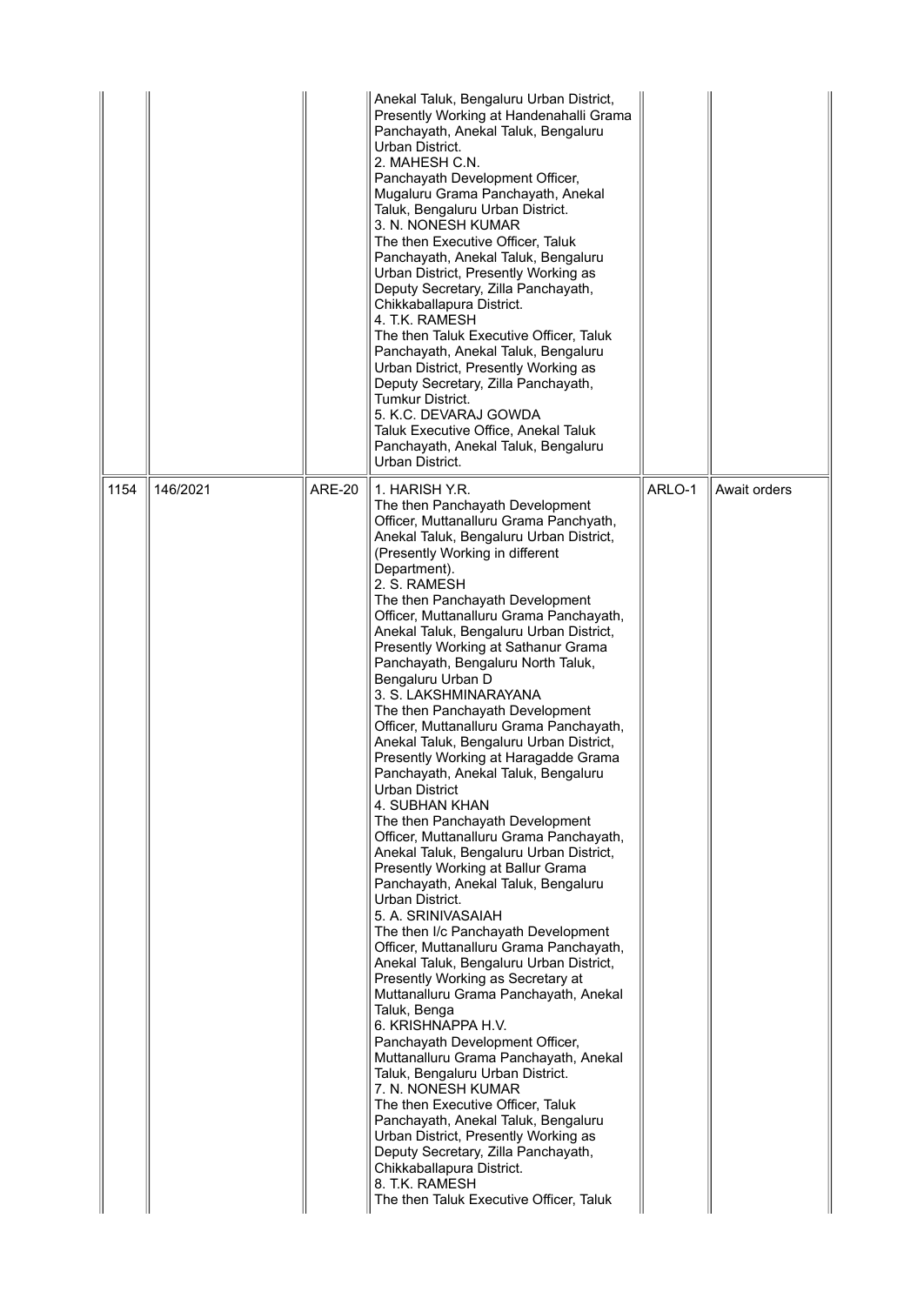| | | | | | |
|---|---|---|---|---|---|
| | | | Anekal Taluk, Bengaluru Urban District, Presently Working at Handenahalli Grama Panchayath, Anekal Taluk, Bengaluru Urban District.<br>2. MAHESH C.N.<br>Panchayath Development Officer, Mugaluru Grama Panchayath, Anekal Taluk, Bengaluru Urban District.<br>3. N. NONESH KUMAR<br>The then Executive Officer, Taluk Panchayath, Anekal Taluk, Bengaluru Urban District, Presently Working as Deputy Secretary, Zilla Panchayath, Chikkaballapura District.<br>4. T.K. RAMESH<br>The then Taluk Executive Officer, Taluk Panchayath, Anekal Taluk, Bengaluru Urban District, Presently Working as Deputy Secretary, Zilla Panchayath, Tumkur District.<br>5. K.C. DEVARAJ GOWDA<br>Taluk Executive Office, Anekal Taluk Panchayath, Anekal Taluk, Bengaluru Urban District. | | |
| 1154 | 146/2021 | ARE-20 | 1. HARISH Y.R.<br>The then Panchayath Development Officer, Muttanalluru Grama Panchyath, Anekal Taluk, Bengaluru Urban District, (Presently Working in different Department).<br>2. S. RAMESH<br>The then Panchayath Development Officer, Muttanalluru Grama Panchayath, Anekal Taluk, Bengaluru Urban District, Presently Working at Sathanur Grama Panchayath, Bengaluru North Taluk, Bengaluru Urban D<br>3. S. LAKSHMINARAYANA<br>The then Panchayath Development Officer, Muttanalluru Grama Panchayath, Anekal Taluk, Bengaluru Urban District, Presently Working at Haragadde Grama Panchayath, Anekal Taluk, Bengaluru Urban District<br>4. SUBHAN KHAN<br>The then Panchayath Development Officer, Muttanalluru Grama Panchayath, Anekal Taluk, Bengaluru Urban District, Presently Working at Ballur Grama Panchayath, Anekal Taluk, Bengaluru Urban District.<br>5. A. SRINIVASAIAH<br>The then I/c Panchayath Development Officer, Muttanalluru Grama Panchayath, Anekal Taluk, Bengaluru Urban District, Presently Working as Secretary at Muttanalluru Grama Panchayath, Anekal Taluk, Benga<br>6. KRISHNAPPA H.V.<br>Panchayath Development Officer, Muttanalluru Grama Panchayath, Anekal Taluk, Bengaluru Urban District.<br>7. N. NONESH KUMAR<br>The then Executive Officer, Taluk Panchayath, Anekal Taluk, Bengaluru Urban District, Presently Working as Deputy Secretary, Zilla Panchayath, Chikkaballapura District.<br>8. T.K. RAMESH<br>The then Taluk Executive Officer, Taluk | ARLO-1 | Await orders |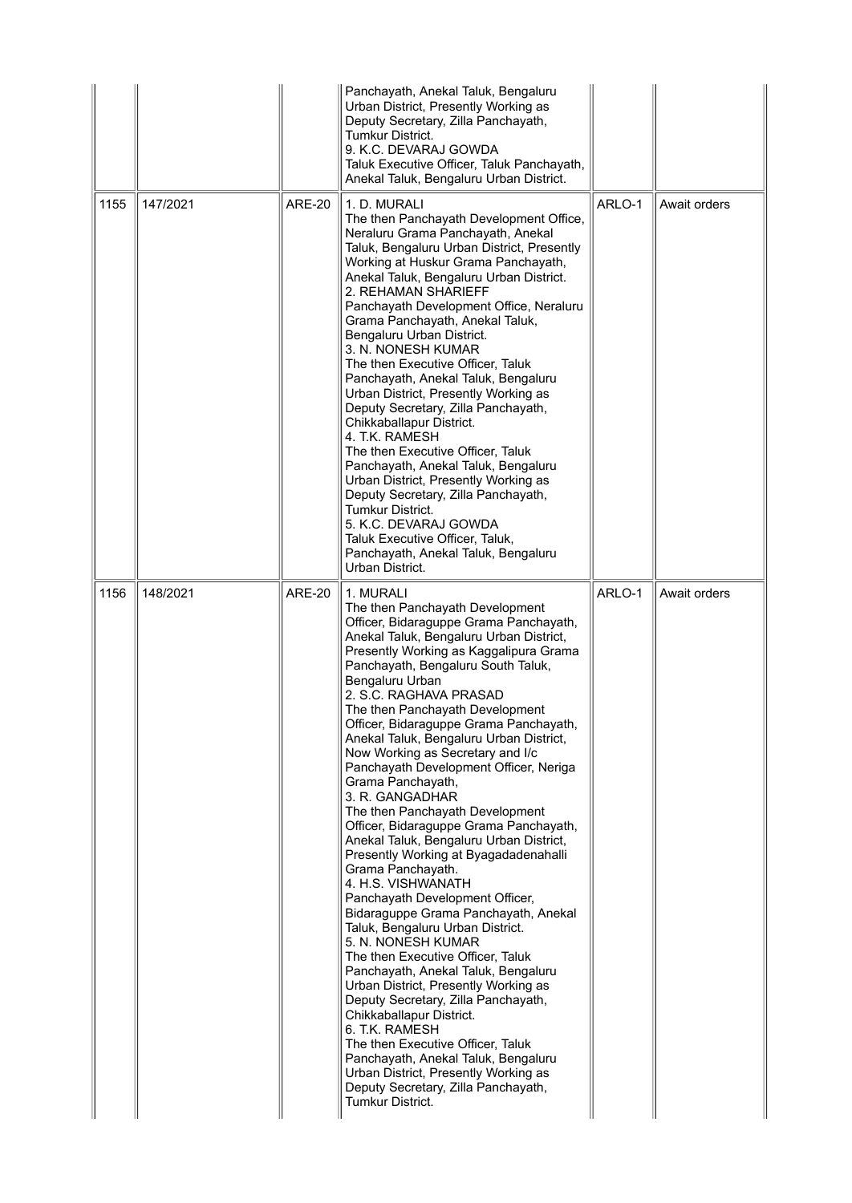| | | | | | |
|---|---|---|---|---|---|
| | | | Panchayath, Anekal Taluk, Bengaluru Urban District, Presently Working as Deputy Secretary, Zilla Panchayath, Tumkur District.<br>9. K.C. DEVARAJ GOWDA<br>Taluk Executive Officer, Taluk Panchayath, Anekal Taluk, Bengaluru Urban District. | | |
| 1155 | 147/2021 | ARE-20 | 1. D. MURALI<br>The then Panchayath Development Office, Neraluru Grama Panchayath, Anekal Taluk, Bengaluru Urban District, Presently Working at Huskur Grama Panchayath, Anekal Taluk, Bengaluru Urban District.<br>2. REHAMAN SHARIEFF<br>Panchayath Development Office, Neraluru Grama Panchayath, Anekal Taluk, Bengaluru Urban District.<br>3. N. NONESH KUMAR<br>The then Executive Officer, Taluk Panchayath, Anekal Taluk, Bengaluru Urban District, Presently Working as Deputy Secretary, Zilla Panchayath, Chikkaballapur District.<br>4. T.K. RAMESH<br>The then Executive Officer, Taluk Panchayath, Anekal Taluk, Bengaluru Urban District, Presently Working as Deputy Secretary, Zilla Panchayath, Tumkur District.<br>5. K.C. DEVARAJ GOWDA<br>Taluk Executive Officer, Taluk, Panchayath, Anekal Taluk, Bengaluru Urban District. | ARLO-1 | Await orders |
| 1156 | 148/2021 | ARE-20 | 1. MURALI<br>The then Panchayath Development Officer, Bidaraguppe Grama Panchayath, Anekal Taluk, Bengaluru Urban District, Presently Working as Kaggalipura Grama Panchayath, Bengaluru South Taluk, Bengaluru Urban<br>2. S.C. RAGHAVA PRASAD<br>The then Panchayath Development Officer, Bidaraguppe Grama Panchayath, Anekal Taluk, Bengaluru Urban District, Now Working as Secretary and I/c Panchayath Development Officer, Neriga Grama Panchayath,<br>3. R. GANGADHAR<br>The then Panchayath Development Officer, Bidaraguppe Grama Panchayath, Anekal Taluk, Bengaluru Urban District, Presently Working at Byagadadenahalli Grama Panchayath.<br>4. H.S. VISHWANATH<br>Panchayath Development Officer, Bidaraguppe Grama Panchayath, Anekal Taluk, Bengaluru Urban District.<br>5. N. NONESH KUMAR<br>The then Executive Officer, Taluk Panchayath, Anekal Taluk, Bengaluru Urban District, Presently Working as Deputy Secretary, Zilla Panchayath, Chikkaballapur District.<br>6. T.K. RAMESH<br>The then Executive Officer, Taluk Panchayath, Anekal Taluk, Bengaluru Urban District, Presently Working as Deputy Secretary, Zilla Panchayath, Tumkur District. | ARLO-1 | Await orders |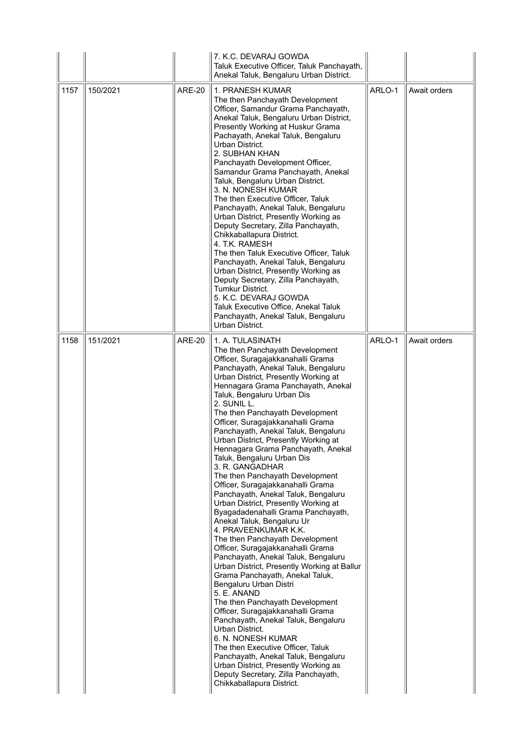| | | | | | |
|---|---|---|---|---|---|
| | | | 7. K.C. DEVARAJ GOWDA<br>Taluk Executive Officer, Taluk Panchayath, Anekal Taluk, Bengaluru Urban District. | | |
| 1157 | 150/2021 | ARE-20 | 1. PRANESH KUMAR<br>The then Panchayath Development Officer, Samandur Grama Panchayath, Anekal Taluk, Bengaluru Urban District, Presently Working at Huskur Grama Pachayath, Anekal Taluk, Bengaluru Urban District.<br>2. SUBHAN KHAN<br>Panchayath Development Officer, Samandur Grama Panchayath, Anekal Taluk, Bengaluru Urban District.<br>3. N. NONESH KUMAR<br>The then Executive Officer, Taluk Panchayath, Anekal Taluk, Bengaluru Urban District, Presently Working as Deputy Secretary, Zilla Panchayath, Chikkaballapura District.<br>4. T.K. RAMESH<br>The then Taluk Executive Officer, Taluk Panchayath, Anekal Taluk, Bengaluru Urban District, Presently Working as Deputy Secretary, Zilla Panchayath, Tumkur District.<br>5. K.C. DEVARAJ GOWDA<br>Taluk Executive Office, Anekal Taluk Panchayath, Anekal Taluk, Bengaluru Urban District. | ARLO-1 | Await orders |
| 1158 | 151/2021 | ARE-20 | 1. A. TULASINATH<br>The then Panchayath Development Officer, Suragajakkanahalli Grama Panchayath, Anekal Taluk, Bengaluru Urban District, Presently Working at Hennagara Grama Panchayath, Anekal Taluk, Bengaluru Urban Dis<br>2. SUNIL L.<br>The then Panchayath Development Officer, Suragajakkanahalli Grama Panchayath, Anekal Taluk, Bengaluru Urban District, Presently Working at Hennagara Grama Panchayath, Anekal Taluk, Bengaluru Urban Dis<br>3. R. GANGADHAR<br>The then Panchayath Development Officer, Suragajakkanahalli Grama Panchayath, Anekal Taluk, Bengaluru Urban District, Presently Working at Byagadadenahalli Grama Panchayath, Anekal Taluk, Bengaluru Ur<br>4. PRAVEENKUMAR K.K.<br>The then Panchayath Development Officer, Suragajakkanahalli Grama Panchayath, Anekal Taluk, Bengaluru Urban District, Presently Working at Ballur Grama Panchayath, Anekal Taluk, Bengaluru Urban Distri<br>5. E. ANAND<br>The then Panchayath Development Officer, Suragajakkanahalli Grama Panchayath, Anekal Taluk, Bengaluru Urban District.<br>6. N. NONESH KUMAR<br>The then Executive Officer, Taluk Panchayath, Anekal Taluk, Bengaluru Urban District, Presently Working as Deputy Secretary, Zilla Panchayath, Chikkaballapura District. | ARLO-1 | Await orders |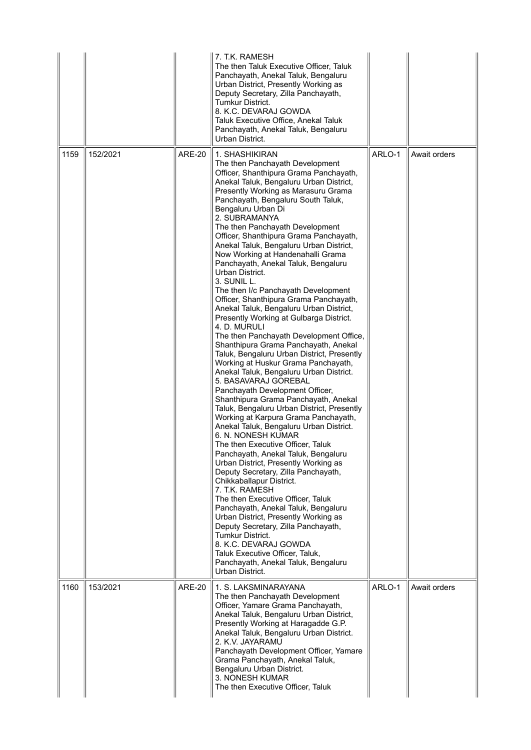|  |  |  |  |  |  |
|---|---|---|---|---|---|
|  |  |  | 7. T.K. RAMESH<br>The then Taluk Executive Officer, Taluk Panchayath, Anekal Taluk, Bengaluru Urban District, Presently Working as Deputy Secretary, Zilla Panchayath, Tumkur District.<br>8. K.C. DEVARAJ GOWDA<br>Taluk Executive Office, Anekal Taluk Panchayath, Anekal Taluk, Bengaluru Urban District. |  |  |
| 1159 | 152/2021 | ARE-20 | 1. SHASHIKIRAN<br>The then Panchayath Development Officer, Shanthipura Grama Panchayath, Anekal Taluk, Bengaluru Urban District, Presently Working as Marasuru Grama Panchayath, Bengaluru South Taluk, Bengaluru Urban Di<br>2. SUBRAMANYA<br>The then Panchayath Development Officer, Shanthipura Grama Panchayath, Anekal Taluk, Bengaluru Urban District, Now Working at Handenahalli Grama Panchayath, Anekal Taluk, Bengaluru Urban District.<br>3. SUNIL L.<br>The then I/c Panchayath Development Officer, Shanthipura Grama Panchayath, Anekal Taluk, Bengaluru Urban District, Presently Working at Gulbarga District.<br>4. D. MURULI<br>The then Panchayath Development Office, Shanthipura Grama Panchayath, Anekal Taluk, Bengaluru Urban District, Presently Working at Huskur Grama Panchayath, Anekal Taluk, Bengaluru Urban District.<br>5. BASAVARAJ GOREBAL<br>Panchayath Development Officer, Shanthipura Grama Panchayath, Anekal Taluk, Bengaluru Urban District, Presently Working at Karpura Grama Panchayath, Anekal Taluk, Bengaluru Urban District.<br>6. N. NONESH KUMAR<br>The then Executive Officer, Taluk Panchayath, Anekal Taluk, Bengaluru Urban District, Presently Working as Deputy Secretary, Zilla Panchayath, Chikkaballapur District.<br>7. T.K. RAMESH<br>The then Executive Officer, Taluk Panchayath, Anekal Taluk, Bengaluru Urban District, Presently Working as Deputy Secretary, Zilla Panchayath, Tumkur District.<br>8. K.C. DEVARAJ GOWDA<br>Taluk Executive Officer, Taluk, Panchayath, Anekal Taluk, Bengaluru Urban District. | ARLO-1 | Await orders |
| 1160 | 153/2021 | ARE-20 | 1. S. LAKSMINARAYANA<br>The then Panchayath Development Officer, Yamare Grama Panchayath, Anekal Taluk, Bengaluru Urban District, Presently Working at Haragadde G.P. Anekal Taluk, Bengaluru Urban District.<br>2. K.V. JAYARAMU<br>Panchayath Development Officer, Yamare Grama Panchayath, Anekal Taluk, Bengaluru Urban District.<br>3. NONESH KUMAR<br>The then Executive Officer, Taluk | ARLO-1 | Await orders |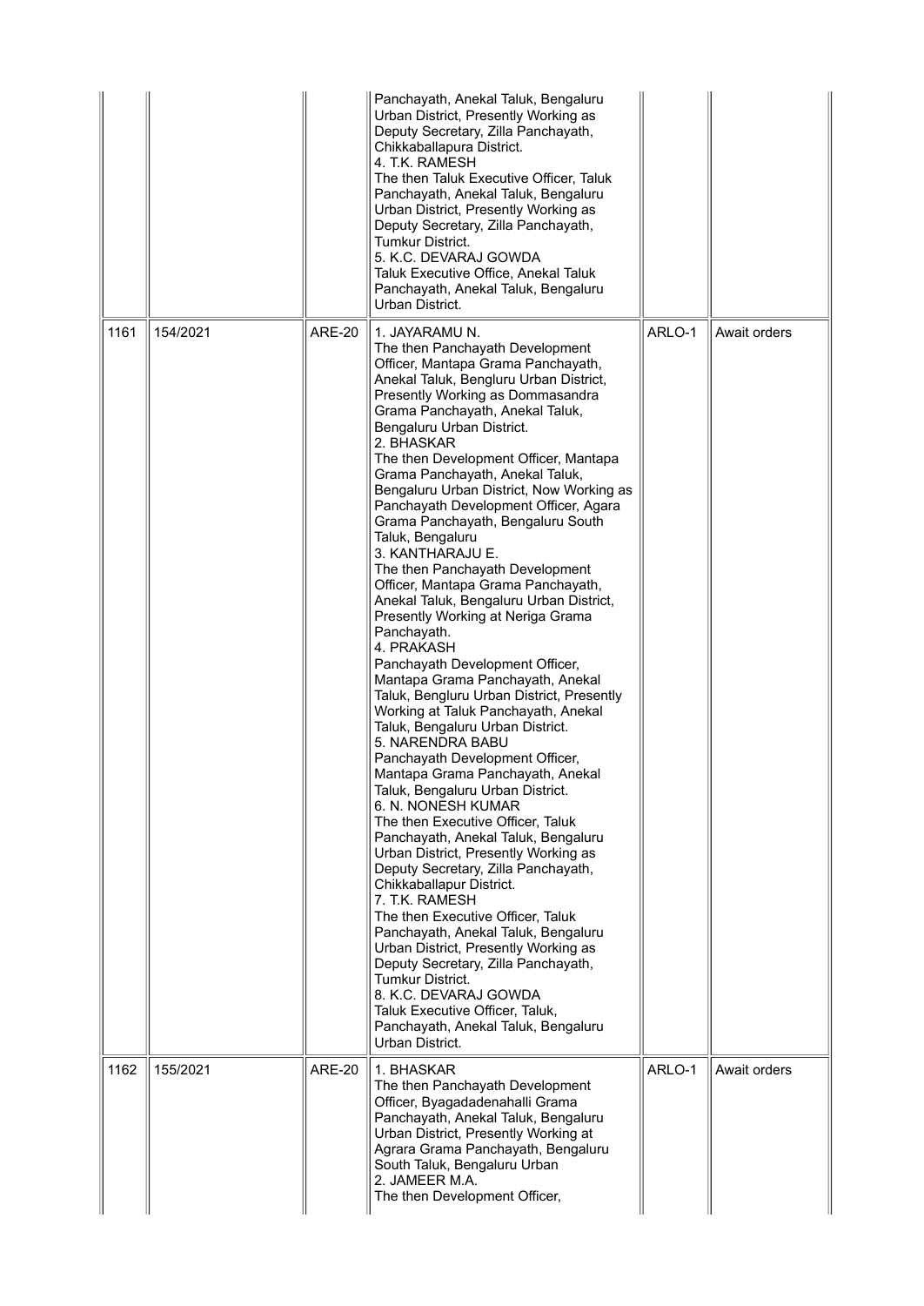| | | | | | |
|---|---|---|---|---|---|
| | | | Panchayath, Anekal Taluk, Bengaluru Urban District, Presently Working as Deputy Secretary, Zilla Panchayath, Chikkaballapura District.<br>4. T.K. RAMESH<br>The then Taluk Executive Officer, Taluk Panchayath, Anekal Taluk, Bengaluru Urban District, Presently Working as Deputy Secretary, Zilla Panchayath, Tumkur District.<br>5. K.C. DEVARAJ GOWDA<br>Taluk Executive Office, Anekal Taluk Panchayath, Anekal Taluk, Bengaluru Urban District. | | |
| 1161 | 154/2021 | ARE-20 | 1. JAYARAMU N.<br>The then Panchayath Development Officer, Mantapa Grama Panchayath, Anekal Taluk, Bengluru Urban District, Presently Working as Dommasandra Grama Panchayath, Anekal Taluk, Bengaluru Urban District.<br>2. BHASKAR<br>The then Development Officer, Mantapa Grama Panchayath, Anekal Taluk, Bengaluru Urban District, Now Working as Panchayath Development Officer, Agara Grama Panchayath, Bengaluru South Taluk, Bengaluru<br>3. KANTHARAJU E.<br>The then Panchayath Development Officer, Mantapa Grama Panchayath, Anekal Taluk, Bengaluru Urban District, Presently Working at Neriga Grama Panchayath.<br>4. PRAKASH<br>Panchayath Development Officer, Mantapa Grama Panchayath, Anekal Taluk, Bengluru Urban District, Presently Working at Taluk Panchayath, Anekal Taluk, Bengaluru Urban District.<br>5. NARENDRA BABU<br>Panchayath Development Officer, Mantapa Grama Panchayath, Anekal Taluk, Bengaluru Urban District.<br>6. N. NONESH KUMAR<br>The then Executive Officer, Taluk Panchayath, Anekal Taluk, Bengaluru Urban District, Presently Working as Deputy Secretary, Zilla Panchayath, Chikkaballapur District.<br>7. T.K. RAMESH<br>The then Executive Officer, Taluk Panchayath, Anekal Taluk, Bengaluru Urban District, Presently Working as Deputy Secretary, Zilla Panchayath, Tumkur District.<br>8. K.C. DEVARAJ GOWDA<br>Taluk Executive Officer, Taluk, Panchayath, Anekal Taluk, Bengaluru Urban District. | ARLO-1 | Await orders |
| 1162 | 155/2021 | ARE-20 | 1. BHASKAR<br>The then Panchayath Development Officer, Byagadadenahalli Grama Panchayath, Anekal Taluk, Bengaluru Urban District, Presently Working at Agrara Grama Panchayath, Bengaluru South Taluk, Bengaluru Urban<br>2. JAMEER M.A.<br>The then Development Officer, | ARLO-1 | Await orders |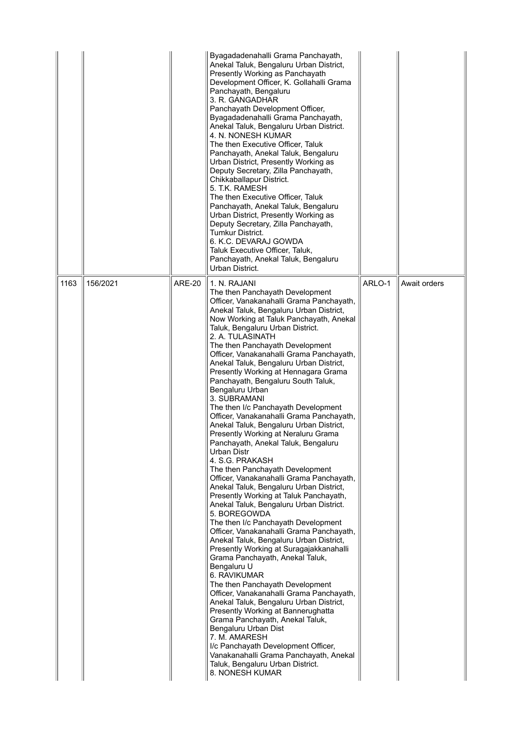| | | | | | |
|---|---|---|---|---|---|
| | | | Byagadadenahalli Grama Panchayath, Anekal Taluk, Bengaluru Urban District, Presently Working as Panchayath Development Officer, K. Gollahalli Grama Panchayath, Bengaluru<br>3. R. GANGADHAR<br>Panchayath Development Officer, Byagadadenahalli Grama Panchayath, Anekal Taluk, Bengaluru Urban District.<br>4. N. NONESH KUMAR<br>The then Executive Officer, Taluk Panchayath, Anekal Taluk, Bengaluru Urban District, Presently Working as Deputy Secretary, Zilla Panchayath, Chikkaballapur District.<br>5. T.K. RAMESH<br>The then Executive Officer, Taluk Panchayath, Anekal Taluk, Bengaluru Urban District, Presently Working as Deputy Secretary, Zilla Panchayath, Tumkur District.<br>6. K.C. DEVARAJ GOWDA<br>Taluk Executive Officer, Taluk, Panchayath, Anekal Taluk, Bengaluru Urban District. | | |
| 1163 | 156/2021 | ARE-20 | 1. N. RAJANI<br>The then Panchayath Development Officer, Vanakanahalli Grama Panchayath, Anekal Taluk, Bengaluru Urban District, Now Working at Taluk Panchayath, Anekal Taluk, Bengaluru Urban District.<br>2. A. TULASINATH<br>The then Panchayath Development Officer, Vanakanahalli Grama Panchayath, Anekal Taluk, Bengaluru Urban District, Presently Working at Hennagara Grama Panchayath, Bengaluru South Taluk, Bengaluru Urban<br>3. SUBRAMANI<br>The then I/c Panchayath Development Officer, Vanakanahalli Grama Panchayath, Anekal Taluk, Bengaluru Urban District, Presently Working at Neraluru Grama Panchayath, Anekal Taluk, Bengaluru Urban Distr<br>4. S.G. PRAKASH<br>The then Panchayath Development Officer, Vanakanahalli Grama Panchayath, Anekal Taluk, Bengaluru Urban District, Presently Working at Taluk Panchayath, Anekal Taluk, Bengaluru Urban District.<br>5. BOREGOWDA<br>The then I/c Panchayath Development Officer, Vanakanahalli Grama Panchayath, Anekal Taluk, Bengaluru Urban District, Presently Working at Suragajakkanahalli Grama Panchayath, Anekal Taluk, Bengaluru U<br>6. RAVIKUMAR<br>The then Panchayath Development Officer, Vanakanahalli Grama Panchayath, Anekal Taluk, Bengaluru Urban District, Presently Working at Bannerughatta Grama Panchayath, Anekal Taluk, Bengaluru Urban Dist<br>7. M. AMARESH<br>I/c Panchayath Development Officer, Vanakanahalli Grama Panchayath, Anekal Taluk, Bengaluru Urban District.<br>8. NONESH KUMAR | ARLO-1 | Await orders |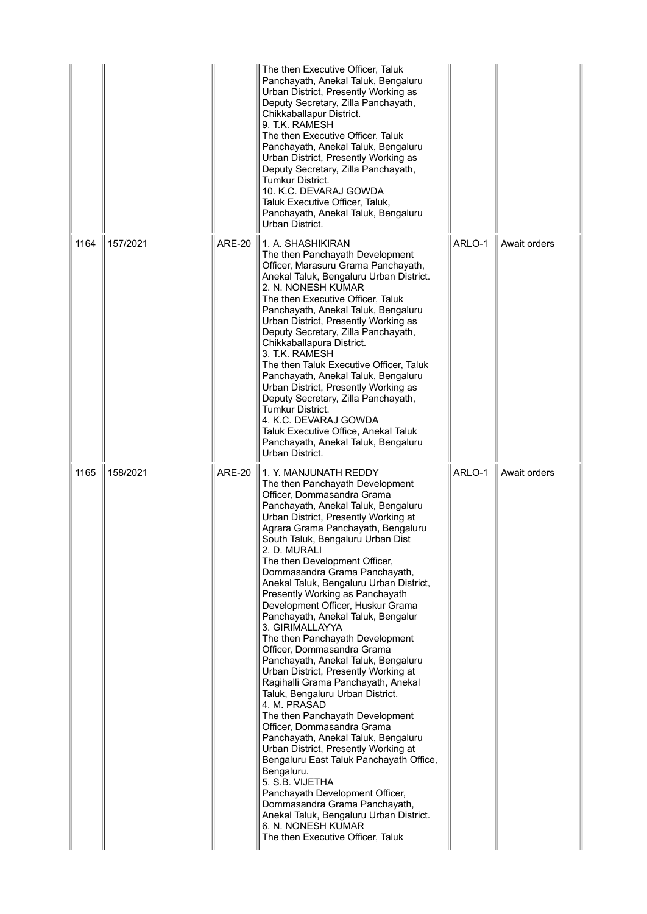| | | | | | |
|---|---|---|---|---|---|
| | | | The then Executive Officer, Taluk Panchayath, Anekal Taluk, Bengaluru Urban District, Presently Working as Deputy Secretary, Zilla Panchayath, Chikkaballapur District.<br>9. T.K. RAMESH<br>The then Executive Officer, Taluk Panchayath, Anekal Taluk, Bengaluru Urban District, Presently Working as Deputy Secretary, Zilla Panchayath, Tumkur District.<br>10. K.C. DEVARAJ GOWDA<br>Taluk Executive Officer, Taluk, Panchayath, Anekal Taluk, Bengaluru Urban District. | | |
| 1164 | 157/2021 | ARE-20 | 1. A. SHASHIKIRAN<br>The then Panchayath Development Officer, Marasuru Grama Panchayath, Anekal Taluk, Bengaluru Urban District.<br>2. N. NONESH KUMAR<br>The then Executive Officer, Taluk Panchayath, Anekal Taluk, Bengaluru Urban District, Presently Working as Deputy Secretary, Zilla Panchayath, Chikkaballapura District.<br>3. T.K. RAMESH<br>The then Taluk Executive Officer, Taluk Panchayath, Anekal Taluk, Bengaluru Urban District, Presently Working as Deputy Secretary, Zilla Panchayath, Tumkur District.<br>4. K.C. DEVARAJ GOWDA<br>Taluk Executive Office, Anekal Taluk Panchayath, Anekal Taluk, Bengaluru Urban District. | ARLO-1 | Await orders |
| 1165 | 158/2021 | ARE-20 | 1. Y. MANJUNATH REDDY<br>The then Panchayath Development Officer, Dommasandra Grama Panchayath, Anekal Taluk, Bengaluru Urban District, Presently Working at Agrara Grama Panchayath, Bengaluru South Taluk, Bengaluru Urban Dist<br>2. D. MURALI<br>The then Development Officer, Dommasandra Grama Panchayath, Anekal Taluk, Bengaluru Urban District, Presently Working as Panchayath Development Officer, Huskur Grama Panchayath, Anekal Taluk, Bengalur<br>3. GIRIMALLAYYA<br>The then Panchayath Development Officer, Dommasandra Grama Panchayath, Anekal Taluk, Bengaluru Urban District, Presently Working at Ragihalli Grama Panchayath, Anekal Taluk, Bengaluru Urban District.<br>4. M. PRASAD<br>The then Panchayath Development Officer, Dommasandra Grama Panchayath, Anekal Taluk, Bengaluru Urban District, Presently Working at Bengaluru East Taluk Panchayath Office, Bengaluru.<br>5. S.B. VIJETHA<br>Panchayath Development Officer, Dommasandra Grama Panchayath, Anekal Taluk, Bengaluru Urban District.<br>6. N. NONESH KUMAR<br>The then Executive Officer, Taluk | ARLO-1 | Await orders |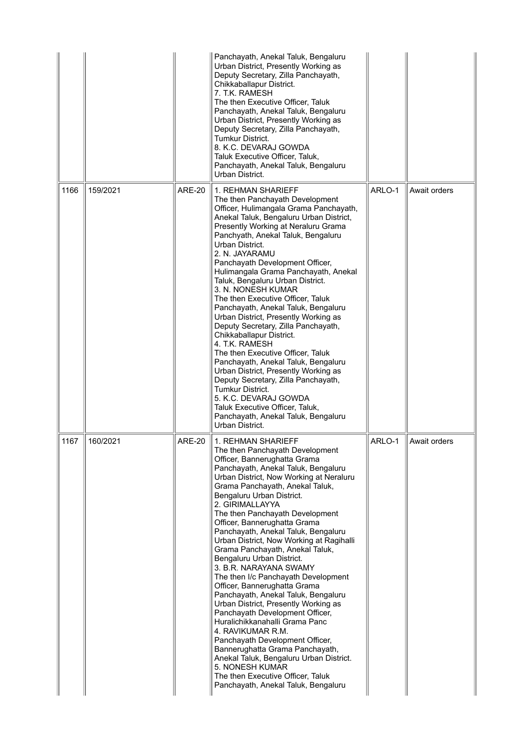| | | | | | |
|---|---|---|---|---|---|
| | | | Panchayath, Anekal Taluk, Bengaluru Urban District, Presently Working as Deputy Secretary, Zilla Panchayath, Chikkaballapur District.<br>7. T.K. RAMESH<br>The then Executive Officer, Taluk Panchayath, Anekal Taluk, Bengaluru Urban District, Presently Working as Deputy Secretary, Zilla Panchayath, Tumkur District.<br>8. K.C. DEVARAJ GOWDA<br>Taluk Executive Officer, Taluk, Panchayath, Anekal Taluk, Bengaluru Urban District. | | |
| 1166 | 159/2021 | ARE-20 | 1. REHMAN SHARIEFF<br>The then Panchayath Development Officer, Hulimangala Grama Panchayath, Anekal Taluk, Bengaluru Urban District, Presently Working at Neraluru Grama Panchyath, Anekal Taluk, Bengaluru Urban District.<br>2. N. JAYARAMU<br>Panchayath Development Officer, Hulimangala Grama Panchayath, Anekal Taluk, Bengaluru Urban District.<br>3. N. NONESH KUMAR<br>The then Executive Officer, Taluk Panchayath, Anekal Taluk, Bengaluru Urban District, Presently Working as Deputy Secretary, Zilla Panchayath, Chikkaballapur District.<br>4. T.K. RAMESH<br>The then Executive Officer, Taluk Panchayath, Anekal Taluk, Bengaluru Urban District, Presently Working as Deputy Secretary, Zilla Panchayath, Tumkur District.<br>5. K.C. DEVARAJ GOWDA<br>Taluk Executive Officer, Taluk, Panchayath, Anekal Taluk, Bengaluru Urban District. | ARLO-1 | Await orders |
| 1167 | 160/2021 | ARE-20 | 1. REHMAN SHARIEFF<br>The then Panchayath Development Officer, Bannerughatta Grama Panchayath, Anekal Taluk, Bengaluru Urban District, Now Working at Neraluru Grama Panchayath, Anekal Taluk, Bengaluru Urban District.<br>2. GIRIMALLAYYA<br>The then Panchayath Development Officer, Bannerughatta Grama Panchayath, Anekal Taluk, Bengaluru Urban District, Now Working at Ragihalli Grama Panchayath, Anekal Taluk, Bengaluru Urban District.<br>3. B.R. NARAYANA SWAMY<br>The then I/c Panchayath Development Officer, Bannerughatta Grama Panchayath, Anekal Taluk, Bengaluru Urban District, Presently Working as Panchayath Development Officer, Huralichikkanahalli Grama Panc<br>4. RAVIKUMAR R.M.<br>Panchayath Development Officer, Bannerughatta Grama Panchayath, Anekal Taluk, Bengaluru Urban District.<br>5. NONESH KUMAR<br>The then Executive Officer, Taluk Panchayath, Anekal Taluk, Bengaluru | ARLO-1 | Await orders |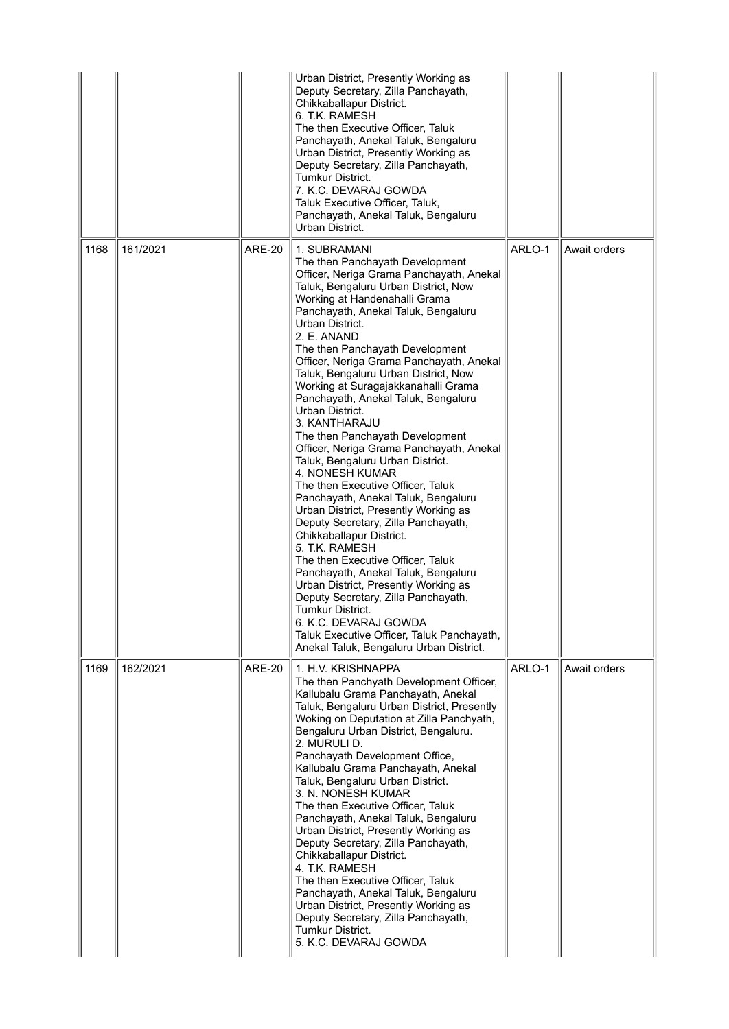|  |  |  | Urban District, Presently Working as Deputy Secretary, Zilla Panchayath, Chikkaballapur District.<br>6. T.K. RAMESH<br>The then Executive Officer, Taluk Panchayath, Anekal Taluk, Bengaluru Urban District, Presently Working as Deputy Secretary, Zilla Panchayath, Tumkur District.<br>7. K.C. DEVARAJ GOWDA<br>Taluk Executive Officer, Taluk, Panchayath, Anekal Taluk, Bengaluru Urban District. |  |  |
|---|---|---|---|---|---|
| 1168 | 161/2021 | ARE-20 | 1. SUBRAMANI<br>The then Panchayath Development Officer, Neriga Grama Panchayath, Anekal Taluk, Bengaluru Urban District, Now Working at Handenahalli Grama Panchayath, Anekal Taluk, Bengaluru Urban District.<br>2. E. ANAND<br>The then Panchayath Development Officer, Neriga Grama Panchayath, Anekal Taluk, Bengaluru Urban District, Now Working at Suragajakkanahalli Grama Panchayath, Anekal Taluk, Bengaluru Urban District.<br>3. KANTHARAJU<br>The then Panchayath Development Officer, Neriga Grama Panchayath, Anekal Taluk, Bengaluru Urban District.<br>4. NONESH KUMAR<br>The then Executive Officer, Taluk Panchayath, Anekal Taluk, Bengaluru Urban District, Presently Working as Deputy Secretary, Zilla Panchayath, Chikkaballapur District.<br>5. T.K. RAMESH<br>The then Executive Officer, Taluk Panchayath, Anekal Taluk, Bengaluru Urban District, Presently Working as Deputy Secretary, Zilla Panchayath, Tumkur District.<br>6. K.C. DEVARAJ GOWDA<br>Taluk Executive Officer, Taluk Panchayath, Anekal Taluk, Bengaluru Urban District. | ARLO-1 | Await orders |
| 1169 | 162/2021 | ARE-20 | 1. H.V. KRISHNAPPA<br>The then Panchyath Development Officer, Kallubalu Grama Panchayath, Anekal Taluk, Bengaluru Urban District, Presently Woking on Deputation at Zilla Panchyath, Bengaluru Urban District, Bengaluru.<br>2. MURULI D.<br>Panchayath Development Office, Kallubalu Grama Panchayath, Anekal Taluk, Bengaluru Urban District.<br>3. N. NONESH KUMAR<br>The then Executive Officer, Taluk Panchayath, Anekal Taluk, Bengaluru Urban District, Presently Working as Deputy Secretary, Zilla Panchayath, Chikkaballapur District.<br>4. T.K. RAMESH<br>The then Executive Officer, Taluk Panchayath, Anekal Taluk, Bengaluru Urban District, Presently Working as Deputy Secretary, Zilla Panchayath, Tumkur District.<br>5. K.C. DEVARAJ GOWDA | ARLO-1 | Await orders |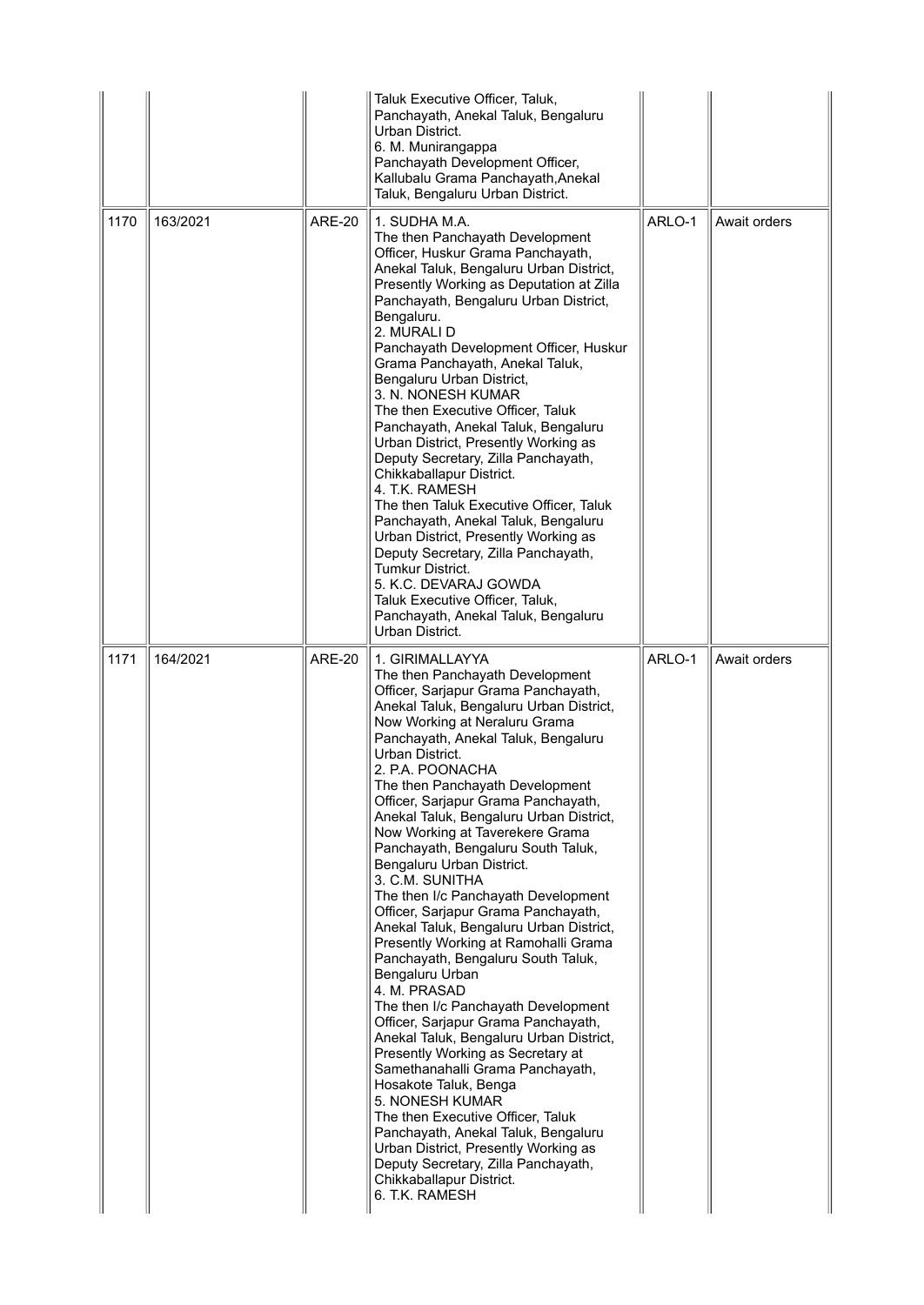| | | | | | |
|---|---|---|---|---|---|
| | | | Taluk Executive Officer, Taluk, Panchayath, Anekal Taluk, Bengaluru Urban District.<br>6. M. Munirangappa<br>Panchayath Development Officer, Kallubalu Grama Panchayath,Anekal Taluk, Bengaluru Urban District. | | |
| 1170 | 163/2021 | ARE-20 | 1. SUDHA M.A.<br>The then Panchayath Development Officer, Huskur Grama Panchayath, Anekal Taluk, Bengaluru Urban District, Presently Working as Deputation at Zilla Panchayath, Bengaluru Urban District, Bengaluru.<br>2. MURALI D<br>Panchayath Development Officer, Huskur Grama Panchayath, Anekal Taluk, Bengaluru Urban District,<br>3. N. NONESH KUMAR<br>The then Executive Officer, Taluk Panchayath, Anekal Taluk, Bengaluru Urban District, Presently Working as Deputy Secretary, Zilla Panchayath, Chikkaballapur District.<br>4. T.K. RAMESH<br>The then Taluk Executive Officer, Taluk Panchayath, Anekal Taluk, Bengaluru Urban District, Presently Working as Deputy Secretary, Zilla Panchayath, Tumkur District.<br>5. K.C. DEVARAJ GOWDA<br>Taluk Executive Officer, Taluk, Panchayath, Anekal Taluk, Bengaluru Urban District. | ARLO-1 | Await orders |
| 1171 | 164/2021 | ARE-20 | 1. GIRIMALLAYYA<br>The then Panchayath Development Officer, Sarjapur Grama Panchayath, Anekal Taluk, Bengaluru Urban District, Now Working at Neraluru Grama Panchayath, Anekal Taluk, Bengaluru Urban District.<br>2. P.A. POONACHA<br>The then Panchayath Development Officer, Sarjapur Grama Panchayath, Anekal Taluk, Bengaluru Urban District, Now Working at Taverekere Grama Panchayath, Bengaluru South Taluk, Bengaluru Urban District.<br>3. C.M. SUNITHA<br>The then I/c Panchayath Development Officer, Sarjapur Grama Panchayath, Anekal Taluk, Bengaluru Urban District, Presently Working at Ramohalli Grama Panchayath, Bengaluru South Taluk, Bengaluru Urban<br>4. M. PRASAD<br>The then I/c Panchayath Development Officer, Sarjapur Grama Panchayath, Anekal Taluk, Bengaluru Urban District, Presently Working as Secretary at Samethanahalli Grama Panchayath, Hosakote Taluk, Benga<br>5. NONESH KUMAR<br>The then Executive Officer, Taluk Panchayath, Anekal Taluk, Bengaluru Urban District, Presently Working as Deputy Secretary, Zilla Panchayath, Chikkaballapur District.<br>6. T.K. RAMESH | ARLO-1 | Await orders |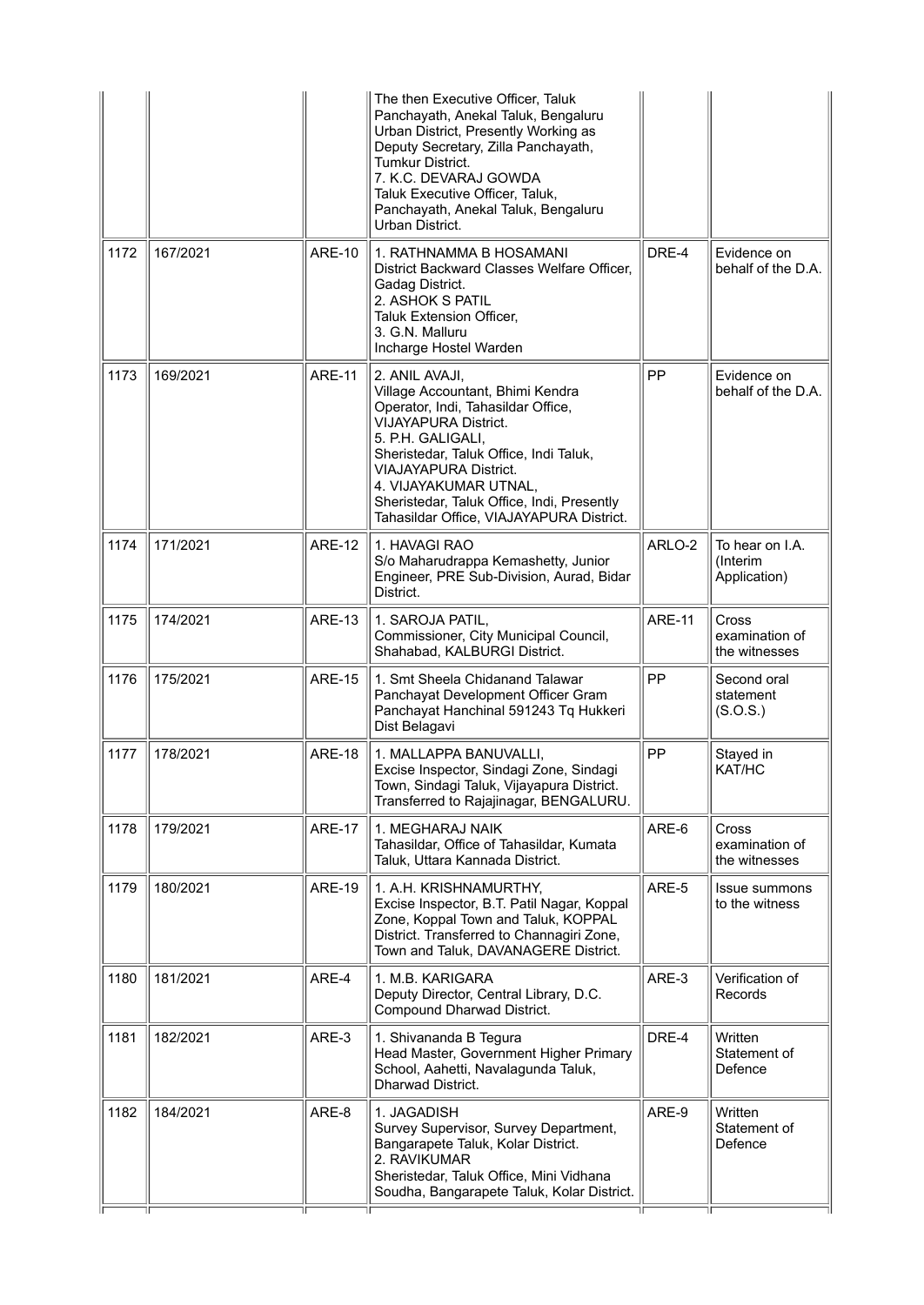| | | | | | |
|---|---|---|---|---|---|
| | | | The then Executive Officer, Taluk Panchayath, Anekal Taluk, Bengaluru Urban District, Presently Working as Deputy Secretary, Zilla Panchayath, Tumkur District.<br>7. K.C. DEVARAJ GOWDA<br>Taluk Executive Officer, Taluk, Panchayath, Anekal Taluk, Bengaluru Urban District. | | |
| 1172 | 167/2021 | ARE-10 | 1. RATHNAMMA B HOSAMANI<br>District Backward Classes Welfare Officer, Gadag District.<br>2. ASHOK S PATIL<br>Taluk Extension Officer,<br>3. G.N. Malluru<br>Incharge Hostel Warden | DRE-4 | Evidence on behalf of the D.A. |
| 1173 | 169/2021 | ARE-11 | 2. ANIL AVAJI,<br>Village Accountant, Bhimi Kendra Operator, Indi, Tahasildar Office, VIJAYAPURA District.<br>5. P.H. GALIGALI,<br>Sheristedar, Taluk Office, Indi Taluk, VIAJAYAPURA District.<br>4. VIJAYAKUMAR UTNAL,<br>Sheristedar, Taluk Office, Indi, Presently Tahasildar Office, VIAJAYAPURA District. | PP | Evidence on behalf of the D.A. |
| 1174 | 171/2021 | ARE-12 | 1. HAVAGI RAO<br>S/o Maharudrappa Kemashetty, Junior Engineer, PRE Sub-Division, Aurad, Bidar District. | ARLO-2 | To hear on I.A. (Interim Application) |
| 1175 | 174/2021 | ARE-13 | 1. SAROJA PATIL,<br>Commissioner, City Municipal Council, Shahabad, KALBURGI District. | ARE-11 | Cross examination of the witnesses |
| 1176 | 175/2021 | ARE-15 | 1. Smt Sheela Chidanand Talawar<br>Panchayat Development Officer Gram Panchayat Hanchinal 591243 Tq Hukkeri Dist Belagavi | PP | Second oral statement (S.O.S.) |
| 1177 | 178/2021 | ARE-18 | 1. MALLAPPA BANUVALLI,<br>Excise Inspector, Sindagi Zone, Sindagi Town, Sindagi Taluk, Vijayapura District. Transferred to Rajajinagar, BENGALURU. | PP | Stayed in KAT/HC |
| 1178 | 179/2021 | ARE-17 | 1. MEGHARAJ NAIK<br>Tahasildar, Office of Tahasildar, Kumata Taluk, Uttara Kannada District. | ARE-6 | Cross examination of the witnesses |
| 1179 | 180/2021 | ARE-19 | 1. A.H. KRISHNAMURTHY,<br>Excise Inspector, B.T. Patil Nagar, Koppal Zone, Koppal Town and Taluk, KOPPAL District. Transferred to Channagiri Zone, Town and Taluk, DAVANAGERE District. | ARE-5 | Issue summons to the witness |
| 1180 | 181/2021 | ARE-4 | 1. M.B. KARIGARA<br>Deputy Director, Central Library, D.C. Compound Dharwad District. | ARE-3 | Verification of Records |
| 1181 | 182/2021 | ARE-3 | 1. Shivananda B Tegura<br>Head Master, Government Higher Primary School, Aahetti, Navalagunda Taluk, Dharwad District. | DRE-4 | Written Statement of Defence |
| 1182 | 184/2021 | ARE-8 | 1. JAGADISH<br>Survey Supervisor, Survey Department, Bangarapete Taluk, Kolar District.<br>2. RAVIKUMAR<br>Sheristedar, Taluk Office, Mini Vidhana Soudha, Bangarapete Taluk, Kolar District. | ARE-9 | Written Statement of Defence |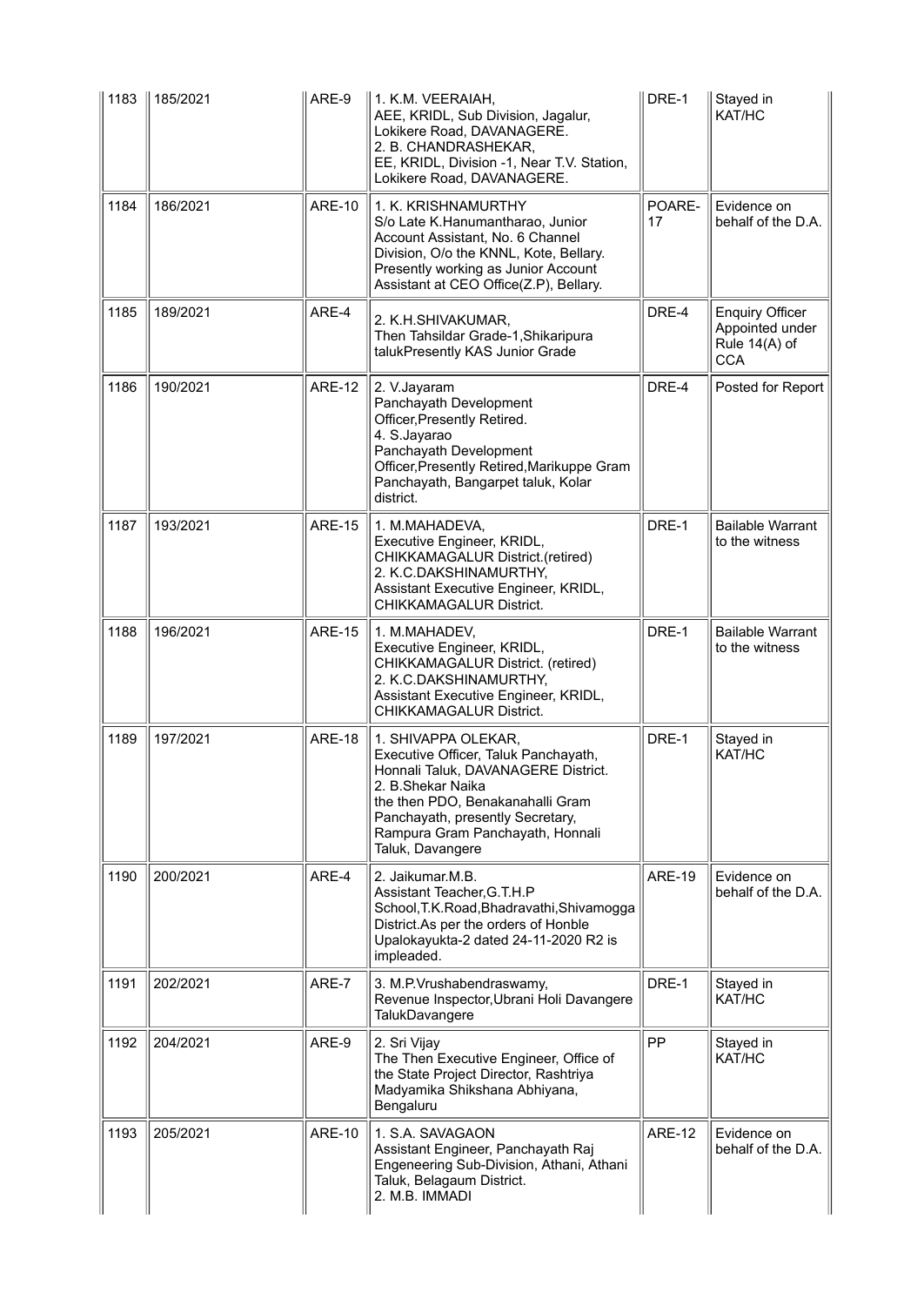| 1183 | 185/2021 | ARE-9 | 1. K.M. VEERAIAH, AEE, KRIDL, Sub Division, Jagalur, Lokikere Road, DAVANAGERE. 2. B. CHANDRASHEKAR, EE, KRIDL, Division -1, Near T.V. Station, Lokikere Road, DAVANAGERE. | DRE-1 | Stayed in KAT/HC |
|---|---|---|---|---|---|
| 1184 | 186/2021 | ARE-10 | 1. K. KRISHNAMURTHY S/o Late K.Hanumantharao, Junior Account Assistant, No. 6 Channel Division, O/o the KNNL, Kote, Bellary. Presently working as Junior Account Assistant at CEO Office(Z.P), Bellary. | POARE-17 | Evidence on behalf of the D.A. |
| 1185 | 189/2021 | ARE-4 | 2. K.H.SHIVAKUMAR, Then Tahsildar Grade-1,Shikaripura talukPresently KAS Junior Grade | DRE-4 | Enquiry Officer Appointed under Rule 14(A) of CCA |
| 1186 | 190/2021 | ARE-12 | 2. V.Jayaram Panchayath Development Officer,Presently Retired. 4. S.Jayarao Panchayath Development Officer,Presently Retired,Marikuppe Gram Panchayath, Bangarpet taluk, Kolar district. | DRE-4 | Posted for Report |
| 1187 | 193/2021 | ARE-15 | 1. M.MAHADEVA, Executive Engineer, KRIDL, CHIKKAMAGALUR District.(retired) 2. K.C.DAKSHINAMURTHY, Assistant Executive Engineer, KRIDL, CHIKKAMAGALUR District. | DRE-1 | Bailable Warrant to the witness |
| 1188 | 196/2021 | ARE-15 | 1. M.MAHADEV, Executive Engineer, KRIDL, CHIKKAMAGALUR District. (retired) 2. K.C.DAKSHINAMURTHY, Assistant Executive Engineer, KRIDL, CHIKKAMAGALUR District. | DRE-1 | Bailable Warrant to the witness |
| 1189 | 197/2021 | ARE-18 | 1. SHIVAPPA OLEKAR, Executive Officer, Taluk Panchayath, Honnali Taluk, DAVANAGERE District. 2. B.Shekar Naika the then PDO, Benakanahalli Gram Panchayath, presently Secretary, Rampura Gram Panchayath, Honnali Taluk, Davangere | DRE-1 | Stayed in KAT/HC |
| 1190 | 200/2021 | ARE-4 | 2. Jaikumar.M.B. Assistant Teacher,G.T.H.P School,T.K.Road,Bhadravathi,Shivamogga District.As per the orders of Honble Upalokayukta-2 dated 24-11-2020 R2 is impleaded. | ARE-19 | Evidence on behalf of the D.A. |
| 1191 | 202/2021 | ARE-7 | 3. M.P.Vrushabendraswamy, Revenue Inspector,Ubrani Holi Davangere TalukDavangere | DRE-1 | Stayed in KAT/HC |
| 1192 | 204/2021 | ARE-9 | 2. Sri Vijay The Then Executive Engineer, Office of the State Project Director, Rashtriya Madyamika Shikshana Abhiyana, Bengaluru | PP | Stayed in KAT/HC |
| 1193 | 205/2021 | ARE-10 | 1. S.A. SAVAGAON Assistant Engineer, Panchayath Raj Engeneering Sub-Division, Athani, Athani Taluk, Belagaum District. 2. M.B. IMMADI | ARE-12 | Evidence on behalf of the D.A. |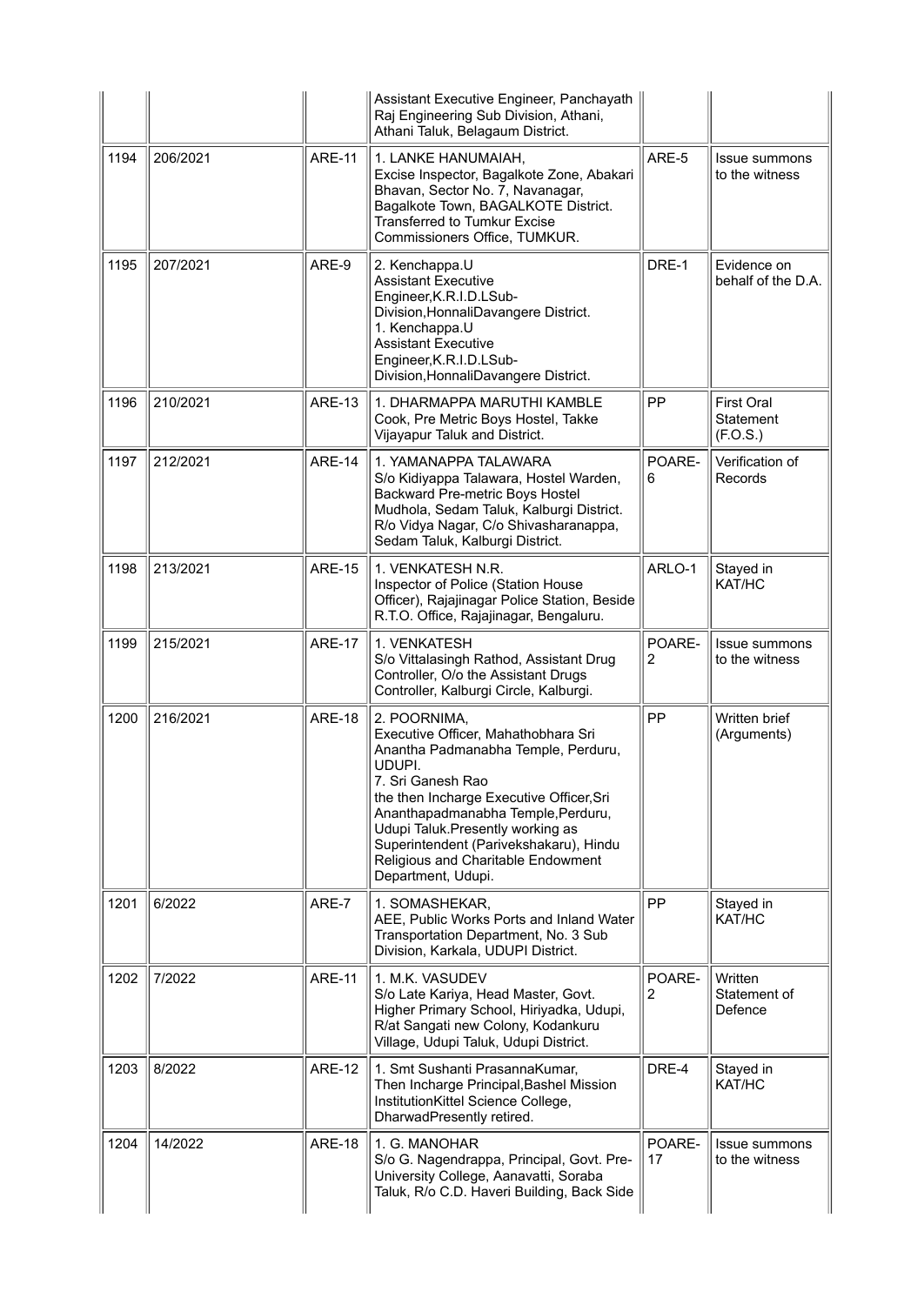| | | | | | |
|---|---|---|---|---|---|
| | | | Assistant Executive Engineer, Panchayath Raj Engineering Sub Division, Athani, Athani Taluk, Belagaum District. | | |
| 1194 | 206/2021 | ARE-11 | 1. LANKE HANUMAIAH, Excise Inspector, Bagalkote Zone, Abakari Bhavan, Sector No. 7, Navanagar, Bagalkote Town, BAGALKOTE District. Transferred to Tumkur Excise Commissioners Office, TUMKUR. | ARE-5 | Issue summons to the witness |
| 1195 | 207/2021 | ARE-9 | 2. Kenchappa.U Assistant Executive Engineer,K.R.I.D.LSub-Division,HonnaliDavangere District. 1. Kenchappa.U Assistant Executive Engineer,K.R.I.D.LSub-Division,HonnaliDavangere District. | DRE-1 | Evidence on behalf of the D.A. |
| 1196 | 210/2021 | ARE-13 | 1. DHARMAPPA MARUTHI KAMBLE Cook, Pre Metric Boys Hostel, Takke Vijayapur Taluk and District. | PP | First Oral Statement (F.O.S.) |
| 1197 | 212/2021 | ARE-14 | 1. YAMANAPPA TALAWARA S/o Kidiyappa Talawara, Hostel Warden, Backward Pre-metric Boys Hostel Mudhola, Sedam Taluk, Kalburgi District. R/o Vidya Nagar, C/o Shivasharanappa, Sedam Taluk, Kalburgi District. | POARE-6 | Verification of Records |
| 1198 | 213/2021 | ARE-15 | 1. VENKATESH N.R. Inspector of Police (Station House Officer), Rajajinagar Police Station, Beside R.T.O. Office, Rajajinagar, Bengaluru. | ARLO-1 | Stayed in KAT/HC |
| 1199 | 215/2021 | ARE-17 | 1. VENKATESH S/o Vittalasingh Rathod, Assistant Drug Controller, O/o the Assistant Drugs Controller, Kalburgi Circle, Kalburgi. | POARE-2 | Issue summons to the witness |
| 1200 | 216/2021 | ARE-18 | 2. POORNIMA, Executive Officer, Mahathobhara Sri Anantha Padmanabha Temple, Perduru, UDUPI. 7. Sri Ganesh Rao the then Incharge Executive Officer,Sri Ananthapadmanabha Temple,Perduru, Udupi Taluk.Presently working as Superintendent (Parivekshakaru), Hindu Religious and Charitable Endowment Department, Udupi. | PP | Written brief (Arguments) |
| 1201 | 6/2022 | ARE-7 | 1. SOMASHEKAR, AEE, Public Works Ports and Inland Water Transportation Department, No. 3 Sub Division, Karkala, UDUPI District. | PP | Stayed in KAT/HC |
| 1202 | 7/2022 | ARE-11 | 1. M.K. VASUDEV S/o Late Kariya, Head Master, Govt. Higher Primary School, Hiriyadka, Udupi, R/at Sangati new Colony, Kodankuru Village, Udupi Taluk, Udupi District. | POARE-2 | Written Statement of Defence |
| 1203 | 8/2022 | ARE-12 | 1. Smt Sushanti PrasannaKumar, Then Incharge Principal,Bashel Mission InstitutionKittel Science College, DharwadPresently retired. | DRE-4 | Stayed in KAT/HC |
| 1204 | 14/2022 | ARE-18 | 1. G. MANOHAR S/o G. Nagendrappa, Principal, Govt. Pre-University College, Aanavatti, Soraba Taluk, R/o C.D. Haveri Building, Back Side | POARE-17 | Issue summons to the witness |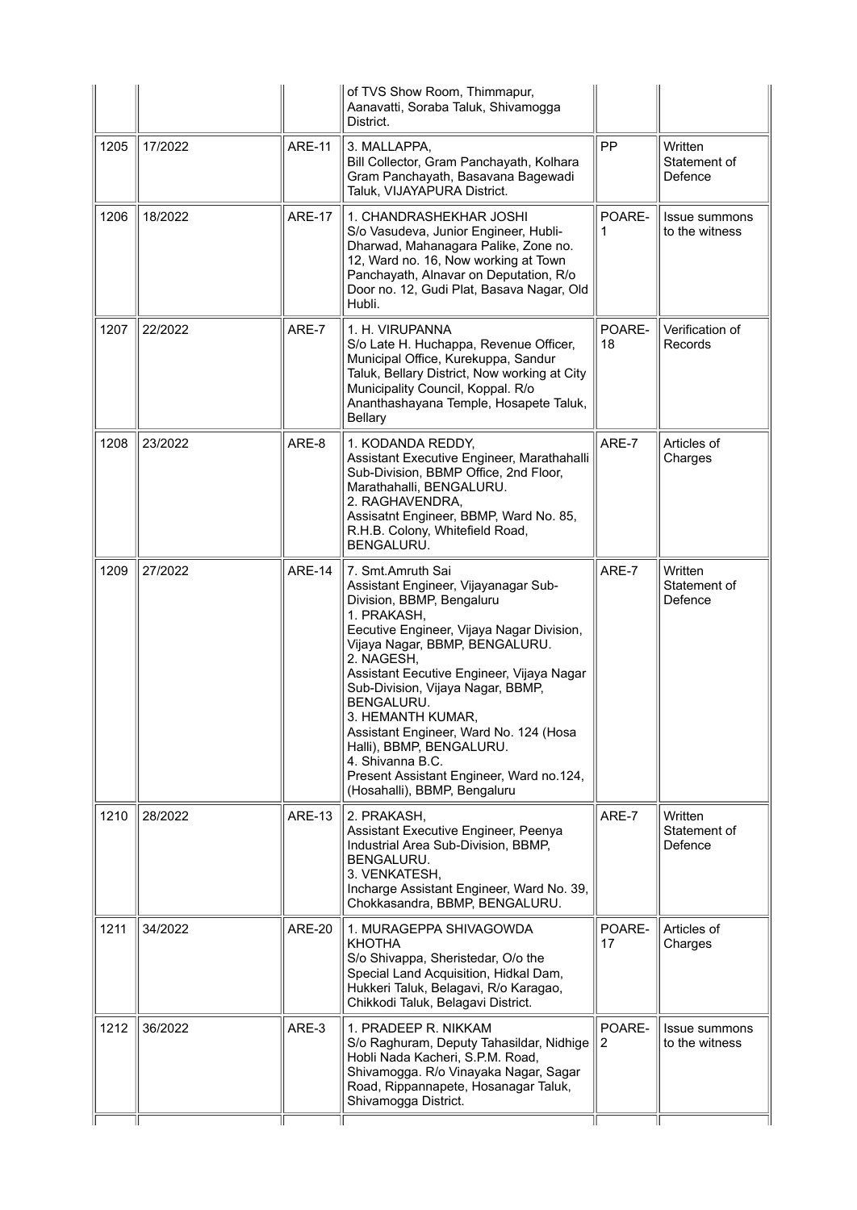| | | | | | |
|---|---|---|---|---|---|
| | | | of TVS Show Room, Thimmapur, Aanavatti, Soraba Taluk, Shivamogga District. | | |
| 1205 | 17/2022 | ARE-11 | 3. MALLAPPA,<br>Bill Collector, Gram Panchayath, Kolhara Gram Panchayath, Basavana Bagewadi Taluk, VIJAYAPURA District. | PP | Written Statement of Defence |
| 1206 | 18/2022 | ARE-17 | 1. CHANDRASHEKHAR JOSHI<br>S/o Vasudeva, Junior Engineer, Hubli-Dharwad, Mahanagara Palike, Zone no. 12, Ward no. 16, Now working at Town Panchayath, Alnavar on Deputation, R/o Door no. 12, Gudi Plat, Basava Nagar, Old Hubli. | POARE-1 | Issue summons to the witness |
| 1207 | 22/2022 | ARE-7 | 1. H. VIRUPANNA<br>S/o Late H. Huchappa, Revenue Officer, Municipal Office, Kurekuppa, Sandur Taluk, Bellary District, Now working at City Municipality Council, Koppal. R/o Ananthashayana Temple, Hosapete Taluk, Bellary | POARE-18 | Verification of Records |
| 1208 | 23/2022 | ARE-8 | 1. KODANDA REDDY,<br>Assistant Executive Engineer, Marathahalli Sub-Division, BBMP Office, 2nd Floor, Marathahalli, BENGALURU.<br>2. RAGHAVENDRA,<br>Assisatnt Engineer, BBMP, Ward No. 85, R.H.B. Colony, Whitefield Road, BENGALURU. | ARE-7 | Articles of Charges |
| 1209 | 27/2022 | ARE-14 | 7. Smt.Amruth Sai<br>Assistant Engineer, Vijayanagar Sub-Division, BBMP, Bengaluru<br>1. PRAKASH,<br>Eecutive Engineer, Vijaya Nagar Division, Vijaya Nagar, BBMP, BENGALURU.<br>2. NAGESH,<br>Assistant Eecutive Engineer, Vijaya Nagar Sub-Division, Vijaya Nagar, BBMP, BENGALURU.<br>3. HEMANTH KUMAR,<br>Assistant Engineer, Ward No. 124 (Hosa Halli), BBMP, BENGALURU.<br>4. Shivanna B.C.<br>Present Assistant Engineer, Ward no.124, (Hosahalli), BBMP, Bengaluru | ARE-7 | Written Statement of Defence |
| 1210 | 28/2022 | ARE-13 | 2. PRAKASH,<br>Assistant Executive Engineer, Peenya Industrial Area Sub-Division, BBMP, BENGALURU.<br>3. VENKATESH,<br>Incharge Assistant Engineer, Ward No. 39, Chokkasandra, BBMP, BENGALURU. | ARE-7 | Written Statement of Defence |
| 1211 | 34/2022 | ARE-20 | 1. MURAGEPPA SHIVAGOWDA KHOTHA<br>S/o Shivappa, Sheristedar, O/o the Special Land Acquisition, Hidkal Dam, Hukkeri Taluk, Belagavi, R/o Karagao, Chikkodi Taluk, Belagavi District. | POARE-17 | Articles of Charges |
| 1212 | 36/2022 | ARE-3 | 1. PRADEEP R. NIKKAM<br>S/o Raghuram, Deputy Tahasildar, Nidhige Hobli Nada Kacheri, S.P.M. Road, Shivamogga. R/o Vinayaka Nagar, Sagar Road, Rippannapete, Hosanagar Taluk, Shivamogga District. | POARE-2 | Issue summons to the witness |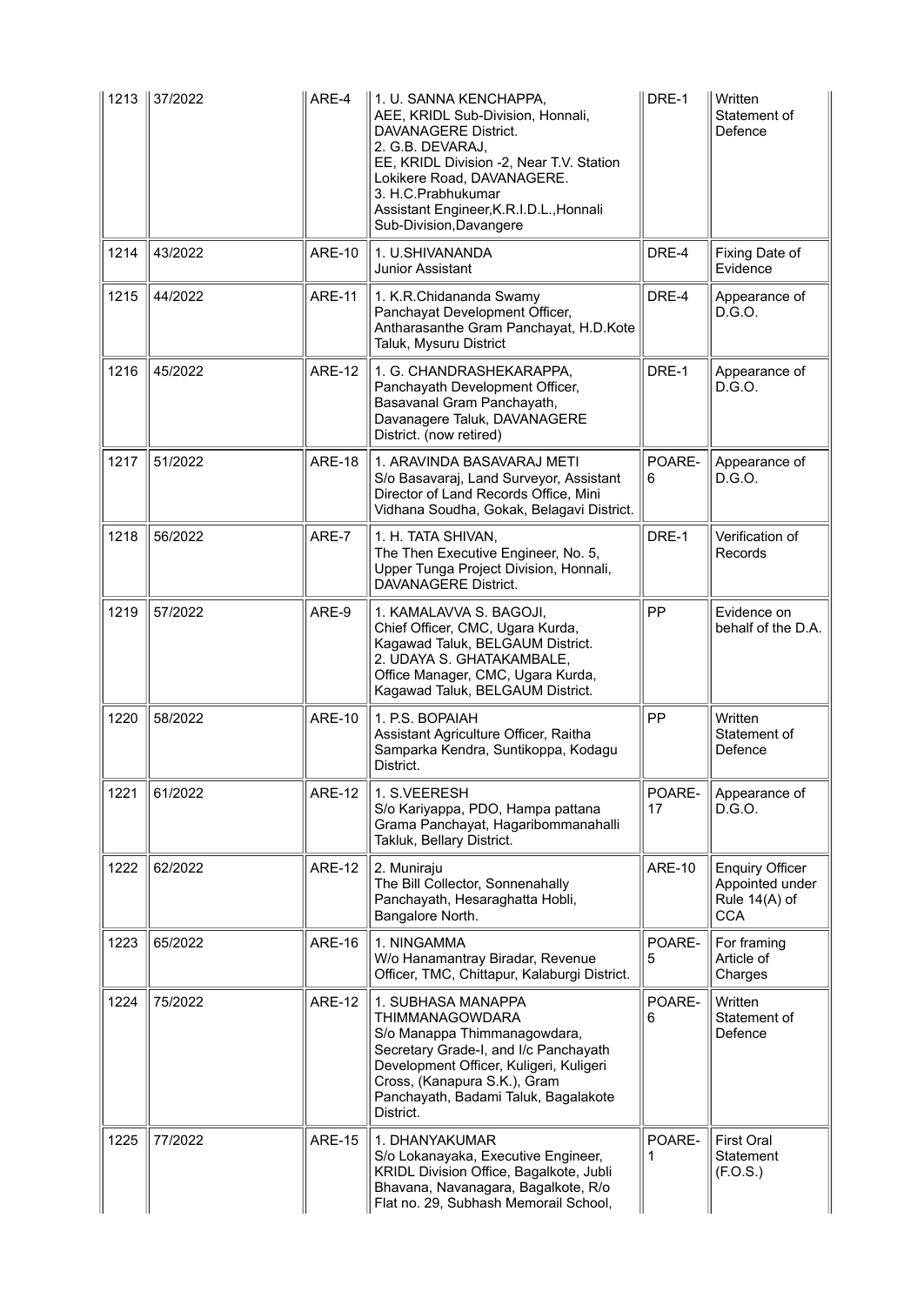| 1213 | 37/2022 | ARE-4 | 1. U. SANNA KENCHAPPA, AEE, KRIDL Sub-Division, Honnali, DAVANAGERE District. 2. G.B. DEVARAJ, EE, KRIDL Division -2, Near T.V. Station Lokikere Road, DAVANAGERE. 3. H.C.Prabhukumar Assistant Engineer,K.R.I.D.L.,Honnali Sub-Division,Davangere | DRE-1 | Written Statement of Defence |
|---|---|---|---|---|---|
| 1214 | 43/2022 | ARE-10 | 1. U.SHIVANANDA Junior Assistant | DRE-4 | Fixing Date of Evidence |
| 1215 | 44/2022 | ARE-11 | 1. K.R.Chidananda Swamy Panchayat Development Officer, Antharasanthe Gram Panchayat, H.D.Kote Taluk, Mysuru District | DRE-4 | Appearance of D.G.O. |
| 1216 | 45/2022 | ARE-12 | 1. G. CHANDRASHEKARAPPA, Panchayath Development Officer, Basavanal Gram Panchayath, Davanagere Taluk, DAVANAGERE District. (now retired) | DRE-1 | Appearance of D.G.O. |
| 1217 | 51/2022 | ARE-18 | 1. ARAVINDA BASAVARAJ METI S/o Basavaraj, Land Surveyor, Assistant Director of Land Records Office, Mini Vidhana Soudha, Gokak, Belagavi District. | POARE-6 | Appearance of D.G.O. |
| 1218 | 56/2022 | ARE-7 | 1. H. TATA SHIVAN, The Then Executive Engineer, No. 5, Upper Tunga Project Division, Honnali, DAVANAGERE District. | DRE-1 | Verification of Records |
| 1219 | 57/2022 | ARE-9 | 1. KAMALAVVA S. BAGOJI, Chief Officer, CMC, Ugara Kurda, Kagawad Taluk, BELGAUM District. 2. UDAYA S. GHATAKAMBALE, Office Manager, CMC, Ugara Kurda, Kagawad Taluk, BELGAUM District. | PP | Evidence on behalf of the D.A. |
| 1220 | 58/2022 | ARE-10 | 1. P.S. BOPAIAH Assistant Agriculture Officer, Raitha Samparka Kendra, Suntikoppa, Kodagu District. | PP | Written Statement of Defence |
| 1221 | 61/2022 | ARE-12 | 1. S.VEERESH S/o Kariyappa, PDO, Hampa pattana Grama Panchayat, Hagaribommanahalli Takluk, Bellary District. | POARE-17 | Appearance of D.G.O. |
| 1222 | 62/2022 | ARE-12 | 2. Muniraju The Bill Collector, Sonnenahally Panchayath, Hesaraghatta Hobli, Bangalore North. | ARE-10 | Enquiry Officer Appointed under Rule 14(A) of CCA |
| 1223 | 65/2022 | ARE-16 | 1. NINGAMMA W/o Hanamantray Biradar, Revenue Officer, TMC, Chittapur, Kalaburgi District. | POARE-5 | For framing Article of Charges |
| 1224 | 75/2022 | ARE-12 | 1. SUBHASA MANAPPA THIMMANAGOWDARA S/o Manappa Thimmanagowdara, Secretary Grade-I, and I/c Panchayath Development Officer, Kuligeri, Kuligeri Cross, (Kanapura S.K.), Gram Panchayath, Badami Taluk, Bagalakote District. | POARE-6 | Written Statement of Defence |
| 1225 | 77/2022 | ARE-15 | 1. DHANYAKUMAR S/o Lokanayaka, Executive Engineer, KRIDL Division Office, Bagalkote, Jubli Bhavana, Navanagara, Bagalkote, R/o Flat no. 29, Subhash Memorail School, | POARE-1 | First Oral Statement (F.O.S.) |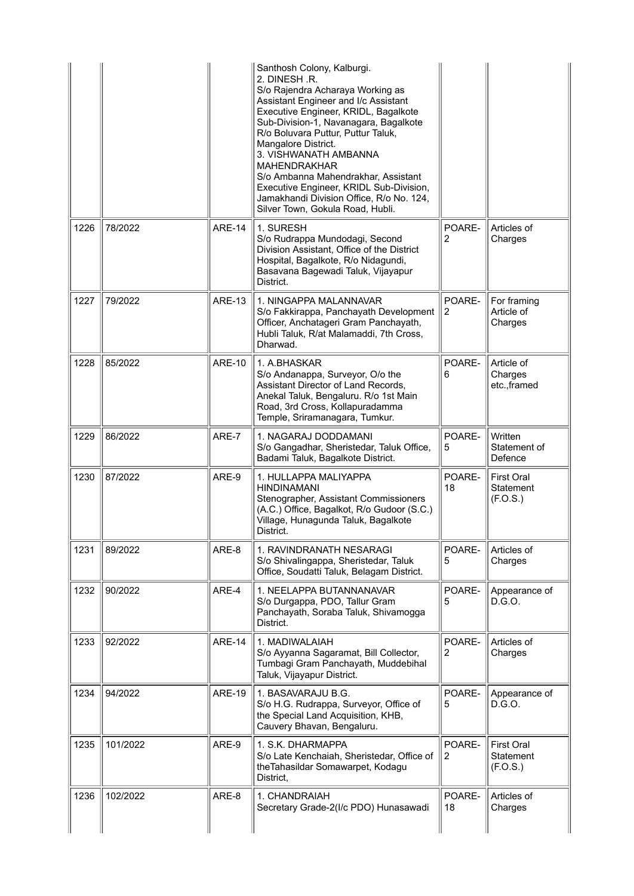| | | | | | |
|---|---|---|---|---|---|
| | | | Santhosh Colony, Kalburgi.<br>2. DINESH .R.<br>S/o Rajendra Acharaya Working as Assistant Engineer and I/c Assistant Executive Engineer, KRIDL, Bagalkote Sub-Division-1, Navanagara, Bagalkote R/o Boluvara Puttur, Puttur Taluk, Mangalore District.<br>3. VISHWANATH AMBANNA MAHENDRAKHAR<br>S/o Ambanna Mahendrakhar, Assistant Executive Engineer, KRIDL Sub-Division, Jamakhandi Division Office, R/o No. 124, Silver Town, Gokula Road, Hubli. | | |
| 1226 | 78/2022 | ARE-14 | 1. SURESH<br>S/o Rudrappa Mundodagi, Second Division Assistant, Office of the District Hospital, Bagalkote, R/o Nidagundi, Basavana Bagewadi Taluk, Vijayapur District. | POARE-2 | Articles of Charges |
| 1227 | 79/2022 | ARE-13 | 1. NINGAPPA MALANNAVAR<br>S/o Fakkirappa, Panchayath Development Officer, Anchatageri Gram Panchayath, Hubli Taluk, R/at Malamaddi, 7th Cross, Dharwad. | POARE-2 | For framing Article of Charges |
| 1228 | 85/2022 | ARE-10 | 1. A.BHASKAR<br>S/o Andanappa, Surveyor, O/o the Assistant Director of Land Records, Anekal Taluk, Bengaluru. R/o 1st Main Road, 3rd Cross, Kollapuradamma Temple, Sriramanagara, Tumkur. | POARE-6 | Article of Charges etc.,framed |
| 1229 | 86/2022 | ARE-7 | 1. NAGARAJ DODDAMANI<br>S/o Gangadhar, Sheristedar, Taluk Office, Badami Taluk, Bagalkote District. | POARE-5 | Written Statement of Defence |
| 1230 | 87/2022 | ARE-9 | 1. HULLAPPA MALIYAPPA HINDINAMANI<br>Stenographer, Assistant Commissioners (A.C.) Office, Bagalkot, R/o Gudoor (S.C.) Village, Hunagunda Taluk, Bagalkote District. | POARE-18 | First Oral Statement (F.O.S.) |
| 1231 | 89/2022 | ARE-8 | 1. RAVINDRANATH NESARAGI<br>S/o Shivalingappa, Sheristedar, Taluk Office, Soudatti Taluk, Belagam District. | POARE-5 | Articles of Charges |
| 1232 | 90/2022 | ARE-4 | 1. NEELAPPA BUTANNANAVAR<br>S/o Durgappa, PDO, Tallur Gram Panchayath, Soraba Taluk, Shivamogga District. | POARE-5 | Appearance of D.G.O. |
| 1233 | 92/2022 | ARE-14 | 1. MADIWALAIAH<br>S/o Ayyanna Sagaramat, Bill Collector, Tumbagi Gram Panchayath, Muddebihal Taluk, Vijayapur District. | POARE-2 | Articles of Charges |
| 1234 | 94/2022 | ARE-19 | 1. BASAVARAJU B.G.<br>S/o H.G. Rudrappa, Surveyor, Office of the Special Land Acquisition, KHB, Cauvery Bhavan, Bengaluru. | POARE-5 | Appearance of D.G.O. |
| 1235 | 101/2022 | ARE-9 | 1. S.K. DHARMAPPA<br>S/o Late Kenchaiah, Sheristedar, Office of theTahasildar Somawarpet, Kodagu District, | POARE-2 | First Oral Statement (F.O.S.) |
| 1236 | 102/2022 | ARE-8 | 1. CHANDRAIAH<br>Secretary Grade-2(I/c PDO) Hunasawadi | POARE-18 | Articles of Charges |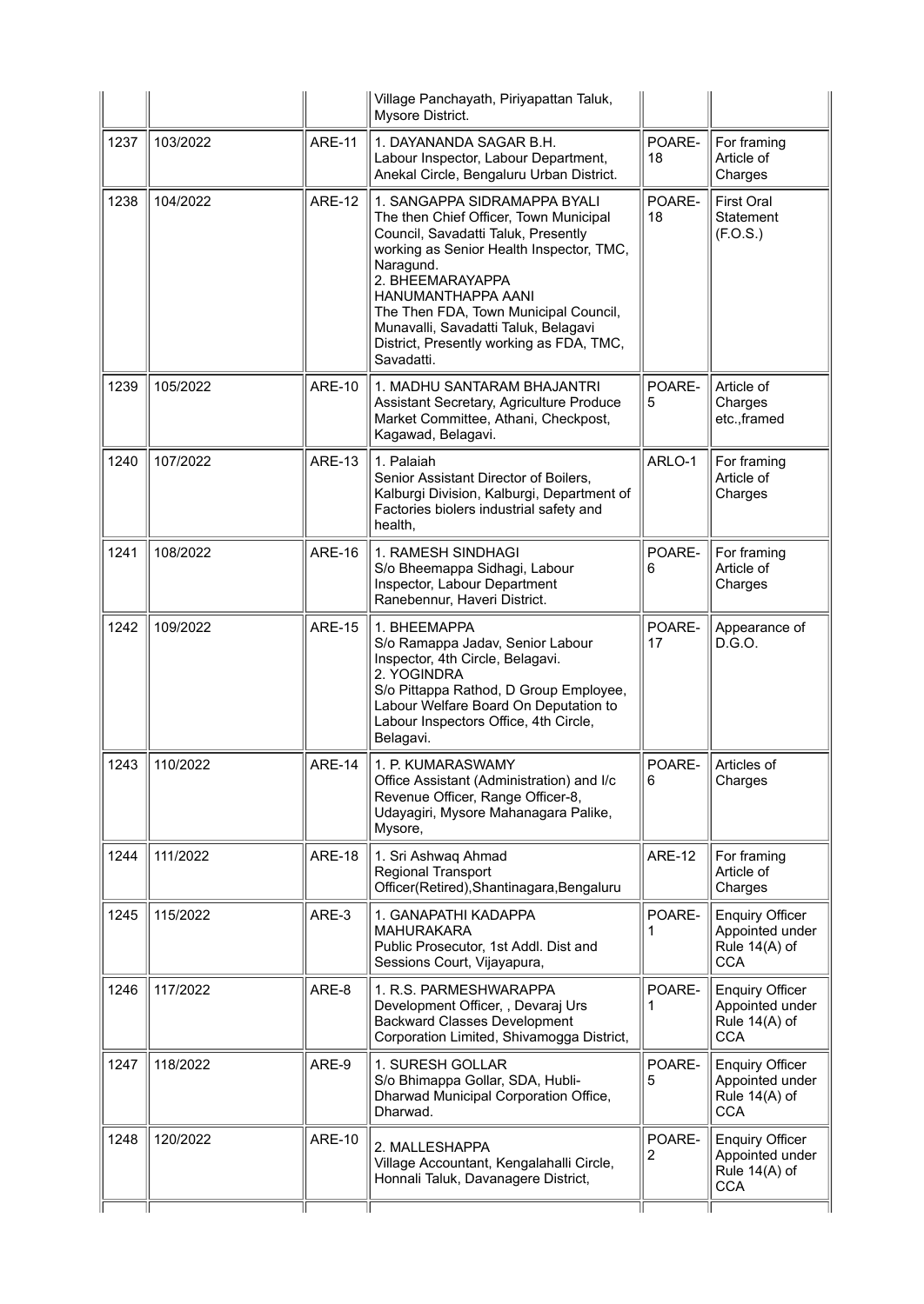| | | | | | |
|---|---|---|---|---|---|
| | | | Village Panchayath, Piriyapattan Taluk, Mysore District. | | |
| 1237 | 103/2022 | ARE-11 | 1. DAYANANDA SAGAR B.H.<br>Labour Inspector, Labour Department, Anekal Circle, Bengaluru Urban District. | POARE-18 | For framing Article of Charges |
| 1238 | 104/2022 | ARE-12 | 1. SANGAPPA SIDRAMAPPA BYALI<br>The then Chief Officer, Town Municipal Council, Savadatti Taluk, Presently working as Senior Health Inspector, TMC, Naragund.<br>2. BHEEMARAYAPPA HANUMANTHAPPA AANI<br>The Then FDA, Town Municipal Council, Munavalli, Savadatti Taluk, Belagavi District, Presently working as FDA, TMC, Savadatti. | POARE-18 | First Oral Statement (F.O.S.) |
| 1239 | 105/2022 | ARE-10 | 1. MADHU SANTARAM BHAJANTRI<br>Assistant Secretary, Agriculture Produce Market Committee, Athani, Checkpost, Kagawad, Belagavi. | POARE-5 | Article of Charges etc.,framed |
| 1240 | 107/2022 | ARE-13 | 1. Palaiah<br>Senior Assistant Director of Boilers, Kalburgi Division, Kalburgi, Department of Factories biolers industrial safety and health, | ARLO-1 | For framing Article of Charges |
| 1241 | 108/2022 | ARE-16 | 1. RAMESH SINDHAGI<br>S/o Bheemappa Sidhagi, Labour Inspector, Labour Department Ranebennur, Haveri District. | POARE-6 | For framing Article of Charges |
| 1242 | 109/2022 | ARE-15 | 1. BHEEMAPPA<br>S/o Ramappa Jadav, Senior Labour Inspector, 4th Circle, Belagavi.<br>2. YOGINDRA<br>S/o Pittappa Rathod, D Group Employee, Labour Welfare Board On Deputation to Labour Inspectors Office, 4th Circle, Belagavi. | POARE-17 | Appearance of D.G.O. |
| 1243 | 110/2022 | ARE-14 | 1. P. KUMARASWAMY<br>Office Assistant (Administration) and I/c Revenue Officer, Range Officer-8, Udayagiri, Mysore Mahanagara Palike, Mysore, | POARE-6 | Articles of Charges |
| 1244 | 111/2022 | ARE-18 | 1. Sri Ashwaq Ahmad<br>Regional Transport Officer(Retired),Shantinagara,Bengaluru | ARE-12 | For framing Article of Charges |
| 1245 | 115/2022 | ARE-3 | 1. GANAPATHI KADAPPA MAHURAKARA<br>Public Prosecutor, 1st Addl. Dist and Sessions Court, Vijayapura, | POARE-1 | Enquiry Officer Appointed under Rule 14(A) of CCA |
| 1246 | 117/2022 | ARE-8 | 1. R.S. PARMESHWARAPPA<br>Development Officer, , Devaraj Urs Backward Classes Development Corporation Limited, Shivamogga District, | POARE-1 | Enquiry Officer Appointed under Rule 14(A) of CCA |
| 1247 | 118/2022 | ARE-9 | 1. SURESH GOLLAR<br>S/o Bhimappa Gollar, SDA, Hubli-Dharwad Municipal Corporation Office, Dharwad. | POARE-5 | Enquiry Officer Appointed under Rule 14(A) of CCA |
| 1248 | 120/2022 | ARE-10 | 2. MALLESHAPPA<br>Village Accountant, Kengalahalli Circle, Honnali Taluk, Davanagere District, | POARE-2 | Enquiry Officer Appointed under Rule 14(A) of CCA |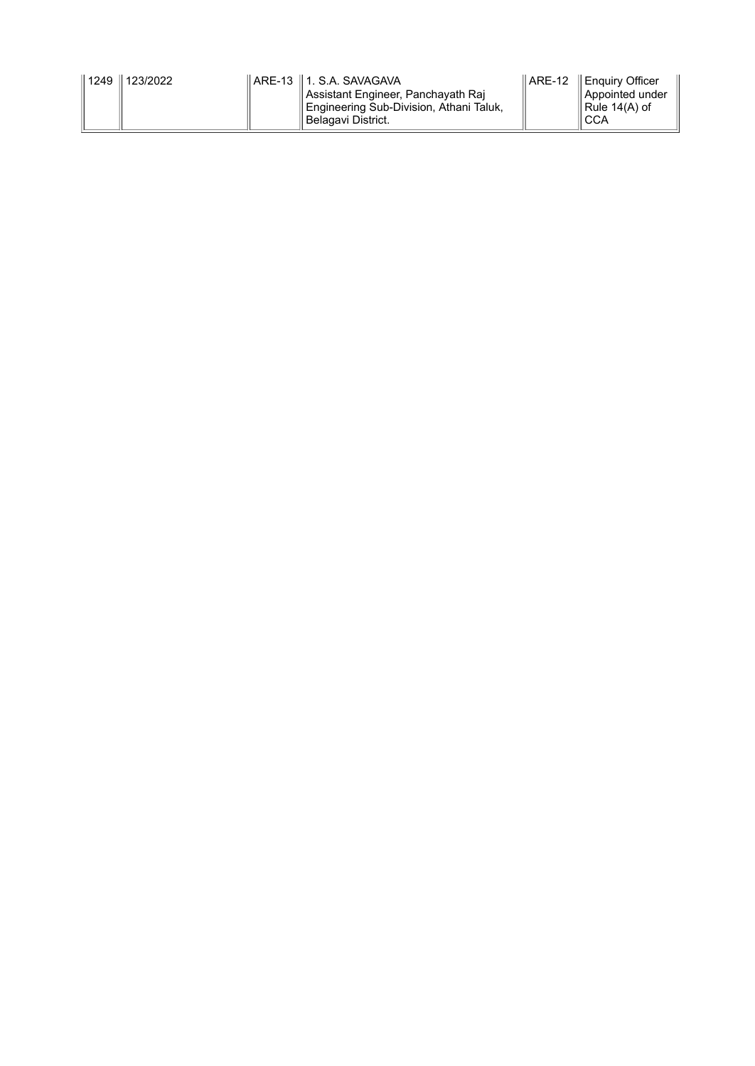| | | | | | |
|---|---|---|---|---|---|
| 1249 | 123/2022 | ARE-13 | 1. S.A. SAVAGAVA<br>Assistant Engineer, Panchayath Raj Engineering Sub-Division, Athani Taluk, Belagavi District. | ARE-12 | Enquiry Officer Appointed under Rule 14(A) of CCA |